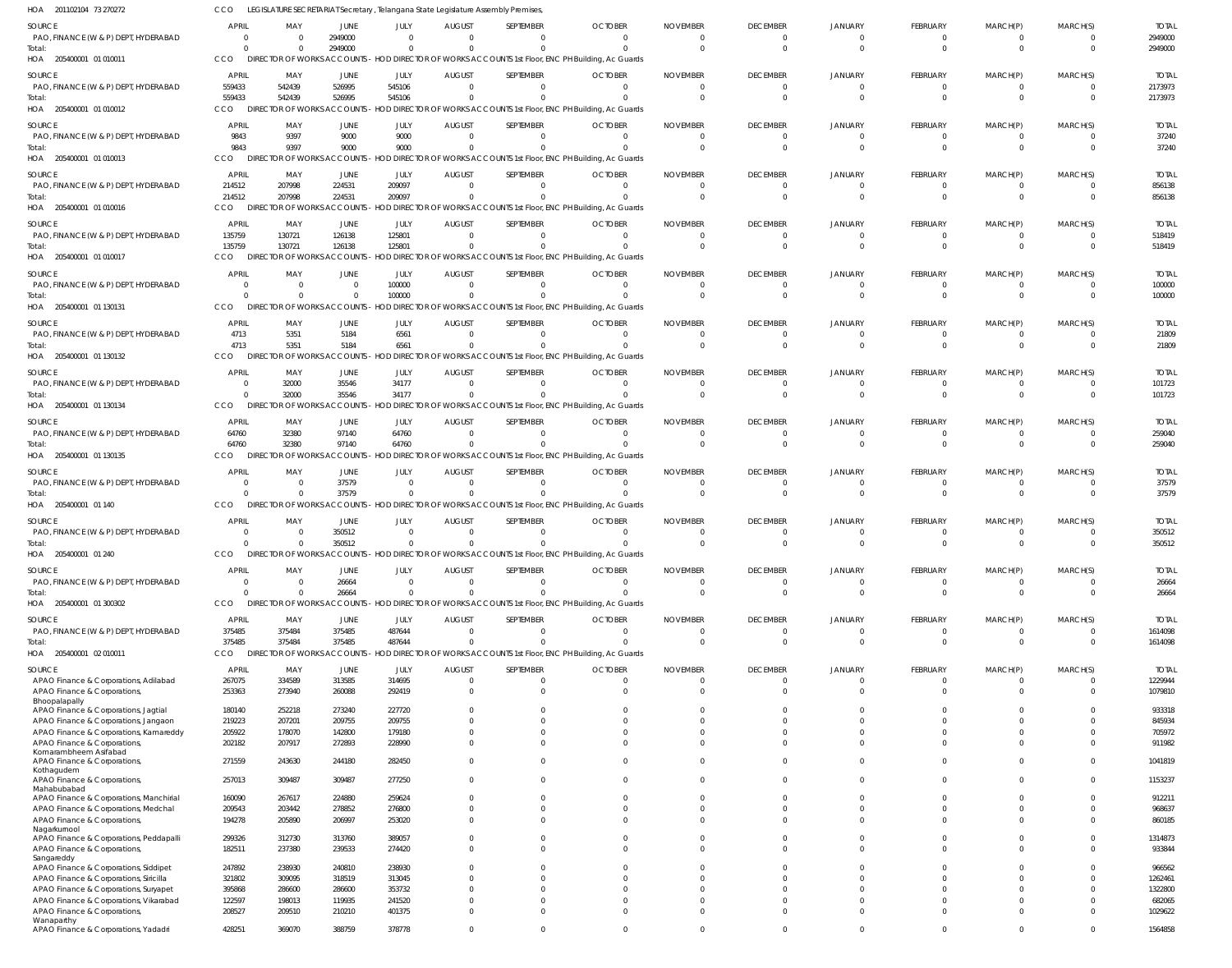HOA 201102104 73 270272 CCO LEGISLATURE SECRETARIAT Secretary , Telangana State Legislature Assembly Premises,

| SOURCE | APRIL | MAY | JUNE | JULY | AUGUST | SEPTEMBER | OCTOBER | NOVEMBER | DECEMBER | JANUARY | FEBRUARY | MARCH(P) | MARCH(S) | TOTAL |
|---|---|---|---|---|---|---|---|---|---|---|---|---|---|---|
| PAO, FINANCE (W & P) DEPT, HYDERABAD | 0 | 0 | 2949000 | 0 | 0 | 0 | 0 | 0 | 0 | 0 | 0 | 0 | 0 | 2949000 |
| Total: | 0 | 0 | 2949000 | 0 | 0 | 0 | 0 | 0 | 0 | 0 | 0 | 0 | 0 | 2949000 |

HOA 205400001 01 010011 CCO DIRECTOR OF WORKS ACCOUNTS - HOD DIRECTOR OF WORKS ACCOUNTS 1st Floor, ENC PH Building, Ac Guards

| SOURCE | APRIL | MAY | JUNE | JULY | AUGUST | SEPTEMBER | OCTOBER | NOVEMBER | DECEMBER | JANUARY | FEBRUARY | MARCH(P) | MARCH(S) | TOTAL |
|---|---|---|---|---|---|---|---|---|---|---|---|---|---|---|
| PAO, FINANCE (W & P) DEPT, HYDERABAD | 559433 | 542439 | 526995 | 545106 | 0 | 0 | 0 | 0 | 0 | 0 | 0 | 0 | 0 | 2173973 |
| Total: | 559433 | 542439 | 526995 | 545106 | 0 | 0 | 0 | 0 | 0 | 0 | 0 | 0 | 0 | 2173973 |

HOA 205400001 01 010012 CCO DIRECTOR OF WORKS ACCOUNTS - HOD DIRECTOR OF WORKS ACCOUNTS 1st Floor, ENC PH Building, Ac Guards

| SOURCE | APRIL | MAY | JUNE | JULY | AUGUST | SEPTEMBER | OCTOBER | NOVEMBER | DECEMBER | JANUARY | FEBRUARY | MARCH(P) | MARCH(S) | TOTAL |
|---|---|---|---|---|---|---|---|---|---|---|---|---|---|---|
| PAO, FINANCE (W & P) DEPT, HYDERABAD | 9843 | 9397 | 9000 | 9000 | 0 | 0 | 0 | 0 | 0 | 0 | 0 | 0 | 0 | 37240 |
| Total: | 9843 | 9397 | 9000 | 9000 | 0 | 0 | 0 | 0 | 0 | 0 | 0 | 0 | 0 | 37240 |

HOA 205400001 01 010013 CCO DIRECTOR OF WORKS ACCOUNTS - HOD DIRECTOR OF WORKS ACCOUNTS 1st Floor, ENC PH Building, Ac Guards

| SOURCE | APRIL | MAY | JUNE | JULY | AUGUST | SEPTEMBER | OCTOBER | NOVEMBER | DECEMBER | JANUARY | FEBRUARY | MARCH(P) | MARCH(S) | TOTAL |
|---|---|---|---|---|---|---|---|---|---|---|---|---|---|---|
| PAO, FINANCE (W & P) DEPT, HYDERABAD | 214512 | 207998 | 224531 | 209097 | 0 | 0 | 0 | 0 | 0 | 0 | 0 | 0 | 0 | 856138 |
| Total: | 214512 | 207998 | 224531 | 209097 | 0 | 0 | 0 | 0 | 0 | 0 | 0 | 0 | 0 | 856138 |

HOA 205400001 01 010016 CCO DIRECTOR OF WORKS ACCOUNTS - HOD DIRECTOR OF WORKS ACCOUNTS 1st Floor, ENC PH Building, Ac Guards

| SOURCE | APRIL | MAY | JUNE | JULY | AUGUST | SEPTEMBER | OCTOBER | NOVEMBER | DECEMBER | JANUARY | FEBRUARY | MARCH(P) | MARCH(S) | TOTAL |
|---|---|---|---|---|---|---|---|---|---|---|---|---|---|---|
| PAO, FINANCE (W & P) DEPT, HYDERABAD | 135759 | 130721 | 126138 | 125801 | 0 | 0 | 0 | 0 | 0 | 0 | 0 | 0 | 0 | 518419 |
| Total: | 135759 | 130721 | 126138 | 125801 | 0 | 0 | 0 | 0 | 0 | 0 | 0 | 0 | 0 | 518419 |

HOA 205400001 01 010017 CCO DIRECTOR OF WORKS ACCOUNTS - HOD DIRECTOR OF WORKS ACCOUNTS 1st Floor, ENC PH Building, Ac Guards

| SOURCE | APRIL | MAY | JUNE | JULY | AUGUST | SEPTEMBER | OCTOBER | NOVEMBER | DECEMBER | JANUARY | FEBRUARY | MARCH(P) | MARCH(S) | TOTAL |
|---|---|---|---|---|---|---|---|---|---|---|---|---|---|---|
| PAO, FINANCE (W & P) DEPT, HYDERABAD | 0 | 0 | 0 | 100000 | 0 | 0 | 0 | 0 | 0 | 0 | 0 | 0 | 0 | 100000 |
| Total: | 0 | 0 | 0 | 100000 | 0 | 0 | 0 | 0 | 0 | 0 | 0 | 0 | 0 | 100000 |

HOA 205400001 01 130131 CCO DIRECTOR OF WORKS ACCOUNTS - HOD DIRECTOR OF WORKS ACCOUNTS 1st Floor, ENC PH Building, Ac Guards

| SOURCE | APRIL | MAY | JUNE | JULY | AUGUST | SEPTEMBER | OCTOBER | NOVEMBER | DECEMBER | JANUARY | FEBRUARY | MARCH(P) | MARCH(S) | TOTAL |
|---|---|---|---|---|---|---|---|---|---|---|---|---|---|---|
| PAO, FINANCE (W & P) DEPT, HYDERABAD | 4713 | 5351 | 5184 | 6561 | 0 | 0 | 0 | 0 | 0 | 0 | 0 | 0 | 0 | 21809 |
| Total: | 4713 | 5351 | 5184 | 6561 | 0 | 0 | 0 | 0 | 0 | 0 | 0 | 0 | 0 | 21809 |

HOA 205400001 01 130132 CCO DIRECTOR OF WORKS ACCOUNTS - HOD DIRECTOR OF WORKS ACCOUNTS 1st Floor, ENC PH Building, Ac Guards

| SOURCE | APRIL | MAY | JUNE | JULY | AUGUST | SEPTEMBER | OCTOBER | NOVEMBER | DECEMBER | JANUARY | FEBRUARY | MARCH(P) | MARCH(S) | TOTAL |
|---|---|---|---|---|---|---|---|---|---|---|---|---|---|---|
| PAO, FINANCE (W & P) DEPT, HYDERABAD | 0 | 32000 | 35546 | 34177 | 0 | 0 | 0 | 0 | 0 | 0 | 0 | 0 | 0 | 101723 |
| Total: | 0 | 32000 | 35546 | 34177 | 0 | 0 | 0 | 0 | 0 | 0 | 0 | 0 | 0 | 101723 |

HOA 205400001 01 130134 CCO DIRECTOR OF WORKS ACCOUNTS - HOD DIRECTOR OF WORKS ACCOUNTS 1st Floor, ENC PH Building, Ac Guards

| SOURCE | APRIL | MAY | JUNE | JULY | AUGUST | SEPTEMBER | OCTOBER | NOVEMBER | DECEMBER | JANUARY | FEBRUARY | MARCH(P) | MARCH(S) | TOTAL |
|---|---|---|---|---|---|---|---|---|---|---|---|---|---|---|
| PAO, FINANCE (W & P) DEPT, HYDERABAD | 64760 | 32380 | 97140 | 64760 | 0 | 0 | 0 | 0 | 0 | 0 | 0 | 0 | 0 | 259040 |
| Total: | 64760 | 32380 | 97140 | 64760 | 0 | 0 | 0 | 0 | 0 | 0 | 0 | 0 | 0 | 259040 |

HOA 205400001 01 130135 CCO DIRECTOR OF WORKS ACCOUNTS - HOD DIRECTOR OF WORKS ACCOUNTS 1st Floor, ENC PH Building, Ac Guards

| SOURCE | APRIL | MAY | JUNE | JULY | AUGUST | SEPTEMBER | OCTOBER | NOVEMBER | DECEMBER | JANUARY | FEBRUARY | MARCH(P) | MARCH(S) | TOTAL |
|---|---|---|---|---|---|---|---|---|---|---|---|---|---|---|
| PAO, FINANCE (W & P) DEPT, HYDERABAD | 0 | 0 | 37579 | 0 | 0 | 0 | 0 | 0 | 0 | 0 | 0 | 0 | 0 | 37579 |
| Total: | 0 | 0 | 37579 | 0 | 0 | 0 | 0 | 0 | 0 | 0 | 0 | 0 | 0 | 37579 |

HOA 205400001 01 140 CCO DIRECTOR OF WORKS ACCOUNTS - HOD DIRECTOR OF WORKS ACCOUNTS 1st Floor, ENC PH Building, Ac Guards

| SOURCE | APRIL | MAY | JUNE | JULY | AUGUST | SEPTEMBER | OCTOBER | NOVEMBER | DECEMBER | JANUARY | FEBRUARY | MARCH(P) | MARCH(S) | TOTAL |
|---|---|---|---|---|---|---|---|---|---|---|---|---|---|---|
| PAO, FINANCE (W & P) DEPT, HYDERABAD | 0 | 0 | 350512 | 0 | 0 | 0 | 0 | 0 | 0 | 0 | 0 | 0 | 0 | 350512 |
| Total: | 0 | 0 | 350512 | 0 | 0 | 0 | 0 | 0 | 0 | 0 | 0 | 0 | 0 | 350512 |

HOA 205400001 01 240 CCO DIRECTOR OF WORKS ACCOUNTS - HOD DIRECTOR OF WORKS ACCOUNTS 1st Floor, ENC PH Building, Ac Guards

| SOURCE | APRIL | MAY | JUNE | JULY | AUGUST | SEPTEMBER | OCTOBER | NOVEMBER | DECEMBER | JANUARY | FEBRUARY | MARCH(P) | MARCH(S) | TOTAL |
|---|---|---|---|---|---|---|---|---|---|---|---|---|---|---|
| PAO, FINANCE (W & P) DEPT, HYDERABAD | 0 | 0 | 26664 | 0 | 0 | 0 | 0 | 0 | 0 | 0 | 0 | 0 | 0 | 26664 |
| Total: | 0 | 0 | 26664 | 0 | 0 | 0 | 0 | 0 | 0 | 0 | 0 | 0 | 0 | 26664 |

HOA 205400001 01 300302 CCO DIRECTOR OF WORKS ACCOUNTS - HOD DIRECTOR OF WORKS ACCOUNTS 1st Floor, ENC PH Building, Ac Guards

| SOURCE | APRIL | MAY | JUNE | JULY | AUGUST | SEPTEMBER | OCTOBER | NOVEMBER | DECEMBER | JANUARY | FEBRUARY | MARCH(P) | MARCH(S) | TOTAL |
|---|---|---|---|---|---|---|---|---|---|---|---|---|---|---|
| PAO, FINANCE (W & P) DEPT, HYDERABAD | 375485 | 375484 | 375485 | 487644 | 0 | 0 | 0 | 0 | 0 | 0 | 0 | 0 | 0 | 1614098 |
| Total: | 375485 | 375484 | 375485 | 487644 | 0 | 0 | 0 | 0 | 0 | 0 | 0 | 0 | 0 | 1614098 |

HOA 205400001 02 010011 CCO DIRECTOR OF WORKS ACCOUNTS - HOD DIRECTOR OF WORKS ACCOUNTS 1st Floor, ENC PH Building, Ac Guards

| SOURCE | APRIL | MAY | JUNE | JULY | AUGUST | SEPTEMBER | OCTOBER | NOVEMBER | DECEMBER | JANUARY | FEBRUARY | MARCH(P) | MARCH(S) | TOTAL |
|---|---|---|---|---|---|---|---|---|---|---|---|---|---|---|
| APAO Finance & Corporations, Adilabad | 267075 | 334589 | 313585 | 314695 | 0 | 0 | 0 | 0 | 0 | 0 | 0 | 0 | 0 | 1229944 |
| APAO Finance & Corporations, Bhoopalapally | 253363 | 273940 | 260088 | 292419 | 0 | 0 | 0 | 0 | 0 | 0 | 0 | 0 | 0 | 1079810 |
| APAO Finance & Corporations, Jagtial | 180140 | 252218 | 273240 | 227720 | 0 | 0 | 0 | 0 | 0 | 0 | 0 | 0 | 0 | 933318 |
| APAO Finance & Corporations, Jangaon | 219223 | 207201 | 209755 | 209755 | 0 | 0 | 0 | 0 | 0 | 0 | 0 | 0 | 0 | 845934 |
| APAO Finance & Corporations, Kamareddy | 205922 | 178070 | 142800 | 179180 | 0 | 0 | 0 | 0 | 0 | 0 | 0 | 0 | 0 | 705972 |
| APAO Finance & Corporations, Komarambheem Asifabad | 202182 | 207917 | 272893 | 228990 | 0 | 0 | 0 | 0 | 0 | 0 | 0 | 0 | 0 | 911982 |
| APAO Finance & Corporations, Kothagudem | 271559 | 243630 | 244180 | 282450 | 0 | 0 | 0 | 0 | 0 | 0 | 0 | 0 | 0 | 1041819 |
| APAO Finance & Corporations, Mahabubabad | 257013 | 309487 | 309487 | 277250 | 0 | 0 | 0 | 0 | 0 | 0 | 0 | 0 | 0 | 1153237 |
| APAO Finance & Corporations, Manchirial | 160090 | 267617 | 224880 | 259624 | 0 | 0 | 0 | 0 | 0 | 0 | 0 | 0 | 0 | 912211 |
| APAO Finance & Corporations, Medchal | 209543 | 203442 | 278852 | 276800 | 0 | 0 | 0 | 0 | 0 | 0 | 0 | 0 | 0 | 968637 |
| APAO Finance & Corporations, Nagarkurnool | 194278 | 205890 | 206997 | 253020 | 0 | 0 | 0 | 0 | 0 | 0 | 0 | 0 | 0 | 860185 |
| APAO Finance & Corporations, Peddapalli | 299326 | 312730 | 313760 | 389057 | 0 | 0 | 0 | 0 | 0 | 0 | 0 | 0 | 0 | 1314873 |
| APAO Finance & Corporations, Sangareddy | 182511 | 237380 | 239533 | 274420 | 0 | 0 | 0 | 0 | 0 | 0 | 0 | 0 | 0 | 933844 |
| APAO Finance & Corporations, Siddipet | 247892 | 238930 | 240810 | 238930 | 0 | 0 | 0 | 0 | 0 | 0 | 0 | 0 | 0 | 966562 |
| APAO Finance & Corporations, Siricilla | 321802 | 309095 | 318519 | 313045 | 0 | 0 | 0 | 0 | 0 | 0 | 0 | 0 | 0 | 1262461 |
| APAO Finance & Corporations, Suryapet | 395868 | 286600 | 286600 | 353732 | 0 | 0 | 0 | 0 | 0 | 0 | 0 | 0 | 0 | 1322800 |
| APAO Finance & Corporations, Vikarabad | 122597 | 198013 | 119935 | 241520 | 0 | 0 | 0 | 0 | 0 | 0 | 0 | 0 | 0 | 682065 |
| APAO Finance & Corporations, Wanaparthy | 208527 | 209510 | 210210 | 401375 | 0 | 0 | 0 | 0 | 0 | 0 | 0 | 0 | 0 | 1029622 |
| APAO Finance & Corporations, Yadadri | 428251 | 369070 | 388759 | 378778 | 0 | 0 | 0 | 0 | 0 | 0 | 0 | 0 | 0 | 1564858 |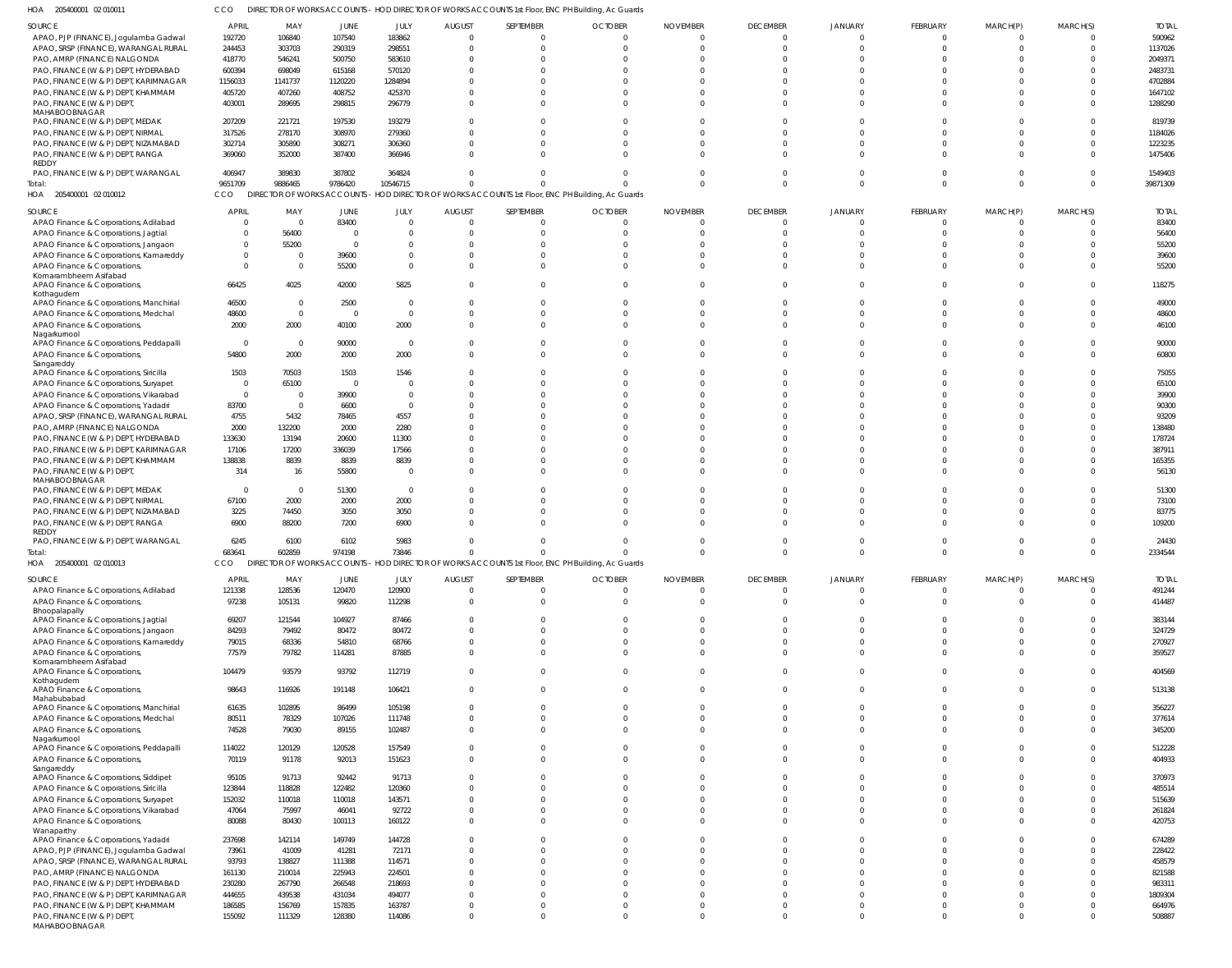HOA 205400001 02 010011 CCO DIRECTOR OF WORKS ACCOUNTS - HOD DIRECTOR OF WORKS ACCOUNTS 1st Floor, ENC PH Building, Ac Guards

| SOURCE | APRIL | MAY | JUNE | JULY | AUGUST | SEPTEMBER | OCTOBER | NOVEMBER | DECEMBER | JANUARY | FEBRUARY | MARCH(P) | MARCH(S) | TOTAL |
|---|---|---|---|---|---|---|---|---|---|---|---|---|---|---|
| APAO, PJP (FINANCE), Jogulamba Gadwal | 192720 | 106840 | 107540 | 183862 | 0 | 0 | 0 | 0 | 0 | 0 | 0 | 0 | 0 | 590962 |
| APAO, SRSP (FINANCE), WARANGAL RURAL | 244453 | 303703 | 290319 | 298551 | 0 | 0 | 0 | 0 | 0 | 0 | 0 | 0 | 0 | 1137026 |
| PAO, AMRP (FINANCE) NALGONDA | 418770 | 546241 | 500750 | 583610 | 0 | 0 | 0 | 0 | 0 | 0 | 0 | 0 | 0 | 2049371 |
| PAO, FINANCE (W & P) DEPT, HYDERABAD | 600394 | 698049 | 615168 | 570120 | 0 | 0 | 0 | 0 | 0 | 0 | 0 | 0 | 0 | 2483731 |
| PAO, FINANCE (W & P) DEPT, KARIMNAGAR | 1156033 | 1141737 | 1120220 | 1284894 | 0 | 0 | 0 | 0 | 0 | 0 | 0 | 0 | 0 | 4702884 |
| PAO, FINANCE (W & P) DEPT, KHAMMAM | 405720 | 407260 | 408752 | 425370 | 0 | 0 | 0 | 0 | 0 | 0 | 0 | 0 | 0 | 1647102 |
| PAO, FINANCE (W & P) DEPT, MAHABOOBNAGAR | 403001 | 289695 | 298815 | 296779 | 0 | 0 | 0 | 0 | 0 | 0 | 0 | 0 | 0 | 1288290 |
| PAO, FINANCE (W & P) DEPT, MEDAK | 207209 | 221721 | 197530 | 193279 | 0 | 0 | 0 | 0 | 0 | 0 | 0 | 0 | 0 | 819739 |
| PAO, FINANCE (W & P) DEPT, NIRMAL | 317526 | 278170 | 308970 | 279360 | 0 | 0 | 0 | 0 | 0 | 0 | 0 | 0 | 0 | 1184026 |
| PAO, FINANCE (W & P) DEPT, NIZAMABAD | 302714 | 305890 | 308271 | 306360 | 0 | 0 | 0 | 0 | 0 | 0 | 0 | 0 | 0 | 1223235 |
| PAO, FINANCE (W & P) DEPT, RANGA REDDY | 369060 | 352000 | 387400 | 366946 | 0 | 0 | 0 | 0 | 0 | 0 | 0 | 0 | 0 | 1475406 |
| PAO, FINANCE (W & P) DEPT, WARANGAL | 406947 | 389830 | 387802 | 364824 | 0 | 0 | 0 | 0 | 0 | 0 | 0 | 0 | 0 | 1549403 |
| Total: | 9651709 | 9886465 | 9786420 | 10546715 | 0 | 0 | 0 | 0 | 0 | 0 | 0 | 0 | 0 | 39871309 |

HOA 205400001 02 010012 CCO DIRECTOR OF WORKS ACCOUNTS - HOD DIRECTOR OF WORKS ACCOUNTS 1st Floor, ENC PH Building, Ac Guards

| SOURCE | APRIL | MAY | JUNE | JULY | AUGUST | SEPTEMBER | OCTOBER | NOVEMBER | DECEMBER | JANUARY | FEBRUARY | MARCH(P) | MARCH(S) | TOTAL |
|---|---|---|---|---|---|---|---|---|---|---|---|---|---|---|
| APAO Finance & Corporations, Adilabad | 0 | 0 | 83400 | 0 | 0 | 0 | 0 | 0 | 0 | 0 | 0 | 0 | 0 | 83400 |
| APAO Finance & Corporations, Jagtial | 0 | 56400 | 0 | 0 | 0 | 0 | 0 | 0 | 0 | 0 | 0 | 0 | 0 | 56400 |
| APAO Finance & Corporations, Jangaon | 0 | 55200 | 0 | 0 | 0 | 0 | 0 | 0 | 0 | 0 | 0 | 0 | 0 | 55200 |
| APAO Finance & Corporations, Kamareddy | 0 | 0 | 39600 | 0 | 0 | 0 | 0 | 0 | 0 | 0 | 0 | 0 | 0 | 39600 |
| APAO Finance & Corporations, Komarambheem Asifabad | 0 | 0 | 55200 | 0 | 0 | 0 | 0 | 0 | 0 | 0 | 0 | 0 | 0 | 55200 |
| APAO Finance & Corporations, Kothagudem | 66425 | 4025 | 42000 | 5825 | 0 | 0 | 0 | 0 | 0 | 0 | 0 | 0 | 0 | 118275 |
| APAO Finance & Corporations, Manchirial | 46500 | 0 | 2500 | 0 | 0 | 0 | 0 | 0 | 0 | 0 | 0 | 0 | 0 | 49000 |
| APAO Finance & Corporations, Medchal | 48600 | 0 | 0 | 0 | 0 | 0 | 0 | 0 | 0 | 0 | 0 | 0 | 0 | 48600 |
| APAO Finance & Corporations, Nagarkurnool | 2000 | 2000 | 40100 | 2000 | 0 | 0 | 0 | 0 | 0 | 0 | 0 | 0 | 0 | 46100 |
| APAO Finance & Corporations, Peddapalli | 0 | 0 | 90000 | 0 | 0 | 0 | 0 | 0 | 0 | 0 | 0 | 0 | 0 | 90000 |
| APAO Finance & Corporations, Sangareddy | 54800 | 2000 | 2000 | 2000 | 0 | 0 | 0 | 0 | 0 | 0 | 0 | 0 | 0 | 60800 |
| APAO Finance & Corporations, Siricilla | 1503 | 70503 | 1503 | 1546 | 0 | 0 | 0 | 0 | 0 | 0 | 0 | 0 | 0 | 75055 |
| APAO Finance & Corporations, Suryapet | 0 | 65100 | 0 | 0 | 0 | 0 | 0 | 0 | 0 | 0 | 0 | 0 | 0 | 65100 |
| APAO Finance & Corporations, Vikarabad | 0 | 0 | 39900 | 0 | 0 | 0 | 0 | 0 | 0 | 0 | 0 | 0 | 0 | 39900 |
| APAO Finance & Corporations, Yadadri | 83700 | 0 | 6600 | 0 | 0 | 0 | 0 | 0 | 0 | 0 | 0 | 0 | 0 | 90300 |
| APAO, SRSP (FINANCE), WARANGAL RURAL | 4755 | 5432 | 78465 | 4557 | 0 | 0 | 0 | 0 | 0 | 0 | 0 | 0 | 0 | 93209 |
| PAO, AMRP (FINANCE) NALGONDA | 2000 | 132200 | 2000 | 2280 | 0 | 0 | 0 | 0 | 0 | 0 | 0 | 0 | 0 | 138480 |
| PAO, FINANCE (W & P) DEPT, HYDERABAD | 133630 | 13194 | 20600 | 11300 | 0 | 0 | 0 | 0 | 0 | 0 | 0 | 0 | 0 | 178724 |
| PAO, FINANCE (W & P) DEPT, KARIMNAGAR | 17106 | 17200 | 336039 | 17566 | 0 | 0 | 0 | 0 | 0 | 0 | 0 | 0 | 0 | 387911 |
| PAO, FINANCE (W & P) DEPT, KHAMMAM | 138838 | 8839 | 8839 | 8839 | 0 | 0 | 0 | 0 | 0 | 0 | 0 | 0 | 0 | 165355 |
| PAO, FINANCE (W & P) DEPT, MAHABOOBNAGAR | 314 | 16 | 55800 | 0 | 0 | 0 | 0 | 0 | 0 | 0 | 0 | 0 | 0 | 56130 |
| PAO, FINANCE (W & P) DEPT, MEDAK | 0 | 0 | 51300 | 0 | 0 | 0 | 0 | 0 | 0 | 0 | 0 | 0 | 0 | 51300 |
| PAO, FINANCE (W & P) DEPT, NIRMAL | 67100 | 2000 | 2000 | 2000 | 0 | 0 | 0 | 0 | 0 | 0 | 0 | 0 | 0 | 73100 |
| PAO, FINANCE (W & P) DEPT, NIZAMABAD | 3225 | 74450 | 3050 | 3050 | 0 | 0 | 0 | 0 | 0 | 0 | 0 | 0 | 0 | 83775 |
| PAO, FINANCE (W & P) DEPT, RANGA REDDY | 6900 | 88200 | 7200 | 6900 | 0 | 0 | 0 | 0 | 0 | 0 | 0 | 0 | 0 | 109200 |
| PAO, FINANCE (W & P) DEPT, WARANGAL | 6245 | 6100 | 6102 | 5983 | 0 | 0 | 0 | 0 | 0 | 0 | 0 | 0 | 0 | 24430 |
| Total: | 683641 | 602859 | 974198 | 73846 | 0 | 0 | 0 | 0 | 0 | 0 | 0 | 0 | 0 | 2334544 |

HOA 205400001 02 010013 CCO DIRECTOR OF WORKS ACCOUNTS - HOD DIRECTOR OF WORKS ACCOUNTS 1st Floor, ENC PH Building, Ac Guards

| SOURCE | APRIL | MAY | JUNE | JULY | AUGUST | SEPTEMBER | OCTOBER | NOVEMBER | DECEMBER | JANUARY | FEBRUARY | MARCH(P) | MARCH(S) | TOTAL |
|---|---|---|---|---|---|---|---|---|---|---|---|---|---|---|
| APAO Finance & Corporations, Adilabad | 121338 | 128536 | 120470 | 120900 | 0 | 0 | 0 | 0 | 0 | 0 | 0 | 0 | 0 | 491244 |
| APAO Finance & Corporations, Bhoopalapally | 97238 | 105131 | 99820 | 112298 | 0 | 0 | 0 | 0 | 0 | 0 | 0 | 0 | 0 | 414487 |
| APAO Finance & Corporations, Jagtial | 69207 | 121544 | 104927 | 87466 | 0 | 0 | 0 | 0 | 0 | 0 | 0 | 0 | 0 | 383144 |
| APAO Finance & Corporations, Jangaon | 84293 | 79492 | 80472 | 80472 | 0 | 0 | 0 | 0 | 0 | 0 | 0 | 0 | 0 | 324729 |
| APAO Finance & Corporations, Kamareddy | 79015 | 68336 | 54810 | 68766 | 0 | 0 | 0 | 0 | 0 | 0 | 0 | 0 | 0 | 270927 |
| APAO Finance & Corporations, Komarambheem Asifabad | 77579 | 79782 | 114281 | 87885 | 0 | 0 | 0 | 0 | 0 | 0 | 0 | 0 | 0 | 359527 |
| APAO Finance & Corporations, Kothagudem | 104479 | 93579 | 93792 | 112719 | 0 | 0 | 0 | 0 | 0 | 0 | 0 | 0 | 0 | 404569 |
| APAO Finance & Corporations, Mahabubabad | 98643 | 116926 | 191148 | 106421 | 0 | 0 | 0 | 0 | 0 | 0 | 0 | 0 | 0 | 513138 |
| APAO Finance & Corporations, Manchirial | 61635 | 102895 | 86499 | 105198 | 0 | 0 | 0 | 0 | 0 | 0 | 0 | 0 | 0 | 356227 |
| APAO Finance & Corporations, Medchal | 80511 | 78329 | 107026 | 111748 | 0 | 0 | 0 | 0 | 0 | 0 | 0 | 0 | 0 | 377614 |
| APAO Finance & Corporations, Nagarkurnool | 74528 | 79030 | 89155 | 102487 | 0 | 0 | 0 | 0 | 0 | 0 | 0 | 0 | 0 | 345200 |
| APAO Finance & Corporations, Peddapalli | 114022 | 120129 | 120528 | 157549 | 0 | 0 | 0 | 0 | 0 | 0 | 0 | 0 | 0 | 512228 |
| APAO Finance & Corporations, Sangareddy | 70119 | 91178 | 92013 | 151623 | 0 | 0 | 0 | 0 | 0 | 0 | 0 | 0 | 0 | 404933 |
| APAO Finance & Corporations, Siddipet | 95105 | 91713 | 92442 | 91713 | 0 | 0 | 0 | 0 | 0 | 0 | 0 | 0 | 0 | 370973 |
| APAO Finance & Corporations, Siricilla | 123844 | 118828 | 122482 | 120360 | 0 | 0 | 0 | 0 | 0 | 0 | 0 | 0 | 0 | 485514 |
| APAO Finance & Corporations, Suryapet | 152032 | 110018 | 110018 | 143571 | 0 | 0 | 0 | 0 | 0 | 0 | 0 | 0 | 0 | 515639 |
| APAO Finance & Corporations, Vikarabad | 47064 | 75997 | 46041 | 92722 | 0 | 0 | 0 | 0 | 0 | 0 | 0 | 0 | 0 | 261824 |
| APAO Finance & Corporations, Wanaparthy | 80088 | 80430 | 100113 | 160122 | 0 | 0 | 0 | 0 | 0 | 0 | 0 | 0 | 0 | 420753 |
| APAO Finance & Corporations, Yadadri | 237698 | 142114 | 149749 | 144728 | 0 | 0 | 0 | 0 | 0 | 0 | 0 | 0 | 0 | 674289 |
| APAO, PJP (FINANCE), Jogulamba Gadwal | 73961 | 41009 | 41281 | 72171 | 0 | 0 | 0 | 0 | 0 | 0 | 0 | 0 | 0 | 228422 |
| APAO, SRSP (FINANCE), WARANGAL RURAL | 93793 | 138827 | 111388 | 114571 | 0 | 0 | 0 | 0 | 0 | 0 | 0 | 0 | 0 | 458579 |
| PAO, AMRP (FINANCE) NALGONDA | 161130 | 210014 | 225943 | 224501 | 0 | 0 | 0 | 0 | 0 | 0 | 0 | 0 | 0 | 821588 |
| PAO, FINANCE (W & P) DEPT, HYDERABAD | 230280 | 267790 | 266548 | 218693 | 0 | 0 | 0 | 0 | 0 | 0 | 0 | 0 | 0 | 983311 |
| PAO, FINANCE (W & P) DEPT, KARIMNAGAR | 444655 | 439538 | 431034 | 494077 | 0 | 0 | 0 | 0 | 0 | 0 | 0 | 0 | 0 | 1809304 |
| PAO, FINANCE (W & P) DEPT, KHAMMAM | 186585 | 156769 | 157835 | 163787 | 0 | 0 | 0 | 0 | 0 | 0 | 0 | 0 | 0 | 664976 |
| PAO, FINANCE (W & P) DEPT, MAHABOOBNAGAR | 155092 | 111329 | 128380 | 114086 | 0 | 0 | 0 | 0 | 0 | 0 | 0 | 0 | 0 | 508887 |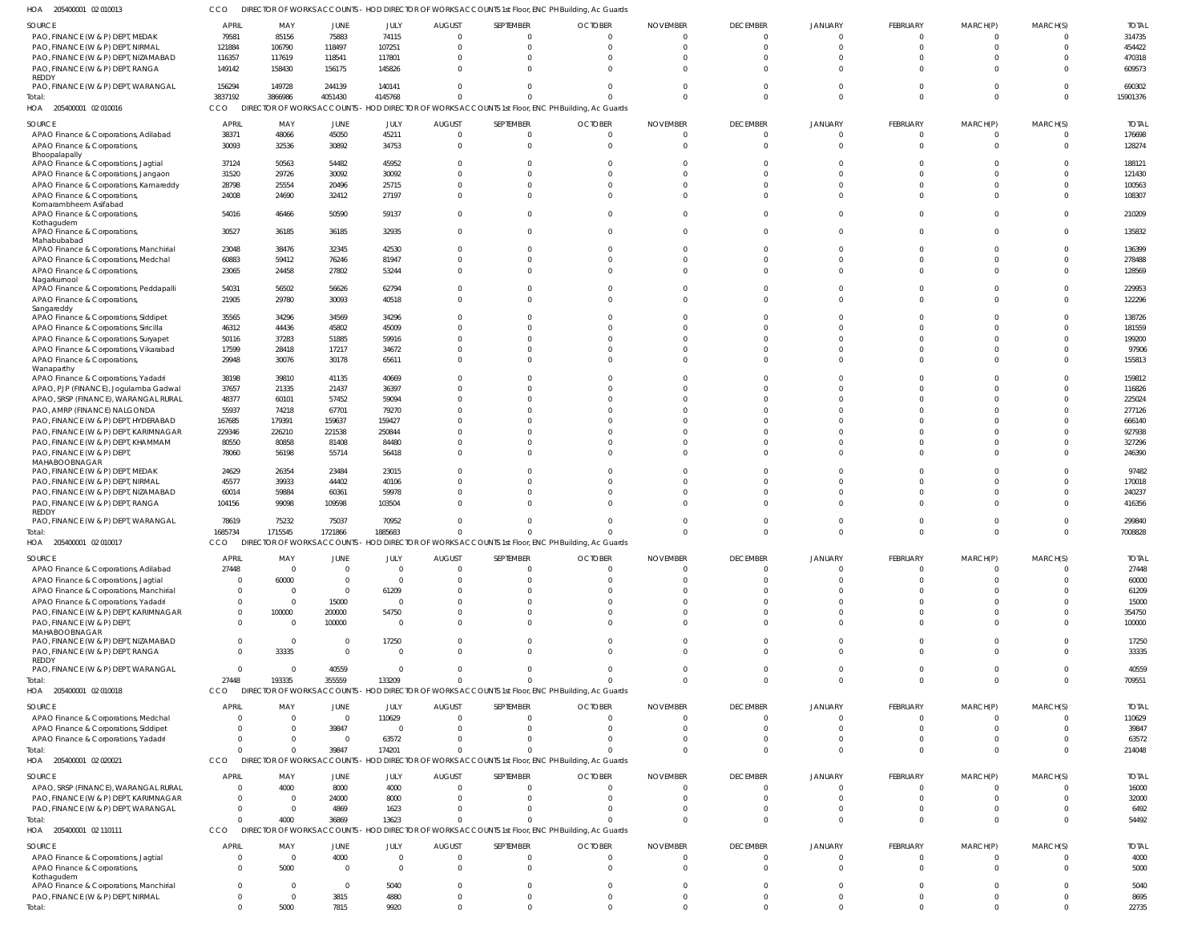HOA 205400001 02 010013 CCO DIRECTOR OF WORKS ACCOUNTS - HOD DIRECTOR OF WORKS ACCOUNTS 1st Floor, ENC PH Building, Ac Guards

| SOURCE | APRIL | MAY | JUNE | JULY | AUGUST | SEPTEMBER | OCTOBER | NOVEMBER | DECEMBER | JANUARY | FEBRUARY | MARCH(P) | MARCH(S) | TOTAL |
|---|---|---|---|---|---|---|---|---|---|---|---|---|---|---|
| PAO, FINANCE (W & P) DEPT, MEDAK | 79581 | 85156 | 75883 | 74115 | 0 | 0 | 0 | 0 | 0 | 0 | 0 | 0 | 0 | 314735 |
| PAO, FINANCE (W & P) DEPT, NIRMAL | 121884 | 106790 | 118497 | 107251 | 0 | 0 | 0 | 0 | 0 | 0 | 0 | 0 | 0 | 454422 |
| PAO, FINANCE (W & P) DEPT, NIZAMABAD | 116357 | 117619 | 118541 | 117801 | 0 | 0 | 0 | 0 | 0 | 0 | 0 | 0 | 0 | 470318 |
| PAO, FINANCE (W & P) DEPT, RANGA REDDY | 149142 | 158430 | 156175 | 145826 | 0 | 0 | 0 | 0 | 0 | 0 | 0 | 0 | 0 | 609573 |
| PAO, FINANCE (W & P) DEPT, WARANGAL | 156294 | 149728 | 244139 | 140141 | 0 | 0 | 0 | 0 | 0 | 0 | 0 | 0 | 0 | 690302 |
| Total: | 3837192 | 3866986 | 4051430 | 4145768 | 0 | 0 | 0 | 0 | 0 | 0 | 0 | 0 | 0 | 15901376 |

HOA 205400001 02 010016 CCO DIRECTOR OF WORKS ACCOUNTS - HOD DIRECTOR OF WORKS ACCOUNTS 1st Floor, ENC PH Building, Ac Guards

| SOURCE | APRIL | MAY | JUNE | JULY | AUGUST | SEPTEMBER | OCTOBER | NOVEMBER | DECEMBER | JANUARY | FEBRUARY | MARCH(P) | MARCH(S) | TOTAL |
|---|---|---|---|---|---|---|---|---|---|---|---|---|---|---|
| APAO Finance & Corporations, Adilabad | 38371 | 48066 | 45050 | 45211 | 0 | 0 | 0 | 0 | 0 | 0 | 0 | 0 | 0 | 176698 |
| APAO Finance & Corporations, Bhoopalapally | 30093 | 32536 | 30892 | 34753 | 0 | 0 | 0 | 0 | 0 | 0 | 0 | 0 | 0 | 128274 |
| APAO Finance & Corporations, Jagtial | 37124 | 50563 | 54482 | 45952 | 0 | 0 | 0 | 0 | 0 | 0 | 0 | 0 | 0 | 188121 |
| APAO Finance & Corporations, Jangaon | 31520 | 29726 | 30092 | 30092 | 0 | 0 | 0 | 0 | 0 | 0 | 0 | 0 | 0 | 121430 |
| APAO Finance & Corporations, Kamareddy | 28798 | 25554 | 20496 | 25715 | 0 | 0 | 0 | 0 | 0 | 0 | 0 | 0 | 0 | 100563 |
| APAO Finance & Corporations, Komarambheem Asifabad | 24008 | 24690 | 32412 | 27197 | 0 | 0 | 0 | 0 | 0 | 0 | 0 | 0 | 0 | 108307 |
| APAO Finance & Corporations, Kothagudem | 54016 | 46466 | 50590 | 59137 | 0 | 0 | 0 | 0 | 0 | 0 | 0 | 0 | 0 | 210209 |
| APAO Finance & Corporations, Mahabubabad | 30527 | 36185 | 36185 | 32935 | 0 | 0 | 0 | 0 | 0 | 0 | 0 | 0 | 0 | 135832 |
| APAO Finance & Corporations, Manchirial | 23048 | 38476 | 32345 | 42530 | 0 | 0 | 0 | 0 | 0 | 0 | 0 | 0 | 0 | 136399 |
| APAO Finance & Corporations, Medchal | 60883 | 59412 | 76246 | 81947 | 0 | 0 | 0 | 0 | 0 | 0 | 0 | 0 | 0 | 278488 |
| APAO Finance & Corporations, Nagarkurnool | 23065 | 24458 | 27802 | 53244 | 0 | 0 | 0 | 0 | 0 | 0 | 0 | 0 | 0 | 128569 |
| APAO Finance & Corporations, Peddapalli | 54031 | 56502 | 56626 | 62794 | 0 | 0 | 0 | 0 | 0 | 0 | 0 | 0 | 0 | 229953 |
| APAO Finance & Corporations, Sangareddy | 21905 | 29780 | 30093 | 40518 | 0 | 0 | 0 | 0 | 0 | 0 | 0 | 0 | 0 | 122296 |
| APAO Finance & Corporations, Siddipet | 35565 | 34296 | 34569 | 34296 | 0 | 0 | 0 | 0 | 0 | 0 | 0 | 0 | 0 | 138726 |
| APAO Finance & Corporations, Siricilla | 46312 | 44436 | 45802 | 45009 | 0 | 0 | 0 | 0 | 0 | 0 | 0 | 0 | 0 | 181559 |
| APAO Finance & Corporations, Suryapet | 50116 | 37283 | 51885 | 59916 | 0 | 0 | 0 | 0 | 0 | 0 | 0 | 0 | 0 | 199200 |
| APAO Finance & Corporations, Vikarabad | 17599 | 28418 | 17217 | 34672 | 0 | 0 | 0 | 0 | 0 | 0 | 0 | 0 | 0 | 97906 |
| APAO Finance & Corporations, Wanaparthy | 29948 | 30076 | 30178 | 65611 | 0 | 0 | 0 | 0 | 0 | 0 | 0 | 0 | 0 | 155813 |
| APAO Finance & Corporations, Yadadri | 38198 | 39810 | 41135 | 40669 | 0 | 0 | 0 | 0 | 0 | 0 | 0 | 0 | 0 | 159812 |
| APAO, PJP (FINANCE), Jogulamba Gadwal | 37657 | 21335 | 21437 | 36397 | 0 | 0 | 0 | 0 | 0 | 0 | 0 | 0 | 0 | 116826 |
| APAO, SRSP (FINANCE), WARANGAL RURAL | 48377 | 60101 | 57452 | 59094 | 0 | 0 | 0 | 0 | 0 | 0 | 0 | 0 | 0 | 225024 |
| PAO, AMRP (FINANCE) NALGONDA | 55937 | 74218 | 67701 | 79270 | 0 | 0 | 0 | 0 | 0 | 0 | 0 | 0 | 0 | 277126 |
| PAO, FINANCE (W & P) DEPT, HYDERABAD | 167685 | 179391 | 159637 | 159427 | 0 | 0 | 0 | 0 | 0 | 0 | 0 | 0 | 0 | 666140 |
| PAO, FINANCE (W & P) DEPT, KARIMNAGAR | 229346 | 226210 | 221538 | 250844 | 0 | 0 | 0 | 0 | 0 | 0 | 0 | 0 | 0 | 927938 |
| PAO, FINANCE (W & P) DEPT, KHAMMAM | 80550 | 80858 | 81408 | 84480 | 0 | 0 | 0 | 0 | 0 | 0 | 0 | 0 | 0 | 327296 |
| PAO, FINANCE (W & P) DEPT, MAHABOOBNAGAR | 78060 | 56198 | 55714 | 56418 | 0 | 0 | 0 | 0 | 0 | 0 | 0 | 0 | 0 | 246390 |
| PAO, FINANCE (W & P) DEPT, MEDAK | 24629 | 26354 | 23484 | 23015 | 0 | 0 | 0 | 0 | 0 | 0 | 0 | 0 | 0 | 97482 |
| PAO, FINANCE (W & P) DEPT, NIRMAL | 45577 | 39933 | 44402 | 40106 | 0 | 0 | 0 | 0 | 0 | 0 | 0 | 0 | 0 | 170018 |
| PAO, FINANCE (W & P) DEPT, NIZAMABAD | 60014 | 59884 | 60361 | 59978 | 0 | 0 | 0 | 0 | 0 | 0 | 0 | 0 | 0 | 240237 |
| PAO, FINANCE (W & P) DEPT, RANGA REDDY | 104156 | 99098 | 109598 | 103504 | 0 | 0 | 0 | 0 | 0 | 0 | 0 | 0 | 0 | 416356 |
| PAO, FINANCE (W & P) DEPT, WARANGAL | 78619 | 75232 | 75037 | 70952 | 0 | 0 | 0 | 0 | 0 | 0 | 0 | 0 | 0 | 299840 |
| Total: | 1685734 | 1715545 | 1721866 | 1885683 | 0 | 0 | 0 | 0 | 0 | 0 | 0 | 0 | 0 | 7008828 |

HOA 205400001 02 010017 CCO DIRECTOR OF WORKS ACCOUNTS - HOD DIRECTOR OF WORKS ACCOUNTS 1st Floor, ENC PH Building, Ac Guards

| SOURCE | APRIL | MAY | JUNE | JULY | AUGUST | SEPTEMBER | OCTOBER | NOVEMBER | DECEMBER | JANUARY | FEBRUARY | MARCH(P) | MARCH(S) | TOTAL |
|---|---|---|---|---|---|---|---|---|---|---|---|---|---|---|
| APAO Finance & Corporations, Adilabad | 27448 | 0 | 0 | 0 | 0 | 0 | 0 | 0 | 0 | 0 | 0 | 0 | 0 | 27448 |
| APAO Finance & Corporations, Jagtial | 0 | 60000 | 0 | 0 | 0 | 0 | 0 | 0 | 0 | 0 | 0 | 0 | 0 | 60000 |
| APAO Finance & Corporations, Manchirial | 0 | 0 | 0 | 61209 | 0 | 0 | 0 | 0 | 0 | 0 | 0 | 0 | 0 | 61209 |
| APAO Finance & Corporations, Yadadri | 0 | 0 | 15000 | 0 | 0 | 0 | 0 | 0 | 0 | 0 | 0 | 0 | 0 | 15000 |
| PAO, FINANCE (W & P) DEPT, KARIMNAGAR | 0 | 100000 | 200000 | 54750 | 0 | 0 | 0 | 0 | 0 | 0 | 0 | 0 | 0 | 354750 |
| PAO, FINANCE (W & P) DEPT, MAHABOOBNAGAR | 0 | 0 | 100000 | 0 | 0 | 0 | 0 | 0 | 0 | 0 | 0 | 0 | 0 | 100000 |
| PAO, FINANCE (W & P) DEPT, NIZAMABAD | 0 | 0 | 0 | 17250 | 0 | 0 | 0 | 0 | 0 | 0 | 0 | 0 | 0 | 17250 |
| PAO, FINANCE (W & P) DEPT, RANGA REDDY | 0 | 33335 | 0 | 0 | 0 | 0 | 0 | 0 | 0 | 0 | 0 | 0 | 0 | 33335 |
| PAO, FINANCE (W & P) DEPT, WARANGAL | 0 | 0 | 40559 | 0 | 0 | 0 | 0 | 0 | 0 | 0 | 0 | 0 | 0 | 40559 |
| Total: | 27448 | 193335 | 355559 | 133209 | 0 | 0 | 0 | 0 | 0 | 0 | 0 | 0 | 0 | 709551 |

HOA 205400001 02 010018 CCO DIRECTOR OF WORKS ACCOUNTS - HOD DIRECTOR OF WORKS ACCOUNTS 1st Floor, ENC PH Building, Ac Guards

| SOURCE | APRIL | MAY | JUNE | JULY | AUGUST | SEPTEMBER | OCTOBER | NOVEMBER | DECEMBER | JANUARY | FEBRUARY | MARCH(P) | MARCH(S) | TOTAL |
|---|---|---|---|---|---|---|---|---|---|---|---|---|---|---|
| APAO Finance & Corporations, Medchal | 0 | 0 | 0 | 110629 | 0 | 0 | 0 | 0 | 0 | 0 | 0 | 0 | 0 | 110629 |
| APAO Finance & Corporations, Siddipet | 0 | 0 | 39847 | 0 | 0 | 0 | 0 | 0 | 0 | 0 | 0 | 0 | 0 | 39847 |
| APAO Finance & Corporations, Yadadri | 0 | 0 | 0 | 63572 | 0 | 0 | 0 | 0 | 0 | 0 | 0 | 0 | 0 | 63572 |
| Total: | 0 | 0 | 39847 | 174201 | 0 | 0 | 0 | 0 | 0 | 0 | 0 | 0 | 0 | 214048 |

HOA 205400001 02 020021 CCO DIRECTOR OF WORKS ACCOUNTS - HOD DIRECTOR OF WORKS ACCOUNTS 1st Floor, ENC PH Building, Ac Guards

| SOURCE | APRIL | MAY | JUNE | JULY | AUGUST | SEPTEMBER | OCTOBER | NOVEMBER | DECEMBER | JANUARY | FEBRUARY | MARCH(P) | MARCH(S) | TOTAL |
|---|---|---|---|---|---|---|---|---|---|---|---|---|---|---|
| APAO, SRSP (FINANCE), WARANGAL RURAL | 0 | 4000 | 8000 | 4000 | 0 | 0 | 0 | 0 | 0 | 0 | 0 | 0 | 0 | 16000 |
| PAO, FINANCE (W & P) DEPT, KARIMNAGAR | 0 | 0 | 24000 | 8000 | 0 | 0 | 0 | 0 | 0 | 0 | 0 | 0 | 0 | 32000 |
| PAO, FINANCE (W & P) DEPT, WARANGAL | 0 | 0 | 4869 | 1623 | 0 | 0 | 0 | 0 | 0 | 0 | 0 | 0 | 0 | 6492 |
| Total: | 0 | 4000 | 36869 | 13623 | 0 | 0 | 0 | 0 | 0 | 0 | 0 | 0 | 0 | 54492 |

HOA 205400001 02 110111 CCO DIRECTOR OF WORKS ACCOUNTS - HOD DIRECTOR OF WORKS ACCOUNTS 1st Floor, ENC PH Building, Ac Guards

| SOURCE | APRIL | MAY | JUNE | JULY | AUGUST | SEPTEMBER | OCTOBER | NOVEMBER | DECEMBER | JANUARY | FEBRUARY | MARCH(P) | MARCH(S) | TOTAL |
|---|---|---|---|---|---|---|---|---|---|---|---|---|---|---|
| APAO Finance & Corporations, Jagtial | 0 | 0 | 4000 | 0 | 0 | 0 | 0 | 0 | 0 | 0 | 0 | 0 | 0 | 4000 |
| APAO Finance & Corporations, Kothagudem | 0 | 5000 | 0 | 0 | 0 | 0 | 0 | 0 | 0 | 0 | 0 | 0 | 0 | 5000 |
| APAO Finance & Corporations, Manchirial | 0 | 0 | 0 | 5040 | 0 | 0 | 0 | 0 | 0 | 0 | 0 | 0 | 0 | 5040 |
| PAO, FINANCE (W & P) DEPT, NIRMAL | 0 | 0 | 3815 | 4880 | 0 | 0 | 0 | 0 | 0 | 0 | 0 | 0 | 0 | 8695 |
| Total: | 0 | 5000 | 7815 | 9920 | 0 | 0 | 0 | 0 | 0 | 0 | 0 | 0 | 0 | 22735 |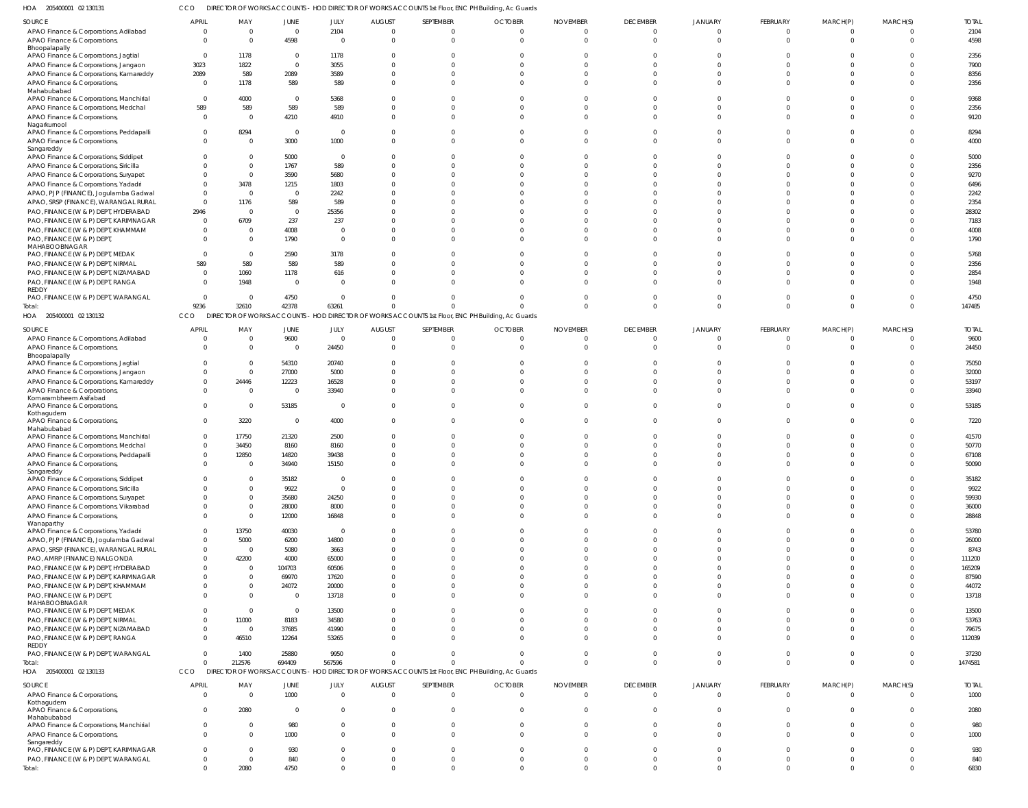HOA 205400001 02 130131 CCO DIRECTOR OF WORKS ACCOUNTS - HOD DIRECTOR OF WORKS ACCOUNTS 1st Floor, ENC PH Building, Ac Guards

| SOURCE | APRIL | MAY | JUNE | JULY | AUGUST | SEPTEMBER | OCTOBER | NOVEMBER | DECEMBER | JANUARY | FEBRUARY | MARCH(P) | MARCH(S) | TOTAL |
|---|---|---|---|---|---|---|---|---|---|---|---|---|---|---|
| APAO Finance & Corporations, Adilabad | 0 | 0 | 0 | 2104 | 0 | 0 | 0 | 0 | 0 | 0 | 0 | 0 | 0 | 2104 |
| APAO Finance & Corporations, Bhoopalapally | 0 | 0 | 4598 | 0 | 0 | 0 | 0 | 0 | 0 | 0 | 0 | 0 | 0 | 4598 |
| APAO Finance & Corporations, Jagtial | 0 | 1178 | 0 | 1178 | 0 | 0 | 0 | 0 | 0 | 0 | 0 | 0 | 0 | 2356 |
| APAO Finance & Corporations, Jangaon | 3023 | 1822 | 0 | 3055 | 0 | 0 | 0 | 0 | 0 | 0 | 0 | 0 | 0 | 7900 |
| APAO Finance & Corporations, Kamareddy | 2089 | 589 | 2089 | 3589 | 0 | 0 | 0 | 0 | 0 | 0 | 0 | 0 | 0 | 8356 |
| APAO Finance & Corporations, Mahabubabad | 0 | 1178 | 589 | 589 | 0 | 0 | 0 | 0 | 0 | 0 | 0 | 0 | 0 | 2356 |
| APAO Finance & Corporations, Manchirial | 0 | 4000 | 0 | 5368 | 0 | 0 | 0 | 0 | 0 | 0 | 0 | 0 | 0 | 9368 |
| APAO Finance & Corporations, Medchal | 589 | 589 | 589 | 589 | 0 | 0 | 0 | 0 | 0 | 0 | 0 | 0 | 0 | 2356 |
| APAO Finance & Corporations, Nagarkurnool | 0 | 0 | 4210 | 4910 | 0 | 0 | 0 | 0 | 0 | 0 | 0 | 0 | 0 | 9120 |
| APAO Finance & Corporations, Peddapalli | 0 | 8294 | 0 | 0 | 0 | 0 | 0 | 0 | 0 | 0 | 0 | 0 | 0 | 8294 |
| APAO Finance & Corporations, Sangareddy | 0 | 0 | 3000 | 1000 | 0 | 0 | 0 | 0 | 0 | 0 | 0 | 0 | 0 | 4000 |
| APAO Finance & Corporations, Siddipet | 0 | 0 | 5000 | 0 | 0 | 0 | 0 | 0 | 0 | 0 | 0 | 0 | 0 | 5000 |
| APAO Finance & Corporations, Siricilla | 0 | 0 | 1767 | 589 | 0 | 0 | 0 | 0 | 0 | 0 | 0 | 0 | 0 | 2356 |
| APAO Finance & Corporations, Suryapet | 0 | 0 | 3590 | 5680 | 0 | 0 | 0 | 0 | 0 | 0 | 0 | 0 | 0 | 9270 |
| APAO Finance & Corporations, Yadadri | 0 | 3478 | 1215 | 1803 | 0 | 0 | 0 | 0 | 0 | 0 | 0 | 0 | 0 | 6496 |
| APAO, PJP (FINANCE), Jogulamba Gadwal | 0 | 0 | 0 | 2242 | 0 | 0 | 0 | 0 | 0 | 0 | 0 | 0 | 0 | 2242 |
| APAO, SRSP (FINANCE), WARANGAL RURAL | 0 | 1176 | 589 | 589 | 0 | 0 | 0 | 0 | 0 | 0 | 0 | 0 | 0 | 2354 |
| PAO, FINANCE (W & P) DEPT, HYDERABAD | 2946 | 0 | 0 | 25356 | 0 | 0 | 0 | 0 | 0 | 0 | 0 | 0 | 0 | 28302 |
| PAO, FINANCE (W & P) DEPT, KARIMNAGAR | 0 | 6709 | 237 | 237 | 0 | 0 | 0 | 0 | 0 | 0 | 0 | 0 | 0 | 7183 |
| PAO, FINANCE (W & P) DEPT, KHAMMAM | 0 | 0 | 4008 | 0 | 0 | 0 | 0 | 0 | 0 | 0 | 0 | 0 | 0 | 4008 |
| PAO, FINANCE (W & P) DEPT, MAHABOOBNAGAR | 0 | 0 | 1790 | 0 | 0 | 0 | 0 | 0 | 0 | 0 | 0 | 0 | 0 | 1790 |
| PAO, FINANCE (W & P) DEPT, MEDAK | 0 | 0 | 2590 | 3178 | 0 | 0 | 0 | 0 | 0 | 0 | 0 | 0 | 0 | 5768 |
| PAO, FINANCE (W & P) DEPT, NIRMAL | 589 | 589 | 589 | 589 | 0 | 0 | 0 | 0 | 0 | 0 | 0 | 0 | 0 | 2356 |
| PAO, FINANCE (W & P) DEPT, NIZAMABAD | 0 | 1060 | 1178 | 616 | 0 | 0 | 0 | 0 | 0 | 0 | 0 | 0 | 0 | 2854 |
| PAO, FINANCE (W & P) DEPT, RANGA REDDY | 0 | 1948 | 0 | 0 | 0 | 0 | 0 | 0 | 0 | 0 | 0 | 0 | 0 | 1948 |
| PAO, FINANCE (W & P) DEPT, WARANGAL | 0 | 0 | 4750 | 0 | 0 | 0 | 0 | 0 | 0 | 0 | 0 | 0 | 0 | 4750 |
| Total: | 9236 | 32610 | 42378 | 63261 | 0 | 0 | 0 | 0 | 0 | 0 | 0 | 0 | 0 | 147485 |

HOA 205400001 02 130132 CCO DIRECTOR OF WORKS ACCOUNTS - HOD DIRECTOR OF WORKS ACCOUNTS 1st Floor, ENC PH Building, Ac Guards

| SOURCE | APRIL | MAY | JUNE | JULY | AUGUST | SEPTEMBER | OCTOBER | NOVEMBER | DECEMBER | JANUARY | FEBRUARY | MARCH(P) | MARCH(S) | TOTAL |
|---|---|---|---|---|---|---|---|---|---|---|---|---|---|---|
| APAO Finance & Corporations, Adilabad | 0 | 0 | 9600 | 0 | 0 | 0 | 0 | 0 | 0 | 0 | 0 | 0 | 0 | 9600 |
| APAO Finance & Corporations, Bhoopalapally | 0 | 0 | 0 | 24450 | 0 | 0 | 0 | 0 | 0 | 0 | 0 | 0 | 0 | 24450 |
| APAO Finance & Corporations, Jagtial | 0 | 0 | 54310 | 20740 | 0 | 0 | 0 | 0 | 0 | 0 | 0 | 0 | 0 | 75050 |
| APAO Finance & Corporations, Jangaon | 0 | 0 | 27000 | 5000 | 0 | 0 | 0 | 0 | 0 | 0 | 0 | 0 | 0 | 32000 |
| APAO Finance & Corporations, Kamareddy | 0 | 24446 | 12223 | 16528 | 0 | 0 | 0 | 0 | 0 | 0 | 0 | 0 | 0 | 53197 |
| APAO Finance & Corporations, Komarambheem Asifabad | 0 | 0 | 0 | 33940 | 0 | 0 | 0 | 0 | 0 | 0 | 0 | 0 | 0 | 33940 |
| APAO Finance & Corporations, Kothagudem | 0 | 0 | 53185 | 0 | 0 | 0 | 0 | 0 | 0 | 0 | 0 | 0 | 0 | 53185 |
| APAO Finance & Corporations, Mahabubabad | 0 | 3220 | 0 | 4000 | 0 | 0 | 0 | 0 | 0 | 0 | 0 | 0 | 0 | 7220 |
| APAO Finance & Corporations, Manchirial | 0 | 17750 | 21320 | 2500 | 0 | 0 | 0 | 0 | 0 | 0 | 0 | 0 | 0 | 41570 |
| APAO Finance & Corporations, Medchal | 0 | 34450 | 8160 | 8160 | 0 | 0 | 0 | 0 | 0 | 0 | 0 | 0 | 0 | 50770 |
| APAO Finance & Corporations, Peddapalli | 0 | 12850 | 14820 | 39438 | 0 | 0 | 0 | 0 | 0 | 0 | 0 | 0 | 0 | 67108 |
| APAO Finance & Corporations, Sangareddy | 0 | 0 | 34940 | 15150 | 0 | 0 | 0 | 0 | 0 | 0 | 0 | 0 | 0 | 50090 |
| APAO Finance & Corporations, Siddipet | 0 | 0 | 35182 | 0 | 0 | 0 | 0 | 0 | 0 | 0 | 0 | 0 | 0 | 35182 |
| APAO Finance & Corporations, Siricilla | 0 | 0 | 9922 | 0 | 0 | 0 | 0 | 0 | 0 | 0 | 0 | 0 | 0 | 9922 |
| APAO Finance & Corporations, Suryapet | 0 | 0 | 35680 | 24250 | 0 | 0 | 0 | 0 | 0 | 0 | 0 | 0 | 0 | 59930 |
| APAO Finance & Corporations, Vikarabad | 0 | 0 | 28000 | 8000 | 0 | 0 | 0 | 0 | 0 | 0 | 0 | 0 | 0 | 36000 |
| APAO Finance & Corporations, Wanaparthy | 0 | 0 | 12000 | 16848 | 0 | 0 | 0 | 0 | 0 | 0 | 0 | 0 | 0 | 28848 |
| APAO Finance & Corporations, Yadadri | 0 | 13750 | 40030 | 0 | 0 | 0 | 0 | 0 | 0 | 0 | 0 | 0 | 0 | 53780 |
| APAO, PJP (FINANCE), Jogulamba Gadwal | 0 | 5000 | 6200 | 14800 | 0 | 0 | 0 | 0 | 0 | 0 | 0 | 0 | 0 | 26000 |
| APAO, SRSP (FINANCE), WARANGAL RURAL | 0 | 0 | 5080 | 3663 | 0 | 0 | 0 | 0 | 0 | 0 | 0 | 0 | 0 | 8743 |
| PAO, AMRP (FINANCE) NALGONDA | 0 | 42200 | 4000 | 65000 | 0 | 0 | 0 | 0 | 0 | 0 | 0 | 0 | 0 | 111200 |
| PAO, FINANCE (W & P) DEPT, HYDERABAD | 0 | 0 | 104703 | 60506 | 0 | 0 | 0 | 0 | 0 | 0 | 0 | 0 | 0 | 165209 |
| PAO, FINANCE (W & P) DEPT, KARIMNAGAR | 0 | 0 | 69970 | 17620 | 0 | 0 | 0 | 0 | 0 | 0 | 0 | 0 | 0 | 87590 |
| PAO, FINANCE (W & P) DEPT, KHAMMAM | 0 | 0 | 24072 | 20000 | 0 | 0 | 0 | 0 | 0 | 0 | 0 | 0 | 0 | 44072 |
| PAO, FINANCE (W & P) DEPT, MAHABOOBNAGAR | 0 | 0 | 0 | 13718 | 0 | 0 | 0 | 0 | 0 | 0 | 0 | 0 | 0 | 13718 |
| PAO, FINANCE (W & P) DEPT, MEDAK | 0 | 0 | 0 | 13500 | 0 | 0 | 0 | 0 | 0 | 0 | 0 | 0 | 0 | 13500 |
| PAO, FINANCE (W & P) DEPT, NIRMAL | 0 | 11000 | 8183 | 34580 | 0 | 0 | 0 | 0 | 0 | 0 | 0 | 0 | 0 | 53763 |
| PAO, FINANCE (W & P) DEPT, NIZAMABAD | 0 | 0 | 37685 | 41990 | 0 | 0 | 0 | 0 | 0 | 0 | 0 | 0 | 0 | 79675 |
| PAO, FINANCE (W & P) DEPT, RANGA REDDY | 0 | 46510 | 12264 | 53265 | 0 | 0 | 0 | 0 | 0 | 0 | 0 | 0 | 0 | 112039 |
| PAO, FINANCE (W & P) DEPT, WARANGAL | 0 | 1400 | 25880 | 9950 | 0 | 0 | 0 | 0 | 0 | 0 | 0 | 0 | 0 | 37230 |
| Total: | 0 | 212576 | 694409 | 567596 | 0 | 0 | 0 | 0 | 0 | 0 | 0 | 0 | 0 | 1474581 |

HOA 205400001 02 130133 CCO DIRECTOR OF WORKS ACCOUNTS - HOD DIRECTOR OF WORKS ACCOUNTS 1st Floor, ENC PH Building, Ac Guards

| SOURCE | APRIL | MAY | JUNE | JULY | AUGUST | SEPTEMBER | OCTOBER | NOVEMBER | DECEMBER | JANUARY | FEBRUARY | MARCH(P) | MARCH(S) | TOTAL |
|---|---|---|---|---|---|---|---|---|---|---|---|---|---|---|
| APAO Finance & Corporations, Kothagudem | 0 | 0 | 1000 | 0 | 0 | 0 | 0 | 0 | 0 | 0 | 0 | 0 | 0 | 1000 |
| APAO Finance & Corporations, Mahabubabad | 0 | 2080 | 0 | 0 | 0 | 0 | 0 | 0 | 0 | 0 | 0 | 0 | 0 | 2080 |
| APAO Finance & Corporations, Manchirial | 0 | 0 | 980 | 0 | 0 | 0 | 0 | 0 | 0 | 0 | 0 | 0 | 0 | 980 |
| APAO Finance & Corporations, Sangareddy | 0 | 0 | 1000 | 0 | 0 | 0 | 0 | 0 | 0 | 0 | 0 | 0 | 0 | 1000 |
| PAO, FINANCE (W & P) DEPT, KARIMNAGAR | 0 | 0 | 930 | 0 | 0 | 0 | 0 | 0 | 0 | 0 | 0 | 0 | 0 | 930 |
| PAO, FINANCE (W & P) DEPT, WARANGAL | 0 | 0 | 840 | 0 | 0 | 0 | 0 | 0 | 0 | 0 | 0 | 0 | 0 | 840 |
| Total: | 0 | 2080 | 4750 | 0 | 0 | 0 | 0 | 0 | 0 | 0 | 0 | 0 | 0 | 6830 |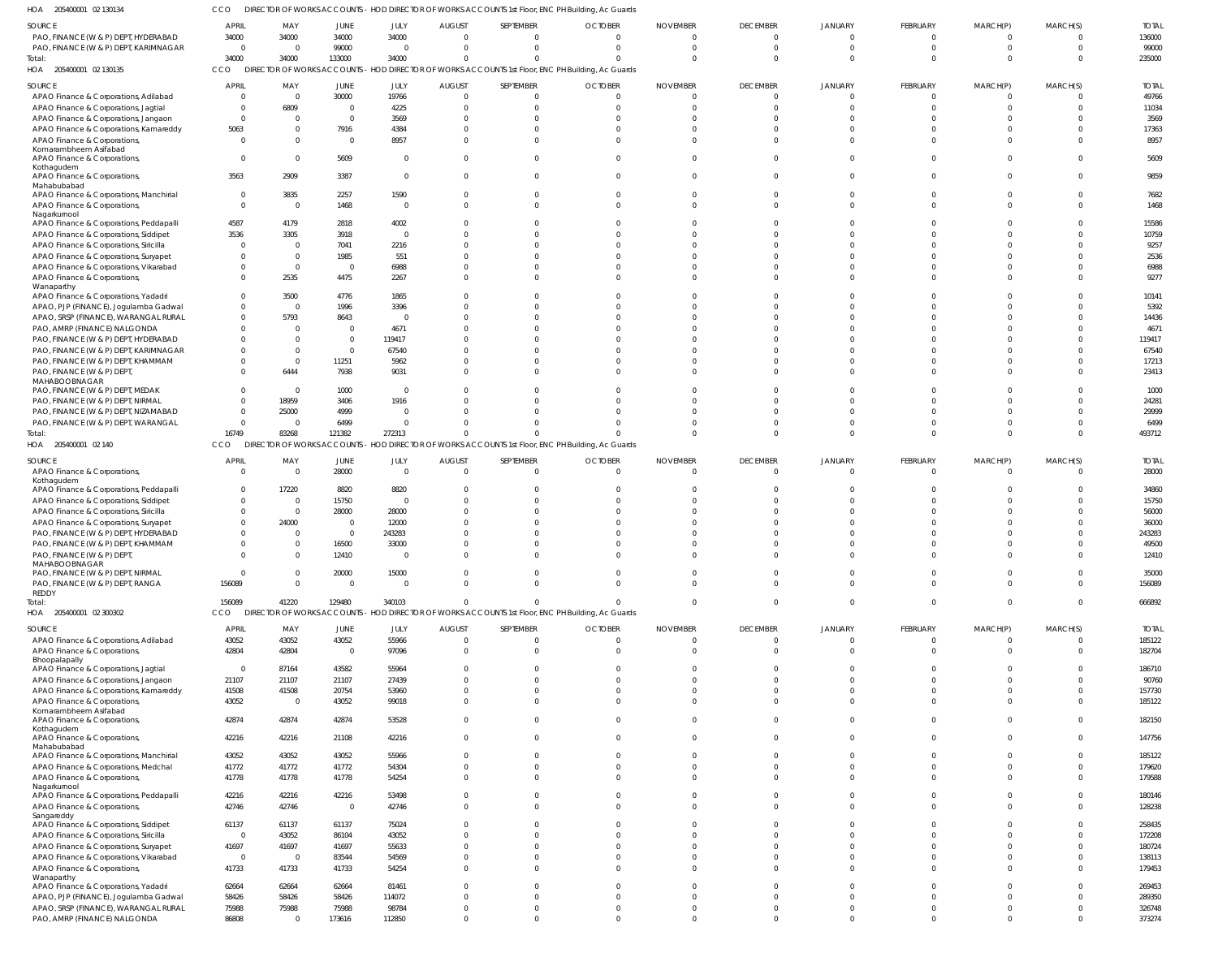HOA 205400001 02 130134 CCO DIRECTOR OF WORKS ACCOUNTS - HOD DIRECTOR OF WORKS ACCOUNTS 1st Floor, ENC PH Building, Ac Guards

| SOURCE | APRIL | MAY | JUNE | JULY | AUGUST | SEPTEMBER | OCTOBER | NOVEMBER | DECEMBER | JANUARY | FEBRUARY | MARCH(P) | MARCH(S) | TOTAL |
|---|---|---|---|---|---|---|---|---|---|---|---|---|---|---|
| PAO, FINANCE (W & P) DEPT, HYDERABAD | 34000 | 34000 | 34000 | 34000 | 0 | 0 | 0 | 0 | 0 | 0 | 0 | 0 | 0 | 136000 |
| PAO, FINANCE (W & P) DEPT, KARIMNAGAR | 0 | 0 | 99000 | 0 | 0 | 0 | 0 | 0 | 0 | 0 | 0 | 0 | 0 | 99000 |
| Total: | 34000 | 34000 | 133000 | 34000 | 0 | 0 | 0 | 0 | 0 | 0 | 0 | 0 | 0 | 235000 |

HOA 205400001 02 130135 CCO DIRECTOR OF WORKS ACCOUNTS - HOD DIRECTOR OF WORKS ACCOUNTS 1st Floor, ENC PH Building, Ac Guards

| SOURCE | APRIL | MAY | JUNE | JULY | AUGUST | SEPTEMBER | OCTOBER | NOVEMBER | DECEMBER | JANUARY | FEBRUARY | MARCH(P) | MARCH(S) | TOTAL |
|---|---|---|---|---|---|---|---|---|---|---|---|---|---|---|
| APAO Finance & Corporations, Adilabad | 0 | 0 | 30000 | 19766 | 0 | 0 | 0 | 0 | 0 | 0 | 0 | 0 | 0 | 49766 |
| APAO Finance & Corporations, Jagtial | 0 | 6809 | 0 | 4225 | 0 | 0 | 0 | 0 | 0 | 0 | 0 | 0 | 0 | 11034 |
| APAO Finance & Corporations, Jangaon | 0 | 0 | 0 | 3569 | 0 | 0 | 0 | 0 | 0 | 0 | 0 | 0 | 0 | 3569 |
| APAO Finance & Corporations, Kamareddy | 5063 | 0 | 7916 | 4384 | 0 | 0 | 0 | 0 | 0 | 0 | 0 | 0 | 0 | 17363 |
| APAO Finance & Corporations, Komarambheem Asifabad | 0 | 0 | 0 | 8957 | 0 | 0 | 0 | 0 | 0 | 0 | 0 | 0 | 0 | 8957 |
| APAO Finance & Corporations, Kothagudem | 0 | 0 | 5609 | 0 | 0 | 0 | 0 | 0 | 0 | 0 | 0 | 0 | 0 | 5609 |
| APAO Finance & Corporations, Mahabubabad | 3563 | 2909 | 3387 | 0 | 0 | 0 | 0 | 0 | 0 | 0 | 0 | 0 | 0 | 9859 |
| APAO Finance & Corporations, Manchirial | 0 | 3835 | 2257 | 1590 | 0 | 0 | 0 | 0 | 0 | 0 | 0 | 0 | 0 | 7682 |
| APAO Finance & Corporations, Nagarkurnool | 0 | 0 | 1468 | 0 | 0 | 0 | 0 | 0 | 0 | 0 | 0 | 0 | 0 | 1468 |
| APAO Finance & Corporations, Peddapalli | 4587 | 4179 | 2818 | 4002 | 0 | 0 | 0 | 0 | 0 | 0 | 0 | 0 | 0 | 15586 |
| APAO Finance & Corporations, Siddipet | 3536 | 3305 | 3918 | 0 | 0 | 0 | 0 | 0 | 0 | 0 | 0 | 0 | 0 | 10759 |
| APAO Finance & Corporations, Siricilla | 0 | 0 | 7041 | 2216 | 0 | 0 | 0 | 0 | 0 | 0 | 0 | 0 | 0 | 9257 |
| APAO Finance & Corporations, Suryapet | 0 | 0 | 1985 | 551 | 0 | 0 | 0 | 0 | 0 | 0 | 0 | 0 | 0 | 2536 |
| APAO Finance & Corporations, Vikarabad | 0 | 0 | 0 | 6988 | 0 | 0 | 0 | 0 | 0 | 0 | 0 | 0 | 0 | 6988 |
| APAO Finance & Corporations, Wanaparthy | 0 | 2535 | 4475 | 2267 | 0 | 0 | 0 | 0 | 0 | 0 | 0 | 0 | 0 | 9277 |
| APAO Finance & Corporations, Yadadri | 0 | 3500 | 4776 | 1865 | 0 | 0 | 0 | 0 | 0 | 0 | 0 | 0 | 0 | 10141 |
| APAO, PJP (FINANCE), Jogulamba Gadwal | 0 | 0 | 1996 | 3396 | 0 | 0 | 0 | 0 | 0 | 0 | 0 | 0 | 0 | 5392 |
| APAO, SRSP (FINANCE), WARANGAL RURAL | 0 | 5793 | 8643 | 0 | 0 | 0 | 0 | 0 | 0 | 0 | 0 | 0 | 0 | 14436 |
| PAO, AMRP (FINANCE) NALGONDA | 0 | 0 | 0 | 4671 | 0 | 0 | 0 | 0 | 0 | 0 | 0 | 0 | 0 | 4671 |
| PAO, FINANCE (W & P) DEPT, HYDERABAD | 0 | 0 | 0 | 119417 | 0 | 0 | 0 | 0 | 0 | 0 | 0 | 0 | 0 | 119417 |
| PAO, FINANCE (W & P) DEPT, KARIMNAGAR | 0 | 0 | 0 | 67540 | 0 | 0 | 0 | 0 | 0 | 0 | 0 | 0 | 0 | 67540 |
| PAO, FINANCE (W & P) DEPT, KHAMMAM | 0 | 0 | 11251 | 5962 | 0 | 0 | 0 | 0 | 0 | 0 | 0 | 0 | 0 | 17213 |
| PAO, FINANCE (W & P) DEPT, MAHABOOBNAGAR | 0 | 6444 | 7938 | 9031 | 0 | 0 | 0 | 0 | 0 | 0 | 0 | 0 | 0 | 23413 |
| PAO, FINANCE (W & P) DEPT, MEDAK | 0 | 0 | 1000 | 0 | 0 | 0 | 0 | 0 | 0 | 0 | 0 | 0 | 0 | 1000 |
| PAO, FINANCE (W & P) DEPT, NIRMAL | 0 | 18959 | 3406 | 1916 | 0 | 0 | 0 | 0 | 0 | 0 | 0 | 0 | 0 | 24281 |
| PAO, FINANCE (W & P) DEPT, NIZAMABAD | 0 | 25000 | 4999 | 0 | 0 | 0 | 0 | 0 | 0 | 0 | 0 | 0 | 0 | 29999 |
| PAO, FINANCE (W & P) DEPT, WARANGAL | 0 | 0 | 6499 | 0 | 0 | 0 | 0 | 0 | 0 | 0 | 0 | 0 | 0 | 6499 |
| Total: | 16749 | 83268 | 121382 | 272313 | 0 | 0 | 0 | 0 | 0 | 0 | 0 | 0 | 0 | 493712 |

HOA 205400001 02 140 CCO DIRECTOR OF WORKS ACCOUNTS - HOD DIRECTOR OF WORKS ACCOUNTS 1st Floor, ENC PH Building, Ac Guards

| SOURCE | APRIL | MAY | JUNE | JULY | AUGUST | SEPTEMBER | OCTOBER | NOVEMBER | DECEMBER | JANUARY | FEBRUARY | MARCH(P) | MARCH(S) | TOTAL |
|---|---|---|---|---|---|---|---|---|---|---|---|---|---|---|
| APAO Finance & Corporations, Kothagudem | 0 | 0 | 28000 | 0 | 0 | 0 | 0 | 0 | 0 | 0 | 0 | 0 | 0 | 28000 |
| APAO Finance & Corporations, Peddapalli | 0 | 17220 | 8820 | 8820 | 0 | 0 | 0 | 0 | 0 | 0 | 0 | 0 | 0 | 34860 |
| APAO Finance & Corporations, Siddipet | 0 | 0 | 15750 | 0 | 0 | 0 | 0 | 0 | 0 | 0 | 0 | 0 | 0 | 15750 |
| APAO Finance & Corporations, Siricilla | 0 | 0 | 28000 | 28000 | 0 | 0 | 0 | 0 | 0 | 0 | 0 | 0 | 0 | 56000 |
| APAO Finance & Corporations, Suryapet | 0 | 24000 | 0 | 12000 | 0 | 0 | 0 | 0 | 0 | 0 | 0 | 0 | 0 | 36000 |
| PAO, FINANCE (W & P) DEPT, HYDERABAD | 0 | 0 | 0 | 243283 | 0 | 0 | 0 | 0 | 0 | 0 | 0 | 0 | 0 | 243283 |
| PAO, FINANCE (W & P) DEPT, KHAMMAM | 0 | 0 | 16500 | 33000 | 0 | 0 | 0 | 0 | 0 | 0 | 0 | 0 | 0 | 49500 |
| PAO, FINANCE (W & P) DEPT, MAHABOOBNAGAR | 0 | 0 | 12410 | 0 | 0 | 0 | 0 | 0 | 0 | 0 | 0 | 0 | 0 | 12410 |
| PAO, FINANCE (W & P) DEPT, NIRMAL | 0 | 0 | 20000 | 15000 | 0 | 0 | 0 | 0 | 0 | 0 | 0 | 0 | 0 | 35000 |
| PAO, FINANCE (W & P) DEPT, RANGA REDDY | 156089 | 0 | 0 | 0 | 0 | 0 | 0 | 0 | 0 | 0 | 0 | 0 | 0 | 156089 |
| Total: | 156089 | 41220 | 129480 | 340103 | 0 | 0 | 0 | 0 | 0 | 0 | 0 | 0 | 0 | 666892 |

HOA 205400001 02 300302 CCO DIRECTOR OF WORKS ACCOUNTS - HOD DIRECTOR OF WORKS ACCOUNTS 1st Floor, ENC PH Building, Ac Guards

| SOURCE | APRIL | MAY | JUNE | JULY | AUGUST | SEPTEMBER | OCTOBER | NOVEMBER | DECEMBER | JANUARY | FEBRUARY | MARCH(P) | MARCH(S) | TOTAL |
|---|---|---|---|---|---|---|---|---|---|---|---|---|---|---|
| APAO Finance & Corporations, Adilabad | 43052 | 43052 | 43052 | 55966 | 0 | 0 | 0 | 0 | 0 | 0 | 0 | 0 | 0 | 185122 |
| APAO Finance & Corporations, Bhoopalapally | 42804 | 42804 | 0 | 97096 | 0 | 0 | 0 | 0 | 0 | 0 | 0 | 0 | 0 | 182704 |
| APAO Finance & Corporations, Jagtial | 0 | 87164 | 43582 | 55964 | 0 | 0 | 0 | 0 | 0 | 0 | 0 | 0 | 0 | 186710 |
| APAO Finance & Corporations, Jangaon | 21107 | 21107 | 21107 | 27439 | 0 | 0 | 0 | 0 | 0 | 0 | 0 | 0 | 0 | 90760 |
| APAO Finance & Corporations, Kamareddy | 41508 | 41508 | 20754 | 53960 | 0 | 0 | 0 | 0 | 0 | 0 | 0 | 0 | 0 | 157730 |
| APAO Finance & Corporations, Komarambheem Asifabad | 43052 | 0 | 43052 | 99018 | 0 | 0 | 0 | 0 | 0 | 0 | 0 | 0 | 0 | 185122 |
| APAO Finance & Corporations, Kothagudem | 42874 | 42874 | 42874 | 53528 | 0 | 0 | 0 | 0 | 0 | 0 | 0 | 0 | 0 | 182150 |
| APAO Finance & Corporations, Mahabubabad | 42216 | 42216 | 21108 | 42216 | 0 | 0 | 0 | 0 | 0 | 0 | 0 | 0 | 0 | 147756 |
| APAO Finance & Corporations, Manchirial | 43052 | 43052 | 43052 | 55966 | 0 | 0 | 0 | 0 | 0 | 0 | 0 | 0 | 0 | 185122 |
| APAO Finance & Corporations, Medchal | 41772 | 41772 | 41772 | 54304 | 0 | 0 | 0 | 0 | 0 | 0 | 0 | 0 | 0 | 179620 |
| APAO Finance & Corporations, Nagarkurnool | 41778 | 41778 | 41778 | 54254 | 0 | 0 | 0 | 0 | 0 | 0 | 0 | 0 | 0 | 179588 |
| APAO Finance & Corporations, Peddapalli | 42216 | 42216 | 42216 | 53498 | 0 | 0 | 0 | 0 | 0 | 0 | 0 | 0 | 0 | 180146 |
| APAO Finance & Corporations, Sangareddy | 42746 | 42746 | 0 | 42746 | 0 | 0 | 0 | 0 | 0 | 0 | 0 | 0 | 0 | 128238 |
| APAO Finance & Corporations, Siddipet | 61137 | 61137 | 61137 | 75024 | 0 | 0 | 0 | 0 | 0 | 0 | 0 | 0 | 0 | 258435 |
| APAO Finance & Corporations, Siricilla | 0 | 43052 | 86104 | 43052 | 0 | 0 | 0 | 0 | 0 | 0 | 0 | 0 | 0 | 172208 |
| APAO Finance & Corporations, Suryapet | 41697 | 41697 | 41697 | 55633 | 0 | 0 | 0 | 0 | 0 | 0 | 0 | 0 | 0 | 180724 |
| APAO Finance & Corporations, Vikarabad | 0 | 0 | 83544 | 54569 | 0 | 0 | 0 | 0 | 0 | 0 | 0 | 0 | 0 | 138113 |
| APAO Finance & Corporations, Wanaparthy | 41733 | 41733 | 41733 | 54254 | 0 | 0 | 0 | 0 | 0 | 0 | 0 | 0 | 0 | 179453 |
| APAO Finance & Corporations, Yadadri | 62664 | 62664 | 62664 | 81461 | 0 | 0 | 0 | 0 | 0 | 0 | 0 | 0 | 0 | 269453 |
| APAO, PJP (FINANCE), Jogulamba Gadwal | 58426 | 58426 | 58426 | 114072 | 0 | 0 | 0 | 0 | 0 | 0 | 0 | 0 | 0 | 289350 |
| APAO, SRSP (FINANCE), WARANGAL RURAL | 75988 | 75988 | 75988 | 98784 | 0 | 0 | 0 | 0 | 0 | 0 | 0 | 0 | 0 | 326748 |
| PAO, AMRP (FINANCE) NALGONDA | 86808 | 0 | 173616 | 112850 | 0 | 0 | 0 | 0 | 0 | 0 | 0 | 0 | 0 | 373274 |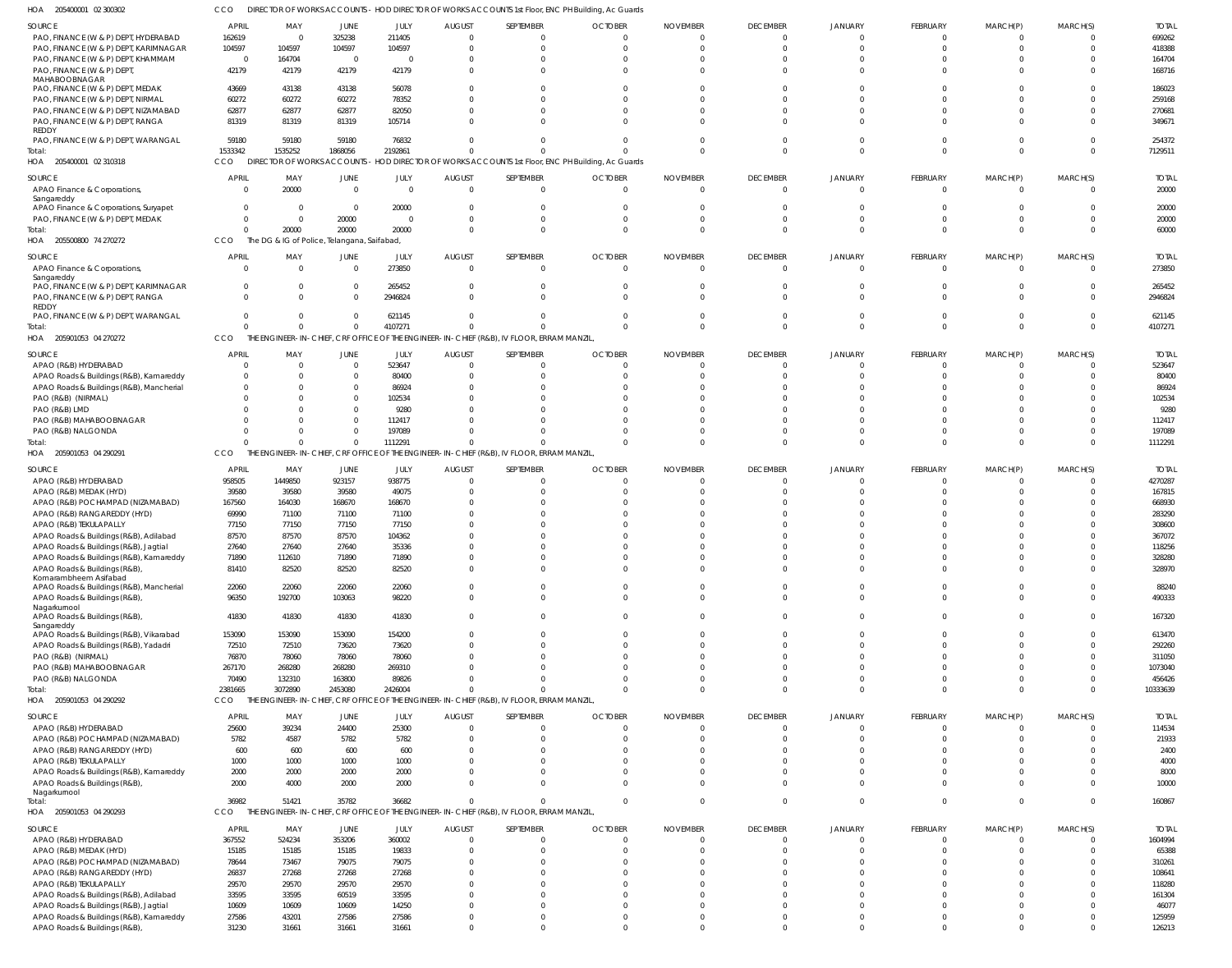HOA 205400001 02 300302 CCO DIRECTOR OF WORKS ACCOUNTS - HOD DIRECTOR OF WORKS ACCOUNTS 1st Floor, ENC PH Building, Ac Guards

| SOURCE | APRIL | MAY | JUNE | JULY | AUGUST | SEPTEMBER | OCTOBER | NOVEMBER | DECEMBER | JANUARY | FEBRUARY | MARCH(P) | MARCH(S) | TOTAL |
|---|---|---|---|---|---|---|---|---|---|---|---|---|---|---|
| PAO, FINANCE (W & P) DEPT, HYDERABAD | 162619 | 0 | 325238 | 211405 | 0 | 0 | 0 | 0 | 0 | 0 | 0 | 0 | 0 | 699262 |
| PAO, FINANCE (W & P) DEPT, KARIMNAGAR | 104597 | 104597 | 104597 | 104597 | 0 | 0 | 0 | 0 | 0 | 0 | 0 | 0 | 0 | 418388 |
| PAO, FINANCE (W & P) DEPT, KHAMMAM | 0 | 164704 | 0 | 0 | 0 | 0 | 0 | 0 | 0 | 0 | 0 | 0 | 0 | 164704 |
| PAO, FINANCE (W & P) DEPT, MAHABOOBNAGAR | 42179 | 42179 | 42179 | 42179 | 0 | 0 | 0 | 0 | 0 | 0 | 0 | 0 | 0 | 168716 |
| PAO, FINANCE (W & P) DEPT, MEDAK | 43669 | 43138 | 43138 | 56078 | 0 | 0 | 0 | 0 | 0 | 0 | 0 | 0 | 0 | 186023 |
| PAO, FINANCE (W & P) DEPT, NIRMAL | 60272 | 60272 | 60272 | 78352 | 0 | 0 | 0 | 0 | 0 | 0 | 0 | 0 | 0 | 259168 |
| PAO, FINANCE (W & P) DEPT, NIZAMABAD | 62877 | 62877 | 62877 | 82050 | 0 | 0 | 0 | 0 | 0 | 0 | 0 | 0 | 0 | 270681 |
| PAO, FINANCE (W & P) DEPT, RANGA REDDY | 81319 | 81319 | 81319 | 105714 | 0 | 0 | 0 | 0 | 0 | 0 | 0 | 0 | 0 | 349671 |
| PAO, FINANCE (W & P) DEPT, WARANGAL | 59180 | 59180 | 59180 | 76832 | 0 | 0 | 0 | 0 | 0 | 0 | 0 | 0 | 0 | 254372 |
| Total: | 1533342 | 1535252 | 1868056 | 2192861 | 0 | 0 | 0 | 0 | 0 | 0 | 0 | 0 | 0 | 7129511 |

HOA 205400001 02 310318 CCO DIRECTOR OF WORKS ACCOUNTS - HOD DIRECTOR OF WORKS ACCOUNTS 1st Floor, ENC PH Building, Ac Guards

| SOURCE | APRIL | MAY | JUNE | JULY | AUGUST | SEPTEMBER | OCTOBER | NOVEMBER | DECEMBER | JANUARY | FEBRUARY | MARCH(P) | MARCH(S) | TOTAL |
|---|---|---|---|---|---|---|---|---|---|---|---|---|---|---|
| APAO Finance & Corporations, Sangareddy | 0 | 20000 | 0 | 0 | 0 | 0 | 0 | 0 | 0 | 0 | 0 | 0 | 0 | 20000 |
| APAO Finance & Corporations, Suryapet | 0 | 0 | 0 | 20000 | 0 | 0 | 0 | 0 | 0 | 0 | 0 | 0 | 0 | 20000 |
| PAO, FINANCE (W & P) DEPT, MEDAK | 0 | 0 | 20000 | 0 | 0 | 0 | 0 | 0 | 0 | 0 | 0 | 0 | 0 | 20000 |
| Total: | 0 | 20000 | 20000 | 20000 | 0 | 0 | 0 | 0 | 0 | 0 | 0 | 0 | 0 | 60000 |

HOA 205500800 74 270272 CCO The DG & IG of Police, Telangana, Saifabad,

| SOURCE | APRIL | MAY | JUNE | JULY | AUGUST | SEPTEMBER | OCTOBER | NOVEMBER | DECEMBER | JANUARY | FEBRUARY | MARCH(P) | MARCH(S) | TOTAL |
|---|---|---|---|---|---|---|---|---|---|---|---|---|---|---|
| APAO Finance & Corporations, Sangareddy | 0 | 0 | 0 | 273850 | 0 | 0 | 0 | 0 | 0 | 0 | 0 | 0 | 0 | 273850 |
| PAO, FINANCE (W & P) DEPT, KARIMNAGAR | 0 | 0 | 0 | 265452 | 0 | 0 | 0 | 0 | 0 | 0 | 0 | 0 | 0 | 265452 |
| PAO, FINANCE (W & P) DEPT, RANGA REDDY | 0 | 0 | 0 | 2946824 | 0 | 0 | 0 | 0 | 0 | 0 | 0 | 0 | 0 | 2946824 |
| PAO, FINANCE (W & P) DEPT, WARANGAL | 0 | 0 | 0 | 621145 | 0 | 0 | 0 | 0 | 0 | 0 | 0 | 0 | 0 | 621145 |
| Total: | 0 | 0 | 0 | 4107271 | 0 | 0 | 0 | 0 | 0 | 0 | 0 | 0 | 0 | 4107271 |

HOA 205901053 04 270272 CCO THE ENGINEER-IN-CHIEF, CRF OFFICE OF THE ENGINEER-IN-CHIEF (R&B), IV FLOOR, ERRAM MANZIL,

| SOURCE | APRIL | MAY | JUNE | JULY | AUGUST | SEPTEMBER | OCTOBER | NOVEMBER | DECEMBER | JANUARY | FEBRUARY | MARCH(P) | MARCH(S) | TOTAL |
|---|---|---|---|---|---|---|---|---|---|---|---|---|---|---|
| APAO (R&B) HYDERABAD | 0 | 0 | 0 | 523647 | 0 | 0 | 0 | 0 | 0 | 0 | 0 | 0 | 0 | 523647 |
| APAO Roads & Buildings (R&B), Kamareddy | 0 | 0 | 0 | 80400 | 0 | 0 | 0 | 0 | 0 | 0 | 0 | 0 | 0 | 80400 |
| APAO Roads & Buildings (R&B), Mancherial | 0 | 0 | 0 | 86924 | 0 | 0 | 0 | 0 | 0 | 0 | 0 | 0 | 0 | 86924 |
| PAO (R&B) (NIRMAL) | 0 | 0 | 0 | 102534 | 0 | 0 | 0 | 0 | 0 | 0 | 0 | 0 | 0 | 102534 |
| PAO (R&B) LMD | 0 | 0 | 0 | 9280 | 0 | 0 | 0 | 0 | 0 | 0 | 0 | 0 | 0 | 9280 |
| PAO (R&B) MAHABOOBNAGAR | 0 | 0 | 0 | 112417 | 0 | 0 | 0 | 0 | 0 | 0 | 0 | 0 | 0 | 112417 |
| PAO (R&B) NALGONDA | 0 | 0 | 0 | 197089 | 0 | 0 | 0 | 0 | 0 | 0 | 0 | 0 | 0 | 197089 |
| Total: | 0 | 0 | 0 | 1112291 | 0 | 0 | 0 | 0 | 0 | 0 | 0 | 0 | 0 | 1112291 |

HOA 205901053 04 290291 CCO THE ENGINEER-IN-CHIEF, CRF OFFICE OF THE ENGINEER-IN-CHIEF (R&B), IV FLOOR, ERRAM MANZIL,

| SOURCE | APRIL | MAY | JUNE | JULY | AUGUST | SEPTEMBER | OCTOBER | NOVEMBER | DECEMBER | JANUARY | FEBRUARY | MARCH(P) | MARCH(S) | TOTAL |
|---|---|---|---|---|---|---|---|---|---|---|---|---|---|---|
| APAO (R&B) HYDERABAD | 958505 | 1449850 | 923157 | 938775 | 0 | 0 | 0 | 0 | 0 | 0 | 0 | 0 | 0 | 4270287 |
| APAO (R&B) MEDAK (HYD) | 39580 | 39580 | 39580 | 49075 | 0 | 0 | 0 | 0 | 0 | 0 | 0 | 0 | 0 | 167815 |
| APAO (R&B) POCHAMPAD (NIZAMABAD) | 167560 | 164030 | 168670 | 168670 | 0 | 0 | 0 | 0 | 0 | 0 | 0 | 0 | 0 | 668930 |
| APAO (R&B) RANGAREDDY (HYD) | 69990 | 71100 | 71100 | 71100 | 0 | 0 | 0 | 0 | 0 | 0 | 0 | 0 | 0 | 283290 |
| APAO (R&B) TEKULAPALLY | 77150 | 77150 | 77150 | 77150 | 0 | 0 | 0 | 0 | 0 | 0 | 0 | 0 | 0 | 308600 |
| APAO Roads & Buildings (R&B), Adilabad | 87570 | 87570 | 87570 | 104362 | 0 | 0 | 0 | 0 | 0 | 0 | 0 | 0 | 0 | 367072 |
| APAO Roads & Buildings (R&B), Jagtial | 27640 | 27640 | 27640 | 35336 | 0 | 0 | 0 | 0 | 0 | 0 | 0 | 0 | 0 | 118256 |
| APAO Roads & Buildings (R&B), Kamareddy | 71890 | 112610 | 71890 | 71890 | 0 | 0 | 0 | 0 | 0 | 0 | 0 | 0 | 0 | 328280 |
| APAO Roads & Buildings (R&B), Komarambheem Asifabad | 81410 | 82520 | 82520 | 82520 | 0 | 0 | 0 | 0 | 0 | 0 | 0 | 0 | 0 | 328970 |
| APAO Roads & Buildings (R&B), Mancherial | 22060 | 22060 | 22060 | 22060 | 0 | 0 | 0 | 0 | 0 | 0 | 0 | 0 | 0 | 88240 |
| APAO Roads & Buildings (R&B), Nagarkurnool | 96350 | 192700 | 103063 | 98220 | 0 | 0 | 0 | 0 | 0 | 0 | 0 | 0 | 0 | 490333 |
| APAO Roads & Buildings (R&B), Sangareddy | 41830 | 41830 | 41830 | 41830 | 0 | 0 | 0 | 0 | 0 | 0 | 0 | 0 | 0 | 167320 |
| APAO Roads & Buildings (R&B), Vikarabad | 153090 | 153090 | 153090 | 154200 | 0 | 0 | 0 | 0 | 0 | 0 | 0 | 0 | 0 | 613470 |
| APAO Roads & Buildings (R&B), Yadadri | 72510 | 72510 | 73620 | 73620 | 0 | 0 | 0 | 0 | 0 | 0 | 0 | 0 | 0 | 292260 |
| PAO (R&B) (NIRMAL) | 76870 | 78060 | 78060 | 78060 | 0 | 0 | 0 | 0 | 0 | 0 | 0 | 0 | 0 | 311050 |
| PAO (R&B) MAHABOOBNAGAR | 267170 | 268280 | 268280 | 269310 | 0 | 0 | 0 | 0 | 0 | 0 | 0 | 0 | 0 | 1073040 |
| PAO (R&B) NALGONDA | 70490 | 132310 | 163800 | 89826 | 0 | 0 | 0 | 0 | 0 | 0 | 0 | 0 | 0 | 456426 |
| Total: | 2381665 | 3072890 | 2453080 | 2426004 | 0 | 0 | 0 | 0 | 0 | 0 | 0 | 0 | 0 | 10333639 |

HOA 205901053 04 290292 CCO THE ENGINEER-IN-CHIEF, CRF OFFICE OF THE ENGINEER-IN-CHIEF (R&B), IV FLOOR, ERRAM MANZIL,

| SOURCE | APRIL | MAY | JUNE | JULY | AUGUST | SEPTEMBER | OCTOBER | NOVEMBER | DECEMBER | JANUARY | FEBRUARY | MARCH(P) | MARCH(S) | TOTAL |
|---|---|---|---|---|---|---|---|---|---|---|---|---|---|---|
| APAO (R&B) HYDERABAD | 25600 | 39234 | 24400 | 25300 | 0 | 0 | 0 | 0 | 0 | 0 | 0 | 0 | 0 | 114534 |
| APAO (R&B) POCHAMPAD (NIZAMABAD) | 5782 | 4587 | 5782 | 5782 | 0 | 0 | 0 | 0 | 0 | 0 | 0 | 0 | 0 | 21933 |
| APAO (R&B) RANGAREDDY (HYD) | 600 | 600 | 600 | 600 | 0 | 0 | 0 | 0 | 0 | 0 | 0 | 0 | 0 | 2400 |
| APAO (R&B) TEKULAPALLY | 1000 | 1000 | 1000 | 1000 | 0 | 0 | 0 | 0 | 0 | 0 | 0 | 0 | 0 | 4000 |
| APAO Roads & Buildings (R&B), Kamareddy | 2000 | 2000 | 2000 | 2000 | 0 | 0 | 0 | 0 | 0 | 0 | 0 | 0 | 0 | 8000 |
| APAO Roads & Buildings (R&B), Nagarkurnool | 2000 | 4000 | 2000 | 2000 | 0 | 0 | 0 | 0 | 0 | 0 | 0 | 0 | 0 | 10000 |
| Total: | 36982 | 51421 | 35782 | 36682 | 0 | 0 | 0 | 0 | 0 | 0 | 0 | 0 | 0 | 160867 |

HOA 205901053 04 290293 CCO THE ENGINEER-IN-CHIEF, CRF OFFICE OF THE ENGINEER-IN-CHIEF (R&B), IV FLOOR, ERRAM MANZIL,

| SOURCE | APRIL | MAY | JUNE | JULY | AUGUST | SEPTEMBER | OCTOBER | NOVEMBER | DECEMBER | JANUARY | FEBRUARY | MARCH(P) | MARCH(S) | TOTAL |
|---|---|---|---|---|---|---|---|---|---|---|---|---|---|---|
| APAO (R&B) HYDERABAD | 367552 | 524234 | 353206 | 360002 | 0 | 0 | 0 | 0 | 0 | 0 | 0 | 0 | 0 | 1604994 |
| APAO (R&B) MEDAK (HYD) | 15185 | 15185 | 15185 | 19833 | 0 | 0 | 0 | 0 | 0 | 0 | 0 | 0 | 0 | 65388 |
| APAO (R&B) POCHAMPAD (NIZAMABAD) | 78644 | 73467 | 79075 | 79075 | 0 | 0 | 0 | 0 | 0 | 0 | 0 | 0 | 0 | 310261 |
| APAO (R&B) RANGAREDDY (HYD) | 26837 | 27268 | 27268 | 27268 | 0 | 0 | 0 | 0 | 0 | 0 | 0 | 0 | 0 | 108641 |
| APAO (R&B) TEKULAPALLY | 29570 | 29570 | 29570 | 29570 | 0 | 0 | 0 | 0 | 0 | 0 | 0 | 0 | 0 | 118280 |
| APAO Roads & Buildings (R&B), Adilabad | 33595 | 33595 | 60519 | 33595 | 0 | 0 | 0 | 0 | 0 | 0 | 0 | 0 | 0 | 161304 |
| APAO Roads & Buildings (R&B), Jagtial | 10609 | 10609 | 10609 | 14250 | 0 | 0 | 0 | 0 | 0 | 0 | 0 | 0 | 0 | 46077 |
| APAO Roads & Buildings (R&B), Kamareddy | 27586 | 43201 | 27586 | 27586 | 0 | 0 | 0 | 0 | 0 | 0 | 0 | 0 | 0 | 125959 |
| APAO Roads & Buildings (R&B), | 31230 | 31661 | 31661 | 31661 | 0 | 0 | 0 | 0 | 0 | 0 | 0 | 0 | 0 | 126213 |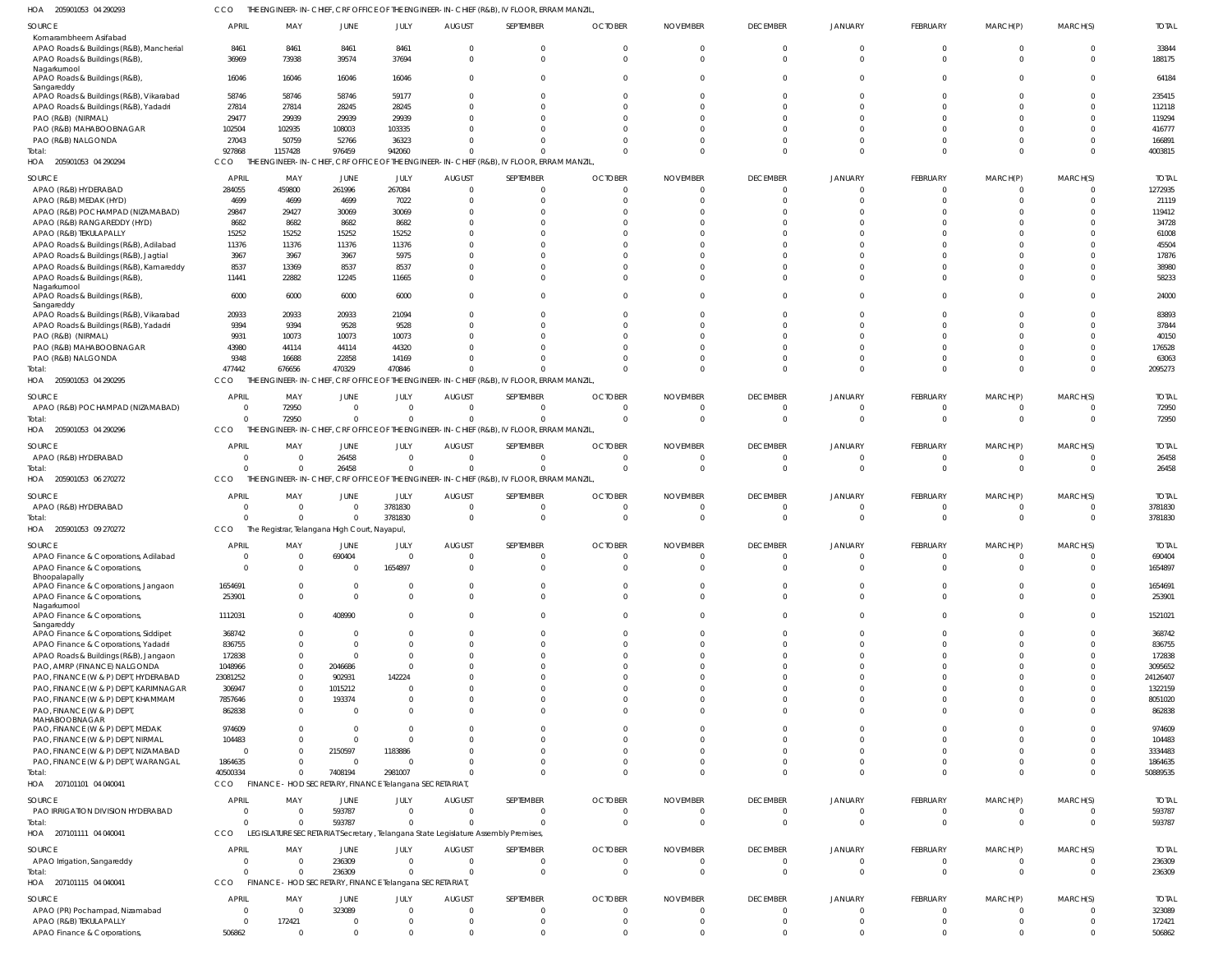HOA 205901053 04 290293 CCO THE ENGINEER-IN-CHIEF, CRF OFFICE OF THE ENGINEER-IN-CHIEF (R&B), IV FLOOR, ERRAM MANZIL,

| SOURCE | APRIL | MAY | JUNE | JULY | AUGUST | SEPTEMBER | OCTOBER | NOVEMBER | DECEMBER | JANUARY | FEBRUARY | MARCH(P) | MARCH(S) | TOTAL |
|---|---|---|---|---|---|---|---|---|---|---|---|---|---|---|
| Komarambheem Asifabad | | | | | | | | | | | | | | |
| APAO Roads & Buildings (R&B), Mancherial | 8461 | 8461 | 8461 | 8461 | 0 | 0 | 0 | 0 | 0 | 0 | 0 | 0 | 0 | 33844 |
| APAO Roads & Buildings (R&B), Nagarkurnool | 36969 | 73938 | 39574 | 37694 | 0 | 0 | 0 | 0 | 0 | 0 | 0 | 0 | 0 | 188175 |
| APAO Roads & Buildings (R&B), Sangareddy | 16046 | 16046 | 16046 | 16046 | 0 | 0 | 0 | 0 | 0 | 0 | 0 | 0 | 0 | 64184 |
| APAO Roads & Buildings (R&B), Vikarabad | 58746 | 58746 | 58746 | 59177 | 0 | 0 | 0 | 0 | 0 | 0 | 0 | 0 | 0 | 235415 |
| APAO Roads & Buildings (R&B), Yadadri | 27814 | 27814 | 28245 | 28245 | 0 | 0 | 0 | 0 | 0 | 0 | 0 | 0 | 0 | 112118 |
| PAO (R&B) (NIRMAL) | 29477 | 29939 | 29939 | 29939 | 0 | 0 | 0 | 0 | 0 | 0 | 0 | 0 | 0 | 119294 |
| PAO (R&B) MAHABOOBNAGAR | 102504 | 102935 | 108003 | 103335 | 0 | 0 | 0 | 0 | 0 | 0 | 0 | 0 | 0 | 416777 |
| PAO (R&B) NALGONDA | 27043 | 50759 | 52766 | 36323 | 0 | 0 | 0 | 0 | 0 | 0 | 0 | 0 | 0 | 166891 |
| Total: | 927868 | 1157428 | 976459 | 942060 | 0 | 0 | 0 | 0 | 0 | 0 | 0 | 0 | 0 | 4003815 |

HOA 205901053 04 290294 CCO THE ENGINEER-IN-CHIEF, CRF OFFICE OF THE ENGINEER-IN-CHIEF (R&B), IV FLOOR, ERRAM MANZIL,

| SOURCE | APRIL | MAY | JUNE | JULY | AUGUST | SEPTEMBER | OCTOBER | NOVEMBER | DECEMBER | JANUARY | FEBRUARY | MARCH(P) | MARCH(S) | TOTAL |
|---|---|---|---|---|---|---|---|---|---|---|---|---|---|---|
| APAO (R&B) HYDERABAD | 284055 | 459800 | 261996 | 267084 | 0 | 0 | 0 | 0 | 0 | 0 | 0 | 0 | 0 | 1272935 |
| APAO (R&B) MEDAK (HYD) | 4699 | 4699 | 4699 | 7022 | 0 | 0 | 0 | 0 | 0 | 0 | 0 | 0 | 0 | 21119 |
| APAO (R&B) POCHAMPAD (NIZAMABAD) | 29847 | 29427 | 30069 | 30069 | 0 | 0 | 0 | 0 | 0 | 0 | 0 | 0 | 0 | 119412 |
| APAO (R&B) RANGAREDDY (HYD) | 8682 | 8682 | 8682 | 8682 | 0 | 0 | 0 | 0 | 0 | 0 | 0 | 0 | 0 | 34728 |
| APAO (R&B) TEKULAPALLY | 15252 | 15252 | 15252 | 15252 | 0 | 0 | 0 | 0 | 0 | 0 | 0 | 0 | 0 | 61008 |
| APAO Roads & Buildings (R&B), Adilabad | 11376 | 11376 | 11376 | 11376 | 0 | 0 | 0 | 0 | 0 | 0 | 0 | 0 | 0 | 45504 |
| APAO Roads & Buildings (R&B), Jagtial | 3967 | 3967 | 3967 | 5975 | 0 | 0 | 0 | 0 | 0 | 0 | 0 | 0 | 0 | 17876 |
| APAO Roads & Buildings (R&B), Kamareddy | 8537 | 13369 | 8537 | 8537 | 0 | 0 | 0 | 0 | 0 | 0 | 0 | 0 | 0 | 38980 |
| APAO Roads & Buildings (R&B), Nagarkurnool | 11441 | 22882 | 12245 | 11665 | 0 | 0 | 0 | 0 | 0 | 0 | 0 | 0 | 0 | 58233 |
| APAO Roads & Buildings (R&B), Sangareddy | 6000 | 6000 | 6000 | 6000 | 0 | 0 | 0 | 0 | 0 | 0 | 0 | 0 | 0 | 24000 |
| APAO Roads & Buildings (R&B), Vikarabad | 20933 | 20933 | 20933 | 21094 | 0 | 0 | 0 | 0 | 0 | 0 | 0 | 0 | 0 | 83893 |
| APAO Roads & Buildings (R&B), Yadadri | 9394 | 9394 | 9528 | 9528 | 0 | 0 | 0 | 0 | 0 | 0 | 0 | 0 | 0 | 37844 |
| PAO (R&B) (NIRMAL) | 9931 | 10073 | 10073 | 10073 | 0 | 0 | 0 | 0 | 0 | 0 | 0 | 0 | 0 | 40150 |
| PAO (R&B) MAHABOOBNAGAR | 43980 | 44114 | 44114 | 44320 | 0 | 0 | 0 | 0 | 0 | 0 | 0 | 0 | 0 | 176528 |
| PAO (R&B) NALGONDA | 9348 | 16688 | 22858 | 14169 | 0 | 0 | 0 | 0 | 0 | 0 | 0 | 0 | 0 | 63063 |
| Total: | 477442 | 676656 | 470329 | 470846 | 0 | 0 | 0 | 0 | 0 | 0 | 0 | 0 | 0 | 2095273 |

HOA 205901053 04 290295 CCO THE ENGINEER-IN-CHIEF, CRF OFFICE OF THE ENGINEER-IN-CHIEF (R&B), IV FLOOR, ERRAM MANZIL,

| SOURCE | APRIL | MAY | JUNE | JULY | AUGUST | SEPTEMBER | OCTOBER | NOVEMBER | DECEMBER | JANUARY | FEBRUARY | MARCH(P) | MARCH(S) | TOTAL |
|---|---|---|---|---|---|---|---|---|---|---|---|---|---|---|
| APAO (R&B) POCHAMPAD (NIZAMABAD) | 0 | 72950 | 0 | 0 | 0 | 0 | 0 | 0 | 0 | 0 | 0 | 0 | 0 | 72950 |
| Total: | 0 | 72950 | 0 | 0 | 0 | 0 | 0 | 0 | 0 | 0 | 0 | 0 | 0 | 72950 |

HOA 205901053 04 290296 CCO THE ENGINEER-IN-CHIEF, CRF OFFICE OF THE ENGINEER-IN-CHIEF (R&B), IV FLOOR, ERRAM MANZIL,

| SOURCE | APRIL | MAY | JUNE | JULY | AUGUST | SEPTEMBER | OCTOBER | NOVEMBER | DECEMBER | JANUARY | FEBRUARY | MARCH(P) | MARCH(S) | TOTAL |
|---|---|---|---|---|---|---|---|---|---|---|---|---|---|---|
| APAO (R&B) HYDERABAD | 0 | 0 | 26458 | 0 | 0 | 0 | 0 | 0 | 0 | 0 | 0 | 0 | 0 | 26458 |
| Total: | 0 | 0 | 26458 | 0 | 0 | 0 | 0 | 0 | 0 | 0 | 0 | 0 | 0 | 26458 |

HOA 205901053 06 270272 CCO THE ENGINEER-IN-CHIEF, CRF OFFICE OF THE ENGINEER-IN-CHIEF (R&B), IV FLOOR, ERRAM MANZIL,

| SOURCE | APRIL | MAY | JUNE | JULY | AUGUST | SEPTEMBER | OCTOBER | NOVEMBER | DECEMBER | JANUARY | FEBRUARY | MARCH(P) | MARCH(S) | TOTAL |
|---|---|---|---|---|---|---|---|---|---|---|---|---|---|---|
| APAO (R&B) HYDERABAD | 0 | 0 | 0 | 3781830 | 0 | 0 | 0 | 0 | 0 | 0 | 0 | 0 | 0 | 3781830 |
| Total: | 0 | 0 | 0 | 3781830 | 0 | 0 | 0 | 0 | 0 | 0 | 0 | 0 | 0 | 3781830 |

HOA 205901053 09 270272 CCO The Registrar, Telangana High Court, Nayapul,

| SOURCE | APRIL | MAY | JUNE | JULY | AUGUST | SEPTEMBER | OCTOBER | NOVEMBER | DECEMBER | JANUARY | FEBRUARY | MARCH(P) | MARCH(S) | TOTAL |
|---|---|---|---|---|---|---|---|---|---|---|---|---|---|---|
| APAO Finance & Corporations, Adilabad | 0 | 0 | 690404 | 0 | 0 | 0 | 0 | 0 | 0 | 0 | 0 | 0 | 0 | 690404 |
| APAO Finance & Corporations, Bhoopalapally | 0 | 0 | 0 | 1654897 | 0 | 0 | 0 | 0 | 0 | 0 | 0 | 0 | 0 | 1654897 |
| APAO Finance & Corporations, Jangaon | 1654691 | 0 | 0 | 0 | 0 | 0 | 0 | 0 | 0 | 0 | 0 | 0 | 0 | 1654691 |
| APAO Finance & Corporations, Nagarkurnool | 253901 | 0 | 0 | 0 | 0 | 0 | 0 | 0 | 0 | 0 | 0 | 0 | 0 | 253901 |
| APAO Finance & Corporations, Sangareddy | 1112031 | 0 | 408990 | 0 | 0 | 0 | 0 | 0 | 0 | 0 | 0 | 0 | 0 | 1521021 |
| APAO Finance & Corporations, Siddipet | 368742 | 0 | 0 | 0 | 0 | 0 | 0 | 0 | 0 | 0 | 0 | 0 | 0 | 368742 |
| APAO Finance & Corporations, Yadadri | 836755 | 0 | 0 | 0 | 0 | 0 | 0 | 0 | 0 | 0 | 0 | 0 | 0 | 836755 |
| APAO Roads & Buildings (R&B), Jangaon | 172838 | 0 | 0 | 0 | 0 | 0 | 0 | 0 | 0 | 0 | 0 | 0 | 0 | 172838 |
| PAO, AMRP (FINANCE) NALGONDA | 1048966 | 0 | 2046686 | 0 | 0 | 0 | 0 | 0 | 0 | 0 | 0 | 0 | 0 | 3095652 |
| PAO, FINANCE (W & P) DEPT, HYDERABAD | 23081252 | 0 | 902931 | 142224 | 0 | 0 | 0 | 0 | 0 | 0 | 0 | 0 | 0 | 24126407 |
| PAO, FINANCE (W & P) DEPT, KARIMNAGAR | 306947 | 0 | 1015212 | 0 | 0 | 0 | 0 | 0 | 0 | 0 | 0 | 0 | 0 | 1322159 |
| PAO, FINANCE (W & P) DEPT, KHAMMAM | 7857646 | 0 | 193374 | 0 | 0 | 0 | 0 | 0 | 0 | 0 | 0 | 0 | 0 | 8051020 |
| PAO, FINANCE (W & P) DEPT, MAHABOOBNAGAR | 862838 | 0 | 0 | 0 | 0 | 0 | 0 | 0 | 0 | 0 | 0 | 0 | 0 | 862838 |
| PAO, FINANCE (W & P) DEPT, MEDAK | 974609 | 0 | 0 | 0 | 0 | 0 | 0 | 0 | 0 | 0 | 0 | 0 | 0 | 974609 |
| PAO, FINANCE (W & P) DEPT, NIRMAL | 104483 | 0 | 0 | 0 | 0 | 0 | 0 | 0 | 0 | 0 | 0 | 0 | 0 | 104483 |
| PAO, FINANCE (W & P) DEPT, NIZAMABAD | 0 | 0 | 2150597 | 1183886 | 0 | 0 | 0 | 0 | 0 | 0 | 0 | 0 | 0 | 3334483 |
| PAO, FINANCE (W & P) DEPT, WARANGAL | 1864635 | 0 | 0 | 0 | 0 | 0 | 0 | 0 | 0 | 0 | 0 | 0 | 0 | 1864635 |
| Total: | 40500334 | 0 | 7408194 | 2981007 | 0 | 0 | 0 | 0 | 0 | 0 | 0 | 0 | 0 | 50889535 |

HOA 207101101 04 040041 CCO FINANCE - HOD SECRETARY, FINANCE Telangana SECRETARIAT,

| SOURCE | APRIL | MAY | JUNE | JULY | AUGUST | SEPTEMBER | OCTOBER | NOVEMBER | DECEMBER | JANUARY | FEBRUARY | MARCH(P) | MARCH(S) | TOTAL |
|---|---|---|---|---|---|---|---|---|---|---|---|---|---|---|
| PAO IRRIGATION DIVISION HYDERABAD | 0 | 0 | 593787 | 0 | 0 | 0 | 0 | 0 | 0 | 0 | 0 | 0 | 0 | 593787 |
| Total: | 0 | 0 | 593787 | 0 | 0 | 0 | 0 | 0 | 0 | 0 | 0 | 0 | 0 | 593787 |

HOA 207101111 04 040041 CCO LEGISLATURE SECRETARIAT Secretary, Telangana State Legislature Assembly Premises,

| SOURCE | APRIL | MAY | JUNE | JULY | AUGUST | SEPTEMBER | OCTOBER | NOVEMBER | DECEMBER | JANUARY | FEBRUARY | MARCH(P) | MARCH(S) | TOTAL |
|---|---|---|---|---|---|---|---|---|---|---|---|---|---|---|
| APAO Irrigation, Sangareddy | 0 | 0 | 236309 | 0 | 0 | 0 | 0 | 0 | 0 | 0 | 0 | 0 | 0 | 236309 |
| Total: | 0 | 0 | 236309 | 0 | 0 | 0 | 0 | 0 | 0 | 0 | 0 | 0 | 0 | 236309 |

HOA 207101115 04 040041 CCO FINANCE - HOD SECRETARY, FINANCE Telangana SECRETARIAT,

| SOURCE | APRIL | MAY | JUNE | JULY | AUGUST | SEPTEMBER | OCTOBER | NOVEMBER | DECEMBER | JANUARY | FEBRUARY | MARCH(P) | MARCH(S) | TOTAL |
|---|---|---|---|---|---|---|---|---|---|---|---|---|---|---|
| APAO (PR) Pochampad, Nizamabad | 0 | 0 | 323089 | 0 | 0 | 0 | 0 | 0 | 0 | 0 | 0 | 0 | 0 | 323089 |
| APAO (R&B) TEKULAPALLY | 0 | 172421 | 0 | 0 | 0 | 0 | 0 | 0 | 0 | 0 | 0 | 0 | 0 | 172421 |
| APAO Finance & Corporations, | 506862 | 0 | 0 | 0 | 0 | 0 | 0 | 0 | 0 | 0 | 0 | 0 | 0 | 506862 |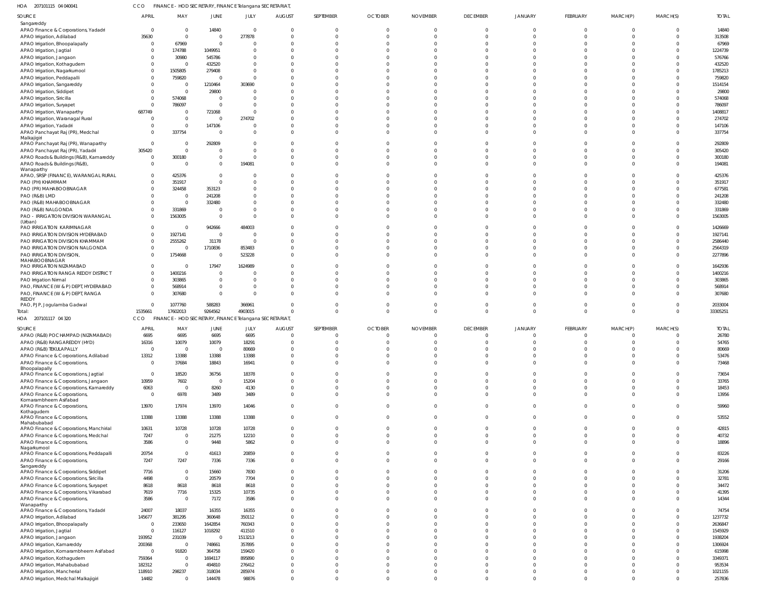HOA 207101115 04 040041 CCO FINANCE - HOD SECRETARY, FINANCE Telangana SECRETARIAT,

| SOURCE | APRIL | MAY | JUNE | JULY | AUGUST | SEPTEMBER | OCTOBER | NOVEMBER | DECEMBER | JANUARY | FEBRUARY | MARCH(P) | MARCH(S) | TOTAL |
|---|---|---|---|---|---|---|---|---|---|---|---|---|---|---|
| Sangareddy | | | | | | | | | | | | | | |
| APAO Finance & Corporations, Yadadri | 0 | 0 | 14840 | 0 | 0 | 0 | 0 | 0 | 0 | 0 | 0 | 0 | 0 | 14840 |
| APAO Irrigation, Adilabad | 35630 | 0 | 0 | 277878 | 0 | 0 | 0 | 0 | 0 | 0 | 0 | 0 | 0 | 313508 |
| APAO Irrigation, Bhoopalapally | 0 | 67969 | 0 | 0 | 0 | 0 | 0 | 0 | 0 | 0 | 0 | 0 | 0 | 67969 |
| APAO Irrigation, Jagtial | 0 | 174788 | 1049951 | 0 | 0 | 0 | 0 | 0 | 0 | 0 | 0 | 0 | 0 | 1224739 |
| APAO Irrigation, Jangaon | 0 | 30980 | 545786 | 0 | 0 | 0 | 0 | 0 | 0 | 0 | 0 | 0 | 0 | 576766 |
| APAO Irrigation, Kothagudem | 0 | 0 | 432520 | 0 | 0 | 0 | 0 | 0 | 0 | 0 | 0 | 0 | 0 | 432520 |
| APAO Irrigation, Nagarkurnool | 0 | 1505805 | 279408 | 0 | 0 | 0 | 0 | 0 | 0 | 0 | 0 | 0 | 0 | 1785213 |
| APAO Irrigation, Peddapalli | 0 | 759820 | 0 | 0 | 0 | 0 | 0 | 0 | 0 | 0 | 0 | 0 | 0 | 759820 |
| APAO Irrigation, Sangareddy | 0 | 0 | 1210464 | 303690 | 0 | 0 | 0 | 0 | 0 | 0 | 0 | 0 | 0 | 1514154 |
| APAO Irrigation, Siddipet | 0 | 0 | 29800 | 0 | 0 | 0 | 0 | 0 | 0 | 0 | 0 | 0 | 0 | 29800 |
| APAO Irrigation, Siricilla | 0 | 574068 | 0 | 0 | 0 | 0 | 0 | 0 | 0 | 0 | 0 | 0 | 0 | 574068 |
| APAO Irrigation, Suryapet | 0 | 786097 | 0 | 0 | 0 | 0 | 0 | 0 | 0 | 0 | 0 | 0 | 0 | 786097 |
| APAO Irrigation, Wanaparthy | 687749 | 0 | 721068 | 0 | 0 | 0 | 0 | 0 | 0 | 0 | 0 | 0 | 0 | 1408817 |
| APAO Irrigation, Waranagal Rural | 0 | 0 | 0 | 274702 | 0 | 0 | 0 | 0 | 0 | 0 | 0 | 0 | 0 | 274702 |
| APAO Irrigation, Yadadri | 0 | 0 | 147106 | 0 | 0 | 0 | 0 | 0 | 0 | 0 | 0 | 0 | 0 | 147106 |
| APAO Panchayat Raj (PR), Medchal Malkajigiri | 0 | 337754 | 0 | 0 | 0 | 0 | 0 | 0 | 0 | 0 | 0 | 0 | 0 | 337754 |
| APAO Panchayat Raj (PR), Wanaparthy | 0 | 0 | 292809 | 0 | 0 | 0 | 0 | 0 | 0 | 0 | 0 | 0 | 0 | 292809 |
| APAO Panchayat Raj (PR), Yadadri | 305420 | 0 | 0 | 0 | 0 | 0 | 0 | 0 | 0 | 0 | 0 | 0 | 0 | 305420 |
| APAO Roads & Buildings (R&B), Kamareddy | 0 | 300180 | 0 | 0 | 0 | 0 | 0 | 0 | 0 | 0 | 0 | 0 | 0 | 300180 |
| APAO Roads & Buildings (R&B), Wanaparthy | 0 | 0 | 0 | 194081 | 0 | 0 | 0 | 0 | 0 | 0 | 0 | 0 | 0 | 194081 |
| APAO, SRSP (FINANCE), WARANGAL RURAL | 0 | 425376 | 0 | 0 | 0 | 0 | 0 | 0 | 0 | 0 | 0 | 0 | 0 | 425376 |
| PAO (PH) KHAMMAM | 0 | 351917 | 0 | 0 | 0 | 0 | 0 | 0 | 0 | 0 | 0 | 0 | 0 | 351917 |
| PAO (PR) MAHABOOBNAGAR | 0 | 324458 | 353123 | 0 | 0 | 0 | 0 | 0 | 0 | 0 | 0 | 0 | 0 | 677581 |
| PAO (R&B) LMD | 0 | 0 | 241208 | 0 | 0 | 0 | 0 | 0 | 0 | 0 | 0 | 0 | 0 | 241208 |
| PAO (R&B) MAHABOOBNAGAR | 0 | 0 | 332480 | 0 | 0 | 0 | 0 | 0 | 0 | 0 | 0 | 0 | 0 | 332480 |
| PAO (R&B) NALGONDA | 0 | 331869 | 0 | 0 | 0 | 0 | 0 | 0 | 0 | 0 | 0 | 0 | 0 | 331869 |
| PAO - IRRIGATION DIVISION WARANGAL (Urban) | 0 | 1563005 | 0 | 0 | 0 | 0 | 0 | 0 | 0 | 0 | 0 | 0 | 0 | 1563005 |
| PAO IRRIGATION KARIMNAGAR | 0 | 0 | 942666 | 484003 | 0 | 0 | 0 | 0 | 0 | 0 | 0 | 0 | 0 | 1426669 |
| PAO IRRIGATION DIVISION HYDERABAD | 0 | 1927141 | 0 | 0 | 0 | 0 | 0 | 0 | 0 | 0 | 0 | 0 | 0 | 1927141 |
| PAO IRRIGATION DIVISION KHAMMAM | 0 | 2555262 | 31178 | 0 | 0 | 0 | 0 | 0 | 0 | 0 | 0 | 0 | 0 | 2586440 |
| PAO IRRIGATION DIVISION NALGONDA | 0 | 0 | 1710836 | 853483 | 0 | 0 | 0 | 0 | 0 | 0 | 0 | 0 | 0 | 2564319 |
| PAO IRRIGATION DIVISION, MAHABOOBNAGAR | 0 | 1754668 | 0 | 523228 | 0 | 0 | 0 | 0 | 0 | 0 | 0 | 0 | 0 | 2277896 |
| PAO IRRIGATION NIZAMABAD | 0 | 0 | 17947 | 1624989 | 0 | 0 | 0 | 0 | 0 | 0 | 0 | 0 | 0 | 1642936 |
| PAO IRRIGATION RANGA REDDY DISTRICT | 0 | 1400216 | 0 | 0 | 0 | 0 | 0 | 0 | 0 | 0 | 0 | 0 | 0 | 1400216 |
| PAO Irrigation Nirmal | 0 | 303865 | 0 | 0 | 0 | 0 | 0 | 0 | 0 | 0 | 0 | 0 | 0 | 303865 |
| PAO, FINANCE (W & P) DEPT, HYDERABAD | 0 | 568914 | 0 | 0 | 0 | 0 | 0 | 0 | 0 | 0 | 0 | 0 | 0 | 568914 |
| PAO, FINANCE (W & P) DEPT, RANGA REDDY | 0 | 307680 | 0 | 0 | 0 | 0 | 0 | 0 | 0 | 0 | 0 | 0 | 0 | 307680 |
| PAO, PJP, Jogulamba Gadwal | 0 | 1077760 | 588283 | 366961 | 0 | 0 | 0 | 0 | 0 | 0 | 0 | 0 | 0 | 2033004 |
| Total: | 1535661 | 17602013 | 9264562 | 4903015 | 0 | 0 | 0 | 0 | 0 | 0 | 0 | 0 | 0 | 33305251 |

HOA 207101117 04 320 CCO FINANCE - HOD SECRETARY, FINANCE Telangana SECRETARIAT,

| SOURCE | APRIL | MAY | JUNE | JULY | AUGUST | SEPTEMBER | OCTOBER | NOVEMBER | DECEMBER | JANUARY | FEBRUARY | MARCH(P) | MARCH(S) | TOTAL |
|---|---|---|---|---|---|---|---|---|---|---|---|---|---|---|
| APAO (R&B) POCHAMPAD (NIZAMABAD) | 6695 | 6695 | 6695 | 6695 | 0 | 0 | 0 | 0 | 0 | 0 | 0 | 0 | 0 | 26780 |
| APAO (R&B) RANGAREDDY (HYD) | 16316 | 10079 | 10079 | 18291 | 0 | 0 | 0 | 0 | 0 | 0 | 0 | 0 | 0 | 54765 |
| APAO (R&B) TEKULAPALLY | 0 | 0 | 0 | 80669 | 0 | 0 | 0 | 0 | 0 | 0 | 0 | 0 | 0 | 80669 |
| APAO Finance & Corporations, Adilabad | 13312 | 13388 | 13388 | 13388 | 0 | 0 | 0 | 0 | 0 | 0 | 0 | 0 | 0 | 53476 |
| APAO Finance & Corporations, Bhoopalapally | 0 | 37684 | 18843 | 16941 | 0 | 0 | 0 | 0 | 0 | 0 | 0 | 0 | 0 | 73468 |
| APAO Finance & Corporations, Jagtial | 0 | 18520 | 36756 | 18378 | 0 | 0 | 0 | 0 | 0 | 0 | 0 | 0 | 0 | 73654 |
| APAO Finance & Corporations, Jangaon | 10959 | 7602 | 0 | 15204 | 0 | 0 | 0 | 0 | 0 | 0 | 0 | 0 | 0 | 33765 |
| APAO Finance & Corporations, Kamareddy | 6063 | 0 | 8260 | 4130 | 0 | 0 | 0 | 0 | 0 | 0 | 0 | 0 | 0 | 18453 |
| APAO Finance & Corporations, Komarambheem Asifabad | 0 | 6978 | 3489 | 3489 | 0 | 0 | 0 | 0 | 0 | 0 | 0 | 0 | 0 | 13956 |
| APAO Finance & Corporations, Kothagudem | 13970 | 17974 | 13970 | 14046 | 0 | 0 | 0 | 0 | 0 | 0 | 0 | 0 | 0 | 59960 |
| APAO Finance & Corporations, Mahabubabad | 13388 | 13388 | 13388 | 13388 | 0 | 0 | 0 | 0 | 0 | 0 | 0 | 0 | 0 | 53552 |
| APAO Finance & Corporations, Manchirial | 10631 | 10728 | 10728 | 10728 | 0 | 0 | 0 | 0 | 0 | 0 | 0 | 0 | 0 | 42815 |
| APAO Finance & Corporations, Medchal | 7247 | 0 | 21275 | 12210 | 0 | 0 | 0 | 0 | 0 | 0 | 0 | 0 | 0 | 40732 |
| APAO Finance & Corporations, Nagarkurnool | 3586 | 0 | 9448 | 5862 | 0 | 0 | 0 | 0 | 0 | 0 | 0 | 0 | 0 | 18896 |
| APAO Finance & Corporations, Peddapalli | 20754 | 0 | 41613 | 20859 | 0 | 0 | 0 | 0 | 0 | 0 | 0 | 0 | 0 | 83226 |
| APAO Finance & Corporations, Sangareddy | 7247 | 7247 | 7336 | 7336 | 0 | 0 | 0 | 0 | 0 | 0 | 0 | 0 | 0 | 29166 |
| APAO Finance & Corporations, Siddipet | 7716 | 0 | 15660 | 7830 | 0 | 0 | 0 | 0 | 0 | 0 | 0 | 0 | 0 | 31206 |
| APAO Finance & Corporations, Siricilla | 4498 | 0 | 20579 | 7704 | 0 | 0 | 0 | 0 | 0 | 0 | 0 | 0 | 0 | 32781 |
| APAO Finance & Corporations, Suryapet | 8618 | 8618 | 8618 | 8618 | 0 | 0 | 0 | 0 | 0 | 0 | 0 | 0 | 0 | 34472 |
| APAO Finance & Corporations, Vikarabad | 7619 | 7716 | 15325 | 10735 | 0 | 0 | 0 | 0 | 0 | 0 | 0 | 0 | 0 | 41395 |
| APAO Finance & Corporations, Wanaparthy | 3586 | 0 | 7172 | 3586 | 0 | 0 | 0 | 0 | 0 | 0 | 0 | 0 | 0 | 14344 |
| APAO Finance & Corporations, Yadadri | 24007 | 18037 | 16355 | 16355 | 0 | 0 | 0 | 0 | 0 | 0 | 0 | 0 | 0 | 74754 |
| APAO Irrigation, Adilabad | 145677 | 381295 | 360648 | 350112 | 0 | 0 | 0 | 0 | 0 | 0 | 0 | 0 | 0 | 1237732 |
| APAO Irrigation, Bhoopalapally | 0 | 233650 | 1642854 | 760343 | 0 | 0 | 0 | 0 | 0 | 0 | 0 | 0 | 0 | 2636847 |
| APAO Irrigation, Jagtial | 0 | 116127 | 1018292 | 411510 | 0 | 0 | 0 | 0 | 0 | 0 | 0 | 0 | 0 | 1545929 |
| APAO Irrigation, Jangaon | 193952 | 231039 | 0 | 1513213 | 0 | 0 | 0 | 0 | 0 | 0 | 0 | 0 | 0 | 1938204 |
| APAO Irrigation, Kamareddy | 200368 | 0 | 748661 | 357895 | 0 | 0 | 0 | 0 | 0 | 0 | 0 | 0 | 0 | 1306924 |
| APAO Irrigation, Komarambheem Asifabad | 0 | 91820 | 364758 | 159420 | 0 | 0 | 0 | 0 | 0 | 0 | 0 | 0 | 0 | 615998 |
| APAO Irrigation, Kothagudem | 759364 | 0 | 1694117 | 895890 | 0 | 0 | 0 | 0 | 0 | 0 | 0 | 0 | 0 | 3349371 |
| APAO Irrigation, Mahabubabad | 182312 | 0 | 494810 | 276412 | 0 | 0 | 0 | 0 | 0 | 0 | 0 | 0 | 0 | 953534 |
| APAO Irrigation, Mancherial | 118910 | 298237 | 318034 | 285974 | 0 | 0 | 0 | 0 | 0 | 0 | 0 | 0 | 0 | 1021155 |
| APAO Irrigation, Medchal Malkajigiri | 14482 | 0 | 144478 | 98876 | 0 | 0 | 0 | 0 | 0 | 0 | 0 | 0 | 0 | 257836 |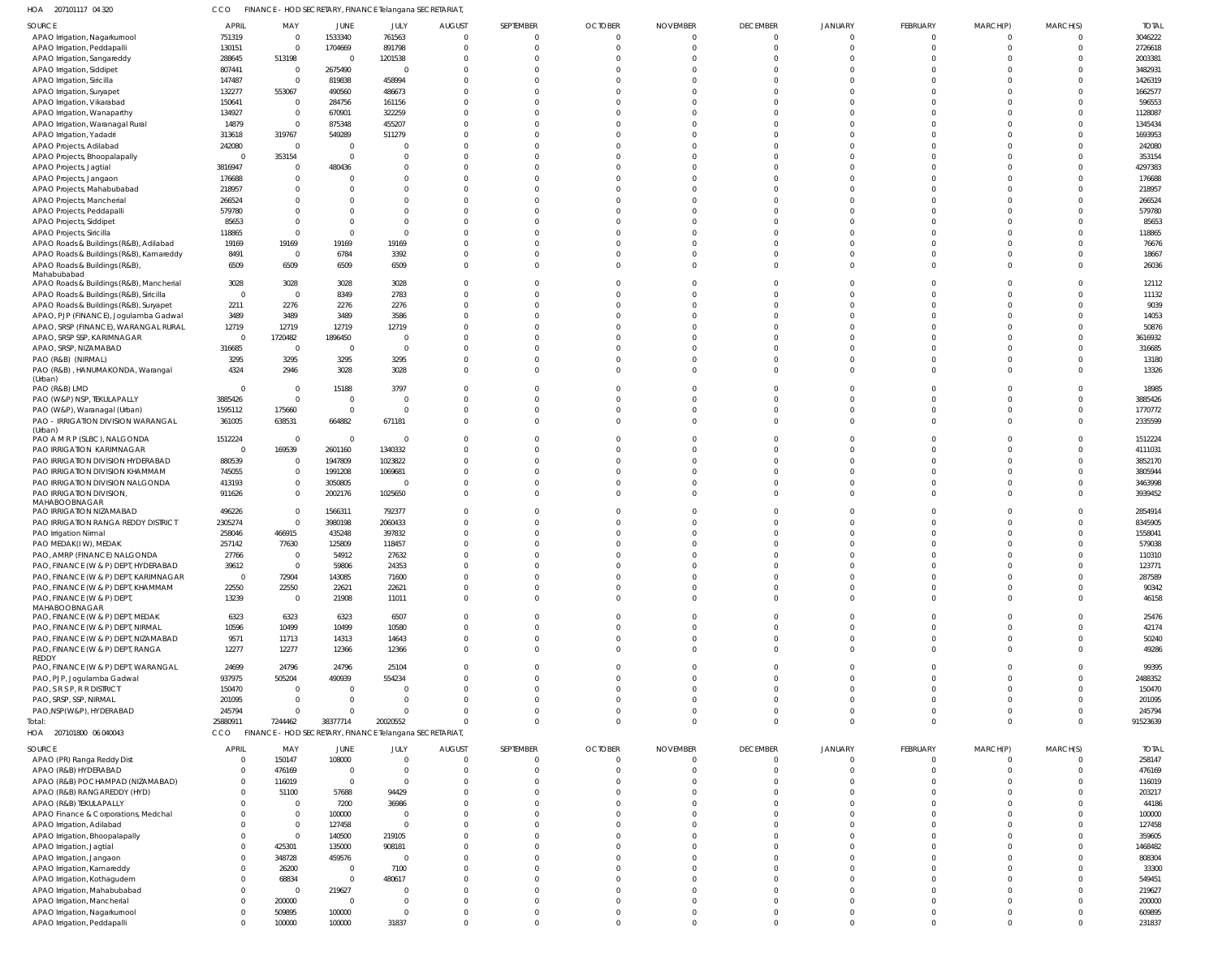HOA 207101117 04 320 CCO FINANCE - HOD SECRETARY, FINANCE Telangana SECRETARIAT,

| SOURCE | APRIL | MAY | JUNE | JULY | AUGUST | SEPTEMBER | OCTOBER | NOVEMBER | DECEMBER | JANUARY | FEBRUARY | MARCH(P) | MARCH(S) | TOTAL |
|---|---|---|---|---|---|---|---|---|---|---|---|---|---|---|
| APAO Irrigation, Nagarkurnool | 751319 | 0 | 1533340 | 761563 | 0 | 0 | 0 | 0 | 0 | 0 | 0 | 0 | 0 | 3046222 |
| APAO Irrigation, Peddapalli | 130151 | 0 | 1704669 | 891798 | 0 | 0 | 0 | 0 | 0 | 0 | 0 | 0 | 0 | 2726618 |
| APAO Irrigation, Sangareddy | 288645 | 513198 | 0 | 1201538 | 0 | 0 | 0 | 0 | 0 | 0 | 0 | 0 | 0 | 2003381 |
| APAO Irrigation, Siddipet | 807441 | 0 | 2675490 | 0 | 0 | 0 | 0 | 0 | 0 | 0 | 0 | 0 | 0 | 3482931 |
| APAO Irrigation, Siricilla | 147487 | 0 | 819838 | 458994 | 0 | 0 | 0 | 0 | 0 | 0 | 0 | 0 | 0 | 1426319 |
| APAO Irrigation, Suryapet | 132277 | 553067 | 490560 | 486673 | 0 | 0 | 0 | 0 | 0 | 0 | 0 | 0 | 0 | 1662577 |
| APAO Irrigation, Vikarabad | 150641 | 0 | 284756 | 161156 | 0 | 0 | 0 | 0 | 0 | 0 | 0 | 0 | 0 | 596553 |
| APAO Irrigation, Wanaparthy | 134927 | 0 | 670901 | 322259 | 0 | 0 | 0 | 0 | 0 | 0 | 0 | 0 | 0 | 1128087 |
| APAO Irrigation, Waranagal Rural | 14879 | 0 | 875348 | 455207 | 0 | 0 | 0 | 0 | 0 | 0 | 0 | 0 | 0 | 1345434 |
| APAO Irrigation, Yadadri | 313618 | 319767 | 549289 | 511279 | 0 | 0 | 0 | 0 | 0 | 0 | 0 | 0 | 0 | 1693953 |
| APAO Projects, Adilabad | 242080 | 0 | 0 | 0 | 0 | 0 | 0 | 0 | 0 | 0 | 0 | 0 | 0 | 242080 |
| APAO Projects, Bhoopalapally | 0 | 353154 | 0 | 0 | 0 | 0 | 0 | 0 | 0 | 0 | 0 | 0 | 0 | 353154 |
| APAO Projects, Jagtial | 3816947 | 0 | 480436 | 0 | 0 | 0 | 0 | 0 | 0 | 0 | 0 | 0 | 0 | 4297383 |
| APAO Projects, Jangaon | 176688 | 0 | 0 | 0 | 0 | 0 | 0 | 0 | 0 | 0 | 0 | 0 | 0 | 176688 |
| APAO Projects, Mahabubabad | 218957 | 0 | 0 | 0 | 0 | 0 | 0 | 0 | 0 | 0 | 0 | 0 | 0 | 218957 |
| APAO Projects, Mancherial | 266524 | 0 | 0 | 0 | 0 | 0 | 0 | 0 | 0 | 0 | 0 | 0 | 0 | 266524 |
| APAO Projects, Peddapalli | 579780 | 0 | 0 | 0 | 0 | 0 | 0 | 0 | 0 | 0 | 0 | 0 | 0 | 579780 |
| APAO Projects, Siddipet | 85653 | 0 | 0 | 0 | 0 | 0 | 0 | 0 | 0 | 0 | 0 | 0 | 0 | 85653 |
| APAO Projects, Siricilla | 118865 | 0 | 0 | 0 | 0 | 0 | 0 | 0 | 0 | 0 | 0 | 0 | 0 | 118865 |
| APAO Roads & Buildings (R&B), Adilabad | 19169 | 19169 | 19169 | 19169 | 0 | 0 | 0 | 0 | 0 | 0 | 0 | 0 | 0 | 76676 |
| APAO Roads & Buildings (R&B), Kamareddy | 8491 | 0 | 6784 | 3392 | 0 | 0 | 0 | 0 | 0 | 0 | 0 | 0 | 0 | 18667 |
| APAO Roads & Buildings (R&B), Mahabubabad | 6509 | 6509 | 6509 | 6509 | 0 | 0 | 0 | 0 | 0 | 0 | 0 | 0 | 0 | 26036 |
| APAO Roads & Buildings (R&B), Mancherial | 3028 | 3028 | 3028 | 3028 | 0 | 0 | 0 | 0 | 0 | 0 | 0 | 0 | 0 | 12112 |
| APAO Roads & Buildings (R&B), Siricilla | 0 | 0 | 8349 | 2783 | 0 | 0 | 0 | 0 | 0 | 0 | 0 | 0 | 0 | 11132 |
| APAO Roads & Buildings (R&B), Suryapet | 2211 | 2276 | 2276 | 2276 | 0 | 0 | 0 | 0 | 0 | 0 | 0 | 0 | 0 | 9039 |
| APAO, PJP (FINANCE), Jogulamba Gadwal | 3489 | 3489 | 3489 | 3586 | 0 | 0 | 0 | 0 | 0 | 0 | 0 | 0 | 0 | 14053 |
| APAO, SRSP (FINANCE), WARANGAL RURAL | 12719 | 12719 | 12719 | 12719 | 0 | 0 | 0 | 0 | 0 | 0 | 0 | 0 | 0 | 50876 |
| APAO, SRSP SSP, KARIMNAGAR | 0 | 1720482 | 1896450 | 0 | 0 | 0 | 0 | 0 | 0 | 0 | 0 | 0 | 0 | 3616932 |
| APAO, SRSP, NIZAMABAD | 316685 | 0 | 0 | 0 | 0 | 0 | 0 | 0 | 0 | 0 | 0 | 0 | 0 | 316685 |
| PAO (R&B) (NIRMAL) | 3295 | 3295 | 3295 | 3295 | 0 | 0 | 0 | 0 | 0 | 0 | 0 | 0 | 0 | 13180 |
| PAO (R&B), HANUMAKONDA, Warangal (Urban) | 4324 | 2946 | 3028 | 3028 | 0 | 0 | 0 | 0 | 0 | 0 | 0 | 0 | 0 | 13326 |
| PAO (R&B) LMD | 0 | 0 | 15188 | 3797 | 0 | 0 | 0 | 0 | 0 | 0 | 0 | 0 | 0 | 18985 |
| PAO (W&P) NSP, TEKULAPALLY | 3885426 | 0 | 0 | 0 | 0 | 0 | 0 | 0 | 0 | 0 | 0 | 0 | 0 | 3885426 |
| PAO (W&P), Waranagal (Urban) | 1595112 | 175660 | 0 | 0 | 0 | 0 | 0 | 0 | 0 | 0 | 0 | 0 | 0 | 1770772 |
| PAO - IRRIGATION DIVISION WARANGAL (Urban) | 361005 | 638531 | 664882 | 671181 | 0 | 0 | 0 | 0 | 0 | 0 | 0 | 0 | 0 | 2335599 |
| PAO A M R P (SLBC), NALGONDA | 1512224 | 0 | 0 | 0 | 0 | 0 | 0 | 0 | 0 | 0 | 0 | 0 | 0 | 1512224 |
| PAO IRRIGATION KARIMNAGAR | 0 | 169539 | 2601160 | 1340332 | 0 | 0 | 0 | 0 | 0 | 0 | 0 | 0 | 0 | 4111031 |
| PAO IRRIGATION DIVISION HYDERABAD | 880539 | 0 | 1947809 | 1023822 | 0 | 0 | 0 | 0 | 0 | 0 | 0 | 0 | 0 | 3852170 |
| PAO IRRIGATION DIVISION KHAMMAM | 745055 | 0 | 1991208 | 1069681 | 0 | 0 | 0 | 0 | 0 | 0 | 0 | 0 | 0 | 3805944 |
| PAO IRRIGATION DIVISION NALGONDA | 413193 | 0 | 3050805 | 0 | 0 | 0 | 0 | 0 | 0 | 0 | 0 | 0 | 0 | 3463998 |
| PAO IRRIGATION DIVISION, MAHABOOBNAGAR | 911626 | 0 | 2002176 | 1025650 | 0 | 0 | 0 | 0 | 0 | 0 | 0 | 0 | 0 | 3939452 |
| PAO IRRIGATION NIZAMABAD | 496226 | 0 | 1566311 | 792377 | 0 | 0 | 0 | 0 | 0 | 0 | 0 | 0 | 0 | 2854914 |
| PAO IRRIGATION RANGA REDDY DISTRICT | 2305274 | 0 | 3980198 | 2060433 | 0 | 0 | 0 | 0 | 0 | 0 | 0 | 0 | 0 | 8345905 |
| PAO Irrigation Nirmal | 258046 | 466915 | 435248 | 397832 | 0 | 0 | 0 | 0 | 0 | 0 | 0 | 0 | 0 | 1558041 |
| PAO MEDAK(IW), MEDAK | 257142 | 77630 | 125809 | 118457 | 0 | 0 | 0 | 0 | 0 | 0 | 0 | 0 | 0 | 579038 |
| PAO, AMRP (FINANCE) NALGONDA | 27766 | 0 | 54912 | 27632 | 0 | 0 | 0 | 0 | 0 | 0 | 0 | 0 | 0 | 110310 |
| PAO, FINANCE (W & P) DEPT, HYDERABAD | 39612 | 0 | 59806 | 24353 | 0 | 0 | 0 | 0 | 0 | 0 | 0 | 0 | 0 | 123771 |
| PAO, FINANCE (W & P) DEPT, KARIMNAGAR | 0 | 72904 | 143085 | 71600 | 0 | 0 | 0 | 0 | 0 | 0 | 0 | 0 | 0 | 287589 |
| PAO, FINANCE (W & P) DEPT, KHAMMAM | 22550 | 22550 | 22621 | 22621 | 0 | 0 | 0 | 0 | 0 | 0 | 0 | 0 | 0 | 90342 |
| PAO, FINANCE (W & P) DEPT, MAHABOOBNAGAR | 13239 | 0 | 21908 | 11011 | 0 | 0 | 0 | 0 | 0 | 0 | 0 | 0 | 0 | 46158 |
| PAO, FINANCE (W & P) DEPT, MEDAK | 6323 | 6323 | 6323 | 6507 | 0 | 0 | 0 | 0 | 0 | 0 | 0 | 0 | 0 | 25476 |
| PAO, FINANCE (W & P) DEPT, NIRMAL | 10596 | 10499 | 10499 | 10580 | 0 | 0 | 0 | 0 | 0 | 0 | 0 | 0 | 0 | 42174 |
| PAO, FINANCE (W & P) DEPT, NIZAMABAD | 9571 | 11713 | 14313 | 14643 | 0 | 0 | 0 | 0 | 0 | 0 | 0 | 0 | 0 | 50240 |
| PAO, FINANCE (W & P) DEPT, RANGA REDDY | 12277 | 12277 | 12366 | 12366 | 0 | 0 | 0 | 0 | 0 | 0 | 0 | 0 | 0 | 49286 |
| PAO, FINANCE (W & P) DEPT, WARANGAL | 24699 | 24796 | 24796 | 25104 | 0 | 0 | 0 | 0 | 0 | 0 | 0 | 0 | 0 | 99395 |
| PAO, PJP, Jogulamba Gadwal | 937975 | 505204 | 490939 | 554234 | 0 | 0 | 0 | 0 | 0 | 0 | 0 | 0 | 0 | 2488352 |
| PAO, S R S P, R R DISTRICT | 150470 | 0 | 0 | 0 | 0 | 0 | 0 | 0 | 0 | 0 | 0 | 0 | 0 | 150470 |
| PAO, SRSP, SSP, NIRMAL | 201095 | 0 | 0 | 0 | 0 | 0 | 0 | 0 | 0 | 0 | 0 | 0 | 0 | 201095 |
| PAO,NSP(W&P), HYDERABAD | 245794 | 0 | 0 | 0 | 0 | 0 | 0 | 0 | 0 | 0 | 0 | 0 | 0 | 245794 |
| Total: | 25880911 | 7244462 | 38377714 | 20020552 | 0 | 0 | 0 | 0 | 0 | 0 | 0 | 0 | 0 | 91523639 |

HOA 207101800 06 040043 CCO FINANCE - HOD SECRETARY, FINANCE Telangana SECRETARIAT,

| SOURCE | APRIL | MAY | JUNE | JULY | AUGUST | SEPTEMBER | OCTOBER | NOVEMBER | DECEMBER | JANUARY | FEBRUARY | MARCH(P) | MARCH(S) | TOTAL |
|---|---|---|---|---|---|---|---|---|---|---|---|---|---|---|
| APAO (PR) Ranga Reddy Dist | 0 | 150147 | 108000 | 0 | 0 | 0 | 0 | 0 | 0 | 0 | 0 | 0 | 0 | 258147 |
| APAO (R&B) HYDERABAD | 0 | 476169 | 0 | 0 | 0 | 0 | 0 | 0 | 0 | 0 | 0 | 0 | 0 | 476169 |
| APAO (R&B) POCHAMPAD (NIZAMABAD) | 0 | 116019 | 0 | 0 | 0 | 0 | 0 | 0 | 0 | 0 | 0 | 0 | 0 | 116019 |
| APAO (R&B) RANGAREDDY (HYD) | 0 | 51100 | 57688 | 94429 | 0 | 0 | 0 | 0 | 0 | 0 | 0 | 0 | 0 | 203217 |
| APAO (R&B) TEKULAPALLY | 0 | 0 | 7200 | 36986 | 0 | 0 | 0 | 0 | 0 | 0 | 0 | 0 | 0 | 44186 |
| APAO Finance & Corporations, Medchal | 0 | 0 | 100000 | 0 | 0 | 0 | 0 | 0 | 0 | 0 | 0 | 0 | 0 | 100000 |
| APAO Irrigation, Adilabad | 0 | 0 | 127458 | 0 | 0 | 0 | 0 | 0 | 0 | 0 | 0 | 0 | 0 | 127458 |
| APAO Irrigation, Bhoopalapally | 0 | 0 | 140500 | 219105 | 0 | 0 | 0 | 0 | 0 | 0 | 0 | 0 | 0 | 359605 |
| APAO Irrigation, Jagtial | 0 | 425301 | 135000 | 908181 | 0 | 0 | 0 | 0 | 0 | 0 | 0 | 0 | 0 | 1468482 |
| APAO Irrigation, Jangaon | 0 | 348728 | 459576 | 0 | 0 | 0 | 0 | 0 | 0 | 0 | 0 | 0 | 0 | 808304 |
| APAO Irrigation, Kamareddy | 0 | 26200 | 0 | 7100 | 0 | 0 | 0 | 0 | 0 | 0 | 0 | 0 | 0 | 33300 |
| APAO Irrigation, Kothagudem | 0 | 68834 | 0 | 480617 | 0 | 0 | 0 | 0 | 0 | 0 | 0 | 0 | 0 | 549451 |
| APAO Irrigation, Mahabubabad | 0 | 0 | 219627 | 0 | 0 | 0 | 0 | 0 | 0 | 0 | 0 | 0 | 0 | 219627 |
| APAO Irrigation, Mancherial | 0 | 200000 | 0 | 0 | 0 | 0 | 0 | 0 | 0 | 0 | 0 | 0 | 0 | 200000 |
| APAO Irrigation, Nagarkurnool | 0 | 509895 | 100000 | 0 | 0 | 0 | 0 | 0 | 0 | 0 | 0 | 0 | 0 | 609895 |
| APAO Irrigation, Peddapalli | 0 | 100000 | 100000 | 31837 | 0 | 0 | 0 | 0 | 0 | 0 | 0 | 0 | 0 | 231837 |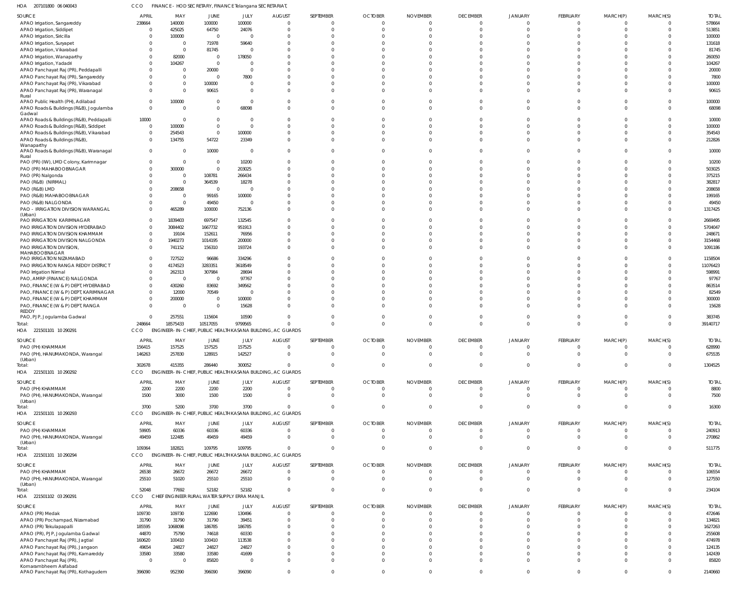HOA 207101800 06 040043 CCO FINANCE - HOD SECRETARY, FINANCE Telangana SECRETARIAT,

| SOURCE | APRIL | MAY | JUNE | JULY | AUGUST | SEPTEMBER | OCTOBER | NOVEMBER | DECEMBER | JANUARY | FEBRUARY | MARCH(P) | MARCH(S) | TOTAL |
|---|---|---|---|---|---|---|---|---|---|---|---|---|---|---|
| APAO Irrigation, Sangareddy | 238664 | 140000 | 100000 | 100000 | 0 | 0 | 0 | 0 | 0 | 0 | 0 | 0 | 0 | 578664 |
| APAO Irrigation, Siddipet | 0 | 425025 | 64750 | 24076 | 0 | 0 | 0 | 0 | 0 | 0 | 0 | 0 | 0 | 513851 |
| APAO Irrigation, Siricilla | 0 | 100000 | 0 | 0 | 0 | 0 | 0 | 0 | 0 | 0 | 0 | 0 | 0 | 100000 |
| APAO Irrigation, Suryapet | 0 | 0 | 71978 | 59640 | 0 | 0 | 0 | 0 | 0 | 0 | 0 | 0 | 0 | 131618 |
| APAO Irrigation, Vikarabad | 0 | 0 | 81745 | 0 | 0 | 0 | 0 | 0 | 0 | 0 | 0 | 0 | 0 | 81745 |
| APAO Irrigation, Wanaparthy | 0 | 82000 | 0 | 178050 | 0 | 0 | 0 | 0 | 0 | 0 | 0 | 0 | 0 | 260050 |
| APAO Irrigation, Yadadri | 0 | 104267 | 0 | 0 | 0 | 0 | 0 | 0 | 0 | 0 | 0 | 0 | 0 | 104267 |
| APAO Panchayat Raj (PR), Peddapalli | 0 | 0 | 20000 | 0 | 0 | 0 | 0 | 0 | 0 | 0 | 0 | 0 | 0 | 20000 |
| APAO Panchayat Raj (PR), Sangareddy | 0 | 0 | 0 | 7800 | 0 | 0 | 0 | 0 | 0 | 0 | 0 | 0 | 0 | 7800 |
| APAO Panchayat Raj (PR), Vikarabad | 0 | 0 | 100000 | 0 | 0 | 0 | 0 | 0 | 0 | 0 | 0 | 0 | 0 | 100000 |
| APAO Panchayat Raj (PR), Waranagal Rural | 0 | 0 | 90615 | 0 | 0 | 0 | 0 | 0 | 0 | 0 | 0 | 0 | 0 | 90615 |
| APAO Public Health (PH), Adilabad | 0 | 100000 | 0 | 0 | 0 | 0 | 0 | 0 | 0 | 0 | 0 | 0 | 0 | 100000 |
| APAO Roads & Buildings (R&B), Jogulamba Gadwal | 0 | 0 | 0 | 68098 | 0 | 0 | 0 | 0 | 0 | 0 | 0 | 0 | 0 | 68098 |
| APAO Roads & Buildings (R&B), Peddapalli | 10000 | 0 | 0 | 0 | 0 | 0 | 0 | 0 | 0 | 0 | 0 | 0 | 0 | 10000 |
| APAO Roads & Buildings (R&B), Siddipet | 0 | 100000 | 0 | 0 | 0 | 0 | 0 | 0 | 0 | 0 | 0 | 0 | 0 | 100000 |
| APAO Roads & Buildings (R&B), Vikarabad | 0 | 254543 | 0 | 100000 | 0 | 0 | 0 | 0 | 0 | 0 | 0 | 0 | 0 | 354543 |
| APAO Roads & Buildings (R&B), Wanaparthy | 0 | 134755 | 54722 | 23349 | 0 | 0 | 0 | 0 | 0 | 0 | 0 | 0 | 0 | 212826 |
| APAO Roads & Buildings (R&B), Waranagal Rural | 0 | 0 | 10000 | 0 | 0 | 0 | 0 | 0 | 0 | 0 | 0 | 0 | 0 | 10000 |
| PAO (PR) (IW), LMD Colony, Karimnagar | 0 | 0 | 0 | 10200 | 0 | 0 | 0 | 0 | 0 | 0 | 0 | 0 | 0 | 10200 |
| PAO (PR) MAHABOOBNAGAR | 0 | 300000 | 0 | 203025 | 0 | 0 | 0 | 0 | 0 | 0 | 0 | 0 | 0 | 503025 |
| PAO (PR) Nalgonda | 0 | 0 | 108781 | 266434 | 0 | 0 | 0 | 0 | 0 | 0 | 0 | 0 | 0 | 375215 |
| PAO (R&B) (NIRMAL) | 0 | 0 | 364539 | 18278 | 0 | 0 | 0 | 0 | 0 | 0 | 0 | 0 | 0 | 382817 |
| PAO (R&B) LMD | 0 | 208658 | 0 | 0 | 0 | 0 | 0 | 0 | 0 | 0 | 0 | 0 | 0 | 208658 |
| PAO (R&B) MAHABOOBNAGAR | 0 | 0 | 99165 | 100000 | 0 | 0 | 0 | 0 | 0 | 0 | 0 | 0 | 0 | 199165 |
| PAO (R&B) NALGONDA | 0 | 0 | 49450 | 0 | 0 | 0 | 0 | 0 | 0 | 0 | 0 | 0 | 0 | 49450 |
| PAO - IRRIGATION DIVISION WARANGAL (Urban) | 0 | 465289 | 100000 | 752136 | 0 | 0 | 0 | 0 | 0 | 0 | 0 | 0 | 0 | 1317425 |
| PAO IRRIGATION KARIMNAGAR | 0 | 1839403 | 697547 | 132545 | 0 | 0 | 0 | 0 | 0 | 0 | 0 | 0 | 0 | 2669495 |
| PAO IRRIGATION DIVISION HYDERABAD | 0 | 3084402 | 1667732 | 951913 | 0 | 0 | 0 | 0 | 0 | 0 | 0 | 0 | 0 | 5704047 |
| PAO IRRIGATION DIVISION KHAMMAM | 0 | 19104 | 152611 | 76956 | 0 | 0 | 0 | 0 | 0 | 0 | 0 | 0 | 0 | 248671 |
| PAO IRRIGATION DIVISION NALGONDA | 0 | 1940273 | 1014195 | 200000 | 0 | 0 | 0 | 0 | 0 | 0 | 0 | 0 | 0 | 3154468 |
| PAO IRRIGATION DIVISION, MAHABOOBNAGAR | 0 | 741152 | 156310 | 193724 | 0 | 0 | 0 | 0 | 0 | 0 | 0 | 0 | 0 | 1091186 |
| PAO IRRIGATION NIZAMABAD | 0 | 727522 | 96686 | 334296 | 0 | 0 | 0 | 0 | 0 | 0 | 0 | 0 | 0 | 1158504 |
| PAO IRRIGATION RANGA REDDY DISTRICT | 0 | 4174523 | 3283351 | 3618549 | 0 | 0 | 0 | 0 | 0 | 0 | 0 | 0 | 0 | 11076423 |
| PAO Irrigation Nirmal | 0 | 262313 | 307984 | 28694 | 0 | 0 | 0 | 0 | 0 | 0 | 0 | 0 | 0 | 598991 |
| PAO, AMRP (FINANCE) NALGONDA | 0 | 0 | 0 | 97767 | 0 | 0 | 0 | 0 | 0 | 0 | 0 | 0 | 0 | 97767 |
| PAO, FINANCE (W & P) DEPT, HYDERABAD | 0 | 430260 | 83692 | 349562 | 0 | 0 | 0 | 0 | 0 | 0 | 0 | 0 | 0 | 863514 |
| PAO, FINANCE (W & P) DEPT, KARIMNAGAR | 0 | 12000 | 70549 | 0 | 0 | 0 | 0 | 0 | 0 | 0 | 0 | 0 | 0 | 82549 |
| PAO, FINANCE (W & P) DEPT, KHAMMAM | 0 | 200000 | 0 | 100000 | 0 | 0 | 0 | 0 | 0 | 0 | 0 | 0 | 0 | 300000 |
| PAO, FINANCE (W & P) DEPT, RANGA REDDY | 0 | 0 | 0 | 15628 | 0 | 0 | 0 | 0 | 0 | 0 | 0 | 0 | 0 | 15628 |
| PAO, PJP, Jogulamba Gadwal | 0 | 257551 | 115604 | 10590 | 0 | 0 | 0 | 0 | 0 | 0 | 0 | 0 | 0 | 383745 |
| Total: | 248664 | 18575433 | 10517055 | 9799565 | 0 | 0 | 0 | 0 | 0 | 0 | 0 | 0 | 0 | 39140717 |

HOA 221501101 10 290291 CCO ENGINEER-IN-CHIEF, PUBLIC HEALTH KASANA BUILDING, AC GUARDS

| SOURCE | APRIL | MAY | JUNE | JULY | AUGUST | SEPTEMBER | OCTOBER | NOVEMBER | DECEMBER | JANUARY | FEBRUARY | MARCH(P) | MARCH(S) | TOTAL |
|---|---|---|---|---|---|---|---|---|---|---|---|---|---|---|
| PAO (PH) KHAMMAM | 156415 | 157525 | 157525 | 157525 | 0 | 0 | 0 | 0 | 0 | 0 | 0 | 0 | 0 | 628990 |
| PAO (PH), HANUMAKONDA, Warangal (Urban) | 146263 | 257830 | 128915 | 142527 | 0 | 0 | 0 | 0 | 0 | 0 | 0 | 0 | 0 | 675535 |
| Total: | 302678 | 415355 | 286440 | 300052 | 0 | 0 | 0 | 0 | 0 | 0 | 0 | 0 | 0 | 1304525 |

HOA 221501101 10 290292 CCO ENGINEER-IN-CHIEF, PUBLIC HEALTH KASANA BUILDING, AC GUARDS

| SOURCE | APRIL | MAY | JUNE | JULY | AUGUST | SEPTEMBER | OCTOBER | NOVEMBER | DECEMBER | JANUARY | FEBRUARY | MARCH(P) | MARCH(S) | TOTAL |
|---|---|---|---|---|---|---|---|---|---|---|---|---|---|---|
| PAO (PH) KHAMMAM | 2200 | 2200 | 2200 | 2200 | 0 | 0 | 0 | 0 | 0 | 0 | 0 | 0 | 0 | 8800 |
| PAO (PH), HANUMAKONDA, Warangal (Urban) | 1500 | 3000 | 1500 | 1500 | 0 | 0 | 0 | 0 | 0 | 0 | 0 | 0 | 0 | 7500 |
| Total: | 3700 | 5200 | 3700 | 3700 | 0 | 0 | 0 | 0 | 0 | 0 | 0 | 0 | 0 | 16300 |

HOA 221501101 10 290293 CCO ENGINEER-IN-CHIEF, PUBLIC HEALTH KASANA BUILDING, AC GUARDS

| SOURCE | APRIL | MAY | JUNE | JULY | AUGUST | SEPTEMBER | OCTOBER | NOVEMBER | DECEMBER | JANUARY | FEBRUARY | MARCH(P) | MARCH(S) | TOTAL |
|---|---|---|---|---|---|---|---|---|---|---|---|---|---|---|
| PAO (PH) KHAMMAM | 59905 | 60336 | 60336 | 60336 | 0 | 0 | 0 | 0 | 0 | 0 | 0 | 0 | 0 | 240913 |
| PAO (PH), HANUMAKONDA, Warangal (Urban) | 49459 | 122485 | 49459 | 49459 | 0 | 0 | 0 | 0 | 0 | 0 | 0 | 0 | 0 | 270862 |
| Total: | 109364 | 182821 | 109795 | 109795 | 0 | 0 | 0 | 0 | 0 | 0 | 0 | 0 | 0 | 511775 |

HOA 221501101 10 290294 CCO ENGINEER-IN-CHIEF, PUBLIC HEALTH KASANA BUILDING, AC GUARDS

| SOURCE | APRIL | MAY | JUNE | JULY | AUGUST | SEPTEMBER | OCTOBER | NOVEMBER | DECEMBER | JANUARY | FEBRUARY | MARCH(P) | MARCH(S) | TOTAL |
|---|---|---|---|---|---|---|---|---|---|---|---|---|---|---|
| PAO (PH) KHAMMAM | 26538 | 26672 | 26672 | 26672 | 0 | 0 | 0 | 0 | 0 | 0 | 0 | 0 | 0 | 106554 |
| PAO (PH), HANUMAKONDA, Warangal (Urban) | 25510 | 51020 | 25510 | 25510 | 0 | 0 | 0 | 0 | 0 | 0 | 0 | 0 | 0 | 127550 |
| Total: | 52048 | 77692 | 52182 | 52182 | 0 | 0 | 0 | 0 | 0 | 0 | 0 | 0 | 0 | 234104 |

HOA 221501102 03 290291 CCO CHIEF ENGINEER RURAL WATER SUPPLY ERRA MANJIL

| SOURCE | APRIL | MAY | JUNE | JULY | AUGUST | SEPTEMBER | OCTOBER | NOVEMBER | DECEMBER | JANUARY | FEBRUARY | MARCH(P) | MARCH(S) | TOTAL |
|---|---|---|---|---|---|---|---|---|---|---|---|---|---|---|
| APAO (PR) Medak | 109730 | 109730 | 122690 | 130496 | 0 | 0 | 0 | 0 | 0 | 0 | 0 | 0 | 0 | 472646 |
| APAO (PR) Pochampad, Nizamabad | 31790 | 31790 | 31790 | 39451 | 0 | 0 | 0 | 0 | 0 | 0 | 0 | 0 | 0 | 134821 |
| APAO (PR) Tekulapapalli | 185595 | 1068098 | 186785 | 186785 | 0 | 0 | 0 | 0 | 0 | 0 | 0 | 0 | 0 | 1627263 |
| APAO (PR), PJP, Jogulamba Gadwal | 44870 | 75790 | 74618 | 60330 | 0 | 0 | 0 | 0 | 0 | 0 | 0 | 0 | 0 | 255608 |
| APAO Panchayat Raj (PR), Jagtial | 160620 | 100410 | 100410 | 113538 | 0 | 0 | 0 | 0 | 0 | 0 | 0 | 0 | 0 | 474978 |
| APAO Panchayat Raj (PR), Jangaon | 49654 | 24827 | 24827 | 24827 | 0 | 0 | 0 | 0 | 0 | 0 | 0 | 0 | 0 | 124135 |
| APAO Panchayat Raj (PR), Kamareddy | 33580 | 33580 | 33580 | 41699 | 0 | 0 | 0 | 0 | 0 | 0 | 0 | 0 | 0 | 142439 |
| APAO Panchayat Raj (PR), Komarambheem Asifabad | 0 | 0 | 85820 | 0 | 0 | 0 | 0 | 0 | 0 | 0 | 0 | 0 | 0 | 85820 |
| APAO Panchayat Raj (PR), Kothagudem | 396090 | 952390 | 396090 | 396090 | 0 | 0 | 0 | 0 | 0 | 0 | 0 | 0 | 0 | 2140660 |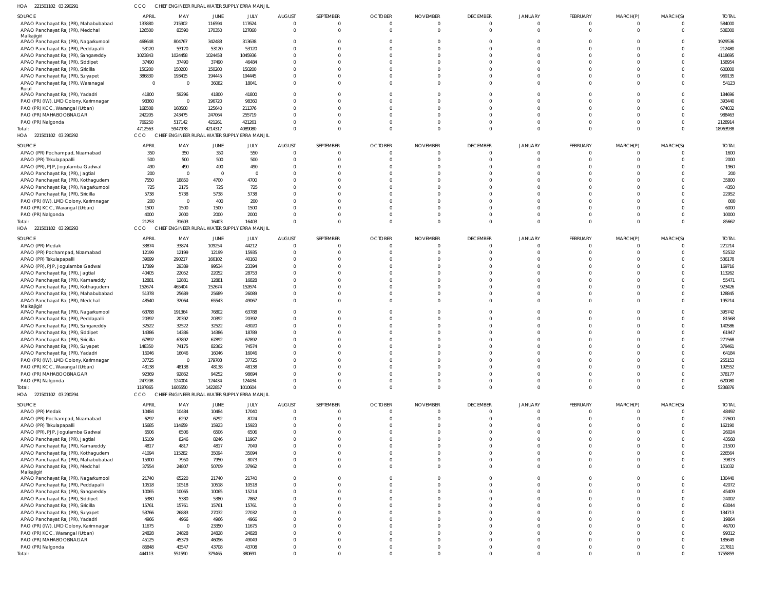HOA 221501102 03 290291 CCO CHIEF ENGINEER RURAL WATER SUPPLY ERRA MANJIL

| SOURCE | APRIL | MAY | JUNE | JULY | AUGUST | SEPTEMBER | OCTOBER | NOVEMBER | DECEMBER | JANUARY | FEBRUARY | MARCH(P) | MARCH(S) | TOTAL |
|---|---|---|---|---|---|---|---|---|---|---|---|---|---|---|
| APAO Panchayat Raj (PR), Mahabubabad | 133880 | 215902 | 116594 | 117624 | 0 | 0 | 0 | 0 | 0 | 0 | 0 | 0 | 0 | 584000 |
| APAO Panchayat Raj (PR), Medchal Malkajigiri | 126500 | 83590 | 170350 | 127860 | 0 | 0 | 0 | 0 | 0 | 0 | 0 | 0 | 0 | 508300 |
| APAO Panchayat Raj (PR), Nagarkurnool | 468648 | 804767 | 342483 | 313638 | 0 | 0 | 0 | 0 | 0 | 0 | 0 | 0 | 0 | 1929536 |
| APAO Panchayat Raj (PR), Peddapalli | 53120 | 53120 | 53120 | 53120 | 0 | 0 | 0 | 0 | 0 | 0 | 0 | 0 | 0 | 212480 |
| APAO Panchayat Raj (PR), Sangareddy | 1023843 | 1024458 | 1024458 | 1045936 | 0 | 0 | 0 | 0 | 0 | 0 | 0 | 0 | 0 | 4118695 |
| APAO Panchayat Raj (PR), Siddipet | 37490 | 37490 | 37490 | 46484 | 0 | 0 | 0 | 0 | 0 | 0 | 0 | 0 | 0 | 158954 |
| APAO Panchayat Raj (PR), Siricilla | 150200 | 150200 | 150200 | 150200 | 0 | 0 | 0 | 0 | 0 | 0 | 0 | 0 | 0 | 600800 |
| APAO Panchayat Raj (PR), Suryapet | 386830 | 193415 | 194445 | 194445 | 0 | 0 | 0 | 0 | 0 | 0 | 0 | 0 | 0 | 969135 |
| APAO Panchayat Raj (PR), Waranagal Rural | 0 | 0 | 36082 | 18041 | 0 | 0 | 0 | 0 | 0 | 0 | 0 | 0 | 0 | 54123 |
| APAO Panchayat Raj (PR), Yadadri | 41800 | 59296 | 41800 | 41800 | 0 | 0 | 0 | 0 | 0 | 0 | 0 | 0 | 0 | 184696 |
| PAO (PR) (IW), LMD Colony, Karimnagar | 98360 | 0 | 196720 | 98360 | 0 | 0 | 0 | 0 | 0 | 0 | 0 | 0 | 0 | 393440 |
| PAO (PR) KCC, Warangal (Urban) | 168508 | 168508 | 125640 | 211376 | 0 | 0 | 0 | 0 | 0 | 0 | 0 | 0 | 0 | 674032 |
| PAO (PR) MAHABOOBNAGAR | 242205 | 243475 | 247064 | 255719 | 0 | 0 | 0 | 0 | 0 | 0 | 0 | 0 | 0 | 988463 |
| PAO (PR) Nalgonda | 769250 | 517142 | 421261 | 421261 | 0 | 0 | 0 | 0 | 0 | 0 | 0 | 0 | 0 | 2128914 |
| Total: | 4712563 | 5947978 | 4214317 | 4089080 | 0 | 0 | 0 | 0 | 0 | 0 | 0 | 0 | 0 | 18963938 |

HOA 221501102 03 290292 CCO CHIEF ENGINEER RURAL WATER SUPPLY ERRA MANJIL

| SOURCE | APRIL | MAY | JUNE | JULY | AUGUST | SEPTEMBER | OCTOBER | NOVEMBER | DECEMBER | JANUARY | FEBRUARY | MARCH(P) | MARCH(S) | TOTAL |
|---|---|---|---|---|---|---|---|---|---|---|---|---|---|---|
| APAO (PR) Pochampad, Nizamabad | 350 | 350 | 350 | 550 | 0 | 0 | 0 | 0 | 0 | 0 | 0 | 0 | 0 | 1600 |
| APAO (PR) Tekulapapalli | 500 | 500 | 500 | 500 | 0 | 0 | 0 | 0 | 0 | 0 | 0 | 0 | 0 | 2000 |
| APAO (PR), PJP, Jogulamba Gadwal | 490 | 490 | 490 | 490 | 0 | 0 | 0 | 0 | 0 | 0 | 0 | 0 | 0 | 1960 |
| APAO Panchayat Raj (PR), Jagtial | 200 | 0 | 0 | 0 | 0 | 0 | 0 | 0 | 0 | 0 | 0 | 0 | 0 | 200 |
| APAO Panchayat Raj (PR), Kothagudem | 7550 | 18850 | 4700 | 4700 | 0 | 0 | 0 | 0 | 0 | 0 | 0 | 0 | 0 | 35800 |
| APAO Panchayat Raj (PR), Nagarkurnool | 725 | 2175 | 725 | 725 | 0 | 0 | 0 | 0 | 0 | 0 | 0 | 0 | 0 | 4350 |
| APAO Panchayat Raj (PR), Siricilla | 5738 | 5738 | 5738 | 5738 | 0 | 0 | 0 | 0 | 0 | 0 | 0 | 0 | 0 | 22952 |
| PAO (PR) (IW), LMD Colony, Karimnagar | 200 | 0 | 400 | 200 | 0 | 0 | 0 | 0 | 0 | 0 | 0 | 0 | 0 | 800 |
| PAO (PR) KCC, Warangal (Urban) | 1500 | 1500 | 1500 | 1500 | 0 | 0 | 0 | 0 | 0 | 0 | 0 | 0 | 0 | 6000 |
| PAO (PR) Nalgonda | 4000 | 2000 | 2000 | 2000 | 0 | 0 | 0 | 0 | 0 | 0 | 0 | 0 | 0 | 10000 |
| Total: | 21253 | 31603 | 16403 | 16403 | 0 | 0 | 0 | 0 | 0 | 0 | 0 | 0 | 0 | 85662 |

HOA 221501102 03 290293 CCO CHIEF ENGINEER RURAL WATER SUPPLY ERRA MANJIL

| SOURCE | APRIL | MAY | JUNE | JULY | AUGUST | SEPTEMBER | OCTOBER | NOVEMBER | DECEMBER | JANUARY | FEBRUARY | MARCH(P) | MARCH(S) | TOTAL |
|---|---|---|---|---|---|---|---|---|---|---|---|---|---|---|
| APAO (PR) Medak | 33874 | 33874 | 109254 | 44212 | 0 | 0 | 0 | 0 | 0 | 0 | 0 | 0 | 0 | 221214 |
| APAO (PR) Pochampad, Nizamabad | 12199 | 12199 | 12199 | 15935 | 0 | 0 | 0 | 0 | 0 | 0 | 0 | 0 | 0 | 52532 |
| APAO (PR) Tekulapapalli | 39699 | 290217 | 166102 | 40160 | 0 | 0 | 0 | 0 | 0 | 0 | 0 | 0 | 0 | 536178 |
| APAO (PR), PJP, Jogulamba Gadwal | 17399 | 29389 | 99534 | 23394 | 0 | 0 | 0 | 0 | 0 | 0 | 0 | 0 | 0 | 169716 |
| APAO Panchayat Raj (PR), Jagtial | 40405 | 22052 | 22052 | 28753 | 0 | 0 | 0 | 0 | 0 | 0 | 0 | 0 | 0 | 113262 |
| APAO Panchayat Raj (PR), Kamareddy | 12881 | 12881 | 12881 | 16828 | 0 | 0 | 0 | 0 | 0 | 0 | 0 | 0 | 0 | 55471 |
| APAO Panchayat Raj (PR), Kothagudem | 152674 | 465404 | 152674 | 152674 | 0 | 0 | 0 | 0 | 0 | 0 | 0 | 0 | 0 | 923426 |
| APAO Panchayat Raj (PR), Mahabubabad | 51378 | 25689 | 25689 | 26089 | 0 | 0 | 0 | 0 | 0 | 0 | 0 | 0 | 0 | 128845 |
| APAO Panchayat Raj (PR), Medchal Malkajigiri | 48540 | 32064 | 65543 | 49067 | 0 | 0 | 0 | 0 | 0 | 0 | 0 | 0 | 0 | 195214 |
| APAO Panchayat Raj (PR), Nagarkurnool | 63788 | 191364 | 76802 | 63788 | 0 | 0 | 0 | 0 | 0 | 0 | 0 | 0 | 0 | 395742 |
| APAO Panchayat Raj (PR), Peddapalli | 20392 | 20392 | 20392 | 20392 | 0 | 0 | 0 | 0 | 0 | 0 | 0 | 0 | 0 | 81568 |
| APAO Panchayat Raj (PR), Sangareddy | 32522 | 32522 | 32522 | 43020 | 0 | 0 | 0 | 0 | 0 | 0 | 0 | 0 | 0 | 140586 |
| APAO Panchayat Raj (PR), Siddipet | 14386 | 14386 | 14386 | 18789 | 0 | 0 | 0 | 0 | 0 | 0 | 0 | 0 | 0 | 61947 |
| APAO Panchayat Raj (PR), Siricilla | 67892 | 67892 | 67892 | 67892 | 0 | 0 | 0 | 0 | 0 | 0 | 0 | 0 | 0 | 271568 |
| APAO Panchayat Raj (PR), Suryapet | 148350 | 74175 | 82362 | 74574 | 0 | 0 | 0 | 0 | 0 | 0 | 0 | 0 | 0 | 379461 |
| APAO Panchayat Raj (PR), Yadadri | 16046 | 16046 | 16046 | 16046 | 0 | 0 | 0 | 0 | 0 | 0 | 0 | 0 | 0 | 64184 |
| PAO (PR) (IW), LMD Colony, Karimnagar | 37725 | 0 | 179703 | 37725 | 0 | 0 | 0 | 0 | 0 | 0 | 0 | 0 | 0 | 255153 |
| PAO (PR) KCC, Warangal (Urban) | 48138 | 48138 | 48138 | 48138 | 0 | 0 | 0 | 0 | 0 | 0 | 0 | 0 | 0 | 192552 |
| PAO (PR) MAHABOOBNAGAR | 92369 | 92862 | 94252 | 98694 | 0 | 0 | 0 | 0 | 0 | 0 | 0 | 0 | 0 | 378177 |
| PAO (PR) Nalgonda | 247208 | 124004 | 124434 | 124434 | 0 | 0 | 0 | 0 | 0 | 0 | 0 | 0 | 0 | 620080 |
| Total: | 1197865 | 1605550 | 1422857 | 1010604 | 0 | 0 | 0 | 0 | 0 | 0 | 0 | 0 | 0 | 5236876 |

HOA 221501102 03 290294 CCO CHIEF ENGINEER RURAL WATER SUPPLY ERRA MANJIL

| SOURCE | APRIL | MAY | JUNE | JULY | AUGUST | SEPTEMBER | OCTOBER | NOVEMBER | DECEMBER | JANUARY | FEBRUARY | MARCH(P) | MARCH(S) | TOTAL |
|---|---|---|---|---|---|---|---|---|---|---|---|---|---|---|
| APAO (PR) Medak | 10484 | 10484 | 10484 | 17040 | 0 | 0 | 0 | 0 | 0 | 0 | 0 | 0 | 0 | 48492 |
| APAO (PR) Pochampad, Nizamabad | 6292 | 6292 | 6292 | 8724 | 0 | 0 | 0 | 0 | 0 | 0 | 0 | 0 | 0 | 27600 |
| APAO (PR) Tekulapapalli | 15685 | 114659 | 15923 | 15923 | 0 | 0 | 0 | 0 | 0 | 0 | 0 | 0 | 0 | 162190 |
| APAO (PR), PJP, Jogulamba Gadwal | 6506 | 6506 | 6506 | 6506 | 0 | 0 | 0 | 0 | 0 | 0 | 0 | 0 | 0 | 26024 |
| APAO Panchayat Raj (PR), Jagtial | 15109 | 8246 | 8246 | 11967 | 0 | 0 | 0 | 0 | 0 | 0 | 0 | 0 | 0 | 43568 |
| APAO Panchayat Raj (PR), Kamareddy | 4817 | 4817 | 4817 | 7049 | 0 | 0 | 0 | 0 | 0 | 0 | 0 | 0 | 0 | 21500 |
| APAO Panchayat Raj (PR), Kothagudem | 41094 | 115282 | 35094 | 35094 | 0 | 0 | 0 | 0 | 0 | 0 | 0 | 0 | 0 | 226564 |
| APAO Panchayat Raj (PR), Mahabubabad | 15900 | 7950 | 7950 | 8073 | 0 | 0 | 0 | 0 | 0 | 0 | 0 | 0 | 0 | 39873 |
| APAO Panchayat Raj (PR), Medchal Malkajigiri | 37554 | 24807 | 50709 | 37962 | 0 | 0 | 0 | 0 | 0 | 0 | 0 | 0 | 0 | 151032 |
| APAO Panchayat Raj (PR), Nagarkurnool | 21740 | 65220 | 21740 | 21740 | 0 | 0 | 0 | 0 | 0 | 0 | 0 | 0 | 0 | 130440 |
| APAO Panchayat Raj (PR), Peddapalli | 10518 | 10518 | 10518 | 10518 | 0 | 0 | 0 | 0 | 0 | 0 | 0 | 0 | 0 | 42072 |
| APAO Panchayat Raj (PR), Sangareddy | 10065 | 10065 | 10065 | 15214 | 0 | 0 | 0 | 0 | 0 | 0 | 0 | 0 | 0 | 45409 |
| APAO Panchayat Raj (PR), Siddipet | 5380 | 5380 | 5380 | 7862 | 0 | 0 | 0 | 0 | 0 | 0 | 0 | 0 | 0 | 24002 |
| APAO Panchayat Raj (PR), Siricilla | 15761 | 15761 | 15761 | 15761 | 0 | 0 | 0 | 0 | 0 | 0 | 0 | 0 | 0 | 63044 |
| APAO Panchayat Raj (PR), Suryapet | 53766 | 26883 | 27032 | 27032 | 0 | 0 | 0 | 0 | 0 | 0 | 0 | 0 | 0 | 134713 |
| APAO Panchayat Raj (PR), Yadadri | 4966 | 4966 | 4966 | 4966 | 0 | 0 | 0 | 0 | 0 | 0 | 0 | 0 | 0 | 19864 |
| PAO (PR) (IW), LMD Colony, Karimnagar | 11675 | 0 | 23350 | 11675 | 0 | 0 | 0 | 0 | 0 | 0 | 0 | 0 | 0 | 46700 |
| PAO (PR) KCC, Warangal (Urban) | 24828 | 24828 | 24828 | 24828 | 0 | 0 | 0 | 0 | 0 | 0 | 0 | 0 | 0 | 99312 |
| PAO (PR) MAHABOOBNAGAR | 45125 | 45379 | 46096 | 49049 | 0 | 0 | 0 | 0 | 0 | 0 | 0 | 0 | 0 | 185649 |
| PAO (PR) Nalgonda | 86848 | 43547 | 43708 | 43708 | 0 | 0 | 0 | 0 | 0 | 0 | 0 | 0 | 0 | 217811 |
| Total: | 444113 | 551590 | 379465 | 380691 | 0 | 0 | 0 | 0 | 0 | 0 | 0 | 0 | 0 | 1755859 |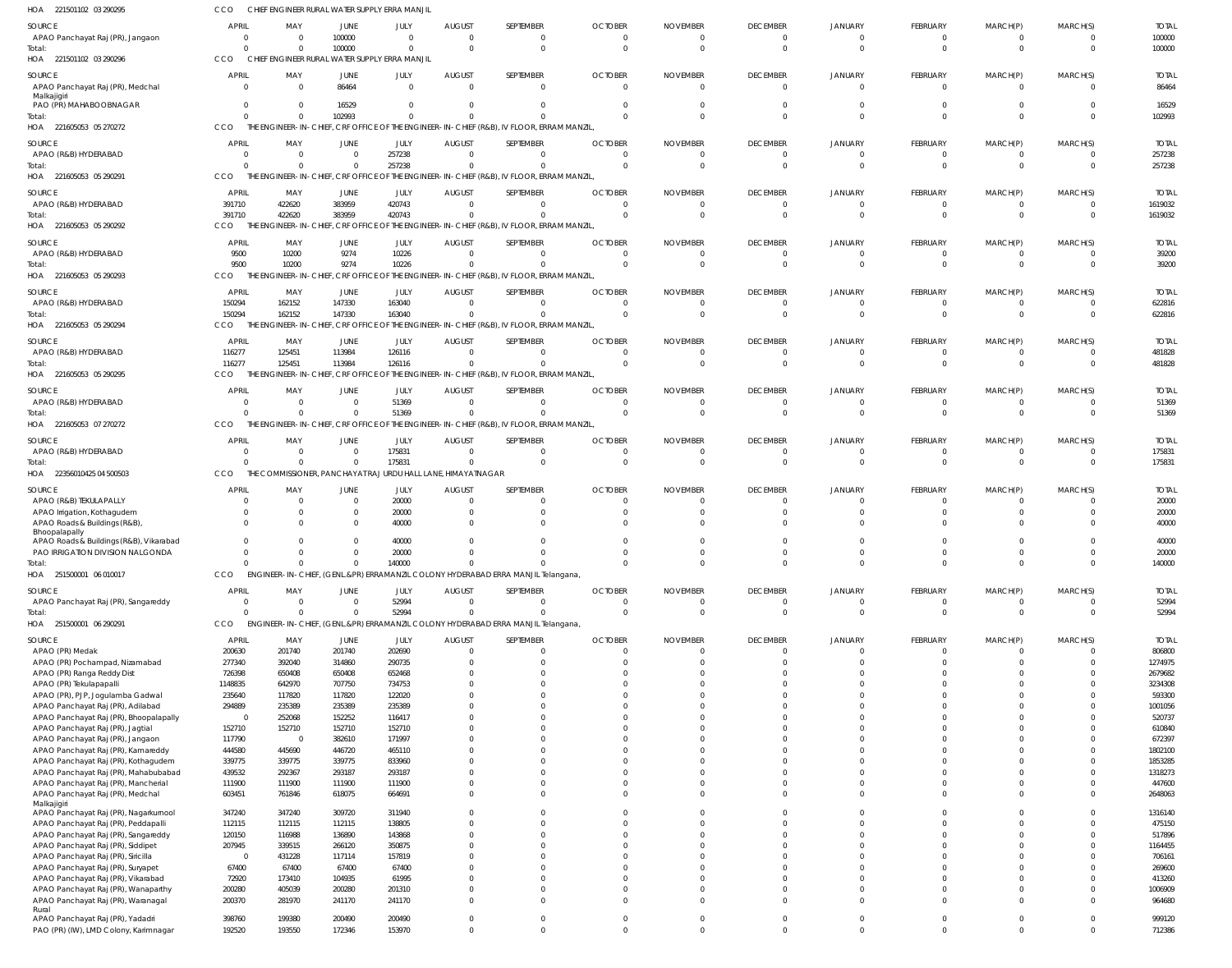HOA 221501102 03 290295 CCO CHIEF ENGINEER RURAL WATER SUPPLY ERRA MANJIL

| SOURCE | APRIL | MAY | JUNE | JULY | AUGUST | SEPTEMBER | OCTOBER | NOVEMBER | DECEMBER | JANUARY | FEBRUARY | MARCH(P) | MARCH(S) | TOTAL |
|---|---|---|---|---|---|---|---|---|---|---|---|---|---|---|
| APAO Panchayat Raj (PR), Jangaon | 0 | 0 | 100000 | 0 | 0 | 0 | 0 | 0 | 0 | 0 | 0 | 0 | 0 | 100000 |
| Total: | 0 | 0 | 100000 | 0 | 0 | 0 | 0 | 0 | 0 | 0 | 0 | 0 | 0 | 100000 |

HOA 221501102 03 290296 CCO CHIEF ENGINEER RURAL WATER SUPPLY ERRA MANJIL

| SOURCE | APRIL | MAY | JUNE | JULY | AUGUST | SEPTEMBER | OCTOBER | NOVEMBER | DECEMBER | JANUARY | FEBRUARY | MARCH(P) | MARCH(S) | TOTAL |
|---|---|---|---|---|---|---|---|---|---|---|---|---|---|---|
| APAO Panchayat Raj (PR), Medchal Malkajigiri | 0 | 0 | 86464 | 0 | 0 | 0 | 0 | 0 | 0 | 0 | 0 | 0 | 0 | 86464 |
| PAO (PR) MAHABOOBNAGAR | 0 | 0 | 16529 | 0 | 0 | 0 | 0 | 0 | 0 | 0 | 0 | 0 | 0 | 16529 |
| Total: | 0 | 0 | 102993 | 0 | 0 | 0 | 0 | 0 | 0 | 0 | 0 | 0 | 0 | 102993 |

HOA 221605053 05 270272 CCO THE ENGINEER-IN-CHIEF, CRF OFFICE OF THE ENGINEER-IN-CHIEF (R&B), IV FLOOR, ERRAM MANZIL,

| SOURCE | APRIL | MAY | JUNE | JULY | AUGUST | SEPTEMBER | OCTOBER | NOVEMBER | DECEMBER | JANUARY | FEBRUARY | MARCH(P) | MARCH(S) | TOTAL |
|---|---|---|---|---|---|---|---|---|---|---|---|---|---|---|
| APAO (R&B) HYDERABAD | 0 | 0 | 0 | 257238 | 0 | 0 | 0 | 0 | 0 | 0 | 0 | 0 | 0 | 257238 |
| Total: | 0 | 0 | 0 | 257238 | 0 | 0 | 0 | 0 | 0 | 0 | 0 | 0 | 0 | 257238 |

HOA 221605053 05 290291 CCO THE ENGINEER-IN-CHIEF, CRF OFFICE OF THE ENGINEER-IN-CHIEF (R&B), IV FLOOR, ERRAM MANZIL,

| SOURCE | APRIL | MAY | JUNE | JULY | AUGUST | SEPTEMBER | OCTOBER | NOVEMBER | DECEMBER | JANUARY | FEBRUARY | MARCH(P) | MARCH(S) | TOTAL |
|---|---|---|---|---|---|---|---|---|---|---|---|---|---|---|
| APAO (R&B) HYDERABAD | 391710 | 422620 | 383959 | 420743 | 0 | 0 | 0 | 0 | 0 | 0 | 0 | 0 | 0 | 1619032 |
| Total: | 391710 | 422620 | 383959 | 420743 | 0 | 0 | 0 | 0 | 0 | 0 | 0 | 0 | 0 | 1619032 |

HOA 221605053 05 290292 CCO THE ENGINEER-IN-CHIEF, CRF OFFICE OF THE ENGINEER-IN-CHIEF (R&B), IV FLOOR, ERRAM MANZIL,

| SOURCE | APRIL | MAY | JUNE | JULY | AUGUST | SEPTEMBER | OCTOBER | NOVEMBER | DECEMBER | JANUARY | FEBRUARY | MARCH(P) | MARCH(S) | TOTAL |
|---|---|---|---|---|---|---|---|---|---|---|---|---|---|---|
| APAO (R&B) HYDERABAD | 9500 | 10200 | 9274 | 10226 | 0 | 0 | 0 | 0 | 0 | 0 | 0 | 0 | 0 | 39200 |
| Total: | 9500 | 10200 | 9274 | 10226 | 0 | 0 | 0 | 0 | 0 | 0 | 0 | 0 | 0 | 39200 |

HOA 221605053 05 290293 CCO THE ENGINEER-IN-CHIEF, CRF OFFICE OF THE ENGINEER-IN-CHIEF (R&B), IV FLOOR, ERRAM MANZIL,

| SOURCE | APRIL | MAY | JUNE | JULY | AUGUST | SEPTEMBER | OCTOBER | NOVEMBER | DECEMBER | JANUARY | FEBRUARY | MARCH(P) | MARCH(S) | TOTAL |
|---|---|---|---|---|---|---|---|---|---|---|---|---|---|---|
| APAO (R&B) HYDERABAD | 150294 | 162152 | 147330 | 163040 | 0 | 0 | 0 | 0 | 0 | 0 | 0 | 0 | 0 | 622816 |
| Total: | 150294 | 162152 | 147330 | 163040 | 0 | 0 | 0 | 0 | 0 | 0 | 0 | 0 | 0 | 622816 |

HOA 221605053 05 290294 CCO THE ENGINEER-IN-CHIEF, CRF OFFICE OF THE ENGINEER-IN-CHIEF (R&B), IV FLOOR, ERRAM MANZIL,

| SOURCE | APRIL | MAY | JUNE | JULY | AUGUST | SEPTEMBER | OCTOBER | NOVEMBER | DECEMBER | JANUARY | FEBRUARY | MARCH(P) | MARCH(S) | TOTAL |
|---|---|---|---|---|---|---|---|---|---|---|---|---|---|---|
| APAO (R&B) HYDERABAD | 116277 | 125451 | 113984 | 126116 | 0 | 0 | 0 | 0 | 0 | 0 | 0 | 0 | 0 | 481828 |
| Total: | 116277 | 125451 | 113984 | 126116 | 0 | 0 | 0 | 0 | 0 | 0 | 0 | 0 | 0 | 481828 |

HOA 221605053 05 290295 CCO THE ENGINEER-IN-CHIEF, CRF OFFICE OF THE ENGINEER-IN-CHIEF (R&B), IV FLOOR, ERRAM MANZIL,

| SOURCE | APRIL | MAY | JUNE | JULY | AUGUST | SEPTEMBER | OCTOBER | NOVEMBER | DECEMBER | JANUARY | FEBRUARY | MARCH(P) | MARCH(S) | TOTAL |
|---|---|---|---|---|---|---|---|---|---|---|---|---|---|---|
| APAO (R&B) HYDERABAD | 0 | 0 | 0 | 51369 | 0 | 0 | 0 | 0 | 0 | 0 | 0 | 0 | 0 | 51369 |
| Total: | 0 | 0 | 0 | 51369 | 0 | 0 | 0 | 0 | 0 | 0 | 0 | 0 | 0 | 51369 |

HOA 221605053 07 270272 CCO THE ENGINEER-IN-CHIEF, CRF OFFICE OF THE ENGINEER-IN-CHIEF (R&B), IV FLOOR, ERRAM MANZIL,

| SOURCE | APRIL | MAY | JUNE | JULY | AUGUST | SEPTEMBER | OCTOBER | NOVEMBER | DECEMBER | JANUARY | FEBRUARY | MARCH(P) | MARCH(S) | TOTAL |
|---|---|---|---|---|---|---|---|---|---|---|---|---|---|---|
| APAO (R&B) HYDERABAD | 0 | 0 | 0 | 175831 | 0 | 0 | 0 | 0 | 0 | 0 | 0 | 0 | 0 | 175831 |
| Total: | 0 | 0 | 0 | 175831 | 0 | 0 | 0 | 0 | 0 | 0 | 0 | 0 | 0 | 175831 |

HOA 22356010425 04 500503 CCO THE COMMISSIONER, PANCHAYAT RAJ URDU HALL LANE, HIMAYATNAGAR

| SOURCE | APRIL | MAY | JUNE | JULY | AUGUST | SEPTEMBER | OCTOBER | NOVEMBER | DECEMBER | JANUARY | FEBRUARY | MARCH(P) | MARCH(S) | TOTAL |
|---|---|---|---|---|---|---|---|---|---|---|---|---|---|---|
| APAO (R&B) TEKULAPALLY | 0 | 0 | 0 | 20000 | 0 | 0 | 0 | 0 | 0 | 0 | 0 | 0 | 0 | 20000 |
| APAO Irrigation, Kothagudem | 0 | 0 | 0 | 20000 | 0 | 0 | 0 | 0 | 0 | 0 | 0 | 0 | 0 | 20000 |
| APAO Roads & Buildings (R&B), Bhoopalapally | 0 | 0 | 0 | 40000 | 0 | 0 | 0 | 0 | 0 | 0 | 0 | 0 | 0 | 40000 |
| APAO Roads & Buildings (R&B), Vikarabad | 0 | 0 | 0 | 40000 | 0 | 0 | 0 | 0 | 0 | 0 | 0 | 0 | 0 | 40000 |
| PAO IRRIGATION DIVISION NALGONDA | 0 | 0 | 0 | 20000 | 0 | 0 | 0 | 0 | 0 | 0 | 0 | 0 | 0 | 20000 |
| Total: | 0 | 0 | 0 | 140000 | 0 | 0 | 0 | 0 | 0 | 0 | 0 | 0 | 0 | 140000 |

HOA 251500001 06 010017 CCO ENGINEER-IN-CHIEF, (GENL.&PR) ERRAMANZIL COLONY HYDERABAD ERRA MANJIL Telangana,

| SOURCE | APRIL | MAY | JUNE | JULY | AUGUST | SEPTEMBER | OCTOBER | NOVEMBER | DECEMBER | JANUARY | FEBRUARY | MARCH(P) | MARCH(S) | TOTAL |
|---|---|---|---|---|---|---|---|---|---|---|---|---|---|---|
| APAO Panchayat Raj (PR), Sangareddy | 0 | 0 | 0 | 52994 | 0 | 0 | 0 | 0 | 0 | 0 | 0 | 0 | 0 | 52994 |
| Total: | 0 | 0 | 0 | 52994 | 0 | 0 | 0 | 0 | 0 | 0 | 0 | 0 | 0 | 52994 |

HOA 251500001 06 290291 CCO ENGINEER-IN-CHIEF, (GENL.&PR) ERRAMANZIL COLONY HYDERABAD ERRA MANJIL Telangana,

| SOURCE | APRIL | MAY | JUNE | JULY | AUGUST | SEPTEMBER | OCTOBER | NOVEMBER | DECEMBER | JANUARY | FEBRUARY | MARCH(P) | MARCH(S) | TOTAL |
|---|---|---|---|---|---|---|---|---|---|---|---|---|---|---|
| APAO (PR) Medak | 200630 | 201740 | 201740 | 202690 | 0 | 0 | 0 | 0 | 0 | 0 | 0 | 0 | 0 | 806800 |
| APAO (PR) Pochampad, Nizamabad | 277340 | 392040 | 314860 | 290735 | 0 | 0 | 0 | 0 | 0 | 0 | 0 | 0 | 0 | 1274975 |
| APAO (PR) Ranga Reddy Dist | 726398 | 650408 | 650408 | 652468 | 0 | 0 | 0 | 0 | 0 | 0 | 0 | 0 | 0 | 2679682 |
| APAO (PR) Tekulapalli | 1148835 | 642970 | 707750 | 734753 | 0 | 0 | 0 | 0 | 0 | 0 | 0 | 0 | 0 | 3234308 |
| APAO (PR), PJP, Jogulamba Gadwal | 235640 | 117820 | 117820 | 122020 | 0 | 0 | 0 | 0 | 0 | 0 | 0 | 0 | 0 | 593300 |
| APAO Panchayat Raj (PR), Adilabad | 294889 | 235389 | 235389 | 235389 | 0 | 0 | 0 | 0 | 0 | 0 | 0 | 0 | 0 | 1001056 |
| APAO Panchayat Raj (PR), Bhoopalapally | 0 | 252068 | 152252 | 116417 | 0 | 0 | 0 | 0 | 0 | 0 | 0 | 0 | 0 | 520737 |
| APAO Panchayat Raj (PR), Jagtial | 152710 | 152710 | 152710 | 152710 | 0 | 0 | 0 | 0 | 0 | 0 | 0 | 0 | 0 | 610840 |
| APAO Panchayat Raj (PR), Jangaon | 117790 | 0 | 382610 | 171997 | 0 | 0 | 0 | 0 | 0 | 0 | 0 | 0 | 0 | 672397 |
| APAO Panchayat Raj (PR), Kamareddy | 444580 | 445690 | 446720 | 465110 | 0 | 0 | 0 | 0 | 0 | 0 | 0 | 0 | 0 | 1802100 |
| APAO Panchayat Raj (PR), Kothagudem | 339775 | 339775 | 339775 | 833960 | 0 | 0 | 0 | 0 | 0 | 0 | 0 | 0 | 0 | 1853285 |
| APAO Panchayat Raj (PR), Mahabubabad | 439532 | 292367 | 293187 | 293187 | 0 | 0 | 0 | 0 | 0 | 0 | 0 | 0 | 0 | 1318273 |
| APAO Panchayat Raj (PR), Mancherial | 111900 | 111900 | 111900 | 111900 | 0 | 0 | 0 | 0 | 0 | 0 | 0 | 0 | 0 | 447600 |
| APAO Panchayat Raj (PR), Medchal Malkajigiri | 603451 | 761846 | 618075 | 664691 | 0 | 0 | 0 | 0 | 0 | 0 | 0 | 0 | 0 | 2648063 |
| APAO Panchayat Raj (PR), Nagarkurnool | 347240 | 347240 | 309720 | 311940 | 0 | 0 | 0 | 0 | 0 | 0 | 0 | 0 | 0 | 1316140 |
| APAO Panchayat Raj (PR), Peddapalli | 112115 | 112115 | 112115 | 138805 | 0 | 0 | 0 | 0 | 0 | 0 | 0 | 0 | 0 | 475150 |
| APAO Panchayat Raj (PR), Sangareddy | 120150 | 116988 | 136890 | 143868 | 0 | 0 | 0 | 0 | 0 | 0 | 0 | 0 | 0 | 517896 |
| APAO Panchayat Raj (PR), Siddipet | 207945 | 339515 | 266120 | 350875 | 0 | 0 | 0 | 0 | 0 | 0 | 0 | 0 | 0 | 1164455 |
| APAO Panchayat Raj (PR), Siricilla | 0 | 431228 | 117114 | 157819 | 0 | 0 | 0 | 0 | 0 | 0 | 0 | 0 | 0 | 706161 |
| APAO Panchayat Raj (PR), Suryapet | 67400 | 67400 | 67400 | 67400 | 0 | 0 | 0 | 0 | 0 | 0 | 0 | 0 | 0 | 269600 |
| APAO Panchayat Raj (PR), Vikarabad | 72920 | 173410 | 104935 | 61995 | 0 | 0 | 0 | 0 | 0 | 0 | 0 | 0 | 0 | 413260 |
| APAO Panchayat Raj (PR), Wanaparthy | 200280 | 405039 | 200280 | 201310 | 0 | 0 | 0 | 0 | 0 | 0 | 0 | 0 | 0 | 1006909 |
| APAO Panchayat Raj (PR), Waranagal Rural | 200370 | 281970 | 241170 | 241170 | 0 | 0 | 0 | 0 | 0 | 0 | 0 | 0 | 0 | 964680 |
| APAO Panchayat Raj (PR), Yadadri | 398760 | 199380 | 200490 | 200490 | 0 | 0 | 0 | 0 | 0 | 0 | 0 | 0 | 0 | 999120 |
| PAO (PR) (IW), LMD Colony, Karimnagar | 192520 | 193550 | 172346 | 153970 | 0 | 0 | 0 | 0 | 0 | 0 | 0 | 0 | 0 | 712386 |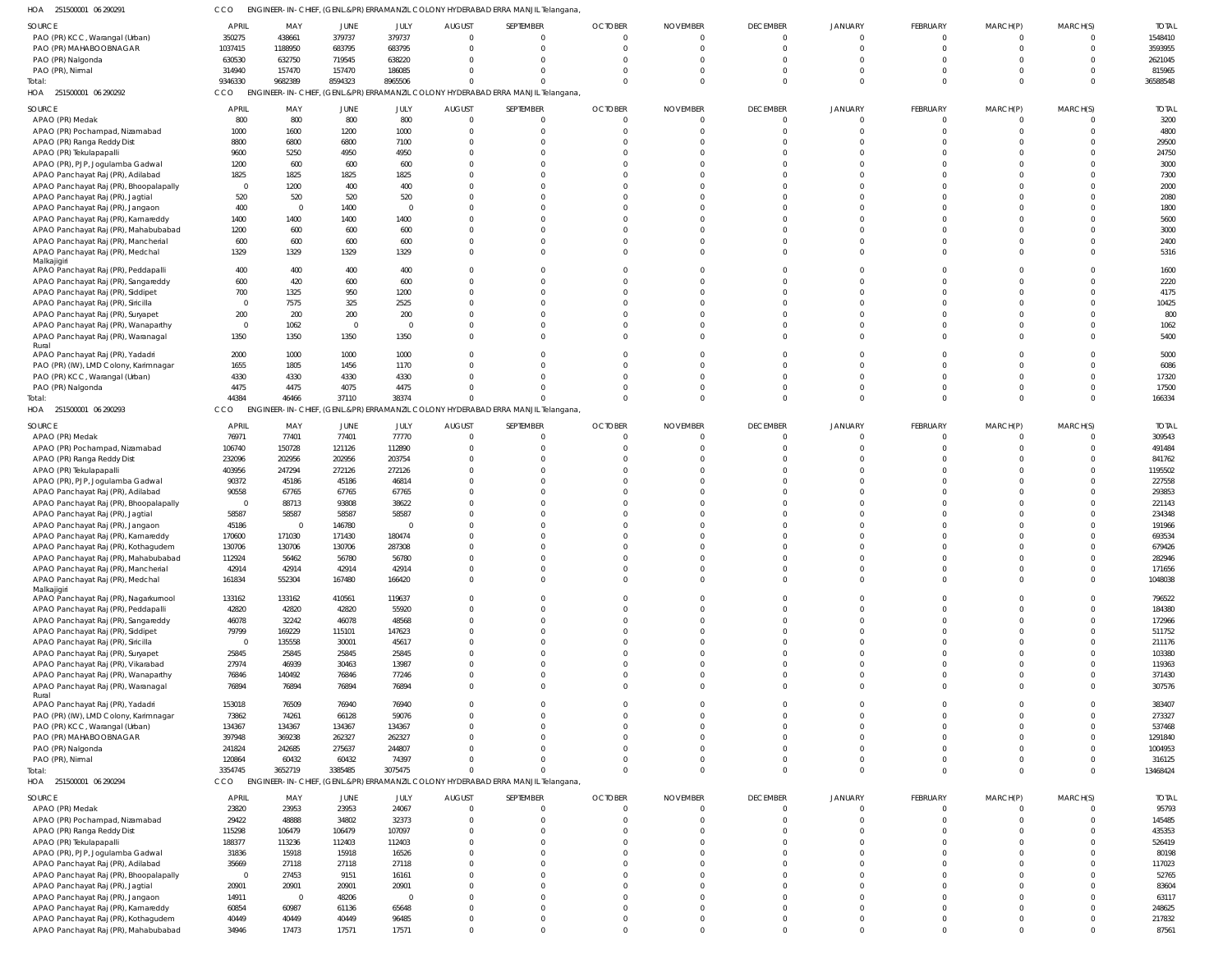HOA 251500001 06 290291 CCO ENGINEER-IN-CHIEF, (GENL.&PR) ERRAMANZIL COLONY HYDERABAD ERRA MANJIL Telangana,

| SOURCE | APRIL | MAY | JUNE | JULY | AUGUST | SEPTEMBER | OCTOBER | NOVEMBER | DECEMBER | JANUARY | FEBRUARY | MARCH(P) | MARCH(S) | TOTAL |
|---|---|---|---|---|---|---|---|---|---|---|---|---|---|---|
| PAO (PR) KCC, Warangal (Urban) | 350275 | 438661 | 379737 | 379737 | 0 | 0 | 0 | 0 | 0 | 0 | 0 | 0 | 0 | 1548410 |
| PAO (PR) MAHABOOBNAGAR | 1037415 | 1188950 | 683795 | 683795 | 0 | 0 | 0 | 0 | 0 | 0 | 0 | 0 | 0 | 3593955 |
| PAO (PR) Nalgonda | 630530 | 632750 | 719545 | 638220 | 0 | 0 | 0 | 0 | 0 | 0 | 0 | 0 | 0 | 2621045 |
| PAO (PR), Nirmal | 314940 | 157470 | 157470 | 186085 | 0 | 0 | 0 | 0 | 0 | 0 | 0 | 0 | 0 | 815965 |
| Total: | 9346330 | 9682389 | 8594323 | 8965506 | 0 | 0 | 0 | 0 | 0 | 0 | 0 | 0 | 0 | 36588548 |

HOA 251500001 06 290292 CCO ENGINEER-IN-CHIEF, (GENL.&PR) ERRAMANZIL COLONY HYDERABAD ERRA MANJIL Telangana,

| SOURCE | APRIL | MAY | JUNE | JULY | AUGUST | SEPTEMBER | OCTOBER | NOVEMBER | DECEMBER | JANUARY | FEBRUARY | MARCH(P) | MARCH(S) | TOTAL |
|---|---|---|---|---|---|---|---|---|---|---|---|---|---|---|
| APAO (PR) Medak | 800 | 800 | 800 | 800 | 0 | 0 | 0 | 0 | 0 | 0 | 0 | 0 | 0 | 3200 |
| APAO (PR) Pochampad, Nizamabad | 1000 | 1600 | 1200 | 1000 | 0 | 0 | 0 | 0 | 0 | 0 | 0 | 0 | 0 | 4800 |
| APAO (PR) Ranga Reddy Dist | 8800 | 6800 | 6800 | 7100 | 0 | 0 | 0 | 0 | 0 | 0 | 0 | 0 | 0 | 29500 |
| APAO (PR) Tekulapapalli | 9600 | 5250 | 4950 | 4950 | 0 | 0 | 0 | 0 | 0 | 0 | 0 | 0 | 0 | 24750 |
| APAO (PR), PJP, Jogulamba Gadwal | 1200 | 600 | 600 | 600 | 0 | 0 | 0 | 0 | 0 | 0 | 0 | 0 | 0 | 3000 |
| APAO Panchayat Raj (PR), Adilabad | 1825 | 1825 | 1825 | 1825 | 0 | 0 | 0 | 0 | 0 | 0 | 0 | 0 | 0 | 7300 |
| APAO Panchayat Raj (PR), Bhoopalapally | 0 | 1200 | 400 | 400 | 0 | 0 | 0 | 0 | 0 | 0 | 0 | 0 | 0 | 2000 |
| APAO Panchayat Raj (PR), Jagtial | 520 | 520 | 520 | 520 | 0 | 0 | 0 | 0 | 0 | 0 | 0 | 0 | 0 | 2080 |
| APAO Panchayat Raj (PR), Jangaon | 400 | 0 | 1400 | 0 | 0 | 0 | 0 | 0 | 0 | 0 | 0 | 0 | 0 | 1800 |
| APAO Panchayat Raj (PR), Kamareddy | 1400 | 1400 | 1400 | 1400 | 0 | 0 | 0 | 0 | 0 | 0 | 0 | 0 | 0 | 5600 |
| APAO Panchayat Raj (PR), Mahabubabad | 1200 | 600 | 600 | 600 | 0 | 0 | 0 | 0 | 0 | 0 | 0 | 0 | 0 | 3000 |
| APAO Panchayat Raj (PR), Mancherial | 600 | 600 | 600 | 600 | 0 | 0 | 0 | 0 | 0 | 0 | 0 | 0 | 0 | 2400 |
| APAO Panchayat Raj (PR), Medchal Malkajigiri | 1329 | 1329 | 1329 | 1329 | 0 | 0 | 0 | 0 | 0 | 0 | 0 | 0 | 0 | 5316 |
| APAO Panchayat Raj (PR), Peddapalli | 400 | 400 | 400 | 400 | 0 | 0 | 0 | 0 | 0 | 0 | 0 | 0 | 0 | 1600 |
| APAO Panchayat Raj (PR), Sangareddy | 600 | 420 | 600 | 600 | 0 | 0 | 0 | 0 | 0 | 0 | 0 | 0 | 0 | 2220 |
| APAO Panchayat Raj (PR), Siddipet | 700 | 1325 | 950 | 1200 | 0 | 0 | 0 | 0 | 0 | 0 | 0 | 0 | 0 | 4175 |
| APAO Panchayat Raj (PR), Siricilla | 0 | 7575 | 325 | 2525 | 0 | 0 | 0 | 0 | 0 | 0 | 0 | 0 | 0 | 10425 |
| APAO Panchayat Raj (PR), Suryapet | 200 | 200 | 200 | 200 | 0 | 0 | 0 | 0 | 0 | 0 | 0 | 0 | 0 | 800 |
| APAO Panchayat Raj (PR), Wanaparthy | 0 | 1062 | 0 | 0 | 0 | 0 | 0 | 0 | 0 | 0 | 0 | 0 | 0 | 1062 |
| APAO Panchayat Raj (PR), Waranagal Rural | 1350 | 1350 | 1350 | 1350 | 0 | 0 | 0 | 0 | 0 | 0 | 0 | 0 | 0 | 5400 |
| APAO Panchayat Raj (PR), Yadadri | 2000 | 1000 | 1000 | 1000 | 0 | 0 | 0 | 0 | 0 | 0 | 0 | 0 | 0 | 5000 |
| PAO (PR) (IW), LMD Colony, Karimnagar | 1655 | 1805 | 1456 | 1170 | 0 | 0 | 0 | 0 | 0 | 0 | 0 | 0 | 0 | 6086 |
| PAO (PR) KCC, Warangal (Urban) | 4330 | 4330 | 4330 | 4330 | 0 | 0 | 0 | 0 | 0 | 0 | 0 | 0 | 0 | 17320 |
| PAO (PR) Nalgonda | 4475 | 4475 | 4075 | 4475 | 0 | 0 | 0 | 0 | 0 | 0 | 0 | 0 | 0 | 17500 |
| Total: | 44384 | 46466 | 37110 | 38374 | 0 | 0 | 0 | 0 | 0 | 0 | 0 | 0 | 0 | 166334 |

HOA 251500001 06 290293 CCO ENGINEER-IN-CHIEF, (GENL.&PR) ERRAMANZIL COLONY HYDERABAD ERRA MANJIL Telangana,

| SOURCE | APRIL | MAY | JUNE | JULY | AUGUST | SEPTEMBER | OCTOBER | NOVEMBER | DECEMBER | JANUARY | FEBRUARY | MARCH(P) | MARCH(S) | TOTAL |
|---|---|---|---|---|---|---|---|---|---|---|---|---|---|---|
| APAO (PR) Medak | 76971 | 77401 | 77401 | 77770 | 0 | 0 | 0 | 0 | 0 | 0 | 0 | 0 | 0 | 309543 |
| APAO (PR) Pochampad, Nizamabad | 106740 | 150728 | 121126 | 112890 | 0 | 0 | 0 | 0 | 0 | 0 | 0 | 0 | 0 | 491484 |
| APAO (PR) Ranga Reddy Dist | 232096 | 202956 | 202956 | 203754 | 0 | 0 | 0 | 0 | 0 | 0 | 0 | 0 | 0 | 841762 |
| APAO (PR) Tekulapapalli | 403956 | 247294 | 272126 | 272126 | 0 | 0 | 0 | 0 | 0 | 0 | 0 | 0 | 0 | 1195502 |
| APAO (PR), PJP, Jogulamba Gadwal | 90372 | 45186 | 45186 | 46814 | 0 | 0 | 0 | 0 | 0 | 0 | 0 | 0 | 0 | 227558 |
| APAO Panchayat Raj (PR), Adilabad | 90558 | 67765 | 67765 | 67765 | 0 | 0 | 0 | 0 | 0 | 0 | 0 | 0 | 0 | 293853 |
| APAO Panchayat Raj (PR), Bhoopalapally | 0 | 88713 | 93808 | 38622 | 0 | 0 | 0 | 0 | 0 | 0 | 0 | 0 | 0 | 221143 |
| APAO Panchayat Raj (PR), Jagtial | 58587 | 58587 | 58587 | 58587 | 0 | 0 | 0 | 0 | 0 | 0 | 0 | 0 | 0 | 234348 |
| APAO Panchayat Raj (PR), Jangaon | 45186 | 0 | 146780 | 0 | 0 | 0 | 0 | 0 | 0 | 0 | 0 | 0 | 0 | 191966 |
| APAO Panchayat Raj (PR), Kamareddy | 170600 | 171030 | 171430 | 180474 | 0 | 0 | 0 | 0 | 0 | 0 | 0 | 0 | 0 | 693534 |
| APAO Panchayat Raj (PR), Kothagudem | 130706 | 130706 | 130706 | 287308 | 0 | 0 | 0 | 0 | 0 | 0 | 0 | 0 | 0 | 679426 |
| APAO Panchayat Raj (PR), Mahabubabad | 112924 | 56462 | 56780 | 56780 | 0 | 0 | 0 | 0 | 0 | 0 | 0 | 0 | 0 | 282946 |
| APAO Panchayat Raj (PR), Mancherial | 42914 | 42914 | 42914 | 42914 | 0 | 0 | 0 | 0 | 0 | 0 | 0 | 0 | 0 | 171656 |
| APAO Panchayat Raj (PR), Medchal Malkajigiri | 161834 | 552304 | 167480 | 166420 | 0 | 0 | 0 | 0 | 0 | 0 | 0 | 0 | 0 | 1048038 |
| APAO Panchayat Raj (PR), Nagarkurnool | 133162 | 133162 | 410561 | 119637 | 0 | 0 | 0 | 0 | 0 | 0 | 0 | 0 | 0 | 796522 |
| APAO Panchayat Raj (PR), Peddapalli | 42820 | 42820 | 42820 | 55920 | 0 | 0 | 0 | 0 | 0 | 0 | 0 | 0 | 0 | 184380 |
| APAO Panchayat Raj (PR), Sangareddy | 46078 | 32242 | 46078 | 48568 | 0 | 0 | 0 | 0 | 0 | 0 | 0 | 0 | 0 | 172966 |
| APAO Panchayat Raj (PR), Siddipet | 79799 | 169229 | 115101 | 147623 | 0 | 0 | 0 | 0 | 0 | 0 | 0 | 0 | 0 | 511752 |
| APAO Panchayat Raj (PR), Siricilla | 0 | 135558 | 30001 | 45617 | 0 | 0 | 0 | 0 | 0 | 0 | 0 | 0 | 0 | 211176 |
| APAO Panchayat Raj (PR), Suryapet | 25845 | 25845 | 25845 | 25845 | 0 | 0 | 0 | 0 | 0 | 0 | 0 | 0 | 0 | 103380 |
| APAO Panchayat Raj (PR), Vikarabad | 27974 | 46939 | 30463 | 13987 | 0 | 0 | 0 | 0 | 0 | 0 | 0 | 0 | 0 | 119363 |
| APAO Panchayat Raj (PR), Wanaparthy | 76846 | 140492 | 76846 | 77246 | 0 | 0 | 0 | 0 | 0 | 0 | 0 | 0 | 0 | 371430 |
| APAO Panchayat Raj (PR), Waranagal Rural | 76894 | 76894 | 76894 | 76894 | 0 | 0 | 0 | 0 | 0 | 0 | 0 | 0 | 0 | 307576 |
| APAO Panchayat Raj (PR), Yadadri | 153018 | 76509 | 76940 | 76940 | 0 | 0 | 0 | 0 | 0 | 0 | 0 | 0 | 0 | 383407 |
| PAO (PR) (IW), LMD Colony, Karimnagar | 73862 | 74261 | 66128 | 59076 | 0 | 0 | 0 | 0 | 0 | 0 | 0 | 0 | 0 | 273327 |
| PAO (PR) KCC, Warangal (Urban) | 134367 | 134367 | 134367 | 134367 | 0 | 0 | 0 | 0 | 0 | 0 | 0 | 0 | 0 | 537468 |
| PAO (PR) MAHABOOBNAGAR | 397948 | 369238 | 262327 | 262327 | 0 | 0 | 0 | 0 | 0 | 0 | 0 | 0 | 0 | 1291840 |
| PAO (PR) Nalgonda | 241824 | 242685 | 275637 | 244807 | 0 | 0 | 0 | 0 | 0 | 0 | 0 | 0 | 0 | 1004953 |
| PAO (PR), Nirmal | 120864 | 60432 | 60432 | 74397 | 0 | 0 | 0 | 0 | 0 | 0 | 0 | 0 | 0 | 316125 |
| Total: | 3354745 | 3652719 | 3385485 | 3075475 | 0 | 0 | 0 | 0 | 0 | 0 | 0 | 0 | 0 | 13468424 |

HOA 251500001 06 290294 CCO ENGINEER-IN-CHIEF, (GENL.&PR) ERRAMANZIL COLONY HYDERABAD ERRA MANJIL Telangana,

| SOURCE | APRIL | MAY | JUNE | JULY | AUGUST | SEPTEMBER | OCTOBER | NOVEMBER | DECEMBER | JANUARY | FEBRUARY | MARCH(P) | MARCH(S) | TOTAL |
|---|---|---|---|---|---|---|---|---|---|---|---|---|---|---|
| APAO (PR) Medak | 23820 | 23953 | 23953 | 24067 | 0 | 0 | 0 | 0 | 0 | 0 | 0 | 0 | 0 | 95793 |
| APAO (PR) Pochampad, Nizamabad | 29422 | 48888 | 34802 | 32373 | 0 | 0 | 0 | 0 | 0 | 0 | 0 | 0 | 0 | 145485 |
| APAO (PR) Ranga Reddy Dist | 115298 | 106479 | 106479 | 107097 | 0 | 0 | 0 | 0 | 0 | 0 | 0 | 0 | 0 | 435353 |
| APAO (PR) Tekulapapalli | 188377 | 113236 | 112403 | 112403 | 0 | 0 | 0 | 0 | 0 | 0 | 0 | 0 | 0 | 526419 |
| APAO (PR), PJP, Jogulamba Gadwal | 31836 | 15918 | 15918 | 16526 | 0 | 0 | 0 | 0 | 0 | 0 | 0 | 0 | 0 | 80198 |
| APAO Panchayat Raj (PR), Adilabad | 35669 | 27118 | 27118 | 27118 | 0 | 0 | 0 | 0 | 0 | 0 | 0 | 0 | 0 | 117023 |
| APAO Panchayat Raj (PR), Bhoopalapally | 0 | 27453 | 9151 | 16161 | 0 | 0 | 0 | 0 | 0 | 0 | 0 | 0 | 0 | 52765 |
| APAO Panchayat Raj (PR), Jagtial | 20901 | 20901 | 20901 | 20901 | 0 | 0 | 0 | 0 | 0 | 0 | 0 | 0 | 0 | 83604 |
| APAO Panchayat Raj (PR), Jangaon | 14911 | 0 | 48206 | 0 | 0 | 0 | 0 | 0 | 0 | 0 | 0 | 0 | 0 | 63117 |
| APAO Panchayat Raj (PR), Kamareddy | 60854 | 60987 | 61136 | 65648 | 0 | 0 | 0 | 0 | 0 | 0 | 0 | 0 | 0 | 248625 |
| APAO Panchayat Raj (PR), Kothagudem | 40449 | 40449 | 40449 | 96485 | 0 | 0 | 0 | 0 | 0 | 0 | 0 | 0 | 0 | 217832 |
| APAO Panchayat Raj (PR), Mahabubabad | 34946 | 17473 | 17571 | 17571 | 0 | 0 | 0 | 0 | 0 | 0 | 0 | 0 | 0 | 87561 |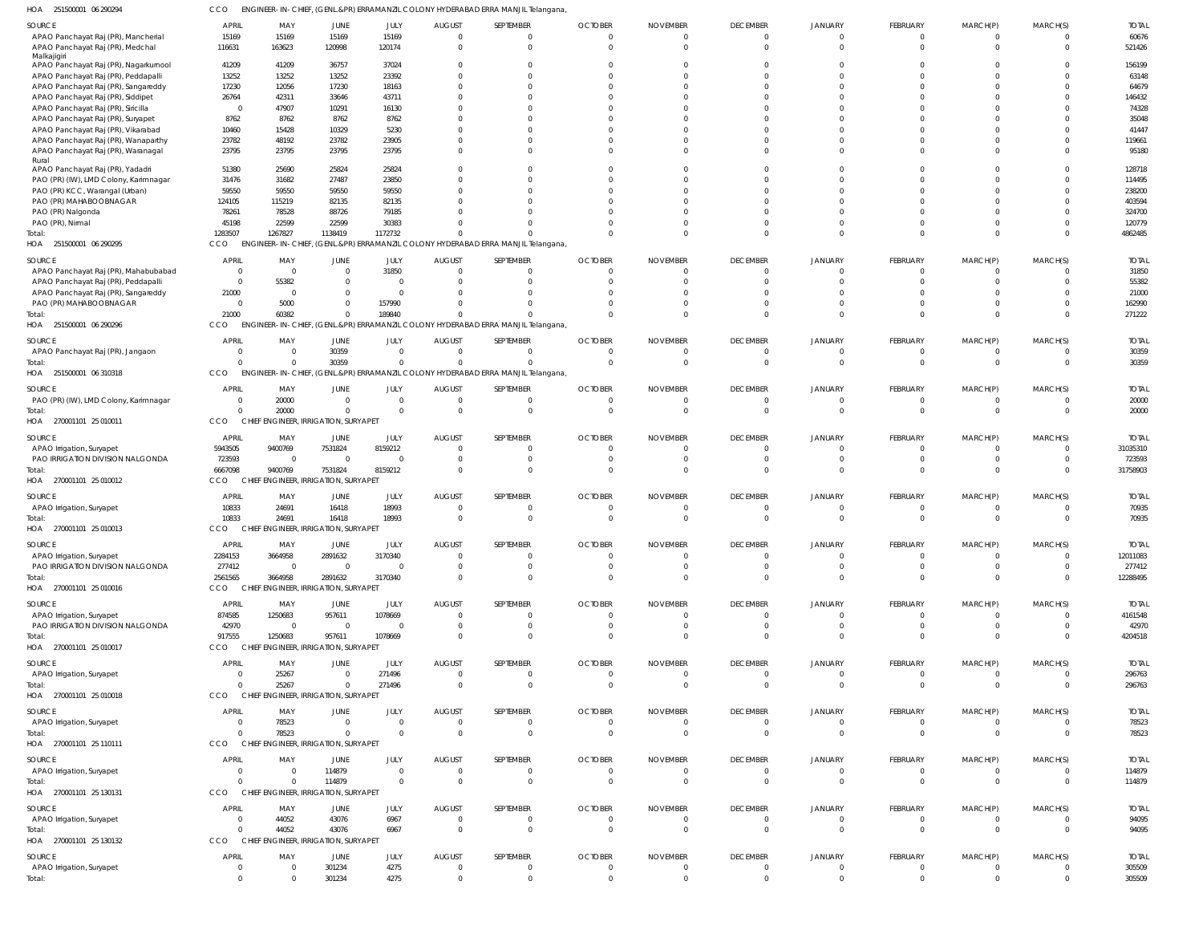HOA 251500001 06 290294 CCO ENGINEER-IN-CHIEF, (GENL.&PR) ERRAMANZIL COLONY HYDERABAD ERRA MANJIL Telangana,

| SOURCE | APRIL | MAY | JUNE | JULY | AUGUST | SEPTEMBER | OCTOBER | NOVEMBER | DECEMBER | JANUARY | FEBRUARY | MARCH(P) | MARCH(S) | TOTAL |
|---|---|---|---|---|---|---|---|---|---|---|---|---|---|---|
| APAO Panchayat Raj (PR), Mancherial | 15169 | 15169 | 15169 | 15169 | 0 | 0 | 0 | 0 | 0 | 0 | 0 | 0 | 0 | 60676 |
| APAO Panchayat Raj (PR), Medchal Malkajigiri | 116631 | 163623 | 120998 | 120174 | 0 | 0 | 0 | 0 | 0 | 0 | 0 | 0 | 0 | 521426 |
| APAO Panchayat Raj (PR), Nagarkurnool | 41209 | 41209 | 36757 | 37024 | 0 | 0 | 0 | 0 | 0 | 0 | 0 | 0 | 0 | 156199 |
| APAO Panchayat Raj (PR), Peddapalli | 13252 | 13252 | 13252 | 23392 | 0 | 0 | 0 | 0 | 0 | 0 | 0 | 0 | 0 | 63148 |
| APAO Panchayat Raj (PR), Sangareddy | 17230 | 12056 | 17230 | 18163 | 0 | 0 | 0 | 0 | 0 | 0 | 0 | 0 | 0 | 64679 |
| APAO Panchayat Raj (PR), Siddipet | 26764 | 42311 | 33646 | 43711 | 0 | 0 | 0 | 0 | 0 | 0 | 0 | 0 | 0 | 146432 |
| APAO Panchayat Raj (PR), Siricilla | 0 | 47907 | 10291 | 16130 | 0 | 0 | 0 | 0 | 0 | 0 | 0 | 0 | 0 | 74328 |
| APAO Panchayat Raj (PR), Suryapet | 8762 | 8762 | 8762 | 8762 | 0 | 0 | 0 | 0 | 0 | 0 | 0 | 0 | 0 | 35048 |
| APAO Panchayat Raj (PR), Vikarabad | 10460 | 15428 | 10329 | 5230 | 0 | 0 | 0 | 0 | 0 | 0 | 0 | 0 | 0 | 41447 |
| APAO Panchayat Raj (PR), Wanaparthy | 23782 | 48192 | 23782 | 23905 | 0 | 0 | 0 | 0 | 0 | 0 | 0 | 0 | 0 | 119661 |
| APAO Panchayat Raj (PR), Waranagal Rural | 23795 | 23795 | 23795 | 23795 | 0 | 0 | 0 | 0 | 0 | 0 | 0 | 0 | 0 | 95180 |
| APAO Panchayat Raj (PR), Yadadri | 51380 | 25690 | 25824 | 25824 | 0 | 0 | 0 | 0 | 0 | 0 | 0 | 0 | 0 | 128718 |
| PAO (PR) (IW), LMD Colony, Karimnagar | 31476 | 31682 | 27487 | 23850 | 0 | 0 | 0 | 0 | 0 | 0 | 0 | 0 | 0 | 114495 |
| PAO (PR) KCC, Warangal (Urban) | 59550 | 59550 | 59550 | 59550 | 0 | 0 | 0 | 0 | 0 | 0 | 0 | 0 | 0 | 238200 |
| PAO (PR) MAHABOOBNAGAR | 124105 | 115219 | 82135 | 82135 | 0 | 0 | 0 | 0 | 0 | 0 | 0 | 0 | 0 | 403594 |
| PAO (PR) Nalgonda | 78261 | 78528 | 88726 | 79185 | 0 | 0 | 0 | 0 | 0 | 0 | 0 | 0 | 0 | 324700 |
| PAO (PR), Nirmal | 45198 | 22599 | 22599 | 30383 | 0 | 0 | 0 | 0 | 0 | 0 | 0 | 0 | 0 | 120779 |
| Total: | 1283507 | 1267827 | 1138419 | 1172732 | 0 | 0 | 0 | 0 | 0 | 0 | 0 | 0 | 0 | 4862485 |

HOA 251500001 06 290295 CCO ENGINEER-IN-CHIEF, (GENL.&PR) ERRAMANZIL COLONY HYDERABAD ERRA MANJIL Telangana,

| SOURCE | APRIL | MAY | JUNE | JULY | AUGUST | SEPTEMBER | OCTOBER | NOVEMBER | DECEMBER | JANUARY | FEBRUARY | MARCH(P) | MARCH(S) | TOTAL |
|---|---|---|---|---|---|---|---|---|---|---|---|---|---|---|
| APAO Panchayat Raj (PR), Mahabubabad | 0 | 0 | 0 | 31850 | 0 | 0 | 0 | 0 | 0 | 0 | 0 | 0 | 0 | 31850 |
| APAO Panchayat Raj (PR), Peddapalli | 0 | 55382 | 0 | 0 | 0 | 0 | 0 | 0 | 0 | 0 | 0 | 0 | 0 | 55382 |
| APAO Panchayat Raj (PR), Sangareddy | 21000 | 0 | 0 | 0 | 0 | 0 | 0 | 0 | 0 | 0 | 0 | 0 | 0 | 21000 |
| PAO (PR) MAHABOOBNAGAR | 0 | 5000 | 0 | 157990 | 0 | 0 | 0 | 0 | 0 | 0 | 0 | 0 | 0 | 162990 |
| Total: | 21000 | 60382 | 0 | 189840 | 0 | 0 | 0 | 0 | 0 | 0 | 0 | 0 | 0 | 271222 |

HOA 251500001 06 290296 CCO ENGINEER-IN-CHIEF, (GENL.&PR) ERRAMANZIL COLONY HYDERABAD ERRA MANJIL Telangana,

| SOURCE | APRIL | MAY | JUNE | JULY | AUGUST | SEPTEMBER | OCTOBER | NOVEMBER | DECEMBER | JANUARY | FEBRUARY | MARCH(P) | MARCH(S) | TOTAL |
|---|---|---|---|---|---|---|---|---|---|---|---|---|---|---|
| APAO Panchayat Raj (PR), Jangaon | 0 | 0 | 30359 | 0 | 0 | 0 | 0 | 0 | 0 | 0 | 0 | 0 | 0 | 30359 |
| Total: | 0 | 0 | 30359 | 0 | 0 | 0 | 0 | 0 | 0 | 0 | 0 | 0 | 0 | 30359 |

HOA 251500001 06 310318 CCO ENGINEER-IN-CHIEF, (GENL.&PR) ERRAMANZIL COLONY HYDERABAD ERRA MANJIL Telangana,

| SOURCE | APRIL | MAY | JUNE | JULY | AUGUST | SEPTEMBER | OCTOBER | NOVEMBER | DECEMBER | JANUARY | FEBRUARY | MARCH(P) | MARCH(S) | TOTAL |
|---|---|---|---|---|---|---|---|---|---|---|---|---|---|---|
| PAO (PR) (IW), LMD Colony, Karimnagar | 0 | 20000 | 0 | 0 | 0 | 0 | 0 | 0 | 0 | 0 | 0 | 0 | 0 | 20000 |
| Total: | 0 | 20000 | 0 | 0 | 0 | 0 | 0 | 0 | 0 | 0 | 0 | 0 | 0 | 20000 |

HOA 270001101 25 010011 CCO CHIEF ENGINEER, IRRIGATION, SURYAPET

| SOURCE | APRIL | MAY | JUNE | JULY | AUGUST | SEPTEMBER | OCTOBER | NOVEMBER | DECEMBER | JANUARY | FEBRUARY | MARCH(P) | MARCH(S) | TOTAL |
|---|---|---|---|---|---|---|---|---|---|---|---|---|---|---|
| APAO Irrigation, Suryapet | 5943505 | 9400769 | 7531824 | 8159212 | 0 | 0 | 0 | 0 | 0 | 0 | 0 | 0 | 0 | 31035310 |
| PAO IRRIGATION DIVISION NALGONDA | 723593 | 0 | 0 | 0 | 0 | 0 | 0 | 0 | 0 | 0 | 0 | 0 | 0 | 723593 |
| Total: | 6667098 | 9400769 | 7531824 | 8159212 | 0 | 0 | 0 | 0 | 0 | 0 | 0 | 0 | 0 | 31758903 |

HOA 270001101 25 010012 CCO CHIEF ENGINEER, IRRIGATION, SURYAPET

| SOURCE | APRIL | MAY | JUNE | JULY | AUGUST | SEPTEMBER | OCTOBER | NOVEMBER | DECEMBER | JANUARY | FEBRUARY | MARCH(P) | MARCH(S) | TOTAL |
|---|---|---|---|---|---|---|---|---|---|---|---|---|---|---|
| APAO Irrigation, Suryapet | 10833 | 24691 | 16418 | 18993 | 0 | 0 | 0 | 0 | 0 | 0 | 0 | 0 | 0 | 70935 |
| Total: | 10833 | 24691 | 16418 | 18993 | 0 | 0 | 0 | 0 | 0 | 0 | 0 | 0 | 0 | 70935 |

HOA 270001101 25 010013 CCO CHIEF ENGINEER, IRRIGATION, SURYAPET

| SOURCE | APRIL | MAY | JUNE | JULY | AUGUST | SEPTEMBER | OCTOBER | NOVEMBER | DECEMBER | JANUARY | FEBRUARY | MARCH(P) | MARCH(S) | TOTAL |
|---|---|---|---|---|---|---|---|---|---|---|---|---|---|---|
| APAO Irrigation, Suryapet | 2284153 | 3664958 | 2891632 | 3170340 | 0 | 0 | 0 | 0 | 0 | 0 | 0 | 0 | 0 | 12011083 |
| PAO IRRIGATION DIVISION NALGONDA | 277412 | 0 | 0 | 0 | 0 | 0 | 0 | 0 | 0 | 0 | 0 | 0 | 0 | 277412 |
| Total: | 2561565 | 3664958 | 2891632 | 3170340 | 0 | 0 | 0 | 0 | 0 | 0 | 0 | 0 | 0 | 12288495 |

HOA 270001101 25 010016 CCO CHIEF ENGINEER, IRRIGATION, SURYAPET

| SOURCE | APRIL | MAY | JUNE | JULY | AUGUST | SEPTEMBER | OCTOBER | NOVEMBER | DECEMBER | JANUARY | FEBRUARY | MARCH(P) | MARCH(S) | TOTAL |
|---|---|---|---|---|---|---|---|---|---|---|---|---|---|---|
| APAO Irrigation, Suryapet | 874585 | 1250683 | 957611 | 1078669 | 0 | 0 | 0 | 0 | 0 | 0 | 0 | 0 | 0 | 4161548 |
| PAO IRRIGATION DIVISION NALGONDA | 42970 | 0 | 0 | 0 | 0 | 0 | 0 | 0 | 0 | 0 | 0 | 0 | 0 | 42970 |
| Total: | 917555 | 1250683 | 957611 | 1078669 | 0 | 0 | 0 | 0 | 0 | 0 | 0 | 0 | 0 | 4204518 |

HOA 270001101 25 010017 CCO CHIEF ENGINEER, IRRIGATION, SURYAPET

| SOURCE | APRIL | MAY | JUNE | JULY | AUGUST | SEPTEMBER | OCTOBER | NOVEMBER | DECEMBER | JANUARY | FEBRUARY | MARCH(P) | MARCH(S) | TOTAL |
|---|---|---|---|---|---|---|---|---|---|---|---|---|---|---|
| APAO Irrigation, Suryapet | 0 | 25267 | 0 | 271496 | 0 | 0 | 0 | 0 | 0 | 0 | 0 | 0 | 0 | 296763 |
| Total: | 0 | 25267 | 0 | 271496 | 0 | 0 | 0 | 0 | 0 | 0 | 0 | 0 | 0 | 296763 |

HOA 270001101 25 010018 CCO CHIEF ENGINEER, IRRIGATION, SURYAPET

| SOURCE | APRIL | MAY | JUNE | JULY | AUGUST | SEPTEMBER | OCTOBER | NOVEMBER | DECEMBER | JANUARY | FEBRUARY | MARCH(P) | MARCH(S) | TOTAL |
|---|---|---|---|---|---|---|---|---|---|---|---|---|---|---|
| APAO Irrigation, Suryapet | 0 | 78523 | 0 | 0 | 0 | 0 | 0 | 0 | 0 | 0 | 0 | 0 | 0 | 78523 |
| Total: | 0 | 78523 | 0 | 0 | 0 | 0 | 0 | 0 | 0 | 0 | 0 | 0 | 0 | 78523 |

HOA 270001101 25 110111 CCO CHIEF ENGINEER, IRRIGATION, SURYAPET

| SOURCE | APRIL | MAY | JUNE | JULY | AUGUST | SEPTEMBER | OCTOBER | NOVEMBER | DECEMBER | JANUARY | FEBRUARY | MARCH(P) | MARCH(S) | TOTAL |
|---|---|---|---|---|---|---|---|---|---|---|---|---|---|---|
| APAO Irrigation, Suryapet | 0 | 0 | 114879 | 0 | 0 | 0 | 0 | 0 | 0 | 0 | 0 | 0 | 0 | 114879 |
| Total: | 0 | 0 | 114879 | 0 | 0 | 0 | 0 | 0 | 0 | 0 | 0 | 0 | 0 | 114879 |

HOA 270001101 25 130131 CCO CHIEF ENGINEER, IRRIGATION, SURYAPET

| SOURCE | APRIL | MAY | JUNE | JULY | AUGUST | SEPTEMBER | OCTOBER | NOVEMBER | DECEMBER | JANUARY | FEBRUARY | MARCH(P) | MARCH(S) | TOTAL |
|---|---|---|---|---|---|---|---|---|---|---|---|---|---|---|
| APAO Irrigation, Suryapet | 0 | 44052 | 43076 | 6967 | 0 | 0 | 0 | 0 | 0 | 0 | 0 | 0 | 0 | 94095 |
| Total: | 0 | 44052 | 43076 | 6967 | 0 | 0 | 0 | 0 | 0 | 0 | 0 | 0 | 0 | 94095 |

HOA 270001101 25 130132 CCO CHIEF ENGINEER, IRRIGATION, SURYAPET

| SOURCE | APRIL | MAY | JUNE | JULY | AUGUST | SEPTEMBER | OCTOBER | NOVEMBER | DECEMBER | JANUARY | FEBRUARY | MARCH(P) | MARCH(S) | TOTAL |
|---|---|---|---|---|---|---|---|---|---|---|---|---|---|---|
| APAO Irrigation, Suryapet | 0 | 0 | 301234 | 4275 | 0 | 0 | 0 | 0 | 0 | 0 | 0 | 0 | 0 | 305509 |
| Total: | 0 | 0 | 301234 | 4275 | 0 | 0 | 0 | 0 | 0 | 0 | 0 | 0 | 0 | 305509 |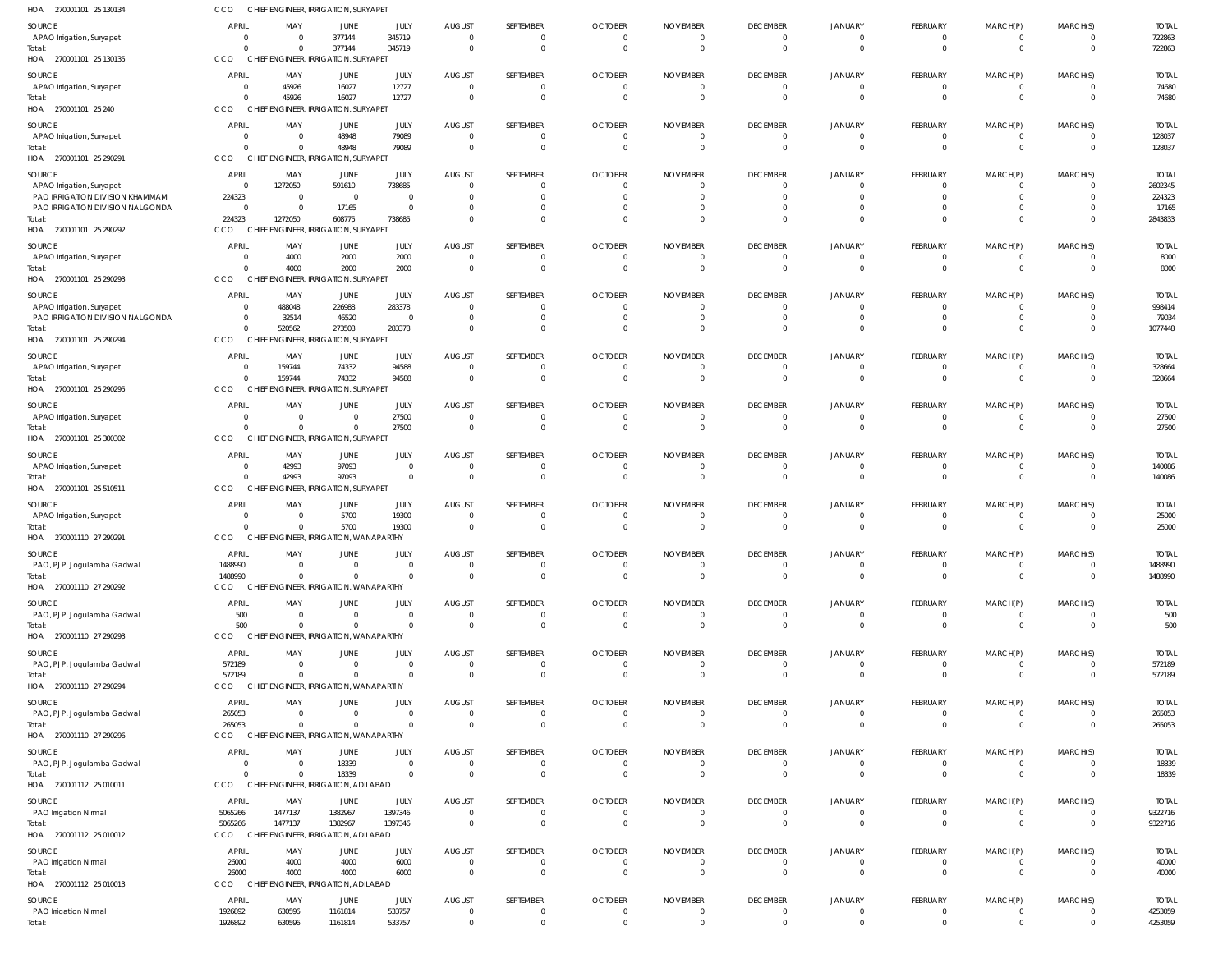HOA 270001101 25 130134 CCO CHIEF ENGINEER, IRRIGATION, SURYAPET

| SOURCE | APRIL | MAY | JUNE | JULY | AUGUST | SEPTEMBER | OCTOBER | NOVEMBER | DECEMBER | JANUARY | FEBRUARY | MARCH(P) | MARCH(S) | TOTAL |
|---|---|---|---|---|---|---|---|---|---|---|---|---|---|---|
| APAO Irrigation, Suryapet | 0 | 0 | 377144 | 345719 | 0 | 0 | 0 | 0 | 0 | 0 | 0 | 0 | 0 | 722863 |
| Total: | 0 | 0 | 377144 | 345719 | 0 | 0 | 0 | 0 | 0 | 0 | 0 | 0 | 0 | 722863 |

HOA 270001101 25 130135 CCO CHIEF ENGINEER, IRRIGATION, SURYAPET

| SOURCE | APRIL | MAY | JUNE | JULY | AUGUST | SEPTEMBER | OCTOBER | NOVEMBER | DECEMBER | JANUARY | FEBRUARY | MARCH(P) | MARCH(S) | TOTAL |
|---|---|---|---|---|---|---|---|---|---|---|---|---|---|---|
| APAO Irrigation, Suryapet | 0 | 45926 | 16027 | 12727 | 0 | 0 | 0 | 0 | 0 | 0 | 0 | 0 | 0 | 74680 |
| Total: | 0 | 45926 | 16027 | 12727 | 0 | 0 | 0 | 0 | 0 | 0 | 0 | 0 | 0 | 74680 |

HOA 270001101 25 240 CCO CHIEF ENGINEER, IRRIGATION, SURYAPET

| SOURCE | APRIL | MAY | JUNE | JULY | AUGUST | SEPTEMBER | OCTOBER | NOVEMBER | DECEMBER | JANUARY | FEBRUARY | MARCH(P) | MARCH(S) | TOTAL |
|---|---|---|---|---|---|---|---|---|---|---|---|---|---|---|
| APAO Irrigation, Suryapet | 0 | 0 | 48948 | 79089 | 0 | 0 | 0 | 0 | 0 | 0 | 0 | 0 | 0 | 128037 |
| Total: | 0 | 0 | 48948 | 79089 | 0 | 0 | 0 | 0 | 0 | 0 | 0 | 0 | 0 | 128037 |

HOA 270001101 25 290291 CCO CHIEF ENGINEER, IRRIGATION, SURYAPET

| SOURCE | APRIL | MAY | JUNE | JULY | AUGUST | SEPTEMBER | OCTOBER | NOVEMBER | DECEMBER | JANUARY | FEBRUARY | MARCH(P) | MARCH(S) | TOTAL |
|---|---|---|---|---|---|---|---|---|---|---|---|---|---|---|
| APAO Irrigation, Suryapet | 0 | 1272050 | 591610 | 738685 | 0 | 0 | 0 | 0 | 0 | 0 | 0 | 0 | 0 | 2602345 |
| PAO IRRIGATION DIVISION KHAMMAM | 224323 | 0 | 0 | 0 | 0 | 0 | 0 | 0 | 0 | 0 | 0 | 0 | 0 | 224323 |
| PAO IRRIGATION DIVISION NALGONDA | 0 | 0 | 17165 | 0 | 0 | 0 | 0 | 0 | 0 | 0 | 0 | 0 | 0 | 17165 |
| Total: | 224323 | 1272050 | 608775 | 738685 | 0 | 0 | 0 | 0 | 0 | 0 | 0 | 0 | 0 | 2843833 |

HOA 270001101 25 290292 CCO CHIEF ENGINEER, IRRIGATION, SURYAPET

| SOURCE | APRIL | MAY | JUNE | JULY | AUGUST | SEPTEMBER | OCTOBER | NOVEMBER | DECEMBER | JANUARY | FEBRUARY | MARCH(P) | MARCH(S) | TOTAL |
|---|---|---|---|---|---|---|---|---|---|---|---|---|---|---|
| APAO Irrigation, Suryapet | 0 | 4000 | 2000 | 2000 | 0 | 0 | 0 | 0 | 0 | 0 | 0 | 0 | 0 | 8000 |
| Total: | 0 | 4000 | 2000 | 2000 | 0 | 0 | 0 | 0 | 0 | 0 | 0 | 0 | 0 | 8000 |

HOA 270001101 25 290293 CCO CHIEF ENGINEER, IRRIGATION, SURYAPET

| SOURCE | APRIL | MAY | JUNE | JULY | AUGUST | SEPTEMBER | OCTOBER | NOVEMBER | DECEMBER | JANUARY | FEBRUARY | MARCH(P) | MARCH(S) | TOTAL |
|---|---|---|---|---|---|---|---|---|---|---|---|---|---|---|
| APAO Irrigation, Suryapet | 0 | 488048 | 226988 | 283378 | 0 | 0 | 0 | 0 | 0 | 0 | 0 | 0 | 0 | 998414 |
| PAO IRRIGATION DIVISION NALGONDA | 0 | 32514 | 46520 | 0 | 0 | 0 | 0 | 0 | 0 | 0 | 0 | 0 | 0 | 79034 |
| Total: | 0 | 520562 | 273508 | 283378 | 0 | 0 | 0 | 0 | 0 | 0 | 0 | 0 | 0 | 1077448 |

HOA 270001101 25 290294 CCO CHIEF ENGINEER, IRRIGATION, SURYAPET

| SOURCE | APRIL | MAY | JUNE | JULY | AUGUST | SEPTEMBER | OCTOBER | NOVEMBER | DECEMBER | JANUARY | FEBRUARY | MARCH(P) | MARCH(S) | TOTAL |
|---|---|---|---|---|---|---|---|---|---|---|---|---|---|---|
| APAO Irrigation, Suryapet | 0 | 159744 | 74332 | 94588 | 0 | 0 | 0 | 0 | 0 | 0 | 0 | 0 | 0 | 328664 |
| Total: | 0 | 159744 | 74332 | 94588 | 0 | 0 | 0 | 0 | 0 | 0 | 0 | 0 | 0 | 328664 |

HOA 270001101 25 290295 CCO CHIEF ENGINEER, IRRIGATION, SURYAPET

| SOURCE | APRIL | MAY | JUNE | JULY | AUGUST | SEPTEMBER | OCTOBER | NOVEMBER | DECEMBER | JANUARY | FEBRUARY | MARCH(P) | MARCH(S) | TOTAL |
|---|---|---|---|---|---|---|---|---|---|---|---|---|---|---|
| APAO Irrigation, Suryapet | 0 | 0 | 0 | 27500 | 0 | 0 | 0 | 0 | 0 | 0 | 0 | 0 | 0 | 27500 |
| Total: | 0 | 0 | 0 | 27500 | 0 | 0 | 0 | 0 | 0 | 0 | 0 | 0 | 0 | 27500 |

HOA 270001101 25 300302 CCO CHIEF ENGINEER, IRRIGATION, SURYAPET

| SOURCE | APRIL | MAY | JUNE | JULY | AUGUST | SEPTEMBER | OCTOBER | NOVEMBER | DECEMBER | JANUARY | FEBRUARY | MARCH(P) | MARCH(S) | TOTAL |
|---|---|---|---|---|---|---|---|---|---|---|---|---|---|---|
| APAO Irrigation, Suryapet | 0 | 42993 | 97093 | 0 | 0 | 0 | 0 | 0 | 0 | 0 | 0 | 0 | 0 | 140086 |
| Total: | 0 | 42993 | 97093 | 0 | 0 | 0 | 0 | 0 | 0 | 0 | 0 | 0 | 0 | 140086 |

HOA 270001101 25 510511 CCO CHIEF ENGINEER, IRRIGATION, SURYAPET

| SOURCE | APRIL | MAY | JUNE | JULY | AUGUST | SEPTEMBER | OCTOBER | NOVEMBER | DECEMBER | JANUARY | FEBRUARY | MARCH(P) | MARCH(S) | TOTAL |
|---|---|---|---|---|---|---|---|---|---|---|---|---|---|---|
| APAO Irrigation, Suryapet | 0 | 0 | 5700 | 19300 | 0 | 0 | 0 | 0 | 0 | 0 | 0 | 0 | 0 | 25000 |
| Total: | 0 | 0 | 5700 | 19300 | 0 | 0 | 0 | 0 | 0 | 0 | 0 | 0 | 0 | 25000 |

HOA 270001110 27 290291 CCO CHIEF ENGINEER, IRRIGATION, WANAPARTHY

| SOURCE | APRIL | MAY | JUNE | JULY | AUGUST | SEPTEMBER | OCTOBER | NOVEMBER | DECEMBER | JANUARY | FEBRUARY | MARCH(P) | MARCH(S) | TOTAL |
|---|---|---|---|---|---|---|---|---|---|---|---|---|---|---|
| PAO, PJP, Jogulamba Gadwal | 1488990 | 0 | 0 | 0 | 0 | 0 | 0 | 0 | 0 | 0 | 0 | 0 | 0 | 1488990 |
| Total: | 1488990 | 0 | 0 | 0 | 0 | 0 | 0 | 0 | 0 | 0 | 0 | 0 | 0 | 1488990 |

HOA 270001110 27 290292 CCO CHIEF ENGINEER, IRRIGATION, WANAPARTHY

| SOURCE | APRIL | MAY | JUNE | JULY | AUGUST | SEPTEMBER | OCTOBER | NOVEMBER | DECEMBER | JANUARY | FEBRUARY | MARCH(P) | MARCH(S) | TOTAL |
|---|---|---|---|---|---|---|---|---|---|---|---|---|---|---|
| PAO, PJP, Jogulamba Gadwal | 500 | 0 | 0 | 0 | 0 | 0 | 0 | 0 | 0 | 0 | 0 | 0 | 0 | 500 |
| Total: | 500 | 0 | 0 | 0 | 0 | 0 | 0 | 0 | 0 | 0 | 0 | 0 | 0 | 500 |

HOA 270001110 27 290293 CCO CHIEF ENGINEER, IRRIGATION, WANAPARTHY

| SOURCE | APRIL | MAY | JUNE | JULY | AUGUST | SEPTEMBER | OCTOBER | NOVEMBER | DECEMBER | JANUARY | FEBRUARY | MARCH(P) | MARCH(S) | TOTAL |
|---|---|---|---|---|---|---|---|---|---|---|---|---|---|---|
| PAO, PJP, Jogulamba Gadwal | 572189 | 0 | 0 | 0 | 0 | 0 | 0 | 0 | 0 | 0 | 0 | 0 | 0 | 572189 |
| Total: | 572189 | 0 | 0 | 0 | 0 | 0 | 0 | 0 | 0 | 0 | 0 | 0 | 0 | 572189 |

HOA 270001110 27 290294 CCO CHIEF ENGINEER, IRRIGATION, WANAPARTHY

| SOURCE | APRIL | MAY | JUNE | JULY | AUGUST | SEPTEMBER | OCTOBER | NOVEMBER | DECEMBER | JANUARY | FEBRUARY | MARCH(P) | MARCH(S) | TOTAL |
|---|---|---|---|---|---|---|---|---|---|---|---|---|---|---|
| PAO, PJP, Jogulamba Gadwal | 265053 | 0 | 0 | 0 | 0 | 0 | 0 | 0 | 0 | 0 | 0 | 0 | 0 | 265053 |
| Total: | 265053 | 0 | 0 | 0 | 0 | 0 | 0 | 0 | 0 | 0 | 0 | 0 | 0 | 265053 |

HOA 270001110 27 290296 CCO CHIEF ENGINEER, IRRIGATION, WANAPARTHY

| SOURCE | APRIL | MAY | JUNE | JULY | AUGUST | SEPTEMBER | OCTOBER | NOVEMBER | DECEMBER | JANUARY | FEBRUARY | MARCH(P) | MARCH(S) | TOTAL |
|---|---|---|---|---|---|---|---|---|---|---|---|---|---|---|
| PAO, PJP, Jogulamba Gadwal | 0 | 0 | 18339 | 0 | 0 | 0 | 0 | 0 | 0 | 0 | 0 | 0 | 0 | 18339 |
| Total: | 0 | 0 | 18339 | 0 | 0 | 0 | 0 | 0 | 0 | 0 | 0 | 0 | 0 | 18339 |

HOA 270001112 25 010011 CCO CHIEF ENGINEER, IRRIGATION, ADILABAD

| SOURCE | APRIL | MAY | JUNE | JULY | AUGUST | SEPTEMBER | OCTOBER | NOVEMBER | DECEMBER | JANUARY | FEBRUARY | MARCH(P) | MARCH(S) | TOTAL |
|---|---|---|---|---|---|---|---|---|---|---|---|---|---|---|
| PAO Irrigation Nirmal | 5065266 | 1477137 | 1382967 | 1397346 | 0 | 0 | 0 | 0 | 0 | 0 | 0 | 0 | 0 | 9322716 |
| Total: | 5065266 | 1477137 | 1382967 | 1397346 | 0 | 0 | 0 | 0 | 0 | 0 | 0 | 0 | 0 | 9322716 |

HOA 270001112 25 010012 CCO CHIEF ENGINEER, IRRIGATION, ADILABAD

| SOURCE | APRIL | MAY | JUNE | JULY | AUGUST | SEPTEMBER | OCTOBER | NOVEMBER | DECEMBER | JANUARY | FEBRUARY | MARCH(P) | MARCH(S) | TOTAL |
|---|---|---|---|---|---|---|---|---|---|---|---|---|---|---|
| PAO Irrigation Nirmal | 26000 | 4000 | 4000 | 6000 | 0 | 0 | 0 | 0 | 0 | 0 | 0 | 0 | 0 | 40000 |
| Total: | 26000 | 4000 | 4000 | 6000 | 0 | 0 | 0 | 0 | 0 | 0 | 0 | 0 | 0 | 40000 |

HOA 270001112 25 010013 CCO CHIEF ENGINEER, IRRIGATION, ADILABAD

| SOURCE | APRIL | MAY | JUNE | JULY | AUGUST | SEPTEMBER | OCTOBER | NOVEMBER | DECEMBER | JANUARY | FEBRUARY | MARCH(P) | MARCH(S) | TOTAL |
|---|---|---|---|---|---|---|---|---|---|---|---|---|---|---|
| PAO Irrigation Nirmal | 1926892 | 630596 | 1161814 | 533757 | 0 | 0 | 0 | 0 | 0 | 0 | 0 | 0 | 0 | 4253059 |
| Total: | 1926892 | 630596 | 1161814 | 533757 | 0 | 0 | 0 | 0 | 0 | 0 | 0 | 0 | 0 | 4253059 |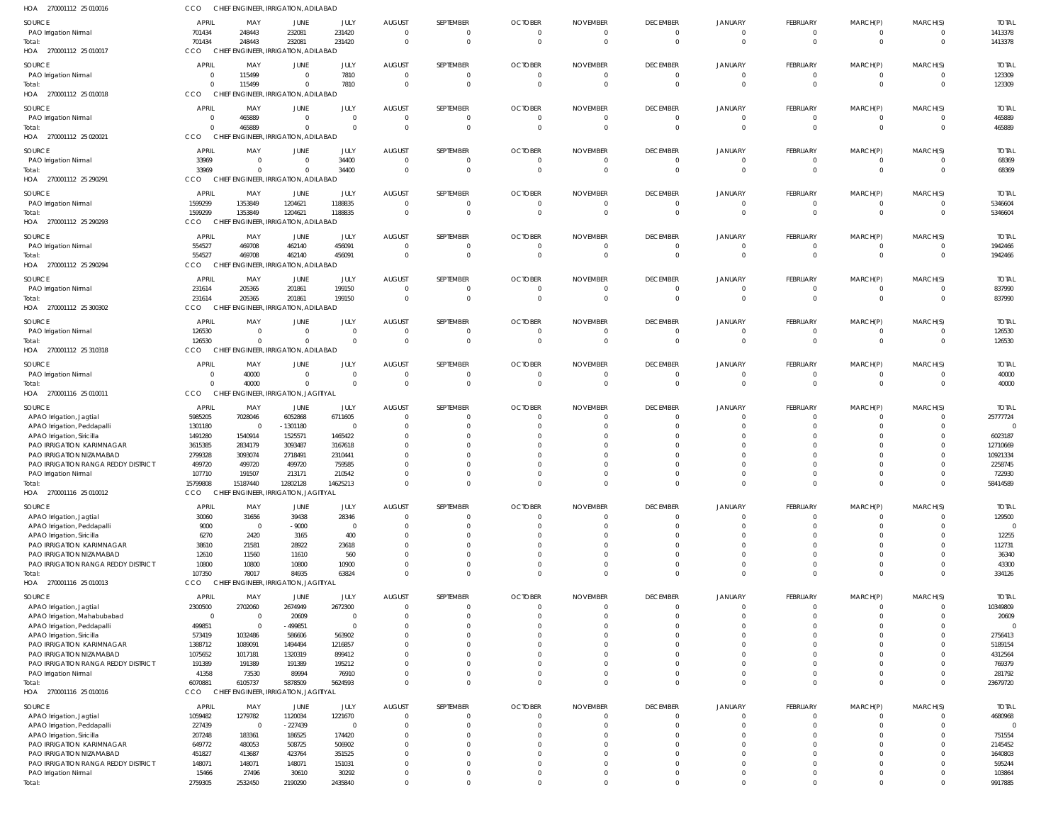HOA 270001112 25 010016 CCO CHIEF ENGINEER, IRRIGATION, ADILABAD

| SOURCE | APRIL | MAY | JUNE | JULY | AUGUST | SEPTEMBER | OCTOBER | NOVEMBER | DECEMBER | JANUARY | FEBRUARY | MARCH(P) | MARCH(S) | TOTAL |
|---|---|---|---|---|---|---|---|---|---|---|---|---|---|---|
| PAO Irrigation Nirmal | 701434 | 248443 | 232081 | 231420 | 0 | 0 | 0 | 0 | 0 | 0 | 0 | 0 | 0 | 1413378 |
| Total: | 701434 | 248443 | 232081 | 231420 | 0 | 0 | 0 | 0 | 0 | 0 | 0 | 0 | 0 | 1413378 |

HOA 270001112 25 010017 CCO CHIEF ENGINEER, IRRIGATION, ADILABAD

| SOURCE | APRIL | MAY | JUNE | JULY | AUGUST | SEPTEMBER | OCTOBER | NOVEMBER | DECEMBER | JANUARY | FEBRUARY | MARCH(P) | MARCH(S) | TOTAL |
|---|---|---|---|---|---|---|---|---|---|---|---|---|---|---|
| PAO Irrigation Nirmal | 0 | 115499 | 0 | 7810 | 0 | 0 | 0 | 0 | 0 | 0 | 0 | 0 | 0 | 123309 |
| Total: | 0 | 115499 | 0 | 7810 | 0 | 0 | 0 | 0 | 0 | 0 | 0 | 0 | 0 | 123309 |

HOA 270001112 25 010018 CCO CHIEF ENGINEER, IRRIGATION, ADILABAD

| SOURCE | APRIL | MAY | JUNE | JULY | AUGUST | SEPTEMBER | OCTOBER | NOVEMBER | DECEMBER | JANUARY | FEBRUARY | MARCH(P) | MARCH(S) | TOTAL |
|---|---|---|---|---|---|---|---|---|---|---|---|---|---|---|
| PAO Irrigation Nirmal | 0 | 465889 | 0 | 0 | 0 | 0 | 0 | 0 | 0 | 0 | 0 | 0 | 0 | 465889 |
| Total: | 0 | 465889 | 0 | 0 | 0 | 0 | 0 | 0 | 0 | 0 | 0 | 0 | 0 | 465889 |

HOA 270001112 25 020021 CCO CHIEF ENGINEER, IRRIGATION, ADILABAD

| SOURCE | APRIL | MAY | JUNE | JULY | AUGUST | SEPTEMBER | OCTOBER | NOVEMBER | DECEMBER | JANUARY | FEBRUARY | MARCH(P) | MARCH(S) | TOTAL |
|---|---|---|---|---|---|---|---|---|---|---|---|---|---|---|
| PAO Irrigation Nirmal | 33969 | 0 | 0 | 34400 | 0 | 0 | 0 | 0 | 0 | 0 | 0 | 0 | 0 | 68369 |
| Total: | 33969 | 0 | 0 | 34400 | 0 | 0 | 0 | 0 | 0 | 0 | 0 | 0 | 0 | 68369 |

HOA 270001112 25 290291 CCO CHIEF ENGINEER, IRRIGATION, ADILABAD

| SOURCE | APRIL | MAY | JUNE | JULY | AUGUST | SEPTEMBER | OCTOBER | NOVEMBER | DECEMBER | JANUARY | FEBRUARY | MARCH(P) | MARCH(S) | TOTAL |
|---|---|---|---|---|---|---|---|---|---|---|---|---|---|---|
| PAO Irrigation Nirmal | 1599299 | 1353849 | 1204621 | 1188835 | 0 | 0 | 0 | 0 | 0 | 0 | 0 | 0 | 0 | 5346604 |
| Total: | 1599299 | 1353849 | 1204621 | 1188835 | 0 | 0 | 0 | 0 | 0 | 0 | 0 | 0 | 0 | 5346604 |

HOA 270001112 25 290293 CCO CHIEF ENGINEER, IRRIGATION, ADILABAD

| SOURCE | APRIL | MAY | JUNE | JULY | AUGUST | SEPTEMBER | OCTOBER | NOVEMBER | DECEMBER | JANUARY | FEBRUARY | MARCH(P) | MARCH(S) | TOTAL |
|---|---|---|---|---|---|---|---|---|---|---|---|---|---|---|
| PAO Irrigation Nirmal | 554527 | 469708 | 462140 | 456091 | 0 | 0 | 0 | 0 | 0 | 0 | 0 | 0 | 0 | 1942466 |
| Total: | 554527 | 469708 | 462140 | 456091 | 0 | 0 | 0 | 0 | 0 | 0 | 0 | 0 | 0 | 1942466 |

HOA 270001112 25 290294 CCO CHIEF ENGINEER, IRRIGATION, ADILABAD

| SOURCE | APRIL | MAY | JUNE | JULY | AUGUST | SEPTEMBER | OCTOBER | NOVEMBER | DECEMBER | JANUARY | FEBRUARY | MARCH(P) | MARCH(S) | TOTAL |
|---|---|---|---|---|---|---|---|---|---|---|---|---|---|---|
| PAO Irrigation Nirmal | 231614 | 205365 | 201861 | 199150 | 0 | 0 | 0 | 0 | 0 | 0 | 0 | 0 | 0 | 837990 |
| Total: | 231614 | 205365 | 201861 | 199150 | 0 | 0 | 0 | 0 | 0 | 0 | 0 | 0 | 0 | 837990 |

HOA 270001112 25 300302 CCO CHIEF ENGINEER, IRRIGATION, ADILABAD

| SOURCE | APRIL | MAY | JUNE | JULY | AUGUST | SEPTEMBER | OCTOBER | NOVEMBER | DECEMBER | JANUARY | FEBRUARY | MARCH(P) | MARCH(S) | TOTAL |
|---|---|---|---|---|---|---|---|---|---|---|---|---|---|---|
| PAO Irrigation Nirmal | 126530 | 0 | 0 | 0 | 0 | 0 | 0 | 0 | 0 | 0 | 0 | 0 | 0 | 126530 |
| Total: | 126530 | 0 | 0 | 0 | 0 | 0 | 0 | 0 | 0 | 0 | 0 | 0 | 0 | 126530 |

HOA 270001112 25 310318 CCO CHIEF ENGINEER, IRRIGATION, ADILABAD

| SOURCE | APRIL | MAY | JUNE | JULY | AUGUST | SEPTEMBER | OCTOBER | NOVEMBER | DECEMBER | JANUARY | FEBRUARY | MARCH(P) | MARCH(S) | TOTAL |
|---|---|---|---|---|---|---|---|---|---|---|---|---|---|---|
| PAO Irrigation Nirmal | 0 | 40000 | 0 | 0 | 0 | 0 | 0 | 0 | 0 | 0 | 0 | 0 | 0 | 40000 |
| Total: | 0 | 40000 | 0 | 0 | 0 | 0 | 0 | 0 | 0 | 0 | 0 | 0 | 0 | 40000 |

HOA 270001116 25 010011 CCO CHIEF ENGINEER, IRRIGATION, JAGITYAL

| SOURCE | APRIL | MAY | JUNE | JULY | AUGUST | SEPTEMBER | OCTOBER | NOVEMBER | DECEMBER | JANUARY | FEBRUARY | MARCH(P) | MARCH(S) | TOTAL |
|---|---|---|---|---|---|---|---|---|---|---|---|---|---|---|
| APAO Irrigation, Jagtial | 5985205 | 7028046 | 6052868 | 6711605 | 0 | 0 | 0 | 0 | 0 | 0 | 0 | 0 | 0 | 25777724 |
| APAO Irrigation, Peddapalli | 1301180 | 0 | -1301180 | 0 | 0 | 0 | 0 | 0 | 0 | 0 | 0 | 0 | 0 | 0 |
| APAO Irrigation, Siricilla | 1491280 | 1540914 | 1525571 | 1465422 | 0 | 0 | 0 | 0 | 0 | 0 | 0 | 0 | 0 | 6023187 |
| PAO IRRIGATION KARIMNAGAR | 3615385 | 2834179 | 3093487 | 3167618 | 0 | 0 | 0 | 0 | 0 | 0 | 0 | 0 | 0 | 12710669 |
| PAO IRRIGATION NIZAMABAD | 2799328 | 3093074 | 2718491 | 2310441 | 0 | 0 | 0 | 0 | 0 | 0 | 0 | 0 | 0 | 10921334 |
| PAO IRRIGATION RANGA REDDY DISTRICT | 499720 | 499720 | 499720 | 759585 | 0 | 0 | 0 | 0 | 0 | 0 | 0 | 0 | 0 | 2258745 |
| PAO Irrigation Nirmal | 107710 | 191507 | 213171 | 210542 | 0 | 0 | 0 | 0 | 0 | 0 | 0 | 0 | 0 | 722930 |
| Total: | 15799808 | 15187440 | 12802128 | 14625213 | 0 | 0 | 0 | 0 | 0 | 0 | 0 | 0 | 0 | 58414589 |

HOA 270001116 25 010012 CCO CHIEF ENGINEER, IRRIGATION, JAGITYAL

| SOURCE | APRIL | MAY | JUNE | JULY | AUGUST | SEPTEMBER | OCTOBER | NOVEMBER | DECEMBER | JANUARY | FEBRUARY | MARCH(P) | MARCH(S) | TOTAL |
|---|---|---|---|---|---|---|---|---|---|---|---|---|---|---|
| APAO Irrigation, Jagtial | 30060 | 31656 | 39438 | 28346 | 0 | 0 | 0 | 0 | 0 | 0 | 0 | 0 | 0 | 129500 |
| APAO Irrigation, Peddapalli | 9000 | 0 | -9000 | 0 | 0 | 0 | 0 | 0 | 0 | 0 | 0 | 0 | 0 | 0 |
| APAO Irrigation, Siricilla | 6270 | 2420 | 3165 | 400 | 0 | 0 | 0 | 0 | 0 | 0 | 0 | 0 | 0 | 12255 |
| PAO IRRIGATION KARIMNAGAR | 38610 | 21581 | 28922 | 23618 | 0 | 0 | 0 | 0 | 0 | 0 | 0 | 0 | 0 | 112731 |
| PAO IRRIGATION NIZAMABAD | 12610 | 11560 | 11610 | 560 | 0 | 0 | 0 | 0 | 0 | 0 | 0 | 0 | 0 | 36340 |
| PAO IRRIGATION RANGA REDDY DISTRICT | 10800 | 10800 | 10800 | 10900 | 0 | 0 | 0 | 0 | 0 | 0 | 0 | 0 | 0 | 43300 |
| Total: | 107350 | 78017 | 84935 | 63824 | 0 | 0 | 0 | 0 | 0 | 0 | 0 | 0 | 0 | 334126 |

HOA 270001116 25 010013 CCO CHIEF ENGINEER, IRRIGATION, JAGITYAL

| SOURCE | APRIL | MAY | JUNE | JULY | AUGUST | SEPTEMBER | OCTOBER | NOVEMBER | DECEMBER | JANUARY | FEBRUARY | MARCH(P) | MARCH(S) | TOTAL |
|---|---|---|---|---|---|---|---|---|---|---|---|---|---|---|
| APAO Irrigation, Jagtial | 2300500 | 2702060 | 2674949 | 2672300 | 0 | 0 | 0 | 0 | 0 | 0 | 0 | 0 | 0 | 10349809 |
| APAO Irrigation, Mahabubabad | 0 | 0 | 20609 | 0 | 0 | 0 | 0 | 0 | 0 | 0 | 0 | 0 | 0 | 20609 |
| APAO Irrigation, Peddapalli | 499851 | 0 | -499851 | 0 | 0 | 0 | 0 | 0 | 0 | 0 | 0 | 0 | 0 | 0 |
| APAO Irrigation, Siricilla | 573419 | 1032486 | 586606 | 563902 | 0 | 0 | 0 | 0 | 0 | 0 | 0 | 0 | 0 | 2756413 |
| PAO IRRIGATION KARIMNAGAR | 1388712 | 1089091 | 1494494 | 1216857 | 0 | 0 | 0 | 0 | 0 | 0 | 0 | 0 | 0 | 5189154 |
| PAO IRRIGATION NIZAMABAD | 1075652 | 1017181 | 1320319 | 899412 | 0 | 0 | 0 | 0 | 0 | 0 | 0 | 0 | 0 | 4312564 |
| PAO IRRIGATION RANGA REDDY DISTRICT | 191389 | 191389 | 191389 | 195212 | 0 | 0 | 0 | 0 | 0 | 0 | 0 | 0 | 0 | 769379 |
| PAO Irrigation Nirmal | 41358 | 73530 | 89994 | 76910 | 0 | 0 | 0 | 0 | 0 | 0 | 0 | 0 | 0 | 281792 |
| Total: | 6070881 | 6105737 | 5878509 | 5624593 | 0 | 0 | 0 | 0 | 0 | 0 | 0 | 0 | 0 | 23679720 |

HOA 270001116 25 010016 CCO CHIEF ENGINEER, IRRIGATION, JAGITYAL

| SOURCE | APRIL | MAY | JUNE | JULY | AUGUST | SEPTEMBER | OCTOBER | NOVEMBER | DECEMBER | JANUARY | FEBRUARY | MARCH(P) | MARCH(S) | TOTAL |
|---|---|---|---|---|---|---|---|---|---|---|---|---|---|---|
| APAO Irrigation, Jagtial | 1059482 | 1279782 | 1120034 | 1221670 | 0 | 0 | 0 | 0 | 0 | 0 | 0 | 0 | 0 | 4680968 |
| APAO Irrigation, Peddapalli | 227439 | 0 | -227439 | 0 | 0 | 0 | 0 | 0 | 0 | 0 | 0 | 0 | 0 | 0 |
| APAO Irrigation, Siricilla | 207248 | 183361 | 186525 | 174420 | 0 | 0 | 0 | 0 | 0 | 0 | 0 | 0 | 0 | 751554 |
| PAO IRRIGATION KARIMNAGAR | 649772 | 480053 | 508725 | 506902 | 0 | 0 | 0 | 0 | 0 | 0 | 0 | 0 | 0 | 2145452 |
| PAO IRRIGATION NIZAMABAD | 451827 | 413687 | 423764 | 351525 | 0 | 0 | 0 | 0 | 0 | 0 | 0 | 0 | 0 | 1640803 |
| PAO IRRIGATION RANGA REDDY DISTRICT | 148071 | 148071 | 148071 | 151031 | 0 | 0 | 0 | 0 | 0 | 0 | 0 | 0 | 0 | 595244 |
| PAO Irrigation Nirmal | 15466 | 27496 | 30610 | 30292 | 0 | 0 | 0 | 0 | 0 | 0 | 0 | 0 | 0 | 103864 |
| Total: | 2759305 | 2532450 | 2190290 | 2435840 | 0 | 0 | 0 | 0 | 0 | 0 | 0 | 0 | 0 | 9917885 |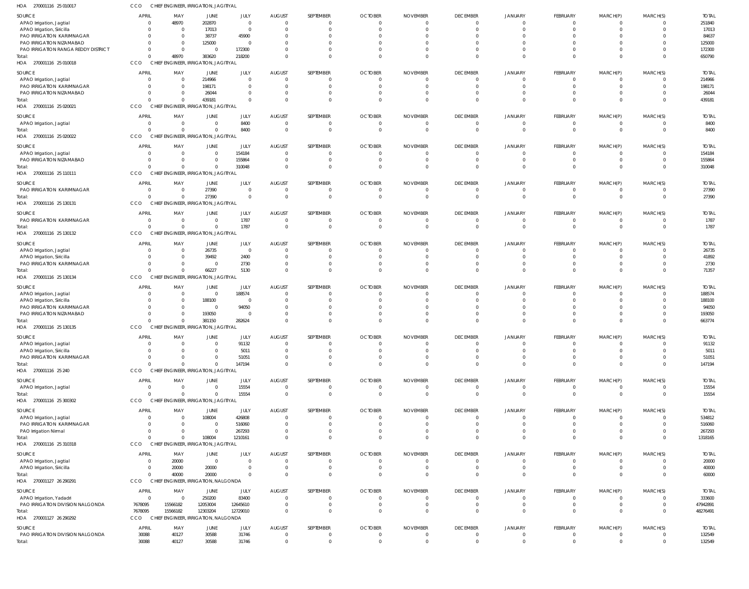HOA 270001116 25 010017 CCO CHIEF ENGINEER, IRRIGATION, JAGITIYAL

| SOURCE | APRIL | MAY | JUNE | JULY | AUGUST | SEPTEMBER | OCTOBER | NOVEMBER | DECEMBER | JANUARY | FEBRUARY | MARCH(P) | MARCH(S) | TOTAL |
|---|---|---|---|---|---|---|---|---|---|---|---|---|---|---|
| APAO Irrigation, Jagtial | 0 | 48970 | 202870 | 0 | 0 | 0 | 0 | 0 | 0 | 0 | 0 | 0 | 0 | 251840 |
| APAO Irrigation, Siricilla | 0 | 0 | 17013 | 0 | 0 | 0 | 0 | 0 | 0 | 0 | 0 | 0 | 0 | 17013 |
| PAO IRRIGATION KARIMNAGAR | 0 | 0 | 38737 | 45900 | 0 | 0 | 0 | 0 | 0 | 0 | 0 | 0 | 0 | 84637 |
| PAO IRRIGATION NIZAMABAD | 0 | 0 | 125000 | 0 | 0 | 0 | 0 | 0 | 0 | 0 | 0 | 0 | 0 | 125000 |
| PAO IRRIGATION RANGA REDDY DISTRICT | 0 | 0 | 0 | 172300 | 0 | 0 | 0 | 0 | 0 | 0 | 0 | 0 | 0 | 172300 |
| Total: | 0 | 48970 | 383620 | 218200 | 0 | 0 | 0 | 0 | 0 | 0 | 0 | 0 | 0 | 650790 |

HOA 270001116 25 010018 CCO CHIEF ENGINEER, IRRIGATION, JAGITIYAL

| SOURCE | APRIL | MAY | JUNE | JULY | AUGUST | SEPTEMBER | OCTOBER | NOVEMBER | DECEMBER | JANUARY | FEBRUARY | MARCH(P) | MARCH(S) | TOTAL |
|---|---|---|---|---|---|---|---|---|---|---|---|---|---|---|
| APAO Irrigation, Jagtial | 0 | 0 | 214966 | 0 | 0 | 0 | 0 | 0 | 0 | 0 | 0 | 0 | 0 | 214966 |
| PAO IRRIGATION KARIMNAGAR | 0 | 0 | 198171 | 0 | 0 | 0 | 0 | 0 | 0 | 0 | 0 | 0 | 0 | 198171 |
| PAO IRRIGATION NIZAMABAD | 0 | 0 | 26044 | 0 | 0 | 0 | 0 | 0 | 0 | 0 | 0 | 0 | 0 | 26044 |
| Total: | 0 | 0 | 439181 | 0 | 0 | 0 | 0 | 0 | 0 | 0 | 0 | 0 | 0 | 439181 |

HOA 270001116 25 020021 CCO CHIEF ENGINEER, IRRIGATION, JAGITIYAL

| SOURCE | APRIL | MAY | JUNE | JULY | AUGUST | SEPTEMBER | OCTOBER | NOVEMBER | DECEMBER | JANUARY | FEBRUARY | MARCH(P) | MARCH(S) | TOTAL |
|---|---|---|---|---|---|---|---|---|---|---|---|---|---|---|
| APAO Irrigation, Jagtial | 0 | 0 | 0 | 8400 | 0 | 0 | 0 | 0 | 0 | 0 | 0 | 0 | 0 | 8400 |
| Total: | 0 | 0 | 0 | 8400 | 0 | 0 | 0 | 0 | 0 | 0 | 0 | 0 | 0 | 8400 |

HOA 270001116 25 020022 CCO CHIEF ENGINEER, IRRIGATION, JAGITIYAL

| SOURCE | APRIL | MAY | JUNE | JULY | AUGUST | SEPTEMBER | OCTOBER | NOVEMBER | DECEMBER | JANUARY | FEBRUARY | MARCH(P) | MARCH(S) | TOTAL |
|---|---|---|---|---|---|---|---|---|---|---|---|---|---|---|
| APAO Irrigation, Jagtial | 0 | 0 | 0 | 154184 | 0 | 0 | 0 | 0 | 0 | 0 | 0 | 0 | 0 | 154184 |
| PAO IRRIGATION NIZAMABAD | 0 | 0 | 0 | 155864 | 0 | 0 | 0 | 0 | 0 | 0 | 0 | 0 | 0 | 155864 |
| Total: | 0 | 0 | 0 | 310048 | 0 | 0 | 0 | 0 | 0 | 0 | 0 | 0 | 0 | 310048 |

HOA 270001116 25 110111 CCO CHIEF ENGINEER, IRRIGATION, JAGITIYAL

| SOURCE | APRIL | MAY | JUNE | JULY | AUGUST | SEPTEMBER | OCTOBER | NOVEMBER | DECEMBER | JANUARY | FEBRUARY | MARCH(P) | MARCH(S) | TOTAL |
|---|---|---|---|---|---|---|---|---|---|---|---|---|---|---|
| PAO IRRIGATION KARIMNAGAR | 0 | 0 | 27390 | 0 | 0 | 0 | 0 | 0 | 0 | 0 | 0 | 0 | 0 | 27390 |
| Total: | 0 | 0 | 27390 | 0 | 0 | 0 | 0 | 0 | 0 | 0 | 0 | 0 | 0 | 27390 |

HOA 270001116 25 130131 CCO CHIEF ENGINEER, IRRIGATION, JAGITIYAL

| SOURCE | APRIL | MAY | JUNE | JULY | AUGUST | SEPTEMBER | OCTOBER | NOVEMBER | DECEMBER | JANUARY | FEBRUARY | MARCH(P) | MARCH(S) | TOTAL |
|---|---|---|---|---|---|---|---|---|---|---|---|---|---|---|
| PAO IRRIGATION KARIMNAGAR | 0 | 0 | 0 | 1787 | 0 | 0 | 0 | 0 | 0 | 0 | 0 | 0 | 0 | 1787 |
| Total: | 0 | 0 | 0 | 1787 | 0 | 0 | 0 | 0 | 0 | 0 | 0 | 0 | 0 | 1787 |

HOA 270001116 25 130132 CCO CHIEF ENGINEER, IRRIGATION, JAGITIYAL

| SOURCE | APRIL | MAY | JUNE | JULY | AUGUST | SEPTEMBER | OCTOBER | NOVEMBER | DECEMBER | JANUARY | FEBRUARY | MARCH(P) | MARCH(S) | TOTAL |
|---|---|---|---|---|---|---|---|---|---|---|---|---|---|---|
| APAO Irrigation, Jagtial | 0 | 0 | 26735 | 0 | 0 | 0 | 0 | 0 | 0 | 0 | 0 | 0 | 0 | 26735 |
| APAO Irrigation, Siricilla | 0 | 0 | 39492 | 2400 | 0 | 0 | 0 | 0 | 0 | 0 | 0 | 0 | 0 | 41892 |
| PAO IRRIGATION KARIMNAGAR | 0 | 0 | 0 | 2730 | 0 | 0 | 0 | 0 | 0 | 0 | 0 | 0 | 0 | 2730 |
| Total: | 0 | 0 | 66227 | 5130 | 0 | 0 | 0 | 0 | 0 | 0 | 0 | 0 | 0 | 71357 |

HOA 270001116 25 130134 CCO CHIEF ENGINEER, IRRIGATION, JAGITIYAL

| SOURCE | APRIL | MAY | JUNE | JULY | AUGUST | SEPTEMBER | OCTOBER | NOVEMBER | DECEMBER | JANUARY | FEBRUARY | MARCH(P) | MARCH(S) | TOTAL |
|---|---|---|---|---|---|---|---|---|---|---|---|---|---|---|
| APAO Irrigation, Jagtial | 0 | 0 | 0 | 188574 | 0 | 0 | 0 | 0 | 0 | 0 | 0 | 0 | 0 | 188574 |
| APAO Irrigation, Siricilla | 0 | 0 | 188100 | 0 | 0 | 0 | 0 | 0 | 0 | 0 | 0 | 0 | 0 | 188100 |
| PAO IRRIGATION KARIMNAGAR | 0 | 0 | 0 | 94050 | 0 | 0 | 0 | 0 | 0 | 0 | 0 | 0 | 0 | 94050 |
| PAO IRRIGATION NIZAMABAD | 0 | 0 | 193050 | 0 | 0 | 0 | 0 | 0 | 0 | 0 | 0 | 0 | 0 | 193050 |
| Total: | 0 | 0 | 381150 | 282624 | 0 | 0 | 0 | 0 | 0 | 0 | 0 | 0 | 0 | 663774 |

HOA 270001116 25 130135 CCO CHIEF ENGINEER, IRRIGATION, JAGITIYAL

| SOURCE | APRIL | MAY | JUNE | JULY | AUGUST | SEPTEMBER | OCTOBER | NOVEMBER | DECEMBER | JANUARY | FEBRUARY | MARCH(P) | MARCH(S) | TOTAL |
|---|---|---|---|---|---|---|---|---|---|---|---|---|---|---|
| APAO Irrigation, Jagtial | 0 | 0 | 0 | 91132 | 0 | 0 | 0 | 0 | 0 | 0 | 0 | 0 | 0 | 91132 |
| APAO Irrigation, Siricilla | 0 | 0 | 0 | 5011 | 0 | 0 | 0 | 0 | 0 | 0 | 0 | 0 | 0 | 5011 |
| PAO IRRIGATION KARIMNAGAR | 0 | 0 | 0 | 51051 | 0 | 0 | 0 | 0 | 0 | 0 | 0 | 0 | 0 | 51051 |
| Total: | 0 | 0 | 0 | 147194 | 0 | 0 | 0 | 0 | 0 | 0 | 0 | 0 | 0 | 147194 |

HOA 270001116 25 240 CCO CHIEF ENGINEER, IRRIGATION, JAGITIYAL

| SOURCE | APRIL | MAY | JUNE | JULY | AUGUST | SEPTEMBER | OCTOBER | NOVEMBER | DECEMBER | JANUARY | FEBRUARY | MARCH(P) | MARCH(S) | TOTAL |
|---|---|---|---|---|---|---|---|---|---|---|---|---|---|---|
| APAO Irrigation, Jagtial | 0 | 0 | 0 | 15554 | 0 | 0 | 0 | 0 | 0 | 0 | 0 | 0 | 0 | 15554 |
| Total: | 0 | 0 | 0 | 15554 | 0 | 0 | 0 | 0 | 0 | 0 | 0 | 0 | 0 | 15554 |

HOA 270001116 25 300302 CCO CHIEF ENGINEER, IRRIGATION, JAGITIYAL

| SOURCE | APRIL | MAY | JUNE | JULY | AUGUST | SEPTEMBER | OCTOBER | NOVEMBER | DECEMBER | JANUARY | FEBRUARY | MARCH(P) | MARCH(S) | TOTAL |
|---|---|---|---|---|---|---|---|---|---|---|---|---|---|---|
| APAO Irrigation, Jagtial | 0 | 0 | 108004 | 426808 | 0 | 0 | 0 | 0 | 0 | 0 | 0 | 0 | 0 | 534812 |
| PAO IRRIGATION KARIMNAGAR | 0 | 0 | 0 | 516060 | 0 | 0 | 0 | 0 | 0 | 0 | 0 | 0 | 0 | 516060 |
| PAO Irrigation Nirmal | 0 | 0 | 0 | 267293 | 0 | 0 | 0 | 0 | 0 | 0 | 0 | 0 | 0 | 267293 |
| Total: | 0 | 0 | 108004 | 1210161 | 0 | 0 | 0 | 0 | 0 | 0 | 0 | 0 | 0 | 1318165 |

HOA 270001116 25 310318 CCO CHIEF ENGINEER, IRRIGATION, JAGITIYAL

| SOURCE | APRIL | MAY | JUNE | JULY | AUGUST | SEPTEMBER | OCTOBER | NOVEMBER | DECEMBER | JANUARY | FEBRUARY | MARCH(P) | MARCH(S) | TOTAL |
|---|---|---|---|---|---|---|---|---|---|---|---|---|---|---|
| APAO Irrigation, Jagtial | 0 | 20000 | 0 | 0 | 0 | 0 | 0 | 0 | 0 | 0 | 0 | 0 | 0 | 20000 |
| APAO Irrigation, Siricilla | 0 | 20000 | 20000 | 0 | 0 | 0 | 0 | 0 | 0 | 0 | 0 | 0 | 0 | 40000 |
| Total: | 0 | 40000 | 20000 | 0 | 0 | 0 | 0 | 0 | 0 | 0 | 0 | 0 | 0 | 60000 |

HOA 270001127 26 290291 CCO CHIEF ENGINEER, IRRIGATION, NALGONDA

| SOURCE | APRIL | MAY | JUNE | JULY | AUGUST | SEPTEMBER | OCTOBER | NOVEMBER | DECEMBER | JANUARY | FEBRUARY | MARCH(P) | MARCH(S) | TOTAL |
|---|---|---|---|---|---|---|---|---|---|---|---|---|---|---|
| APAO Irrigation, Yadadri | 0 | 0 | 250200 | 83400 | 0 | 0 | 0 | 0 | 0 | 0 | 0 | 0 | 0 | 333600 |
| PAO IRRIGATION DIVISION NALGONDA | 7678095 | 15566182 | 12053004 | 12645610 | 0 | 0 | 0 | 0 | 0 | 0 | 0 | 0 | 0 | 47942891 |
| Total: | 7678095 | 15566182 | 12303204 | 12729010 | 0 | 0 | 0 | 0 | 0 | 0 | 0 | 0 | 0 | 48276491 |

HOA 270001127 26 290292 CCO CHIEF ENGINEER, IRRIGATION, NALGONDA

| SOURCE | APRIL | MAY | JUNE | JULY | AUGUST | SEPTEMBER | OCTOBER | NOVEMBER | DECEMBER | JANUARY | FEBRUARY | MARCH(P) | MARCH(S) | TOTAL |
|---|---|---|---|---|---|---|---|---|---|---|---|---|---|---|
| PAO IRRIGATION DIVISION NALGONDA | 30088 | 40127 | 30588 | 31746 | 0 | 0 | 0 | 0 | 0 | 0 | 0 | 0 | 0 | 132549 |
| Total: | 30088 | 40127 | 30588 | 31746 | 0 | 0 | 0 | 0 | 0 | 0 | 0 | 0 | 0 | 132549 |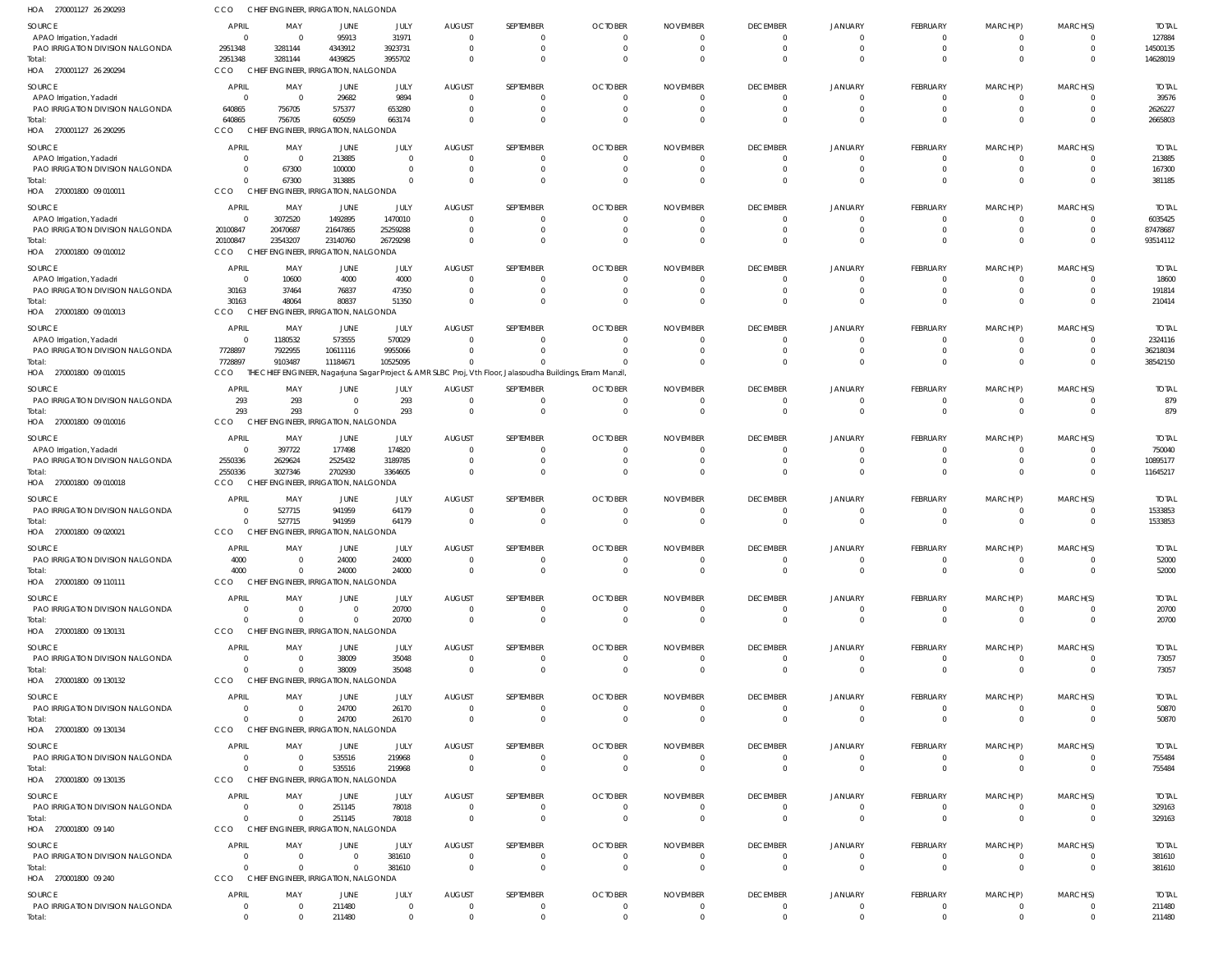HOA 270001127 26 290293 CCO CHIEF ENGINEER, IRRIGATION, NALGONDA

| SOURCE | APRIL | MAY | JUNE | JULY | AUGUST | SEPTEMBER | OCTOBER | NOVEMBER | DECEMBER | JANUARY | FEBRUARY | MARCH(P) | MARCH(S) | TOTAL |
|---|---|---|---|---|---|---|---|---|---|---|---|---|---|---|
| APAO Irrigation, Yadadri | 0 | 0 | 95913 | 31971 | 0 | 0 | 0 | 0 | 0 | 0 | 0 | 0 | 0 | 127884 |
| PAO IRRIGATION DIVISION NALGONDA | 2951348 | 3281144 | 4343912 | 3923731 | 0 | 0 | 0 | 0 | 0 | 0 | 0 | 0 | 0 | 14500135 |
| Total: | 2951348 | 3281144 | 4439825 | 3955702 | 0 | 0 | 0 | 0 | 0 | 0 | 0 | 0 | 0 | 14628019 |

HOA 270001127 26 290294 CCO CHIEF ENGINEER, IRRIGATION, NALGONDA

| SOURCE | APRIL | MAY | JUNE | JULY | AUGUST | SEPTEMBER | OCTOBER | NOVEMBER | DECEMBER | JANUARY | FEBRUARY | MARCH(P) | MARCH(S) | TOTAL |
|---|---|---|---|---|---|---|---|---|---|---|---|---|---|---|
| APAO Irrigation, Yadadri | 0 | 0 | 29682 | 9894 | 0 | 0 | 0 | 0 | 0 | 0 | 0 | 0 | 0 | 39576 |
| PAO IRRIGATION DIVISION NALGONDA | 640865 | 756705 | 575377 | 653280 | 0 | 0 | 0 | 0 | 0 | 0 | 0 | 0 | 0 | 2626227 |
| Total: | 640865 | 756705 | 605059 | 663174 | 0 | 0 | 0 | 0 | 0 | 0 | 0 | 0 | 0 | 2665803 |

HOA 270001127 26 290295 CCO CHIEF ENGINEER, IRRIGATION, NALGONDA

| SOURCE | APRIL | MAY | JUNE | JULY | AUGUST | SEPTEMBER | OCTOBER | NOVEMBER | DECEMBER | JANUARY | FEBRUARY | MARCH(P) | MARCH(S) | TOTAL |
|---|---|---|---|---|---|---|---|---|---|---|---|---|---|---|
| APAO Irrigation, Yadadri | 0 | 0 | 213885 | 0 | 0 | 0 | 0 | 0 | 0 | 0 | 0 | 0 | 0 | 213885 |
| PAO IRRIGATION DIVISION NALGONDA | 0 | 67300 | 100000 | 0 | 0 | 0 | 0 | 0 | 0 | 0 | 0 | 0 | 0 | 167300 |
| Total: | 0 | 67300 | 313885 | 0 | 0 | 0 | 0 | 0 | 0 | 0 | 0 | 0 | 0 | 381185 |

HOA 270001800 09 010011 CCO CHIEF ENGINEER, IRRIGATION, NALGONDA

| SOURCE | APRIL | MAY | JUNE | JULY | AUGUST | SEPTEMBER | OCTOBER | NOVEMBER | DECEMBER | JANUARY | FEBRUARY | MARCH(P) | MARCH(S) | TOTAL |
|---|---|---|---|---|---|---|---|---|---|---|---|---|---|---|
| APAO Irrigation, Yadadri | 0 | 3072520 | 1492895 | 1470010 | 0 | 0 | 0 | 0 | 0 | 0 | 0 | 0 | 0 | 6035425 |
| PAO IRRIGATION DIVISION NALGONDA | 20100847 | 20470687 | 21647865 | 25259288 | 0 | 0 | 0 | 0 | 0 | 0 | 0 | 0 | 0 | 87478687 |
| Total: | 20100847 | 23543207 | 23140760 | 26729298 | 0 | 0 | 0 | 0 | 0 | 0 | 0 | 0 | 0 | 93514112 |

HOA 270001800 09 010012 CCO CHIEF ENGINEER, IRRIGATION, NALGONDA

| SOURCE | APRIL | MAY | JUNE | JULY | AUGUST | SEPTEMBER | OCTOBER | NOVEMBER | DECEMBER | JANUARY | FEBRUARY | MARCH(P) | MARCH(S) | TOTAL |
|---|---|---|---|---|---|---|---|---|---|---|---|---|---|---|
| APAO Irrigation, Yadadri | 0 | 10600 | 4000 | 4000 | 0 | 0 | 0 | 0 | 0 | 0 | 0 | 0 | 0 | 18600 |
| PAO IRRIGATION DIVISION NALGONDA | 30163 | 37464 | 76837 | 47350 | 0 | 0 | 0 | 0 | 0 | 0 | 0 | 0 | 0 | 191814 |
| Total: | 30163 | 48064 | 80837 | 51350 | 0 | 0 | 0 | 0 | 0 | 0 | 0 | 0 | 0 | 210414 |

HOA 270001800 09 010013 CCO CHIEF ENGINEER, IRRIGATION, NALGONDA

| SOURCE | APRIL | MAY | JUNE | JULY | AUGUST | SEPTEMBER | OCTOBER | NOVEMBER | DECEMBER | JANUARY | FEBRUARY | MARCH(P) | MARCH(S) | TOTAL |
|---|---|---|---|---|---|---|---|---|---|---|---|---|---|---|
| APAO Irrigation, Yadadri | 0 | 1180532 | 573555 | 570029 | 0 | 0 | 0 | 0 | 0 | 0 | 0 | 0 | 0 | 2324116 |
| PAO IRRIGATION DIVISION NALGONDA | 7728897 | 7922955 | 10611116 | 9955066 | 0 | 0 | 0 | 0 | 0 | 0 | 0 | 0 | 0 | 36218034 |
| Total: | 7728897 | 9103487 | 11184671 | 10525095 | 0 | 0 | 0 | 0 | 0 | 0 | 0 | 0 | 0 | 38542150 |

HOA 270001800 09 010015 CCO THE CHIEF ENGINEER, Nagarjuna Sagar Project & AMR SLBC Proj, Vth Floor, Jalasoudha Buildings, Erram Manzil,

| SOURCE | APRIL | MAY | JUNE | JULY | AUGUST | SEPTEMBER | OCTOBER | NOVEMBER | DECEMBER | JANUARY | FEBRUARY | MARCH(P) | MARCH(S) | TOTAL |
|---|---|---|---|---|---|---|---|---|---|---|---|---|---|---|
| PAO IRRIGATION DIVISION NALGONDA | 293 | 293 | 0 | 293 | 0 | 0 | 0 | 0 | 0 | 0 | 0 | 0 | 0 | 879 |
| Total: | 293 | 293 | 0 | 293 | 0 | 0 | 0 | 0 | 0 | 0 | 0 | 0 | 0 | 879 |

HOA 270001800 09 010016 CCO CHIEF ENGINEER, IRRIGATION, NALGONDA

| SOURCE | APRIL | MAY | JUNE | JULY | AUGUST | SEPTEMBER | OCTOBER | NOVEMBER | DECEMBER | JANUARY | FEBRUARY | MARCH(P) | MARCH(S) | TOTAL |
|---|---|---|---|---|---|---|---|---|---|---|---|---|---|---|
| APAO Irrigation, Yadadri | 0 | 397722 | 177498 | 174820 | 0 | 0 | 0 | 0 | 0 | 0 | 0 | 0 | 0 | 750040 |
| PAO IRRIGATION DIVISION NALGONDA | 2550336 | 2629624 | 2525432 | 3189785 | 0 | 0 | 0 | 0 | 0 | 0 | 0 | 0 | 0 | 10895177 |
| Total: | 2550336 | 3027346 | 2702930 | 3364605 | 0 | 0 | 0 | 0 | 0 | 0 | 0 | 0 | 0 | 11645217 |

HOA 270001800 09 010018 CCO CHIEF ENGINEER, IRRIGATION, NALGONDA

| SOURCE | APRIL | MAY | JUNE | JULY | AUGUST | SEPTEMBER | OCTOBER | NOVEMBER | DECEMBER | JANUARY | FEBRUARY | MARCH(P) | MARCH(S) | TOTAL |
|---|---|---|---|---|---|---|---|---|---|---|---|---|---|---|
| PAO IRRIGATION DIVISION NALGONDA | 0 | 527715 | 941959 | 64179 | 0 | 0 | 0 | 0 | 0 | 0 | 0 | 0 | 0 | 1533853 |
| Total: | 0 | 527715 | 941959 | 64179 | 0 | 0 | 0 | 0 | 0 | 0 | 0 | 0 | 0 | 1533853 |

HOA 270001800 09 020021 CCO CHIEF ENGINEER, IRRIGATION, NALGONDA

| SOURCE | APRIL | MAY | JUNE | JULY | AUGUST | SEPTEMBER | OCTOBER | NOVEMBER | DECEMBER | JANUARY | FEBRUARY | MARCH(P) | MARCH(S) | TOTAL |
|---|---|---|---|---|---|---|---|---|---|---|---|---|---|---|
| PAO IRRIGATION DIVISION NALGONDA | 4000 | 0 | 24000 | 24000 | 0 | 0 | 0 | 0 | 0 | 0 | 0 | 0 | 0 | 52000 |
| Total: | 4000 | 0 | 24000 | 24000 | 0 | 0 | 0 | 0 | 0 | 0 | 0 | 0 | 0 | 52000 |

HOA 270001800 09 110111 CCO CHIEF ENGINEER, IRRIGATION, NALGONDA

| SOURCE | APRIL | MAY | JUNE | JULY | AUGUST | SEPTEMBER | OCTOBER | NOVEMBER | DECEMBER | JANUARY | FEBRUARY | MARCH(P) | MARCH(S) | TOTAL |
|---|---|---|---|---|---|---|---|---|---|---|---|---|---|---|
| PAO IRRIGATION DIVISION NALGONDA | 0 | 0 | 0 | 20700 | 0 | 0 | 0 | 0 | 0 | 0 | 0 | 0 | 0 | 20700 |
| Total: | 0 | 0 | 0 | 20700 | 0 | 0 | 0 | 0 | 0 | 0 | 0 | 0 | 0 | 20700 |

HOA 270001800 09 130131 CCO CHIEF ENGINEER, IRRIGATION, NALGONDA

| SOURCE | APRIL | MAY | JUNE | JULY | AUGUST | SEPTEMBER | OCTOBER | NOVEMBER | DECEMBER | JANUARY | FEBRUARY | MARCH(P) | MARCH(S) | TOTAL |
|---|---|---|---|---|---|---|---|---|---|---|---|---|---|---|
| PAO IRRIGATION DIVISION NALGONDA | 0 | 0 | 38009 | 35048 | 0 | 0 | 0 | 0 | 0 | 0 | 0 | 0 | 0 | 73057 |
| Total: | 0 | 0 | 38009 | 35048 | 0 | 0 | 0 | 0 | 0 | 0 | 0 | 0 | 0 | 73057 |

HOA 270001800 09 130132 CCO CHIEF ENGINEER, IRRIGATION, NALGONDA

| SOURCE | APRIL | MAY | JUNE | JULY | AUGUST | SEPTEMBER | OCTOBER | NOVEMBER | DECEMBER | JANUARY | FEBRUARY | MARCH(P) | MARCH(S) | TOTAL |
|---|---|---|---|---|---|---|---|---|---|---|---|---|---|---|
| PAO IRRIGATION DIVISION NALGONDA | 0 | 0 | 24700 | 26170 | 0 | 0 | 0 | 0 | 0 | 0 | 0 | 0 | 0 | 50870 |
| Total: | 0 | 0 | 24700 | 26170 | 0 | 0 | 0 | 0 | 0 | 0 | 0 | 0 | 0 | 50870 |

HOA 270001800 09 130134 CCO CHIEF ENGINEER, IRRIGATION, NALGONDA

| SOURCE | APRIL | MAY | JUNE | JULY | AUGUST | SEPTEMBER | OCTOBER | NOVEMBER | DECEMBER | JANUARY | FEBRUARY | MARCH(P) | MARCH(S) | TOTAL |
|---|---|---|---|---|---|---|---|---|---|---|---|---|---|---|
| PAO IRRIGATION DIVISION NALGONDA | 0 | 0 | 535516 | 219968 | 0 | 0 | 0 | 0 | 0 | 0 | 0 | 0 | 0 | 755484 |
| Total: | 0 | 0 | 535516 | 219968 | 0 | 0 | 0 | 0 | 0 | 0 | 0 | 0 | 0 | 755484 |

HOA 270001800 09 130135 CCO CHIEF ENGINEER, IRRIGATION, NALGONDA

| SOURCE | APRIL | MAY | JUNE | JULY | AUGUST | SEPTEMBER | OCTOBER | NOVEMBER | DECEMBER | JANUARY | FEBRUARY | MARCH(P) | MARCH(S) | TOTAL |
|---|---|---|---|---|---|---|---|---|---|---|---|---|---|---|
| PAO IRRIGATION DIVISION NALGONDA | 0 | 0 | 251145 | 78018 | 0 | 0 | 0 | 0 | 0 | 0 | 0 | 0 | 0 | 329163 |
| Total: | 0 | 0 | 251145 | 78018 | 0 | 0 | 0 | 0 | 0 | 0 | 0 | 0 | 0 | 329163 |

HOA 270001800 09 140 CCO CHIEF ENGINEER, IRRIGATION, NALGONDA

| SOURCE | APRIL | MAY | JUNE | JULY | AUGUST | SEPTEMBER | OCTOBER | NOVEMBER | DECEMBER | JANUARY | FEBRUARY | MARCH(P) | MARCH(S) | TOTAL |
|---|---|---|---|---|---|---|---|---|---|---|---|---|---|---|
| PAO IRRIGATION DIVISION NALGONDA | 0 | 0 | 0 | 381610 | 0 | 0 | 0 | 0 | 0 | 0 | 0 | 0 | 0 | 381610 |
| Total: | 0 | 0 | 0 | 381610 | 0 | 0 | 0 | 0 | 0 | 0 | 0 | 0 | 0 | 381610 |

HOA 270001800 09 240 CCO CHIEF ENGINEER, IRRIGATION, NALGONDA

| SOURCE | APRIL | MAY | JUNE | JULY | AUGUST | SEPTEMBER | OCTOBER | NOVEMBER | DECEMBER | JANUARY | FEBRUARY | MARCH(P) | MARCH(S) | TOTAL |
|---|---|---|---|---|---|---|---|---|---|---|---|---|---|---|
| PAO IRRIGATION DIVISION NALGONDA | 0 | 0 | 211480 | 0 | 0 | 0 | 0 | 0 | 0 | 0 | 0 | 0 | 0 | 211480 |
| Total: | 0 | 0 | 211480 | 0 | 0 | 0 | 0 | 0 | 0 | 0 | 0 | 0 | 0 | 211480 |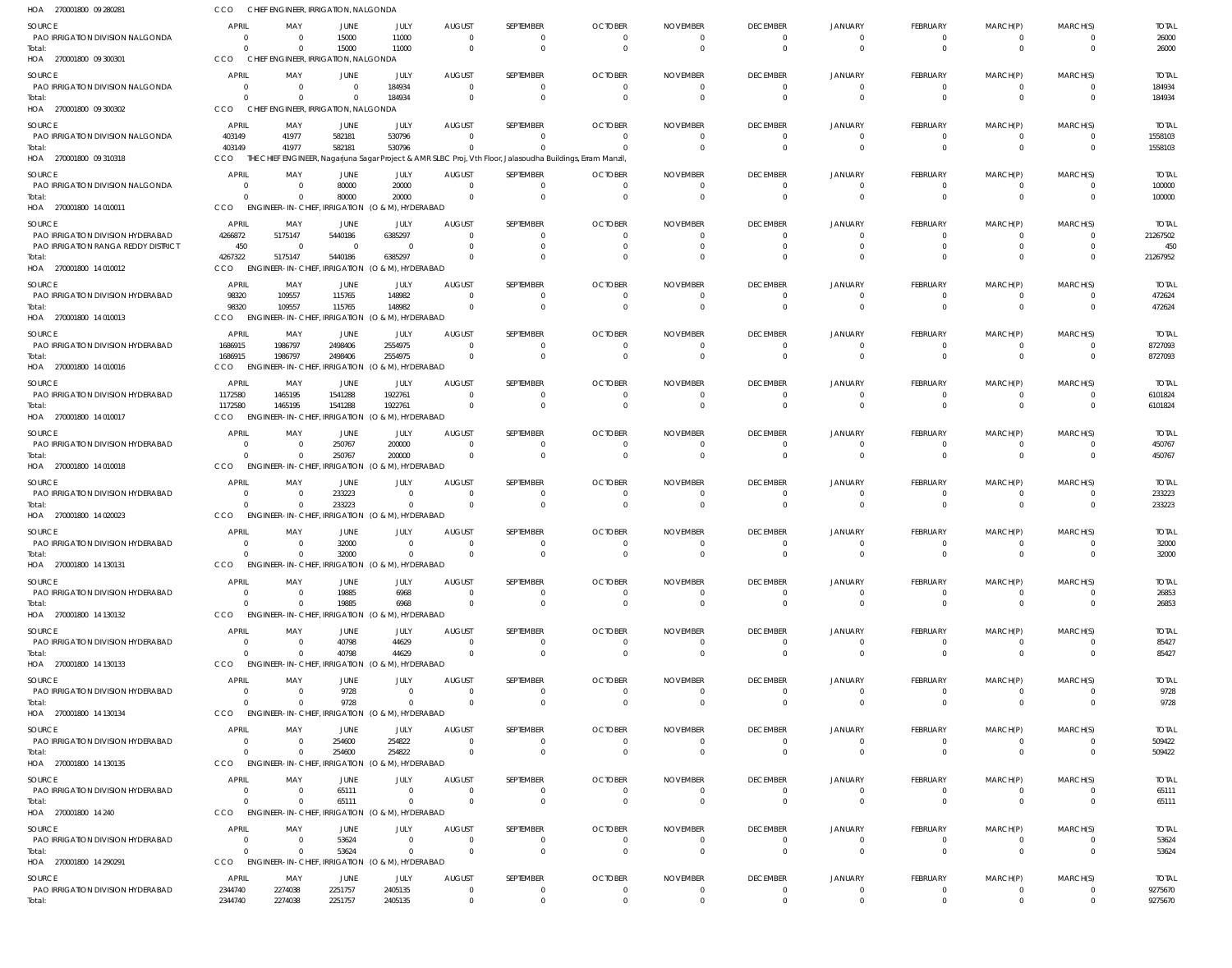HOA 270001800 09 280281 CCO CHIEF ENGINEER, IRRIGATION, NALGONDA

| SOURCE | APRIL | MAY | JUNE | JULY | AUGUST | SEPTEMBER | OCTOBER | NOVEMBER | DECEMBER | JANUARY | FEBRUARY | MARCH(P) | MARCH(S) | TOTAL |
|---|---|---|---|---|---|---|---|---|---|---|---|---|---|---|
| PAO IRRIGATION DIVISION NALGONDA | 0 | 0 | 15000 | 11000 | 0 | 0 | 0 | 0 | 0 | 0 | 0 | 0 | 0 | 26000 |
| Total: | 0 | 0 | 15000 | 11000 | 0 | 0 | 0 | 0 | 0 | 0 | 0 | 0 | 0 | 26000 |

HOA 270001800 09 300301 CCO CHIEF ENGINEER, IRRIGATION, NALGONDA

| SOURCE | APRIL | MAY | JUNE | JULY | AUGUST | SEPTEMBER | OCTOBER | NOVEMBER | DECEMBER | JANUARY | FEBRUARY | MARCH(P) | MARCH(S) | TOTAL |
|---|---|---|---|---|---|---|---|---|---|---|---|---|---|---|
| PAO IRRIGATION DIVISION NALGONDA | 0 | 0 | 0 | 184934 | 0 | 0 | 0 | 0 | 0 | 0 | 0 | 0 | 0 | 184934 |
| Total: | 0 | 0 | 0 | 184934 | 0 | 0 | 0 | 0 | 0 | 0 | 0 | 0 | 0 | 184934 |

HOA 270001800 09 300302 CCO CHIEF ENGINEER, IRRIGATION, NALGONDA

| SOURCE | APRIL | MAY | JUNE | JULY | AUGUST | SEPTEMBER | OCTOBER | NOVEMBER | DECEMBER | JANUARY | FEBRUARY | MARCH(P) | MARCH(S) | TOTAL |
|---|---|---|---|---|---|---|---|---|---|---|---|---|---|---|
| PAO IRRIGATION DIVISION NALGONDA | 403149 | 41977 | 582181 | 530796 | 0 | 0 | 0 | 0 | 0 | 0 | 0 | 0 | 0 | 1558103 |
| Total: | 403149 | 41977 | 582181 | 530796 | 0 | 0 | 0 | 0 | 0 | 0 | 0 | 0 | 0 | 1558103 |

HOA 270001800 09 310318 CCO THE CHIEF ENGINEER, Nagarjuna Sagar Project & AMRSLBC Proj, Vth Floor, Jalasoudha Buildings, Erram Manzil,

| SOURCE | APRIL | MAY | JUNE | JULY | AUGUST | SEPTEMBER | OCTOBER | NOVEMBER | DECEMBER | JANUARY | FEBRUARY | MARCH(P) | MARCH(S) | TOTAL |
|---|---|---|---|---|---|---|---|---|---|---|---|---|---|---|
| PAO IRRIGATION DIVISION NALGONDA | 0 | 0 | 80000 | 20000 | 0 | 0 | 0 | 0 | 0 | 0 | 0 | 0 | 0 | 100000 |
| Total: | 0 | 0 | 80000 | 20000 | 0 | 0 | 0 | 0 | 0 | 0 | 0 | 0 | 0 | 100000 |

HOA 270001800 14 010011 CCO ENGINEER-IN-CHIEF, IRRIGATION (O & M), HYDERABAD

| SOURCE | APRIL | MAY | JUNE | JULY | AUGUST | SEPTEMBER | OCTOBER | NOVEMBER | DECEMBER | JANUARY | FEBRUARY | MARCH(P) | MARCH(S) | TOTAL |
|---|---|---|---|---|---|---|---|---|---|---|---|---|---|---|
| PAO IRRIGATION DIVISION HYDERABAD | 4266872 | 5175147 | 5440186 | 6385297 | 0 | 0 | 0 | 0 | 0 | 0 | 0 | 0 | 0 | 21267502 |
| PAO IRRIGATION RANGA REDDY DISTRICT | 450 | 0 | 0 | 0 | 0 | 0 | 0 | 0 | 0 | 0 | 0 | 0 | 0 | 450 |
| Total: | 4267322 | 5175147 | 5440186 | 6385297 | 0 | 0 | 0 | 0 | 0 | 0 | 0 | 0 | 0 | 21267952 |

HOA 270001800 14 010012 CCO ENGINEER-IN-CHIEF, IRRIGATION (O & M), HYDERABAD

| SOURCE | APRIL | MAY | JUNE | JULY | AUGUST | SEPTEMBER | OCTOBER | NOVEMBER | DECEMBER | JANUARY | FEBRUARY | MARCH(P) | MARCH(S) | TOTAL |
|---|---|---|---|---|---|---|---|---|---|---|---|---|---|---|
| PAO IRRIGATION DIVISION HYDERABAD | 98320 | 109557 | 115765 | 148982 | 0 | 0 | 0 | 0 | 0 | 0 | 0 | 0 | 0 | 472624 |
| Total: | 98320 | 109557 | 115765 | 148982 | 0 | 0 | 0 | 0 | 0 | 0 | 0 | 0 | 0 | 472624 |

HOA 270001800 14 010013 CCO ENGINEER-IN-CHIEF, IRRIGATION (O & M), HYDERABAD

| SOURCE | APRIL | MAY | JUNE | JULY | AUGUST | SEPTEMBER | OCTOBER | NOVEMBER | DECEMBER | JANUARY | FEBRUARY | MARCH(P) | MARCH(S) | TOTAL |
|---|---|---|---|---|---|---|---|---|---|---|---|---|---|---|
| PAO IRRIGATION DIVISION HYDERABAD | 1686915 | 1986797 | 2498406 | 2554975 | 0 | 0 | 0 | 0 | 0 | 0 | 0 | 0 | 0 | 8727093 |
| Total: | 1686915 | 1986797 | 2498406 | 2554975 | 0 | 0 | 0 | 0 | 0 | 0 | 0 | 0 | 0 | 8727093 |

HOA 270001800 14 010016 CCO ENGINEER-IN-CHIEF, IRRIGATION (O & M), HYDERABAD

| SOURCE | APRIL | MAY | JUNE | JULY | AUGUST | SEPTEMBER | OCTOBER | NOVEMBER | DECEMBER | JANUARY | FEBRUARY | MARCH(P) | MARCH(S) | TOTAL |
|---|---|---|---|---|---|---|---|---|---|---|---|---|---|---|
| PAO IRRIGATION DIVISION HYDERABAD | 1172580 | 1465195 | 1541288 | 1922761 | 0 | 0 | 0 | 0 | 0 | 0 | 0 | 0 | 0 | 6101824 |
| Total: | 1172580 | 1465195 | 1541288 | 1922761 | 0 | 0 | 0 | 0 | 0 | 0 | 0 | 0 | 0 | 6101824 |

HOA 270001800 14 010017 CCO ENGINEER-IN-CHIEF, IRRIGATION (O & M), HYDERABAD

| SOURCE | APRIL | MAY | JUNE | JULY | AUGUST | SEPTEMBER | OCTOBER | NOVEMBER | DECEMBER | JANUARY | FEBRUARY | MARCH(P) | MARCH(S) | TOTAL |
|---|---|---|---|---|---|---|---|---|---|---|---|---|---|---|
| PAO IRRIGATION DIVISION HYDERABAD | 0 | 0 | 250767 | 200000 | 0 | 0 | 0 | 0 | 0 | 0 | 0 | 0 | 0 | 450767 |
| Total: | 0 | 0 | 250767 | 200000 | 0 | 0 | 0 | 0 | 0 | 0 | 0 | 0 | 0 | 450767 |

HOA 270001800 14 010018 CCO ENGINEER-IN-CHIEF, IRRIGATION (O & M), HYDERABAD

| SOURCE | APRIL | MAY | JUNE | JULY | AUGUST | SEPTEMBER | OCTOBER | NOVEMBER | DECEMBER | JANUARY | FEBRUARY | MARCH(P) | MARCH(S) | TOTAL |
|---|---|---|---|---|---|---|---|---|---|---|---|---|---|---|
| PAO IRRIGATION DIVISION HYDERABAD | 0 | 0 | 233223 | 0 | 0 | 0 | 0 | 0 | 0 | 0 | 0 | 0 | 0 | 233223 |
| Total: | 0 | 0 | 233223 | 0 | 0 | 0 | 0 | 0 | 0 | 0 | 0 | 0 | 0 | 233223 |

HOA 270001800 14 020023 CCO ENGINEER-IN-CHIEF, IRRIGATION (O & M), HYDERABAD

| SOURCE | APRIL | MAY | JUNE | JULY | AUGUST | SEPTEMBER | OCTOBER | NOVEMBER | DECEMBER | JANUARY | FEBRUARY | MARCH(P) | MARCH(S) | TOTAL |
|---|---|---|---|---|---|---|---|---|---|---|---|---|---|---|
| PAO IRRIGATION DIVISION HYDERABAD | 0 | 0 | 32000 | 0 | 0 | 0 | 0 | 0 | 0 | 0 | 0 | 0 | 0 | 32000 |
| Total: | 0 | 0 | 32000 | 0 | 0 | 0 | 0 | 0 | 0 | 0 | 0 | 0 | 0 | 32000 |

HOA 270001800 14 130131 CCO ENGINEER-IN-CHIEF, IRRIGATION (O & M), HYDERABAD

| SOURCE | APRIL | MAY | JUNE | JULY | AUGUST | SEPTEMBER | OCTOBER | NOVEMBER | DECEMBER | JANUARY | FEBRUARY | MARCH(P) | MARCH(S) | TOTAL |
|---|---|---|---|---|---|---|---|---|---|---|---|---|---|---|
| PAO IRRIGATION DIVISION HYDERABAD | 0 | 0 | 19885 | 6968 | 0 | 0 | 0 | 0 | 0 | 0 | 0 | 0 | 0 | 26853 |
| Total: | 0 | 0 | 19885 | 6968 | 0 | 0 | 0 | 0 | 0 | 0 | 0 | 0 | 0 | 26853 |

HOA 270001800 14 130132 CCO ENGINEER-IN-CHIEF, IRRIGATION (O & M), HYDERABAD

| SOURCE | APRIL | MAY | JUNE | JULY | AUGUST | SEPTEMBER | OCTOBER | NOVEMBER | DECEMBER | JANUARY | FEBRUARY | MARCH(P) | MARCH(S) | TOTAL |
|---|---|---|---|---|---|---|---|---|---|---|---|---|---|---|
| PAO IRRIGATION DIVISION HYDERABAD | 0 | 0 | 40798 | 44629 | 0 | 0 | 0 | 0 | 0 | 0 | 0 | 0 | 0 | 85427 |
| Total: | 0 | 0 | 40798 | 44629 | 0 | 0 | 0 | 0 | 0 | 0 | 0 | 0 | 0 | 85427 |

HOA 270001800 14 130133 CCO ENGINEER-IN-CHIEF, IRRIGATION (O & M), HYDERABAD

| SOURCE | APRIL | MAY | JUNE | JULY | AUGUST | SEPTEMBER | OCTOBER | NOVEMBER | DECEMBER | JANUARY | FEBRUARY | MARCH(P) | MARCH(S) | TOTAL |
|---|---|---|---|---|---|---|---|---|---|---|---|---|---|---|
| PAO IRRIGATION DIVISION HYDERABAD | 0 | 0 | 9728 | 0 | 0 | 0 | 0 | 0 | 0 | 0 | 0 | 0 | 0 | 9728 |
| Total: | 0 | 0 | 9728 | 0 | 0 | 0 | 0 | 0 | 0 | 0 | 0 | 0 | 0 | 9728 |

HOA 270001800 14 130134 CCO ENGINEER-IN-CHIEF, IRRIGATION (O & M), HYDERABAD

| SOURCE | APRIL | MAY | JUNE | JULY | AUGUST | SEPTEMBER | OCTOBER | NOVEMBER | DECEMBER | JANUARY | FEBRUARY | MARCH(P) | MARCH(S) | TOTAL |
|---|---|---|---|---|---|---|---|---|---|---|---|---|---|---|
| PAO IRRIGATION DIVISION HYDERABAD | 0 | 0 | 254600 | 254822 | 0 | 0 | 0 | 0 | 0 | 0 | 0 | 0 | 0 | 509422 |
| Total: | 0 | 0 | 254600 | 254822 | 0 | 0 | 0 | 0 | 0 | 0 | 0 | 0 | 0 | 509422 |

HOA 270001800 14 130135 CCO ENGINEER-IN-CHIEF, IRRIGATION (O & M), HYDERABAD

| SOURCE | APRIL | MAY | JUNE | JULY | AUGUST | SEPTEMBER | OCTOBER | NOVEMBER | DECEMBER | JANUARY | FEBRUARY | MARCH(P) | MARCH(S) | TOTAL |
|---|---|---|---|---|---|---|---|---|---|---|---|---|---|---|
| PAO IRRIGATION DIVISION HYDERABAD | 0 | 0 | 65111 | 0 | 0 | 0 | 0 | 0 | 0 | 0 | 0 | 0 | 0 | 65111 |
| Total: | 0 | 0 | 65111 | 0 | 0 | 0 | 0 | 0 | 0 | 0 | 0 | 0 | 0 | 65111 |

HOA 270001800 14 240 CCO ENGINEER-IN-CHIEF, IRRIGATION (O & M), HYDERABAD

| SOURCE | APRIL | MAY | JUNE | JULY | AUGUST | SEPTEMBER | OCTOBER | NOVEMBER | DECEMBER | JANUARY | FEBRUARY | MARCH(P) | MARCH(S) | TOTAL |
|---|---|---|---|---|---|---|---|---|---|---|---|---|---|---|
| PAO IRRIGATION DIVISION HYDERABAD | 0 | 0 | 53624 | 0 | 0 | 0 | 0 | 0 | 0 | 0 | 0 | 0 | 0 | 53624 |
| Total: | 0 | 0 | 53624 | 0 | 0 | 0 | 0 | 0 | 0 | 0 | 0 | 0 | 0 | 53624 |

HOA 270001800 14 290291 CCO ENGINEER-IN-CHIEF, IRRIGATION (O & M), HYDERABAD

| SOURCE | APRIL | MAY | JUNE | JULY | AUGUST | SEPTEMBER | OCTOBER | NOVEMBER | DECEMBER | JANUARY | FEBRUARY | MARCH(P) | MARCH(S) | TOTAL |
|---|---|---|---|---|---|---|---|---|---|---|---|---|---|---|
| PAO IRRIGATION DIVISION HYDERABAD | 2344740 | 2274038 | 2251757 | 2405135 | 0 | 0 | 0 | 0 | 0 | 0 | 0 | 0 | 0 | 9275670 |
| Total: | 2344740 | 2274038 | 2251757 | 2405135 | 0 | 0 | 0 | 0 | 0 | 0 | 0 | 0 | 0 | 9275670 |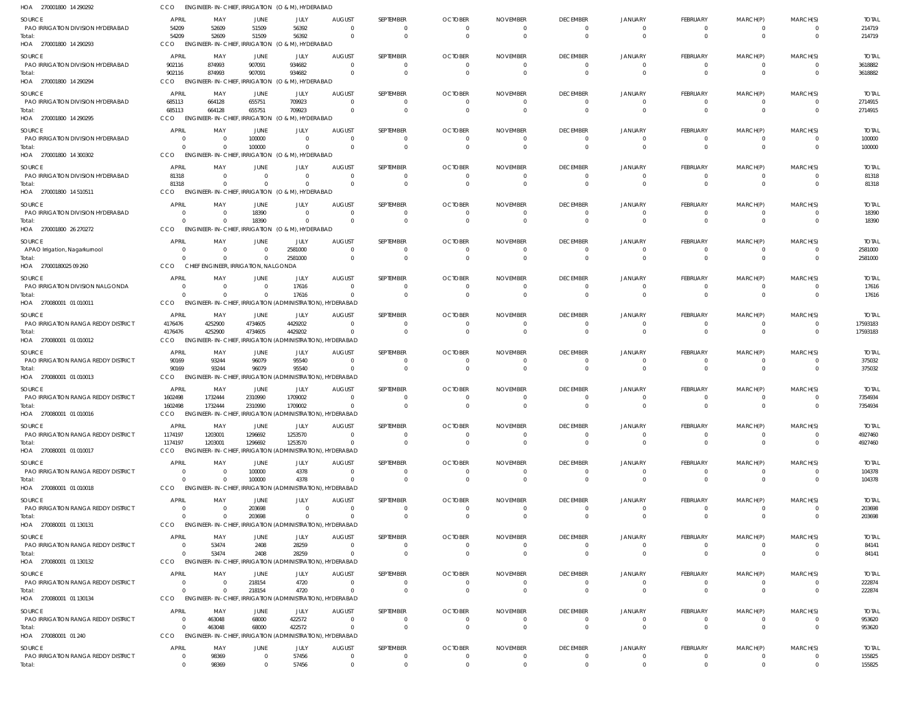HOA 270001800 14 290292 CCO ENGINEER-IN-CHIEF, IRRIGATION (O & M), HYDERABAD

| SOURCE | APRIL | MAY | JUNE | JULY | AUGUST | SEPTEMBER | OCTOBER | NOVEMBER | DECEMBER | JANUARY | FEBRUARY | MARCH(P) | MARCH(S) | TOTAL |
|---|---|---|---|---|---|---|---|---|---|---|---|---|---|---|
| PAO IRRIGATION DIVISION HYDERABAD | 54209 | 52609 | 51509 | 56392 | 0 | 0 | 0 | 0 | 0 | 0 | 0 | 0 | 0 | 214719 |
| Total: | 54209 | 52609 | 51509 | 56392 | 0 | 0 | 0 | 0 | 0 | 0 | 0 | 0 | 0 | 214719 |

HOA 270001800 14 290293 CCO ENGINEER-IN-CHIEF, IRRIGATION (O & M), HYDERABAD

| SOURCE | APRIL | MAY | JUNE | JULY | AUGUST | SEPTEMBER | OCTOBER | NOVEMBER | DECEMBER | JANUARY | FEBRUARY | MARCH(P) | MARCH(S) | TOTAL |
|---|---|---|---|---|---|---|---|---|---|---|---|---|---|---|
| PAO IRRIGATION DIVISION HYDERABAD | 902116 | 874993 | 907091 | 934682 | 0 | 0 | 0 | 0 | 0 | 0 | 0 | 0 | 0 | 3618882 |
| Total: | 902116 | 874993 | 907091 | 934682 | 0 | 0 | 0 | 0 | 0 | 0 | 0 | 0 | 0 | 3618882 |

HOA 270001800 14 290294 CCO ENGINEER-IN-CHIEF, IRRIGATION (O & M), HYDERABAD

| SOURCE | APRIL | MAY | JUNE | JULY | AUGUST | SEPTEMBER | OCTOBER | NOVEMBER | DECEMBER | JANUARY | FEBRUARY | MARCH(P) | MARCH(S) | TOTAL |
|---|---|---|---|---|---|---|---|---|---|---|---|---|---|---|
| PAO IRRIGATION DIVISION HYDERABAD | 685113 | 664128 | 655751 | 709923 | 0 | 0 | 0 | 0 | 0 | 0 | 0 | 0 | 0 | 2714915 |
| Total: | 685113 | 664128 | 655751 | 709923 | 0 | 0 | 0 | 0 | 0 | 0 | 0 | 0 | 0 | 2714915 |

HOA 270001800 14 290295 CCO ENGINEER-IN-CHIEF, IRRIGATION (O & M), HYDERABAD

| SOURCE | APRIL | MAY | JUNE | JULY | AUGUST | SEPTEMBER | OCTOBER | NOVEMBER | DECEMBER | JANUARY | FEBRUARY | MARCH(P) | MARCH(S) | TOTAL |
|---|---|---|---|---|---|---|---|---|---|---|---|---|---|---|
| PAO IRRIGATION DIVISION HYDERABAD | 0 | 0 | 100000 | 0 | 0 | 0 | 0 | 0 | 0 | 0 | 0 | 0 | 0 | 100000 |
| Total: | 0 | 0 | 100000 | 0 | 0 | 0 | 0 | 0 | 0 | 0 | 0 | 0 | 0 | 100000 |

HOA 270001800 14 300302 CCO ENGINEER-IN-CHIEF, IRRIGATION (O & M), HYDERABAD

| SOURCE | APRIL | MAY | JUNE | JULY | AUGUST | SEPTEMBER | OCTOBER | NOVEMBER | DECEMBER | JANUARY | FEBRUARY | MARCH(P) | MARCH(S) | TOTAL |
|---|---|---|---|---|---|---|---|---|---|---|---|---|---|---|
| PAO IRRIGATION DIVISION HYDERABAD | 81318 | 0 | 0 | 0 | 0 | 0 | 0 | 0 | 0 | 0 | 0 | 0 | 0 | 81318 |
| Total: | 81318 | 0 | 0 | 0 | 0 | 0 | 0 | 0 | 0 | 0 | 0 | 0 | 0 | 81318 |

HOA 270001800 14 510511 CCO ENGINEER-IN-CHIEF, IRRIGATION (O & M), HYDERABAD

| SOURCE | APRIL | MAY | JUNE | JULY | AUGUST | SEPTEMBER | OCTOBER | NOVEMBER | DECEMBER | JANUARY | FEBRUARY | MARCH(P) | MARCH(S) | TOTAL |
|---|---|---|---|---|---|---|---|---|---|---|---|---|---|---|
| PAO IRRIGATION DIVISION HYDERABAD | 0 | 0 | 18390 | 0 | 0 | 0 | 0 | 0 | 0 | 0 | 0 | 0 | 0 | 18390 |
| Total: | 0 | 0 | 18390 | 0 | 0 | 0 | 0 | 0 | 0 | 0 | 0 | 0 | 0 | 18390 |

HOA 270001800 26 270272 CCO ENGINEER-IN-CHIEF, IRRIGATION (O & M), HYDERABAD

| SOURCE | APRIL | MAY | JUNE | JULY | AUGUST | SEPTEMBER | OCTOBER | NOVEMBER | DECEMBER | JANUARY | FEBRUARY | MARCH(P) | MARCH(S) | TOTAL |
|---|---|---|---|---|---|---|---|---|---|---|---|---|---|---|
| APAO Irrigation, Nagarkurnool | 0 | 0 | 0 | 2581000 | 0 | 0 | 0 | 0 | 0 | 0 | 0 | 0 | 0 | 2581000 |
| Total: | 0 | 0 | 0 | 2581000 | 0 | 0 | 0 | 0 | 0 | 0 | 0 | 0 | 0 | 2581000 |

HOA 27000180025 09 260 CCO CHIEF ENGINEER, IRRIGATION, NALGONDA

| SOURCE | APRIL | MAY | JUNE | JULY | AUGUST | SEPTEMBER | OCTOBER | NOVEMBER | DECEMBER | JANUARY | FEBRUARY | MARCH(P) | MARCH(S) | TOTAL |
|---|---|---|---|---|---|---|---|---|---|---|---|---|---|---|
| PAO IRRIGATION DIVISION NALGONDA | 0 | 0 | 0 | 17616 | 0 | 0 | 0 | 0 | 0 | 0 | 0 | 0 | 0 | 17616 |
| Total: | 0 | 0 | 0 | 17616 | 0 | 0 | 0 | 0 | 0 | 0 | 0 | 0 | 0 | 17616 |

HOA 270080001 01 010011 CCO ENGINEER-IN-CHIEF, IRRIGATION (ADMINISTRATION), HYDERABAD

| SOURCE | APRIL | MAY | JUNE | JULY | AUGUST | SEPTEMBER | OCTOBER | NOVEMBER | DECEMBER | JANUARY | FEBRUARY | MARCH(P) | MARCH(S) | TOTAL |
|---|---|---|---|---|---|---|---|---|---|---|---|---|---|---|
| PAO IRRIGATION RANGA REDDY DISTRICT | 4176476 | 4252900 | 4734605 | 4429202 | 0 | 0 | 0 | 0 | 0 | 0 | 0 | 0 | 0 | 17593183 |
| Total: | 4176476 | 4252900 | 4734605 | 4429202 | 0 | 0 | 0 | 0 | 0 | 0 | 0 | 0 | 0 | 17593183 |

HOA 270080001 01 010012 CCO ENGINEER-IN-CHIEF, IRRIGATION (ADMINISTRATION), HYDERABAD

| SOURCE | APRIL | MAY | JUNE | JULY | AUGUST | SEPTEMBER | OCTOBER | NOVEMBER | DECEMBER | JANUARY | FEBRUARY | MARCH(P) | MARCH(S) | TOTAL |
|---|---|---|---|---|---|---|---|---|---|---|---|---|---|---|
| PAO IRRIGATION RANGA REDDY DISTRICT | 90169 | 93244 | 96079 | 95540 | 0 | 0 | 0 | 0 | 0 | 0 | 0 | 0 | 0 | 375032 |
| Total: | 90169 | 93244 | 96079 | 95540 | 0 | 0 | 0 | 0 | 0 | 0 | 0 | 0 | 0 | 375032 |

HOA 270080001 01 010013 CCO ENGINEER-IN-CHIEF, IRRIGATION (ADMINISTRATION), HYDERABAD

| SOURCE | APRIL | MAY | JUNE | JULY | AUGUST | SEPTEMBER | OCTOBER | NOVEMBER | DECEMBER | JANUARY | FEBRUARY | MARCH(P) | MARCH(S) | TOTAL |
|---|---|---|---|---|---|---|---|---|---|---|---|---|---|---|
| PAO IRRIGATION RANGA REDDY DISTRICT | 1602498 | 1732444 | 2310990 | 1709002 | 0 | 0 | 0 | 0 | 0 | 0 | 0 | 0 | 0 | 7354934 |
| Total: | 1602498 | 1732444 | 2310990 | 1709002 | 0 | 0 | 0 | 0 | 0 | 0 | 0 | 0 | 0 | 7354934 |

HOA 270080001 01 010016 CCO ENGINEER-IN-CHIEF, IRRIGATION (ADMINISTRATION), HYDERABAD

| SOURCE | APRIL | MAY | JUNE | JULY | AUGUST | SEPTEMBER | OCTOBER | NOVEMBER | DECEMBER | JANUARY | FEBRUARY | MARCH(P) | MARCH(S) | TOTAL |
|---|---|---|---|---|---|---|---|---|---|---|---|---|---|---|
| PAO IRRIGATION RANGA REDDY DISTRICT | 1174197 | 1203001 | 1296692 | 1253570 | 0 | 0 | 0 | 0 | 0 | 0 | 0 | 0 | 0 | 4927460 |
| Total: | 1174197 | 1203001 | 1296692 | 1253570 | 0 | 0 | 0 | 0 | 0 | 0 | 0 | 0 | 0 | 4927460 |

HOA 270080001 01 010017 CCO ENGINEER-IN-CHIEF, IRRIGATION (ADMINISTRATION), HYDERABAD

| SOURCE | APRIL | MAY | JUNE | JULY | AUGUST | SEPTEMBER | OCTOBER | NOVEMBER | DECEMBER | JANUARY | FEBRUARY | MARCH(P) | MARCH(S) | TOTAL |
|---|---|---|---|---|---|---|---|---|---|---|---|---|---|---|
| PAO IRRIGATION RANGA REDDY DISTRICT | 0 | 0 | 100000 | 4378 | 0 | 0 | 0 | 0 | 0 | 0 | 0 | 0 | 0 | 104378 |
| Total: | 0 | 0 | 100000 | 4378 | 0 | 0 | 0 | 0 | 0 | 0 | 0 | 0 | 0 | 104378 |

HOA 270080001 01 010018 CCO ENGINEER-IN-CHIEF, IRRIGATION (ADMINISTRATION), HYDERABAD

| SOURCE | APRIL | MAY | JUNE | JULY | AUGUST | SEPTEMBER | OCTOBER | NOVEMBER | DECEMBER | JANUARY | FEBRUARY | MARCH(P) | MARCH(S) | TOTAL |
|---|---|---|---|---|---|---|---|---|---|---|---|---|---|---|
| PAO IRRIGATION RANGA REDDY DISTRICT | 0 | 0 | 203698 | 0 | 0 | 0 | 0 | 0 | 0 | 0 | 0 | 0 | 0 | 203698 |
| Total: | 0 | 0 | 203698 | 0 | 0 | 0 | 0 | 0 | 0 | 0 | 0 | 0 | 0 | 203698 |

HOA 270080001 01 130131 CCO ENGINEER-IN-CHIEF, IRRIGATION (ADMINISTRATION), HYDERABAD

| SOURCE | APRIL | MAY | JUNE | JULY | AUGUST | SEPTEMBER | OCTOBER | NOVEMBER | DECEMBER | JANUARY | FEBRUARY | MARCH(P) | MARCH(S) | TOTAL |
|---|---|---|---|---|---|---|---|---|---|---|---|---|---|---|
| PAO IRRIGATION RANGA REDDY DISTRICT | 0 | 53474 | 2408 | 28259 | 0 | 0 | 0 | 0 | 0 | 0 | 0 | 0 | 0 | 84141 |
| Total: | 0 | 53474 | 2408 | 28259 | 0 | 0 | 0 | 0 | 0 | 0 | 0 | 0 | 0 | 84141 |

HOA 270080001 01 130132 CCO ENGINEER-IN-CHIEF, IRRIGATION (ADMINISTRATION), HYDERABAD

| SOURCE | APRIL | MAY | JUNE | JULY | AUGUST | SEPTEMBER | OCTOBER | NOVEMBER | DECEMBER | JANUARY | FEBRUARY | MARCH(P) | MARCH(S) | TOTAL |
|---|---|---|---|---|---|---|---|---|---|---|---|---|---|---|
| PAO IRRIGATION RANGA REDDY DISTRICT | 0 | 0 | 218154 | 4720 | 0 | 0 | 0 | 0 | 0 | 0 | 0 | 0 | 0 | 222874 |
| Total: | 0 | 0 | 218154 | 4720 | 0 | 0 | 0 | 0 | 0 | 0 | 0 | 0 | 0 | 222874 |

HOA 270080001 01 130134 CCO ENGINEER-IN-CHIEF, IRRIGATION (ADMINISTRATION), HYDERABAD

| SOURCE | APRIL | MAY | JUNE | JULY | AUGUST | SEPTEMBER | OCTOBER | NOVEMBER | DECEMBER | JANUARY | FEBRUARY | MARCH(P) | MARCH(S) | TOTAL |
|---|---|---|---|---|---|---|---|---|---|---|---|---|---|---|
| PAO IRRIGATION RANGA REDDY DISTRICT | 0 | 463048 | 68000 | 422572 | 0 | 0 | 0 | 0 | 0 | 0 | 0 | 0 | 0 | 953620 |
| Total: | 0 | 463048 | 68000 | 422572 | 0 | 0 | 0 | 0 | 0 | 0 | 0 | 0 | 0 | 953620 |

HOA 270080001 01 240 CCO ENGINEER-IN-CHIEF, IRRIGATION (ADMINISTRATION), HYDERABAD

| SOURCE | APRIL | MAY | JUNE | JULY | AUGUST | SEPTEMBER | OCTOBER | NOVEMBER | DECEMBER | JANUARY | FEBRUARY | MARCH(P) | MARCH(S) | TOTAL |
|---|---|---|---|---|---|---|---|---|---|---|---|---|---|---|
| PAO IRRIGATION RANGA REDDY DISTRICT | 0 | 98369 | 0 | 57456 | 0 | 0 | 0 | 0 | 0 | 0 | 0 | 0 | 0 | 155825 |
| Total: | 0 | 98369 | 0 | 57456 | 0 | 0 | 0 | 0 | 0 | 0 | 0 | 0 | 0 | 155825 |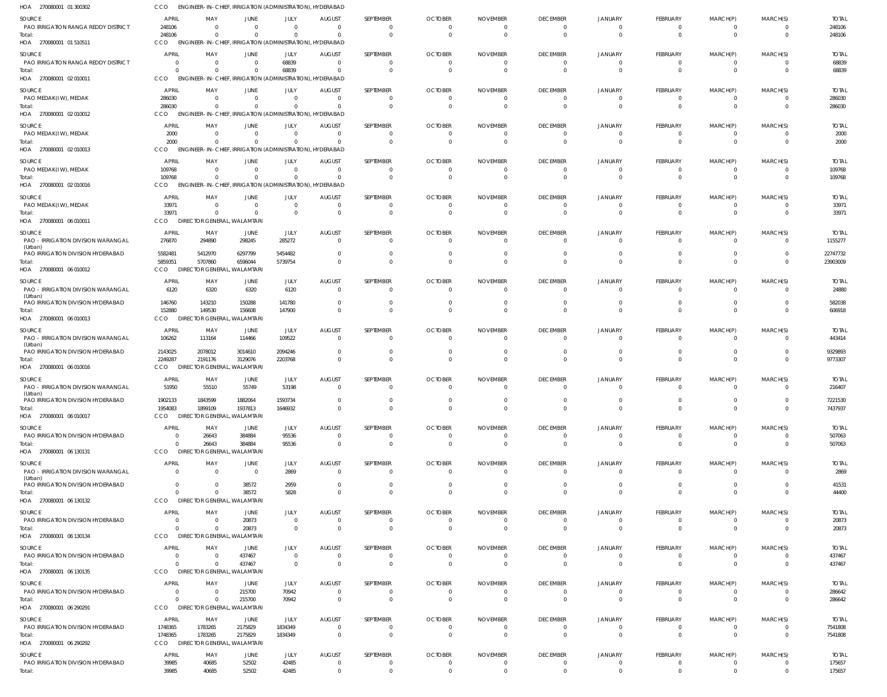HOA 270080001 01 300302 CCO ENGINEER-IN-CHIEF, IRRIGATION (ADMINISTRATION), HYDERABAD

| SOURCE | APRIL | MAY | JUNE | JULY | AUGUST | SEPTEMBER | OCTOBER | NOVEMBER | DECEMBER | JANUARY | FEBRUARY | MARCH(P) | MARCH(S) | TOTAL |
|---|---|---|---|---|---|---|---|---|---|---|---|---|---|---|
| PAO IRRIGATION RANGA REDDY DISTRICT | 248106 | 0 | 0 | 0 | 0 | 0 | 0 | 0 | 0 | 0 | 0 | 0 | 0 | 248106 |
| Total: | 248106 | 0 | 0 | 0 | 0 | 0 | 0 | 0 | 0 | 0 | 0 | 0 | 0 | 248106 |

HOA 270080001 01 510511 CCO ENGINEER-IN-CHIEF, IRRIGATION (ADMINISTRATION), HYDERABAD

| SOURCE | APRIL | MAY | JUNE | JULY | AUGUST | SEPTEMBER | OCTOBER | NOVEMBER | DECEMBER | JANUARY | FEBRUARY | MARCH(P) | MARCH(S) | TOTAL |
|---|---|---|---|---|---|---|---|---|---|---|---|---|---|---|
| PAO IRRIGATION RANGA REDDY DISTRICT | 0 | 0 | 0 | 68839 | 0 | 0 | 0 | 0 | 0 | 0 | 0 | 0 | 0 | 68839 |
| Total: | 0 | 0 | 0 | 68839 | 0 | 0 | 0 | 0 | 0 | 0 | 0 | 0 | 0 | 68839 |

HOA 270080001 02 010011 CCO ENGINEER-IN-CHIEF, IRRIGATION (ADMINISTRATION), HYDERABAD

| SOURCE | APRIL | MAY | JUNE | JULY | AUGUST | SEPTEMBER | OCTOBER | NOVEMBER | DECEMBER | JANUARY | FEBRUARY | MARCH(P) | MARCH(S) | TOTAL |
|---|---|---|---|---|---|---|---|---|---|---|---|---|---|---|
| PAO MEDAK(IW), MEDAK | 286030 | 0 | 0 | 0 | 0 | 0 | 0 | 0 | 0 | 0 | 0 | 0 | 0 | 286030 |
| Total: | 286030 | 0 | 0 | 0 | 0 | 0 | 0 | 0 | 0 | 0 | 0 | 0 | 0 | 286030 |

HOA 270080001 02 010012 CCO ENGINEER-IN-CHIEF, IRRIGATION (ADMINISTRATION), HYDERABAD

| SOURCE | APRIL | MAY | JUNE | JULY | AUGUST | SEPTEMBER | OCTOBER | NOVEMBER | DECEMBER | JANUARY | FEBRUARY | MARCH(P) | MARCH(S) | TOTAL |
|---|---|---|---|---|---|---|---|---|---|---|---|---|---|---|
| PAO MEDAK(IW), MEDAK | 2000 | 0 | 0 | 0 | 0 | 0 | 0 | 0 | 0 | 0 | 0 | 0 | 0 | 2000 |
| Total: | 2000 | 0 | 0 | 0 | 0 | 0 | 0 | 0 | 0 | 0 | 0 | 0 | 0 | 2000 |

HOA 270080001 02 010013 CCO ENGINEER-IN-CHIEF, IRRIGATION (ADMINISTRATION), HYDERABAD

| SOURCE | APRIL | MAY | JUNE | JULY | AUGUST | SEPTEMBER | OCTOBER | NOVEMBER | DECEMBER | JANUARY | FEBRUARY | MARCH(P) | MARCH(S) | TOTAL |
|---|---|---|---|---|---|---|---|---|---|---|---|---|---|---|
| PAO MEDAK(IW), MEDAK | 109768 | 0 | 0 | 0 | 0 | 0 | 0 | 0 | 0 | 0 | 0 | 0 | 0 | 109768 |
| Total: | 109768 | 0 | 0 | 0 | 0 | 0 | 0 | 0 | 0 | 0 | 0 | 0 | 0 | 109768 |

HOA 270080001 02 010016 CCO ENGINEER-IN-CHIEF, IRRIGATION (ADMINISTRATION), HYDERABAD

| SOURCE | APRIL | MAY | JUNE | JULY | AUGUST | SEPTEMBER | OCTOBER | NOVEMBER | DECEMBER | JANUARY | FEBRUARY | MARCH(P) | MARCH(S) | TOTAL |
|---|---|---|---|---|---|---|---|---|---|---|---|---|---|---|
| PAO MEDAK(IW), MEDAK | 33971 | 0 | 0 | 0 | 0 | 0 | 0 | 0 | 0 | 0 | 0 | 0 | 0 | 33971 |
| Total: | 33971 | 0 | 0 | 0 | 0 | 0 | 0 | 0 | 0 | 0 | 0 | 0 | 0 | 33971 |

HOA 270080001 06 010011 CCO DIRECTOR GENERAL, WALAMTARI

| SOURCE | APRIL | MAY | JUNE | JULY | AUGUST | SEPTEMBER | OCTOBER | NOVEMBER | DECEMBER | JANUARY | FEBRUARY | MARCH(P) | MARCH(S) | TOTAL |
|---|---|---|---|---|---|---|---|---|---|---|---|---|---|---|
| PAO - IRRIGATION DIVISION WARANGAL (Urban) | 276870 | 294890 | 298245 | 285272 | 0 | 0 | 0 | 0 | 0 | 0 | 0 | 0 | 0 | 1155277 |
| PAO IRRIGATION DIVISION HYDERABAD | 5582481 | 5412970 | 6297799 | 5454482 | 0 | 0 | 0 | 0 | 0 | 0 | 0 | 0 | 0 | 22747732 |
| Total: | 5859351 | 5707860 | 6596044 | 5739754 | 0 | 0 | 0 | 0 | 0 | 0 | 0 | 0 | 0 | 23903009 |

HOA 270080001 06 010012 CCO DIRECTOR GENERAL, WALAMTARI

| SOURCE | APRIL | MAY | JUNE | JULY | AUGUST | SEPTEMBER | OCTOBER | NOVEMBER | DECEMBER | JANUARY | FEBRUARY | MARCH(P) | MARCH(S) | TOTAL |
|---|---|---|---|---|---|---|---|---|---|---|---|---|---|---|
| PAO - IRRIGATION DIVISION WARANGAL (Urban) | 6120 | 6320 | 6320 | 6120 | 0 | 0 | 0 | 0 | 0 | 0 | 0 | 0 | 0 | 24880 |
| PAO IRRIGATION DIVISION HYDERABAD | 146760 | 143210 | 150288 | 141780 | 0 | 0 | 0 | 0 | 0 | 0 | 0 | 0 | 0 | 582038 |
| Total: | 152880 | 149530 | 156608 | 147900 | 0 | 0 | 0 | 0 | 0 | 0 | 0 | 0 | 0 | 606918 |

HOA 270080001 06 010013 CCO DIRECTOR GENERAL, WALAMTARI

| SOURCE | APRIL | MAY | JUNE | JULY | AUGUST | SEPTEMBER | OCTOBER | NOVEMBER | DECEMBER | JANUARY | FEBRUARY | MARCH(P) | MARCH(S) | TOTAL |
|---|---|---|---|---|---|---|---|---|---|---|---|---|---|---|
| PAO - IRRIGATION DIVISION WARANGAL (Urban) | 106262 | 113164 | 114466 | 109522 | 0 | 0 | 0 | 0 | 0 | 0 | 0 | 0 | 0 | 443414 |
| PAO IRRIGATION DIVISION HYDERABAD | 2143025 | 2078012 | 3014610 | 2094246 | 0 | 0 | 0 | 0 | 0 | 0 | 0 | 0 | 0 | 9329893 |
| Total: | 2249287 | 2191176 | 3129076 | 2203768 | 0 | 0 | 0 | 0 | 0 | 0 | 0 | 0 | 0 | 9773307 |

HOA 270080001 06 010016 CCO DIRECTOR GENERAL, WALAMTARI

| SOURCE | APRIL | MAY | JUNE | JULY | AUGUST | SEPTEMBER | OCTOBER | NOVEMBER | DECEMBER | JANUARY | FEBRUARY | MARCH(P) | MARCH(S) | TOTAL |
|---|---|---|---|---|---|---|---|---|---|---|---|---|---|---|
| PAO - IRRIGATION DIVISION WARANGAL (Urban) | 51950 | 55510 | 55749 | 53198 | 0 | 0 | 0 | 0 | 0 | 0 | 0 | 0 | 0 | 216407 |
| PAO IRRIGATION DIVISION HYDERABAD | 1902133 | 1843599 | 1882064 | 1593734 | 0 | 0 | 0 | 0 | 0 | 0 | 0 | 0 | 0 | 7221530 |
| Total: | 1954083 | 1899109 | 1937813 | 1646932 | 0 | 0 | 0 | 0 | 0 | 0 | 0 | 0 | 0 | 7437937 |

HOA 270080001 06 010017 CCO DIRECTOR GENERAL, WALAMTARI

| SOURCE | APRIL | MAY | JUNE | JULY | AUGUST | SEPTEMBER | OCTOBER | NOVEMBER | DECEMBER | JANUARY | FEBRUARY | MARCH(P) | MARCH(S) | TOTAL |
|---|---|---|---|---|---|---|---|---|---|---|---|---|---|---|
| PAO IRRIGATION DIVISION HYDERABAD | 0 | 26643 | 384884 | 95536 | 0 | 0 | 0 | 0 | 0 | 0 | 0 | 0 | 0 | 507063 |
| Total: | 0 | 26643 | 384884 | 95536 | 0 | 0 | 0 | 0 | 0 | 0 | 0 | 0 | 0 | 507063 |

HOA 270080001 06 130131 CCO DIRECTOR GENERAL, WALAMTARI

| SOURCE | APRIL | MAY | JUNE | JULY | AUGUST | SEPTEMBER | OCTOBER | NOVEMBER | DECEMBER | JANUARY | FEBRUARY | MARCH(P) | MARCH(S) | TOTAL |
|---|---|---|---|---|---|---|---|---|---|---|---|---|---|---|
| PAO - IRRIGATION DIVISION WARANGAL (Urban) | 0 | 0 | 0 | 2869 | 0 | 0 | 0 | 0 | 0 | 0 | 0 | 0 | 0 | 2869 |
| PAO IRRIGATION DIVISION HYDERABAD | 0 | 0 | 38572 | 2959 | 0 | 0 | 0 | 0 | 0 | 0 | 0 | 0 | 0 | 41531 |
| Total: | 0 | 0 | 38572 | 5828 | 0 | 0 | 0 | 0 | 0 | 0 | 0 | 0 | 0 | 44400 |

HOA 270080001 06 130132 CCO DIRECTOR GENERAL, WALAMTARI

| SOURCE | APRIL | MAY | JUNE | JULY | AUGUST | SEPTEMBER | OCTOBER | NOVEMBER | DECEMBER | JANUARY | FEBRUARY | MARCH(P) | MARCH(S) | TOTAL |
|---|---|---|---|---|---|---|---|---|---|---|---|---|---|---|
| PAO IRRIGATION DIVISION HYDERABAD | 0 | 0 | 20873 | 0 | 0 | 0 | 0 | 0 | 0 | 0 | 0 | 0 | 0 | 20873 |
| Total: | 0 | 0 | 20873 | 0 | 0 | 0 | 0 | 0 | 0 | 0 | 0 | 0 | 0 | 20873 |

HOA 270080001 06 130134 CCO DIRECTOR GENERAL, WALAMTARI

| SOURCE | APRIL | MAY | JUNE | JULY | AUGUST | SEPTEMBER | OCTOBER | NOVEMBER | DECEMBER | JANUARY | FEBRUARY | MARCH(P) | MARCH(S) | TOTAL |
|---|---|---|---|---|---|---|---|---|---|---|---|---|---|---|
| PAO IRRIGATION DIVISION HYDERABAD | 0 | 0 | 437467 | 0 | 0 | 0 | 0 | 0 | 0 | 0 | 0 | 0 | 0 | 437467 |
| Total: | 0 | 0 | 437467 | 0 | 0 | 0 | 0 | 0 | 0 | 0 | 0 | 0 | 0 | 437467 |

HOA 270080001 06 130135 CCO DIRECTOR GENERAL, WALAMTARI

| SOURCE | APRIL | MAY | JUNE | JULY | AUGUST | SEPTEMBER | OCTOBER | NOVEMBER | DECEMBER | JANUARY | FEBRUARY | MARCH(P) | MARCH(S) | TOTAL |
|---|---|---|---|---|---|---|---|---|---|---|---|---|---|---|
| PAO IRRIGATION DIVISION HYDERABAD | 0 | 0 | 215700 | 70942 | 0 | 0 | 0 | 0 | 0 | 0 | 0 | 0 | 0 | 286642 |
| Total: | 0 | 0 | 215700 | 70942 | 0 | 0 | 0 | 0 | 0 | 0 | 0 | 0 | 0 | 286642 |

HOA 270080001 06 290291 CCO DIRECTOR GENERAL, WALAMTARI

| SOURCE | APRIL | MAY | JUNE | JULY | AUGUST | SEPTEMBER | OCTOBER | NOVEMBER | DECEMBER | JANUARY | FEBRUARY | MARCH(P) | MARCH(S) | TOTAL |
|---|---|---|---|---|---|---|---|---|---|---|---|---|---|---|
| PAO IRRIGATION DIVISION HYDERABAD | 1748365 | 1783265 | 2175829 | 1834349 | 0 | 0 | 0 | 0 | 0 | 0 | 0 | 0 | 0 | 7541808 |
| Total: | 1748365 | 1783265 | 2175829 | 1834349 | 0 | 0 | 0 | 0 | 0 | 0 | 0 | 0 | 0 | 7541808 |

HOA 270080001 06 290292 CCO DIRECTOR GENERAL, WALAMTARI

| SOURCE | APRIL | MAY | JUNE | JULY | AUGUST | SEPTEMBER | OCTOBER | NOVEMBER | DECEMBER | JANUARY | FEBRUARY | MARCH(P) | MARCH(S) | TOTAL |
|---|---|---|---|---|---|---|---|---|---|---|---|---|---|---|
| PAO IRRIGATION DIVISION HYDERABAD | 39985 | 40685 | 52502 | 42485 | 0 | 0 | 0 | 0 | 0 | 0 | 0 | 0 | 0 | 175657 |
| Total: | 39985 | 40685 | 52502 | 42485 | 0 | 0 | 0 | 0 | 0 | 0 | 0 | 0 | 0 | 175657 |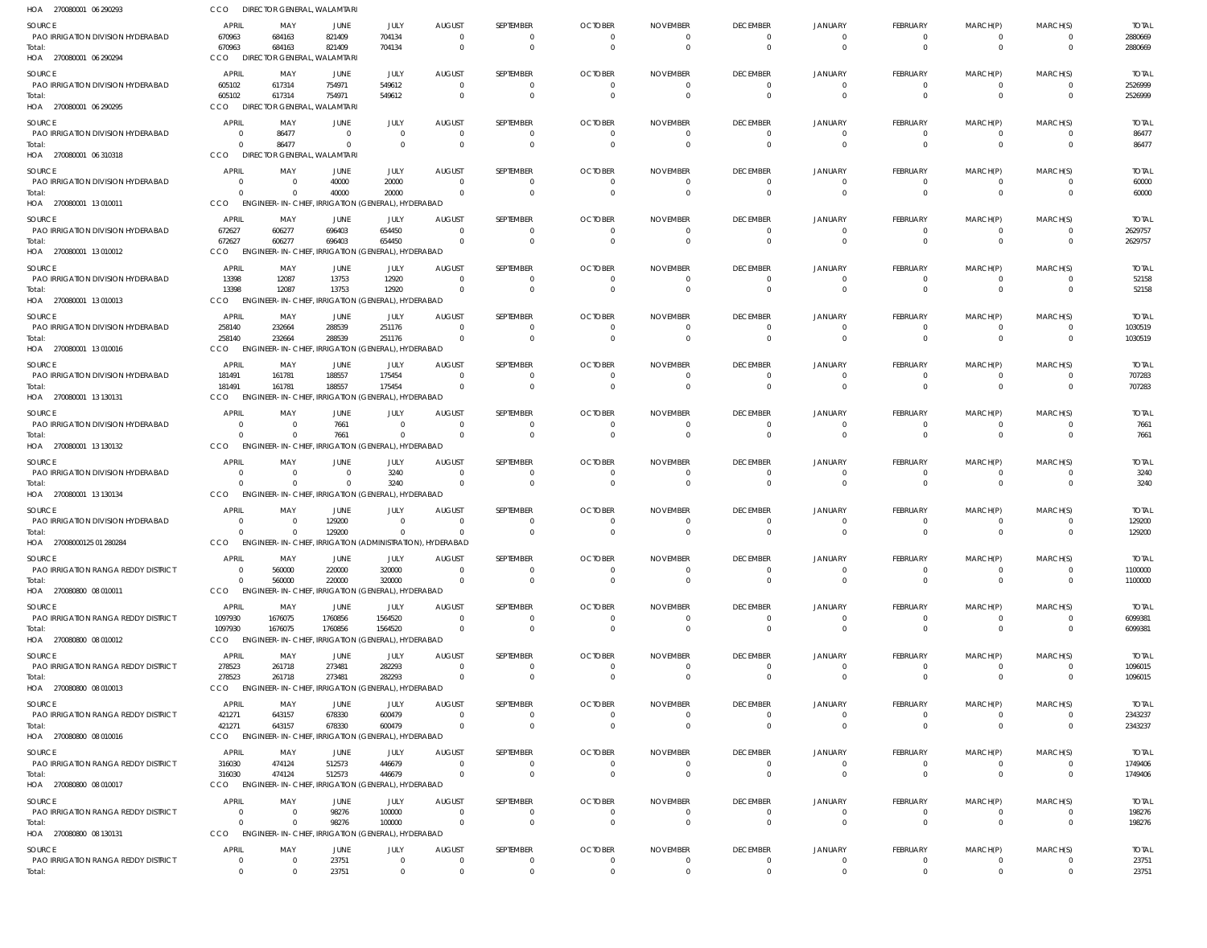HOA 270080001 06 290293 CCO DIRECTOR GENERAL, WALAMTARI

| SOURCE | APRIL | MAY | JUNE | JULY | AUGUST | SEPTEMBER | OCTOBER | NOVEMBER | DECEMBER | JANUARY | FEBRUARY | MARCH(P) | MARCH(S) | TOTAL |
|---|---|---|---|---|---|---|---|---|---|---|---|---|---|---|
| PAO IRRIGATION DIVISION HYDERABAD | 670963 | 684163 | 821409 | 704134 | 0 | 0 | 0 | 0 | 0 | 0 | 0 | 0 | 0 | 2880669 |
| Total: | 670963 | 684163 | 821409 | 704134 | 0 | 0 | 0 | 0 | 0 | 0 | 0 | 0 | 0 | 2880669 |

HOA 270080001 06 290294 CCO DIRECTOR GENERAL, WALAMTARI

| SOURCE | APRIL | MAY | JUNE | JULY | AUGUST | SEPTEMBER | OCTOBER | NOVEMBER | DECEMBER | JANUARY | FEBRUARY | MARCH(P) | MARCH(S) | TOTAL |
|---|---|---|---|---|---|---|---|---|---|---|---|---|---|---|
| PAO IRRIGATION DIVISION HYDERABAD | 605102 | 617314 | 754971 | 549612 | 0 | 0 | 0 | 0 | 0 | 0 | 0 | 0 | 0 | 2526999 |
| Total: | 605102 | 617314 | 754971 | 549612 | 0 | 0 | 0 | 0 | 0 | 0 | 0 | 0 | 0 | 2526999 |

HOA 270080001 06 290295 CCO DIRECTOR GENERAL, WALAMTARI

| SOURCE | APRIL | MAY | JUNE | JULY | AUGUST | SEPTEMBER | OCTOBER | NOVEMBER | DECEMBER | JANUARY | FEBRUARY | MARCH(P) | MARCH(S) | TOTAL |
|---|---|---|---|---|---|---|---|---|---|---|---|---|---|---|
| PAO IRRIGATION DIVISION HYDERABAD | 0 | 86477 | 0 | 0 | 0 | 0 | 0 | 0 | 0 | 0 | 0 | 0 | 0 | 86477 |
| Total: | 0 | 86477 | 0 | 0 | 0 | 0 | 0 | 0 | 0 | 0 | 0 | 0 | 0 | 86477 |

HOA 270080001 06 310318 CCO DIRECTOR GENERAL, WALAMTARI

| SOURCE | APRIL | MAY | JUNE | JULY | AUGUST | SEPTEMBER | OCTOBER | NOVEMBER | DECEMBER | JANUARY | FEBRUARY | MARCH(P) | MARCH(S) | TOTAL |
|---|---|---|---|---|---|---|---|---|---|---|---|---|---|---|
| PAO IRRIGATION DIVISION HYDERABAD | 0 | 0 | 40000 | 20000 | 0 | 0 | 0 | 0 | 0 | 0 | 0 | 0 | 0 | 60000 |
| Total: | 0 | 0 | 40000 | 20000 | 0 | 0 | 0 | 0 | 0 | 0 | 0 | 0 | 0 | 60000 |

HOA 270080001 13 010011 CCO ENGINEER-IN-CHIEF, IRRIGATION (GENERAL), HYDERABAD

| SOURCE | APRIL | MAY | JUNE | JULY | AUGUST | SEPTEMBER | OCTOBER | NOVEMBER | DECEMBER | JANUARY | FEBRUARY | MARCH(P) | MARCH(S) | TOTAL |
|---|---|---|---|---|---|---|---|---|---|---|---|---|---|---|
| PAO IRRIGATION DIVISION HYDERABAD | 672627 | 606277 | 696403 | 654450 | 0 | 0 | 0 | 0 | 0 | 0 | 0 | 0 | 0 | 2629757 |
| Total: | 672627 | 606277 | 696403 | 654450 | 0 | 0 | 0 | 0 | 0 | 0 | 0 | 0 | 0 | 2629757 |

HOA 270080001 13 010012 CCO ENGINEER-IN-CHIEF, IRRIGATION (GENERAL), HYDERABAD

| SOURCE | APRIL | MAY | JUNE | JULY | AUGUST | SEPTEMBER | OCTOBER | NOVEMBER | DECEMBER | JANUARY | FEBRUARY | MARCH(P) | MARCH(S) | TOTAL |
|---|---|---|---|---|---|---|---|---|---|---|---|---|---|---|
| PAO IRRIGATION DIVISION HYDERABAD | 13398 | 12087 | 13753 | 12920 | 0 | 0 | 0 | 0 | 0 | 0 | 0 | 0 | 0 | 52158 |
| Total: | 13398 | 12087 | 13753 | 12920 | 0 | 0 | 0 | 0 | 0 | 0 | 0 | 0 | 0 | 52158 |

HOA 270080001 13 010013 CCO ENGINEER-IN-CHIEF, IRRIGATION (GENERAL), HYDERABAD

| SOURCE | APRIL | MAY | JUNE | JULY | AUGUST | SEPTEMBER | OCTOBER | NOVEMBER | DECEMBER | JANUARY | FEBRUARY | MARCH(P) | MARCH(S) | TOTAL |
|---|---|---|---|---|---|---|---|---|---|---|---|---|---|---|
| PAO IRRIGATION DIVISION HYDERABAD | 258140 | 232664 | 288539 | 251176 | 0 | 0 | 0 | 0 | 0 | 0 | 0 | 0 | 0 | 1030519 |
| Total: | 258140 | 232664 | 288539 | 251176 | 0 | 0 | 0 | 0 | 0 | 0 | 0 | 0 | 0 | 1030519 |

HOA 270080001 13 010016 CCO ENGINEER-IN-CHIEF, IRRIGATION (GENERAL), HYDERABAD

| SOURCE | APRIL | MAY | JUNE | JULY | AUGUST | SEPTEMBER | OCTOBER | NOVEMBER | DECEMBER | JANUARY | FEBRUARY | MARCH(P) | MARCH(S) | TOTAL |
|---|---|---|---|---|---|---|---|---|---|---|---|---|---|---|
| PAO IRRIGATION DIVISION HYDERABAD | 181491 | 161781 | 188557 | 175454 | 0 | 0 | 0 | 0 | 0 | 0 | 0 | 0 | 0 | 707283 |
| Total: | 181491 | 161781 | 188557 | 175454 | 0 | 0 | 0 | 0 | 0 | 0 | 0 | 0 | 0 | 707283 |

HOA 270080001 13 130131 CCO ENGINEER-IN-CHIEF, IRRIGATION (GENERAL), HYDERABAD

| SOURCE | APRIL | MAY | JUNE | JULY | AUGUST | SEPTEMBER | OCTOBER | NOVEMBER | DECEMBER | JANUARY | FEBRUARY | MARCH(P) | MARCH(S) | TOTAL |
|---|---|---|---|---|---|---|---|---|---|---|---|---|---|---|
| PAO IRRIGATION DIVISION HYDERABAD | 0 | 0 | 7661 | 0 | 0 | 0 | 0 | 0 | 0 | 0 | 0 | 0 | 0 | 7661 |
| Total: | 0 | 0 | 7661 | 0 | 0 | 0 | 0 | 0 | 0 | 0 | 0 | 0 | 0 | 7661 |

HOA 270080001 13 130132 CCO ENGINEER-IN-CHIEF, IRRIGATION (GENERAL), HYDERABAD

| SOURCE | APRIL | MAY | JUNE | JULY | AUGUST | SEPTEMBER | OCTOBER | NOVEMBER | DECEMBER | JANUARY | FEBRUARY | MARCH(P) | MARCH(S) | TOTAL |
|---|---|---|---|---|---|---|---|---|---|---|---|---|---|---|
| PAO IRRIGATION DIVISION HYDERABAD | 0 | 0 | 0 | 3240 | 0 | 0 | 0 | 0 | 0 | 0 | 0 | 0 | 0 | 3240 |
| Total: | 0 | 0 | 0 | 3240 | 0 | 0 | 0 | 0 | 0 | 0 | 0 | 0 | 0 | 3240 |

HOA 270080001 13 130134 CCO ENGINEER-IN-CHIEF, IRRIGATION (GENERAL), HYDERABAD

| SOURCE | APRIL | MAY | JUNE | JULY | AUGUST | SEPTEMBER | OCTOBER | NOVEMBER | DECEMBER | JANUARY | FEBRUARY | MARCH(P) | MARCH(S) | TOTAL |
|---|---|---|---|---|---|---|---|---|---|---|---|---|---|---|
| PAO IRRIGATION DIVISION HYDERABAD | 0 | 0 | 129200 | 0 | 0 | 0 | 0 | 0 | 0 | 0 | 0 | 0 | 0 | 129200 |
| Total: | 0 | 0 | 129200 | 0 | 0 | 0 | 0 | 0 | 0 | 0 | 0 | 0 | 0 | 129200 |

HOA 27008000125 01 280284 CCO ENGINEER-IN-CHIEF, IRRIGATION (ADMINISTRATION), HYDERABAD

| SOURCE | APRIL | MAY | JUNE | JULY | AUGUST | SEPTEMBER | OCTOBER | NOVEMBER | DECEMBER | JANUARY | FEBRUARY | MARCH(P) | MARCH(S) | TOTAL |
|---|---|---|---|---|---|---|---|---|---|---|---|---|---|---|
| PAO IRRIGATION RANGA REDDY DISTRICT | 0 | 560000 | 220000 | 320000 | 0 | 0 | 0 | 0 | 0 | 0 | 0 | 0 | 0 | 1100000 |
| Total: | 0 | 560000 | 220000 | 320000 | 0 | 0 | 0 | 0 | 0 | 0 | 0 | 0 | 0 | 1100000 |

HOA 270080800 08 010011 CCO ENGINEER-IN-CHIEF, IRRIGATION (GENERAL), HYDERABAD

| SOURCE | APRIL | MAY | JUNE | JULY | AUGUST | SEPTEMBER | OCTOBER | NOVEMBER | DECEMBER | JANUARY | FEBRUARY | MARCH(P) | MARCH(S) | TOTAL |
|---|---|---|---|---|---|---|---|---|---|---|---|---|---|---|
| PAO IRRIGATION RANGA REDDY DISTRICT | 1097930 | 1676075 | 1760856 | 1564520 | 0 | 0 | 0 | 0 | 0 | 0 | 0 | 0 | 0 | 6099381 |
| Total: | 1097930 | 1676075 | 1760856 | 1564520 | 0 | 0 | 0 | 0 | 0 | 0 | 0 | 0 | 0 | 6099381 |

HOA 270080800 08 010012 CCO ENGINEER-IN-CHIEF, IRRIGATION (GENERAL), HYDERABAD

| SOURCE | APRIL | MAY | JUNE | JULY | AUGUST | SEPTEMBER | OCTOBER | NOVEMBER | DECEMBER | JANUARY | FEBRUARY | MARCH(P) | MARCH(S) | TOTAL |
|---|---|---|---|---|---|---|---|---|---|---|---|---|---|---|
| PAO IRRIGATION RANGA REDDY DISTRICT | 278523 | 261718 | 273481 | 282293 | 0 | 0 | 0 | 0 | 0 | 0 | 0 | 0 | 0 | 1096015 |
| Total: | 278523 | 261718 | 273481 | 282293 | 0 | 0 | 0 | 0 | 0 | 0 | 0 | 0 | 0 | 1096015 |

HOA 270080800 08 010013 CCO ENGINEER-IN-CHIEF, IRRIGATION (GENERAL), HYDERABAD

| SOURCE | APRIL | MAY | JUNE | JULY | AUGUST | SEPTEMBER | OCTOBER | NOVEMBER | DECEMBER | JANUARY | FEBRUARY | MARCH(P) | MARCH(S) | TOTAL |
|---|---|---|---|---|---|---|---|---|---|---|---|---|---|---|
| PAO IRRIGATION RANGA REDDY DISTRICT | 421271 | 643157 | 678330 | 600479 | 0 | 0 | 0 | 0 | 0 | 0 | 0 | 0 | 0 | 2343237 |
| Total: | 421271 | 643157 | 678330 | 600479 | 0 | 0 | 0 | 0 | 0 | 0 | 0 | 0 | 0 | 2343237 |

HOA 270080800 08 010016 CCO ENGINEER-IN-CHIEF, IRRIGATION (GENERAL), HYDERABAD

| SOURCE | APRIL | MAY | JUNE | JULY | AUGUST | SEPTEMBER | OCTOBER | NOVEMBER | DECEMBER | JANUARY | FEBRUARY | MARCH(P) | MARCH(S) | TOTAL |
|---|---|---|---|---|---|---|---|---|---|---|---|---|---|---|
| PAO IRRIGATION RANGA REDDY DISTRICT | 316030 | 474124 | 512573 | 446679 | 0 | 0 | 0 | 0 | 0 | 0 | 0 | 0 | 0 | 1749406 |
| Total: | 316030 | 474124 | 512573 | 446679 | 0 | 0 | 0 | 0 | 0 | 0 | 0 | 0 | 0 | 1749406 |

HOA 270080800 08 010017 CCO ENGINEER-IN-CHIEF, IRRIGATION (GENERAL), HYDERABAD

| SOURCE | APRIL | MAY | JUNE | JULY | AUGUST | SEPTEMBER | OCTOBER | NOVEMBER | DECEMBER | JANUARY | FEBRUARY | MARCH(P) | MARCH(S) | TOTAL |
|---|---|---|---|---|---|---|---|---|---|---|---|---|---|---|
| PAO IRRIGATION RANGA REDDY DISTRICT | 0 | 0 | 98276 | 100000 | 0 | 0 | 0 | 0 | 0 | 0 | 0 | 0 | 0 | 198276 |
| Total: | 0 | 0 | 98276 | 100000 | 0 | 0 | 0 | 0 | 0 | 0 | 0 | 0 | 0 | 198276 |

HOA 270080800 08 130131 CCO ENGINEER-IN-CHIEF, IRRIGATION (GENERAL), HYDERABAD

| SOURCE | APRIL | MAY | JUNE | JULY | AUGUST | SEPTEMBER | OCTOBER | NOVEMBER | DECEMBER | JANUARY | FEBRUARY | MARCH(P) | MARCH(S) | TOTAL |
|---|---|---|---|---|---|---|---|---|---|---|---|---|---|---|
| PAO IRRIGATION RANGA REDDY DISTRICT | 0 | 0 | 23751 | 0 | 0 | 0 | 0 | 0 | 0 | 0 | 0 | 0 | 0 | 23751 |
| Total: | 0 | 0 | 23751 | 0 | 0 | 0 | 0 | 0 | 0 | 0 | 0 | 0 | 0 | 23751 |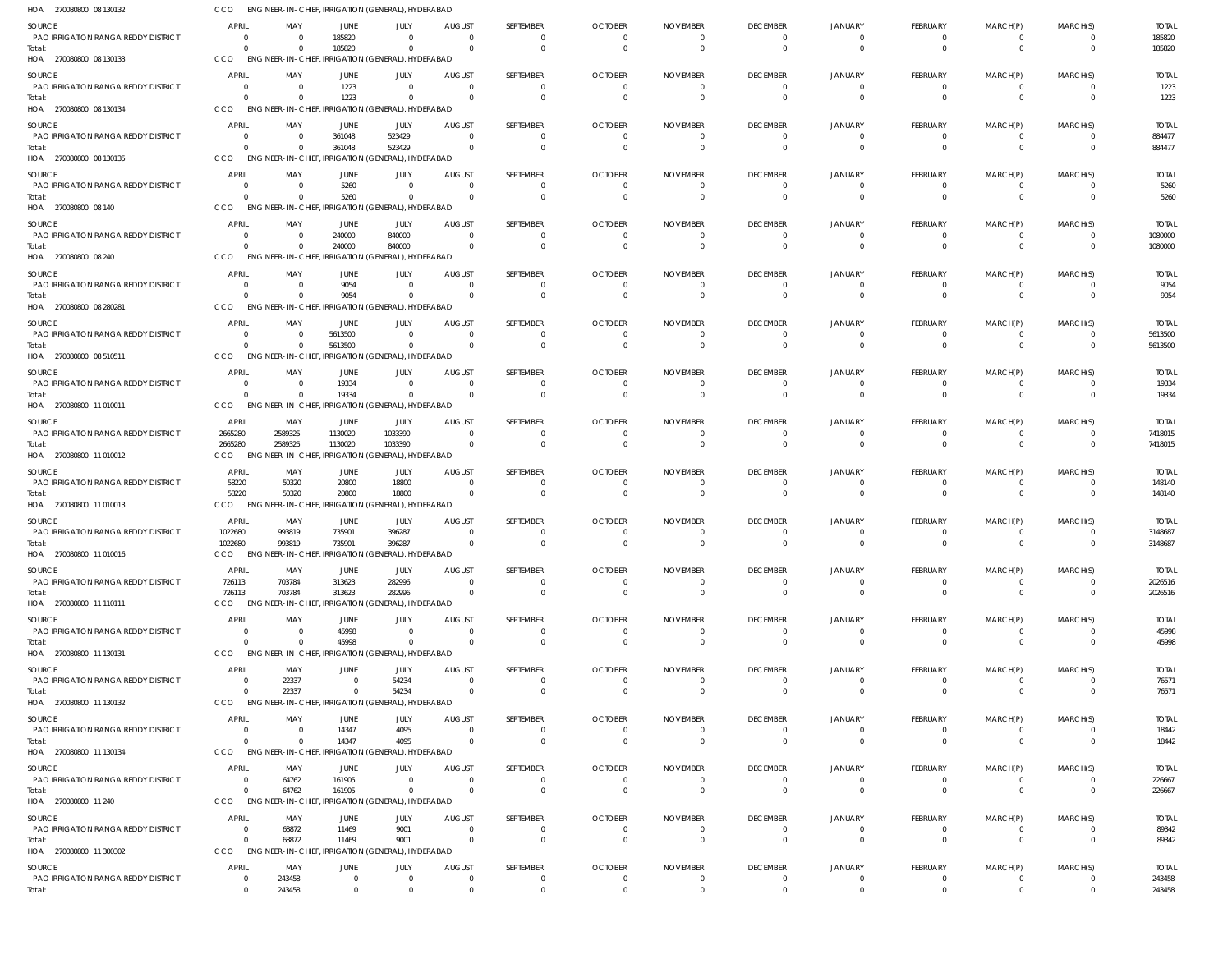HOA 270080800 08 130132 CCO ENGINEER-IN-CHIEF, IRRIGATION (GENERAL), HYDERABAD

| SOURCE | APRIL | MAY | JUNE | JULY | AUGUST | SEPTEMBER | OCTOBER | NOVEMBER | DECEMBER | JANUARY | FEBRUARY | MARCH(P) | MARCH(S) | TOTAL |
|---|---|---|---|---|---|---|---|---|---|---|---|---|---|---|
| PAO IRRIGATION RANGA REDDY DISTRICT | 0 | 0 | 185820 | 0 | 0 | 0 | 0 | 0 | 0 | 0 | 0 | 0 | 0 | 185820 |
| Total: | 0 | 0 | 185820 | 0 | 0 | 0 | 0 | 0 | 0 | 0 | 0 | 0 | 0 | 185820 |

HOA 270080800 08 130133 CCO ENGINEER-IN-CHIEF, IRRIGATION (GENERAL), HYDERABAD

| SOURCE | APRIL | MAY | JUNE | JULY | AUGUST | SEPTEMBER | OCTOBER | NOVEMBER | DECEMBER | JANUARY | FEBRUARY | MARCH(P) | MARCH(S) | TOTAL |
|---|---|---|---|---|---|---|---|---|---|---|---|---|---|---|
| PAO IRRIGATION RANGA REDDY DISTRICT | 0 | 0 | 1223 | 0 | 0 | 0 | 0 | 0 | 0 | 0 | 0 | 0 | 0 | 1223 |
| Total: | 0 | 0 | 1223 | 0 | 0 | 0 | 0 | 0 | 0 | 0 | 0 | 0 | 0 | 1223 |

HOA 270080800 08 130134 CCO ENGINEER-IN-CHIEF, IRRIGATION (GENERAL), HYDERABAD

| SOURCE | APRIL | MAY | JUNE | JULY | AUGUST | SEPTEMBER | OCTOBER | NOVEMBER | DECEMBER | JANUARY | FEBRUARY | MARCH(P) | MARCH(S) | TOTAL |
|---|---|---|---|---|---|---|---|---|---|---|---|---|---|---|
| PAO IRRIGATION RANGA REDDY DISTRICT | 0 | 0 | 361048 | 523429 | 0 | 0 | 0 | 0 | 0 | 0 | 0 | 0 | 0 | 884477 |
| Total: | 0 | 0 | 361048 | 523429 | 0 | 0 | 0 | 0 | 0 | 0 | 0 | 0 | 0 | 884477 |

HOA 270080800 08 130135 CCO ENGINEER-IN-CHIEF, IRRIGATION (GENERAL), HYDERABAD

| SOURCE | APRIL | MAY | JUNE | JULY | AUGUST | SEPTEMBER | OCTOBER | NOVEMBER | DECEMBER | JANUARY | FEBRUARY | MARCH(P) | MARCH(S) | TOTAL |
|---|---|---|---|---|---|---|---|---|---|---|---|---|---|---|
| PAO IRRIGATION RANGA REDDY DISTRICT | 0 | 0 | 5260 | 0 | 0 | 0 | 0 | 0 | 0 | 0 | 0 | 0 | 0 | 5260 |
| Total: | 0 | 0 | 5260 | 0 | 0 | 0 | 0 | 0 | 0 | 0 | 0 | 0 | 0 | 5260 |

HOA 270080800 08 140 CCO ENGINEER-IN-CHIEF, IRRIGATION (GENERAL), HYDERABAD

| SOURCE | APRIL | MAY | JUNE | JULY | AUGUST | SEPTEMBER | OCTOBER | NOVEMBER | DECEMBER | JANUARY | FEBRUARY | MARCH(P) | MARCH(S) | TOTAL |
|---|---|---|---|---|---|---|---|---|---|---|---|---|---|---|
| PAO IRRIGATION RANGA REDDY DISTRICT | 0 | 0 | 240000 | 840000 | 0 | 0 | 0 | 0 | 0 | 0 | 0 | 0 | 0 | 1080000 |
| Total: | 0 | 0 | 240000 | 840000 | 0 | 0 | 0 | 0 | 0 | 0 | 0 | 0 | 0 | 1080000 |

HOA 270080800 08 240 CCO ENGINEER-IN-CHIEF, IRRIGATION (GENERAL), HYDERABAD

| SOURCE | APRIL | MAY | JUNE | JULY | AUGUST | SEPTEMBER | OCTOBER | NOVEMBER | DECEMBER | JANUARY | FEBRUARY | MARCH(P) | MARCH(S) | TOTAL |
|---|---|---|---|---|---|---|---|---|---|---|---|---|---|---|
| PAO IRRIGATION RANGA REDDY DISTRICT | 0 | 0 | 9054 | 0 | 0 | 0 | 0 | 0 | 0 | 0 | 0 | 0 | 0 | 9054 |
| Total: | 0 | 0 | 9054 | 0 | 0 | 0 | 0 | 0 | 0 | 0 | 0 | 0 | 0 | 9054 |

HOA 270080800 08 280281 CCO ENGINEER-IN-CHIEF, IRRIGATION (GENERAL), HYDERABAD

| SOURCE | APRIL | MAY | JUNE | JULY | AUGUST | SEPTEMBER | OCTOBER | NOVEMBER | DECEMBER | JANUARY | FEBRUARY | MARCH(P) | MARCH(S) | TOTAL |
|---|---|---|---|---|---|---|---|---|---|---|---|---|---|---|
| PAO IRRIGATION RANGA REDDY DISTRICT | 0 | 0 | 5613500 | 0 | 0 | 0 | 0 | 0 | 0 | 0 | 0 | 0 | 0 | 5613500 |
| Total: | 0 | 0 | 5613500 | 0 | 0 | 0 | 0 | 0 | 0 | 0 | 0 | 0 | 0 | 5613500 |

HOA 270080800 08 510511 CCO ENGINEER-IN-CHIEF, IRRIGATION (GENERAL), HYDERABAD

| SOURCE | APRIL | MAY | JUNE | JULY | AUGUST | SEPTEMBER | OCTOBER | NOVEMBER | DECEMBER | JANUARY | FEBRUARY | MARCH(P) | MARCH(S) | TOTAL |
|---|---|---|---|---|---|---|---|---|---|---|---|---|---|---|
| PAO IRRIGATION RANGA REDDY DISTRICT | 0 | 0 | 19334 | 0 | 0 | 0 | 0 | 0 | 0 | 0 | 0 | 0 | 0 | 19334 |
| Total: | 0 | 0 | 19334 | 0 | 0 | 0 | 0 | 0 | 0 | 0 | 0 | 0 | 0 | 19334 |

HOA 270080800 11 010011 CCO ENGINEER-IN-CHIEF, IRRIGATION (GENERAL), HYDERABAD

| SOURCE | APRIL | MAY | JUNE | JULY | AUGUST | SEPTEMBER | OCTOBER | NOVEMBER | DECEMBER | JANUARY | FEBRUARY | MARCH(P) | MARCH(S) | TOTAL |
|---|---|---|---|---|---|---|---|---|---|---|---|---|---|---|
| PAO IRRIGATION RANGA REDDY DISTRICT | 2665280 | 2589325 | 1130020 | 1033390 | 0 | 0 | 0 | 0 | 0 | 0 | 0 | 0 | 0 | 7418015 |
| Total: | 2665280 | 2589325 | 1130020 | 1033390 | 0 | 0 | 0 | 0 | 0 | 0 | 0 | 0 | 0 | 7418015 |

HOA 270080800 11 010012 CCO ENGINEER-IN-CHIEF, IRRIGATION (GENERAL), HYDERABAD

| SOURCE | APRIL | MAY | JUNE | JULY | AUGUST | SEPTEMBER | OCTOBER | NOVEMBER | DECEMBER | JANUARY | FEBRUARY | MARCH(P) | MARCH(S) | TOTAL |
|---|---|---|---|---|---|---|---|---|---|---|---|---|---|---|
| PAO IRRIGATION RANGA REDDY DISTRICT | 58220 | 50320 | 20800 | 18800 | 0 | 0 | 0 | 0 | 0 | 0 | 0 | 0 | 0 | 148140 |
| Total: | 58220 | 50320 | 20800 | 18800 | 0 | 0 | 0 | 0 | 0 | 0 | 0 | 0 | 0 | 148140 |

HOA 270080800 11 010013 CCO ENGINEER-IN-CHIEF, IRRIGATION (GENERAL), HYDERABAD

| SOURCE | APRIL | MAY | JUNE | JULY | AUGUST | SEPTEMBER | OCTOBER | NOVEMBER | DECEMBER | JANUARY | FEBRUARY | MARCH(P) | MARCH(S) | TOTAL |
|---|---|---|---|---|---|---|---|---|---|---|---|---|---|---|
| PAO IRRIGATION RANGA REDDY DISTRICT | 1022680 | 993819 | 735901 | 396287 | 0 | 0 | 0 | 0 | 0 | 0 | 0 | 0 | 0 | 3148687 |
| Total: | 1022680 | 993819 | 735901 | 396287 | 0 | 0 | 0 | 0 | 0 | 0 | 0 | 0 | 0 | 3148687 |

HOA 270080800 11 010016 CCO ENGINEER-IN-CHIEF, IRRIGATION (GENERAL), HYDERABAD

| SOURCE | APRIL | MAY | JUNE | JULY | AUGUST | SEPTEMBER | OCTOBER | NOVEMBER | DECEMBER | JANUARY | FEBRUARY | MARCH(P) | MARCH(S) | TOTAL |
|---|---|---|---|---|---|---|---|---|---|---|---|---|---|---|
| PAO IRRIGATION RANGA REDDY DISTRICT | 726113 | 703784 | 313623 | 282996 | 0 | 0 | 0 | 0 | 0 | 0 | 0 | 0 | 0 | 2026516 |
| Total: | 726113 | 703784 | 313623 | 282996 | 0 | 0 | 0 | 0 | 0 | 0 | 0 | 0 | 0 | 2026516 |

HOA 270080800 11 110111 CCO ENGINEER-IN-CHIEF, IRRIGATION (GENERAL), HYDERABAD

| SOURCE | APRIL | MAY | JUNE | JULY | AUGUST | SEPTEMBER | OCTOBER | NOVEMBER | DECEMBER | JANUARY | FEBRUARY | MARCH(P) | MARCH(S) | TOTAL |
|---|---|---|---|---|---|---|---|---|---|---|---|---|---|---|
| PAO IRRIGATION RANGA REDDY DISTRICT | 0 | 0 | 45998 | 0 | 0 | 0 | 0 | 0 | 0 | 0 | 0 | 0 | 0 | 45998 |
| Total: | 0 | 0 | 45998 | 0 | 0 | 0 | 0 | 0 | 0 | 0 | 0 | 0 | 0 | 45998 |

HOA 270080800 11 130131 CCO ENGINEER-IN-CHIEF, IRRIGATION (GENERAL), HYDERABAD

| SOURCE | APRIL | MAY | JUNE | JULY | AUGUST | SEPTEMBER | OCTOBER | NOVEMBER | DECEMBER | JANUARY | FEBRUARY | MARCH(P) | MARCH(S) | TOTAL |
|---|---|---|---|---|---|---|---|---|---|---|---|---|---|---|
| PAO IRRIGATION RANGA REDDY DISTRICT | 0 | 22337 | 0 | 54234 | 0 | 0 | 0 | 0 | 0 | 0 | 0 | 0 | 0 | 76571 |
| Total: | 0 | 22337 | 0 | 54234 | 0 | 0 | 0 | 0 | 0 | 0 | 0 | 0 | 0 | 76571 |

HOA 270080800 11 130132 CCO ENGINEER-IN-CHIEF, IRRIGATION (GENERAL), HYDERABAD

| SOURCE | APRIL | MAY | JUNE | JULY | AUGUST | SEPTEMBER | OCTOBER | NOVEMBER | DECEMBER | JANUARY | FEBRUARY | MARCH(P) | MARCH(S) | TOTAL |
|---|---|---|---|---|---|---|---|---|---|---|---|---|---|---|
| PAO IRRIGATION RANGA REDDY DISTRICT | 0 | 0 | 14347 | 4095 | 0 | 0 | 0 | 0 | 0 | 0 | 0 | 0 | 0 | 18442 |
| Total: | 0 | 0 | 14347 | 4095 | 0 | 0 | 0 | 0 | 0 | 0 | 0 | 0 | 0 | 18442 |

HOA 270080800 11 130134 CCO ENGINEER-IN-CHIEF, IRRIGATION (GENERAL), HYDERABAD

| SOURCE | APRIL | MAY | JUNE | JULY | AUGUST | SEPTEMBER | OCTOBER | NOVEMBER | DECEMBER | JANUARY | FEBRUARY | MARCH(P) | MARCH(S) | TOTAL |
|---|---|---|---|---|---|---|---|---|---|---|---|---|---|---|
| PAO IRRIGATION RANGA REDDY DISTRICT | 0 | 64762 | 161905 | 0 | 0 | 0 | 0 | 0 | 0 | 0 | 0 | 0 | 0 | 226667 |
| Total: | 0 | 64762 | 161905 | 0 | 0 | 0 | 0 | 0 | 0 | 0 | 0 | 0 | 0 | 226667 |

HOA 270080800 11 240 CCO ENGINEER-IN-CHIEF, IRRIGATION (GENERAL), HYDERABAD

| SOURCE | APRIL | MAY | JUNE | JULY | AUGUST | SEPTEMBER | OCTOBER | NOVEMBER | DECEMBER | JANUARY | FEBRUARY | MARCH(P) | MARCH(S) | TOTAL |
|---|---|---|---|---|---|---|---|---|---|---|---|---|---|---|
| PAO IRRIGATION RANGA REDDY DISTRICT | 0 | 68872 | 11469 | 9001 | 0 | 0 | 0 | 0 | 0 | 0 | 0 | 0 | 0 | 89342 |
| Total: | 0 | 68872 | 11469 | 9001 | 0 | 0 | 0 | 0 | 0 | 0 | 0 | 0 | 0 | 89342 |

HOA 270080800 11 300302 CCO ENGINEER-IN-CHIEF, IRRIGATION (GENERAL), HYDERABAD

| SOURCE | APRIL | MAY | JUNE | JULY | AUGUST | SEPTEMBER | OCTOBER | NOVEMBER | DECEMBER | JANUARY | FEBRUARY | MARCH(P) | MARCH(S) | TOTAL |
|---|---|---|---|---|---|---|---|---|---|---|---|---|---|---|
| PAO IRRIGATION RANGA REDDY DISTRICT | 0 | 243458 | 0 | 0 | 0 | 0 | 0 | 0 | 0 | 0 | 0 | 0 | 0 | 243458 |
| Total: | 0 | 243458 | 0 | 0 | 0 | 0 | 0 | 0 | 0 | 0 | 0 | 0 | 0 | 243458 |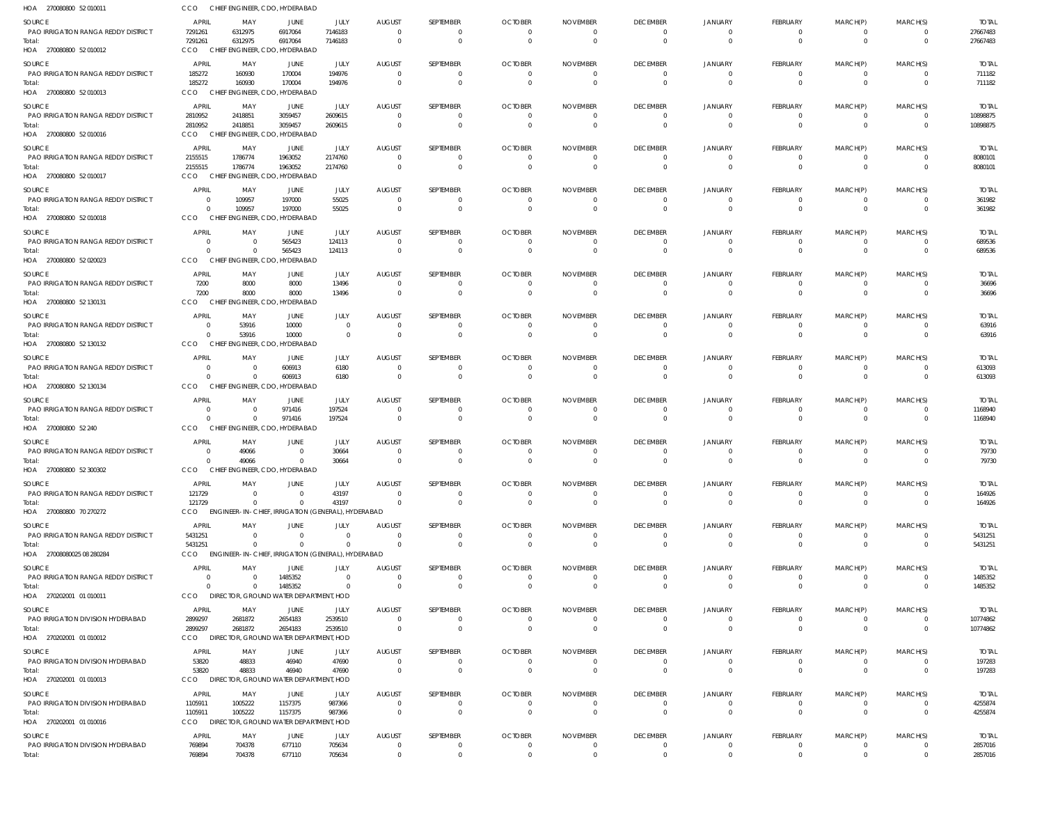HOA 270080800 52 010011 CCO CHIEF ENGINEER, CDO, HYDERABAD

| SOURCE | APRIL | MAY | JUNE | JULY | AUGUST | SEPTEMBER | OCTOBER | NOVEMBER | DECEMBER | JANUARY | FEBRUARY | MARCH(P) | MARCH(S) | TOTAL |
|---|---|---|---|---|---|---|---|---|---|---|---|---|---|---|
| PAO IRRIGATION RANGA REDDY DISTRICT | 7291261 | 6312975 | 6917064 | 7146183 | 0 | 0 | 0 | 0 | 0 | 0 | 0 | 0 | 0 | 27667483 |
| Total: | 7291261 | 6312975 | 6917064 | 7146183 | 0 | 0 | 0 | 0 | 0 | 0 | 0 | 0 | 0 | 27667483 |

HOA 270080800 52 010012 CCO CHIEF ENGINEER, CDO, HYDERABAD

| SOURCE | APRIL | MAY | JUNE | JULY | AUGUST | SEPTEMBER | OCTOBER | NOVEMBER | DECEMBER | JANUARY | FEBRUARY | MARCH(P) | MARCH(S) | TOTAL |
|---|---|---|---|---|---|---|---|---|---|---|---|---|---|---|
| PAO IRRIGATION RANGA REDDY DISTRICT | 185272 | 160930 | 170004 | 194976 | 0 | 0 | 0 | 0 | 0 | 0 | 0 | 0 | 0 | 711182 |
| Total: | 185272 | 160930 | 170004 | 194976 | 0 | 0 | 0 | 0 | 0 | 0 | 0 | 0 | 0 | 711182 |

HOA 270080800 52 010013 CCO CHIEF ENGINEER, CDO, HYDERABAD

| SOURCE | APRIL | MAY | JUNE | JULY | AUGUST | SEPTEMBER | OCTOBER | NOVEMBER | DECEMBER | JANUARY | FEBRUARY | MARCH(P) | MARCH(S) | TOTAL |
|---|---|---|---|---|---|---|---|---|---|---|---|---|---|---|
| PAO IRRIGATION RANGA REDDY DISTRICT | 2810952 | 2418851 | 3059457 | 2609615 | 0 | 0 | 0 | 0 | 0 | 0 | 0 | 0 | 0 | 10898875 |
| Total: | 2810952 | 2418851 | 3059457 | 2609615 | 0 | 0 | 0 | 0 | 0 | 0 | 0 | 0 | 0 | 10898875 |

HOA 270080800 52 010016 CCO CHIEF ENGINEER, CDO, HYDERABAD

| SOURCE | APRIL | MAY | JUNE | JULY | AUGUST | SEPTEMBER | OCTOBER | NOVEMBER | DECEMBER | JANUARY | FEBRUARY | MARCH(P) | MARCH(S) | TOTAL |
|---|---|---|---|---|---|---|---|---|---|---|---|---|---|---|
| PAO IRRIGATION RANGA REDDY DISTRICT | 2155515 | 1786774 | 1963052 | 2174760 | 0 | 0 | 0 | 0 | 0 | 0 | 0 | 0 | 0 | 8080101 |
| Total: | 2155515 | 1786774 | 1963052 | 2174760 | 0 | 0 | 0 | 0 | 0 | 0 | 0 | 0 | 0 | 8080101 |

HOA 270080800 52 010017 CCO CHIEF ENGINEER, CDO, HYDERABAD

| SOURCE | APRIL | MAY | JUNE | JULY | AUGUST | SEPTEMBER | OCTOBER | NOVEMBER | DECEMBER | JANUARY | FEBRUARY | MARCH(P) | MARCH(S) | TOTAL |
|---|---|---|---|---|---|---|---|---|---|---|---|---|---|---|
| PAO IRRIGATION RANGA REDDY DISTRICT | 0 | 109957 | 197000 | 55025 | 0 | 0 | 0 | 0 | 0 | 0 | 0 | 0 | 0 | 361982 |
| Total: | 0 | 109957 | 197000 | 55025 | 0 | 0 | 0 | 0 | 0 | 0 | 0 | 0 | 0 | 361982 |

HOA 270080800 52 010018 CCO CHIEF ENGINEER, CDO, HYDERABAD

| SOURCE | APRIL | MAY | JUNE | JULY | AUGUST | SEPTEMBER | OCTOBER | NOVEMBER | DECEMBER | JANUARY | FEBRUARY | MARCH(P) | MARCH(S) | TOTAL |
|---|---|---|---|---|---|---|---|---|---|---|---|---|---|---|
| PAO IRRIGATION RANGA REDDY DISTRICT | 0 | 0 | 565423 | 124113 | 0 | 0 | 0 | 0 | 0 | 0 | 0 | 0 | 0 | 689536 |
| Total: | 0 | 0 | 565423 | 124113 | 0 | 0 | 0 | 0 | 0 | 0 | 0 | 0 | 0 | 689536 |

HOA 270080800 52 020023 CCO CHIEF ENGINEER, CDO, HYDERABAD

| SOURCE | APRIL | MAY | JUNE | JULY | AUGUST | SEPTEMBER | OCTOBER | NOVEMBER | DECEMBER | JANUARY | FEBRUARY | MARCH(P) | MARCH(S) | TOTAL |
|---|---|---|---|---|---|---|---|---|---|---|---|---|---|---|
| PAO IRRIGATION RANGA REDDY DISTRICT | 7200 | 8000 | 8000 | 13496 | 0 | 0 | 0 | 0 | 0 | 0 | 0 | 0 | 0 | 36696 |
| Total: | 7200 | 8000 | 8000 | 13496 | 0 | 0 | 0 | 0 | 0 | 0 | 0 | 0 | 0 | 36696 |

HOA 270080800 52 130131 CCO CHIEF ENGINEER, CDO, HYDERABAD

| SOURCE | APRIL | MAY | JUNE | JULY | AUGUST | SEPTEMBER | OCTOBER | NOVEMBER | DECEMBER | JANUARY | FEBRUARY | MARCH(P) | MARCH(S) | TOTAL |
|---|---|---|---|---|---|---|---|---|---|---|---|---|---|---|
| PAO IRRIGATION RANGA REDDY DISTRICT | 0 | 53916 | 10000 | 0 | 0 | 0 | 0 | 0 | 0 | 0 | 0 | 0 | 0 | 63916 |
| Total: | 0 | 53916 | 10000 | 0 | 0 | 0 | 0 | 0 | 0 | 0 | 0 | 0 | 0 | 63916 |

HOA 270080800 52 130132 CCO CHIEF ENGINEER, CDO, HYDERABAD

| SOURCE | APRIL | MAY | JUNE | JULY | AUGUST | SEPTEMBER | OCTOBER | NOVEMBER | DECEMBER | JANUARY | FEBRUARY | MARCH(P) | MARCH(S) | TOTAL |
|---|---|---|---|---|---|---|---|---|---|---|---|---|---|---|
| PAO IRRIGATION RANGA REDDY DISTRICT | 0 | 0 | 606913 | 6180 | 0 | 0 | 0 | 0 | 0 | 0 | 0 | 0 | 0 | 613093 |
| Total: | 0 | 0 | 606913 | 6180 | 0 | 0 | 0 | 0 | 0 | 0 | 0 | 0 | 0 | 613093 |

HOA 270080800 52 130134 CCO CHIEF ENGINEER, CDO, HYDERABAD

| SOURCE | APRIL | MAY | JUNE | JULY | AUGUST | SEPTEMBER | OCTOBER | NOVEMBER | DECEMBER | JANUARY | FEBRUARY | MARCH(P) | MARCH(S) | TOTAL |
|---|---|---|---|---|---|---|---|---|---|---|---|---|---|---|
| PAO IRRIGATION RANGA REDDY DISTRICT | 0 | 0 | 971416 | 197524 | 0 | 0 | 0 | 0 | 0 | 0 | 0 | 0 | 0 | 1168940 |
| Total: | 0 | 0 | 971416 | 197524 | 0 | 0 | 0 | 0 | 0 | 0 | 0 | 0 | 0 | 1168940 |

HOA 270080800 52 240 CCO CHIEF ENGINEER, CDO, HYDERABAD

| SOURCE | APRIL | MAY | JUNE | JULY | AUGUST | SEPTEMBER | OCTOBER | NOVEMBER | DECEMBER | JANUARY | FEBRUARY | MARCH(P) | MARCH(S) | TOTAL |
|---|---|---|---|---|---|---|---|---|---|---|---|---|---|---|
| PAO IRRIGATION RANGA REDDY DISTRICT | 0 | 49066 | 0 | 30664 | 0 | 0 | 0 | 0 | 0 | 0 | 0 | 0 | 0 | 79730 |
| Total: | 0 | 49066 | 0 | 30664 | 0 | 0 | 0 | 0 | 0 | 0 | 0 | 0 | 0 | 79730 |

HOA 270080800 52 300302 CCO CHIEF ENGINEER, CDO, HYDERABAD

| SOURCE | APRIL | MAY | JUNE | JULY | AUGUST | SEPTEMBER | OCTOBER | NOVEMBER | DECEMBER | JANUARY | FEBRUARY | MARCH(P) | MARCH(S) | TOTAL |
|---|---|---|---|---|---|---|---|---|---|---|---|---|---|---|
| PAO IRRIGATION RANGA REDDY DISTRICT | 121729 | 0 | 0 | 43197 | 0 | 0 | 0 | 0 | 0 | 0 | 0 | 0 | 0 | 164926 |
| Total: | 121729 | 0 | 0 | 43197 | 0 | 0 | 0 | 0 | 0 | 0 | 0 | 0 | 0 | 164926 |

HOA 270080800 70 270272 CCO ENGINEER-IN-CHIEF, IRRIGATION (GENERAL), HYDERABAD

| SOURCE | APRIL | MAY | JUNE | JULY | AUGUST | SEPTEMBER | OCTOBER | NOVEMBER | DECEMBER | JANUARY | FEBRUARY | MARCH(P) | MARCH(S) | TOTAL |
|---|---|---|---|---|---|---|---|---|---|---|---|---|---|---|
| PAO IRRIGATION RANGA REDDY DISTRICT | 5431251 | 0 | 0 | 0 | 0 | 0 | 0 | 0 | 0 | 0 | 0 | 0 | 0 | 5431251 |
| Total: | 5431251 | 0 | 0 | 0 | 0 | 0 | 0 | 0 | 0 | 0 | 0 | 0 | 0 | 5431251 |

HOA 27008080025 08 280284 CCO ENGINEER-IN-CHIEF, IRRIGATION (GENERAL), HYDERABAD

| SOURCE | APRIL | MAY | JUNE | JULY | AUGUST | SEPTEMBER | OCTOBER | NOVEMBER | DECEMBER | JANUARY | FEBRUARY | MARCH(P) | MARCH(S) | TOTAL |
|---|---|---|---|---|---|---|---|---|---|---|---|---|---|---|
| PAO IRRIGATION RANGA REDDY DISTRICT | 0 | 0 | 1485352 | 0 | 0 | 0 | 0 | 0 | 0 | 0 | 0 | 0 | 0 | 1485352 |
| Total: | 0 | 0 | 1485352 | 0 | 0 | 0 | 0 | 0 | 0 | 0 | 0 | 0 | 0 | 1485352 |

HOA 270202001 01 010011 CCO DIRECTOR, GROUND WATER DEPARTMENT, HOD

| SOURCE | APRIL | MAY | JUNE | JULY | AUGUST | SEPTEMBER | OCTOBER | NOVEMBER | DECEMBER | JANUARY | FEBRUARY | MARCH(P) | MARCH(S) | TOTAL |
|---|---|---|---|---|---|---|---|---|---|---|---|---|---|---|
| PAO IRRIGATION DIVISION HYDERABAD | 2899297 | 2681872 | 2654183 | 2539510 | 0 | 0 | 0 | 0 | 0 | 0 | 0 | 0 | 0 | 10774862 |
| Total: | 2899297 | 2681872 | 2654183 | 2539510 | 0 | 0 | 0 | 0 | 0 | 0 | 0 | 0 | 0 | 10774862 |

HOA 270202001 01 010012 CCO DIRECTOR, GROUND WATER DEPARTMENT, HOD

| SOURCE | APRIL | MAY | JUNE | JULY | AUGUST | SEPTEMBER | OCTOBER | NOVEMBER | DECEMBER | JANUARY | FEBRUARY | MARCH(P) | MARCH(S) | TOTAL |
|---|---|---|---|---|---|---|---|---|---|---|---|---|---|---|
| PAO IRRIGATION DIVISION HYDERABAD | 53820 | 48833 | 46940 | 47690 | 0 | 0 | 0 | 0 | 0 | 0 | 0 | 0 | 0 | 197283 |
| Total: | 53820 | 48833 | 46940 | 47690 | 0 | 0 | 0 | 0 | 0 | 0 | 0 | 0 | 0 | 197283 |

HOA 270202001 01 010013 CCO DIRECTOR, GROUND WATER DEPARTMENT, HOD

| SOURCE | APRIL | MAY | JUNE | JULY | AUGUST | SEPTEMBER | OCTOBER | NOVEMBER | DECEMBER | JANUARY | FEBRUARY | MARCH(P) | MARCH(S) | TOTAL |
|---|---|---|---|---|---|---|---|---|---|---|---|---|---|---|
| PAO IRRIGATION DIVISION HYDERABAD | 1105911 | 1005222 | 1157375 | 987366 | 0 | 0 | 0 | 0 | 0 | 0 | 0 | 0 | 0 | 4255874 |
| Total: | 1105911 | 1005222 | 1157375 | 987366 | 0 | 0 | 0 | 0 | 0 | 0 | 0 | 0 | 0 | 4255874 |

HOA 270202001 01 010016 CCO DIRECTOR, GROUND WATER DEPARTMENT, HOD

| SOURCE | APRIL | MAY | JUNE | JULY | AUGUST | SEPTEMBER | OCTOBER | NOVEMBER | DECEMBER | JANUARY | FEBRUARY | MARCH(P) | MARCH(S) | TOTAL |
|---|---|---|---|---|---|---|---|---|---|---|---|---|---|---|
| PAO IRRIGATION DIVISION HYDERABAD | 769894 | 704378 | 677110 | 705634 | 0 | 0 | 0 | 0 | 0 | 0 | 0 | 0 | 0 | 2857016 |
| Total: | 769894 | 704378 | 677110 | 705634 | 0 | 0 | 0 | 0 | 0 | 0 | 0 | 0 | 0 | 2857016 |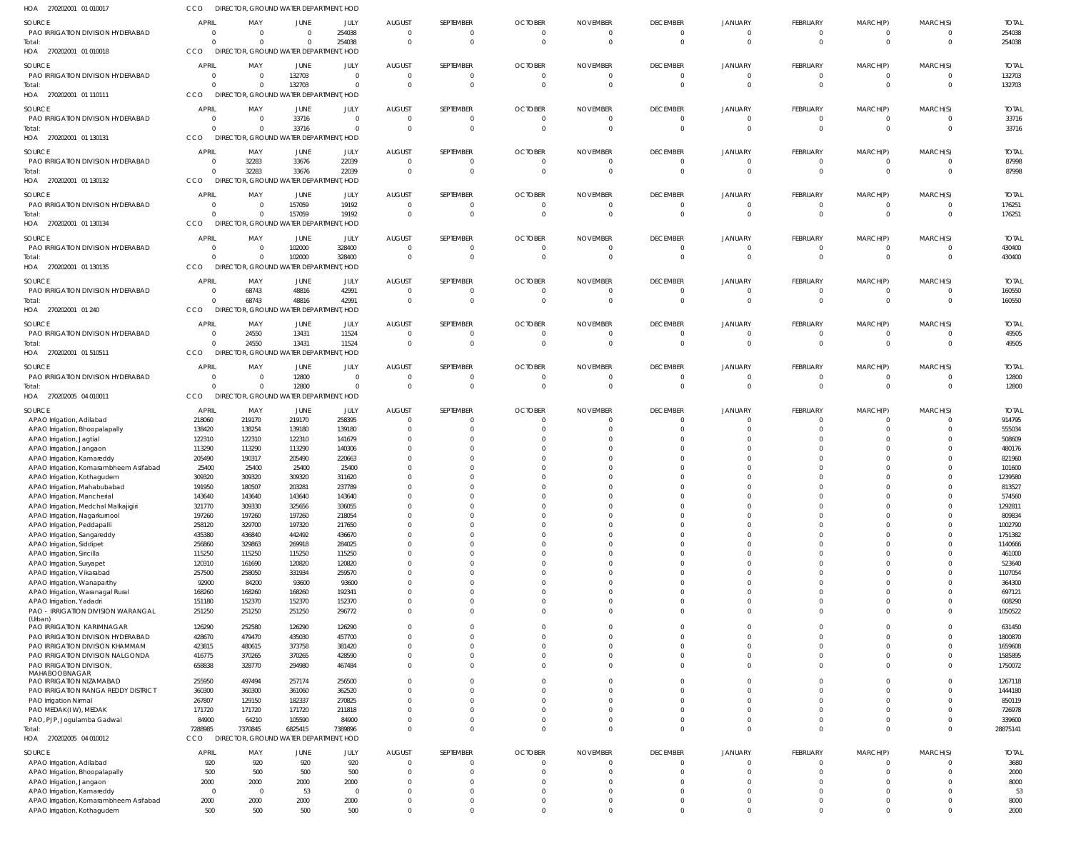HOA 270202001 01 010017 CCO DIRECTOR, GROUND WATER DEPARTMENT, HOD

| SOURCE | APRIL | MAY | JUNE | JULY | AUGUST | SEPTEMBER | OCTOBER | NOVEMBER | DECEMBER | JANUARY | FEBRUARY | MARCH(P) | MARCH(S) | TOTAL |
|---|---|---|---|---|---|---|---|---|---|---|---|---|---|---|
| PAO IRRIGATION DIVISION HYDERABAD | 0 | 0 | 0 | 254038 | 0 | 0 | 0 | 0 | 0 | 0 | 0 | 0 | 0 | 254038 |
| Total: | 0 | 0 | 0 | 254038 | 0 | 0 | 0 | 0 | 0 | 0 | 0 | 0 | 0 | 254038 |

HOA 270202001 01 010018 CCO DIRECTOR, GROUND WATER DEPARTMENT, HOD

| SOURCE | APRIL | MAY | JUNE | JULY | AUGUST | SEPTEMBER | OCTOBER | NOVEMBER | DECEMBER | JANUARY | FEBRUARY | MARCH(P) | MARCH(S) | TOTAL |
|---|---|---|---|---|---|---|---|---|---|---|---|---|---|---|
| PAO IRRIGATION DIVISION HYDERABAD | 0 | 0 | 132703 | 0 | 0 | 0 | 0 | 0 | 0 | 0 | 0 | 0 | 0 | 132703 |
| Total: | 0 | 0 | 132703 | 0 | 0 | 0 | 0 | 0 | 0 | 0 | 0 | 0 | 0 | 132703 |

HOA 270202001 01 110111 CCO DIRECTOR, GROUND WATER DEPARTMENT, HOD

| SOURCE | APRIL | MAY | JUNE | JULY | AUGUST | SEPTEMBER | OCTOBER | NOVEMBER | DECEMBER | JANUARY | FEBRUARY | MARCH(P) | MARCH(S) | TOTAL |
|---|---|---|---|---|---|---|---|---|---|---|---|---|---|---|
| PAO IRRIGATION DIVISION HYDERABAD | 0 | 0 | 33716 | 0 | 0 | 0 | 0 | 0 | 0 | 0 | 0 | 0 | 0 | 33716 |
| Total: | 0 | 0 | 33716 | 0 | 0 | 0 | 0 | 0 | 0 | 0 | 0 | 0 | 0 | 33716 |

HOA 270202001 01 130131 CCO DIRECTOR, GROUND WATER DEPARTMENT, HOD

| SOURCE | APRIL | MAY | JUNE | JULY | AUGUST | SEPTEMBER | OCTOBER | NOVEMBER | DECEMBER | JANUARY | FEBRUARY | MARCH(P) | MARCH(S) | TOTAL |
|---|---|---|---|---|---|---|---|---|---|---|---|---|---|---|
| PAO IRRIGATION DIVISION HYDERABAD | 0 | 32283 | 33676 | 22039 | 0 | 0 | 0 | 0 | 0 | 0 | 0 | 0 | 0 | 87998 |
| Total: | 0 | 32283 | 33676 | 22039 | 0 | 0 | 0 | 0 | 0 | 0 | 0 | 0 | 0 | 87998 |

HOA 270202001 01 130132 CCO DIRECTOR, GROUND WATER DEPARTMENT, HOD

| SOURCE | APRIL | MAY | JUNE | JULY | AUGUST | SEPTEMBER | OCTOBER | NOVEMBER | DECEMBER | JANUARY | FEBRUARY | MARCH(P) | MARCH(S) | TOTAL |
|---|---|---|---|---|---|---|---|---|---|---|---|---|---|---|
| PAO IRRIGATION DIVISION HYDERABAD | 0 | 0 | 157059 | 19192 | 0 | 0 | 0 | 0 | 0 | 0 | 0 | 0 | 0 | 176251 |
| Total: | 0 | 0 | 157059 | 19192 | 0 | 0 | 0 | 0 | 0 | 0 | 0 | 0 | 0 | 176251 |

HOA 270202001 01 130134 CCO DIRECTOR, GROUND WATER DEPARTMENT, HOD

| SOURCE | APRIL | MAY | JUNE | JULY | AUGUST | SEPTEMBER | OCTOBER | NOVEMBER | DECEMBER | JANUARY | FEBRUARY | MARCH(P) | MARCH(S) | TOTAL |
|---|---|---|---|---|---|---|---|---|---|---|---|---|---|---|
| PAO IRRIGATION DIVISION HYDERABAD | 0 | 0 | 102000 | 328400 | 0 | 0 | 0 | 0 | 0 | 0 | 0 | 0 | 0 | 430400 |
| Total: | 0 | 0 | 102000 | 328400 | 0 | 0 | 0 | 0 | 0 | 0 | 0 | 0 | 0 | 430400 |

HOA 270202001 01 130135 CCO DIRECTOR, GROUND WATER DEPARTMENT, HOD

| SOURCE | APRIL | MAY | JUNE | JULY | AUGUST | SEPTEMBER | OCTOBER | NOVEMBER | DECEMBER | JANUARY | FEBRUARY | MARCH(P) | MARCH(S) | TOTAL |
|---|---|---|---|---|---|---|---|---|---|---|---|---|---|---|
| PAO IRRIGATION DIVISION HYDERABAD | 0 | 68743 | 48816 | 42991 | 0 | 0 | 0 | 0 | 0 | 0 | 0 | 0 | 0 | 160550 |
| Total: | 0 | 68743 | 48816 | 42991 | 0 | 0 | 0 | 0 | 0 | 0 | 0 | 0 | 0 | 160550 |

HOA 270202001 01 240 CCO DIRECTOR, GROUND WATER DEPARTMENT, HOD

| SOURCE | APRIL | MAY | JUNE | JULY | AUGUST | SEPTEMBER | OCTOBER | NOVEMBER | DECEMBER | JANUARY | FEBRUARY | MARCH(P) | MARCH(S) | TOTAL |
|---|---|---|---|---|---|---|---|---|---|---|---|---|---|---|
| PAO IRRIGATION DIVISION HYDERABAD | 0 | 24550 | 13431 | 11524 | 0 | 0 | 0 | 0 | 0 | 0 | 0 | 0 | 0 | 49505 |
| Total: | 0 | 24550 | 13431 | 11524 | 0 | 0 | 0 | 0 | 0 | 0 | 0 | 0 | 0 | 49505 |

HOA 270202001 01 510511 CCO DIRECTOR, GROUND WATER DEPARTMENT, HOD

| SOURCE | APRIL | MAY | JUNE | JULY | AUGUST | SEPTEMBER | OCTOBER | NOVEMBER | DECEMBER | JANUARY | FEBRUARY | MARCH(P) | MARCH(S) | TOTAL |
|---|---|---|---|---|---|---|---|---|---|---|---|---|---|---|
| PAO IRRIGATION DIVISION HYDERABAD | 0 | 0 | 12800 | 0 | 0 | 0 | 0 | 0 | 0 | 0 | 0 | 0 | 0 | 12800 |
| Total: | 0 | 0 | 12800 | 0 | 0 | 0 | 0 | 0 | 0 | 0 | 0 | 0 | 0 | 12800 |

HOA 270202005 04 010011 CCO DIRECTOR, GROUND WATER DEPARTMENT, HOD

| SOURCE | APRIL | MAY | JUNE | JULY | AUGUST | SEPTEMBER | OCTOBER | NOVEMBER | DECEMBER | JANUARY | FEBRUARY | MARCH(P) | MARCH(S) | TOTAL |
|---|---|---|---|---|---|---|---|---|---|---|---|---|---|---|
| APAO Irrigation, Adilabad | 218060 | 219170 | 219170 | 258395 | 0 | 0 | 0 | 0 | 0 | 0 | 0 | 0 | 0 | 914795 |
| APAO Irrigation, Bhoopalapally | 138420 | 138254 | 139180 | 139180 | 0 | 0 | 0 | 0 | 0 | 0 | 0 | 0 | 0 | 555034 |
| APAO Irrigation, Jagtial | 122310 | 122310 | 122310 | 141679 | 0 | 0 | 0 | 0 | 0 | 0 | 0 | 0 | 0 | 508609 |
| APAO Irrigation, Jangaon | 113290 | 113290 | 113290 | 140306 | 0 | 0 | 0 | 0 | 0 | 0 | 0 | 0 | 0 | 480176 |
| APAO Irrigation, Kamareddy | 205490 | 190317 | 205490 | 220663 | 0 | 0 | 0 | 0 | 0 | 0 | 0 | 0 | 0 | 821960 |
| APAO Irrigation, Komarambheem Asifabad | 25400 | 25400 | 25400 | 25400 | 0 | 0 | 0 | 0 | 0 | 0 | 0 | 0 | 0 | 101600 |
| APAO Irrigation, Kothagudem | 309320 | 309320 | 309320 | 311620 | 0 | 0 | 0 | 0 | 0 | 0 | 0 | 0 | 0 | 1239580 |
| APAO Irrigation, Mahabubabad | 191950 | 180507 | 203281 | 237789 | 0 | 0 | 0 | 0 | 0 | 0 | 0 | 0 | 0 | 813527 |
| APAO Irrigation, Mancherial | 143640 | 143640 | 143640 | 143640 | 0 | 0 | 0 | 0 | 0 | 0 | 0 | 0 | 0 | 574560 |
| APAO Irrigation, Medchal Malkajigiri | 321770 | 309330 | 325656 | 336055 | 0 | 0 | 0 | 0 | 0 | 0 | 0 | 0 | 0 | 1292811 |
| APAO Irrigation, Nagarkurnool | 197260 | 197260 | 197260 | 218054 | 0 | 0 | 0 | 0 | 0 | 0 | 0 | 0 | 0 | 809834 |
| APAO Irrigation, Peddapalli | 258120 | 329700 | 197320 | 217650 | 0 | 0 | 0 | 0 | 0 | 0 | 0 | 0 | 0 | 1002790 |
| APAO Irrigation, Sangareddy | 435380 | 436840 | 442492 | 436670 | 0 | 0 | 0 | 0 | 0 | 0 | 0 | 0 | 0 | 1751382 |
| APAO Irrigation, Siddipet | 256860 | 329863 | 269918 | 284025 | 0 | 0 | 0 | 0 | 0 | 0 | 0 | 0 | 0 | 1140666 |
| APAO Irrigation, Siricilla | 115250 | 115250 | 115250 | 115250 | 0 | 0 | 0 | 0 | 0 | 0 | 0 | 0 | 0 | 461000 |
| APAO Irrigation, Suryapet | 120310 | 161690 | 120820 | 120820 | 0 | 0 | 0 | 0 | 0 | 0 | 0 | 0 | 0 | 523640 |
| APAO Irrigation, Vikarabad | 257500 | 258050 | 331934 | 259570 | 0 | 0 | 0 | 0 | 0 | 0 | 0 | 0 | 0 | 1107054 |
| APAO Irrigation, Wanaparthy | 92900 | 84200 | 93600 | 93600 | 0 | 0 | 0 | 0 | 0 | 0 | 0 | 0 | 0 | 364300 |
| APAO Irrigation, Waranagal Rural | 168260 | 168260 | 168260 | 192341 | 0 | 0 | 0 | 0 | 0 | 0 | 0 | 0 | 0 | 697121 |
| APAO Irrigation, Yadadri | 151180 | 152370 | 152370 | 152370 | 0 | 0 | 0 | 0 | 0 | 0 | 0 | 0 | 0 | 608290 |
| PAO - IRRIGATION DIVISION WARANGAL (Urban) | 251250 | 251250 | 251250 | 296772 | 0 | 0 | 0 | 0 | 0 | 0 | 0 | 0 | 0 | 1050522 |
| PAO IRRIGATION KARIMNAGAR | 126290 | 252580 | 126290 | 126290 | 0 | 0 | 0 | 0 | 0 | 0 | 0 | 0 | 0 | 631450 |
| PAO IRRIGATION DIVISION HYDERABAD | 428670 | 479470 | 435030 | 457700 | 0 | 0 | 0 | 0 | 0 | 0 | 0 | 0 | 0 | 1800870 |
| PAO IRRIGATION DIVISION KHAMMAM | 423815 | 480615 | 373758 | 381420 | 0 | 0 | 0 | 0 | 0 | 0 | 0 | 0 | 0 | 1659608 |
| PAO IRRIGATION DIVISION NALGONDA | 416775 | 370265 | 370265 | 428590 | 0 | 0 | 0 | 0 | 0 | 0 | 0 | 0 | 0 | 1585895 |
| PAO IRRIGATION DIVISION, MAHABOOBNAGAR | 658838 | 328770 | 294980 | 467484 | 0 | 0 | 0 | 0 | 0 | 0 | 0 | 0 | 0 | 1750072 |
| PAO IRRIGATION NIZAMABAD | 255950 | 497494 | 257174 | 256500 | 0 | 0 | 0 | 0 | 0 | 0 | 0 | 0 | 0 | 1267118 |
| PAO IRRIGATION RANGA REDDY DISTRICT | 360300 | 360300 | 361060 | 362520 | 0 | 0 | 0 | 0 | 0 | 0 | 0 | 0 | 0 | 1444180 |
| PAO Irrigation Nirmal | 267807 | 129150 | 182337 | 270825 | 0 | 0 | 0 | 0 | 0 | 0 | 0 | 0 | 0 | 850119 |
| PAO MEDAK(IW), MEDAK | 171720 | 171720 | 171720 | 211818 | 0 | 0 | 0 | 0 | 0 | 0 | 0 | 0 | 0 | 726978 |
| PAO, PJP, Jogulamba Gadwal | 84900 | 64210 | 105590 | 84900 | 0 | 0 | 0 | 0 | 0 | 0 | 0 | 0 | 0 | 339600 |
| Total: | 7288985 | 7370845 | 6825415 | 7389896 | 0 | 0 | 0 | 0 | 0 | 0 | 0 | 0 | 0 | 28875141 |

HOA 270202005 04 010012 CCO DIRECTOR, GROUND WATER DEPARTMENT, HOD

| SOURCE | APRIL | MAY | JUNE | JULY | AUGUST | SEPTEMBER | OCTOBER | NOVEMBER | DECEMBER | JANUARY | FEBRUARY | MARCH(P) | MARCH(S) | TOTAL |
|---|---|---|---|---|---|---|---|---|---|---|---|---|---|---|
| APAO Irrigation, Adilabad | 920 | 920 | 920 | 920 | 0 | 0 | 0 | 0 | 0 | 0 | 0 | 0 | 0 | 3680 |
| APAO Irrigation, Bhoopalapally | 500 | 500 | 500 | 500 | 0 | 0 | 0 | 0 | 0 | 0 | 0 | 0 | 0 | 2000 |
| APAO Irrigation, Jangaon | 2000 | 2000 | 2000 | 2000 | 0 | 0 | 0 | 0 | 0 | 0 | 0 | 0 | 0 | 8000 |
| APAO Irrigation, Kamareddy | 0 | 0 | 53 | 0 | 0 | 0 | 0 | 0 | 0 | 0 | 0 | 0 | 0 | 53 |
| APAO Irrigation, Komarambheem Asifabad | 2000 | 2000 | 2000 | 2000 | 0 | 0 | 0 | 0 | 0 | 0 | 0 | 0 | 0 | 8000 |
| APAO Irrigation, Kothagudem | 500 | 500 | 500 | 500 | 0 | 0 | 0 | 0 | 0 | 0 | 0 | 0 | 0 | 2000 |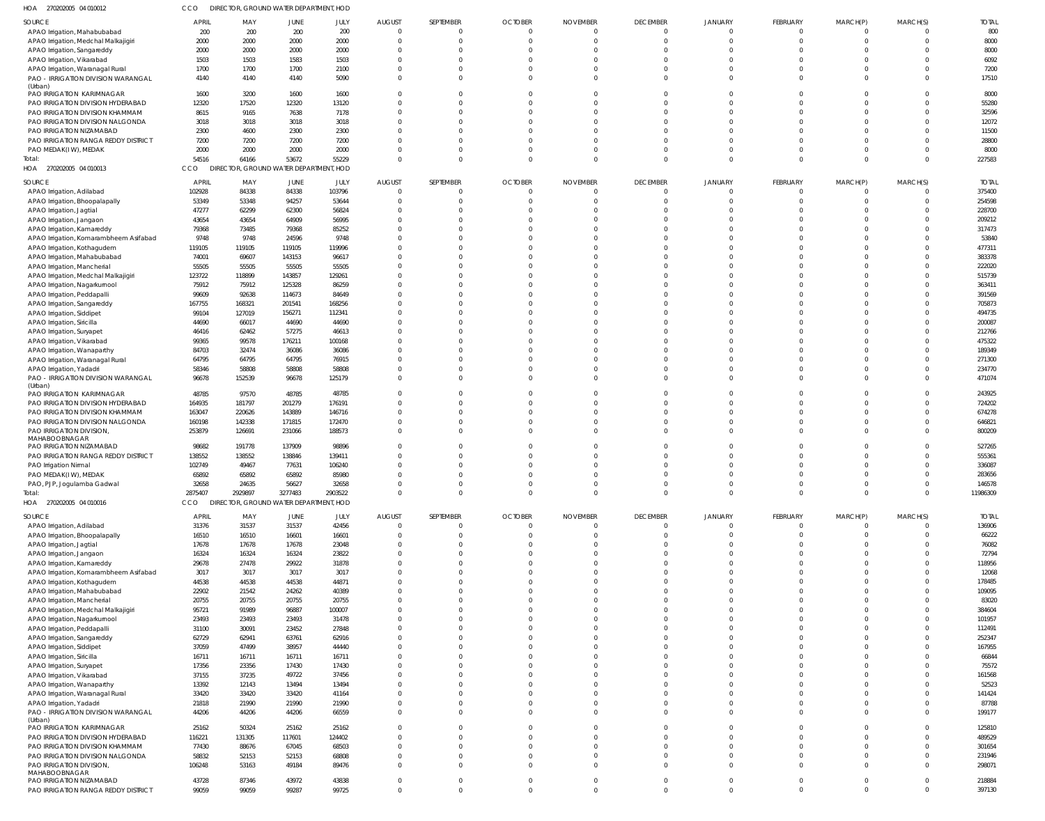HOA 270202005 04 010012 CCO DIRECTOR, GROUND WATER DEPARTMENT, HOD

| SOURCE | APRIL | MAY | JUNE | JULY | AUGUST | SEPTEMBER | OCTOBER | NOVEMBER | DECEMBER | JANUARY | FEBRUARY | MARCH(P) | MARCH(S) | TOTAL |
|---|---|---|---|---|---|---|---|---|---|---|---|---|---|---|
| APAO Irrigation, Mahabubabad | 200 | 200 | 200 | 200 | 0 | 0 | 0 | 0 | 0 | 0 | 0 | 0 | 0 | 800 |
| APAO Irrigation, Medchal Malkajigiri | 2000 | 2000 | 2000 | 2000 | 0 | 0 | 0 | 0 | 0 | 0 | 0 | 0 | 0 | 8000 |
| APAO Irrigation, Sangareddy | 2000 | 2000 | 2000 | 2000 | 0 | 0 | 0 | 0 | 0 | 0 | 0 | 0 | 0 | 8000 |
| APAO Irrigation, Vikarabad | 1503 | 1503 | 1583 | 1503 | 0 | 0 | 0 | 0 | 0 | 0 | 0 | 0 | 0 | 6092 |
| APAO Irrigation, Waranagal Rural | 1700 | 1700 | 1700 | 2100 | 0 | 0 | 0 | 0 | 0 | 0 | 0 | 0 | 0 | 7200 |
| PAO - IRRIGATION DIVISION WARANGAL (Urban) | 4140 | 4140 | 4140 | 5090 | 0 | 0 | 0 | 0 | 0 | 0 | 0 | 0 | 0 | 17510 |
| PAO IRRIGATION KARIMNAGAR | 1600 | 3200 | 1600 | 1600 | 0 | 0 | 0 | 0 | 0 | 0 | 0 | 0 | 0 | 8000 |
| PAO IRRIGATION DIVISION HYDERABAD | 12320 | 17520 | 12320 | 13120 | 0 | 0 | 0 | 0 | 0 | 0 | 0 | 0 | 0 | 55280 |
| PAO IRRIGATION DIVISION KHAMMAM | 8615 | 9165 | 7638 | 7178 | 0 | 0 | 0 | 0 | 0 | 0 | 0 | 0 | 0 | 32596 |
| PAO IRRIGATION DIVISION NALGONDA | 3018 | 3018 | 3018 | 3018 | 0 | 0 | 0 | 0 | 0 | 0 | 0 | 0 | 0 | 12072 |
| PAO IRRIGATION NIZAMABAD | 2300 | 4600 | 2300 | 2300 | 0 | 0 | 0 | 0 | 0 | 0 | 0 | 0 | 0 | 11500 |
| PAO IRRIGATION RANGA REDDY DISTRICT | 7200 | 7200 | 7200 | 7200 | 0 | 0 | 0 | 0 | 0 | 0 | 0 | 0 | 0 | 28800 |
| PAO MEDAK(IW), MEDAK | 2000 | 2000 | 2000 | 2000 | 0 | 0 | 0 | 0 | 0 | 0 | 0 | 0 | 0 | 8000 |
| Total: | 54516 | 64166 | 53672 | 55229 | 0 | 0 | 0 | 0 | 0 | 0 | 0 | 0 | 0 | 227583 |

HOA 270202005 04 010013 CCO DIRECTOR, GROUND WATER DEPARTMENT, HOD

| SOURCE | APRIL | MAY | JUNE | JULY | AUGUST | SEPTEMBER | OCTOBER | NOVEMBER | DECEMBER | JANUARY | FEBRUARY | MARCH(P) | MARCH(S) | TOTAL |
|---|---|---|---|---|---|---|---|---|---|---|---|---|---|---|
| APAO Irrigation, Adilabad | 102928 | 84338 | 84338 | 103796 | 0 | 0 | 0 | 0 | 0 | 0 | 0 | 0 | 0 | 375400 |
| APAO Irrigation, Bhoopalapally | 53349 | 53348 | 94257 | 53644 | 0 | 0 | 0 | 0 | 0 | 0 | 0 | 0 | 0 | 254598 |
| APAO Irrigation, Jagtial | 47277 | 62299 | 62300 | 56824 | 0 | 0 | 0 | 0 | 0 | 0 | 0 | 0 | 0 | 228700 |
| APAO Irrigation, Jangaon | 43654 | 43654 | 64909 | 56995 | 0 | 0 | 0 | 0 | 0 | 0 | 0 | 0 | 0 | 209212 |
| APAO Irrigation, Kamareddy | 79368 | 73485 | 79368 | 85252 | 0 | 0 | 0 | 0 | 0 | 0 | 0 | 0 | 0 | 317473 |
| APAO Irrigation, Komarambheem Asifabad | 9748 | 9748 | 24596 | 9748 | 0 | 0 | 0 | 0 | 0 | 0 | 0 | 0 | 0 | 53840 |
| APAO Irrigation, Kothagudem | 119105 | 119105 | 119105 | 119996 | 0 | 0 | 0 | 0 | 0 | 0 | 0 | 0 | 0 | 477311 |
| APAO Irrigation, Mahabubabad | 74001 | 69607 | 143153 | 96617 | 0 | 0 | 0 | 0 | 0 | 0 | 0 | 0 | 0 | 383378 |
| APAO Irrigation, Mancherial | 55505 | 55505 | 55505 | 55505 | 0 | 0 | 0 | 0 | 0 | 0 | 0 | 0 | 0 | 222020 |
| APAO Irrigation, Medchal Malkajigiri | 123722 | 118899 | 143857 | 129261 | 0 | 0 | 0 | 0 | 0 | 0 | 0 | 0 | 0 | 515739 |
| APAO Irrigation, Nagarkurnool | 75912 | 75912 | 125328 | 86259 | 0 | 0 | 0 | 0 | 0 | 0 | 0 | 0 | 0 | 363411 |
| APAO Irrigation, Peddapalli | 99609 | 92638 | 114673 | 84649 | 0 | 0 | 0 | 0 | 0 | 0 | 0 | 0 | 0 | 391569 |
| APAO Irrigation, Sangareddy | 167755 | 168321 | 201541 | 168256 | 0 | 0 | 0 | 0 | 0 | 0 | 0 | 0 | 0 | 705873 |
| APAO Irrigation, Siddipet | 99104 | 127019 | 156271 | 112341 | 0 | 0 | 0 | 0 | 0 | 0 | 0 | 0 | 0 | 494735 |
| APAO Irrigation, Siricilla | 44690 | 66017 | 44690 | 44690 | 0 | 0 | 0 | 0 | 0 | 0 | 0 | 0 | 0 | 200087 |
| APAO Irrigation, Suryapet | 46416 | 62462 | 57275 | 46613 | 0 | 0 | 0 | 0 | 0 | 0 | 0 | 0 | 0 | 212766 |
| APAO Irrigation, Vikarabad | 99365 | 99578 | 176211 | 100168 | 0 | 0 | 0 | 0 | 0 | 0 | 0 | 0 | 0 | 475322 |
| APAO Irrigation, Wanaparthy | 84703 | 32474 | 36086 | 36086 | 0 | 0 | 0 | 0 | 0 | 0 | 0 | 0 | 0 | 189349 |
| APAO Irrigation, Waranagal Rural | 64795 | 64795 | 64795 | 76915 | 0 | 0 | 0 | 0 | 0 | 0 | 0 | 0 | 0 | 271300 |
| APAO Irrigation, Yadadri | 58346 | 58808 | 58808 | 58808 | 0 | 0 | 0 | 0 | 0 | 0 | 0 | 0 | 0 | 234770 |
| PAO - IRRIGATION DIVISION WARANGAL (Urban) | 96678 | 152539 | 96678 | 125179 | 0 | 0 | 0 | 0 | 0 | 0 | 0 | 0 | 0 | 471074 |
| PAO IRRIGATION KARIMNAGAR | 48785 | 97570 | 48785 | 48785 | 0 | 0 | 0 | 0 | 0 | 0 | 0 | 0 | 0 | 243925 |
| PAO IRRIGATION DIVISION HYDERABAD | 164935 | 181797 | 201279 | 176191 | 0 | 0 | 0 | 0 | 0 | 0 | 0 | 0 | 0 | 724202 |
| PAO IRRIGATION DIVISION KHAMMAM | 163047 | 220626 | 143889 | 146716 | 0 | 0 | 0 | 0 | 0 | 0 | 0 | 0 | 0 | 674278 |
| PAO IRRIGATION DIVISION NALGONDA | 160198 | 142338 | 171815 | 172470 | 0 | 0 | 0 | 0 | 0 | 0 | 0 | 0 | 0 | 646821 |
| PAO IRRIGATION DIVISION, MAHABOOBNAGAR | 253879 | 126691 | 231066 | 188573 | 0 | 0 | 0 | 0 | 0 | 0 | 0 | 0 | 0 | 800209 |
| PAO IRRIGATION NIZAMABAD | 98682 | 191778 | 137909 | 98896 | 0 | 0 | 0 | 0 | 0 | 0 | 0 | 0 | 0 | 527265 |
| PAO IRRIGATION RANGA REDDY DISTRICT | 138552 | 138552 | 138846 | 139411 | 0 | 0 | 0 | 0 | 0 | 0 | 0 | 0 | 0 | 555361 |
| PAO Irrigation Nirmal | 102749 | 49467 | 77631 | 106240 | 0 | 0 | 0 | 0 | 0 | 0 | 0 | 0 | 0 | 336087 |
| PAO MEDAK(IW), MEDAK | 65892 | 65892 | 65892 | 85980 | 0 | 0 | 0 | 0 | 0 | 0 | 0 | 0 | 0 | 283656 |
| PAO, PJP, Jogulamba Gadwal | 32658 | 24635 | 56627 | 32658 | 0 | 0 | 0 | 0 | 0 | 0 | 0 | 0 | 0 | 146578 |
| Total: | 2875407 | 2929897 | 3277483 | 2903522 | 0 | 0 | 0 | 0 | 0 | 0 | 0 | 0 | 0 | 11986309 |

HOA 270202005 04 010016 CCO DIRECTOR, GROUND WATER DEPARTMENT, HOD

| SOURCE | APRIL | MAY | JUNE | JULY | AUGUST | SEPTEMBER | OCTOBER | NOVEMBER | DECEMBER | JANUARY | FEBRUARY | MARCH(P) | MARCH(S) | TOTAL |
|---|---|---|---|---|---|---|---|---|---|---|---|---|---|---|
| APAO Irrigation, Adilabad | 31376 | 31537 | 31537 | 42456 | 0 | 0 | 0 | 0 | 0 | 0 | 0 | 0 | 0 | 136906 |
| APAO Irrigation, Bhoopalapally | 16510 | 16510 | 16601 | 16601 | 0 | 0 | 0 | 0 | 0 | 0 | 0 | 0 | 0 | 66222 |
| APAO Irrigation, Jagtial | 17678 | 17678 | 17678 | 23048 | 0 | 0 | 0 | 0 | 0 | 0 | 0 | 0 | 0 | 76082 |
| APAO Irrigation, Jangaon | 16324 | 16324 | 16324 | 23822 | 0 | 0 | 0 | 0 | 0 | 0 | 0 | 0 | 0 | 72794 |
| APAO Irrigation, Kamareddy | 29678 | 27478 | 29922 | 31878 | 0 | 0 | 0 | 0 | 0 | 0 | 0 | 0 | 0 | 118956 |
| APAO Irrigation, Komarambheem Asifabad | 3017 | 3017 | 3017 | 3017 | 0 | 0 | 0 | 0 | 0 | 0 | 0 | 0 | 0 | 12068 |
| APAO Irrigation, Kothagudem | 44538 | 44538 | 44538 | 44871 | 0 | 0 | 0 | 0 | 0 | 0 | 0 | 0 | 0 | 178485 |
| APAO Irrigation, Mahabubabad | 22902 | 21542 | 24262 | 40389 | 0 | 0 | 0 | 0 | 0 | 0 | 0 | 0 | 0 | 109095 |
| APAO Irrigation, Mancherial | 20755 | 20755 | 20755 | 20755 | 0 | 0 | 0 | 0 | 0 | 0 | 0 | 0 | 0 | 83020 |
| APAO Irrigation, Medchal Malkajigiri | 95721 | 91989 | 96887 | 100007 | 0 | 0 | 0 | 0 | 0 | 0 | 0 | 0 | 0 | 384604 |
| APAO Irrigation, Nagarkurnool | 23493 | 23493 | 23493 | 31478 | 0 | 0 | 0 | 0 | 0 | 0 | 0 | 0 | 0 | 101957 |
| APAO Irrigation, Peddapalli | 31100 | 30091 | 23452 | 27848 | 0 | 0 | 0 | 0 | 0 | 0 | 0 | 0 | 0 | 112491 |
| APAO Irrigation, Sangareddy | 62729 | 62941 | 63761 | 62916 | 0 | 0 | 0 | 0 | 0 | 0 | 0 | 0 | 0 | 252347 |
| APAO Irrigation, Siddipet | 37059 | 47499 | 38957 | 44440 | 0 | 0 | 0 | 0 | 0 | 0 | 0 | 0 | 0 | 167955 |
| APAO Irrigation, Siricilla | 16711 | 16711 | 16711 | 16711 | 0 | 0 | 0 | 0 | 0 | 0 | 0 | 0 | 0 | 66844 |
| APAO Irrigation, Suryapet | 17356 | 23356 | 17430 | 17430 | 0 | 0 | 0 | 0 | 0 | 0 | 0 | 0 | 0 | 75572 |
| APAO Irrigation, Vikarabad | 37155 | 37235 | 49722 | 37456 | 0 | 0 | 0 | 0 | 0 | 0 | 0 | 0 | 0 | 161568 |
| APAO Irrigation, Wanaparthy | 13392 | 12143 | 13494 | 13494 | 0 | 0 | 0 | 0 | 0 | 0 | 0 | 0 | 0 | 52523 |
| APAO Irrigation, Waranagal Rural | 33420 | 33420 | 33420 | 41164 | 0 | 0 | 0 | 0 | 0 | 0 | 0 | 0 | 0 | 141424 |
| APAO Irrigation, Yadadri | 21818 | 21990 | 21990 | 21990 | 0 | 0 | 0 | 0 | 0 | 0 | 0 | 0 | 0 | 87788 |
| PAO - IRRIGATION DIVISION WARANGAL (Urban) | 44206 | 44206 | 44206 | 66559 | 0 | 0 | 0 | 0 | 0 | 0 | 0 | 0 | 0 | 199177 |
| PAO IRRIGATION KARIMNAGAR | 25162 | 50324 | 25162 | 25162 | 0 | 0 | 0 | 0 | 0 | 0 | 0 | 0 | 0 | 125810 |
| PAO IRRIGATION DIVISION HYDERABAD | 116221 | 131305 | 117601 | 124402 | 0 | 0 | 0 | 0 | 0 | 0 | 0 | 0 | 0 | 489529 |
| PAO IRRIGATION DIVISION KHAMMAM | 77430 | 88676 | 67045 | 68503 | 0 | 0 | 0 | 0 | 0 | 0 | 0 | 0 | 0 | 301654 |
| PAO IRRIGATION DIVISION NALGONDA | 58832 | 52153 | 52153 | 68808 | 0 | 0 | 0 | 0 | 0 | 0 | 0 | 0 | 0 | 231946 |
| PAO IRRIGATION DIVISION, MAHABOOBNAGAR | 106248 | 53163 | 49184 | 89476 | 0 | 0 | 0 | 0 | 0 | 0 | 0 | 0 | 0 | 298071 |
| PAO IRRIGATION NIZAMABAD | 43728 | 87346 | 43972 | 43838 | 0 | 0 | 0 | 0 | 0 | 0 | 0 | 0 | 0 | 218884 |
| PAO IRRIGATION RANGA REDDY DISTRICT | 99059 | 99059 | 99287 | 99725 | 0 | 0 | 0 | 0 | 0 | 0 | 0 | 0 | 0 | 397130 |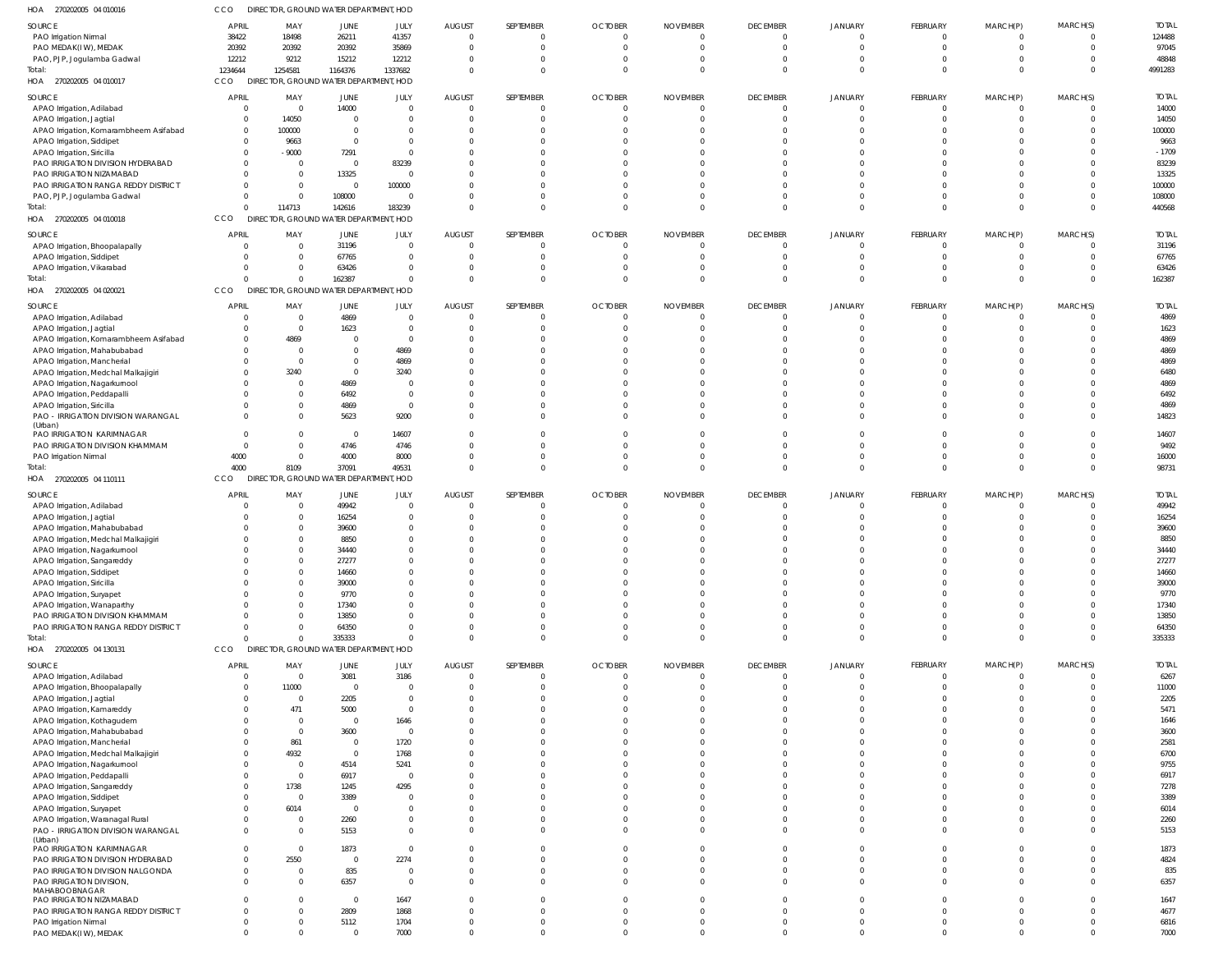HOA 270202005 04 010016 CCO DIRECTOR, GROUND WATER DEPARTMENT, HOD

| SOURCE | APRIL | MAY | JUNE | JULY | AUGUST | SEPTEMBER | OCTOBER | NOVEMBER | DECEMBER | JANUARY | FEBRUARY | MARCH(P) | MARCH(S) | TOTAL |
|---|---|---|---|---|---|---|---|---|---|---|---|---|---|---|
| PAO Irrigation Nirmal | 38422 | 18498 | 26211 | 41357 | 0 | 0 | 0 | 0 | 0 | 0 | 0 | 0 | 0 | 124488 |
| PAO MEDAK(IW), MEDAK | 20392 | 20392 | 20392 | 35869 | 0 | 0 | 0 | 0 | 0 | 0 | 0 | 0 | 0 | 97045 |
| PAO, PJP, Jogulamba Gadwal | 12212 | 9212 | 15212 | 12212 | 0 | 0 | 0 | 0 | 0 | 0 | 0 | 0 | 0 | 48848 |
| Total: | 1234644 | 1254581 | 1164376 | 1337682 | 0 | 0 | 0 | 0 | 0 | 0 | 0 | 0 | 0 | 4991283 |

HOA 270202005 04 010017 CCO DIRECTOR, GROUND WATER DEPARTMENT, HOD

| SOURCE | APRIL | MAY | JUNE | JULY | AUGUST | SEPTEMBER | OCTOBER | NOVEMBER | DECEMBER | JANUARY | FEBRUARY | MARCH(P) | MARCH(S) | TOTAL |
|---|---|---|---|---|---|---|---|---|---|---|---|---|---|---|
| APAO Irrigation, Adilabad | 0 | 0 | 14000 | 0 | 0 | 0 | 0 | 0 | 0 | 0 | 0 | 0 | 0 | 14000 |
| APAO Irrigation, Jagtial | 0 | 14050 | 0 | 0 | 0 | 0 | 0 | 0 | 0 | 0 | 0 | 0 | 0 | 14050 |
| APAO Irrigation, Komarambheem Asifabad | 0 | 100000 | 0 | 0 | 0 | 0 | 0 | 0 | 0 | 0 | 0 | 0 | 0 | 100000 |
| APAO Irrigation, Siddipet | 0 | 9663 | 0 | 0 | 0 | 0 | 0 | 0 | 0 | 0 | 0 | 0 | 0 | 9663 |
| APAO Irrigation, Siricilla | 0 | -9000 | 7291 | 0 | 0 | 0 | 0 | 0 | 0 | 0 | 0 | 0 | 0 | -1709 |
| PAO IRRIGATION DIVISION HYDERABAD | 0 | 0 | 0 | 83239 | 0 | 0 | 0 | 0 | 0 | 0 | 0 | 0 | 0 | 83239 |
| PAO IRRIGATION NIZAMABAD | 0 | 0 | 13325 | 0 | 0 | 0 | 0 | 0 | 0 | 0 | 0 | 0 | 0 | 13325 |
| PAO IRRIGATION RANGA REDDY DISTRICT | 0 | 0 | 0 | 100000 | 0 | 0 | 0 | 0 | 0 | 0 | 0 | 0 | 0 | 100000 |
| PAO, PJP, Jogulamba Gadwal | 0 | 0 | 108000 | 0 | 0 | 0 | 0 | 0 | 0 | 0 | 0 | 0 | 0 | 108000 |
| Total: | 0 | 114713 | 142616 | 183239 | 0 | 0 | 0 | 0 | 0 | 0 | 0 | 0 | 0 | 440568 |

HOA 270202005 04 010018 CCO DIRECTOR, GROUND WATER DEPARTMENT, HOD

| SOURCE | APRIL | MAY | JUNE | JULY | AUGUST | SEPTEMBER | OCTOBER | NOVEMBER | DECEMBER | JANUARY | FEBRUARY | MARCH(P) | MARCH(S) | TOTAL |
|---|---|---|---|---|---|---|---|---|---|---|---|---|---|---|
| APAO Irrigation, Bhoopalapally | 0 | 0 | 31196 | 0 | 0 | 0 | 0 | 0 | 0 | 0 | 0 | 0 | 0 | 31196 |
| APAO Irrigation, Siddipet | 0 | 0 | 67765 | 0 | 0 | 0 | 0 | 0 | 0 | 0 | 0 | 0 | 0 | 67765 |
| APAO Irrigation, Vikarabad | 0 | 0 | 63426 | 0 | 0 | 0 | 0 | 0 | 0 | 0 | 0 | 0 | 0 | 63426 |
| Total: | 0 | 0 | 162387 | 0 | 0 | 0 | 0 | 0 | 0 | 0 | 0 | 0 | 0 | 162387 |

HOA 270202005 04 020021 CCO DIRECTOR, GROUND WATER DEPARTMENT, HOD

| SOURCE | APRIL | MAY | JUNE | JULY | AUGUST | SEPTEMBER | OCTOBER | NOVEMBER | DECEMBER | JANUARY | FEBRUARY | MARCH(P) | MARCH(S) | TOTAL |
|---|---|---|---|---|---|---|---|---|---|---|---|---|---|---|
| APAO Irrigation, Adilabad | 0 | 0 | 4869 | 0 | 0 | 0 | 0 | 0 | 0 | 0 | 0 | 0 | 0 | 4869 |
| APAO Irrigation, Jagtial | 0 | 0 | 1623 | 0 | 0 | 0 | 0 | 0 | 0 | 0 | 0 | 0 | 0 | 1623 |
| APAO Irrigation, Komarambheem Asifabad | 0 | 4869 | 0 | 0 | 0 | 0 | 0 | 0 | 0 | 0 | 0 | 0 | 0 | 4869 |
| APAO Irrigation, Mahabubabad | 0 | 0 | 0 | 4869 | 0 | 0 | 0 | 0 | 0 | 0 | 0 | 0 | 0 | 4869 |
| APAO Irrigation, Mancherial | 0 | 0 | 0 | 4869 | 0 | 0 | 0 | 0 | 0 | 0 | 0 | 0 | 0 | 4869 |
| APAO Irrigation, Medchal Malkajigiri | 0 | 3240 | 0 | 3240 | 0 | 0 | 0 | 0 | 0 | 0 | 0 | 0 | 0 | 6480 |
| APAO Irrigation, Nagarkurnool | 0 | 0 | 4869 | 0 | 0 | 0 | 0 | 0 | 0 | 0 | 0 | 0 | 0 | 4869 |
| APAO Irrigation, Peddapalli | 0 | 0 | 6492 | 0 | 0 | 0 | 0 | 0 | 0 | 0 | 0 | 0 | 0 | 6492 |
| APAO Irrigation, Siricilla | 0 | 0 | 4869 | 0 | 0 | 0 | 0 | 0 | 0 | 0 | 0 | 0 | 0 | 4869 |
| PAO - IRRIGATION DIVISION WARANGAL (Urban) | 0 | 0 | 5623 | 9200 | 0 | 0 | 0 | 0 | 0 | 0 | 0 | 0 | 0 | 14823 |
| PAO IRRIGATION KARIMNAGAR | 0 | 0 | 0 | 14607 | 0 | 0 | 0 | 0 | 0 | 0 | 0 | 0 | 0 | 14607 |
| PAO IRRIGATION DIVISION KHAMMAM | 0 | 0 | 4746 | 4746 | 0 | 0 | 0 | 0 | 0 | 0 | 0 | 0 | 0 | 9492 |
| PAO Irrigation Nirmal | 4000 | 0 | 4000 | 8000 | 0 | 0 | 0 | 0 | 0 | 0 | 0 | 0 | 0 | 16000 |
| Total: | 4000 | 8109 | 37091 | 49531 | 0 | 0 | 0 | 0 | 0 | 0 | 0 | 0 | 0 | 98731 |

HOA 270202005 04 110111 CCO DIRECTOR, GROUND WATER DEPARTMENT, HOD

| SOURCE | APRIL | MAY | JUNE | JULY | AUGUST | SEPTEMBER | OCTOBER | NOVEMBER | DECEMBER | JANUARY | FEBRUARY | MARCH(P) | MARCH(S) | TOTAL |
|---|---|---|---|---|---|---|---|---|---|---|---|---|---|---|
| APAO Irrigation, Adilabad | 0 | 0 | 49942 | 0 | 0 | 0 | 0 | 0 | 0 | 0 | 0 | 0 | 0 | 49942 |
| APAO Irrigation, Jagtial | 0 | 0 | 16254 | 0 | 0 | 0 | 0 | 0 | 0 | 0 | 0 | 0 | 0 | 16254 |
| APAO Irrigation, Mahabubabad | 0 | 0 | 39600 | 0 | 0 | 0 | 0 | 0 | 0 | 0 | 0 | 0 | 0 | 39600 |
| APAO Irrigation, Medchal Malkajigiri | 0 | 0 | 8850 | 0 | 0 | 0 | 0 | 0 | 0 | 0 | 0 | 0 | 0 | 8850 |
| APAO Irrigation, Nagarkurnool | 0 | 0 | 34440 | 0 | 0 | 0 | 0 | 0 | 0 | 0 | 0 | 0 | 0 | 34440 |
| APAO Irrigation, Sangareddy | 0 | 0 | 27277 | 0 | 0 | 0 | 0 | 0 | 0 | 0 | 0 | 0 | 0 | 27277 |
| APAO Irrigation, Siddipet | 0 | 0 | 14660 | 0 | 0 | 0 | 0 | 0 | 0 | 0 | 0 | 0 | 0 | 14660 |
| APAO Irrigation, Siricilla | 0 | 0 | 39000 | 0 | 0 | 0 | 0 | 0 | 0 | 0 | 0 | 0 | 0 | 39000 |
| APAO Irrigation, Suryapet | 0 | 0 | 9770 | 0 | 0 | 0 | 0 | 0 | 0 | 0 | 0 | 0 | 0 | 9770 |
| APAO Irrigation, Wanaparthy | 0 | 0 | 17340 | 0 | 0 | 0 | 0 | 0 | 0 | 0 | 0 | 0 | 0 | 17340 |
| PAO IRRIGATION DIVISION KHAMMAM | 0 | 0 | 13850 | 0 | 0 | 0 | 0 | 0 | 0 | 0 | 0 | 0 | 0 | 13850 |
| PAO IRRIGATION RANGA REDDY DISTRICT | 0 | 0 | 64350 | 0 | 0 | 0 | 0 | 0 | 0 | 0 | 0 | 0 | 0 | 64350 |
| Total: | 0 | 0 | 335333 | 0 | 0 | 0 | 0 | 0 | 0 | 0 | 0 | 0 | 0 | 335333 |

HOA 270202005 04 130131 CCO DIRECTOR, GROUND WATER DEPARTMENT, HOD

| SOURCE | APRIL | MAY | JUNE | JULY | AUGUST | SEPTEMBER | OCTOBER | NOVEMBER | DECEMBER | JANUARY | FEBRUARY | MARCH(P) | MARCH(S) | TOTAL |
|---|---|---|---|---|---|---|---|---|---|---|---|---|---|---|
| APAO Irrigation, Adilabad | 0 | 0 | 3081 | 3186 | 0 | 0 | 0 | 0 | 0 | 0 | 0 | 0 | 0 | 6267 |
| APAO Irrigation, Bhoopalapally | 0 | 11000 | 0 | 0 | 0 | 0 | 0 | 0 | 0 | 0 | 0 | 0 | 0 | 11000 |
| APAO Irrigation, Jagtial | 0 | 0 | 2205 | 0 | 0 | 0 | 0 | 0 | 0 | 0 | 0 | 0 | 0 | 2205 |
| APAO Irrigation, Kamareddy | 0 | 471 | 5000 | 0 | 0 | 0 | 0 | 0 | 0 | 0 | 0 | 0 | 0 | 5471 |
| APAO Irrigation, Kothagudem | 0 | 0 | 0 | 1646 | 0 | 0 | 0 | 0 | 0 | 0 | 0 | 0 | 0 | 1646 |
| APAO Irrigation, Mahabubabad | 0 | 0 | 3600 | 0 | 0 | 0 | 0 | 0 | 0 | 0 | 0 | 0 | 0 | 3600 |
| APAO Irrigation, Mancherial | 0 | 861 | 0 | 1720 | 0 | 0 | 0 | 0 | 0 | 0 | 0 | 0 | 0 | 2581 |
| APAO Irrigation, Medchal Malkajigiri | 0 | 4932 | 0 | 1768 | 0 | 0 | 0 | 0 | 0 | 0 | 0 | 0 | 0 | 6700 |
| APAO Irrigation, Nagarkurnool | 0 | 0 | 4514 | 5241 | 0 | 0 | 0 | 0 | 0 | 0 | 0 | 0 | 0 | 9755 |
| APAO Irrigation, Peddapalli | 0 | 0 | 6917 | 0 | 0 | 0 | 0 | 0 | 0 | 0 | 0 | 0 | 0 | 6917 |
| APAO Irrigation, Sangareddy | 0 | 1738 | 1245 | 4295 | 0 | 0 | 0 | 0 | 0 | 0 | 0 | 0 | 0 | 7278 |
| APAO Irrigation, Siddipet | 0 | 0 | 3389 | 0 | 0 | 0 | 0 | 0 | 0 | 0 | 0 | 0 | 0 | 3389 |
| APAO Irrigation, Suryapet | 0 | 6014 | 0 | 0 | 0 | 0 | 0 | 0 | 0 | 0 | 0 | 0 | 0 | 6014 |
| APAO Irrigation, Waranagal Rural | 0 | 0 | 2260 | 0 | 0 | 0 | 0 | 0 | 0 | 0 | 0 | 0 | 0 | 2260 |
| PAO - IRRIGATION DIVISION WARANGAL (Urban) | 0 | 0 | 5153 | 0 | 0 | 0 | 0 | 0 | 0 | 0 | 0 | 0 | 0 | 5153 |
| PAO IRRIGATION KARIMNAGAR | 0 | 0 | 1873 | 0 | 0 | 0 | 0 | 0 | 0 | 0 | 0 | 0 | 0 | 1873 |
| PAO IRRIGATION DIVISION HYDERABAD | 0 | 2550 | 0 | 2274 | 0 | 0 | 0 | 0 | 0 | 0 | 0 | 0 | 0 | 4824 |
| PAO IRRIGATION DIVISION NALGONDA | 0 | 0 | 835 | 0 | 0 | 0 | 0 | 0 | 0 | 0 | 0 | 0 | 0 | 835 |
| PAO IRRIGATION DIVISION, MAHABOOBNAGAR | 0 | 0 | 6357 | 0 | 0 | 0 | 0 | 0 | 0 | 0 | 0 | 0 | 0 | 6357 |
| PAO IRRIGATION NIZAMABAD | 0 | 0 | 0 | 1647 | 0 | 0 | 0 | 0 | 0 | 0 | 0 | 0 | 0 | 1647 |
| PAO IRRIGATION RANGA REDDY DISTRICT | 0 | 0 | 2809 | 1868 | 0 | 0 | 0 | 0 | 0 | 0 | 0 | 0 | 0 | 4677 |
| PAO Irrigation Nirmal | 0 | 0 | 5112 | 1704 | 0 | 0 | 0 | 0 | 0 | 0 | 0 | 0 | 0 | 6816 |
| PAO MEDAK(IW), MEDAK | 0 | 0 | 0 | 7000 | 0 | 0 | 0 | 0 | 0 | 0 | 0 | 0 | 0 | 7000 |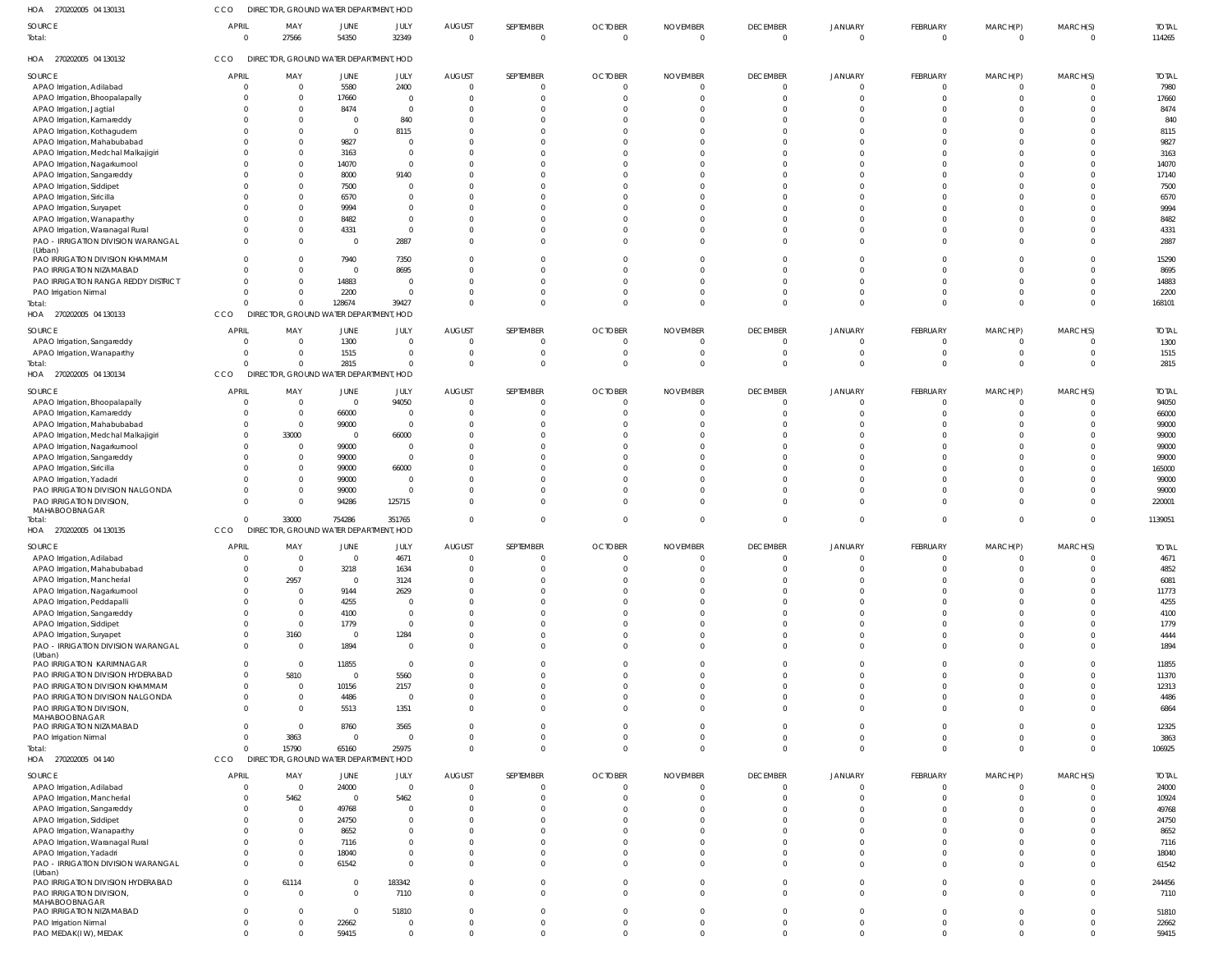HOA 270202005 04 130131 CCO DIRECTOR, GROUND WATER DEPARTMENT, HOD

| SOURCE | APRIL | MAY | JUNE | JULY | AUGUST | SEPTEMBER | OCTOBER | NOVEMBER | DECEMBER | JANUARY | FEBRUARY | MARCH(P) | MARCH(S) | TOTAL |
|---|---|---|---|---|---|---|---|---|---|---|---|---|---|---|
| Total: | 0 | 27566 | 54350 | 32349 | 0 | 0 | 0 | 0 | 0 | 0 | 0 | 0 | 0 | 114265 |

HOA 270202005 04 130132 CCO DIRECTOR, GROUND WATER DEPARTMENT, HOD

| SOURCE | APRIL | MAY | JUNE | JULY | AUGUST | SEPTEMBER | OCTOBER | NOVEMBER | DECEMBER | JANUARY | FEBRUARY | MARCH(P) | MARCH(S) | TOTAL |
|---|---|---|---|---|---|---|---|---|---|---|---|---|---|---|
| APAO Irrigation, Adilabad | 0 | 0 | 5580 | 2400 | 0 | 0 | 0 | 0 | 0 | 0 | 0 | 0 | 0 | 7980 |
| APAO Irrigation, Bhoopalapally | 0 | 0 | 17660 | 0 | 0 | 0 | 0 | 0 | 0 | 0 | 0 | 0 | 0 | 17660 |
| APAO Irrigation, Jagtial | 0 | 0 | 8474 | 0 | 0 | 0 | 0 | 0 | 0 | 0 | 0 | 0 | 0 | 8474 |
| APAO Irrigation, Kamareddy | 0 | 0 | 0 | 840 | 0 | 0 | 0 | 0 | 0 | 0 | 0 | 0 | 0 | 840 |
| APAO Irrigation, Kothagudem | 0 | 0 | 0 | 8115 | 0 | 0 | 0 | 0 | 0 | 0 | 0 | 0 | 0 | 8115 |
| APAO Irrigation, Mahabubabad | 0 | 0 | 9827 | 0 | 0 | 0 | 0 | 0 | 0 | 0 | 0 | 0 | 0 | 9827 |
| APAO Irrigation, Medchal Malkajigiri | 0 | 0 | 3163 | 0 | 0 | 0 | 0 | 0 | 0 | 0 | 0 | 0 | 0 | 3163 |
| APAO Irrigation, Nagarkurnool | 0 | 0 | 14070 | 0 | 0 | 0 | 0 | 0 | 0 | 0 | 0 | 0 | 0 | 14070 |
| APAO Irrigation, Sangareddy | 0 | 0 | 8000 | 9140 | 0 | 0 | 0 | 0 | 0 | 0 | 0 | 0 | 0 | 17140 |
| APAO Irrigation, Siddipet | 0 | 0 | 7500 | 0 | 0 | 0 | 0 | 0 | 0 | 0 | 0 | 0 | 0 | 7500 |
| APAO Irrigation, Siricilla | 0 | 0 | 6570 | 0 | 0 | 0 | 0 | 0 | 0 | 0 | 0 | 0 | 0 | 6570 |
| APAO Irrigation, Suryapet | 0 | 0 | 9994 | 0 | 0 | 0 | 0 | 0 | 0 | 0 | 0 | 0 | 0 | 9994 |
| APAO Irrigation, Wanaparthy | 0 | 0 | 8482 | 0 | 0 | 0 | 0 | 0 | 0 | 0 | 0 | 0 | 0 | 8482 |
| APAO Irrigation, Waranagal Rural | 0 | 0 | 4331 | 0 | 0 | 0 | 0 | 0 | 0 | 0 | 0 | 0 | 0 | 4331 |
| PAO - IRRIGATION DIVISION WARANGAL (Urban) | 0 | 0 | 0 | 2887 | 0 | 0 | 0 | 0 | 0 | 0 | 0 | 0 | 0 | 2887 |
| PAO IRRIGATION DIVISION KHAMMAM | 0 | 0 | 7940 | 7350 | 0 | 0 | 0 | 0 | 0 | 0 | 0 | 0 | 0 | 15290 |
| PAO IRRIGATION NIZAMABAD | 0 | 0 | 0 | 8695 | 0 | 0 | 0 | 0 | 0 | 0 | 0 | 0 | 0 | 8695 |
| PAO IRRIGATION RANGA REDDY DISTRICT | 0 | 0 | 14883 | 0 | 0 | 0 | 0 | 0 | 0 | 0 | 0 | 0 | 0 | 14883 |
| PAO Irrigation Nirmal | 0 | 0 | 2200 | 0 | 0 | 0 | 0 | 0 | 0 | 0 | 0 | 0 | 0 | 2200 |
| Total: | 0 | 0 | 128674 | 39427 | 0 | 0 | 0 | 0 | 0 | 0 | 0 | 0 | 0 | 168101 |

HOA 270202005 04 130133 CCO DIRECTOR, GROUND WATER DEPARTMENT, HOD

| SOURCE | APRIL | MAY | JUNE | JULY | AUGUST | SEPTEMBER | OCTOBER | NOVEMBER | DECEMBER | JANUARY | FEBRUARY | MARCH(P) | MARCH(S) | TOTAL |
|---|---|---|---|---|---|---|---|---|---|---|---|---|---|---|
| APAO Irrigation, Sangareddy | 0 | 0 | 1300 | 0 | 0 | 0 | 0 | 0 | 0 | 0 | 0 | 0 | 0 | 1300 |
| APAO Irrigation, Wanaparthy | 0 | 0 | 1515 | 0 | 0 | 0 | 0 | 0 | 0 | 0 | 0 | 0 | 0 | 1515 |
| Total: | 0 | 0 | 2815 | 0 | 0 | 0 | 0 | 0 | 0 | 0 | 0 | 0 | 0 | 2815 |

HOA 270202005 04 130134 CCO DIRECTOR, GROUND WATER DEPARTMENT, HOD

| SOURCE | APRIL | MAY | JUNE | JULY | AUGUST | SEPTEMBER | OCTOBER | NOVEMBER | DECEMBER | JANUARY | FEBRUARY | MARCH(P) | MARCH(S) | TOTAL |
|---|---|---|---|---|---|---|---|---|---|---|---|---|---|---|
| APAO Irrigation, Bhoopalapally | 0 | 0 | 0 | 94050 | 0 | 0 | 0 | 0 | 0 | 0 | 0 | 0 | 0 | 94050 |
| APAO Irrigation, Kamareddy | 0 | 0 | 66000 | 0 | 0 | 0 | 0 | 0 | 0 | 0 | 0 | 0 | 0 | 66000 |
| APAO Irrigation, Mahabubabad | 0 | 0 | 99000 | 0 | 0 | 0 | 0 | 0 | 0 | 0 | 0 | 0 | 0 | 99000 |
| APAO Irrigation, Medchal Malkajigiri | 0 | 33000 | 0 | 66000 | 0 | 0 | 0 | 0 | 0 | 0 | 0 | 0 | 0 | 99000 |
| APAO Irrigation, Nagarkurnool | 0 | 0 | 99000 | 0 | 0 | 0 | 0 | 0 | 0 | 0 | 0 | 0 | 0 | 99000 |
| APAO Irrigation, Sangareddy | 0 | 0 | 99000 | 0 | 0 | 0 | 0 | 0 | 0 | 0 | 0 | 0 | 0 | 99000 |
| APAO Irrigation, Siricilla | 0 | 0 | 99000 | 66000 | 0 | 0 | 0 | 0 | 0 | 0 | 0 | 0 | 0 | 165000 |
| APAO Irrigation, Yadadri | 0 | 0 | 99000 | 0 | 0 | 0 | 0 | 0 | 0 | 0 | 0 | 0 | 0 | 99000 |
| PAO IRRIGATION DIVISION NALGONDA | 0 | 0 | 99000 | 0 | 0 | 0 | 0 | 0 | 0 | 0 | 0 | 0 | 0 | 99000 |
| PAO IRRIGATION DIVISION, MAHABOOBNAGAR | 0 | 0 | 94286 | 125715 | 0 | 0 | 0 | 0 | 0 | 0 | 0 | 0 | 0 | 220001 |
| Total: | 0 | 33000 | 754286 | 351765 | 0 | 0 | 0 | 0 | 0 | 0 | 0 | 0 | 0 | 1139051 |

HOA 270202005 04 130135 CCO DIRECTOR, GROUND WATER DEPARTMENT, HOD

| SOURCE | APRIL | MAY | JUNE | JULY | AUGUST | SEPTEMBER | OCTOBER | NOVEMBER | DECEMBER | JANUARY | FEBRUARY | MARCH(P) | MARCH(S) | TOTAL |
|---|---|---|---|---|---|---|---|---|---|---|---|---|---|---|
| APAO Irrigation, Adilabad | 0 | 0 | 0 | 4671 | 0 | 0 | 0 | 0 | 0 | 0 | 0 | 0 | 0 | 4671 |
| APAO Irrigation, Mahabubabad | 0 | 0 | 3218 | 1634 | 0 | 0 | 0 | 0 | 0 | 0 | 0 | 0 | 0 | 4852 |
| APAO Irrigation, Mancherial | 0 | 2957 | 0 | 3124 | 0 | 0 | 0 | 0 | 0 | 0 | 0 | 0 | 0 | 6081 |
| APAO Irrigation, Nagarkurnool | 0 | 0 | 9144 | 2629 | 0 | 0 | 0 | 0 | 0 | 0 | 0 | 0 | 0 | 11773 |
| APAO Irrigation, Peddapalli | 0 | 0 | 4255 | 0 | 0 | 0 | 0 | 0 | 0 | 0 | 0 | 0 | 0 | 4255 |
| APAO Irrigation, Sangareddy | 0 | 0 | 4100 | 0 | 0 | 0 | 0 | 0 | 0 | 0 | 0 | 0 | 0 | 4100 |
| APAO Irrigation, Siddipet | 0 | 0 | 1779 | 0 | 0 | 0 | 0 | 0 | 0 | 0 | 0 | 0 | 0 | 1779 |
| APAO Irrigation, Suryapet | 0 | 3160 | 0 | 1284 | 0 | 0 | 0 | 0 | 0 | 0 | 0 | 0 | 0 | 4444 |
| PAO - IRRIGATION DIVISION WARANGAL (Urban) | 0 | 0 | 1894 | 0 | 0 | 0 | 0 | 0 | 0 | 0 | 0 | 0 | 0 | 1894 |
| PAO IRRIGATION KARIMNAGAR | 0 | 0 | 11855 | 0 | 0 | 0 | 0 | 0 | 0 | 0 | 0 | 0 | 0 | 11855 |
| PAO IRRIGATION DIVISION HYDERABAD | 0 | 5810 | 0 | 5560 | 0 | 0 | 0 | 0 | 0 | 0 | 0 | 0 | 0 | 11370 |
| PAO IRRIGATION DIVISION KHAMMAM | 0 | 0 | 10156 | 2157 | 0 | 0 | 0 | 0 | 0 | 0 | 0 | 0 | 0 | 12313 |
| PAO IRRIGATION DIVISION NALGONDA | 0 | 0 | 4486 | 0 | 0 | 0 | 0 | 0 | 0 | 0 | 0 | 0 | 0 | 4486 |
| PAO IRRIGATION DIVISION, MAHABOOBNAGAR | 0 | 0 | 5513 | 1351 | 0 | 0 | 0 | 0 | 0 | 0 | 0 | 0 | 0 | 6864 |
| PAO IRRIGATION NIZAMABAD | 0 | 0 | 8760 | 3565 | 0 | 0 | 0 | 0 | 0 | 0 | 0 | 0 | 0 | 12325 |
| PAO Irrigation Nirmal | 0 | 3863 | 0 | 0 | 0 | 0 | 0 | 0 | 0 | 0 | 0 | 0 | 0 | 3863 |
| Total: | 0 | 15790 | 65160 | 25975 | 0 | 0 | 0 | 0 | 0 | 0 | 0 | 0 | 0 | 106925 |

HOA 270202005 04 140 CCO DIRECTOR, GROUND WATER DEPARTMENT, HOD

| SOURCE | APRIL | MAY | JUNE | JULY | AUGUST | SEPTEMBER | OCTOBER | NOVEMBER | DECEMBER | JANUARY | FEBRUARY | MARCH(P) | MARCH(S) | TOTAL |
|---|---|---|---|---|---|---|---|---|---|---|---|---|---|---|
| APAO Irrigation, Adilabad | 0 | 0 | 24000 | 0 | 0 | 0 | 0 | 0 | 0 | 0 | 0 | 0 | 0 | 24000 |
| APAO Irrigation, Mancherial | 0 | 5462 | 0 | 5462 | 0 | 0 | 0 | 0 | 0 | 0 | 0 | 0 | 0 | 10924 |
| APAO Irrigation, Sangareddy | 0 | 0 | 49768 | 0 | 0 | 0 | 0 | 0 | 0 | 0 | 0 | 0 | 0 | 49768 |
| APAO Irrigation, Siddipet | 0 | 0 | 24750 | 0 | 0 | 0 | 0 | 0 | 0 | 0 | 0 | 0 | 0 | 24750 |
| APAO Irrigation, Wanaparthy | 0 | 0 | 8652 | 0 | 0 | 0 | 0 | 0 | 0 | 0 | 0 | 0 | 0 | 8652 |
| APAO Irrigation, Waranagal Rural | 0 | 0 | 7116 | 0 | 0 | 0 | 0 | 0 | 0 | 0 | 0 | 0 | 0 | 7116 |
| APAO Irrigation, Yadadri | 0 | 0 | 18040 | 0 | 0 | 0 | 0 | 0 | 0 | 0 | 0 | 0 | 0 | 18040 |
| PAO - IRRIGATION DIVISION WARANGAL (Urban) | 0 | 0 | 61542 | 0 | 0 | 0 | 0 | 0 | 0 | 0 | 0 | 0 | 0 | 61542 |
| PAO IRRIGATION DIVISION HYDERABAD | 0 | 61114 | 0 | 183342 | 0 | 0 | 0 | 0 | 0 | 0 | 0 | 0 | 0 | 244456 |
| PAO IRRIGATION DIVISION, MAHABOOBNAGAR | 0 | 0 | 0 | 7110 | 0 | 0 | 0 | 0 | 0 | 0 | 0 | 0 | 0 | 7110 |
| PAO IRRIGATION NIZAMABAD | 0 | 0 | 0 | 51810 | 0 | 0 | 0 | 0 | 0 | 0 | 0 | 0 | 0 | 51810 |
| PAO Irrigation Nirmal | 0 | 0 | 22662 | 0 | 0 | 0 | 0 | 0 | 0 | 0 | 0 | 0 | 0 | 22662 |
| PAO MEDAK(IW), MEDAK | 0 | 0 | 59415 | 0 | 0 | 0 | 0 | 0 | 0 | 0 | 0 | 0 | 0 | 59415 |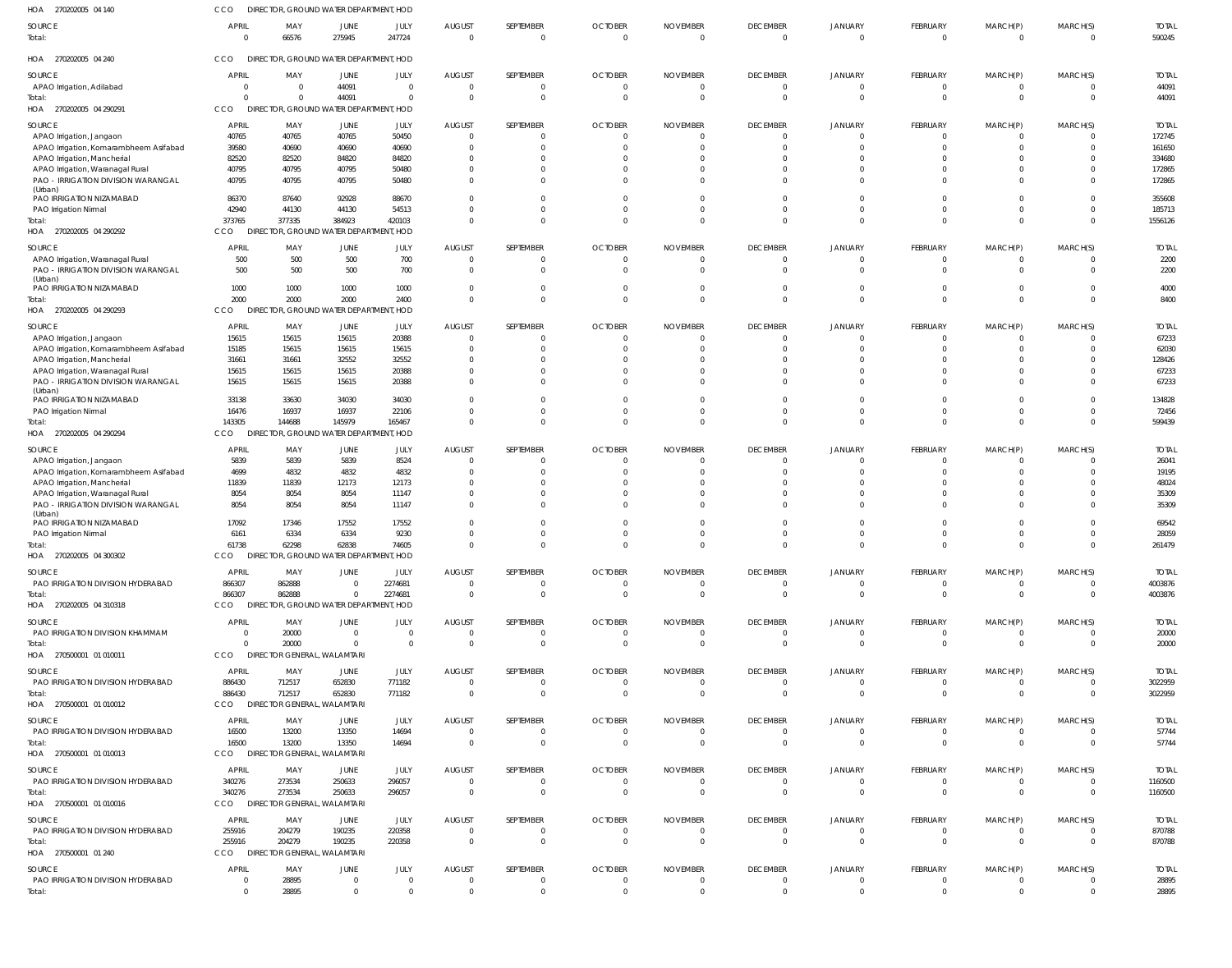HOA 270202005 04 140 CCO DIRECTOR, GROUND WATER DEPARTMENT, HOD

| SOURCE | APRIL | MAY | JUNE | JULY | AUGUST | SEPTEMBER | OCTOBER | NOVEMBER | DECEMBER | JANUARY | FEBRUARY | MARCH(P) | MARCH(S) | TOTAL |
|---|---|---|---|---|---|---|---|---|---|---|---|---|---|---|
| Total: | 0 | 66576 | 275945 | 247724 | 0 | 0 | 0 | 0 | 0 | 0 | 0 | 0 | 0 | 590245 |

HOA 270202005 04 240 CCO DIRECTOR, GROUND WATER DEPARTMENT, HOD

| SOURCE | APRIL | MAY | JUNE | JULY | AUGUST | SEPTEMBER | OCTOBER | NOVEMBER | DECEMBER | JANUARY | FEBRUARY | MARCH(P) | MARCH(S) | TOTAL |
|---|---|---|---|---|---|---|---|---|---|---|---|---|---|---|
| APAO Irrigation, Adilabad | 0 | 0 | 44091 | 0 | 0 | 0 | 0 | 0 | 0 | 0 | 0 | 0 | 0 | 44091 |
| Total: | 0 | 0 | 44091 | 0 | 0 | 0 | 0 | 0 | 0 | 0 | 0 | 0 | 0 | 44091 |

HOA 270202005 04 290291 CCO DIRECTOR, GROUND WATER DEPARTMENT, HOD

| SOURCE | APRIL | MAY | JUNE | JULY | AUGUST | SEPTEMBER | OCTOBER | NOVEMBER | DECEMBER | JANUARY | FEBRUARY | MARCH(P) | MARCH(S) | TOTAL |
|---|---|---|---|---|---|---|---|---|---|---|---|---|---|---|
| APAO Irrigation, Jangaon | 40765 | 40765 | 40765 | 50450 | 0 | 0 | 0 | 0 | 0 | 0 | 0 | 0 | 0 | 172745 |
| APAO Irrigation, Komarambheem Asifabad | 39580 | 40690 | 40690 | 40690 | 0 | 0 | 0 | 0 | 0 | 0 | 0 | 0 | 0 | 161650 |
| APAO Irrigation, Mancherial | 82520 | 82520 | 84820 | 84820 | 0 | 0 | 0 | 0 | 0 | 0 | 0 | 0 | 0 | 334680 |
| APAO Irrigation, Waranagal Rural | 40795 | 40795 | 40795 | 50480 | 0 | 0 | 0 | 0 | 0 | 0 | 0 | 0 | 0 | 172865 |
| PAO - IRRIGATION DIVISION WARANGAL (Urban) | 40795 | 40795 | 40795 | 50480 | 0 | 0 | 0 | 0 | 0 | 0 | 0 | 0 | 0 | 172865 |
| PAO IRRIGATION NIZAMABAD | 86370 | 87640 | 92928 | 88670 | 0 | 0 | 0 | 0 | 0 | 0 | 0 | 0 | 0 | 355608 |
| PAO Irrigation Nirmal | 42940 | 44130 | 44130 | 54513 | 0 | 0 | 0 | 0 | 0 | 0 | 0 | 0 | 0 | 185713 |
| Total: | 373765 | 377335 | 384923 | 420103 | 0 | 0 | 0 | 0 | 0 | 0 | 0 | 0 | 0 | 1556126 |

HOA 270202005 04 290292 CCO DIRECTOR, GROUND WATER DEPARTMENT, HOD

| SOURCE | APRIL | MAY | JUNE | JULY | AUGUST | SEPTEMBER | OCTOBER | NOVEMBER | DECEMBER | JANUARY | FEBRUARY | MARCH(P) | MARCH(S) | TOTAL |
|---|---|---|---|---|---|---|---|---|---|---|---|---|---|---|
| APAO Irrigation, Waranagal Rural | 500 | 500 | 500 | 700 | 0 | 0 | 0 | 0 | 0 | 0 | 0 | 0 | 0 | 2200 |
| PAO - IRRIGATION DIVISION WARANGAL (Urban) | 500 | 500 | 500 | 700 | 0 | 0 | 0 | 0 | 0 | 0 | 0 | 0 | 0 | 2200 |
| PAO IRRIGATION NIZAMABAD | 1000 | 1000 | 1000 | 1000 | 0 | 0 | 0 | 0 | 0 | 0 | 0 | 0 | 0 | 4000 |
| Total: | 2000 | 2000 | 2000 | 2400 | 0 | 0 | 0 | 0 | 0 | 0 | 0 | 0 | 0 | 8400 |

HOA 270202005 04 290293 CCO DIRECTOR, GROUND WATER DEPARTMENT, HOD

| SOURCE | APRIL | MAY | JUNE | JULY | AUGUST | SEPTEMBER | OCTOBER | NOVEMBER | DECEMBER | JANUARY | FEBRUARY | MARCH(P) | MARCH(S) | TOTAL |
|---|---|---|---|---|---|---|---|---|---|---|---|---|---|---|
| APAO Irrigation, Jangaon | 15615 | 15615 | 15615 | 20388 | 0 | 0 | 0 | 0 | 0 | 0 | 0 | 0 | 0 | 67233 |
| APAO Irrigation, Komarambheem Asifabad | 15185 | 15615 | 15615 | 15615 | 0 | 0 | 0 | 0 | 0 | 0 | 0 | 0 | 0 | 62030 |
| APAO Irrigation, Mancherial | 31661 | 31661 | 32552 | 32552 | 0 | 0 | 0 | 0 | 0 | 0 | 0 | 0 | 0 | 128426 |
| APAO Irrigation, Waranagal Rural | 15615 | 15615 | 15615 | 20388 | 0 | 0 | 0 | 0 | 0 | 0 | 0 | 0 | 0 | 67233 |
| PAO - IRRIGATION DIVISION WARANGAL (Urban) | 15615 | 15615 | 15615 | 20388 | 0 | 0 | 0 | 0 | 0 | 0 | 0 | 0 | 0 | 67233 |
| PAO IRRIGATION NIZAMABAD | 33138 | 33630 | 34030 | 34030 | 0 | 0 | 0 | 0 | 0 | 0 | 0 | 0 | 0 | 134828 |
| PAO Irrigation Nirmal | 16476 | 16937 | 16937 | 22106 | 0 | 0 | 0 | 0 | 0 | 0 | 0 | 0 | 0 | 72456 |
| Total: | 143305 | 144688 | 145979 | 165467 | 0 | 0 | 0 | 0 | 0 | 0 | 0 | 0 | 0 | 599439 |

HOA 270202005 04 290294 CCO DIRECTOR, GROUND WATER DEPARTMENT, HOD

| SOURCE | APRIL | MAY | JUNE | JULY | AUGUST | SEPTEMBER | OCTOBER | NOVEMBER | DECEMBER | JANUARY | FEBRUARY | MARCH(P) | MARCH(S) | TOTAL |
|---|---|---|---|---|---|---|---|---|---|---|---|---|---|---|
| APAO Irrigation, Jangaon | 5839 | 5839 | 5839 | 8524 | 0 | 0 | 0 | 0 | 0 | 0 | 0 | 0 | 0 | 26041 |
| APAO Irrigation, Komarambheem Asifabad | 4699 | 4832 | 4832 | 4832 | 0 | 0 | 0 | 0 | 0 | 0 | 0 | 0 | 0 | 19195 |
| APAO Irrigation, Mancherial | 11839 | 11839 | 12173 | 12173 | 0 | 0 | 0 | 0 | 0 | 0 | 0 | 0 | 0 | 48024 |
| APAO Irrigation, Waranagal Rural | 8054 | 8054 | 8054 | 11147 | 0 | 0 | 0 | 0 | 0 | 0 | 0 | 0 | 0 | 35309 |
| PAO - IRRIGATION DIVISION WARANGAL (Urban) | 8054 | 8054 | 8054 | 11147 | 0 | 0 | 0 | 0 | 0 | 0 | 0 | 0 | 0 | 35309 |
| PAO IRRIGATION NIZAMABAD | 17092 | 17346 | 17552 | 17552 | 0 | 0 | 0 | 0 | 0 | 0 | 0 | 0 | 0 | 69542 |
| PAO Irrigation Nirmal | 6161 | 6334 | 6334 | 9230 | 0 | 0 | 0 | 0 | 0 | 0 | 0 | 0 | 0 | 28059 |
| Total: | 61738 | 62298 | 62838 | 74605 | 0 | 0 | 0 | 0 | 0 | 0 | 0 | 0 | 0 | 261479 |

HOA 270202005 04 300302 CCO DIRECTOR, GROUND WATER DEPARTMENT, HOD

| SOURCE | APRIL | MAY | JUNE | JULY | AUGUST | SEPTEMBER | OCTOBER | NOVEMBER | DECEMBER | JANUARY | FEBRUARY | MARCH(P) | MARCH(S) | TOTAL |
|---|---|---|---|---|---|---|---|---|---|---|---|---|---|---|
| PAO IRRIGATION DIVISION HYDERABAD | 866307 | 862888 | 0 | 2274681 | 0 | 0 | 0 | 0 | 0 | 0 | 0 | 0 | 0 | 4003876 |
| Total: | 866307 | 862888 | 0 | 2274681 | 0 | 0 | 0 | 0 | 0 | 0 | 0 | 0 | 0 | 4003876 |

HOA 270202005 04 310318 CCO DIRECTOR, GROUND WATER DEPARTMENT, HOD

| SOURCE | APRIL | MAY | JUNE | JULY | AUGUST | SEPTEMBER | OCTOBER | NOVEMBER | DECEMBER | JANUARY | FEBRUARY | MARCH(P) | MARCH(S) | TOTAL |
|---|---|---|---|---|---|---|---|---|---|---|---|---|---|---|
| PAO IRRIGATION DIVISION KHAMMAM | 0 | 20000 | 0 | 0 | 0 | 0 | 0 | 0 | 0 | 0 | 0 | 0 | 0 | 20000 |
| Total: | 0 | 20000 | 0 | 0 | 0 | 0 | 0 | 0 | 0 | 0 | 0 | 0 | 0 | 20000 |

HOA 270500001 01 010011 CCO DIRECTOR GENERAL, WALAMTARI

| SOURCE | APRIL | MAY | JUNE | JULY | AUGUST | SEPTEMBER | OCTOBER | NOVEMBER | DECEMBER | JANUARY | FEBRUARY | MARCH(P) | MARCH(S) | TOTAL |
|---|---|---|---|---|---|---|---|---|---|---|---|---|---|---|
| PAO IRRIGATION DIVISION HYDERABAD | 886430 | 712517 | 652830 | 771182 | 0 | 0 | 0 | 0 | 0 | 0 | 0 | 0 | 0 | 3022959 |
| Total: | 886430 | 712517 | 652830 | 771182 | 0 | 0 | 0 | 0 | 0 | 0 | 0 | 0 | 0 | 3022959 |

HOA 270500001 01 010012 CCO DIRECTOR GENERAL, WALAMTARI

| SOURCE | APRIL | MAY | JUNE | JULY | AUGUST | SEPTEMBER | OCTOBER | NOVEMBER | DECEMBER | JANUARY | FEBRUARY | MARCH(P) | MARCH(S) | TOTAL |
|---|---|---|---|---|---|---|---|---|---|---|---|---|---|---|
| PAO IRRIGATION DIVISION HYDERABAD | 16500 | 13200 | 13350 | 14694 | 0 | 0 | 0 | 0 | 0 | 0 | 0 | 0 | 0 | 57744 |
| Total: | 16500 | 13200 | 13350 | 14694 | 0 | 0 | 0 | 0 | 0 | 0 | 0 | 0 | 0 | 57744 |

HOA 270500001 01 010013 CCO DIRECTOR GENERAL, WALAMTARI

| SOURCE | APRIL | MAY | JUNE | JULY | AUGUST | SEPTEMBER | OCTOBER | NOVEMBER | DECEMBER | JANUARY | FEBRUARY | MARCH(P) | MARCH(S) | TOTAL |
|---|---|---|---|---|---|---|---|---|---|---|---|---|---|---|
| PAO IRRIGATION DIVISION HYDERABAD | 340276 | 273534 | 250633 | 296057 | 0 | 0 | 0 | 0 | 0 | 0 | 0 | 0 | 0 | 1160500 |
| Total: | 340276 | 273534 | 250633 | 296057 | 0 | 0 | 0 | 0 | 0 | 0 | 0 | 0 | 0 | 1160500 |

HOA 270500001 01 010016 CCO DIRECTOR GENERAL, WALAMTARI

| SOURCE | APRIL | MAY | JUNE | JULY | AUGUST | SEPTEMBER | OCTOBER | NOVEMBER | DECEMBER | JANUARY | FEBRUARY | MARCH(P) | MARCH(S) | TOTAL |
|---|---|---|---|---|---|---|---|---|---|---|---|---|---|---|
| PAO IRRIGATION DIVISION HYDERABAD | 255916 | 204279 | 190235 | 220358 | 0 | 0 | 0 | 0 | 0 | 0 | 0 | 0 | 0 | 870788 |
| Total: | 255916 | 204279 | 190235 | 220358 | 0 | 0 | 0 | 0 | 0 | 0 | 0 | 0 | 0 | 870788 |

HOA 270500001 01 240 CCO DIRECTOR GENERAL, WALAMTARI

| SOURCE | APRIL | MAY | JUNE | JULY | AUGUST | SEPTEMBER | OCTOBER | NOVEMBER | DECEMBER | JANUARY | FEBRUARY | MARCH(P) | MARCH(S) | TOTAL |
|---|---|---|---|---|---|---|---|---|---|---|---|---|---|---|
| PAO IRRIGATION DIVISION HYDERABAD | 0 | 28895 | 0 | 0 | 0 | 0 | 0 | 0 | 0 | 0 | 0 | 0 | 0 | 28895 |
| Total: | 0 | 28895 | 0 | 0 | 0 | 0 | 0 | 0 | 0 | 0 | 0 | 0 | 0 | 28895 |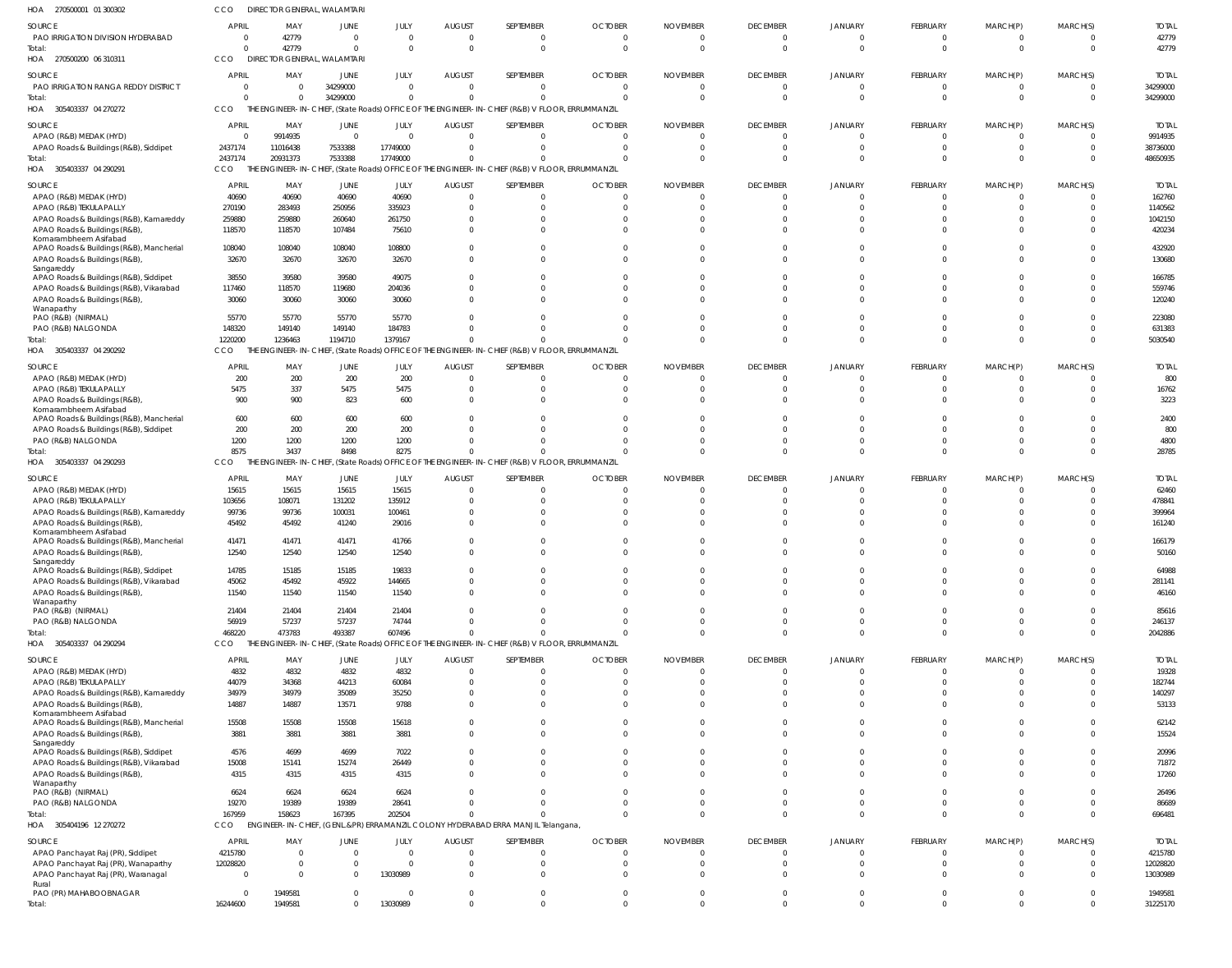HOA 270500001 01 300302 CCO DIRECTOR GENERAL, WALAMTARI

| SOURCE | APRIL | MAY | JUNE | JULY | AUGUST | SEPTEMBER | OCTOBER | NOVEMBER | DECEMBER | JANUARY | FEBRUARY | MARCH(P) | MARCH(S) | TOTAL |
|---|---|---|---|---|---|---|---|---|---|---|---|---|---|---|
| PAO IRRIGATION DIVISION HYDERABAD | 0 | 42779 | 0 | 0 | 0 | 0 | 0 | 0 | 0 | 0 | 0 | 0 | 0 | 42779 |
| Total: | 0 | 42779 | 0 | 0 | 0 | 0 | 0 | 0 | 0 | 0 | 0 | 0 | 0 | 42779 |

HOA 270500200 06 310311 CCO DIRECTOR GENERAL, WALAMTARI

| SOURCE | APRIL | MAY | JUNE | JULY | AUGUST | SEPTEMBER | OCTOBER | NOVEMBER | DECEMBER | JANUARY | FEBRUARY | MARCH(P) | MARCH(S) | TOTAL |
|---|---|---|---|---|---|---|---|---|---|---|---|---|---|---|
| PAO IRRIGATION RANGA REDDY DISTRICT | 0 | 0 | 34299000 | 0 | 0 | 0 | 0 | 0 | 0 | 0 | 0 | 0 | 0 | 34299000 |
| Total: | 0 | 0 | 34299000 | 0 | 0 | 0 | 0 | 0 | 0 | 0 | 0 | 0 | 0 | 34299000 |

HOA 305403337 04 270272 CCO THE ENGINEER-IN-CHIEF, (State Roads) OFFICE OF THE ENGINEER-IN-CHIEF (R&B) V FLOOR, ERRUMMANZIL

| SOURCE | APRIL | MAY | JUNE | JULY | AUGUST | SEPTEMBER | OCTOBER | NOVEMBER | DECEMBER | JANUARY | FEBRUARY | MARCH(P) | MARCH(S) | TOTAL |
|---|---|---|---|---|---|---|---|---|---|---|---|---|---|---|
| APAO (R&B) MEDAK (HYD) | 0 | 9914935 | 0 | 0 | 0 | 0 | 0 | 0 | 0 | 0 | 0 | 0 | 0 | 9914935 |
| APAO Roads & Buildings (R&B), Siddipet | 2437174 | 11016438 | 7533388 | 17749000 | 0 | 0 | 0 | 0 | 0 | 0 | 0 | 0 | 0 | 38736000 |
| Total: | 2437174 | 20931373 | 7533388 | 17749000 | 0 | 0 | 0 | 0 | 0 | 0 | 0 | 0 | 0 | 48650935 |

HOA 305403337 04 290291 CCO THE ENGINEER-IN-CHIEF, (State Roads) OFFICE OF THE ENGINEER-IN-CHIEF (R&B) V FLOOR, ERRUMMANZIL

| SOURCE | APRIL | MAY | JUNE | JULY | AUGUST | SEPTEMBER | OCTOBER | NOVEMBER | DECEMBER | JANUARY | FEBRUARY | MARCH(P) | MARCH(S) | TOTAL |
|---|---|---|---|---|---|---|---|---|---|---|---|---|---|---|
| APAO (R&B) MEDAK (HYD) | 40690 | 40690 | 40690 | 40690 | 0 | 0 | 0 | 0 | 0 | 0 | 0 | 0 | 0 | 162760 |
| APAO (R&B) TEKULAPALLY | 270190 | 283493 | 250956 | 335923 | 0 | 0 | 0 | 0 | 0 | 0 | 0 | 0 | 0 | 1140562 |
| APAO Roads & Buildings (R&B), Kamareddy | 259880 | 259880 | 260640 | 261750 | 0 | 0 | 0 | 0 | 0 | 0 | 0 | 0 | 0 | 1042150 |
| APAO Roads & Buildings (R&B), Komarambheem Asifabad | 118570 | 118570 | 107484 | 75610 | 0 | 0 | 0 | 0 | 0 | 0 | 0 | 0 | 0 | 420234 |
| APAO Roads & Buildings (R&B), Mancherial | 108040 | 108040 | 108040 | 108800 | 0 | 0 | 0 | 0 | 0 | 0 | 0 | 0 | 0 | 432920 |
| APAO Roads & Buildings (R&B), Sangareddy | 32670 | 32670 | 32670 | 32670 | 0 | 0 | 0 | 0 | 0 | 0 | 0 | 0 | 0 | 130680 |
| APAO Roads & Buildings (R&B), Siddipet | 38550 | 39580 | 39580 | 49075 | 0 | 0 | 0 | 0 | 0 | 0 | 0 | 0 | 0 | 166785 |
| APAO Roads & Buildings (R&B), Vikarabad | 117460 | 118570 | 119680 | 204036 | 0 | 0 | 0 | 0 | 0 | 0 | 0 | 0 | 0 | 559746 |
| APAO Roads & Buildings (R&B), Wanaparthy | 30060 | 30060 | 30060 | 30060 | 0 | 0 | 0 | 0 | 0 | 0 | 0 | 0 | 0 | 120240 |
| PAO (R&B) (NIRMAL) | 55770 | 55770 | 55770 | 55770 | 0 | 0 | 0 | 0 | 0 | 0 | 0 | 0 | 0 | 223080 |
| PAO (R&B) NALGONDA | 148320 | 149140 | 149140 | 184783 | 0 | 0 | 0 | 0 | 0 | 0 | 0 | 0 | 0 | 631383 |
| Total: | 1220200 | 1236463 | 1194710 | 1379167 | 0 | 0 | 0 | 0 | 0 | 0 | 0 | 0 | 0 | 5030540 |

HOA 305403337 04 290292 CCO THE ENGINEER-IN-CHIEF, (State Roads) OFFICE OF THE ENGINEER-IN-CHIEF (R&B) V FLOOR, ERRUMMANZIL

| SOURCE | APRIL | MAY | JUNE | JULY | AUGUST | SEPTEMBER | OCTOBER | NOVEMBER | DECEMBER | JANUARY | FEBRUARY | MARCH(P) | MARCH(S) | TOTAL |
|---|---|---|---|---|---|---|---|---|---|---|---|---|---|---|
| APAO (R&B) MEDAK (HYD) | 200 | 200 | 200 | 200 | 0 | 0 | 0 | 0 | 0 | 0 | 0 | 0 | 0 | 800 |
| APAO (R&B) TEKULAPALLY | 5475 | 337 | 5475 | 5475 | 0 | 0 | 0 | 0 | 0 | 0 | 0 | 0 | 0 | 16762 |
| APAO Roads & Buildings (R&B), Komarambheem Asifabad | 900 | 900 | 823 | 600 | 0 | 0 | 0 | 0 | 0 | 0 | 0 | 0 | 0 | 3223 |
| APAO Roads & Buildings (R&B), Mancherial | 600 | 600 | 600 | 600 | 0 | 0 | 0 | 0 | 0 | 0 | 0 | 0 | 0 | 2400 |
| APAO Roads & Buildings (R&B), Siddipet | 200 | 200 | 200 | 200 | 0 | 0 | 0 | 0 | 0 | 0 | 0 | 0 | 0 | 800 |
| PAO (R&B) NALGONDA | 1200 | 1200 | 1200 | 1200 | 0 | 0 | 0 | 0 | 0 | 0 | 0 | 0 | 0 | 4800 |
| Total: | 8575 | 3437 | 8498 | 8275 | 0 | 0 | 0 | 0 | 0 | 0 | 0 | 0 | 0 | 28785 |

HOA 305403337 04 290293 CCO THE ENGINEER-IN-CHIEF, (State Roads) OFFICE OF THE ENGINEER-IN-CHIEF (R&B) V FLOOR, ERRUMMANZIL

| SOURCE | APRIL | MAY | JUNE | JULY | AUGUST | SEPTEMBER | OCTOBER | NOVEMBER | DECEMBER | JANUARY | FEBRUARY | MARCH(P) | MARCH(S) | TOTAL |
|---|---|---|---|---|---|---|---|---|---|---|---|---|---|---|
| APAO (R&B) MEDAK (HYD) | 15615 | 15615 | 15615 | 15615 | 0 | 0 | 0 | 0 | 0 | 0 | 0 | 0 | 0 | 62460 |
| APAO (R&B) TEKULAPALLY | 103656 | 108071 | 131202 | 135912 | 0 | 0 | 0 | 0 | 0 | 0 | 0 | 0 | 0 | 478841 |
| APAO Roads & Buildings (R&B), Kamareddy | 99736 | 99736 | 100031 | 100461 | 0 | 0 | 0 | 0 | 0 | 0 | 0 | 0 | 0 | 399964 |
| APAO Roads & Buildings (R&B), Komarambheem Asifabad | 45492 | 45492 | 41240 | 29016 | 0 | 0 | 0 | 0 | 0 | 0 | 0 | 0 | 0 | 161240 |
| APAO Roads & Buildings (R&B), Mancherial | 41471 | 41471 | 41471 | 41766 | 0 | 0 | 0 | 0 | 0 | 0 | 0 | 0 | 0 | 166179 |
| APAO Roads & Buildings (R&B), Sangareddy | 12540 | 12540 | 12540 | 12540 | 0 | 0 | 0 | 0 | 0 | 0 | 0 | 0 | 0 | 50160 |
| APAO Roads & Buildings (R&B), Siddipet | 14785 | 15185 | 15185 | 19833 | 0 | 0 | 0 | 0 | 0 | 0 | 0 | 0 | 0 | 64988 |
| APAO Roads & Buildings (R&B), Vikarabad | 45062 | 45492 | 45922 | 144665 | 0 | 0 | 0 | 0 | 0 | 0 | 0 | 0 | 0 | 281141 |
| APAO Roads & Buildings (R&B), Wanaparthy | 11540 | 11540 | 11540 | 11540 | 0 | 0 | 0 | 0 | 0 | 0 | 0 | 0 | 0 | 46160 |
| PAO (R&B) (NIRMAL) | 21404 | 21404 | 21404 | 21404 | 0 | 0 | 0 | 0 | 0 | 0 | 0 | 0 | 0 | 85616 |
| PAO (R&B) NALGONDA | 56919 | 57237 | 57237 | 74744 | 0 | 0 | 0 | 0 | 0 | 0 | 0 | 0 | 0 | 246137 |
| Total: | 468220 | 473783 | 493387 | 607496 | 0 | 0 | 0 | 0 | 0 | 0 | 0 | 0 | 0 | 2042886 |

HOA 305403337 04 290294 CCO THE ENGINEER-IN-CHIEF, (State Roads) OFFICE OF THE ENGINEER-IN-CHIEF (R&B) V FLOOR, ERRUMMANZIL

| SOURCE | APRIL | MAY | JUNE | JULY | AUGUST | SEPTEMBER | OCTOBER | NOVEMBER | DECEMBER | JANUARY | FEBRUARY | MARCH(P) | MARCH(S) | TOTAL |
|---|---|---|---|---|---|---|---|---|---|---|---|---|---|---|
| APAO (R&B) MEDAK (HYD) | 4832 | 4832 | 4832 | 4832 | 0 | 0 | 0 | 0 | 0 | 0 | 0 | 0 | 0 | 19328 |
| APAO (R&B) TEKULAPALLY | 44079 | 34368 | 44213 | 60084 | 0 | 0 | 0 | 0 | 0 | 0 | 0 | 0 | 0 | 182744 |
| APAO Roads & Buildings (R&B), Kamareddy | 34979 | 34979 | 35089 | 35250 | 0 | 0 | 0 | 0 | 0 | 0 | 0 | 0 | 0 | 140297 |
| APAO Roads & Buildings (R&B), Komarambheem Asifabad | 14887 | 14887 | 13571 | 9788 | 0 | 0 | 0 | 0 | 0 | 0 | 0 | 0 | 0 | 53133 |
| APAO Roads & Buildings (R&B), Mancherial | 15508 | 15508 | 15508 | 15618 | 0 | 0 | 0 | 0 | 0 | 0 | 0 | 0 | 0 | 62142 |
| APAO Roads & Buildings (R&B), Sangareddy | 3881 | 3881 | 3881 | 3881 | 0 | 0 | 0 | 0 | 0 | 0 | 0 | 0 | 0 | 15524 |
| APAO Roads & Buildings (R&B), Siddipet | 4576 | 4699 | 4699 | 7022 | 0 | 0 | 0 | 0 | 0 | 0 | 0 | 0 | 0 | 20996 |
| APAO Roads & Buildings (R&B), Vikarabad | 15008 | 15141 | 15274 | 26449 | 0 | 0 | 0 | 0 | 0 | 0 | 0 | 0 | 0 | 71872 |
| APAO Roads & Buildings (R&B), Wanaparthy | 4315 | 4315 | 4315 | 4315 | 0 | 0 | 0 | 0 | 0 | 0 | 0 | 0 | 0 | 17260 |
| PAO (R&B) (NIRMAL) | 6624 | 6624 | 6624 | 6624 | 0 | 0 | 0 | 0 | 0 | 0 | 0 | 0 | 0 | 26496 |
| PAO (R&B) NALGONDA | 19270 | 19389 | 19389 | 28641 | 0 | 0 | 0 | 0 | 0 | 0 | 0 | 0 | 0 | 86689 |
| Total: | 167959 | 158623 | 167395 | 202504 | 0 | 0 | 0 | 0 | 0 | 0 | 0 | 0 | 0 | 696481 |

HOA 305404196 12 270272 CCO ENGINEER-IN-CHIEF, (GENL.&PR) ERRAMANZIL COLONY HYDERABAD ERRA MANJIL Telangana,

| SOURCE | APRIL | MAY | JUNE | JULY | AUGUST | SEPTEMBER | OCTOBER | NOVEMBER | DECEMBER | JANUARY | FEBRUARY | MARCH(P) | MARCH(S) | TOTAL |
|---|---|---|---|---|---|---|---|---|---|---|---|---|---|---|
| APAO Panchayat Raj (PR), Siddipet | 4215780 | 0 | 0 | 0 | 0 | 0 | 0 | 0 | 0 | 0 | 0 | 0 | 0 | 4215780 |
| APAO Panchayat Raj (PR), Wanaparthy | 12028820 | 0 | 0 | 0 | 0 | 0 | 0 | 0 | 0 | 0 | 0 | 0 | 0 | 12028820 |
| APAO Panchayat Raj (PR), Waranagal Rural | 0 | 0 | 0 | 13030989 | 0 | 0 | 0 | 0 | 0 | 0 | 0 | 0 | 0 | 13030989 |
| PAO (PR) MAHABOOBNAGAR | 0 | 1949581 | 0 | 0 | 0 | 0 | 0 | 0 | 0 | 0 | 0 | 0 | 0 | 1949581 |
| Total: | 16244600 | 1949581 | 0 | 13030989 | 0 | 0 | 0 | 0 | 0 | 0 | 0 | 0 | 0 | 31225170 |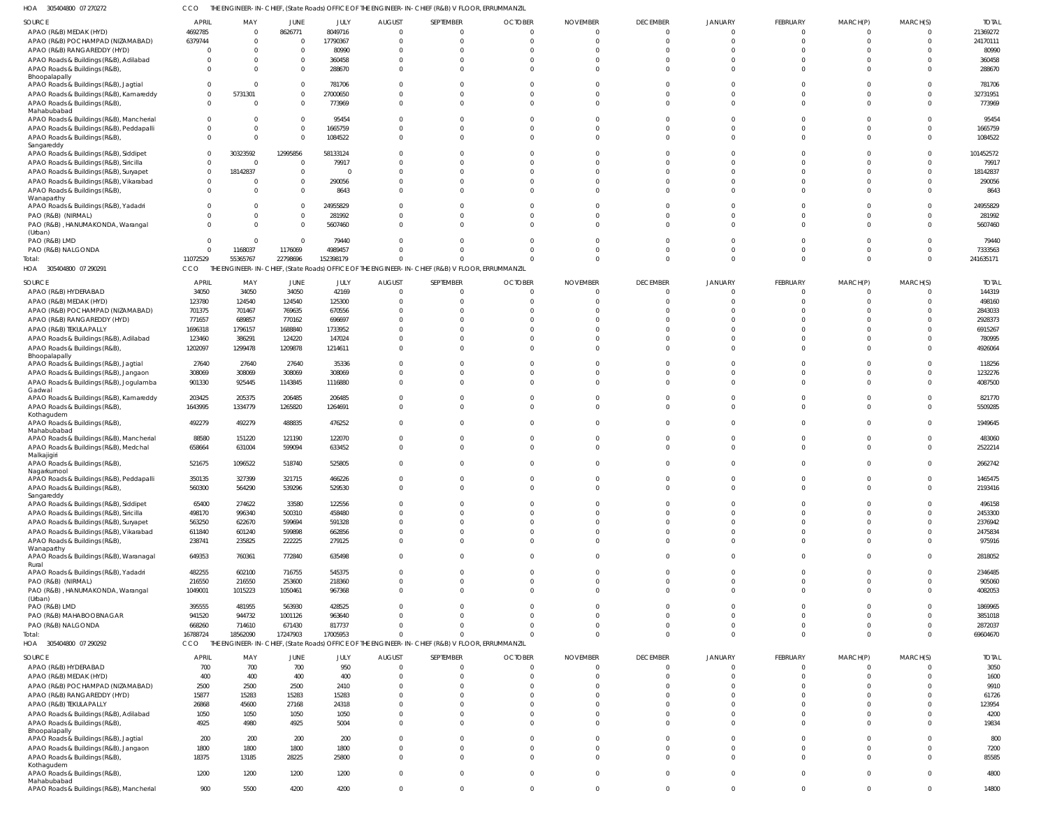HOA 305404800 07 270272 CCO THE ENGINEER-IN-CHIEF, (State Roads) OFFICE OF THE ENGINEER-IN-CHIEF (R&B) V FLOOR, ERRUMMANZIL

| SOURCE | APRIL | MAY | JUNE | JULY | AUGUST | SEPTEMBER | OCTOBER | NOVEMBER | DECEMBER | JANUARY | FEBRUARY | MARCH(P) | MARCH(S) | TOTAL |
|---|---|---|---|---|---|---|---|---|---|---|---|---|---|---|
| APAO (R&B) MEDAK (HYD) | 4692785 | 0 | 8626771 | 8049716 | 0 | 0 | 0 | 0 | 0 | 0 | 0 | 0 | 0 | 21369272 |
| APAO (R&B) POCHAMPAD (NIZAMABAD) | 6379744 | 0 | 0 | 17790367 | 0 | 0 | 0 | 0 | 0 | 0 | 0 | 0 | 0 | 24170111 |
| APAO (R&B) RANGAREDDY (HYD) | 0 | 0 | 0 | 80990 | 0 | 0 | 0 | 0 | 0 | 0 | 0 | 0 | 0 | 80990 |
| APAO Roads & Buildings (R&B), Adilabad | 0 | 0 | 0 | 360458 | 0 | 0 | 0 | 0 | 0 | 0 | 0 | 0 | 0 | 360458 |
| APAO Roads & Buildings (R&B), Bhoopalapally | 0 | 0 | 0 | 288670 | 0 | 0 | 0 | 0 | 0 | 0 | 0 | 0 | 0 | 288670 |
| APAO Roads & Buildings (R&B), Jagtial | 0 | 0 | 0 | 781706 | 0 | 0 | 0 | 0 | 0 | 0 | 0 | 0 | 0 | 781706 |
| APAO Roads & Buildings (R&B), Kamareddy | 0 | 5731301 | 0 | 27000650 | 0 | 0 | 0 | 0 | 0 | 0 | 0 | 0 | 0 | 32731951 |
| APAO Roads & Buildings (R&B), Mahabubabad | 0 | 0 | 0 | 773969 | 0 | 0 | 0 | 0 | 0 | 0 | 0 | 0 | 0 | 773969 |
| APAO Roads & Buildings (R&B), Mancherial | 0 | 0 | 0 | 95454 | 0 | 0 | 0 | 0 | 0 | 0 | 0 | 0 | 0 | 95454 |
| APAO Roads & Buildings (R&B), Peddapalli | 0 | 0 | 0 | 1665759 | 0 | 0 | 0 | 0 | 0 | 0 | 0 | 0 | 0 | 1665759 |
| APAO Roads & Buildings (R&B), Sangareddy | 0 | 0 | 0 | 1084522 | 0 | 0 | 0 | 0 | 0 | 0 | 0 | 0 | 0 | 1084522 |
| APAO Roads & Buildings (R&B), Siddipet | 0 | 30323592 | 12995856 | 58133124 | 0 | 0 | 0 | 0 | 0 | 0 | 0 | 0 | 0 | 101452572 |
| APAO Roads & Buildings (R&B), Siricilla | 0 | 0 | 0 | 79917 | 0 | 0 | 0 | 0 | 0 | 0 | 0 | 0 | 0 | 79917 |
| APAO Roads & Buildings (R&B), Suryapet | 0 | 18142837 | 0 | 0 | 0 | 0 | 0 | 0 | 0 | 0 | 0 | 0 | 0 | 18142837 |
| APAO Roads & Buildings (R&B), Vikarabad | 0 | 0 | 0 | 290056 | 0 | 0 | 0 | 0 | 0 | 0 | 0 | 0 | 0 | 290056 |
| APAO Roads & Buildings (R&B), Wanaparthy | 0 | 0 | 0 | 8643 | 0 | 0 | 0 | 0 | 0 | 0 | 0 | 0 | 0 | 8643 |
| APAO Roads & Buildings (R&B), Yadadri | 0 | 0 | 0 | 24955829 | 0 | 0 | 0 | 0 | 0 | 0 | 0 | 0 | 0 | 24955829 |
| PAO (R&B) (NIRMAL) | 0 | 0 | 0 | 281992 | 0 | 0 | 0 | 0 | 0 | 0 | 0 | 0 | 0 | 281992 |
| PAO (R&B), HANUMAKONDA, Warangal (Urban) | 0 | 0 | 0 | 5607460 | 0 | 0 | 0 | 0 | 0 | 0 | 0 | 0 | 0 | 5607460 |
| PAO (R&B) LMD | 0 | 0 | 0 | 79440 | 0 | 0 | 0 | 0 | 0 | 0 | 0 | 0 | 0 | 79440 |
| PAO (R&B) NALGONDA | 0 | 1168037 | 1176069 | 4989457 | 0 | 0 | 0 | 0 | 0 | 0 | 0 | 0 | 0 | 7333563 |
| Total: | 11072529 | 55365767 | 22798696 | 152398179 | 0 | 0 | 0 | 0 | 0 | 0 | 0 | 0 | 0 | 241635171 |

HOA 305404800 07 290291 CCO THE ENGINEER-IN-CHIEF, (State Roads) OFFICE OF THE ENGINEER-IN-CHIEF (R&B) V FLOOR, ERRUMMANZIL

| SOURCE | APRIL | MAY | JUNE | JULY | AUGUST | SEPTEMBER | OCTOBER | NOVEMBER | DECEMBER | JANUARY | FEBRUARY | MARCH(P) | MARCH(S) | TOTAL |
|---|---|---|---|---|---|---|---|---|---|---|---|---|---|---|
| APAO (R&B) HYDERABAD | 34050 | 34050 | 34050 | 42169 | 0 | 0 | 0 | 0 | 0 | 0 | 0 | 0 | 0 | 144319 |
| APAO (R&B) MEDAK (HYD) | 123780 | 124540 | 124540 | 125300 | 0 | 0 | 0 | 0 | 0 | 0 | 0 | 0 | 0 | 498160 |
| APAO (R&B) POCHAMPAD (NIZAMABAD) | 701375 | 701467 | 769635 | 670556 | 0 | 0 | 0 | 0 | 0 | 0 | 0 | 0 | 0 | 2843033 |
| APAO (R&B) RANGAREDDY (HYD) | 771657 | 689857 | 770162 | 696697 | 0 | 0 | 0 | 0 | 0 | 0 | 0 | 0 | 0 | 2928373 |
| APAO (R&B) TEKULAPALLY | 1696318 | 1796157 | 1688840 | 1733952 | 0 | 0 | 0 | 0 | 0 | 0 | 0 | 0 | 0 | 6915267 |
| APAO Roads & Buildings (R&B), Adilabad | 123460 | 386291 | 124220 | 147024 | 0 | 0 | 0 | 0 | 0 | 0 | 0 | 0 | 0 | 780995 |
| APAO Roads & Buildings (R&B), Bhoopalapally | 1202097 | 1299478 | 1209878 | 1214611 | 0 | 0 | 0 | 0 | 0 | 0 | 0 | 0 | 0 | 4926064 |
| APAO Roads & Buildings (R&B), Jagtial | 27640 | 27640 | 27640 | 35336 | 0 | 0 | 0 | 0 | 0 | 0 | 0 | 0 | 0 | 118256 |
| APAO Roads & Buildings (R&B), Jangaon | 308069 | 308069 | 308069 | 308069 | 0 | 0 | 0 | 0 | 0 | 0 | 0 | 0 | 0 | 1232276 |
| APAO Roads & Buildings (R&B), Jogulamba Gadwal | 901330 | 925445 | 1143845 | 1116880 | 0 | 0 | 0 | 0 | 0 | 0 | 0 | 0 | 0 | 4087500 |
| APAO Roads & Buildings (R&B), Kamareddy | 203425 | 205375 | 206485 | 206485 | 0 | 0 | 0 | 0 | 0 | 0 | 0 | 0 | 0 | 821770 |
| APAO Roads & Buildings (R&B), Kothagudem | 1643995 | 1334779 | 1265820 | 1264691 | 0 | 0 | 0 | 0 | 0 | 0 | 0 | 0 | 0 | 5509285 |
| APAO Roads & Buildings (R&B), Mahabubabad | 492279 | 492279 | 488835 | 476252 | 0 | 0 | 0 | 0 | 0 | 0 | 0 | 0 | 0 | 1949645 |
| APAO Roads & Buildings (R&B), Mancherial | 88580 | 151220 | 121190 | 122070 | 0 | 0 | 0 | 0 | 0 | 0 | 0 | 0 | 0 | 483060 |
| APAO Roads & Buildings (R&B), Medchal Malkajigiri | 658664 | 631004 | 599094 | 633452 | 0 | 0 | 0 | 0 | 0 | 0 | 0 | 0 | 0 | 2522214 |
| APAO Roads & Buildings (R&B), Nagarkurnool | 521675 | 1096522 | 518740 | 525805 | 0 | 0 | 0 | 0 | 0 | 0 | 0 | 0 | 0 | 2662742 |
| APAO Roads & Buildings (R&B), Peddapalli | 350135 | 327399 | 321715 | 466226 | 0 | 0 | 0 | 0 | 0 | 0 | 0 | 0 | 0 | 1465475 |
| APAO Roads & Buildings (R&B), Sangareddy | 560300 | 564290 | 539296 | 529530 | 0 | 0 | 0 | 0 | 0 | 0 | 0 | 0 | 0 | 2193416 |
| APAO Roads & Buildings (R&B), Siddipet | 65400 | 274622 | 33580 | 122556 | 0 | 0 | 0 | 0 | 0 | 0 | 0 | 0 | 0 | 496158 |
| APAO Roads & Buildings (R&B), Siricilla | 498170 | 996340 | 500310 | 458480 | 0 | 0 | 0 | 0 | 0 | 0 | 0 | 0 | 0 | 2453300 |
| APAO Roads & Buildings (R&B), Suryapet | 563250 | 622670 | 599694 | 591328 | 0 | 0 | 0 | 0 | 0 | 0 | 0 | 0 | 0 | 2376942 |
| APAO Roads & Buildings (R&B), Vikarabad | 611840 | 601240 | 599898 | 662856 | 0 | 0 | 0 | 0 | 0 | 0 | 0 | 0 | 0 | 2475834 |
| APAO Roads & Buildings (R&B), Wanaparthy | 238741 | 235825 | 222225 | 279125 | 0 | 0 | 0 | 0 | 0 | 0 | 0 | 0 | 0 | 975916 |
| APAO Roads & Buildings (R&B), Waranagal Rural | 649353 | 760361 | 772840 | 635498 | 0 | 0 | 0 | 0 | 0 | 0 | 0 | 0 | 0 | 2818052 |
| APAO Roads & Buildings (R&B), Yadadri | 482255 | 602100 | 716755 | 545375 | 0 | 0 | 0 | 0 | 0 | 0 | 0 | 0 | 0 | 2346485 |
| PAO (R&B) (NIRMAL) | 216550 | 216550 | 253600 | 218360 | 0 | 0 | 0 | 0 | 0 | 0 | 0 | 0 | 0 | 905060 |
| PAO (R&B), HANUMAKONDA, Warangal (Urban) | 1049001 | 1015223 | 1050461 | 967368 | 0 | 0 | 0 | 0 | 0 | 0 | 0 | 0 | 0 | 4082053 |
| PAO (R&B) LMD | 395555 | 481955 | 563930 | 428525 | 0 | 0 | 0 | 0 | 0 | 0 | 0 | 0 | 0 | 1869965 |
| PAO (R&B) MAHABOOBNAGAR | 941520 | 944732 | 1001126 | 963640 | 0 | 0 | 0 | 0 | 0 | 0 | 0 | 0 | 0 | 3851018 |
| PAO (R&B) NALGONDA | 668260 | 714610 | 671430 | 817737 | 0 | 0 | 0 | 0 | 0 | 0 | 0 | 0 | 0 | 2872037 |
| Total: | 16788724 | 18562090 | 17247903 | 17005953 | 0 | 0 | 0 | 0 | 0 | 0 | 0 | 0 | 0 | 69604670 |

HOA 305404800 07 290292 CCO THE ENGINEER-IN-CHIEF, (State Roads) OFFICE OF THE ENGINEER-IN-CHIEF (R&B) V FLOOR, ERRUMMANZIL

| SOURCE | APRIL | MAY | JUNE | JULY | AUGUST | SEPTEMBER | OCTOBER | NOVEMBER | DECEMBER | JANUARY | FEBRUARY | MARCH(P) | MARCH(S) | TOTAL |
|---|---|---|---|---|---|---|---|---|---|---|---|---|---|---|
| APAO (R&B) HYDERABAD | 700 | 700 | 700 | 950 | 0 | 0 | 0 | 0 | 0 | 0 | 0 | 0 | 0 | 3050 |
| APAO (R&B) MEDAK (HYD) | 400 | 400 | 400 | 400 | 0 | 0 | 0 | 0 | 0 | 0 | 0 | 0 | 0 | 1600 |
| APAO (R&B) POCHAMPAD (NIZAMABAD) | 2500 | 2500 | 2500 | 2410 | 0 | 0 | 0 | 0 | 0 | 0 | 0 | 0 | 0 | 9910 |
| APAO (R&B) RANGAREDDY (HYD) | 15877 | 15283 | 15283 | 15283 | 0 | 0 | 0 | 0 | 0 | 0 | 0 | 0 | 0 | 61726 |
| APAO (R&B) TEKULAPALLY | 26868 | 45600 | 27168 | 24318 | 0 | 0 | 0 | 0 | 0 | 0 | 0 | 0 | 0 | 123954 |
| APAO Roads & Buildings (R&B), Adilabad | 1050 | 1050 | 1050 | 1050 | 0 | 0 | 0 | 0 | 0 | 0 | 0 | 0 | 0 | 4200 |
| APAO Roads & Buildings (R&B), Bhoopalapally | 4925 | 4980 | 4925 | 5004 | 0 | 0 | 0 | 0 | 0 | 0 | 0 | 0 | 0 | 19834 |
| APAO Roads & Buildings (R&B), Jagtial | 200 | 200 | 200 | 200 | 0 | 0 | 0 | 0 | 0 | 0 | 0 | 0 | 0 | 800 |
| APAO Roads & Buildings (R&B), Jangaon | 1800 | 1800 | 1800 | 1800 | 0 | 0 | 0 | 0 | 0 | 0 | 0 | 0 | 0 | 7200 |
| APAO Roads & Buildings (R&B), Kothagudem | 18375 | 13185 | 28225 | 25800 | 0 | 0 | 0 | 0 | 0 | 0 | 0 | 0 | 0 | 85585 |
| APAO Roads & Buildings (R&B), Mahabubabad | 1200 | 1200 | 1200 | 1200 | 0 | 0 | 0 | 0 | 0 | 0 | 0 | 0 | 0 | 4800 |
| APAO Roads & Buildings (R&B), Mancherial | 900 | 5500 | 4200 | 4200 | 0 | 0 | 0 | 0 | 0 | 0 | 0 | 0 | 0 | 14800 |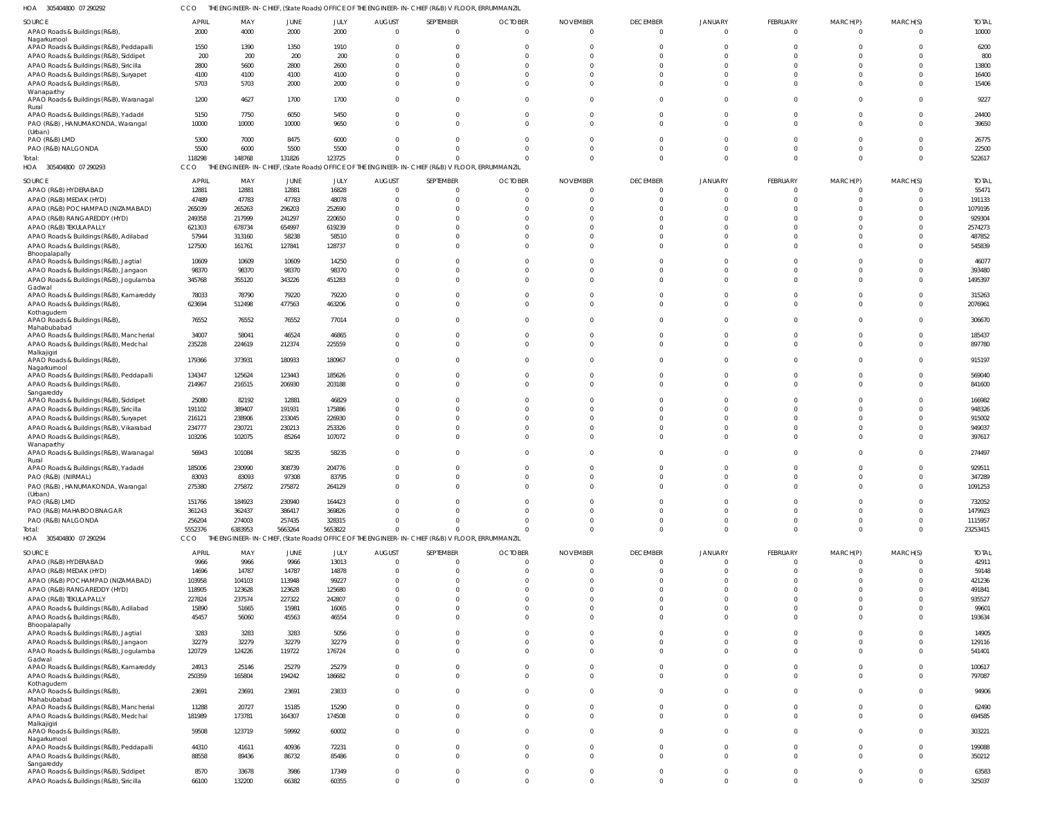HOA 305404800 07 290292 CCO THE ENGINEER-IN-CHIEF, (State Roads) OFFICE OF THE ENGINEER-IN-CHIEF (R&B) V FLOOR, ERRUMMANZIL

| SOURCE | APRIL | MAY | JUNE | JULY | AUGUST | SEPTEMBER | OCTOBER | NOVEMBER | DECEMBER | JANUARY | FEBRUARY | MARCH(P) | MARCH(S) | TOTAL |
|---|---|---|---|---|---|---|---|---|---|---|---|---|---|---|
| APAO Roads & Buildings (R&B), Nagarkurnool | 2000 | 4000 | 2000 | 2000 | 0 | 0 | 0 | 0 | 0 | 0 | 0 | 0 | 0 | 10000 |
| APAO Roads & Buildings (R&B), Peddapalli | 1550 | 1390 | 1350 | 1910 | 0 | 0 | 0 | 0 | 0 | 0 | 0 | 0 | 0 | 6200 |
| APAO Roads & Buildings (R&B), Siddipet | 200 | 200 | 200 | 200 | 0 | 0 | 0 | 0 | 0 | 0 | 0 | 0 | 0 | 800 |
| APAO Roads & Buildings (R&B), Siricilla | 2800 | 5600 | 2800 | 2600 | 0 | 0 | 0 | 0 | 0 | 0 | 0 | 0 | 0 | 13800 |
| APAO Roads & Buildings (R&B), Suryapet | 4100 | 4100 | 4100 | 4100 | 0 | 0 | 0 | 0 | 0 | 0 | 0 | 0 | 0 | 16400 |
| APAO Roads & Buildings (R&B), Wanaparthy | 5703 | 5703 | 2000 | 2000 | 0 | 0 | 0 | 0 | 0 | 0 | 0 | 0 | 0 | 15406 |
| APAO Roads & Buildings (R&B), Waranagal Rural | 1200 | 4627 | 1700 | 1700 | 0 | 0 | 0 | 0 | 0 | 0 | 0 | 0 | 0 | 9227 |
| APAO Roads & Buildings (R&B), Yadadri | 5150 | 7750 | 6050 | 5450 | 0 | 0 | 0 | 0 | 0 | 0 | 0 | 0 | 0 | 24400 |
| PAO (R&B) , HANUMAKONDA, Warangal (Urban) | 10000 | 10000 | 10000 | 9650 | 0 | 0 | 0 | 0 | 0 | 0 | 0 | 0 | 0 | 39650 |
| PAO (R&B) LMD | 5300 | 7000 | 8475 | 6000 | 0 | 0 | 0 | 0 | 0 | 0 | 0 | 0 | 0 | 26775 |
| PAO (R&B) NALGONDA | 5500 | 6000 | 5500 | 5500 | 0 | 0 | 0 | 0 | 0 | 0 | 0 | 0 | 0 | 22500 |
| Total: | 118298 | 148768 | 131826 | 123725 | 0 | 0 | 0 | 0 | 0 | 0 | 0 | 0 | 0 | 522617 |

HOA 305404800 07 290293 CCO THE ENGINEER-IN-CHIEF, (State Roads) OFFICE OF THE ENGINEER-IN-CHIEF (R&B) V FLOOR, ERRUMMANZIL

| SOURCE | APRIL | MAY | JUNE | JULY | AUGUST | SEPTEMBER | OCTOBER | NOVEMBER | DECEMBER | JANUARY | FEBRUARY | MARCH(P) | MARCH(S) | TOTAL |
|---|---|---|---|---|---|---|---|---|---|---|---|---|---|---|
| APAO (R&B) HYDERABAD | 12881 | 12881 | 12881 | 16828 | 0 | 0 | 0 | 0 | 0 | 0 | 0 | 0 | 0 | 55471 |
| APAO (R&B) MEDAK (HYD) | 47489 | 47783 | 47783 | 48078 | 0 | 0 | 0 | 0 | 0 | 0 | 0 | 0 | 0 | 191133 |
| APAO (R&B) POCHAMPAD (NIZAMABAD) | 265039 | 265263 | 296203 | 252690 | 0 | 0 | 0 | 0 | 0 | 0 | 0 | 0 | 0 | 1079195 |
| APAO (R&B) RANGAREDDY (HYD) | 249358 | 217999 | 241297 | 220650 | 0 | 0 | 0 | 0 | 0 | 0 | 0 | 0 | 0 | 929304 |
| APAO (R&B) TEKULAPALLY | 621303 | 678734 | 654997 | 619239 | 0 | 0 | 0 | 0 | 0 | 0 | 0 | 0 | 0 | 2574273 |
| APAO Roads & Buildings (R&B), Adilabad | 57944 | 313160 | 58238 | 58510 | 0 | 0 | 0 | 0 | 0 | 0 | 0 | 0 | 0 | 487852 |
| APAO Roads & Buildings (R&B), Bhoopalapally | 127500 | 161761 | 127841 | 128737 | 0 | 0 | 0 | 0 | 0 | 0 | 0 | 0 | 0 | 545839 |
| APAO Roads & Buildings (R&B), Jagtial | 10609 | 10609 | 10609 | 14250 | 0 | 0 | 0 | 0 | 0 | 0 | 0 | 0 | 0 | 46077 |
| APAO Roads & Buildings (R&B), Jangaon | 98370 | 98370 | 98370 | 98370 | 0 | 0 | 0 | 0 | 0 | 0 | 0 | 0 | 0 | 393480 |
| APAO Roads & Buildings (R&B), Jogulamba Gadwal | 345768 | 355120 | 343226 | 451283 | 0 | 0 | 0 | 0 | 0 | 0 | 0 | 0 | 0 | 1495397 |
| APAO Roads & Buildings (R&B), Kamareddy | 78033 | 78790 | 79220 | 79220 | 0 | 0 | 0 | 0 | 0 | 0 | 0 | 0 | 0 | 315263 |
| APAO Roads & Buildings (R&B), Kothagudem | 623694 | 512498 | 477563 | 463206 | 0 | 0 | 0 | 0 | 0 | 0 | 0 | 0 | 0 | 2076961 |
| APAO Roads & Buildings (R&B), Mahabubabad | 76552 | 76552 | 76552 | 77014 | 0 | 0 | 0 | 0 | 0 | 0 | 0 | 0 | 0 | 306670 |
| APAO Roads & Buildings (R&B), Mancherial | 34007 | 58041 | 46524 | 46865 | 0 | 0 | 0 | 0 | 0 | 0 | 0 | 0 | 0 | 185437 |
| APAO Roads & Buildings (R&B), Medchal Malkajigiri | 235228 | 224619 | 212374 | 225559 | 0 | 0 | 0 | 0 | 0 | 0 | 0 | 0 | 0 | 897780 |
| APAO Roads & Buildings (R&B), Nagarkurnool | 179366 | 373931 | 180933 | 180967 | 0 | 0 | 0 | 0 | 0 | 0 | 0 | 0 | 0 | 915197 |
| APAO Roads & Buildings (R&B), Peddapalli | 134347 | 125624 | 123443 | 185626 | 0 | 0 | 0 | 0 | 0 | 0 | 0 | 0 | 0 | 569040 |
| APAO Roads & Buildings (R&B), Sangareddy | 214967 | 216515 | 206930 | 203188 | 0 | 0 | 0 | 0 | 0 | 0 | 0 | 0 | 0 | 841600 |
| APAO Roads & Buildings (R&B), Siddipet | 25080 | 82192 | 12881 | 46829 | 0 | 0 | 0 | 0 | 0 | 0 | 0 | 0 | 0 | 166982 |
| APAO Roads & Buildings (R&B), Siricilla | 191102 | 389407 | 191931 | 175886 | 0 | 0 | 0 | 0 | 0 | 0 | 0 | 0 | 0 | 948326 |
| APAO Roads & Buildings (R&B), Suryapet | 216121 | 238906 | 233045 | 226930 | 0 | 0 | 0 | 0 | 0 | 0 | 0 | 0 | 0 | 915002 |
| APAO Roads & Buildings (R&B), Vikarabad | 234777 | 230721 | 230213 | 253326 | 0 | 0 | 0 | 0 | 0 | 0 | 0 | 0 | 0 | 949037 |
| APAO Roads & Buildings (R&B), Wanaparthy | 103206 | 102075 | 85264 | 107072 | 0 | 0 | 0 | 0 | 0 | 0 | 0 | 0 | 0 | 397617 |
| APAO Roads & Buildings (R&B), Waranagal Rural | 56943 | 101084 | 58235 | 58235 | 0 | 0 | 0 | 0 | 0 | 0 | 0 | 0 | 0 | 274497 |
| APAO Roads & Buildings (R&B), Yadadri | 185006 | 230990 | 308739 | 204776 | 0 | 0 | 0 | 0 | 0 | 0 | 0 | 0 | 0 | 929511 |
| PAO (R&B) (NIRMAL) | 83093 | 83093 | 97308 | 83795 | 0 | 0 | 0 | 0 | 0 | 0 | 0 | 0 | 0 | 347289 |
| PAO (R&B) , HANUMAKONDA, Warangal (Urban) | 275380 | 275872 | 275872 | 264129 | 0 | 0 | 0 | 0 | 0 | 0 | 0 | 0 | 0 | 1091253 |
| PAO (R&B) LMD | 151766 | 184923 | 230940 | 164423 | 0 | 0 | 0 | 0 | 0 | 0 | 0 | 0 | 0 | 732052 |
| PAO (R&B) MAHABOOBNAGAR | 361243 | 362437 | 386417 | 369826 | 0 | 0 | 0 | 0 | 0 | 0 | 0 | 0 | 0 | 1479923 |
| PAO (R&B) NALGONDA | 256204 | 274003 | 257435 | 328315 | 0 | 0 | 0 | 0 | 0 | 0 | 0 | 0 | 0 | 1115957 |
| Total: | 5552376 | 6383953 | 5663264 | 5653822 | 0 | 0 | 0 | 0 | 0 | 0 | 0 | 0 | 0 | 23253415 |

HOA 305404800 07 290294 CCO THE ENGINEER-IN-CHIEF, (State Roads) OFFICE OF THE ENGINEER-IN-CHIEF (R&B) V FLOOR, ERRUMMANZIL

| SOURCE | APRIL | MAY | JUNE | JULY | AUGUST | SEPTEMBER | OCTOBER | NOVEMBER | DECEMBER | JANUARY | FEBRUARY | MARCH(P) | MARCH(S) | TOTAL |
|---|---|---|---|---|---|---|---|---|---|---|---|---|---|---|
| APAO (R&B) HYDERABAD | 9966 | 9966 | 9966 | 13013 | 0 | 0 | 0 | 0 | 0 | 0 | 0 | 0 | 0 | 42911 |
| APAO (R&B) MEDAK (HYD) | 14696 | 14787 | 14787 | 14878 | 0 | 0 | 0 | 0 | 0 | 0 | 0 | 0 | 0 | 59148 |
| APAO (R&B) POCHAMPAD (NIZAMABAD) | 103958 | 104103 | 113948 | 99227 | 0 | 0 | 0 | 0 | 0 | 0 | 0 | 0 | 0 | 421236 |
| APAO (R&B) RANGAREDDY (HYD) | 118905 | 123628 | 123628 | 125680 | 0 | 0 | 0 | 0 | 0 | 0 | 0 | 0 | 0 | 491841 |
| APAO (R&B) TEKULAPALLY | 227824 | 237574 | 227322 | 242807 | 0 | 0 | 0 | 0 | 0 | 0 | 0 | 0 | 0 | 935527 |
| APAO Roads & Buildings (R&B), Adilabad | 15890 | 51665 | 15981 | 16065 | 0 | 0 | 0 | 0 | 0 | 0 | 0 | 0 | 0 | 99601 |
| APAO Roads & Buildings (R&B), Bhoopalapally | 45457 | 56060 | 45563 | 46554 | 0 | 0 | 0 | 0 | 0 | 0 | 0 | 0 | 0 | 193634 |
| APAO Roads & Buildings (R&B), Jagtial | 3283 | 3283 | 3283 | 5056 | 0 | 0 | 0 | 0 | 0 | 0 | 0 | 0 | 0 | 14905 |
| APAO Roads & Buildings (R&B), Jangaon | 32279 | 32279 | 32279 | 32279 | 0 | 0 | 0 | 0 | 0 | 0 | 0 | 0 | 0 | 129116 |
| APAO Roads & Buildings (R&B), Jogulamba Gadwal | 120729 | 124226 | 119722 | 176724 | 0 | 0 | 0 | 0 | 0 | 0 | 0 | 0 | 0 | 541401 |
| APAO Roads & Buildings (R&B), Kamareddy | 24913 | 25146 | 25279 | 25279 | 0 | 0 | 0 | 0 | 0 | 0 | 0 | 0 | 0 | 100617 |
| APAO Roads & Buildings (R&B), Kothagudem | 250359 | 165804 | 194242 | 186682 | 0 | 0 | 0 | 0 | 0 | 0 | 0 | 0 | 0 | 797087 |
| APAO Roads & Buildings (R&B), Mahabubabad | 23691 | 23691 | 23691 | 23833 | 0 | 0 | 0 | 0 | 0 | 0 | 0 | 0 | 0 | 94906 |
| APAO Roads & Buildings (R&B), Mancherial | 11288 | 20727 | 15185 | 15290 | 0 | 0 | 0 | 0 | 0 | 0 | 0 | 0 | 0 | 62490 |
| APAO Roads & Buildings (R&B), Medchal Malkajigiri | 181989 | 173781 | 164307 | 174508 | 0 | 0 | 0 | 0 | 0 | 0 | 0 | 0 | 0 | 694585 |
| APAO Roads & Buildings (R&B), Nagarkurnool | 59508 | 123719 | 59992 | 60002 | 0 | 0 | 0 | 0 | 0 | 0 | 0 | 0 | 0 | 303221 |
| APAO Roads & Buildings (R&B), Peddapalli | 44310 | 41611 | 40936 | 72231 | 0 | 0 | 0 | 0 | 0 | 0 | 0 | 0 | 0 | 199088 |
| APAO Roads & Buildings (R&B), Sangareddy | 88558 | 89436 | 86732 | 85486 | 0 | 0 | 0 | 0 | 0 | 0 | 0 | 0 | 0 | 350212 |
| APAO Roads & Buildings (R&B), Siddipet | 8570 | 33678 | 3986 | 17349 | 0 | 0 | 0 | 0 | 0 | 0 | 0 | 0 | 0 | 63583 |
| APAO Roads & Buildings (R&B), Siricilla | 66100 | 132200 | 66382 | 60355 | 0 | 0 | 0 | 0 | 0 | 0 | 0 | 0 | 0 | 325037 |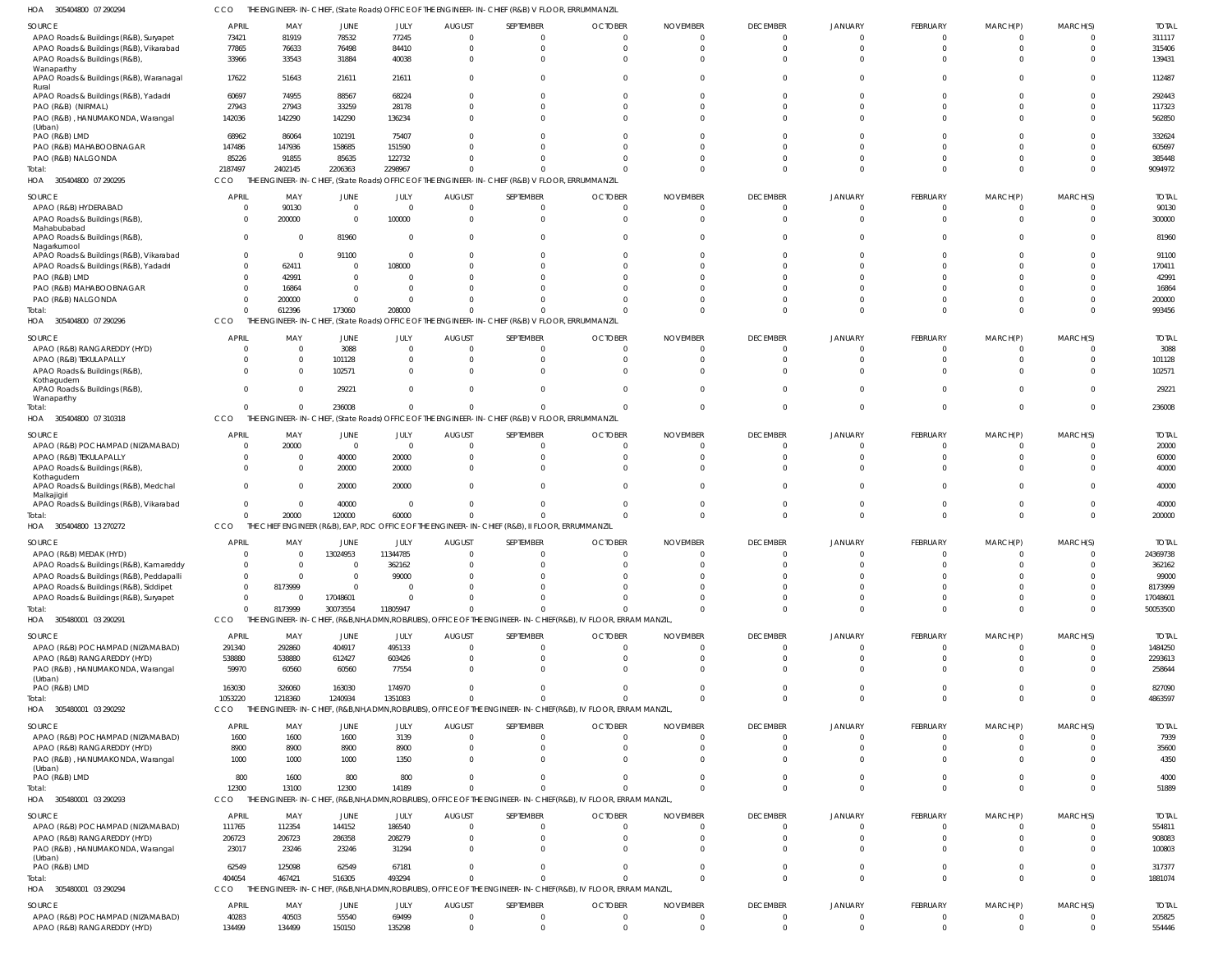HOA 305404800 07 290294 CCO THE ENGINEER-IN-CHIEF, (State Roads) OFFICE OF THE ENGINEER-IN-CHIEF (R&B) V FLOOR, ERRUMMANZIL

| SOURCE | APRIL | MAY | JUNE | JULY | AUGUST | SEPTEMBER | OCTOBER | NOVEMBER | DECEMBER | JANUARY | FEBRUARY | MARCH(P) | MARCH(S) | TOTAL |
|---|---|---|---|---|---|---|---|---|---|---|---|---|---|---|
| APAO Roads & Buildings (R&B), Suryapet | 73421 | 81919 | 78532 | 77245 | 0 | 0 | 0 | 0 | 0 | 0 | 0 | 0 | 0 | 311117 |
| APAO Roads & Buildings (R&B), Vikarabad | 77865 | 76633 | 76498 | 84410 | 0 | 0 | 0 | 0 | 0 | 0 | 0 | 0 | 0 | 315406 |
| APAO Roads & Buildings (R&B), Wanaparthy | 33966 | 33543 | 31884 | 40038 | 0 | 0 | 0 | 0 | 0 | 0 | 0 | 0 | 0 | 139431 |
| APAO Roads & Buildings (R&B), Waranagal Rural | 17622 | 51643 | 21611 | 21611 | 0 | 0 | 0 | 0 | 0 | 0 | 0 | 0 | 0 | 112487 |
| APAO Roads & Buildings (R&B), Yadadri | 60697 | 74955 | 88567 | 68224 | 0 | 0 | 0 | 0 | 0 | 0 | 0 | 0 | 0 | 292443 |
| PAO (R&B) (NIRMAL) | 27943 | 27943 | 33259 | 28178 | 0 | 0 | 0 | 0 | 0 | 0 | 0 | 0 | 0 | 117323 |
| PAO (R&B), HANUMAKONDA, Warangal (Urban) | 142036 | 142290 | 142290 | 136234 | 0 | 0 | 0 | 0 | 0 | 0 | 0 | 0 | 0 | 562850 |
| PAO (R&B) LMD | 68962 | 86064 | 102191 | 75407 | 0 | 0 | 0 | 0 | 0 | 0 | 0 | 0 | 0 | 332624 |
| PAO (R&B) MAHABOOBNAGAR | 147486 | 147936 | 158685 | 151590 | 0 | 0 | 0 | 0 | 0 | 0 | 0 | 0 | 0 | 605697 |
| PAO (R&B) NALGONDA | 85226 | 91855 | 85635 | 122732 | 0 | 0 | 0 | 0 | 0 | 0 | 0 | 0 | 0 | 385448 |
| Total: | 2187497 | 2402145 | 2206363 | 2298967 | 0 | 0 | 0 | 0 | 0 | 0 | 0 | 0 | 0 | 9094972 |

HOA 305404800 07 290295 CCO THE ENGINEER-IN-CHIEF, (State Roads) OFFICE OF THE ENGINEER-IN-CHIEF (R&B) V FLOOR, ERRUMMANZIL

| SOURCE | APRIL | MAY | JUNE | JULY | AUGUST | SEPTEMBER | OCTOBER | NOVEMBER | DECEMBER | JANUARY | FEBRUARY | MARCH(P) | MARCH(S) | TOTAL |
|---|---|---|---|---|---|---|---|---|---|---|---|---|---|---|
| APAO (R&B) HYDERABAD | 0 | 90130 | 0 | 0 | 0 | 0 | 0 | 0 | 0 | 0 | 0 | 0 | 0 | 90130 |
| APAO Roads & Buildings (R&B), Mahabubabad | 0 | 200000 | 0 | 100000 | 0 | 0 | 0 | 0 | 0 | 0 | 0 | 0 | 0 | 300000 |
| APAO Roads & Buildings (R&B), Nagarkurnool | 0 | 0 | 81960 | 0 | 0 | 0 | 0 | 0 | 0 | 0 | 0 | 0 | 0 | 81960 |
| APAO Roads & Buildings (R&B), Vikarabad | 0 | 0 | 91100 | 0 | 0 | 0 | 0 | 0 | 0 | 0 | 0 | 0 | 0 | 91100 |
| APAO Roads & Buildings (R&B), Yadadri | 0 | 62411 | 0 | 108000 | 0 | 0 | 0 | 0 | 0 | 0 | 0 | 0 | 0 | 170411 |
| PAO (R&B) LMD | 0 | 42991 | 0 | 0 | 0 | 0 | 0 | 0 | 0 | 0 | 0 | 0 | 0 | 42991 |
| PAO (R&B) MAHABOOBNAGAR | 0 | 16864 | 0 | 0 | 0 | 0 | 0 | 0 | 0 | 0 | 0 | 0 | 0 | 16864 |
| PAO (R&B) NALGONDA | 0 | 200000 | 0 | 0 | 0 | 0 | 0 | 0 | 0 | 0 | 0 | 0 | 0 | 200000 |
| Total: | 0 | 612396 | 173060 | 208000 | 0 | 0 | 0 | 0 | 0 | 0 | 0 | 0 | 0 | 993456 |

HOA 305404800 07 290296 CCO THE ENGINEER-IN-CHIEF, (State Roads) OFFICE OF THE ENGINEER-IN-CHIEF (R&B) V FLOOR, ERRUMMANZIL

| SOURCE | APRIL | MAY | JUNE | JULY | AUGUST | SEPTEMBER | OCTOBER | NOVEMBER | DECEMBER | JANUARY | FEBRUARY | MARCH(P) | MARCH(S) | TOTAL |
|---|---|---|---|---|---|---|---|---|---|---|---|---|---|---|
| APAO (R&B) RANGAREDDY (HYD) | 0 | 0 | 3088 | 0 | 0 | 0 | 0 | 0 | 0 | 0 | 0 | 0 | 0 | 3088 |
| APAO (R&B) TEKULAPALLY | 0 | 0 | 101128 | 0 | 0 | 0 | 0 | 0 | 0 | 0 | 0 | 0 | 0 | 101128 |
| APAO Roads & Buildings (R&B), Kothagudem | 0 | 0 | 102571 | 0 | 0 | 0 | 0 | 0 | 0 | 0 | 0 | 0 | 0 | 102571 |
| APAO Roads & Buildings (R&B), Wanaparthy | 0 | 0 | 29221 | 0 | 0 | 0 | 0 | 0 | 0 | 0 | 0 | 0 | 0 | 29221 |
| Total: | 0 | 0 | 236008 | 0 | 0 | 0 | 0 | 0 | 0 | 0 | 0 | 0 | 0 | 236008 |

HOA 305404800 07 310318 CCO THE ENGINEER-IN-CHIEF, (State Roads) OFFICE OF THE ENGINEER-IN-CHIEF (R&B) V FLOOR, ERRUMMANZIL

| SOURCE | APRIL | MAY | JUNE | JULY | AUGUST | SEPTEMBER | OCTOBER | NOVEMBER | DECEMBER | JANUARY | FEBRUARY | MARCH(P) | MARCH(S) | TOTAL |
|---|---|---|---|---|---|---|---|---|---|---|---|---|---|---|
| APAO (R&B) POCHAMPAD (NIZAMABAD) | 0 | 20000 | 0 | 0 | 0 | 0 | 0 | 0 | 0 | 0 | 0 | 0 | 0 | 20000 |
| APAO (R&B) TEKULAPALLY | 0 | 0 | 40000 | 20000 | 0 | 0 | 0 | 0 | 0 | 0 | 0 | 0 | 0 | 60000 |
| APAO Roads & Buildings (R&B), Kothagudem | 0 | 0 | 20000 | 20000 | 0 | 0 | 0 | 0 | 0 | 0 | 0 | 0 | 0 | 40000 |
| APAO Roads & Buildings (R&B), Medchal Malkajigiri | 0 | 0 | 20000 | 20000 | 0 | 0 | 0 | 0 | 0 | 0 | 0 | 0 | 0 | 40000 |
| APAO Roads & Buildings (R&B), Vikarabad | 0 | 0 | 40000 | 0 | 0 | 0 | 0 | 0 | 0 | 0 | 0 | 0 | 0 | 40000 |
| Total: | 0 | 20000 | 120000 | 60000 | 0 | 0 | 0 | 0 | 0 | 0 | 0 | 0 | 0 | 200000 |

HOA 305404800 13 270272 CCO THE CHIEF ENGINEER (R&B), EAP, RDC OFFICE OF THE ENGINEER-IN-CHIEF (R&B), II FLOOR, ERRUMMANZIL

| SOURCE | APRIL | MAY | JUNE | JULY | AUGUST | SEPTEMBER | OCTOBER | NOVEMBER | DECEMBER | JANUARY | FEBRUARY | MARCH(P) | MARCH(S) | TOTAL |
|---|---|---|---|---|---|---|---|---|---|---|---|---|---|---|
| APAO (R&B) MEDAK (HYD) | 0 | 0 | 13024953 | 11344785 | 0 | 0 | 0 | 0 | 0 | 0 | 0 | 0 | 0 | 24369738 |
| APAO Roads & Buildings (R&B), Kamareddy | 0 | 0 | 0 | 362162 | 0 | 0 | 0 | 0 | 0 | 0 | 0 | 0 | 0 | 362162 |
| APAO Roads & Buildings (R&B), Peddapalli | 0 | 0 | 0 | 99000 | 0 | 0 | 0 | 0 | 0 | 0 | 0 | 0 | 0 | 99000 |
| APAO Roads & Buildings (R&B), Siddipet | 0 | 8173999 | 0 | 0 | 0 | 0 | 0 | 0 | 0 | 0 | 0 | 0 | 0 | 8173999 |
| APAO Roads & Buildings (R&B), Suryapet | 0 | 0 | 17048601 | 0 | 0 | 0 | 0 | 0 | 0 | 0 | 0 | 0 | 0 | 17048601 |
| Total: | 0 | 8173999 | 30073554 | 11805947 | 0 | 0 | 0 | 0 | 0 | 0 | 0 | 0 | 0 | 50053500 |

HOA 305480001 03 290291 CCO THE ENGINEER-IN-CHIEF, (R&B,NH,ADMN,ROB/RUBS), OFFICE OF THE ENGINEER-IN-CHIEF(R&B), IV FLOOR, ERRAM MANZIL,

| SOURCE | APRIL | MAY | JUNE | JULY | AUGUST | SEPTEMBER | OCTOBER | NOVEMBER | DECEMBER | JANUARY | FEBRUARY | MARCH(P) | MARCH(S) | TOTAL |
|---|---|---|---|---|---|---|---|---|---|---|---|---|---|---|
| APAO (R&B) POCHAMPAD (NIZAMABAD) | 291340 | 292860 | 404917 | 495133 | 0 | 0 | 0 | 0 | 0 | 0 | 0 | 0 | 0 | 1484250 |
| APAO (R&B) RANGAREDDY (HYD) | 538880 | 538880 | 612427 | 603426 | 0 | 0 | 0 | 0 | 0 | 0 | 0 | 0 | 0 | 2293613 |
| PAO (R&B), HANUMAKONDA, Warangal (Urban) | 59970 | 60560 | 60560 | 77554 | 0 | 0 | 0 | 0 | 0 | 0 | 0 | 0 | 0 | 258644 |
| PAO (R&B) LMD | 163030 | 326060 | 163030 | 174970 | 0 | 0 | 0 | 0 | 0 | 0 | 0 | 0 | 0 | 827090 |
| Total: | 1053220 | 1218360 | 1240934 | 1351083 | 0 | 0 | 0 | 0 | 0 | 0 | 0 | 0 | 0 | 4863597 |

HOA 305480001 03 290292 CCO THE ENGINEER-IN-CHIEF, (R&B,NH,ADMN,ROB/RUBS), OFFICE OF THE ENGINEER-IN-CHIEF(R&B), IV FLOOR, ERRAM MANZIL,

| SOURCE | APRIL | MAY | JUNE | JULY | AUGUST | SEPTEMBER | OCTOBER | NOVEMBER | DECEMBER | JANUARY | FEBRUARY | MARCH(P) | MARCH(S) | TOTAL |
|---|---|---|---|---|---|---|---|---|---|---|---|---|---|---|
| APAO (R&B) POCHAMPAD (NIZAMABAD) | 1600 | 1600 | 1600 | 3139 | 0 | 0 | 0 | 0 | 0 | 0 | 0 | 0 | 0 | 7939 |
| APAO (R&B) RANGAREDDY (HYD) | 8900 | 8900 | 8900 | 8900 | 0 | 0 | 0 | 0 | 0 | 0 | 0 | 0 | 0 | 35600 |
| PAO (R&B), HANUMAKONDA, Warangal (Urban) | 1000 | 1000 | 1000 | 1350 | 0 | 0 | 0 | 0 | 0 | 0 | 0 | 0 | 0 | 4350 |
| PAO (R&B) LMD | 800 | 1600 | 800 | 800 | 0 | 0 | 0 | 0 | 0 | 0 | 0 | 0 | 0 | 4000 |
| Total: | 12300 | 13100 | 12300 | 14189 | 0 | 0 | 0 | 0 | 0 | 0 | 0 | 0 | 0 | 51889 |

HOA 305480001 03 290293 CCO THE ENGINEER-IN-CHIEF, (R&B,NH,ADMN,ROB/RUBS), OFFICE OF THE ENGINEER-IN-CHIEF(R&B), IV FLOOR, ERRAM MANZIL,

| SOURCE | APRIL | MAY | JUNE | JULY | AUGUST | SEPTEMBER | OCTOBER | NOVEMBER | DECEMBER | JANUARY | FEBRUARY | MARCH(P) | MARCH(S) | TOTAL |
|---|---|---|---|---|---|---|---|---|---|---|---|---|---|---|
| APAO (R&B) POCHAMPAD (NIZAMABAD) | 111765 | 112354 | 144152 | 186540 | 0 | 0 | 0 | 0 | 0 | 0 | 0 | 0 | 0 | 554811 |
| APAO (R&B) RANGAREDDY (HYD) | 206723 | 206723 | 286358 | 208279 | 0 | 0 | 0 | 0 | 0 | 0 | 0 | 0 | 0 | 908083 |
| PAO (R&B), HANUMAKONDA, Warangal (Urban) | 23017 | 23246 | 23246 | 31294 | 0 | 0 | 0 | 0 | 0 | 0 | 0 | 0 | 0 | 100803 |
| PAO (R&B) LMD | 62549 | 125098 | 62549 | 67181 | 0 | 0 | 0 | 0 | 0 | 0 | 0 | 0 | 0 | 317377 |
| Total: | 404054 | 467421 | 516305 | 493294 | 0 | 0 | 0 | 0 | 0 | 0 | 0 | 0 | 0 | 1881074 |

HOA 305480001 03 290294 CCO THE ENGINEER-IN-CHIEF, (R&B,NH,ADMN,ROB/RUBS), OFFICE OF THE ENGINEER-IN-CHIEF(R&B), IV FLOOR, ERRAM MANZIL,

| SOURCE | APRIL | MAY | JUNE | JULY | AUGUST | SEPTEMBER | OCTOBER | NOVEMBER | DECEMBER | JANUARY | FEBRUARY | MARCH(P) | MARCH(S) | TOTAL |
|---|---|---|---|---|---|---|---|---|---|---|---|---|---|---|
| APAO (R&B) POCHAMPAD (NIZAMABAD) | 40283 | 40503 | 55540 | 69499 | 0 | 0 | 0 | 0 | 0 | 0 | 0 | 0 | 0 | 205825 |
| APAO (R&B) RANGAREDDY (HYD) | 134499 | 134499 | 150150 | 135298 | 0 | 0 | 0 | 0 | 0 | 0 | 0 | 0 | 0 | 554446 |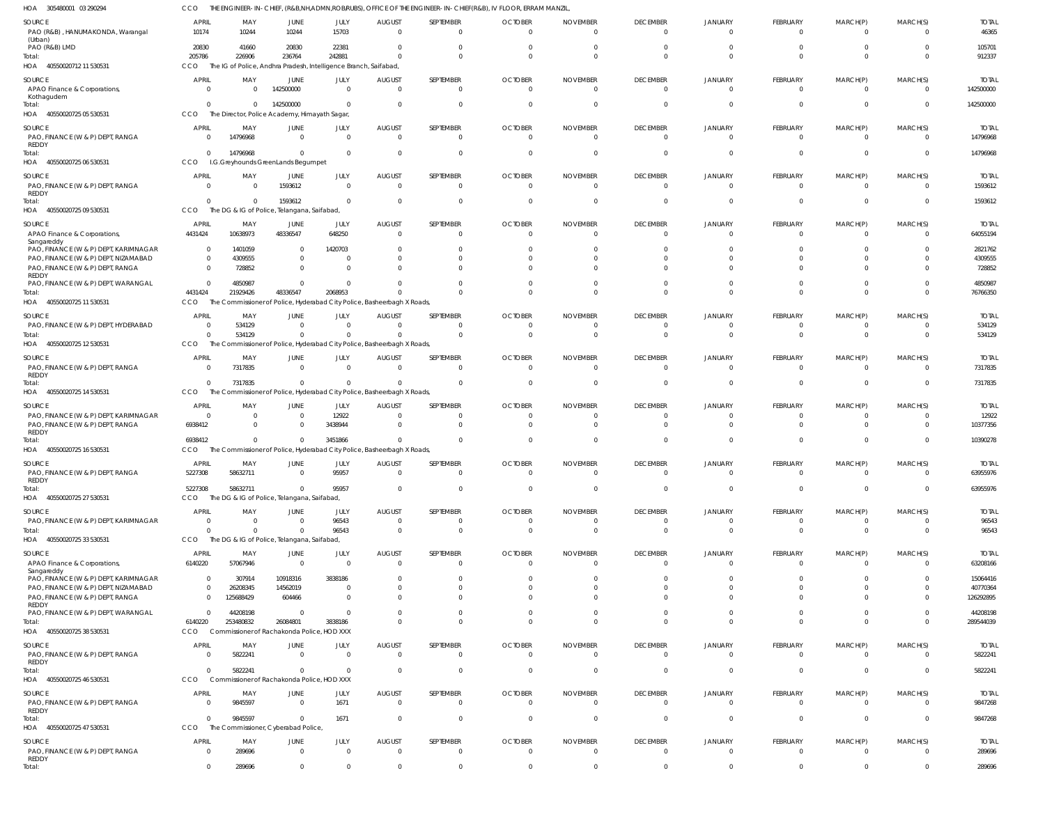HOA 305480001 03 290294 CCO THE ENGINEER- IN- CHIEF, (R&B,NH,ADMN,ROB/RUBS), OFFICE OF THE ENGINEER- IN- CHIEF(R&B), IV FLOOR, ERRAM MANZIL,

| SOURCE | APRIL | MAY | JUNE | JULY | AUGUST | SEPTEMBER | OCTOBER | NOVEMBER | DECEMBER | JANUARY | FEBRUARY | MARCH(P) | MARCH(S) | TOTAL |
|---|---|---|---|---|---|---|---|---|---|---|---|---|---|---|
| PAO (R&B) , HANUMAKONDA, Warangal (Urban) | 10174 | 10244 | 10244 | 15703 | 0 | 0 | 0 | 0 | 0 | 0 | 0 | 0 | 0 | 46365 |
| PAO (R&B) LMD | 20830 | 41660 | 20830 | 22381 | 0 | 0 | 0 | 0 | 0 | 0 | 0 | 0 | 0 | 105701 |
| Total: | 205786 | 226906 | 236764 | 242881 | 0 | 0 | 0 | 0 | 0 | 0 | 0 | 0 | 0 | 912337 |

HOA 40550020712 11 530531 CCO The IG of Police, Andhra Pradesh, Intelligence Branch, Saifabad,

| SOURCE | APRIL | MAY | JUNE | JULY | AUGUST | SEPTEMBER | OCTOBER | NOVEMBER | DECEMBER | JANUARY | FEBRUARY | MARCH(P) | MARCH(S) | TOTAL |
|---|---|---|---|---|---|---|---|---|---|---|---|---|---|---|
| APAO Finance & Corporations, Kothagudem | 0 | 0 | 142500000 | 0 | 0 | 0 | 0 | 0 | 0 | 0 | 0 | 0 | 0 | 142500000 |
| Total: | 0 | 0 | 142500000 | 0 | 0 | 0 | 0 | 0 | 0 | 0 | 0 | 0 | 0 | 142500000 |

HOA 40550020725 05 530531 CCO The Director, Police Academy, Himayath Sagar,

| SOURCE | APRIL | MAY | JUNE | JULY | AUGUST | SEPTEMBER | OCTOBER | NOVEMBER | DECEMBER | JANUARY | FEBRUARY | MARCH(P) | MARCH(S) | TOTAL |
|---|---|---|---|---|---|---|---|---|---|---|---|---|---|---|
| PAO, FINANCE (W & P) DEPT, RANGA REDDY | 0 | 14796968 | 0 | 0 | 0 | 0 | 0 | 0 | 0 | 0 | 0 | 0 | 0 | 14796968 |
| Total: | 0 | 14796968 | 0 | 0 | 0 | 0 | 0 | 0 | 0 | 0 | 0 | 0 | 0 | 14796968 |

HOA 40550020725 06 530531 CCO I.G.Greyhounds GreenLands Begumpet

| SOURCE | APRIL | MAY | JUNE | JULY | AUGUST | SEPTEMBER | OCTOBER | NOVEMBER | DECEMBER | JANUARY | FEBRUARY | MARCH(P) | MARCH(S) | TOTAL |
|---|---|---|---|---|---|---|---|---|---|---|---|---|---|---|
| PAO, FINANCE (W & P) DEPT, RANGA REDDY | 0 | 0 | 1593612 | 0 | 0 | 0 | 0 | 0 | 0 | 0 | 0 | 0 | 0 | 1593612 |
| Total: | 0 | 0 | 1593612 | 0 | 0 | 0 | 0 | 0 | 0 | 0 | 0 | 0 | 0 | 1593612 |

HOA 40550020725 09 530531 CCO The DG & IG of Police, Telangana, Saifabad,

| SOURCE | APRIL | MAY | JUNE | JULY | AUGUST | SEPTEMBER | OCTOBER | NOVEMBER | DECEMBER | JANUARY | FEBRUARY | MARCH(P) | MARCH(S) | TOTAL |
|---|---|---|---|---|---|---|---|---|---|---|---|---|---|---|
| APAO Finance & Corporations, Sangareddy | 4431424 | 10638973 | 48336547 | 648250 | 0 | 0 | 0 | 0 | 0 | 0 | 0 | 0 | 0 | 64055194 |
| PAO, FINANCE (W & P) DEPT, KARIMNAGAR | 0 | 1401059 | 0 | 1420703 | 0 | 0 | 0 | 0 | 0 | 0 | 0 | 0 | 0 | 2821762 |
| PAO, FINANCE (W & P) DEPT, NIZAMABAD | 0 | 4309555 | 0 | 0 | 0 | 0 | 0 | 0 | 0 | 0 | 0 | 0 | 0 | 4309555 |
| PAO, FINANCE (W & P) DEPT, RANGA REDDY | 0 | 728852 | 0 | 0 | 0 | 0 | 0 | 0 | 0 | 0 | 0 | 0 | 0 | 728852 |
| PAO, FINANCE (W & P) DEPT, WARANGAL | 0 | 4850987 | 0 | 0 | 0 | 0 | 0 | 0 | 0 | 0 | 0 | 0 | 0 | 4850987 |
| Total: | 4431424 | 21929426 | 48336547 | 2068953 | 0 | 0 | 0 | 0 | 0 | 0 | 0 | 0 | 0 | 76766350 |

HOA 40550020725 11 530531 CCO The Commissioner of Police, Hyderabad City Police, Basheerbagh X Roads,

| SOURCE | APRIL | MAY | JUNE | JULY | AUGUST | SEPTEMBER | OCTOBER | NOVEMBER | DECEMBER | JANUARY | FEBRUARY | MARCH(P) | MARCH(S) | TOTAL |
|---|---|---|---|---|---|---|---|---|---|---|---|---|---|---|
| PAO, FINANCE (W & P) DEPT, HYDERABAD | 0 | 534129 | 0 | 0 | 0 | 0 | 0 | 0 | 0 | 0 | 0 | 0 | 0 | 534129 |
| Total: | 0 | 534129 | 0 | 0 | 0 | 0 | 0 | 0 | 0 | 0 | 0 | 0 | 0 | 534129 |

HOA 40550020725 12 530531 CCO The Commissioner of Police, Hyderabad City Police, Basheerbagh X Roads,

| SOURCE | APRIL | MAY | JUNE | JULY | AUGUST | SEPTEMBER | OCTOBER | NOVEMBER | DECEMBER | JANUARY | FEBRUARY | MARCH(P) | MARCH(S) | TOTAL |
|---|---|---|---|---|---|---|---|---|---|---|---|---|---|---|
| PAO, FINANCE (W & P) DEPT, RANGA REDDY | 0 | 7317835 | 0 | 0 | 0 | 0 | 0 | 0 | 0 | 0 | 0 | 0 | 0 | 7317835 |
| Total: | 0 | 7317835 | 0 | 0 | 0 | 0 | 0 | 0 | 0 | 0 | 0 | 0 | 0 | 7317835 |

HOA 40550020725 14 530531 CCO The Commissioner of Police, Hyderabad City Police, Basheerbagh X Roads,

| SOURCE | APRIL | MAY | JUNE | JULY | AUGUST | SEPTEMBER | OCTOBER | NOVEMBER | DECEMBER | JANUARY | FEBRUARY | MARCH(P) | MARCH(S) | TOTAL |
|---|---|---|---|---|---|---|---|---|---|---|---|---|---|---|
| PAO, FINANCE (W & P) DEPT, KARIMNAGAR | 0 | 0 | 0 | 12922 | 0 | 0 | 0 | 0 | 0 | 0 | 0 | 0 | 0 | 12922 |
| PAO, FINANCE (W & P) DEPT, RANGA REDDY | 6938412 | 0 | 0 | 3438944 | 0 | 0 | 0 | 0 | 0 | 0 | 0 | 0 | 0 | 10377356 |
| Total: | 6938412 | 0 | 0 | 3451866 | 0 | 0 | 0 | 0 | 0 | 0 | 0 | 0 | 0 | 10390278 |

HOA 40550020725 16 530531 CCO The Commissioner of Police, Hyderabad City Police, Basheerbagh X Roads,

| SOURCE | APRIL | MAY | JUNE | JULY | AUGUST | SEPTEMBER | OCTOBER | NOVEMBER | DECEMBER | JANUARY | FEBRUARY | MARCH(P) | MARCH(S) | TOTAL |
|---|---|---|---|---|---|---|---|---|---|---|---|---|---|---|
| PAO, FINANCE (W & P) DEPT, RANGA REDDY | 5227308 | 58632711 | 0 | 95957 | 0 | 0 | 0 | 0 | 0 | 0 | 0 | 0 | 0 | 63955976 |
| Total: | 5227308 | 58632711 | 0 | 95957 | 0 | 0 | 0 | 0 | 0 | 0 | 0 | 0 | 0 | 63955976 |

HOA 40550020725 27 530531 CCO The DG & IG of Police, Telangana, Saifabad,

| SOURCE | APRIL | MAY | JUNE | JULY | AUGUST | SEPTEMBER | OCTOBER | NOVEMBER | DECEMBER | JANUARY | FEBRUARY | MARCH(P) | MARCH(S) | TOTAL |
|---|---|---|---|---|---|---|---|---|---|---|---|---|---|---|
| PAO, FINANCE (W & P) DEPT, KARIMNAGAR | 0 | 0 | 0 | 96543 | 0 | 0 | 0 | 0 | 0 | 0 | 0 | 0 | 0 | 96543 |
| Total: | 0 | 0 | 0 | 96543 | 0 | 0 | 0 | 0 | 0 | 0 | 0 | 0 | 0 | 96543 |

HOA 40550020725 33 530531 CCO The DG & IG of Police, Telangana, Saifabad,

| SOURCE | APRIL | MAY | JUNE | JULY | AUGUST | SEPTEMBER | OCTOBER | NOVEMBER | DECEMBER | JANUARY | FEBRUARY | MARCH(P) | MARCH(S) | TOTAL |
|---|---|---|---|---|---|---|---|---|---|---|---|---|---|---|
| APAO Finance & Corporations, Sangareddy | 6140220 | 57067946 | 0 | 0 | 0 | 0 | 0 | 0 | 0 | 0 | 0 | 0 | 0 | 63208166 |
| PAO, FINANCE (W & P) DEPT, KARIMNAGAR | 0 | 307914 | 10918316 | 3838186 | 0 | 0 | 0 | 0 | 0 | 0 | 0 | 0 | 0 | 15064416 |
| PAO, FINANCE (W & P) DEPT, NIZAMABAD | 0 | 26208345 | 14562019 | 0 | 0 | 0 | 0 | 0 | 0 | 0 | 0 | 0 | 0 | 40770364 |
| PAO, FINANCE (W & P) DEPT, RANGA REDDY | 0 | 125688429 | 604466 | 0 | 0 | 0 | 0 | 0 | 0 | 0 | 0 | 0 | 0 | 126292895 |
| PAO, FINANCE (W & P) DEPT, WARANGAL | 0 | 44208198 | 0 | 0 | 0 | 0 | 0 | 0 | 0 | 0 | 0 | 0 | 0 | 44208198 |
| Total: | 6140220 | 253480832 | 26084801 | 3838186 | 0 | 0 | 0 | 0 | 0 | 0 | 0 | 0 | 0 | 289544039 |

HOA 40550020725 38 530531 CCO Commissioner of Rachakonda Police, HOD XXX

| SOURCE | APRIL | MAY | JUNE | JULY | AUGUST | SEPTEMBER | OCTOBER | NOVEMBER | DECEMBER | JANUARY | FEBRUARY | MARCH(P) | MARCH(S) | TOTAL |
|---|---|---|---|---|---|---|---|---|---|---|---|---|---|---|
| PAO, FINANCE (W & P) DEPT, RANGA REDDY | 0 | 5822241 | 0 | 0 | 0 | 0 | 0 | 0 | 0 | 0 | 0 | 0 | 0 | 5822241 |
| Total: | 0 | 5822241 | 0 | 0 | 0 | 0 | 0 | 0 | 0 | 0 | 0 | 0 | 0 | 5822241 |

HOA 40550020725 46 530531 CCO Commissioner of Rachakonda Police, HOD XXX

| SOURCE | APRIL | MAY | JUNE | JULY | AUGUST | SEPTEMBER | OCTOBER | NOVEMBER | DECEMBER | JANUARY | FEBRUARY | MARCH(P) | MARCH(S) | TOTAL |
|---|---|---|---|---|---|---|---|---|---|---|---|---|---|---|
| PAO, FINANCE (W & P) DEPT, RANGA REDDY | 0 | 9845597 | 0 | 1671 | 0 | 0 | 0 | 0 | 0 | 0 | 0 | 0 | 0 | 9847268 |
| Total: | 0 | 9845597 | 0 | 1671 | 0 | 0 | 0 | 0 | 0 | 0 | 0 | 0 | 0 | 9847268 |

HOA 40550020725 47 530531 CCO The Commissioner, Cyberabad Police,

| SOURCE | APRIL | MAY | JUNE | JULY | AUGUST | SEPTEMBER | OCTOBER | NOVEMBER | DECEMBER | JANUARY | FEBRUARY | MARCH(P) | MARCH(S) | TOTAL |
|---|---|---|---|---|---|---|---|---|---|---|---|---|---|---|
| PAO, FINANCE (W & P) DEPT, RANGA REDDY | 0 | 289696 | 0 | 0 | 0 | 0 | 0 | 0 | 0 | 0 | 0 | 0 | 0 | 289696 |
| Total: | 0 | 289696 | 0 | 0 | 0 | 0 | 0 | 0 | 0 | 0 | 0 | 0 | 0 | 289696 |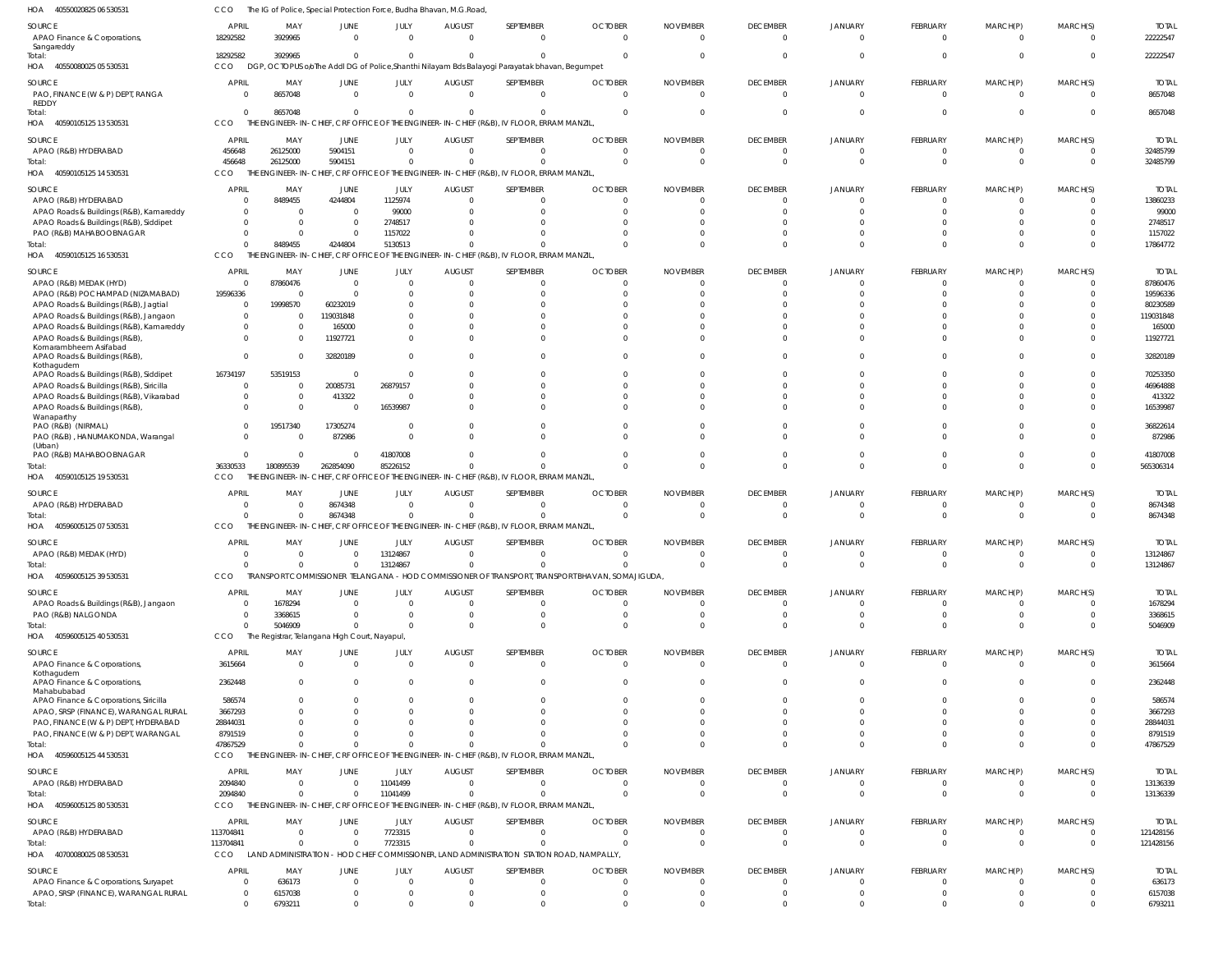HOA 40550020825 06 530531 CCO The IG of Police, Special Protection Force, Budha Bhavan, M.G.Road,

| SOURCE | APRIL | MAY | JUNE | JULY | AUGUST | SEPTEMBER | OCTOBER | NOVEMBER | DECEMBER | JANUARY | FEBRUARY | MARCH(P) | MARCH(S) | TOTAL |
|---|---|---|---|---|---|---|---|---|---|---|---|---|---|---|
| APAO Finance & Corporations, Sangareddy | 18292582 | 3929965 | 0 | 0 | 0 | 0 | 0 | 0 | 0 | 0 | 0 | 0 | 0 | 22222547 |
| Total: | 18292582 | 3929965 | 0 | 0 | 0 | 0 | 0 | 0 | 0 | 0 | 0 | 0 | 0 | 22222547 |

HOA 40550080025 05 530531 CCO DGP, OCTOPUS o/o The Addl DG of Police,Shanthi Nilayam Bds Balayogi Parayatak bhavan, Begumpet

| SOURCE | APRIL | MAY | JUNE | JULY | AUGUST | SEPTEMBER | OCTOBER | NOVEMBER | DECEMBER | JANUARY | FEBRUARY | MARCH(P) | MARCH(S) | TOTAL |
|---|---|---|---|---|---|---|---|---|---|---|---|---|---|---|
| PAO, FINANCE (W & P) DEPT, RANGA REDDY | 0 | 8657048 | 0 | 0 | 0 | 0 | 0 | 0 | 0 | 0 | 0 | 0 | 0 | 8657048 |
| Total: | 0 | 8657048 | 0 | 0 | 0 | 0 | 0 | 0 | 0 | 0 | 0 | 0 | 0 | 8657048 |

HOA 40590105125 13 530531 CCO THE ENGINEER-IN-CHIEF, CRF OFFICE OF THE ENGINEER-IN-CHIEF (R&B), IV FLOOR, ERRAM MANZIL,

| SOURCE | APRIL | MAY | JUNE | JULY | AUGUST | SEPTEMBER | OCTOBER | NOVEMBER | DECEMBER | JANUARY | FEBRUARY | MARCH(P) | MARCH(S) | TOTAL |
|---|---|---|---|---|---|---|---|---|---|---|---|---|---|---|
| APAO (R&B) HYDERABAD | 456648 | 26125000 | 5904151 | 0 | 0 | 0 | 0 | 0 | 0 | 0 | 0 | 0 | 0 | 32485799 |
| Total: | 456648 | 26125000 | 5904151 | 0 | 0 | 0 | 0 | 0 | 0 | 0 | 0 | 0 | 0 | 32485799 |

HOA 40590105125 14 530531 CCO THE ENGINEER-IN-CHIEF, CRF OFFICE OF THE ENGINEER-IN-CHIEF (R&B), IV FLOOR, ERRAM MANZIL,

| SOURCE | APRIL | MAY | JUNE | JULY | AUGUST | SEPTEMBER | OCTOBER | NOVEMBER | DECEMBER | JANUARY | FEBRUARY | MARCH(P) | MARCH(S) | TOTAL |
|---|---|---|---|---|---|---|---|---|---|---|---|---|---|---|
| APAO (R&B) HYDERABAD | 0 | 8489455 | 4244804 | 1125974 | 0 | 0 | 0 | 0 | 0 | 0 | 0 | 0 | 0 | 13860233 |
| APAO Roads & Buildings (R&B), Kamareddy | 0 | 0 | 0 | 99000 | 0 | 0 | 0 | 0 | 0 | 0 | 0 | 0 | 0 | 99000 |
| APAO Roads & Buildings (R&B), Siddipet | 0 | 0 | 0 | 2748517 | 0 | 0 | 0 | 0 | 0 | 0 | 0 | 0 | 0 | 2748517 |
| PAO (R&B) MAHABOOBNAGAR | 0 | 0 | 0 | 1157022 | 0 | 0 | 0 | 0 | 0 | 0 | 0 | 0 | 0 | 1157022 |
| Total: | 0 | 8489455 | 4244804 | 5130513 | 0 | 0 | 0 | 0 | 0 | 0 | 0 | 0 | 0 | 17864772 |

HOA 40590105125 16 530531 CCO THE ENGINEER-IN-CHIEF, CRF OFFICE OF THE ENGINEER-IN-CHIEF (R&B), IV FLOOR, ERRAM MANZIL,

| SOURCE | APRIL | MAY | JUNE | JULY | AUGUST | SEPTEMBER | OCTOBER | NOVEMBER | DECEMBER | JANUARY | FEBRUARY | MARCH(P) | MARCH(S) | TOTAL |
|---|---|---|---|---|---|---|---|---|---|---|---|---|---|---|
| APAO (R&B) MEDAK (HYD) | 0 | 87860476 | 0 | 0 | 0 | 0 | 0 | 0 | 0 | 0 | 0 | 0 | 0 | 87860476 |
| APAO (R&B) POCHAMPAD (NIZAMABAD) | 19596336 | 0 | 0 | 0 | 0 | 0 | 0 | 0 | 0 | 0 | 0 | 0 | 0 | 19596336 |
| APAO Roads & Buildings (R&B), Jagtial | 0 | 19998570 | 60232019 | 0 | 0 | 0 | 0 | 0 | 0 | 0 | 0 | 0 | 0 | 80230589 |
| APAO Roads & Buildings (R&B), Jangaon | 0 | 0 | 119031848 | 0 | 0 | 0 | 0 | 0 | 0 | 0 | 0 | 0 | 0 | 119031848 |
| APAO Roads & Buildings (R&B), Kamareddy | 0 | 0 | 165000 | 0 | 0 | 0 | 0 | 0 | 0 | 0 | 0 | 0 | 0 | 165000 |
| APAO Roads & Buildings (R&B), Komarambheem Asifabad | 0 | 0 | 11927721 | 0 | 0 | 0 | 0 | 0 | 0 | 0 | 0 | 0 | 0 | 11927721 |
| APAO Roads & Buildings (R&B), Kothagudem | 0 | 0 | 32820189 | 0 | 0 | 0 | 0 | 0 | 0 | 0 | 0 | 0 | 0 | 32820189 |
| APAO Roads & Buildings (R&B), Siddipet | 16734197 | 53519153 | 0 | 0 | 0 | 0 | 0 | 0 | 0 | 0 | 0 | 0 | 0 | 70253350 |
| APAO Roads & Buildings (R&B), Siricilla | 0 | 0 | 20085731 | 26879157 | 0 | 0 | 0 | 0 | 0 | 0 | 0 | 0 | 0 | 46964888 |
| APAO Roads & Buildings (R&B), Vikarabad | 0 | 0 | 413322 | 0 | 0 | 0 | 0 | 0 | 0 | 0 | 0 | 0 | 0 | 413322 |
| APAO Roads & Buildings (R&B), Wanaparthy | 0 | 0 | 0 | 16539987 | 0 | 0 | 0 | 0 | 0 | 0 | 0 | 0 | 0 | 16539987 |
| PAO (R&B) (NIRMAL) | 0 | 19517340 | 17305274 | 0 | 0 | 0 | 0 | 0 | 0 | 0 | 0 | 0 | 0 | 36822614 |
| PAO (R&B), HANUMAKONDA, Warangal (Urban) | 0 | 0 | 872986 | 0 | 0 | 0 | 0 | 0 | 0 | 0 | 0 | 0 | 0 | 872986 |
| PAO (R&B) MAHABOOBNAGAR | 0 | 0 | 0 | 41807008 | 0 | 0 | 0 | 0 | 0 | 0 | 0 | 0 | 0 | 41807008 |
| Total: | 36330533 | 180895539 | 262854090 | 85226152 | 0 | 0 | 0 | 0 | 0 | 0 | 0 | 0 | 0 | 565306314 |

HOA 40590105125 19 530531 CCO THE ENGINEER-IN-CHIEF, CRF OFFICE OF THE ENGINEER-IN-CHIEF (R&B), IV FLOOR, ERRAM MANZIL,

| SOURCE | APRIL | MAY | JUNE | JULY | AUGUST | SEPTEMBER | OCTOBER | NOVEMBER | DECEMBER | JANUARY | FEBRUARY | MARCH(P) | MARCH(S) | TOTAL |
|---|---|---|---|---|---|---|---|---|---|---|---|---|---|---|
| APAO (R&B) HYDERABAD | 0 | 0 | 8674348 | 0 | 0 | 0 | 0 | 0 | 0 | 0 | 0 | 0 | 0 | 8674348 |
| Total: | 0 | 0 | 8674348 | 0 | 0 | 0 | 0 | 0 | 0 | 0 | 0 | 0 | 0 | 8674348 |

HOA 40596005125 07 530531 CCO THE ENGINEER-IN-CHIEF, CRF OFFICE OF THE ENGINEER-IN-CHIEF (R&B), IV FLOOR, ERRAM MANZIL,

| SOURCE | APRIL | MAY | JUNE | JULY | AUGUST | SEPTEMBER | OCTOBER | NOVEMBER | DECEMBER | JANUARY | FEBRUARY | MARCH(P) | MARCH(S) | TOTAL |
|---|---|---|---|---|---|---|---|---|---|---|---|---|---|---|
| APAO (R&B) MEDAK (HYD) | 0 | 0 | 0 | 13124867 | 0 | 0 | 0 | 0 | 0 | 0 | 0 | 0 | 0 | 13124867 |
| Total: | 0 | 0 | 0 | 13124867 | 0 | 0 | 0 | 0 | 0 | 0 | 0 | 0 | 0 | 13124867 |

HOA 40596005125 39 530531 CCO TRANSPORT COMMISSIONER TELANGANA - HOD COMMISSIONER OF TRANSPORT, TRANSPORT BHAVAN, SOMAJIGUDA,

| SOURCE | APRIL | MAY | JUNE | JULY | AUGUST | SEPTEMBER | OCTOBER | NOVEMBER | DECEMBER | JANUARY | FEBRUARY | MARCH(P) | MARCH(S) | TOTAL |
|---|---|---|---|---|---|---|---|---|---|---|---|---|---|---|
| APAO Roads & Buildings (R&B), Jangaon | 0 | 1678294 | 0 | 0 | 0 | 0 | 0 | 0 | 0 | 0 | 0 | 0 | 0 | 1678294 |
| PAO (R&B) NALGONDA | 0 | 3368615 | 0 | 0 | 0 | 0 | 0 | 0 | 0 | 0 | 0 | 0 | 0 | 3368615 |
| Total: | 0 | 5046909 | 0 | 0 | 0 | 0 | 0 | 0 | 0 | 0 | 0 | 0 | 0 | 5046909 |

HOA 40596005125 40 530531 CCO The Registrar, Telangana High Court, Nayapul,

| SOURCE | APRIL | MAY | JUNE | JULY | AUGUST | SEPTEMBER | OCTOBER | NOVEMBER | DECEMBER | JANUARY | FEBRUARY | MARCH(P) | MARCH(S) | TOTAL |
|---|---|---|---|---|---|---|---|---|---|---|---|---|---|---|
| APAO Finance & Corporations, Kothagudem | 3615664 | 0 | 0 | 0 | 0 | 0 | 0 | 0 | 0 | 0 | 0 | 0 | 0 | 3615664 |
| APAO Finance & Corporations, Mahabubabad | 2362448 | 0 | 0 | 0 | 0 | 0 | 0 | 0 | 0 | 0 | 0 | 0 | 0 | 2362448 |
| APAO Finance & Corporations, Siricilla | 586574 | 0 | 0 | 0 | 0 | 0 | 0 | 0 | 0 | 0 | 0 | 0 | 0 | 586574 |
| APAO, SRSP (FINANCE), WARANGAL RURAL | 3667293 | 0 | 0 | 0 | 0 | 0 | 0 | 0 | 0 | 0 | 0 | 0 | 0 | 3667293 |
| PAO, FINANCE (W & P) DEPT, HYDERABAD | 28844031 | 0 | 0 | 0 | 0 | 0 | 0 | 0 | 0 | 0 | 0 | 0 | 0 | 28844031 |
| PAO, FINANCE (W & P) DEPT, WARANGAL | 8791519 | 0 | 0 | 0 | 0 | 0 | 0 | 0 | 0 | 0 | 0 | 0 | 0 | 8791519 |
| Total: | 47867529 | 0 | 0 | 0 | 0 | 0 | 0 | 0 | 0 | 0 | 0 | 0 | 0 | 47867529 |

HOA 40596005125 44 530531 CCO THE ENGINEER-IN-CHIEF, CRF OFFICE OF THE ENGINEER-IN-CHIEF (R&B), IV FLOOR, ERRAM MANZIL,

| SOURCE | APRIL | MAY | JUNE | JULY | AUGUST | SEPTEMBER | OCTOBER | NOVEMBER | DECEMBER | JANUARY | FEBRUARY | MARCH(P) | MARCH(S) | TOTAL |
|---|---|---|---|---|---|---|---|---|---|---|---|---|---|---|
| APAO (R&B) HYDERABAD | 2094840 | 0 | 0 | 11041499 | 0 | 0 | 0 | 0 | 0 | 0 | 0 | 0 | 0 | 13136339 |
| Total: | 2094840 | 0 | 0 | 11041499 | 0 | 0 | 0 | 0 | 0 | 0 | 0 | 0 | 0 | 13136339 |

HOA 40596005125 80 530531 CCO THE ENGINEER-IN-CHIEF, CRF OFFICE OF THE ENGINEER-IN-CHIEF (R&B), IV FLOOR, ERRAM MANZIL,

| SOURCE | APRIL | MAY | JUNE | JULY | AUGUST | SEPTEMBER | OCTOBER | NOVEMBER | DECEMBER | JANUARY | FEBRUARY | MARCH(P) | MARCH(S) | TOTAL |
|---|---|---|---|---|---|---|---|---|---|---|---|---|---|---|
| APAO (R&B) HYDERABAD | 113704841 | 0 | 0 | 7723315 | 0 | 0 | 0 | 0 | 0 | 0 | 0 | 0 | 0 | 121428156 |
| Total: | 113704841 | 0 | 0 | 7723315 | 0 | 0 | 0 | 0 | 0 | 0 | 0 | 0 | 0 | 121428156 |

HOA 40700080025 08 530531 CCO LAND ADMINISTRATION - HOD CHIEF COMMISSIONER, LAND ADMINISTRATION STATION ROAD, NAMPALLY,

| SOURCE | APRIL | MAY | JUNE | JULY | AUGUST | SEPTEMBER | OCTOBER | NOVEMBER | DECEMBER | JANUARY | FEBRUARY | MARCH(P) | MARCH(S) | TOTAL |
|---|---|---|---|---|---|---|---|---|---|---|---|---|---|---|
| APAO Finance & Corporations, Suryapet | 0 | 636173 | 0 | 0 | 0 | 0 | 0 | 0 | 0 | 0 | 0 | 0 | 0 | 636173 |
| APAO, SRSP (FINANCE), WARANGAL RURAL | 0 | 6157038 | 0 | 0 | 0 | 0 | 0 | 0 | 0 | 0 | 0 | 0 | 0 | 6157038 |
| Total: | 0 | 6793211 | 0 | 0 | 0 | 0 | 0 | 0 | 0 | 0 | 0 | 0 | 0 | 6793211 |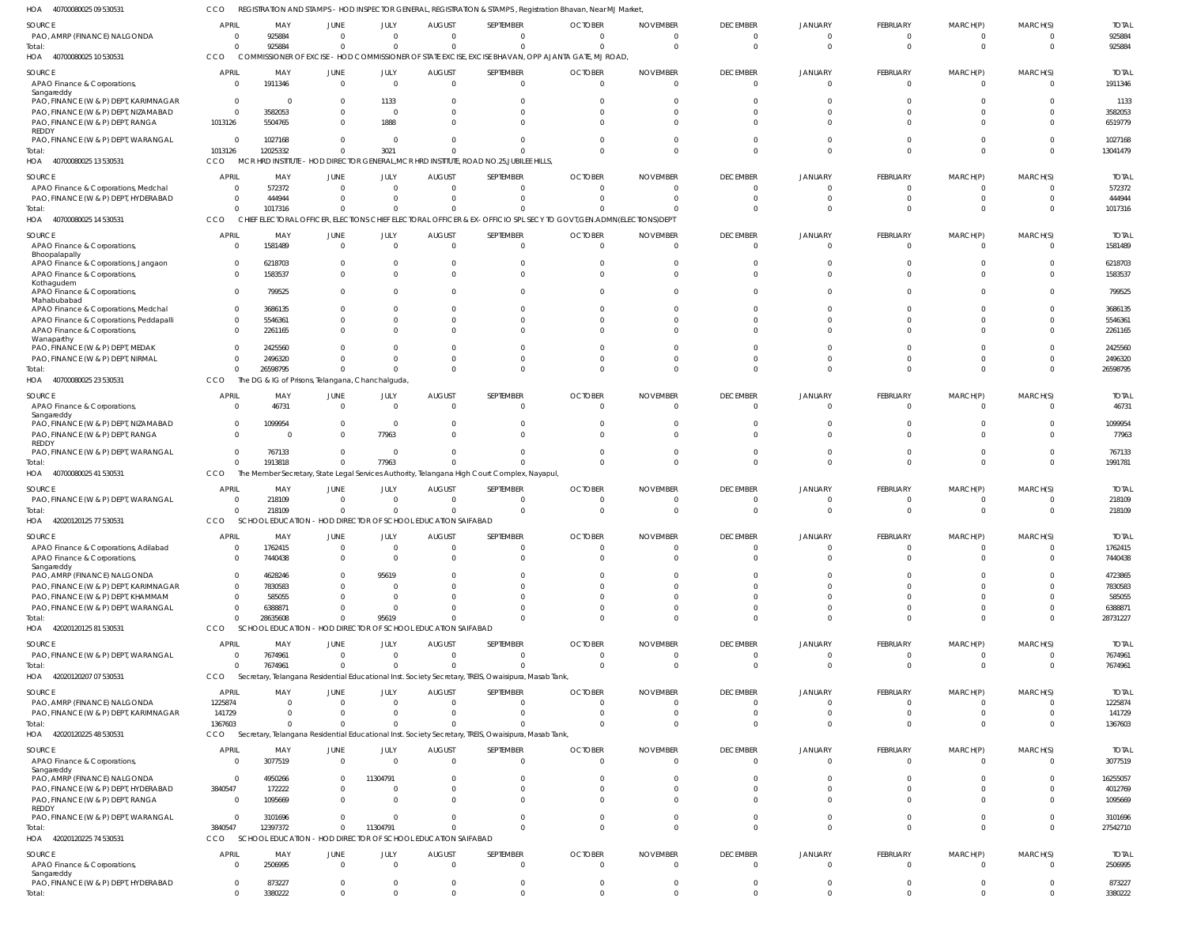HOA 40700080025 09 530531 CCO REGISTRATION AND STAMPS - HOD INSPECTOR GENERAL, REGISTRATION & STAMPS , Registration Bhavan, Near MJ Market,

| SOURCE | APRIL | MAY | JUNE | JULY | AUGUST | SEPTEMBER | OCTOBER | NOVEMBER | DECEMBER | JANUARY | FEBRUARY | MARCH(P) | MARCH(S) | TOTAL |
|---|---|---|---|---|---|---|---|---|---|---|---|---|---|---|
| PAO, AMRP (FINANCE) NALGONDA | 0 | 925884 | 0 | 0 | 0 | 0 | 0 | 0 | 0 | 0 | 0 | 0 | 0 | 925884 |
| Total: | 0 | 925884 | 0 | 0 | 0 | 0 | 0 | 0 | 0 | 0 | 0 | 0 | 0 | 925884 |

HOA 40700080025 10 530531 CCO COMMISSIONER OF EXCISE - HOD COMMISSIONER OF STATE EXCISE, EXCISE BHAVAN, OPP AJANTA GATE, MJ ROAD,

| SOURCE | APRIL | MAY | JUNE | JULY | AUGUST | SEPTEMBER | OCTOBER | NOVEMBER | DECEMBER | JANUARY | FEBRUARY | MARCH(P) | MARCH(S) | TOTAL |
|---|---|---|---|---|---|---|---|---|---|---|---|---|---|---|
| APAO Finance & Corporations, Sangareddy | 0 | 1911346 | 0 | 0 | 0 | 0 | 0 | 0 | 0 | 0 | 0 | 0 | 0 | 1911346 |
| PAO, FINANCE (W & P) DEPT, KARIMNAGAR | 0 | 0 | 0 | 1133 | 0 | 0 | 0 | 0 | 0 | 0 | 0 | 0 | 0 | 1133 |
| PAO, FINANCE (W & P) DEPT, NIZAMABAD | 0 | 3582053 | 0 | 0 | 0 | 0 | 0 | 0 | 0 | 0 | 0 | 0 | 0 | 3582053 |
| PAO, FINANCE (W & P) DEPT, RANGA REDDY | 1013126 | 5504765 | 0 | 1888 | 0 | 0 | 0 | 0 | 0 | 0 | 0 | 0 | 0 | 6519779 |
| PAO, FINANCE (W & P) DEPT, WARANGAL | 0 | 1027168 | 0 | 0 | 0 | 0 | 0 | 0 | 0 | 0 | 0 | 0 | 0 | 1027168 |
| Total: | 1013126 | 12025332 | 0 | 3021 | 0 | 0 | 0 | 0 | 0 | 0 | 0 | 0 | 0 | 13041479 |

HOA 40700080025 13 530531 CCO MCR HRD INSTITUTE - HOD DIRECTOR GENERAL,MCR HRD INSTITUTE, ROAD NO.25,JUBILEE HILLS,

| SOURCE | APRIL | MAY | JUNE | JULY | AUGUST | SEPTEMBER | OCTOBER | NOVEMBER | DECEMBER | JANUARY | FEBRUARY | MARCH(P) | MARCH(S) | TOTAL |
|---|---|---|---|---|---|---|---|---|---|---|---|---|---|---|
| APAO Finance & Corporations, Medchal | 0 | 572372 | 0 | 0 | 0 | 0 | 0 | 0 | 0 | 0 | 0 | 0 | 0 | 572372 |
| PAO, FINANCE (W & P) DEPT, HYDERABAD | 0 | 444944 | 0 | 0 | 0 | 0 | 0 | 0 | 0 | 0 | 0 | 0 | 0 | 444944 |
| Total: | 0 | 1017316 | 0 | 0 | 0 | 0 | 0 | 0 | 0 | 0 | 0 | 0 | 0 | 1017316 |

HOA 40700080025 14 530531 CCO CHIEF ELECTORAL OFFICER, ELECTIONS CHIEF ELECTORAL OFFICER & EX-OFFICIO SPL SECY TO GOVT,GEN.ADMN(ELECTIONS)DEPT

| SOURCE | APRIL | MAY | JUNE | JULY | AUGUST | SEPTEMBER | OCTOBER | NOVEMBER | DECEMBER | JANUARY | FEBRUARY | MARCH(P) | MARCH(S) | TOTAL |
|---|---|---|---|---|---|---|---|---|---|---|---|---|---|---|
| APAO Finance & Corporations, Bhoopalapally | 0 | 1581489 | 0 | 0 | 0 | 0 | 0 | 0 | 0 | 0 | 0 | 0 | 0 | 1581489 |
| APAO Finance & Corporations, Jangaon | 0 | 6218703 | 0 | 0 | 0 | 0 | 0 | 0 | 0 | 0 | 0 | 0 | 0 | 6218703 |
| APAO Finance & Corporations, Kothagudem | 0 | 1583537 | 0 | 0 | 0 | 0 | 0 | 0 | 0 | 0 | 0 | 0 | 0 | 1583537 |
| APAO Finance & Corporations, Mahabubabad | 0 | 799525 | 0 | 0 | 0 | 0 | 0 | 0 | 0 | 0 | 0 | 0 | 0 | 799525 |
| APAO Finance & Corporations, Medchal | 0 | 3686135 | 0 | 0 | 0 | 0 | 0 | 0 | 0 | 0 | 0 | 0 | 0 | 3686135 |
| APAO Finance & Corporations, Peddapalli | 0 | 5546361 | 0 | 0 | 0 | 0 | 0 | 0 | 0 | 0 | 0 | 0 | 0 | 5546361 |
| APAO Finance & Corporations, Wanaparthy | 0 | 2261165 | 0 | 0 | 0 | 0 | 0 | 0 | 0 | 0 | 0 | 0 | 0 | 2261165 |
| PAO, FINANCE (W & P) DEPT, MEDAK | 0 | 2425560 | 0 | 0 | 0 | 0 | 0 | 0 | 0 | 0 | 0 | 0 | 0 | 2425560 |
| PAO, FINANCE (W & P) DEPT, NIRMAL | 0 | 2496320 | 0 | 0 | 0 | 0 | 0 | 0 | 0 | 0 | 0 | 0 | 0 | 2496320 |
| Total: | 0 | 26598795 | 0 | 0 | 0 | 0 | 0 | 0 | 0 | 0 | 0 | 0 | 0 | 26598795 |

HOA 40700080025 23 530531 CCO The DG & IG of Prisons, Telangana, Chanchalguda,

| SOURCE | APRIL | MAY | JUNE | JULY | AUGUST | SEPTEMBER | OCTOBER | NOVEMBER | DECEMBER | JANUARY | FEBRUARY | MARCH(P) | MARCH(S) | TOTAL |
|---|---|---|---|---|---|---|---|---|---|---|---|---|---|---|
| APAO Finance & Corporations, Sangareddy | 0 | 46731 | 0 | 0 | 0 | 0 | 0 | 0 | 0 | 0 | 0 | 0 | 0 | 46731 |
| PAO, FINANCE (W & P) DEPT, NIZAMABAD | 0 | 1099954 | 0 | 0 | 0 | 0 | 0 | 0 | 0 | 0 | 0 | 0 | 0 | 1099954 |
| PAO, FINANCE (W & P) DEPT, RANGA REDDY | 0 | 0 | 0 | 77963 | 0 | 0 | 0 | 0 | 0 | 0 | 0 | 0 | 0 | 77963 |
| PAO, FINANCE (W & P) DEPT, WARANGAL | 0 | 767133 | 0 | 0 | 0 | 0 | 0 | 0 | 0 | 0 | 0 | 0 | 0 | 767133 |
| Total: | 0 | 1913818 | 0 | 77963 | 0 | 0 | 0 | 0 | 0 | 0 | 0 | 0 | 0 | 1991781 |

HOA 40700080025 41 530531 CCO The Member Secretary, State Legal Services Authority, Telangana High Court Complex, Nayapul,

| SOURCE | APRIL | MAY | JUNE | JULY | AUGUST | SEPTEMBER | OCTOBER | NOVEMBER | DECEMBER | JANUARY | FEBRUARY | MARCH(P) | MARCH(S) | TOTAL |
|---|---|---|---|---|---|---|---|---|---|---|---|---|---|---|
| PAO, FINANCE (W & P) DEPT, WARANGAL | 0 | 218109 | 0 | 0 | 0 | 0 | 0 | 0 | 0 | 0 | 0 | 0 | 0 | 218109 |
| Total: | 0 | 218109 | 0 | 0 | 0 | 0 | 0 | 0 | 0 | 0 | 0 | 0 | 0 | 218109 |

HOA 42020120125 77 530531 CCO SCHOOL EDUCATION - HOD DIRECTOR OF SCHOOL EDUCATION SAIFABAD

| SOURCE | APRIL | MAY | JUNE | JULY | AUGUST | SEPTEMBER | OCTOBER | NOVEMBER | DECEMBER | JANUARY | FEBRUARY | MARCH(P) | MARCH(S) | TOTAL |
|---|---|---|---|---|---|---|---|---|---|---|---|---|---|---|
| APAO Finance & Corporations, Adilabad | 0 | 1762415 | 0 | 0 | 0 | 0 | 0 | 0 | 0 | 0 | 0 | 0 | 0 | 1762415 |
| APAO Finance & Corporations, Sangareddy | 0 | 7440438 | 0 | 0 | 0 | 0 | 0 | 0 | 0 | 0 | 0 | 0 | 0 | 7440438 |
| PAO, AMRP (FINANCE) NALGONDA | 0 | 4628246 | 0 | 95619 | 0 | 0 | 0 | 0 | 0 | 0 | 0 | 0 | 0 | 4723865 |
| PAO, FINANCE (W & P) DEPT, KARIMNAGAR | 0 | 7830583 | 0 | 0 | 0 | 0 | 0 | 0 | 0 | 0 | 0 | 0 | 0 | 7830583 |
| PAO, FINANCE (W & P) DEPT, KHAMMAM | 0 | 585055 | 0 | 0 | 0 | 0 | 0 | 0 | 0 | 0 | 0 | 0 | 0 | 585055 |
| PAO, FINANCE (W & P) DEPT, WARANGAL | 0 | 6388871 | 0 | 0 | 0 | 0 | 0 | 0 | 0 | 0 | 0 | 0 | 0 | 6388871 |
| Total: | 0 | 28635608 | 0 | 95619 | 0 | 0 | 0 | 0 | 0 | 0 | 0 | 0 | 0 | 28731227 |

HOA 42020120125 81 530531 CCO SCHOOL EDUCATION - HOD DIRECTOR OF SCHOOL EDUCATION SAIFABAD

| SOURCE | APRIL | MAY | JUNE | JULY | AUGUST | SEPTEMBER | OCTOBER | NOVEMBER | DECEMBER | JANUARY | FEBRUARY | MARCH(P) | MARCH(S) | TOTAL |
|---|---|---|---|---|---|---|---|---|---|---|---|---|---|---|
| PAO, FINANCE (W & P) DEPT, WARANGAL | 0 | 7674961 | 0 | 0 | 0 | 0 | 0 | 0 | 0 | 0 | 0 | 0 | 0 | 7674961 |
| Total: | 0 | 7674961 | 0 | 0 | 0 | 0 | 0 | 0 | 0 | 0 | 0 | 0 | 0 | 7674961 |

HOA 42020120207 07 530531 CCO Secretary, Telangana Residential Educational Inst. Society Secretary, TREIS, Owaisipura, Masab Tank,

| SOURCE | APRIL | MAY | JUNE | JULY | AUGUST | SEPTEMBER | OCTOBER | NOVEMBER | DECEMBER | JANUARY | FEBRUARY | MARCH(P) | MARCH(S) | TOTAL |
|---|---|---|---|---|---|---|---|---|---|---|---|---|---|---|
| PAO, AMRP (FINANCE) NALGONDA | 1225874 | 0 | 0 | 0 | 0 | 0 | 0 | 0 | 0 | 0 | 0 | 0 | 0 | 1225874 |
| PAO, FINANCE (W & P) DEPT, KARIMNAGAR | 141729 | 0 | 0 | 0 | 0 | 0 | 0 | 0 | 0 | 0 | 0 | 0 | 0 | 141729 |
| Total: | 1367603 | 0 | 0 | 0 | 0 | 0 | 0 | 0 | 0 | 0 | 0 | 0 | 0 | 1367603 |

HOA 42020120225 48 530531 CCO Secretary, Telangana Residential Educational Inst. Society Secretary, TREIS, Owaisipura, Masab Tank,

| SOURCE | APRIL | MAY | JUNE | JULY | AUGUST | SEPTEMBER | OCTOBER | NOVEMBER | DECEMBER | JANUARY | FEBRUARY | MARCH(P) | MARCH(S) | TOTAL |
|---|---|---|---|---|---|---|---|---|---|---|---|---|---|---|
| APAO Finance & Corporations, Sangareddy | 0 | 3077519 | 0 | 0 | 0 | 0 | 0 | 0 | 0 | 0 | 0 | 0 | 0 | 3077519 |
| PAO, AMRP (FINANCE) NALGONDA | 0 | 4950266 | 0 | 11304791 | 0 | 0 | 0 | 0 | 0 | 0 | 0 | 0 | 0 | 16255057 |
| PAO, FINANCE (W & P) DEPT, HYDERABAD | 3840547 | 172222 | 0 | 0 | 0 | 0 | 0 | 0 | 0 | 0 | 0 | 0 | 0 | 4012769 |
| PAO, FINANCE (W & P) DEPT, RANGA REDDY | 0 | 1095669 | 0 | 0 | 0 | 0 | 0 | 0 | 0 | 0 | 0 | 0 | 0 | 1095669 |
| PAO, FINANCE (W & P) DEPT, WARANGAL | 0 | 3101696 | 0 | 0 | 0 | 0 | 0 | 0 | 0 | 0 | 0 | 0 | 0 | 3101696 |
| Total: | 3840547 | 12397372 | 0 | 11304791 | 0 | 0 | 0 | 0 | 0 | 0 | 0 | 0 | 0 | 27542710 |

HOA 42020120225 74 530531 CCO SCHOOL EDUCATION - HOD DIRECTOR OF SCHOOL EDUCATION SAIFABAD

| SOURCE | APRIL | MAY | JUNE | JULY | AUGUST | SEPTEMBER | OCTOBER | NOVEMBER | DECEMBER | JANUARY | FEBRUARY | MARCH(P) | MARCH(S) | TOTAL |
|---|---|---|---|---|---|---|---|---|---|---|---|---|---|---|
| APAO Finance & Corporations, Sangareddy | 0 | 2506995 | 0 | 0 | 0 | 0 | 0 | 0 | 0 | 0 | 0 | 0 | 0 | 2506995 |
| PAO, FINANCE (W & P) DEPT, HYDERABAD | 0 | 873227 | 0 | 0 | 0 | 0 | 0 | 0 | 0 | 0 | 0 | 0 | 0 | 873227 |
| Total: | 0 | 3380222 | 0 | 0 | 0 | 0 | 0 | 0 | 0 | 0 | 0 | 0 | 0 | 3380222 |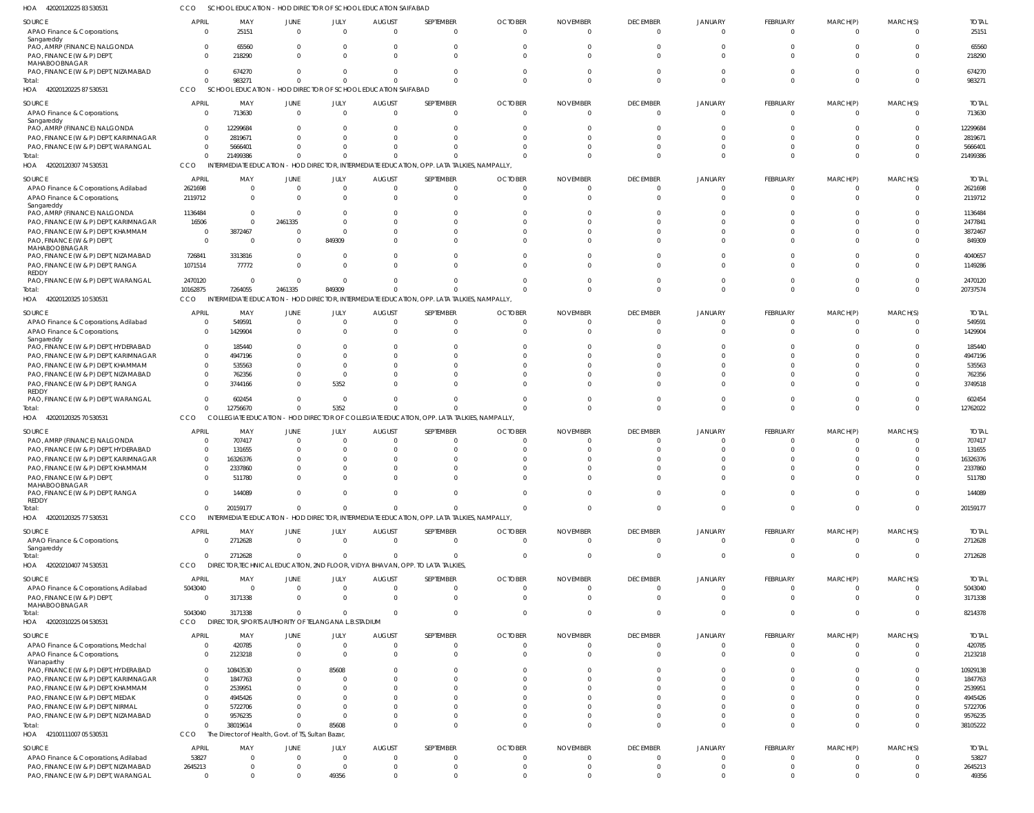HOA 420201202258353053 1 CCO SCHOOL EDUCATION - HOD DIRECTOR OF SCHOOL EDUCATION SAIFABAD

| SOURCE | APRIL | MAY | JUNE | JULY | AUGUST | SEPTEMBER | OCTOBER | NOVEMBER | DECEMBER | JANUARY | FEBRUARY | MARCH(P) | MARCH(S) | TOTAL |
|---|---|---|---|---|---|---|---|---|---|---|---|---|---|---|
| APAO Finance & Corporations, Sangareddy | 0 | 25151 | 0 | 0 | 0 | 0 | 0 | 0 | 0 | 0 | 0 | 0 | 0 | 25151 |
| PAO, AMRP (FINANCE) NALGONDA | 0 | 65560 | 0 | 0 | 0 | 0 | 0 | 0 | 0 | 0 | 0 | 0 | 0 | 65560 |
| PAO, FINANCE (W & P) DEPT, MAHABOOBNAGAR | 0 | 218290 | 0 | 0 | 0 | 0 | 0 | 0 | 0 | 0 | 0 | 0 | 0 | 218290 |
| PAO, FINANCE (W & P) DEPT, NIZAMABAD | 0 | 674270 | 0 | 0 | 0 | 0 | 0 | 0 | 0 | 0 | 0 | 0 | 0 | 674270 |
| Total: | 0 | 983271 | 0 | 0 | 0 | 0 | 0 | 0 | 0 | 0 | 0 | 0 | 0 | 983271 |

HOA 420201202258753053 1 CCO SCHOOL EDUCATION - HOD DIRECTOR OF SCHOOL EDUCATION SAIFABAD

| SOURCE | APRIL | MAY | JUNE | JULY | AUGUST | SEPTEMBER | OCTOBER | NOVEMBER | DECEMBER | JANUARY | FEBRUARY | MARCH(P) | MARCH(S) | TOTAL |
|---|---|---|---|---|---|---|---|---|---|---|---|---|---|---|
| APAO Finance & Corporations, Sangareddy | 0 | 713630 | 0 | 0 | 0 | 0 | 0 | 0 | 0 | 0 | 0 | 0 | 0 | 713630 |
| PAO, AMRP (FINANCE) NALGONDA | 0 | 12299684 | 0 | 0 | 0 | 0 | 0 | 0 | 0 | 0 | 0 | 0 | 0 | 12299684 |
| PAO, FINANCE (W & P) DEPT, KARIMNAGAR | 0 | 2819671 | 0 | 0 | 0 | 0 | 0 | 0 | 0 | 0 | 0 | 0 | 0 | 2819671 |
| PAO, FINANCE (W & P) DEPT, WARANGAL | 0 | 5666401 | 0 | 0 | 0 | 0 | 0 | 0 | 0 | 0 | 0 | 0 | 0 | 5666401 |
| Total: | 0 | 21499386 | 0 | 0 | 0 | 0 | 0 | 0 | 0 | 0 | 0 | 0 | 0 | 21499386 |

HOA 420201203077453053 1 CCO INTERMEDIATE EDUCATION - HOD DIRECTOR, INTERMEDIATE EDUCATION, OPP. LATA TALKIES, NAMPALLY,

| SOURCE | APRIL | MAY | JUNE | JULY | AUGUST | SEPTEMBER | OCTOBER | NOVEMBER | DECEMBER | JANUARY | FEBRUARY | MARCH(P) | MARCH(S) | TOTAL |
|---|---|---|---|---|---|---|---|---|---|---|---|---|---|---|
| APAO Finance & Corporations, Adilabad | 2621698 | 0 | 0 | 0 | 0 | 0 | 0 | 0 | 0 | 0 | 0 | 0 | 0 | 2621698 |
| APAO Finance & Corporations, Sangareddy | 2119712 | 0 | 0 | 0 | 0 | 0 | 0 | 0 | 0 | 0 | 0 | 0 | 0 | 2119712 |
| PAO, AMRP (FINANCE) NALGONDA | 1136484 | 0 | 0 | 0 | 0 | 0 | 0 | 0 | 0 | 0 | 0 | 0 | 0 | 1136484 |
| PAO, FINANCE (W & P) DEPT, KARIMNAGAR | 16506 | 0 | 2461335 | 0 | 0 | 0 | 0 | 0 | 0 | 0 | 0 | 0 | 0 | 2477841 |
| PAO, FINANCE (W & P) DEPT, KHAMMAM | 0 | 3872467 | 0 | 0 | 0 | 0 | 0 | 0 | 0 | 0 | 0 | 0 | 0 | 3872467 |
| PAO, FINANCE (W & P) DEPT, MAHABOOBNAGAR | 0 | 0 | 0 | 849309 | 0 | 0 | 0 | 0 | 0 | 0 | 0 | 0 | 0 | 849309 |
| PAO, FINANCE (W & P) DEPT, NIZAMABAD | 726841 | 3313816 | 0 | 0 | 0 | 0 | 0 | 0 | 0 | 0 | 0 | 0 | 0 | 4040657 |
| PAO, FINANCE (W & P) DEPT, RANGA REDDY | 1071514 | 77772 | 0 | 0 | 0 | 0 | 0 | 0 | 0 | 0 | 0 | 0 | 0 | 1149286 |
| PAO, FINANCE (W & P) DEPT, WARANGAL | 2470120 | 0 | 0 | 0 | 0 | 0 | 0 | 0 | 0 | 0 | 0 | 0 | 0 | 2470120 |
| Total: | 10162875 | 7264055 | 2461335 | 849309 | 0 | 0 | 0 | 0 | 0 | 0 | 0 | 0 | 0 | 20737574 |

HOA 420201203251053053 1 CCO INTERMEDIATE EDUCATION - HOD DIRECTOR, INTERMEDIATE EDUCATION, OPP. LATA TALKIES, NAMPALLY,

| SOURCE | APRIL | MAY | JUNE | JULY | AUGUST | SEPTEMBER | OCTOBER | NOVEMBER | DECEMBER | JANUARY | FEBRUARY | MARCH(P) | MARCH(S) | TOTAL |
|---|---|---|---|---|---|---|---|---|---|---|---|---|---|---|
| APAO Finance & Corporations, Adilabad | 0 | 549591 | 0 | 0 | 0 | 0 | 0 | 0 | 0 | 0 | 0 | 0 | 0 | 549591 |
| APAO Finance & Corporations, Sangareddy | 0 | 1429904 | 0 | 0 | 0 | 0 | 0 | 0 | 0 | 0 | 0 | 0 | 0 | 1429904 |
| PAO, FINANCE (W & P) DEPT, HYDERABAD | 0 | 185440 | 0 | 0 | 0 | 0 | 0 | 0 | 0 | 0 | 0 | 0 | 0 | 185440 |
| PAO, FINANCE (W & P) DEPT, KARIMNAGAR | 0 | 4947196 | 0 | 0 | 0 | 0 | 0 | 0 | 0 | 0 | 0 | 0 | 0 | 4947196 |
| PAO, FINANCE (W & P) DEPT, KHAMMAM | 0 | 535563 | 0 | 0 | 0 | 0 | 0 | 0 | 0 | 0 | 0 | 0 | 0 | 535563 |
| PAO, FINANCE (W & P) DEPT, NIZAMABAD | 0 | 762356 | 0 | 0 | 0 | 0 | 0 | 0 | 0 | 0 | 0 | 0 | 0 | 762356 |
| PAO, FINANCE (W & P) DEPT, RANGA REDDY | 0 | 3744166 | 0 | 5352 | 0 | 0 | 0 | 0 | 0 | 0 | 0 | 0 | 0 | 3749518 |
| PAO, FINANCE (W & P) DEPT, WARANGAL | 0 | 602454 | 0 | 0 | 0 | 0 | 0 | 0 | 0 | 0 | 0 | 0 | 0 | 602454 |
| Total: | 0 | 12756670 | 0 | 5352 | 0 | 0 | 0 | 0 | 0 | 0 | 0 | 0 | 0 | 12762022 |

HOA 420201203257053053 1 CCO COLLEGIATE EDUCATION - HOD DIRECTOR OF COLLEGIATE EDUCATION, OPP. LATA TALKIES, NAMPALLY,

| SOURCE | APRIL | MAY | JUNE | JULY | AUGUST | SEPTEMBER | OCTOBER | NOVEMBER | DECEMBER | JANUARY | FEBRUARY | MARCH(P) | MARCH(S) | TOTAL |
|---|---|---|---|---|---|---|---|---|---|---|---|---|---|---|
| PAO, AMRP (FINANCE) NALGONDA | 0 | 707417 | 0 | 0 | 0 | 0 | 0 | 0 | 0 | 0 | 0 | 0 | 0 | 707417 |
| PAO, FINANCE (W & P) DEPT, HYDERABAD | 0 | 131655 | 0 | 0 | 0 | 0 | 0 | 0 | 0 | 0 | 0 | 0 | 0 | 131655 |
| PAO, FINANCE (W & P) DEPT, KARIMNAGAR | 0 | 16326376 | 0 | 0 | 0 | 0 | 0 | 0 | 0 | 0 | 0 | 0 | 0 | 16326376 |
| PAO, FINANCE (W & P) DEPT, KHAMMAM | 0 | 2337860 | 0 | 0 | 0 | 0 | 0 | 0 | 0 | 0 | 0 | 0 | 0 | 2337860 |
| PAO, FINANCE (W & P) DEPT, MAHABOOBNAGAR | 0 | 511780 | 0 | 0 | 0 | 0 | 0 | 0 | 0 | 0 | 0 | 0 | 0 | 511780 |
| PAO, FINANCE (W & P) DEPT, RANGA REDDY | 0 | 144089 | 0 | 0 | 0 | 0 | 0 | 0 | 0 | 0 | 0 | 0 | 0 | 144089 |
| Total: | 0 | 20159177 | 0 | 0 | 0 | 0 | 0 | 0 | 0 | 0 | 0 | 0 | 0 | 20159177 |

HOA 420201203257753053 1 CCO INTERMEDIATE EDUCATION - HOD DIRECTOR, INTERMEDIATE EDUCATION, OPP. LATA TALKIES, NAMPALLY,

| SOURCE | APRIL | MAY | JUNE | JULY | AUGUST | SEPTEMBER | OCTOBER | NOVEMBER | DECEMBER | JANUARY | FEBRUARY | MARCH(P) | MARCH(S) | TOTAL |
|---|---|---|---|---|---|---|---|---|---|---|---|---|---|---|
| APAO Finance & Corporations, Sangareddy | 0 | 2712628 | 0 | 0 | 0 | 0 | 0 | 0 | 0 | 0 | 0 | 0 | 0 | 2712628 |
| Total: | 0 | 2712628 | 0 | 0 | 0 | 0 | 0 | 0 | 0 | 0 | 0 | 0 | 0 | 2712628 |

HOA 420202104077453053 1 CCO DIRECTOR,TECHNICAL EDUCATION, 2ND FLOOR, VIDYA BHAVAN, OPP. TO LATA TALKIES,

| SOURCE | APRIL | MAY | JUNE | JULY | AUGUST | SEPTEMBER | OCTOBER | NOVEMBER | DECEMBER | JANUARY | FEBRUARY | MARCH(P) | MARCH(S) | TOTAL |
|---|---|---|---|---|---|---|---|---|---|---|---|---|---|---|
| APAO Finance & Corporations, Adilabad | 5043040 | 0 | 0 | 0 | 0 | 0 | 0 | 0 | 0 | 0 | 0 | 0 | 0 | 5043040 |
| PAO, FINANCE (W & P) DEPT, MAHABOOBNAGAR | 0 | 3171338 | 0 | 0 | 0 | 0 | 0 | 0 | 0 | 0 | 0 | 0 | 0 | 3171338 |
| Total: | 5043040 | 3171338 | 0 | 0 | 0 | 0 | 0 | 0 | 0 | 0 | 0 | 0 | 0 | 8214378 |

HOA 420203102250453053 1 CCO DIRECTOR, SPORTS AUTHORITY OF TELANGANA L.B.STADIUM

| SOURCE | APRIL | MAY | JUNE | JULY | AUGUST | SEPTEMBER | OCTOBER | NOVEMBER | DECEMBER | JANUARY | FEBRUARY | MARCH(P) | MARCH(S) | TOTAL |
|---|---|---|---|---|---|---|---|---|---|---|---|---|---|---|
| APAO Finance & Corporations, Medchal | 0 | 420785 | 0 | 0 | 0 | 0 | 0 | 0 | 0 | 0 | 0 | 0 | 0 | 420785 |
| APAO Finance & Corporations, Wanaparthy | 0 | 2123218 | 0 | 0 | 0 | 0 | 0 | 0 | 0 | 0 | 0 | 0 | 0 | 2123218 |
| PAO, FINANCE (W & P) DEPT, HYDERABAD | 0 | 10843530 | 0 | 85608 | 0 | 0 | 0 | 0 | 0 | 0 | 0 | 0 | 0 | 10929138 |
| PAO, FINANCE (W & P) DEPT, KARIMNAGAR | 0 | 1847763 | 0 | 0 | 0 | 0 | 0 | 0 | 0 | 0 | 0 | 0 | 0 | 1847763 |
| PAO, FINANCE (W & P) DEPT, KHAMMAM | 0 | 2539951 | 0 | 0 | 0 | 0 | 0 | 0 | 0 | 0 | 0 | 0 | 0 | 2539951 |
| PAO, FINANCE (W & P) DEPT, MEDAK | 0 | 4945426 | 0 | 0 | 0 | 0 | 0 | 0 | 0 | 0 | 0 | 0 | 0 | 4945426 |
| PAO, FINANCE (W & P) DEPT, NIRMAL | 0 | 5722706 | 0 | 0 | 0 | 0 | 0 | 0 | 0 | 0 | 0 | 0 | 0 | 5722706 |
| PAO, FINANCE (W & P) DEPT, NIZAMABAD | 0 | 9576235 | 0 | 0 | 0 | 0 | 0 | 0 | 0 | 0 | 0 | 0 | 0 | 9576235 |
| Total: | 0 | 38019614 | 0 | 85608 | 0 | 0 | 0 | 0 | 0 | 0 | 0 | 0 | 0 | 38105222 |

HOA 421001110070553053 1 CCO The Director of Health, Govt. of TS, Sultan Bazar,

| SOURCE | APRIL | MAY | JUNE | JULY | AUGUST | SEPTEMBER | OCTOBER | NOVEMBER | DECEMBER | JANUARY | FEBRUARY | MARCH(P) | MARCH(S) | TOTAL |
|---|---|---|---|---|---|---|---|---|---|---|---|---|---|---|
| APAO Finance & Corporations, Adilabad | 53827 | 0 | 0 | 0 | 0 | 0 | 0 | 0 | 0 | 0 | 0 | 0 | 0 | 53827 |
| PAO, FINANCE (W & P) DEPT, NIZAMABAD | 2645213 | 0 | 0 | 0 | 0 | 0 | 0 | 0 | 0 | 0 | 0 | 0 | 0 | 2645213 |
| PAO, FINANCE (W & P) DEPT, WARANGAL | 0 | 0 | 0 | 49356 | 0 | 0 | 0 | 0 | 0 | 0 | 0 | 0 | 0 | 49356 |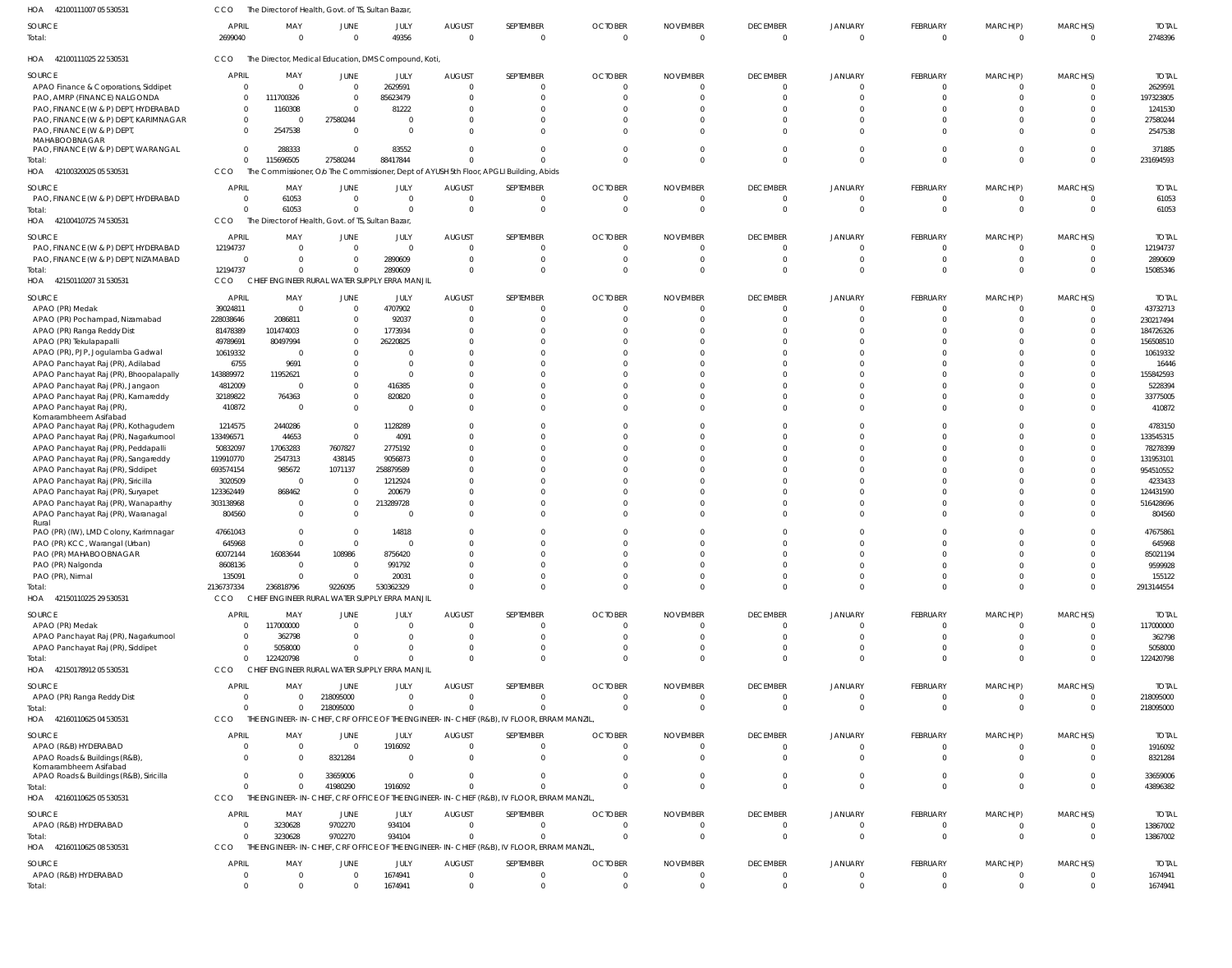HOA 42100111007 05 530531 CCO The Director of Health, Govt. of TS, Sultan Bazar,

| SOURCE | APRIL | MAY | JUNE | JULY | AUGUST | SEPTEMBER | OCTOBER | NOVEMBER | DECEMBER | JANUARY | FEBRUARY | MARCH(P) | MARCH(S) | TOTAL |
|---|---|---|---|---|---|---|---|---|---|---|---|---|---|---|
| Total: | 2699040 | 0 | 0 | 49356 | 0 | 0 | 0 | 0 | 0 | 0 | 0 | 0 | 0 | 2748396 |

HOA 42100111025 22 530531 CCO The Director, Medical Education, DMS Compound, Koti,

| SOURCE | APRIL | MAY | JUNE | JULY | AUGUST | SEPTEMBER | OCTOBER | NOVEMBER | DECEMBER | JANUARY | FEBRUARY | MARCH(P) | MARCH(S) | TOTAL |
|---|---|---|---|---|---|---|---|---|---|---|---|---|---|---|
| APAO Finance & Corporations, Siddipet | 0 | 0 | 0 | 2629591 | 0 | 0 | 0 | 0 | 0 | 0 | 0 | 0 | 0 | 2629591 |
| PAO, AMRP (FINANCE) NALGONDA | 0 | 111700326 | 0 | 85623479 | 0 | 0 | 0 | 0 | 0 | 0 | 0 | 0 | 0 | 197323805 |
| PAO, FINANCE (W & P) DEPT, HYDERABAD | 0 | 1160308 | 0 | 81222 | 0 | 0 | 0 | 0 | 0 | 0 | 0 | 0 | 0 | 1241530 |
| PAO, FINANCE (W & P) DEPT, KARIMNAGAR | 0 | 0 | 27580244 | 0 | 0 | 0 | 0 | 0 | 0 | 0 | 0 | 0 | 0 | 27580244 |
| PAO, FINANCE (W & P) DEPT, MAHABOOBNAGAR | 0 | 2547538 | 0 | 0 | 0 | 0 | 0 | 0 | 0 | 0 | 0 | 0 | 0 | 2547538 |
| PAO, FINANCE (W & P) DEPT, WARANGAL | 0 | 288333 | 0 | 83552 | 0 | 0 | 0 | 0 | 0 | 0 | 0 | 0 | 0 | 371885 |
| Total: | 0 | 115696505 | 27580244 | 88417844 | 0 | 0 | 0 | 0 | 0 | 0 | 0 | 0 | 0 | 231694593 |

HOA 42100320025 05 530531 CCO The Commissioner, O/o The Commissioner, Dept of AYUSH 5th Floor, APGLI Building, Abids

| SOURCE | APRIL | MAY | JUNE | JULY | AUGUST | SEPTEMBER | OCTOBER | NOVEMBER | DECEMBER | JANUARY | FEBRUARY | MARCH(P) | MARCH(S) | TOTAL |
|---|---|---|---|---|---|---|---|---|---|---|---|---|---|---|
| PAO, FINANCE (W & P) DEPT, HYDERABAD | 0 | 61053 | 0 | 0 | 0 | 0 | 0 | 0 | 0 | 0 | 0 | 0 | 0 | 61053 |
| Total: | 0 | 61053 | 0 | 0 | 0 | 0 | 0 | 0 | 0 | 0 | 0 | 0 | 0 | 61053 |

HOA 42100410725 74 530531 CCO The Director of Health, Govt. of TS, Sultan Bazar,

| SOURCE | APRIL | MAY | JUNE | JULY | AUGUST | SEPTEMBER | OCTOBER | NOVEMBER | DECEMBER | JANUARY | FEBRUARY | MARCH(P) | MARCH(S) | TOTAL |
|---|---|---|---|---|---|---|---|---|---|---|---|---|---|---|
| PAO, FINANCE (W & P) DEPT, HYDERABAD | 12194737 | 0 | 0 | 0 | 0 | 0 | 0 | 0 | 0 | 0 | 0 | 0 | 0 | 12194737 |
| PAO, FINANCE (W & P) DEPT, NIZAMABAD | 0 | 0 | 0 | 2890609 | 0 | 0 | 0 | 0 | 0 | 0 | 0 | 0 | 0 | 2890609 |
| Total: | 12194737 | 0 | 0 | 2890609 | 0 | 0 | 0 | 0 | 0 | 0 | 0 | 0 | 0 | 15085346 |

HOA 42150110207 31 530531 CCO CHIEF ENGINEER RURAL WATER SUPPLY ERRA MANJIL

| SOURCE | APRIL | MAY | JUNE | JULY | AUGUST | SEPTEMBER | OCTOBER | NOVEMBER | DECEMBER | JANUARY | FEBRUARY | MARCH(P) | MARCH(S) | TOTAL |
|---|---|---|---|---|---|---|---|---|---|---|---|---|---|---|
| APAO (PR) Medak | 39024811 | 0 | 0 | 4707902 | 0 | 0 | 0 | 0 | 0 | 0 | 0 | 0 | 0 | 43732713 |
| APAO (PR) Pochampad, Nizamabad | 228038646 | 2086811 | 0 | 92037 | 0 | 0 | 0 | 0 | 0 | 0 | 0 | 0 | 0 | 230217494 |
| APAO (PR) Ranga Reddy Dist | 81478389 | 101474003 | 0 | 1773934 | 0 | 0 | 0 | 0 | 0 | 0 | 0 | 0 | 0 | 184726326 |
| APAO (PR) Tekulapalli | 49789691 | 80497994 | 0 | 26220825 | 0 | 0 | 0 | 0 | 0 | 0 | 0 | 0 | 0 | 156508510 |
| APAO (PR), PJP, Jogulamba Gadwal | 10619332 | 0 | 0 | 0 | 0 | 0 | 0 | 0 | 0 | 0 | 0 | 0 | 0 | 10619332 |
| APAO Panchayat Raj (PR), Adilabad | 6755 | 9691 | 0 | 0 | 0 | 0 | 0 | 0 | 0 | 0 | 0 | 0 | 0 | 16446 |
| APAO Panchayat Raj (PR), Bhoopalapally | 143889972 | 11952621 | 0 | 0 | 0 | 0 | 0 | 0 | 0 | 0 | 0 | 0 | 0 | 155842593 |
| APAO Panchayat Raj (PR), Jangaon | 4812009 | 0 | 0 | 416385 | 0 | 0 | 0 | 0 | 0 | 0 | 0 | 0 | 0 | 5228394 |
| APAO Panchayat Raj (PR), Kamareddy | 32189822 | 764363 | 0 | 820820 | 0 | 0 | 0 | 0 | 0 | 0 | 0 | 0 | 0 | 33775005 |
| APAO Panchayat Raj (PR), Komarambheem Asifabad | 410872 | 0 | 0 | 0 | 0 | 0 | 0 | 0 | 0 | 0 | 0 | 0 | 0 | 410872 |
| APAO Panchayat Raj (PR), Kothagudem | 1214575 | 2440286 | 0 | 1128289 | 0 | 0 | 0 | 0 | 0 | 0 | 0 | 0 | 0 | 4783150 |
| APAO Panchayat Raj (PR), Nagarkurnool | 133496571 | 44653 | 0 | 4091 | 0 | 0 | 0 | 0 | 0 | 0 | 0 | 0 | 0 | 133545315 |
| APAO Panchayat Raj (PR), Peddapalli | 50832097 | 17063283 | 7607827 | 2775192 | 0 | 0 | 0 | 0 | 0 | 0 | 0 | 0 | 0 | 78278399 |
| APAO Panchayat Raj (PR), Sangareddy | 119910770 | 2547313 | 438145 | 9056873 | 0 | 0 | 0 | 0 | 0 | 0 | 0 | 0 | 0 | 131953101 |
| APAO Panchayat Raj (PR), Siddipet | 693574154 | 985672 | 1071137 | 258879589 | 0 | 0 | 0 | 0 | 0 | 0 | 0 | 0 | 0 | 954510552 |
| APAO Panchayat Raj (PR), Siricilla | 3020509 | 0 | 0 | 1212924 | 0 | 0 | 0 | 0 | 0 | 0 | 0 | 0 | 0 | 4233433 |
| APAO Panchayat Raj (PR), Suryapet | 123362449 | 868462 | 0 | 200679 | 0 | 0 | 0 | 0 | 0 | 0 | 0 | 0 | 0 | 124431590 |
| APAO Panchayat Raj (PR), Wanaparthy | 303138968 | 0 | 0 | 213289728 | 0 | 0 | 0 | 0 | 0 | 0 | 0 | 0 | 0 | 516428696 |
| APAO Panchayat Raj (PR), Waranagal Rural | 804560 | 0 | 0 | 0 | 0 | 0 | 0 | 0 | 0 | 0 | 0 | 0 | 0 | 804560 |
| PAO (PR) (IW), LMD Colony, Karimnagar | 47661043 | 0 | 0 | 14818 | 0 | 0 | 0 | 0 | 0 | 0 | 0 | 0 | 0 | 47675861 |
| PAO (PR) KCC, Warangal (Urban) | 645968 | 0 | 0 | 0 | 0 | 0 | 0 | 0 | 0 | 0 | 0 | 0 | 0 | 645968 |
| PAO (PR) MAHABOOBNAGAR | 60072144 | 16083644 | 108986 | 8756420 | 0 | 0 | 0 | 0 | 0 | 0 | 0 | 0 | 0 | 85021194 |
| PAO (PR) Nalgonda | 8608136 | 0 | 0 | 991792 | 0 | 0 | 0 | 0 | 0 | 0 | 0 | 0 | 0 | 9599928 |
| PAO (PR), Nirmal | 135091 | 0 | 0 | 20031 | 0 | 0 | 0 | 0 | 0 | 0 | 0 | 0 | 0 | 155122 |
| Total: | 2136737334 | 236818796 | 9226095 | 530362329 | 0 | 0 | 0 | 0 | 0 | 0 | 0 | 0 | 0 | 2913144554 |

HOA 42150110225 29 530531 CCO CHIEF ENGINEER RURAL WATER SUPPLY ERRA MANJIL

| SOURCE | APRIL | MAY | JUNE | JULY | AUGUST | SEPTEMBER | OCTOBER | NOVEMBER | DECEMBER | JANUARY | FEBRUARY | MARCH(P) | MARCH(S) | TOTAL |
|---|---|---|---|---|---|---|---|---|---|---|---|---|---|---|
| APAO (PR) Medak | 0 | 117000000 | 0 | 0 | 0 | 0 | 0 | 0 | 0 | 0 | 0 | 0 | 0 | 117000000 |
| APAO Panchayat Raj (PR), Nagarkurnool | 0 | 362798 | 0 | 0 | 0 | 0 | 0 | 0 | 0 | 0 | 0 | 0 | 0 | 362798 |
| APAO Panchayat Raj (PR), Siddipet | 0 | 5058000 | 0 | 0 | 0 | 0 | 0 | 0 | 0 | 0 | 0 | 0 | 0 | 5058000 |
| Total: | 0 | 122420798 | 0 | 0 | 0 | 0 | 0 | 0 | 0 | 0 | 0 | 0 | 0 | 122420798 |

HOA 42150178912 05 530531 CCO CHIEF ENGINEER RURAL WATER SUPPLY ERRA MANJIL

| SOURCE | APRIL | MAY | JUNE | JULY | AUGUST | SEPTEMBER | OCTOBER | NOVEMBER | DECEMBER | JANUARY | FEBRUARY | MARCH(P) | MARCH(S) | TOTAL |
|---|---|---|---|---|---|---|---|---|---|---|---|---|---|---|
| APAO (PR) Ranga Reddy Dist | 0 | 0 | 218095000 | 0 | 0 | 0 | 0 | 0 | 0 | 0 | 0 | 0 | 0 | 218095000 |
| Total: | 0 | 0 | 218095000 | 0 | 0 | 0 | 0 | 0 | 0 | 0 | 0 | 0 | 0 | 218095000 |

HOA 42160110625 04 530531 CCO THE ENGINEER-IN-CHIEF, CRF OFFICE OF THE ENGINEER-IN-CHIEF (R&B), IV FLOOR, ERRAM MANZIL,

| SOURCE | APRIL | MAY | JUNE | JULY | AUGUST | SEPTEMBER | OCTOBER | NOVEMBER | DECEMBER | JANUARY | FEBRUARY | MARCH(P) | MARCH(S) | TOTAL |
|---|---|---|---|---|---|---|---|---|---|---|---|---|---|---|
| APAO (R&B) HYDERABAD | 0 | 0 | 0 | 1916092 | 0 | 0 | 0 | 0 | 0 | 0 | 0 | 0 | 0 | 1916092 |
| APAO Roads & Buildings (R&B), Komarambheem Asifabad | 0 | 0 | 8321284 | 0 | 0 | 0 | 0 | 0 | 0 | 0 | 0 | 0 | 0 | 8321284 |
| APAO Roads & Buildings (R&B), Siricilla | 0 | 0 | 33659006 | 0 | 0 | 0 | 0 | 0 | 0 | 0 | 0 | 0 | 0 | 33659006 |
| Total: | 0 | 0 | 41980290 | 1916092 | 0 | 0 | 0 | 0 | 0 | 0 | 0 | 0 | 0 | 43896382 |

HOA 42160110625 05 530531 CCO THE ENGINEER-IN-CHIEF, CRF OFFICE OF THE ENGINEER-IN-CHIEF (R&B), IV FLOOR, ERRAM MANZIL,

| SOURCE | APRIL | MAY | JUNE | JULY | AUGUST | SEPTEMBER | OCTOBER | NOVEMBER | DECEMBER | JANUARY | FEBRUARY | MARCH(P) | MARCH(S) | TOTAL |
|---|---|---|---|---|---|---|---|---|---|---|---|---|---|---|
| APAO (R&B) HYDERABAD | 0 | 3230628 | 9702270 | 934104 | 0 | 0 | 0 | 0 | 0 | 0 | 0 | 0 | 0 | 13867002 |
| Total: | 0 | 3230628 | 9702270 | 934104 | 0 | 0 | 0 | 0 | 0 | 0 | 0 | 0 | 0 | 13867002 |

HOA 42160110625 08 530531 CCO THE ENGINEER-IN-CHIEF, CRF OFFICE OF THE ENGINEER-IN-CHIEF (R&B), IV FLOOR, ERRAM MANZIL,

| SOURCE | APRIL | MAY | JUNE | JULY | AUGUST | SEPTEMBER | OCTOBER | NOVEMBER | DECEMBER | JANUARY | FEBRUARY | MARCH(P) | MARCH(S) | TOTAL |
|---|---|---|---|---|---|---|---|---|---|---|---|---|---|---|
| APAO (R&B) HYDERABAD | 0 | 0 | 0 | 1674941 | 0 | 0 | 0 | 0 | 0 | 0 | 0 | 0 | 0 | 1674941 |
| Total: | 0 | 0 | 0 | 1674941 | 0 | 0 | 0 | 0 | 0 | 0 | 0 | 0 | 0 | 1674941 |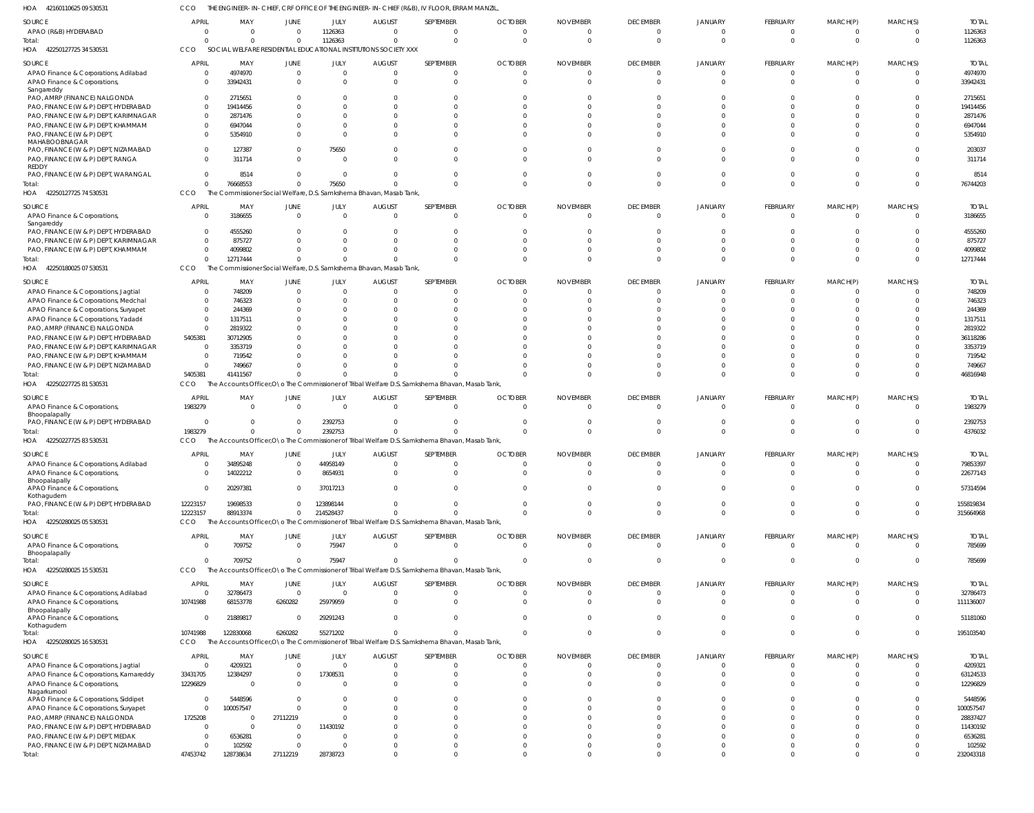HOA 42160110625 09 530531 CCO THE ENGINEER- IN- CHIEF, CRF OFFICE OF THE ENGINEER- IN- CHIEF (R&B), IV FLOOR, ERRAM MANZIL,

| SOURCE | APRIL | MAY | JUNE | JULY | AUGUST | SEPTEMBER | OCTOBER | NOVEMBER | DECEMBER | JANUARY | FEBRUARY | MARCH(P) | MARCH(S) | TOTAL |
|---|---|---|---|---|---|---|---|---|---|---|---|---|---|---|
| APAO (R&B) HYDERABAD | 0 | 0 | 0 | 1126363 | 0 | 0 | 0 | 0 | 0 | 0 | 0 | 0 | 0 | 1126363 |
| Total: | 0 | 0 | 0 | 1126363 | 0 | 0 | 0 | 0 | 0 | 0 | 0 | 0 | 0 | 1126363 |

HOA 42250127725 34 530531 CCO SOCIAL WELFARE RESIDENTIAL EDUCATIONAL INSTITUTIONS SOCIETY XXX

| SOURCE | APRIL | MAY | JUNE | JULY | AUGUST | SEPTEMBER | OCTOBER | NOVEMBER | DECEMBER | JANUARY | FEBRUARY | MARCH(P) | MARCH(S) | TOTAL |
|---|---|---|---|---|---|---|---|---|---|---|---|---|---|---|
| APAO Finance & Corporations, Adilabad | 0 | 4974970 | 0 | 0 | 0 | 0 | 0 | 0 | 0 | 0 | 0 | 0 | 0 | 4974970 |
| APAO Finance & Corporations, Sangareddy | 0 | 33942431 | 0 | 0 | 0 | 0 | 0 | 0 | 0 | 0 | 0 | 0 | 0 | 33942431 |
| PAO, AMRP (FINANCE) NALGONDA | 0 | 2715651 | 0 | 0 | 0 | 0 | 0 | 0 | 0 | 0 | 0 | 0 | 0 | 2715651 |
| PAO, FINANCE (W & P) DEPT, HYDERABAD | 0 | 19414456 | 0 | 0 | 0 | 0 | 0 | 0 | 0 | 0 | 0 | 0 | 0 | 19414456 |
| PAO, FINANCE (W & P) DEPT, KARIMNAGAR | 0 | 2871476 | 0 | 0 | 0 | 0 | 0 | 0 | 0 | 0 | 0 | 0 | 0 | 2871476 |
| PAO, FINANCE (W & P) DEPT, KHAMMAM | 0 | 6947044 | 0 | 0 | 0 | 0 | 0 | 0 | 0 | 0 | 0 | 0 | 0 | 6947044 |
| PAO, FINANCE (W & P) DEPT, MAHABOOBNAGAR | 0 | 5354910 | 0 | 0 | 0 | 0 | 0 | 0 | 0 | 0 | 0 | 0 | 0 | 5354910 |
| PAO, FINANCE (W & P) DEPT, NIZAMABAD | 0 | 127387 | 0 | 75650 | 0 | 0 | 0 | 0 | 0 | 0 | 0 | 0 | 0 | 203037 |
| PAO, FINANCE (W & P) DEPT, RANGA REDDY | 0 | 311714 | 0 | 0 | 0 | 0 | 0 | 0 | 0 | 0 | 0 | 0 | 0 | 311714 |
| PAO, FINANCE (W & P) DEPT, WARANGAL | 0 | 8514 | 0 | 0 | 0 | 0 | 0 | 0 | 0 | 0 | 0 | 0 | 0 | 8514 |
| Total: | 0 | 76668553 | 0 | 75650 | 0 | 0 | 0 | 0 | 0 | 0 | 0 | 0 | 0 | 76744203 |

HOA 42250127725 74 530531 CCO The Commissioner Social Welfare, D.S. Samkshema Bhavan, Masab Tank,

| SOURCE | APRIL | MAY | JUNE | JULY | AUGUST | SEPTEMBER | OCTOBER | NOVEMBER | DECEMBER | JANUARY | FEBRUARY | MARCH(P) | MARCH(S) | TOTAL |
|---|---|---|---|---|---|---|---|---|---|---|---|---|---|---|
| APAO Finance & Corporations, Sangareddy | 0 | 3186655 | 0 | 0 | 0 | 0 | 0 | 0 | 0 | 0 | 0 | 0 | 0 | 3186655 |
| PAO, FINANCE (W & P) DEPT, HYDERABAD | 0 | 4555260 | 0 | 0 | 0 | 0 | 0 | 0 | 0 | 0 | 0 | 0 | 0 | 4555260 |
| PAO, FINANCE (W & P) DEPT, KARIMNAGAR | 0 | 875727 | 0 | 0 | 0 | 0 | 0 | 0 | 0 | 0 | 0 | 0 | 0 | 875727 |
| PAO, FINANCE (W & P) DEPT, KHAMMAM | 0 | 4099802 | 0 | 0 | 0 | 0 | 0 | 0 | 0 | 0 | 0 | 0 | 0 | 4099802 |
| Total: | 0 | 12717444 | 0 | 0 | 0 | 0 | 0 | 0 | 0 | 0 | 0 | 0 | 0 | 12717444 |

HOA 42250180025 07 530531 CCO The Commissioner Social Welfare, D.S. Samkshema Bhavan, Masab Tank,

| SOURCE | APRIL | MAY | JUNE | JULY | AUGUST | SEPTEMBER | OCTOBER | NOVEMBER | DECEMBER | JANUARY | FEBRUARY | MARCH(P) | MARCH(S) | TOTAL |
|---|---|---|---|---|---|---|---|---|---|---|---|---|---|---|
| APAO Finance & Corporations, Jagtial | 0 | 748209 | 0 | 0 | 0 | 0 | 0 | 0 | 0 | 0 | 0 | 0 | 0 | 748209 |
| APAO Finance & Corporations, Medchal | 0 | 746323 | 0 | 0 | 0 | 0 | 0 | 0 | 0 | 0 | 0 | 0 | 0 | 746323 |
| APAO Finance & Corporations, Suryapet | 0 | 244369 | 0 | 0 | 0 | 0 | 0 | 0 | 0 | 0 | 0 | 0 | 0 | 244369 |
| APAO Finance & Corporations, Yadadri | 0 | 1317511 | 0 | 0 | 0 | 0 | 0 | 0 | 0 | 0 | 0 | 0 | 0 | 1317511 |
| PAO, AMRP (FINANCE) NALGONDA | 0 | 2819322 | 0 | 0 | 0 | 0 | 0 | 0 | 0 | 0 | 0 | 0 | 0 | 2819322 |
| PAO, FINANCE (W & P) DEPT, HYDERABAD | 5405381 | 30712905 | 0 | 0 | 0 | 0 | 0 | 0 | 0 | 0 | 0 | 0 | 0 | 36118286 |
| PAO, FINANCE (W & P) DEPT, KARIMNAGAR | 0 | 3353719 | 0 | 0 | 0 | 0 | 0 | 0 | 0 | 0 | 0 | 0 | 0 | 3353719 |
| PAO, FINANCE (W & P) DEPT, KHAMMAM | 0 | 719542 | 0 | 0 | 0 | 0 | 0 | 0 | 0 | 0 | 0 | 0 | 0 | 719542 |
| PAO, FINANCE (W & P) DEPT, NIZAMABAD | 0 | 749667 | 0 | 0 | 0 | 0 | 0 | 0 | 0 | 0 | 0 | 0 | 0 | 749667 |
| Total: | 5405381 | 41411567 | 0 | 0 | 0 | 0 | 0 | 0 | 0 | 0 | 0 | 0 | 0 | 46816948 |

HOA 42250227725 81 530531 CCO The Accounts Officer,O\o The Commissioner of Tribal Welfare D.S. Samkshema Bhavan, Masab Tank,

| SOURCE | APRIL | MAY | JUNE | JULY | AUGUST | SEPTEMBER | OCTOBER | NOVEMBER | DECEMBER | JANUARY | FEBRUARY | MARCH(P) | MARCH(S) | TOTAL |
|---|---|---|---|---|---|---|---|---|---|---|---|---|---|---|
| APAO Finance & Corporations, Bhoopalapally | 1983279 | 0 | 0 | 0 | 0 | 0 | 0 | 0 | 0 | 0 | 0 | 0 | 0 | 1983279 |
| PAO, FINANCE (W & P) DEPT, HYDERABAD | 0 | 0 | 0 | 2392753 | 0 | 0 | 0 | 0 | 0 | 0 | 0 | 0 | 0 | 2392753 |
| Total: | 1983279 | 0 | 0 | 2392753 | 0 | 0 | 0 | 0 | 0 | 0 | 0 | 0 | 0 | 4376032 |

HOA 42250227725 83 530531 CCO The Accounts Officer,O\o The Commissioner of Tribal Welfare D.S. Samkshema Bhavan, Masab Tank,

| SOURCE | APRIL | MAY | JUNE | JULY | AUGUST | SEPTEMBER | OCTOBER | NOVEMBER | DECEMBER | JANUARY | FEBRUARY | MARCH(P) | MARCH(S) | TOTAL |
|---|---|---|---|---|---|---|---|---|---|---|---|---|---|---|
| APAO Finance & Corporations, Adilabad | 0 | 34895248 | 0 | 44958149 | 0 | 0 | 0 | 0 | 0 | 0 | 0 | 0 | 0 | 79853397 |
| APAO Finance & Corporations, Bhoopalapally | 0 | 14022212 | 0 | 8654931 | 0 | 0 | 0 | 0 | 0 | 0 | 0 | 0 | 0 | 22677143 |
| APAO Finance & Corporations, Kothagudem | 0 | 20297381 | 0 | 37017213 | 0 | 0 | 0 | 0 | 0 | 0 | 0 | 0 | 0 | 57314594 |
| PAO, FINANCE (W & P) DEPT, HYDERABAD | 12223157 | 19698533 | 0 | 123898144 | 0 | 0 | 0 | 0 | 0 | 0 | 0 | 0 | 0 | 155819834 |
| Total: | 12223157 | 88913374 | 0 | 214528437 | 0 | 0 | 0 | 0 | 0 | 0 | 0 | 0 | 0 | 315664968 |

HOA 42250280025 05 530531 CCO The Accounts Officer,O\o The Commissioner of Tribal Welfare D.S. Samkshema Bhavan, Masab Tank,

| SOURCE | APRIL | MAY | JUNE | JULY | AUGUST | SEPTEMBER | OCTOBER | NOVEMBER | DECEMBER | JANUARY | FEBRUARY | MARCH(P) | MARCH(S) | TOTAL |
|---|---|---|---|---|---|---|---|---|---|---|---|---|---|---|
| APAO Finance & Corporations, Bhoopalapally | 0 | 709752 | 0 | 75947 | 0 | 0 | 0 | 0 | 0 | 0 | 0 | 0 | 0 | 785699 |
| Total: | 0 | 709752 | 0 | 75947 | 0 | 0 | 0 | 0 | 0 | 0 | 0 | 0 | 0 | 785699 |

HOA 42250280025 15 530531 CCO The Accounts Officer,O\o The Commissioner of Tribal Welfare D.S. Samkshema Bhavan, Masab Tank,

| SOURCE | APRIL | MAY | JUNE | JULY | AUGUST | SEPTEMBER | OCTOBER | NOVEMBER | DECEMBER | JANUARY | FEBRUARY | MARCH(P) | MARCH(S) | TOTAL |
|---|---|---|---|---|---|---|---|---|---|---|---|---|---|---|
| APAO Finance & Corporations, Adilabad | 0 | 32786473 | 0 | 0 | 0 | 0 | 0 | 0 | 0 | 0 | 0 | 0 | 0 | 32786473 |
| APAO Finance & Corporations, Bhoopalapally | 10741988 | 68153778 | 6260282 | 25979959 | 0 | 0 | 0 | 0 | 0 | 0 | 0 | 0 | 0 | 111136007 |
| APAO Finance & Corporations, Kothagudem | 0 | 21889817 | 0 | 29291243 | 0 | 0 | 0 | 0 | 0 | 0 | 0 | 0 | 0 | 51181060 |
| Total: | 10741988 | 122830068 | 6260282 | 55271202 | 0 | 0 | 0 | 0 | 0 | 0 | 0 | 0 | 0 | 195103540 |

HOA 42250280025 16 530531 CCO The Accounts Officer,O\o The Commissioner of Tribal Welfare D.S. Samkshema Bhavan, Masab Tank,

| SOURCE | APRIL | MAY | JUNE | JULY | AUGUST | SEPTEMBER | OCTOBER | NOVEMBER | DECEMBER | JANUARY | FEBRUARY | MARCH(P) | MARCH(S) | TOTAL |
|---|---|---|---|---|---|---|---|---|---|---|---|---|---|---|
| APAO Finance & Corporations, Jagtial | 0 | 4209321 | 0 | 0 | 0 | 0 | 0 | 0 | 0 | 0 | 0 | 0 | 0 | 4209321 |
| APAO Finance & Corporations, Kamareddy | 33431705 | 12384297 | 0 | 17308531 | 0 | 0 | 0 | 0 | 0 | 0 | 0 | 0 | 0 | 63124533 |
| APAO Finance & Corporations, Nagarkurnool | 12296829 | 0 | 0 | 0 | 0 | 0 | 0 | 0 | 0 | 0 | 0 | 0 | 0 | 12296829 |
| APAO Finance & Corporations, Siddipet | 0 | 5448596 | 0 | 0 | 0 | 0 | 0 | 0 | 0 | 0 | 0 | 0 | 0 | 5448596 |
| APAO Finance & Corporations, Suryapet | 0 | 100057547 | 0 | 0 | 0 | 0 | 0 | 0 | 0 | 0 | 0 | 0 | 0 | 100057547 |
| PAO, AMRP (FINANCE) NALGONDA | 1725208 | 0 | 27112219 | 0 | 0 | 0 | 0 | 0 | 0 | 0 | 0 | 0 | 0 | 28837427 |
| PAO, FINANCE (W & P) DEPT, HYDERABAD | 0 | 0 | 0 | 11430192 | 0 | 0 | 0 | 0 | 0 | 0 | 0 | 0 | 0 | 11430192 |
| PAO, FINANCE (W & P) DEPT, MEDAK | 0 | 6536281 | 0 | 0 | 0 | 0 | 0 | 0 | 0 | 0 | 0 | 0 | 0 | 6536281 |
| PAO, FINANCE (W & P) DEPT, NIZAMABAD | 0 | 102592 | 0 | 0 | 0 | 0 | 0 | 0 | 0 | 0 | 0 | 0 | 0 | 102592 |
| Total: | 47453742 | 128738634 | 27112219 | 28738723 | 0 | 0 | 0 | 0 | 0 | 0 | 0 | 0 | 0 | 232043318 |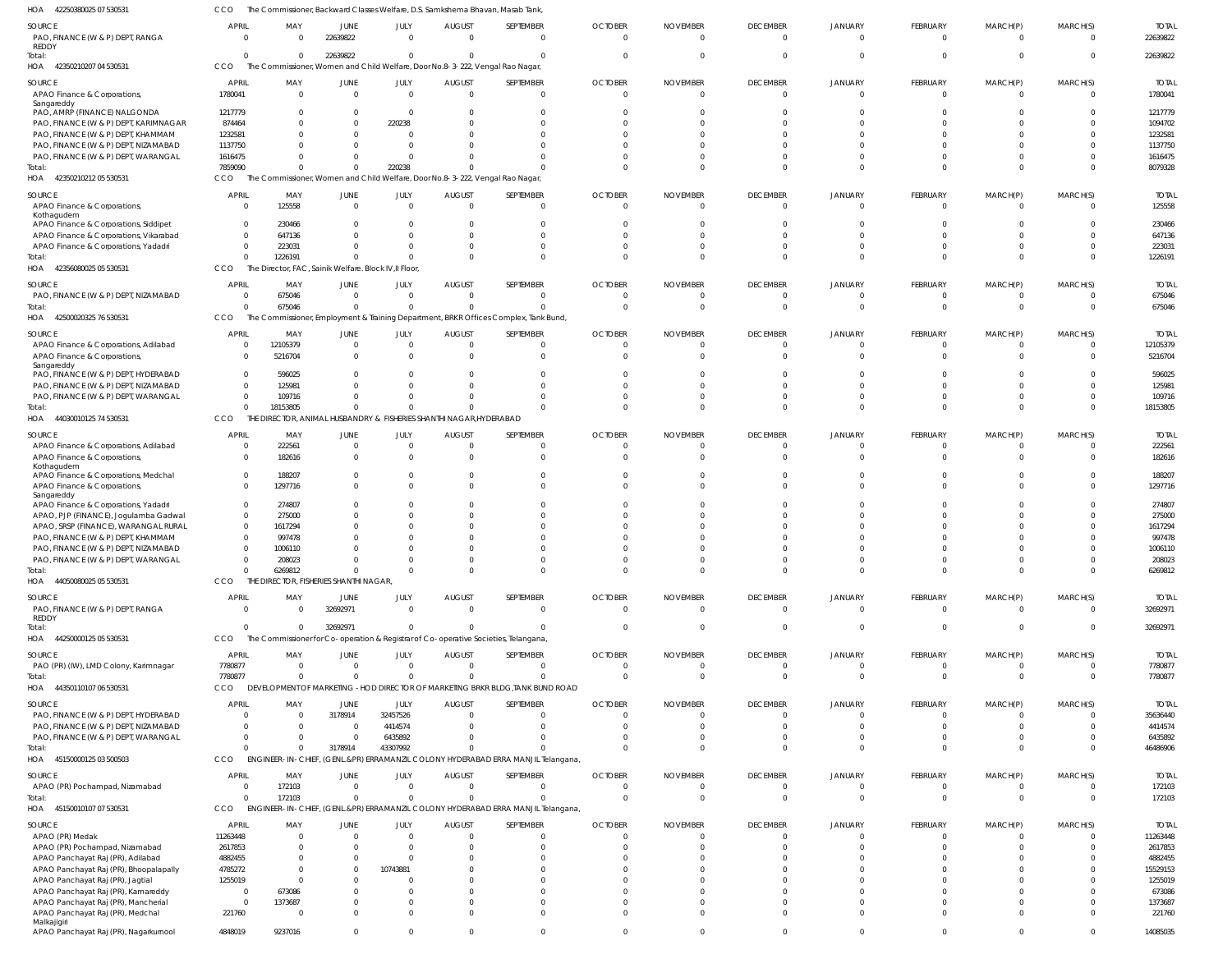HOA 42250380025 07 530531 CCO The Commissioner, Backward Classes Welfare, D.S. Samkshema Bhavan, Masab Tank,

| SOURCE | APRIL | MAY | JUNE | JULY | AUGUST | SEPTEMBER | OCTOBER | NOVEMBER | DECEMBER | JANUARY | FEBRUARY | MARCH(P) | MARCH(S) | TOTAL |
|---|---|---|---|---|---|---|---|---|---|---|---|---|---|---|
| PAO, FINANCE (W & P) DEPT, RANGA REDDY | 0 | 0 | 22639822 | 0 | 0 | 0 | 0 | 0 | 0 | 0 | 0 | 0 | 0 | 22639822 |
| Total: | 0 | 0 | 22639822 | 0 | 0 | 0 | 0 | 0 | 0 | 0 | 0 | 0 | 0 | 22639822 |

HOA 42350210207 04 530531 CCO The Commissioner, Women and Child Welfare, Door No.8-3-222, Vengal Rao Nagar,

| SOURCE | APRIL | MAY | JUNE | JULY | AUGUST | SEPTEMBER | OCTOBER | NOVEMBER | DECEMBER | JANUARY | FEBRUARY | MARCH(P) | MARCH(S) | TOTAL |
|---|---|---|---|---|---|---|---|---|---|---|---|---|---|---|
| APAO Finance & Corporations, Sangareddy | 1780041 | 0 | 0 | 0 | 0 | 0 | 0 | 0 | 0 | 0 | 0 | 0 | 0 | 1780041 |
| PAO, AMRP (FINANCE) NALGONDA | 1217779 | 0 | 0 | 0 | 0 | 0 | 0 | 0 | 0 | 0 | 0 | 0 | 0 | 1217779 |
| PAO, FINANCE (W & P) DEPT, KARIMNAGAR | 874464 | 0 | 0 | 220238 | 0 | 0 | 0 | 0 | 0 | 0 | 0 | 0 | 0 | 1094702 |
| PAO, FINANCE (W & P) DEPT, KHAMMAM | 1232581 | 0 | 0 | 0 | 0 | 0 | 0 | 0 | 0 | 0 | 0 | 0 | 0 | 1232581 |
| PAO, FINANCE (W & P) DEPT, NIZAMABAD | 1137750 | 0 | 0 | 0 | 0 | 0 | 0 | 0 | 0 | 0 | 0 | 0 | 0 | 1137750 |
| PAO, FINANCE (W & P) DEPT, WARANGAL | 1616475 | 0 | 0 | 0 | 0 | 0 | 0 | 0 | 0 | 0 | 0 | 0 | 0 | 1616475 |
| Total: | 7859090 | 0 | 0 | 220238 | 0 | 0 | 0 | 0 | 0 | 0 | 0 | 0 | 0 | 8079328 |

HOA 42350210212 05 530531 CCO The Commissioner, Women and Child Welfare, Door No.8-3-222, Vengal Rao Nagar,

| SOURCE | APRIL | MAY | JUNE | JULY | AUGUST | SEPTEMBER | OCTOBER | NOVEMBER | DECEMBER | JANUARY | FEBRUARY | MARCH(P) | MARCH(S) | TOTAL |
|---|---|---|---|---|---|---|---|---|---|---|---|---|---|---|
| APAO Finance & Corporations, Kothagudem | 0 | 125558 | 0 | 0 | 0 | 0 | 0 | 0 | 0 | 0 | 0 | 0 | 0 | 125558 |
| APAO Finance & Corporations, Siddipet | 0 | 230466 | 0 | 0 | 0 | 0 | 0 | 0 | 0 | 0 | 0 | 0 | 0 | 230466 |
| APAO Finance & Corporations, Vikarabad | 0 | 647136 | 0 | 0 | 0 | 0 | 0 | 0 | 0 | 0 | 0 | 0 | 0 | 647136 |
| APAO Finance & Corporations, Yadadri | 0 | 223031 | 0 | 0 | 0 | 0 | 0 | 0 | 0 | 0 | 0 | 0 | 0 | 223031 |
| Total: | 0 | 1226191 | 0 | 0 | 0 | 0 | 0 | 0 | 0 | 0 | 0 | 0 | 0 | 1226191 |

HOA 42356080025 05 530531 CCO The Director, FAC, Sainik Welfare. Block IV,II Floor,

| SOURCE | APRIL | MAY | JUNE | JULY | AUGUST | SEPTEMBER | OCTOBER | NOVEMBER | DECEMBER | JANUARY | FEBRUARY | MARCH(P) | MARCH(S) | TOTAL |
|---|---|---|---|---|---|---|---|---|---|---|---|---|---|---|
| PAO, FINANCE (W & P) DEPT, NIZAMABAD | 0 | 675046 | 0 | 0 | 0 | 0 | 0 | 0 | 0 | 0 | 0 | 0 | 0 | 675046 |
| Total: | 0 | 675046 | 0 | 0 | 0 | 0 | 0 | 0 | 0 | 0 | 0 | 0 | 0 | 675046 |

HOA 42500020325 76 530531 CCO The Commissioner, Employment & Training Department, BRKR Offices Complex, Tank Bund,

| SOURCE | APRIL | MAY | JUNE | JULY | AUGUST | SEPTEMBER | OCTOBER | NOVEMBER | DECEMBER | JANUARY | FEBRUARY | MARCH(P) | MARCH(S) | TOTAL |
|---|---|---|---|---|---|---|---|---|---|---|---|---|---|---|
| APAO Finance & Corporations, Adilabad | 0 | 12105379 | 0 | 0 | 0 | 0 | 0 | 0 | 0 | 0 | 0 | 0 | 0 | 12105379 |
| APAO Finance & Corporations, Sangareddy | 0 | 5216704 | 0 | 0 | 0 | 0 | 0 | 0 | 0 | 0 | 0 | 0 | 0 | 5216704 |
| PAO, FINANCE (W & P) DEPT, HYDERABAD | 0 | 596025 | 0 | 0 | 0 | 0 | 0 | 0 | 0 | 0 | 0 | 0 | 0 | 596025 |
| PAO, FINANCE (W & P) DEPT, NIZAMABAD | 0 | 125981 | 0 | 0 | 0 | 0 | 0 | 0 | 0 | 0 | 0 | 0 | 0 | 125981 |
| PAO, FINANCE (W & P) DEPT, WARANGAL | 0 | 109716 | 0 | 0 | 0 | 0 | 0 | 0 | 0 | 0 | 0 | 0 | 0 | 109716 |
| Total: | 0 | 18153805 | 0 | 0 | 0 | 0 | 0 | 0 | 0 | 0 | 0 | 0 | 0 | 18153805 |

HOA 44030010125 74 530531 CCO THE DIRECTOR, ANIMAL HUSBANDRY & FISHERIES SHANTHI NAGAR,HYDERABAD

| SOURCE | APRIL | MAY | JUNE | JULY | AUGUST | SEPTEMBER | OCTOBER | NOVEMBER | DECEMBER | JANUARY | FEBRUARY | MARCH(P) | MARCH(S) | TOTAL |
|---|---|---|---|---|---|---|---|---|---|---|---|---|---|---|
| APAO Finance & Corporations, Adilabad | 0 | 222561 | 0 | 0 | 0 | 0 | 0 | 0 | 0 | 0 | 0 | 0 | 0 | 222561 |
| APAO Finance & Corporations, Kothagudem | 0 | 182616 | 0 | 0 | 0 | 0 | 0 | 0 | 0 | 0 | 0 | 0 | 0 | 182616 |
| APAO Finance & Corporations, Medchal | 0 | 188207 | 0 | 0 | 0 | 0 | 0 | 0 | 0 | 0 | 0 | 0 | 0 | 188207 |
| APAO Finance & Corporations, Sangareddy | 0 | 1297716 | 0 | 0 | 0 | 0 | 0 | 0 | 0 | 0 | 0 | 0 | 0 | 1297716 |
| APAO Finance & Corporations, Yadadri | 0 | 274807 | 0 | 0 | 0 | 0 | 0 | 0 | 0 | 0 | 0 | 0 | 0 | 274807 |
| APAO, PJP (FINANCE), Jogulamba Gadwal | 0 | 275000 | 0 | 0 | 0 | 0 | 0 | 0 | 0 | 0 | 0 | 0 | 0 | 275000 |
| APAO, SRSP (FINANCE), WARANGAL RURAL | 0 | 1617294 | 0 | 0 | 0 | 0 | 0 | 0 | 0 | 0 | 0 | 0 | 0 | 1617294 |
| PAO, FINANCE (W & P) DEPT, KHAMMAM | 0 | 997478 | 0 | 0 | 0 | 0 | 0 | 0 | 0 | 0 | 0 | 0 | 0 | 997478 |
| PAO, FINANCE (W & P) DEPT, NIZAMABAD | 0 | 1006110 | 0 | 0 | 0 | 0 | 0 | 0 | 0 | 0 | 0 | 0 | 0 | 1006110 |
| PAO, FINANCE (W & P) DEPT, WARANGAL | 0 | 208023 | 0 | 0 | 0 | 0 | 0 | 0 | 0 | 0 | 0 | 0 | 0 | 208023 |
| Total: | 0 | 6269812 | 0 | 0 | 0 | 0 | 0 | 0 | 0 | 0 | 0 | 0 | 0 | 6269812 |

HOA 44050080025 05 530531 CCO THE DIRECTOR, FISHERIES SHANTHI NAGAR,

| SOURCE | APRIL | MAY | JUNE | JULY | AUGUST | SEPTEMBER | OCTOBER | NOVEMBER | DECEMBER | JANUARY | FEBRUARY | MARCH(P) | MARCH(S) | TOTAL |
|---|---|---|---|---|---|---|---|---|---|---|---|---|---|---|
| PAO, FINANCE (W & P) DEPT, RANGA REDDY | 0 | 0 | 32692971 | 0 | 0 | 0 | 0 | 0 | 0 | 0 | 0 | 0 | 0 | 32692971 |
| Total: | 0 | 0 | 32692971 | 0 | 0 | 0 | 0 | 0 | 0 | 0 | 0 | 0 | 0 | 32692971 |

HOA 44250000125 05 530531 CCO The Commissioner for Co-operation & Registrar of Co-operative Societies, Telangana,

| SOURCE | APRIL | MAY | JUNE | JULY | AUGUST | SEPTEMBER | OCTOBER | NOVEMBER | DECEMBER | JANUARY | FEBRUARY | MARCH(P) | MARCH(S) | TOTAL |
|---|---|---|---|---|---|---|---|---|---|---|---|---|---|---|
| PAO (PR) (IW), LMD Colony, Karimnagar | 7780877 | 0 | 0 | 0 | 0 | 0 | 0 | 0 | 0 | 0 | 0 | 0 | 0 | 7780877 |
| Total: | 7780877 | 0 | 0 | 0 | 0 | 0 | 0 | 0 | 0 | 0 | 0 | 0 | 0 | 7780877 |

HOA 44350110107 06 530531 CCO DEVELOPMENT OF MARKETING - HOD DIRECTOR OF MARKETING BRKR BLDG,TANK BUND ROAD

| SOURCE | APRIL | MAY | JUNE | JULY | AUGUST | SEPTEMBER | OCTOBER | NOVEMBER | DECEMBER | JANUARY | FEBRUARY | MARCH(P) | MARCH(S) | TOTAL |
|---|---|---|---|---|---|---|---|---|---|---|---|---|---|---|
| PAO, FINANCE (W & P) DEPT, HYDERABAD | 0 | 0 | 3178914 | 32457526 | 0 | 0 | 0 | 0 | 0 | 0 | 0 | 0 | 0 | 35636440 |
| PAO, FINANCE (W & P) DEPT, NIZAMABAD | 0 | 0 | 0 | 4414574 | 0 | 0 | 0 | 0 | 0 | 0 | 0 | 0 | 0 | 4414574 |
| PAO, FINANCE (W & P) DEPT, WARANGAL | 0 | 0 | 0 | 6435892 | 0 | 0 | 0 | 0 | 0 | 0 | 0 | 0 | 0 | 6435892 |
| Total: | 0 | 0 | 3178914 | 43307992 | 0 | 0 | 0 | 0 | 0 | 0 | 0 | 0 | 0 | 46486906 |

HOA 45150000125 03 500503 CCO ENGINEER-IN-CHIEF, (GENL.&PR) ERRAMANZIL COLONY HYDERABAD ERRA MANJIL Telangana,

| SOURCE | APRIL | MAY | JUNE | JULY | AUGUST | SEPTEMBER | OCTOBER | NOVEMBER | DECEMBER | JANUARY | FEBRUARY | MARCH(P) | MARCH(S) | TOTAL |
|---|---|---|---|---|---|---|---|---|---|---|---|---|---|---|
| APAO (PR) Pochampad, Nizamabad | 0 | 172103 | 0 | 0 | 0 | 0 | 0 | 0 | 0 | 0 | 0 | 0 | 0 | 172103 |
| Total: | 0 | 172103 | 0 | 0 | 0 | 0 | 0 | 0 | 0 | 0 | 0 | 0 | 0 | 172103 |

HOA 45150010107 07 530531 CCO ENGINEER-IN-CHIEF, (GENL.&PR) ERRAMANZIL COLONY HYDERABAD ERRA MANJIL Telangana,

| SOURCE | APRIL | MAY | JUNE | JULY | AUGUST | SEPTEMBER | OCTOBER | NOVEMBER | DECEMBER | JANUARY | FEBRUARY | MARCH(P) | MARCH(S) | TOTAL |
|---|---|---|---|---|---|---|---|---|---|---|---|---|---|---|
| APAO (PR) Medak | 11263448 | 0 | 0 | 0 | 0 | 0 | 0 | 0 | 0 | 0 | 0 | 0 | 0 | 11263448 |
| APAO (PR) Pochampad, Nizamabad | 2617853 | 0 | 0 | 0 | 0 | 0 | 0 | 0 | 0 | 0 | 0 | 0 | 0 | 2617853 |
| APAO Panchayat Raj (PR), Adilabad | 4882455 | 0 | 0 | 0 | 0 | 0 | 0 | 0 | 0 | 0 | 0 | 0 | 0 | 4882455 |
| APAO Panchayat Raj (PR), Bhoopalapally | 4785272 | 0 | 0 | 10743881 | 0 | 0 | 0 | 0 | 0 | 0 | 0 | 0 | 0 | 15529153 |
| APAO Panchayat Raj (PR), Jagtial | 1255019 | 0 | 0 | 0 | 0 | 0 | 0 | 0 | 0 | 0 | 0 | 0 | 0 | 1255019 |
| APAO Panchayat Raj (PR), Kamareddy | 0 | 673086 | 0 | 0 | 0 | 0 | 0 | 0 | 0 | 0 | 0 | 0 | 0 | 673086 |
| APAO Panchayat Raj (PR), Mancherial | 0 | 1373687 | 0 | 0 | 0 | 0 | 0 | 0 | 0 | 0 | 0 | 0 | 0 | 1373687 |
| APAO Panchayat Raj (PR), Medchal Malkajigiri | 221760 | 0 | 0 | 0 | 0 | 0 | 0 | 0 | 0 | 0 | 0 | 0 | 0 | 221760 |
| APAO Panchayat Raj (PR), Nagarkurnool | 4848019 | 9237016 | 0 | 0 | 0 | 0 | 0 | 0 | 0 | 0 | 0 | 0 | 0 | 14085035 |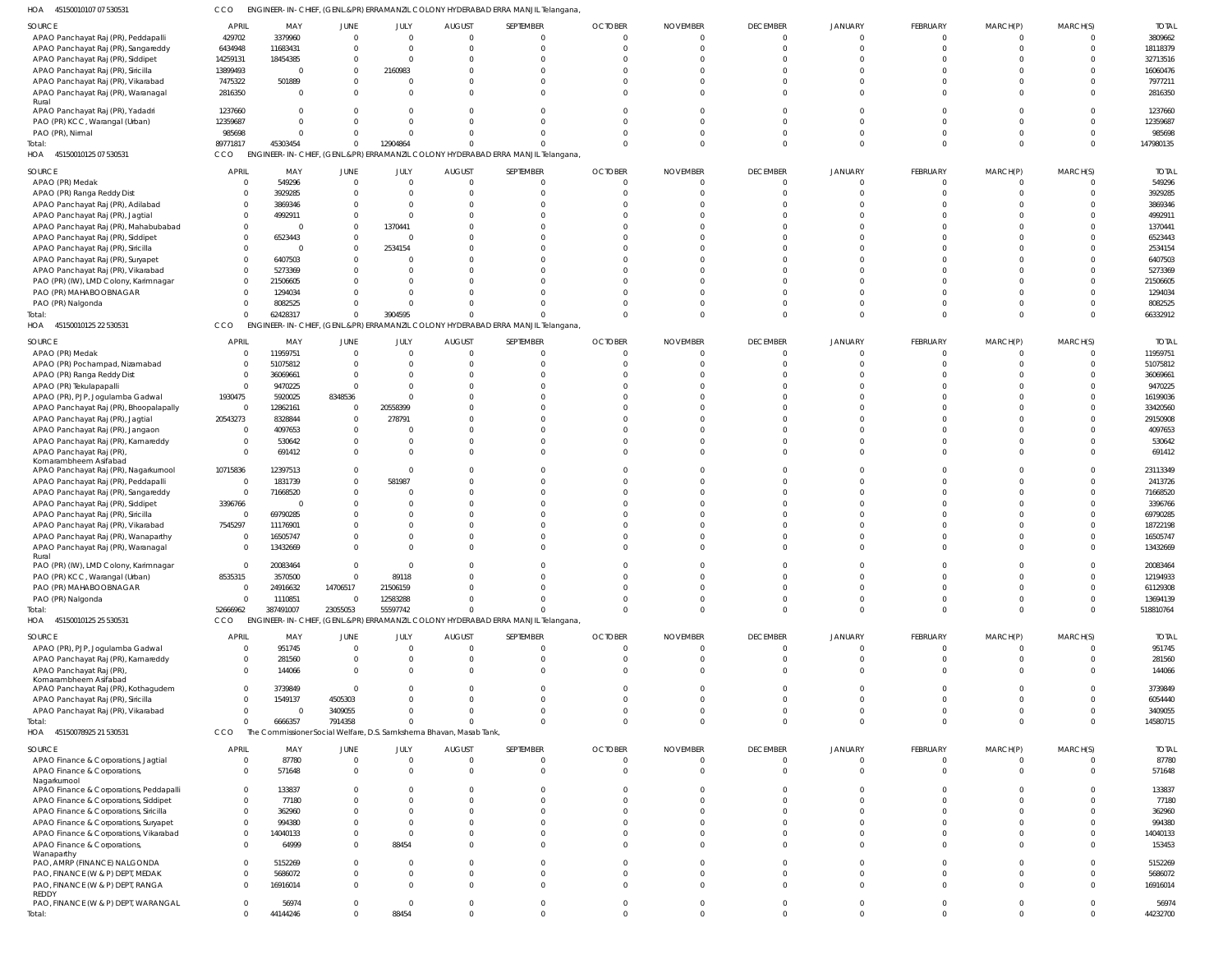HOA 451500101070 7530531 &nbsp;&nbsp;&nbsp; CCO &nbsp;&nbsp;&nbsp; ENGINEER-IN-CHIEF, (GENL.&PR) ERRAMANZIL COLONY HYDERABAD ERRA MANJIL Telangana,

| SOURCE | APRIL | MAY | JUNE | JULY | AUGUST | SEPTEMBER | OCTOBER | NOVEMBER | DECEMBER | JANUARY | FEBRUARY | MARCH(P) | MARCH(S) | TOTAL |
|---|---|---|---|---|---|---|---|---|---|---|---|---|---|---|
| APAO Panchayat Raj (PR), Peddapalli | 429702 | 3379960 | 0 | 0 | 0 | 0 | 0 | 0 | 0 | 0 | 0 | 0 | 0 | 3809662 |
| APAO Panchayat Raj (PR), Sangareddy | 6434948 | 11683431 | 0 | 0 | 0 | 0 | 0 | 0 | 0 | 0 | 0 | 0 | 0 | 18118379 |
| APAO Panchayat Raj (PR), Siddipet | 14259131 | 18454385 | 0 | 0 | 0 | 0 | 0 | 0 | 0 | 0 | 0 | 0 | 0 | 32713516 |
| APAO Panchayat Raj (PR), Siricilla | 13899493 | 0 | 0 | 2160983 | 0 | 0 | 0 | 0 | 0 | 0 | 0 | 0 | 0 | 16060476 |
| APAO Panchayat Raj (PR), Vikarabad | 7475322 | 501889 | 0 | 0 | 0 | 0 | 0 | 0 | 0 | 0 | 0 | 0 | 0 | 7977211 |
| APAO Panchayat Raj (PR), Waranagal Rural | 2816350 | 0 | 0 | 0 | 0 | 0 | 0 | 0 | 0 | 0 | 0 | 0 | 0 | 2816350 |
| APAO Panchayat Raj (PR), Yadadri | 1237660 | 0 | 0 | 0 | 0 | 0 | 0 | 0 | 0 | 0 | 0 | 0 | 0 | 1237660 |
| PAO (PR) KCC, Warangal (Urban) | 12359687 | 0 | 0 | 0 | 0 | 0 | 0 | 0 | 0 | 0 | 0 | 0 | 0 | 12359687 |
| PAO (PR), Nirmal | 985698 | 0 | 0 | 0 | 0 | 0 | 0 | 0 | 0 | 0 | 0 | 0 | 0 | 985698 |
| Total: | 89771817 | 45303454 | 0 | 12904864 | 0 | 0 | 0 | 0 | 0 | 0 | 0 | 0 | 0 | 147980135 |

HOA 451500101250 7530531 &nbsp;&nbsp;&nbsp; CCO &nbsp;&nbsp;&nbsp; ENGINEER-IN-CHIEF, (GENL.&PR) ERRAMANZIL COLONY HYDERABAD ERRA MANJIL Telangana,

| SOURCE | APRIL | MAY | JUNE | JULY | AUGUST | SEPTEMBER | OCTOBER | NOVEMBER | DECEMBER | JANUARY | FEBRUARY | MARCH(P) | MARCH(S) | TOTAL |
|---|---|---|---|---|---|---|---|---|---|---|---|---|---|---|
| APAO (PR) Medak | 0 | 549296 | 0 | 0 | 0 | 0 | 0 | 0 | 0 | 0 | 0 | 0 | 0 | 549296 |
| APAO (PR) Ranga Reddy Dist | 0 | 3929285 | 0 | 0 | 0 | 0 | 0 | 0 | 0 | 0 | 0 | 0 | 0 | 3929285 |
| APAO Panchayat Raj (PR), Adilabad | 0 | 3869346 | 0 | 0 | 0 | 0 | 0 | 0 | 0 | 0 | 0 | 0 | 0 | 3869346 |
| APAO Panchayat Raj (PR), Jagtial | 0 | 4992911 | 0 | 0 | 0 | 0 | 0 | 0 | 0 | 0 | 0 | 0 | 0 | 4992911 |
| APAO Panchayat Raj (PR), Mahabubabad | 0 | 0 | 0 | 1370441 | 0 | 0 | 0 | 0 | 0 | 0 | 0 | 0 | 0 | 1370441 |
| APAO Panchayat Raj (PR), Siddipet | 0 | 6523443 | 0 | 0 | 0 | 0 | 0 | 0 | 0 | 0 | 0 | 0 | 0 | 6523443 |
| APAO Panchayat Raj (PR), Siricilla | 0 | 0 | 0 | 2534154 | 0 | 0 | 0 | 0 | 0 | 0 | 0 | 0 | 0 | 2534154 |
| APAO Panchayat Raj (PR), Suryapet | 0 | 6407503 | 0 | 0 | 0 | 0 | 0 | 0 | 0 | 0 | 0 | 0 | 0 | 6407503 |
| APAO Panchayat Raj (PR), Vikarabad | 0 | 5273369 | 0 | 0 | 0 | 0 | 0 | 0 | 0 | 0 | 0 | 0 | 0 | 5273369 |
| PAO (PR) (IW), LMD Colony, Karimnagar | 0 | 21506605 | 0 | 0 | 0 | 0 | 0 | 0 | 0 | 0 | 0 | 0 | 0 | 21506605 |
| PAO (PR) MAHABOOBNAGAR | 0 | 1294034 | 0 | 0 | 0 | 0 | 0 | 0 | 0 | 0 | 0 | 0 | 0 | 1294034 |
| PAO (PR) Nalgonda | 0 | 8082525 | 0 | 0 | 0 | 0 | 0 | 0 | 0 | 0 | 0 | 0 | 0 | 8082525 |
| Total: | 0 | 62428317 | 0 | 3904595 | 0 | 0 | 0 | 0 | 0 | 0 | 0 | 0 | 0 | 66332912 |

HOA 451500101252 2530531 &nbsp;&nbsp;&nbsp; CCO &nbsp;&nbsp;&nbsp; ENGINEER-IN-CHIEF, (GENL.&PR) ERRAMANZIL COLONY HYDERABAD ERRA MANJIL Telangana,

| SOURCE | APRIL | MAY | JUNE | JULY | AUGUST | SEPTEMBER | OCTOBER | NOVEMBER | DECEMBER | JANUARY | FEBRUARY | MARCH(P) | MARCH(S) | TOTAL |
|---|---|---|---|---|---|---|---|---|---|---|---|---|---|---|
| APAO (PR) Medak | 0 | 11959751 | 0 | 0 | 0 | 0 | 0 | 0 | 0 | 0 | 0 | 0 | 0 | 11959751 |
| APAO (PR) Pochampad, Nizamabad | 0 | 51075812 | 0 | 0 | 0 | 0 | 0 | 0 | 0 | 0 | 0 | 0 | 0 | 51075812 |
| APAO (PR) Ranga Reddy Dist | 0 | 36069661 | 0 | 0 | 0 | 0 | 0 | 0 | 0 | 0 | 0 | 0 | 0 | 36069661 |
| APAO (PR) Tekulapapalli | 0 | 9470225 | 0 | 0 | 0 | 0 | 0 | 0 | 0 | 0 | 0 | 0 | 0 | 9470225 |
| APAO (PR), PJP, Jogulamba Gadwal | 1930475 | 5920025 | 8348536 | 0 | 0 | 0 | 0 | 0 | 0 | 0 | 0 | 0 | 0 | 16199036 |
| APAO Panchayat Raj (PR), Bhoopalapally | 0 | 12862161 | 0 | 20558399 | 0 | 0 | 0 | 0 | 0 | 0 | 0 | 0 | 0 | 33420560 |
| APAO Panchayat Raj (PR), Jagtial | 20543273 | 8328844 | 0 | 278791 | 0 | 0 | 0 | 0 | 0 | 0 | 0 | 0 | 0 | 29150908 |
| APAO Panchayat Raj (PR), Jangaon | 0 | 4097653 | 0 | 0 | 0 | 0 | 0 | 0 | 0 | 0 | 0 | 0 | 0 | 4097653 |
| APAO Panchayat Raj (PR), Kamareddy | 0 | 530642 | 0 | 0 | 0 | 0 | 0 | 0 | 0 | 0 | 0 | 0 | 0 | 530642 |
| APAO Panchayat Raj (PR), Komarambheem Asifabad | 0 | 691412 | 0 | 0 | 0 | 0 | 0 | 0 | 0 | 0 | 0 | 0 | 0 | 691412 |
| APAO Panchayat Raj (PR), Nagarkurnool | 10715836 | 12397513 | 0 | 0 | 0 | 0 | 0 | 0 | 0 | 0 | 0 | 0 | 0 | 23113349 |
| APAO Panchayat Raj (PR), Peddapalli | 0 | 1831739 | 0 | 581987 | 0 | 0 | 0 | 0 | 0 | 0 | 0 | 0 | 0 | 2413726 |
| APAO Panchayat Raj (PR), Sangareddy | 0 | 71668520 | 0 | 0 | 0 | 0 | 0 | 0 | 0 | 0 | 0 | 0 | 0 | 71668520 |
| APAO Panchayat Raj (PR), Siddipet | 3396766 | 0 | 0 | 0 | 0 | 0 | 0 | 0 | 0 | 0 | 0 | 0 | 0 | 3396766 |
| APAO Panchayat Raj (PR), Siricilla | 0 | 69790285 | 0 | 0 | 0 | 0 | 0 | 0 | 0 | 0 | 0 | 0 | 0 | 69790285 |
| APAO Panchayat Raj (PR), Vikarabad | 7545297 | 11176901 | 0 | 0 | 0 | 0 | 0 | 0 | 0 | 0 | 0 | 0 | 0 | 18722198 |
| APAO Panchayat Raj (PR), Wanaparthy | 0 | 16505747 | 0 | 0 | 0 | 0 | 0 | 0 | 0 | 0 | 0 | 0 | 0 | 16505747 |
| APAO Panchayat Raj (PR), Waranagal Rural | 0 | 13432669 | 0 | 0 | 0 | 0 | 0 | 0 | 0 | 0 | 0 | 0 | 0 | 13432669 |
| PAO (PR) (IW), LMD Colony, Karimnagar | 0 | 20083464 | 0 | 0 | 0 | 0 | 0 | 0 | 0 | 0 | 0 | 0 | 0 | 20083464 |
| PAO (PR) KCC, Warangal (Urban) | 8535315 | 3570500 | 0 | 89118 | 0 | 0 | 0 | 0 | 0 | 0 | 0 | 0 | 0 | 12194933 |
| PAO (PR) MAHABOOBNAGAR | 0 | 24916632 | 14706517 | 21506159 | 0 | 0 | 0 | 0 | 0 | 0 | 0 | 0 | 0 | 61129308 |
| PAO (PR) Nalgonda | 0 | 1110851 | 0 | 12583288 | 0 | 0 | 0 | 0 | 0 | 0 | 0 | 0 | 0 | 13694139 |
| Total: | 52666962 | 387491007 | 23055053 | 55597742 | 0 | 0 | 0 | 0 | 0 | 0 | 0 | 0 | 0 | 518810764 |

HOA 451500101252 5530531 &nbsp;&nbsp;&nbsp; CCO &nbsp;&nbsp;&nbsp; ENGINEER-IN-CHIEF, (GENL.&PR) ERRAMANZIL COLONY HYDERABAD ERRA MANJIL Telangana,

| SOURCE | APRIL | MAY | JUNE | JULY | AUGUST | SEPTEMBER | OCTOBER | NOVEMBER | DECEMBER | JANUARY | FEBRUARY | MARCH(P) | MARCH(S) | TOTAL |
|---|---|---|---|---|---|---|---|---|---|---|---|---|---|---|
| APAO (PR), PJP, Jogulamba Gadwal | 0 | 951745 | 0 | 0 | 0 | 0 | 0 | 0 | 0 | 0 | 0 | 0 | 0 | 951745 |
| APAO Panchayat Raj (PR), Kamareddy | 0 | 281560 | 0 | 0 | 0 | 0 | 0 | 0 | 0 | 0 | 0 | 0 | 0 | 281560 |
| APAO Panchayat Raj (PR), Komarambheem Asifabad | 0 | 144066 | 0 | 0 | 0 | 0 | 0 | 0 | 0 | 0 | 0 | 0 | 0 | 144066 |
| APAO Panchayat Raj (PR), Kothagudem | 0 | 3739849 | 0 | 0 | 0 | 0 | 0 | 0 | 0 | 0 | 0 | 0 | 0 | 3739849 |
| APAO Panchayat Raj (PR), Siricilla | 0 | 1549137 | 4505303 | 0 | 0 | 0 | 0 | 0 | 0 | 0 | 0 | 0 | 0 | 6054440 |
| APAO Panchayat Raj (PR), Vikarabad | 0 | 0 | 3409055 | 0 | 0 | 0 | 0 | 0 | 0 | 0 | 0 | 0 | 0 | 3409055 |
| Total: | 0 | 6666357 | 7914358 | 0 | 0 | 0 | 0 | 0 | 0 | 0 | 0 | 0 | 0 | 14580715 |

HOA 451500789252 1530531 &nbsp;&nbsp;&nbsp; CCO &nbsp;&nbsp;&nbsp; The Commissioner Social Welfare, D.S. Samkshema Bhavan, Masab Tank,

| SOURCE | APRIL | MAY | JUNE | JULY | AUGUST | SEPTEMBER | OCTOBER | NOVEMBER | DECEMBER | JANUARY | FEBRUARY | MARCH(P) | MARCH(S) | TOTAL |
|---|---|---|---|---|---|---|---|---|---|---|---|---|---|---|
| APAO Finance & Corporations, Jagtial | 0 | 87780 | 0 | 0 | 0 | 0 | 0 | 0 | 0 | 0 | 0 | 0 | 0 | 87780 |
| APAO Finance & Corporations, Nagarkurnool | 0 | 571648 | 0 | 0 | 0 | 0 | 0 | 0 | 0 | 0 | 0 | 0 | 0 | 571648 |
| APAO Finance & Corporations, Peddapalli | 0 | 133837 | 0 | 0 | 0 | 0 | 0 | 0 | 0 | 0 | 0 | 0 | 0 | 133837 |
| APAO Finance & Corporations, Siddipet | 0 | 77180 | 0 | 0 | 0 | 0 | 0 | 0 | 0 | 0 | 0 | 0 | 0 | 77180 |
| APAO Finance & Corporations, Siricilla | 0 | 362960 | 0 | 0 | 0 | 0 | 0 | 0 | 0 | 0 | 0 | 0 | 0 | 362960 |
| APAO Finance & Corporations, Suryapet | 0 | 994380 | 0 | 0 | 0 | 0 | 0 | 0 | 0 | 0 | 0 | 0 | 0 | 994380 |
| APAO Finance & Corporations, Vikarabad | 0 | 14040133 | 0 | 0 | 0 | 0 | 0 | 0 | 0 | 0 | 0 | 0 | 0 | 14040133 |
| APAO Finance & Corporations, Wanaparthy | 0 | 64999 | 0 | 88454 | 0 | 0 | 0 | 0 | 0 | 0 | 0 | 0 | 0 | 153453 |
| PAO, AMRP (FINANCE) NALGONDA | 0 | 5152269 | 0 | 0 | 0 | 0 | 0 | 0 | 0 | 0 | 0 | 0 | 0 | 5152269 |
| PAO, FINANCE (W & P) DEPT, MEDAK | 0 | 5686072 | 0 | 0 | 0 | 0 | 0 | 0 | 0 | 0 | 0 | 0 | 0 | 5686072 |
| PAO, FINANCE (W & P) DEPT, RANGA REDDY | 0 | 16916014 | 0 | 0 | 0 | 0 | 0 | 0 | 0 | 0 | 0 | 0 | 0 | 16916014 |
| PAO, FINANCE (W & P) DEPT, WARANGAL | 0 | 56974 | 0 | 0 | 0 | 0 | 0 | 0 | 0 | 0 | 0 | 0 | 0 | 56974 |
| Total: | 0 | 44144246 | 0 | 88454 | 0 | 0 | 0 | 0 | 0 | 0 | 0 | 0 | 0 | 44232700 |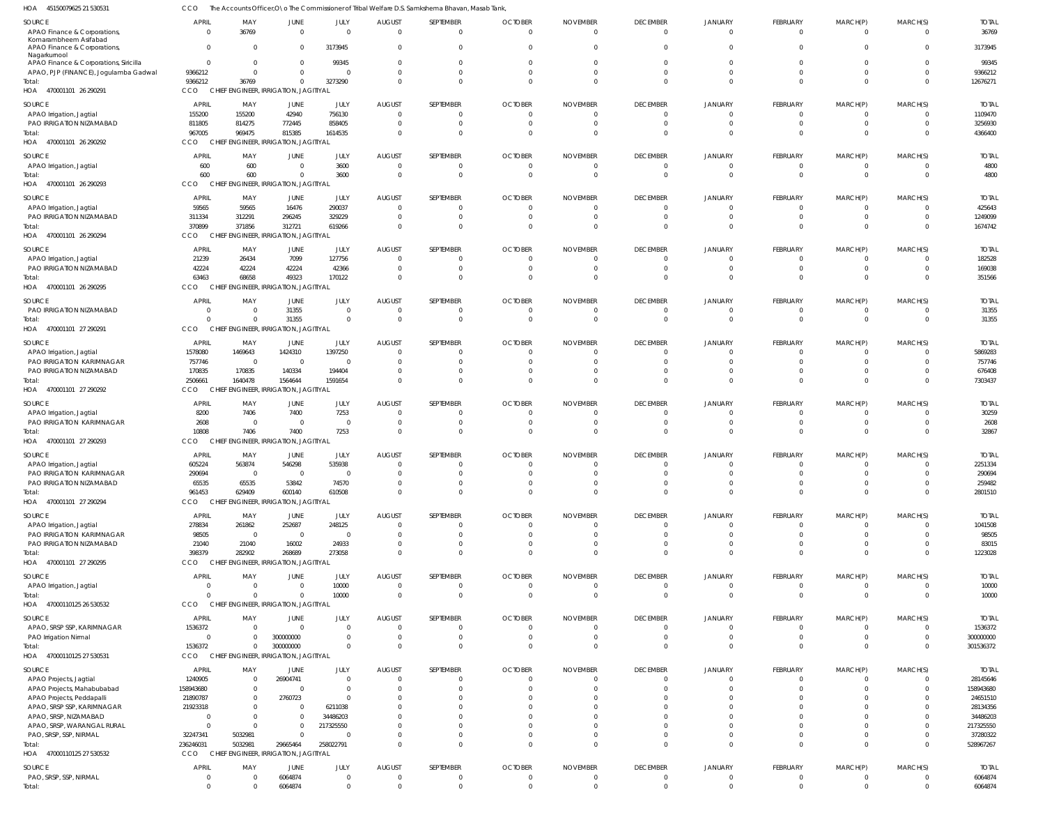HOA 45150079625 21 530531 CCO The Accounts Officer,O\o The Commissioner of Tribal Welfare D.S. Samkshema Bhavan, Masab Tank,

| SOURCE | APRIL | MAY | JUNE | JULY | AUGUST | SEPTEMBER | OCTOBER | NOVEMBER | DECEMBER | JANUARY | FEBRUARY | MARCH(P) | MARCH(S) | TOTAL |
|---|---|---|---|---|---|---|---|---|---|---|---|---|---|---|
| APAO Finance & Corporations, Komarambheem Asifabad | 0 | 36769 | 0 | 0 | 0 | 0 | 0 | 0 | 0 | 0 | 0 | 0 | 0 | 36769 |
| APAO Finance & Corporations, Nagarkurnool | 0 | 0 | 0 | 3173945 | 0 | 0 | 0 | 0 | 0 | 0 | 0 | 0 | 0 | 3173945 |
| APAO Finance & Corporations, Siricilla | 0 | 0 | 0 | 99345 | 0 | 0 | 0 | 0 | 0 | 0 | 0 | 0 | 0 | 99345 |
| APAO, PJP (FINANCE), Jogulamba Gadwal | 9366212 | 0 | 0 | 0 | 0 | 0 | 0 | 0 | 0 | 0 | 0 | 0 | 0 | 9366212 |
| Total: | 9366212 | 36769 | 0 | 3273290 | 0 | 0 | 0 | 0 | 0 | 0 | 0 | 0 | 0 | 12676271 |

HOA 470001101 26 290291 CCO CHIEF ENGINEER, IRRIGATION, JAGITIYAL

| SOURCE | APRIL | MAY | JUNE | JULY | AUGUST | SEPTEMBER | OCTOBER | NOVEMBER | DECEMBER | JANUARY | FEBRUARY | MARCH(P) | MARCH(S) | TOTAL |
|---|---|---|---|---|---|---|---|---|---|---|---|---|---|---|
| APAO Irrigation, Jagtial | 155200 | 155200 | 42940 | 756130 | 0 | 0 | 0 | 0 | 0 | 0 | 0 | 0 | 0 | 1109470 |
| PAO IRRIGATION NIZAMABAD | 811805 | 814275 | 772445 | 858405 | 0 | 0 | 0 | 0 | 0 | 0 | 0 | 0 | 0 | 3256930 |
| Total: | 967005 | 969475 | 815385 | 1614535 | 0 | 0 | 0 | 0 | 0 | 0 | 0 | 0 | 0 | 4366400 |

HOA 470001101 26 290292 CCO CHIEF ENGINEER, IRRIGATION, JAGITIYAL

| SOURCE | APRIL | MAY | JUNE | JULY | AUGUST | SEPTEMBER | OCTOBER | NOVEMBER | DECEMBER | JANUARY | FEBRUARY | MARCH(P) | MARCH(S) | TOTAL |
|---|---|---|---|---|---|---|---|---|---|---|---|---|---|---|
| APAO Irrigation, Jagtial | 600 | 600 | 0 | 3600 | 0 | 0 | 0 | 0 | 0 | 0 | 0 | 0 | 0 | 4800 |
| Total: | 600 | 600 | 0 | 3600 | 0 | 0 | 0 | 0 | 0 | 0 | 0 | 0 | 0 | 4800 |

HOA 470001101 26 290293 CCO CHIEF ENGINEER, IRRIGATION, JAGITIYAL

| SOURCE | APRIL | MAY | JUNE | JULY | AUGUST | SEPTEMBER | OCTOBER | NOVEMBER | DECEMBER | JANUARY | FEBRUARY | MARCH(P) | MARCH(S) | TOTAL |
|---|---|---|---|---|---|---|---|---|---|---|---|---|---|---|
| APAO Irrigation, Jagtial | 59565 | 59565 | 16476 | 290037 | 0 | 0 | 0 | 0 | 0 | 0 | 0 | 0 | 0 | 425643 |
| PAO IRRIGATION NIZAMABAD | 311334 | 312291 | 296245 | 329229 | 0 | 0 | 0 | 0 | 0 | 0 | 0 | 0 | 0 | 1249099 |
| Total: | 370899 | 371856 | 312721 | 619266 | 0 | 0 | 0 | 0 | 0 | 0 | 0 | 0 | 0 | 1674742 |

HOA 470001101 26 290294 CCO CHIEF ENGINEER, IRRIGATION, JAGITIYAL

| SOURCE | APRIL | MAY | JUNE | JULY | AUGUST | SEPTEMBER | OCTOBER | NOVEMBER | DECEMBER | JANUARY | FEBRUARY | MARCH(P) | MARCH(S) | TOTAL |
|---|---|---|---|---|---|---|---|---|---|---|---|---|---|---|
| APAO Irrigation, Jagtial | 21239 | 26434 | 7099 | 127756 | 0 | 0 | 0 | 0 | 0 | 0 | 0 | 0 | 0 | 182528 |
| PAO IRRIGATION NIZAMABAD | 42224 | 42224 | 42224 | 42366 | 0 | 0 | 0 | 0 | 0 | 0 | 0 | 0 | 0 | 169038 |
| Total: | 63463 | 68658 | 49323 | 170122 | 0 | 0 | 0 | 0 | 0 | 0 | 0 | 0 | 0 | 351566 |

HOA 470001101 26 290295 CCO CHIEF ENGINEER, IRRIGATION, JAGITIYAL

| SOURCE | APRIL | MAY | JUNE | JULY | AUGUST | SEPTEMBER | OCTOBER | NOVEMBER | DECEMBER | JANUARY | FEBRUARY | MARCH(P) | MARCH(S) | TOTAL |
|---|---|---|---|---|---|---|---|---|---|---|---|---|---|---|
| PAO IRRIGATION NIZAMABAD | 0 | 0 | 31355 | 0 | 0 | 0 | 0 | 0 | 0 | 0 | 0 | 0 | 0 | 31355 |
| Total: | 0 | 0 | 31355 | 0 | 0 | 0 | 0 | 0 | 0 | 0 | 0 | 0 | 0 | 31355 |

HOA 470001101 27 290291 CCO CHIEF ENGINEER, IRRIGATION, JAGITIYAL

| SOURCE | APRIL | MAY | JUNE | JULY | AUGUST | SEPTEMBER | OCTOBER | NOVEMBER | DECEMBER | JANUARY | FEBRUARY | MARCH(P) | MARCH(S) | TOTAL |
|---|---|---|---|---|---|---|---|---|---|---|---|---|---|---|
| APAO Irrigation, Jagtial | 1578080 | 1469643 | 1424310 | 1397250 | 0 | 0 | 0 | 0 | 0 | 0 | 0 | 0 | 0 | 5869283 |
| PAO IRRIGATION KARIMNAGAR | 757746 | 0 | 0 | 0 | 0 | 0 | 0 | 0 | 0 | 0 | 0 | 0 | 0 | 757746 |
| PAO IRRIGATION NIZAMABAD | 170835 | 170835 | 140334 | 194404 | 0 | 0 | 0 | 0 | 0 | 0 | 0 | 0 | 0 | 676408 |
| Total: | 2506661 | 1640478 | 1564644 | 1591654 | 0 | 0 | 0 | 0 | 0 | 0 | 0 | 0 | 0 | 7303437 |

HOA 470001101 27 290292 CCO CHIEF ENGINEER, IRRIGATION, JAGITIYAL

| SOURCE | APRIL | MAY | JUNE | JULY | AUGUST | SEPTEMBER | OCTOBER | NOVEMBER | DECEMBER | JANUARY | FEBRUARY | MARCH(P) | MARCH(S) | TOTAL |
|---|---|---|---|---|---|---|---|---|---|---|---|---|---|---|
| APAO Irrigation, Jagtial | 8200 | 7406 | 7400 | 7253 | 0 | 0 | 0 | 0 | 0 | 0 | 0 | 0 | 0 | 30259 |
| PAO IRRIGATION KARIMNAGAR | 2608 | 0 | 0 | 0 | 0 | 0 | 0 | 0 | 0 | 0 | 0 | 0 | 0 | 2608 |
| Total: | 10808 | 7406 | 7400 | 7253 | 0 | 0 | 0 | 0 | 0 | 0 | 0 | 0 | 0 | 32867 |

HOA 470001101 27 290293 CCO CHIEF ENGINEER, IRRIGATION, JAGITIYAL

| SOURCE | APRIL | MAY | JUNE | JULY | AUGUST | SEPTEMBER | OCTOBER | NOVEMBER | DECEMBER | JANUARY | FEBRUARY | MARCH(P) | MARCH(S) | TOTAL |
|---|---|---|---|---|---|---|---|---|---|---|---|---|---|---|
| APAO Irrigation, Jagtial | 605224 | 563874 | 546298 | 535938 | 0 | 0 | 0 | 0 | 0 | 0 | 0 | 0 | 0 | 2251334 |
| PAO IRRIGATION KARIMNAGAR | 290694 | 0 | 0 | 0 | 0 | 0 | 0 | 0 | 0 | 0 | 0 | 0 | 0 | 290694 |
| PAO IRRIGATION NIZAMABAD | 65535 | 65535 | 53842 | 74570 | 0 | 0 | 0 | 0 | 0 | 0 | 0 | 0 | 0 | 259482 |
| Total: | 961453 | 629409 | 600140 | 610508 | 0 | 0 | 0 | 0 | 0 | 0 | 0 | 0 | 0 | 2801510 |

HOA 470001101 27 290294 CCO CHIEF ENGINEER, IRRIGATION, JAGITIYAL

| SOURCE | APRIL | MAY | JUNE | JULY | AUGUST | SEPTEMBER | OCTOBER | NOVEMBER | DECEMBER | JANUARY | FEBRUARY | MARCH(P) | MARCH(S) | TOTAL |
|---|---|---|---|---|---|---|---|---|---|---|---|---|---|---|
| APAO Irrigation, Jagtial | 278834 | 261862 | 252687 | 248125 | 0 | 0 | 0 | 0 | 0 | 0 | 0 | 0 | 0 | 1041508 |
| PAO IRRIGATION KARIMNAGAR | 98505 | 0 | 0 | 0 | 0 | 0 | 0 | 0 | 0 | 0 | 0 | 0 | 0 | 98505 |
| PAO IRRIGATION NIZAMABAD | 21040 | 21040 | 16002 | 24933 | 0 | 0 | 0 | 0 | 0 | 0 | 0 | 0 | 0 | 83015 |
| Total: | 398379 | 282902 | 268689 | 273058 | 0 | 0 | 0 | 0 | 0 | 0 | 0 | 0 | 0 | 1223028 |

HOA 470001101 27 290295 CCO CHIEF ENGINEER, IRRIGATION, JAGITIYAL

| SOURCE | APRIL | MAY | JUNE | JULY | AUGUST | SEPTEMBER | OCTOBER | NOVEMBER | DECEMBER | JANUARY | FEBRUARY | MARCH(P) | MARCH(S) | TOTAL |
|---|---|---|---|---|---|---|---|---|---|---|---|---|---|---|
| APAO Irrigation, Jagtial | 0 | 0 | 0 | 10000 | 0 | 0 | 0 | 0 | 0 | 0 | 0 | 0 | 0 | 10000 |
| Total: | 0 | 0 | 0 | 10000 | 0 | 0 | 0 | 0 | 0 | 0 | 0 | 0 | 0 | 10000 |

HOA 47000110125 26 530532 CCO CHIEF ENGINEER, IRRIGATION, JAGITIYAL

| SOURCE | APRIL | MAY | JUNE | JULY | AUGUST | SEPTEMBER | OCTOBER | NOVEMBER | DECEMBER | JANUARY | FEBRUARY | MARCH(P) | MARCH(S) | TOTAL |
|---|---|---|---|---|---|---|---|---|---|---|---|---|---|---|
| APAO, SRSP SSP, KARIMNAGAR | 1536372 | 0 | 0 | 0 | 0 | 0 | 0 | 0 | 0 | 0 | 0 | 0 | 0 | 1536372 |
| PAO Irrigation Nirmal | 0 | 0 | 300000000 | 0 | 0 | 0 | 0 | 0 | 0 | 0 | 0 | 0 | 0 | 300000000 |
| Total: | 1536372 | 0 | 300000000 | 0 | 0 | 0 | 0 | 0 | 0 | 0 | 0 | 0 | 0 | 301536372 |

HOA 47000110125 27 530531 CCO CHIEF ENGINEER, IRRIGATION, JAGITIYAL

| SOURCE | APRIL | MAY | JUNE | JULY | AUGUST | SEPTEMBER | OCTOBER | NOVEMBER | DECEMBER | JANUARY | FEBRUARY | MARCH(P) | MARCH(S) | TOTAL |
|---|---|---|---|---|---|---|---|---|---|---|---|---|---|---|
| APAO Projects, Jagtial | 1240905 | 0 | 26904741 | 0 | 0 | 0 | 0 | 0 | 0 | 0 | 0 | 0 | 0 | 28145646 |
| APAO Projects, Mahabubabad | 158943680 | 0 | 0 | 0 | 0 | 0 | 0 | 0 | 0 | 0 | 0 | 0 | 0 | 158943680 |
| APAO Projects, Peddapalli | 21890787 | 0 | 2760723 | 0 | 0 | 0 | 0 | 0 | 0 | 0 | 0 | 0 | 0 | 24651510 |
| APAO, SRSP SSP, KARIMNAGAR | 21923318 | 0 | 0 | 6211038 | 0 | 0 | 0 | 0 | 0 | 0 | 0 | 0 | 0 | 28134356 |
| APAO, SRSP, NIZAMABAD | 0 | 0 | 0 | 34486203 | 0 | 0 | 0 | 0 | 0 | 0 | 0 | 0 | 0 | 34486203 |
| APAO, SRSP, WARANGAL RURAL | 0 | 0 | 0 | 217325550 | 0 | 0 | 0 | 0 | 0 | 0 | 0 | 0 | 0 | 217325550 |
| PAO, SRSP, SSP, NIRMAL | 32247341 | 5032981 | 0 | 0 | 0 | 0 | 0 | 0 | 0 | 0 | 0 | 0 | 0 | 37280322 |
| Total: | 236246031 | 5032981 | 29665464 | 258022791 | 0 | 0 | 0 | 0 | 0 | 0 | 0 | 0 | 0 | 528967267 |

HOA 47000110125 27 530532 CCO CHIEF ENGINEER, IRRIGATION, JAGITIYAL

| SOURCE | APRIL | MAY | JUNE | JULY | AUGUST | SEPTEMBER | OCTOBER | NOVEMBER | DECEMBER | JANUARY | FEBRUARY | MARCH(P) | MARCH(S) | TOTAL |
|---|---|---|---|---|---|---|---|---|---|---|---|---|---|---|
| PAO, SRSP, SSP, NIRMAL | 0 | 0 | 6064874 | 0 | 0 | 0 | 0 | 0 | 0 | 0 | 0 | 0 | 0 | 6064874 |
| Total: | 0 | 0 | 6064874 | 0 | 0 | 0 | 0 | 0 | 0 | 0 | 0 | 0 | 0 | 6064874 |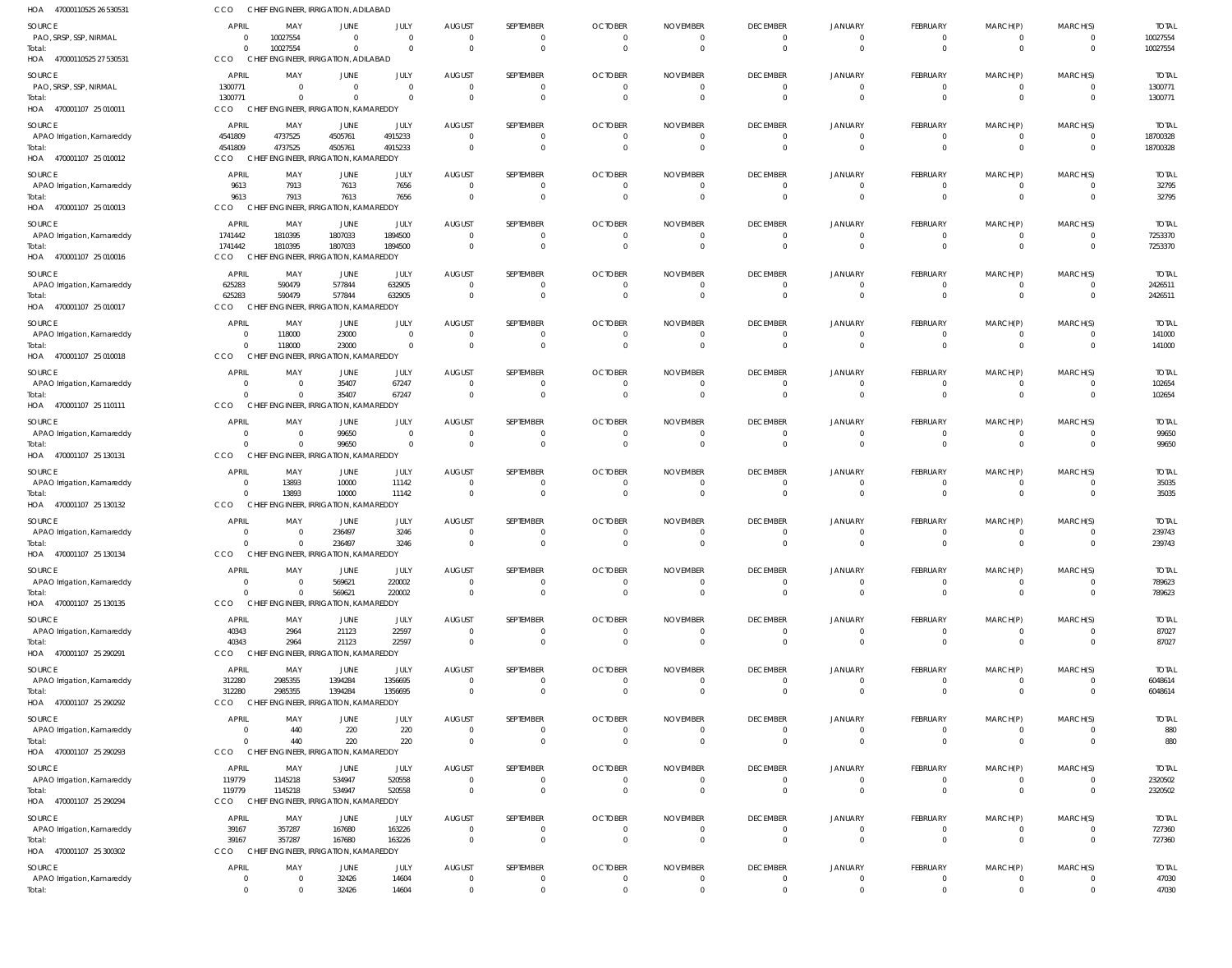HOA 47000110525 26 530531 CCO CHIEF ENGINEER, IRRIGATION, ADILABAD

| SOURCE | APRIL | MAY | JUNE | JULY | AUGUST | SEPTEMBER | OCTOBER | NOVEMBER | DECEMBER | JANUARY | FEBRUARY | MARCH(P) | MARCH(S) | TOTAL |
|---|---|---|---|---|---|---|---|---|---|---|---|---|---|---|
| PAO, SRSP, SSP, NIRMAL | 0 | 10027554 | 0 | 0 | 0 | 0 | 0 | 0 | 0 | 0 | 0 | 0 | 0 | 10027554 |
| Total: | 0 | 10027554 | 0 | 0 | 0 | 0 | 0 | 0 | 0 | 0 | 0 | 0 | 0 | 10027554 |

HOA 47000110525 27 530531 CCO CHIEF ENGINEER, IRRIGATION, ADILABAD

| SOURCE | APRIL | MAY | JUNE | JULY | AUGUST | SEPTEMBER | OCTOBER | NOVEMBER | DECEMBER | JANUARY | FEBRUARY | MARCH(P) | MARCH(S) | TOTAL |
|---|---|---|---|---|---|---|---|---|---|---|---|---|---|---|
| PAO, SRSP, SSP, NIRMAL | 1300771 | 0 | 0 | 0 | 0 | 0 | 0 | 0 | 0 | 0 | 0 | 0 | 0 | 1300771 |
| Total: | 1300771 | 0 | 0 | 0 | 0 | 0 | 0 | 0 | 0 | 0 | 0 | 0 | 0 | 1300771 |

HOA 470001107 25 010011 CCO CHIEF ENGINEER, IRRIGATION, KAMAREDDY

| SOURCE | APRIL | MAY | JUNE | JULY | AUGUST | SEPTEMBER | OCTOBER | NOVEMBER | DECEMBER | JANUARY | FEBRUARY | MARCH(P) | MARCH(S) | TOTAL |
|---|---|---|---|---|---|---|---|---|---|---|---|---|---|---|
| APAO Irrigation, Kamareddy | 4541809 | 4737525 | 4505761 | 4915233 | 0 | 0 | 0 | 0 | 0 | 0 | 0 | 0 | 0 | 18700328 |
| Total: | 4541809 | 4737525 | 4505761 | 4915233 | 0 | 0 | 0 | 0 | 0 | 0 | 0 | 0 | 0 | 18700328 |

HOA 470001107 25 010012 CCO CHIEF ENGINEER, IRRIGATION, KAMAREDDY

| SOURCE | APRIL | MAY | JUNE | JULY | AUGUST | SEPTEMBER | OCTOBER | NOVEMBER | DECEMBER | JANUARY | FEBRUARY | MARCH(P) | MARCH(S) | TOTAL |
|---|---|---|---|---|---|---|---|---|---|---|---|---|---|---|
| APAO Irrigation, Kamareddy | 9613 | 7913 | 7613 | 7656 | 0 | 0 | 0 | 0 | 0 | 0 | 0 | 0 | 0 | 32795 |
| Total: | 9613 | 7913 | 7613 | 7656 | 0 | 0 | 0 | 0 | 0 | 0 | 0 | 0 | 0 | 32795 |

HOA 470001107 25 010013 CCO CHIEF ENGINEER, IRRIGATION, KAMAREDDY

| SOURCE | APRIL | MAY | JUNE | JULY | AUGUST | SEPTEMBER | OCTOBER | NOVEMBER | DECEMBER | JANUARY | FEBRUARY | MARCH(P) | MARCH(S) | TOTAL |
|---|---|---|---|---|---|---|---|---|---|---|---|---|---|---|
| APAO Irrigation, Kamareddy | 1741442 | 1810395 | 1807033 | 1894500 | 0 | 0 | 0 | 0 | 0 | 0 | 0 | 0 | 0 | 7253370 |
| Total: | 1741442 | 1810395 | 1807033 | 1894500 | 0 | 0 | 0 | 0 | 0 | 0 | 0 | 0 | 0 | 7253370 |

HOA 470001107 25 010016 CCO CHIEF ENGINEER, IRRIGATION, KAMAREDDY

| SOURCE | APRIL | MAY | JUNE | JULY | AUGUST | SEPTEMBER | OCTOBER | NOVEMBER | DECEMBER | JANUARY | FEBRUARY | MARCH(P) | MARCH(S) | TOTAL |
|---|---|---|---|---|---|---|---|---|---|---|---|---|---|---|
| APAO Irrigation, Kamareddy | 625283 | 590479 | 577844 | 632905 | 0 | 0 | 0 | 0 | 0 | 0 | 0 | 0 | 0 | 2426511 |
| Total: | 625283 | 590479 | 577844 | 632905 | 0 | 0 | 0 | 0 | 0 | 0 | 0 | 0 | 0 | 2426511 |

HOA 470001107 25 010017 CCO CHIEF ENGINEER, IRRIGATION, KAMAREDDY

| SOURCE | APRIL | MAY | JUNE | JULY | AUGUST | SEPTEMBER | OCTOBER | NOVEMBER | DECEMBER | JANUARY | FEBRUARY | MARCH(P) | MARCH(S) | TOTAL |
|---|---|---|---|---|---|---|---|---|---|---|---|---|---|---|
| APAO Irrigation, Kamareddy | 0 | 118000 | 23000 | 0 | 0 | 0 | 0 | 0 | 0 | 0 | 0 | 0 | 0 | 141000 |
| Total: | 0 | 118000 | 23000 | 0 | 0 | 0 | 0 | 0 | 0 | 0 | 0 | 0 | 0 | 141000 |

HOA 470001107 25 010018 CCO CHIEF ENGINEER, IRRIGATION, KAMAREDDY

| SOURCE | APRIL | MAY | JUNE | JULY | AUGUST | SEPTEMBER | OCTOBER | NOVEMBER | DECEMBER | JANUARY | FEBRUARY | MARCH(P) | MARCH(S) | TOTAL |
|---|---|---|---|---|---|---|---|---|---|---|---|---|---|---|
| APAO Irrigation, Kamareddy | 0 | 0 | 35407 | 67247 | 0 | 0 | 0 | 0 | 0 | 0 | 0 | 0 | 0 | 102654 |
| Total: | 0 | 0 | 35407 | 67247 | 0 | 0 | 0 | 0 | 0 | 0 | 0 | 0 | 0 | 102654 |

HOA 470001107 25 110111 CCO CHIEF ENGINEER, IRRIGATION, KAMAREDDY

| SOURCE | APRIL | MAY | JUNE | JULY | AUGUST | SEPTEMBER | OCTOBER | NOVEMBER | DECEMBER | JANUARY | FEBRUARY | MARCH(P) | MARCH(S) | TOTAL |
|---|---|---|---|---|---|---|---|---|---|---|---|---|---|---|
| APAO Irrigation, Kamareddy | 0 | 0 | 99650 | 0 | 0 | 0 | 0 | 0 | 0 | 0 | 0 | 0 | 0 | 99650 |
| Total: | 0 | 0 | 99650 | 0 | 0 | 0 | 0 | 0 | 0 | 0 | 0 | 0 | 0 | 99650 |

HOA 470001107 25 130131 CCO CHIEF ENGINEER, IRRIGATION, KAMAREDDY

| SOURCE | APRIL | MAY | JUNE | JULY | AUGUST | SEPTEMBER | OCTOBER | NOVEMBER | DECEMBER | JANUARY | FEBRUARY | MARCH(P) | MARCH(S) | TOTAL |
|---|---|---|---|---|---|---|---|---|---|---|---|---|---|---|
| APAO Irrigation, Kamareddy | 0 | 13893 | 10000 | 11142 | 0 | 0 | 0 | 0 | 0 | 0 | 0 | 0 | 0 | 35035 |
| Total: | 0 | 13893 | 10000 | 11142 | 0 | 0 | 0 | 0 | 0 | 0 | 0 | 0 | 0 | 35035 |

HOA 470001107 25 130132 CCO CHIEF ENGINEER, IRRIGATION, KAMAREDDY

| SOURCE | APRIL | MAY | JUNE | JULY | AUGUST | SEPTEMBER | OCTOBER | NOVEMBER | DECEMBER | JANUARY | FEBRUARY | MARCH(P) | MARCH(S) | TOTAL |
|---|---|---|---|---|---|---|---|---|---|---|---|---|---|---|
| APAO Irrigation, Kamareddy | 0 | 0 | 236497 | 3246 | 0 | 0 | 0 | 0 | 0 | 0 | 0 | 0 | 0 | 239743 |
| Total: | 0 | 0 | 236497 | 3246 | 0 | 0 | 0 | 0 | 0 | 0 | 0 | 0 | 0 | 239743 |

HOA 470001107 25 130134 CCO CHIEF ENGINEER, IRRIGATION, KAMAREDDY

| SOURCE | APRIL | MAY | JUNE | JULY | AUGUST | SEPTEMBER | OCTOBER | NOVEMBER | DECEMBER | JANUARY | FEBRUARY | MARCH(P) | MARCH(S) | TOTAL |
|---|---|---|---|---|---|---|---|---|---|---|---|---|---|---|
| APAO Irrigation, Kamareddy | 0 | 0 | 569621 | 220002 | 0 | 0 | 0 | 0 | 0 | 0 | 0 | 0 | 0 | 789623 |
| Total: | 0 | 0 | 569621 | 220002 | 0 | 0 | 0 | 0 | 0 | 0 | 0 | 0 | 0 | 789623 |

HOA 470001107 25 130135 CCO CHIEF ENGINEER, IRRIGATION, KAMAREDDY

| SOURCE | APRIL | MAY | JUNE | JULY | AUGUST | SEPTEMBER | OCTOBER | NOVEMBER | DECEMBER | JANUARY | FEBRUARY | MARCH(P) | MARCH(S) | TOTAL |
|---|---|---|---|---|---|---|---|---|---|---|---|---|---|---|
| APAO Irrigation, Kamareddy | 40343 | 2964 | 21123 | 22597 | 0 | 0 | 0 | 0 | 0 | 0 | 0 | 0 | 0 | 87027 |
| Total: | 40343 | 2964 | 21123 | 22597 | 0 | 0 | 0 | 0 | 0 | 0 | 0 | 0 | 0 | 87027 |

HOA 470001107 25 290291 CCO CHIEF ENGINEER, IRRIGATION, KAMAREDDY

| SOURCE | APRIL | MAY | JUNE | JULY | AUGUST | SEPTEMBER | OCTOBER | NOVEMBER | DECEMBER | JANUARY | FEBRUARY | MARCH(P) | MARCH(S) | TOTAL |
|---|---|---|---|---|---|---|---|---|---|---|---|---|---|---|
| APAO Irrigation, Kamareddy | 312280 | 2985355 | 1394284 | 1356695 | 0 | 0 | 0 | 0 | 0 | 0 | 0 | 0 | 0 | 6048614 |
| Total: | 312280 | 2985355 | 1394284 | 1356695 | 0 | 0 | 0 | 0 | 0 | 0 | 0 | 0 | 0 | 6048614 |

HOA 470001107 25 290292 CCO CHIEF ENGINEER, IRRIGATION, KAMAREDDY

| SOURCE | APRIL | MAY | JUNE | JULY | AUGUST | SEPTEMBER | OCTOBER | NOVEMBER | DECEMBER | JANUARY | FEBRUARY | MARCH(P) | MARCH(S) | TOTAL |
|---|---|---|---|---|---|---|---|---|---|---|---|---|---|---|
| APAO Irrigation, Kamareddy | 0 | 440 | 220 | 220 | 0 | 0 | 0 | 0 | 0 | 0 | 0 | 0 | 0 | 880 |
| Total: | 0 | 440 | 220 | 220 | 0 | 0 | 0 | 0 | 0 | 0 | 0 | 0 | 0 | 880 |

HOA 470001107 25 290293 CCO CHIEF ENGINEER, IRRIGATION, KAMAREDDY

| SOURCE | APRIL | MAY | JUNE | JULY | AUGUST | SEPTEMBER | OCTOBER | NOVEMBER | DECEMBER | JANUARY | FEBRUARY | MARCH(P) | MARCH(S) | TOTAL |
|---|---|---|---|---|---|---|---|---|---|---|---|---|---|---|
| APAO Irrigation, Kamareddy | 119779 | 1145218 | 534947 | 520558 | 0 | 0 | 0 | 0 | 0 | 0 | 0 | 0 | 0 | 2320502 |
| Total: | 119779 | 1145218 | 534947 | 520558 | 0 | 0 | 0 | 0 | 0 | 0 | 0 | 0 | 0 | 2320502 |

HOA 470001107 25 290294 CCO CHIEF ENGINEER, IRRIGATION, KAMAREDDY

| SOURCE | APRIL | MAY | JUNE | JULY | AUGUST | SEPTEMBER | OCTOBER | NOVEMBER | DECEMBER | JANUARY | FEBRUARY | MARCH(P) | MARCH(S) | TOTAL |
|---|---|---|---|---|---|---|---|---|---|---|---|---|---|---|
| APAO Irrigation, Kamareddy | 39167 | 357287 | 167680 | 163226 | 0 | 0 | 0 | 0 | 0 | 0 | 0 | 0 | 0 | 727360 |
| Total: | 39167 | 357287 | 167680 | 163226 | 0 | 0 | 0 | 0 | 0 | 0 | 0 | 0 | 0 | 727360 |

HOA 470001107 25 300302 CCO CHIEF ENGINEER, IRRIGATION, KAMAREDDY

| SOURCE | APRIL | MAY | JUNE | JULY | AUGUST | SEPTEMBER | OCTOBER | NOVEMBER | DECEMBER | JANUARY | FEBRUARY | MARCH(P) | MARCH(S) | TOTAL |
|---|---|---|---|---|---|---|---|---|---|---|---|---|---|---|
| APAO Irrigation, Kamareddy | 0 | 0 | 32426 | 14604 | 0 | 0 | 0 | 0 | 0 | 0 | 0 | 0 | 0 | 47030 |
| Total: | 0 | 0 | 32426 | 14604 | 0 | 0 | 0 | 0 | 0 | 0 | 0 | 0 | 0 | 47030 |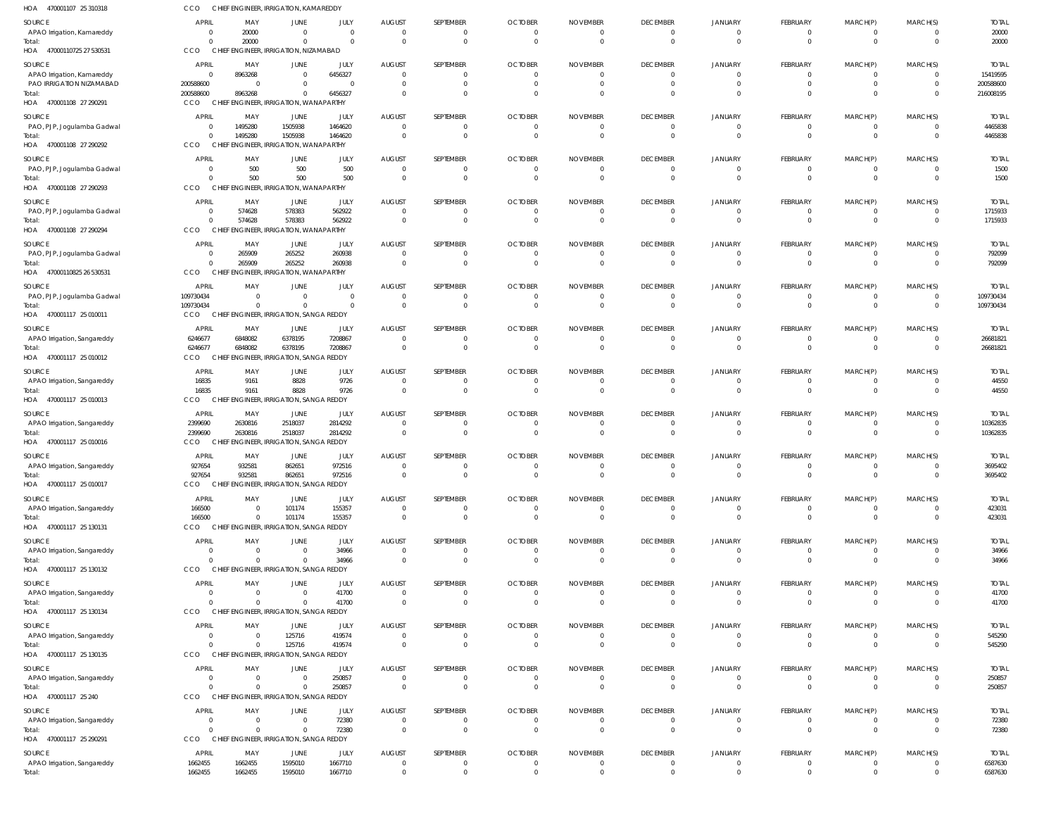HOA 470001107 25 310318 CCO CHIEF ENGINEER, IRRIGATION, KAMAREDDY

| SOURCE | APRIL | MAY | JUNE | JULY | AUGUST | SEPTEMBER | OCTOBER | NOVEMBER | DECEMBER | JANUARY | FEBRUARY | MARCH(P) | MARCH(S) | TOTAL |
|---|---|---|---|---|---|---|---|---|---|---|---|---|---|---|
| APAO Irrigation, Kamareddy | 0 | 20000 | 0 | 0 | 0 | 0 | 0 | 0 | 0 | 0 | 0 | 0 | 0 | 20000 |
| Total: | 0 | 20000 | 0 | 0 | 0 | 0 | 0 | 0 | 0 | 0 | 0 | 0 | 0 | 20000 |

HOA 47000110725 27 530531 CCO CHIEF ENGINEER, IRRIGATION, NIZAMABAD

| SOURCE | APRIL | MAY | JUNE | JULY | AUGUST | SEPTEMBER | OCTOBER | NOVEMBER | DECEMBER | JANUARY | FEBRUARY | MARCH(P) | MARCH(S) | TOTAL |
|---|---|---|---|---|---|---|---|---|---|---|---|---|---|---|
| APAO Irrigation, Kamareddy | 0 | 8963268 | 0 | 6456327 | 0 | 0 | 0 | 0 | 0 | 0 | 0 | 0 | 0 | 15419595 |
| PAO IRRIGATION NIZAMABAD | 200588600 | 0 | 0 | 0 | 0 | 0 | 0 | 0 | 0 | 0 | 0 | 0 | 0 | 200588600 |
| Total: | 200588600 | 8963268 | 0 | 6456327 | 0 | 0 | 0 | 0 | 0 | 0 | 0 | 0 | 0 | 216008195 |

HOA 470001108 27 290291 CCO CHIEF ENGINEER, IRRIGATION, WANAPARTHY

| SOURCE | APRIL | MAY | JUNE | JULY | AUGUST | SEPTEMBER | OCTOBER | NOVEMBER | DECEMBER | JANUARY | FEBRUARY | MARCH(P) | MARCH(S) | TOTAL |
|---|---|---|---|---|---|---|---|---|---|---|---|---|---|---|
| PAO, PJP, Jogulamba Gadwal | 0 | 1495280 | 1505938 | 1464620 | 0 | 0 | 0 | 0 | 0 | 0 | 0 | 0 | 0 | 4465838 |
| Total: | 0 | 1495280 | 1505938 | 1464620 | 0 | 0 | 0 | 0 | 0 | 0 | 0 | 0 | 0 | 4465838 |

HOA 470001108 27 290292 CCO CHIEF ENGINEER, IRRIGATION, WANAPARTHY

| SOURCE | APRIL | MAY | JUNE | JULY | AUGUST | SEPTEMBER | OCTOBER | NOVEMBER | DECEMBER | JANUARY | FEBRUARY | MARCH(P) | MARCH(S) | TOTAL |
|---|---|---|---|---|---|---|---|---|---|---|---|---|---|---|
| PAO, PJP, Jogulamba Gadwal | 0 | 500 | 500 | 500 | 0 | 0 | 0 | 0 | 0 | 0 | 0 | 0 | 0 | 1500 |
| Total: | 0 | 500 | 500 | 500 | 0 | 0 | 0 | 0 | 0 | 0 | 0 | 0 | 0 | 1500 |

HOA 470001108 27 290293 CCO CHIEF ENGINEER, IRRIGATION, WANAPARTHY

| SOURCE | APRIL | MAY | JUNE | JULY | AUGUST | SEPTEMBER | OCTOBER | NOVEMBER | DECEMBER | JANUARY | FEBRUARY | MARCH(P) | MARCH(S) | TOTAL |
|---|---|---|---|---|---|---|---|---|---|---|---|---|---|---|
| PAO, PJP, Jogulamba Gadwal | 0 | 574628 | 578383 | 562922 | 0 | 0 | 0 | 0 | 0 | 0 | 0 | 0 | 0 | 1715933 |
| Total: | 0 | 574628 | 578383 | 562922 | 0 | 0 | 0 | 0 | 0 | 0 | 0 | 0 | 0 | 1715933 |

HOA 470001108 27 290294 CCO CHIEF ENGINEER, IRRIGATION, WANAPARTHY

| SOURCE | APRIL | MAY | JUNE | JULY | AUGUST | SEPTEMBER | OCTOBER | NOVEMBER | DECEMBER | JANUARY | FEBRUARY | MARCH(P) | MARCH(S) | TOTAL |
|---|---|---|---|---|---|---|---|---|---|---|---|---|---|---|
| PAO, PJP, Jogulamba Gadwal | 0 | 265909 | 265252 | 260938 | 0 | 0 | 0 | 0 | 0 | 0 | 0 | 0 | 0 | 792099 |
| Total: | 0 | 265909 | 265252 | 260938 | 0 | 0 | 0 | 0 | 0 | 0 | 0 | 0 | 0 | 792099 |

HOA 47000110825 26 530531 CCO CHIEF ENGINEER, IRRIGATION, WANAPARTHY

| SOURCE | APRIL | MAY | JUNE | JULY | AUGUST | SEPTEMBER | OCTOBER | NOVEMBER | DECEMBER | JANUARY | FEBRUARY | MARCH(P) | MARCH(S) | TOTAL |
|---|---|---|---|---|---|---|---|---|---|---|---|---|---|---|
| PAO, PJP, Jogulamba Gadwal | 109730434 | 0 | 0 | 0 | 0 | 0 | 0 | 0 | 0 | 0 | 0 | 0 | 0 | 109730434 |
| Total: | 109730434 | 0 | 0 | 0 | 0 | 0 | 0 | 0 | 0 | 0 | 0 | 0 | 0 | 109730434 |

HOA 470001117 25 010011 CCO CHIEF ENGINEER, IRRIGATION, SANGA REDDY

| SOURCE | APRIL | MAY | JUNE | JULY | AUGUST | SEPTEMBER | OCTOBER | NOVEMBER | DECEMBER | JANUARY | FEBRUARY | MARCH(P) | MARCH(S) | TOTAL |
|---|---|---|---|---|---|---|---|---|---|---|---|---|---|---|
| APAO Irrigation, Sangareddy | 6246677 | 6848082 | 6378195 | 7208867 | 0 | 0 | 0 | 0 | 0 | 0 | 0 | 0 | 0 | 26681821 |
| Total: | 6246677 | 6848082 | 6378195 | 7208867 | 0 | 0 | 0 | 0 | 0 | 0 | 0 | 0 | 0 | 26681821 |

HOA 470001117 25 010012 CCO CHIEF ENGINEER, IRRIGATION, SANGA REDDY

| SOURCE | APRIL | MAY | JUNE | JULY | AUGUST | SEPTEMBER | OCTOBER | NOVEMBER | DECEMBER | JANUARY | FEBRUARY | MARCH(P) | MARCH(S) | TOTAL |
|---|---|---|---|---|---|---|---|---|---|---|---|---|---|---|
| APAO Irrigation, Sangareddy | 16835 | 9161 | 8828 | 9726 | 0 | 0 | 0 | 0 | 0 | 0 | 0 | 0 | 0 | 44550 |
| Total: | 16835 | 9161 | 8828 | 9726 | 0 | 0 | 0 | 0 | 0 | 0 | 0 | 0 | 0 | 44550 |

HOA 470001117 25 010013 CCO CHIEF ENGINEER, IRRIGATION, SANGA REDDY

| SOURCE | APRIL | MAY | JUNE | JULY | AUGUST | SEPTEMBER | OCTOBER | NOVEMBER | DECEMBER | JANUARY | FEBRUARY | MARCH(P) | MARCH(S) | TOTAL |
|---|---|---|---|---|---|---|---|---|---|---|---|---|---|---|
| APAO Irrigation, Sangareddy | 2399690 | 2630816 | 2518037 | 2814292 | 0 | 0 | 0 | 0 | 0 | 0 | 0 | 0 | 0 | 10362835 |
| Total: | 2399690 | 2630816 | 2518037 | 2814292 | 0 | 0 | 0 | 0 | 0 | 0 | 0 | 0 | 0 | 10362835 |

HOA 470001117 25 010016 CCO CHIEF ENGINEER, IRRIGATION, SANGA REDDY

| SOURCE | APRIL | MAY | JUNE | JULY | AUGUST | SEPTEMBER | OCTOBER | NOVEMBER | DECEMBER | JANUARY | FEBRUARY | MARCH(P) | MARCH(S) | TOTAL |
|---|---|---|---|---|---|---|---|---|---|---|---|---|---|---|
| APAO Irrigation, Sangareddy | 927654 | 932581 | 862651 | 972516 | 0 | 0 | 0 | 0 | 0 | 0 | 0 | 0 | 0 | 3695402 |
| Total: | 927654 | 932581 | 862651 | 972516 | 0 | 0 | 0 | 0 | 0 | 0 | 0 | 0 | 0 | 3695402 |

HOA 470001117 25 010017 CCO CHIEF ENGINEER, IRRIGATION, SANGA REDDY

| SOURCE | APRIL | MAY | JUNE | JULY | AUGUST | SEPTEMBER | OCTOBER | NOVEMBER | DECEMBER | JANUARY | FEBRUARY | MARCH(P) | MARCH(S) | TOTAL |
|---|---|---|---|---|---|---|---|---|---|---|---|---|---|---|
| APAO Irrigation, Sangareddy | 166500 | 0 | 101174 | 155357 | 0 | 0 | 0 | 0 | 0 | 0 | 0 | 0 | 0 | 423031 |
| Total: | 166500 | 0 | 101174 | 155357 | 0 | 0 | 0 | 0 | 0 | 0 | 0 | 0 | 0 | 423031 |

HOA 470001117 25 130131 CCO CHIEF ENGINEER, IRRIGATION, SANGA REDDY

| SOURCE | APRIL | MAY | JUNE | JULY | AUGUST | SEPTEMBER | OCTOBER | NOVEMBER | DECEMBER | JANUARY | FEBRUARY | MARCH(P) | MARCH(S) | TOTAL |
|---|---|---|---|---|---|---|---|---|---|---|---|---|---|---|
| APAO Irrigation, Sangareddy | 0 | 0 | 0 | 34966 | 0 | 0 | 0 | 0 | 0 | 0 | 0 | 0 | 0 | 34966 |
| Total: | 0 | 0 | 0 | 34966 | 0 | 0 | 0 | 0 | 0 | 0 | 0 | 0 | 0 | 34966 |

HOA 470001117 25 130132 CCO CHIEF ENGINEER, IRRIGATION, SANGA REDDY

| SOURCE | APRIL | MAY | JUNE | JULY | AUGUST | SEPTEMBER | OCTOBER | NOVEMBER | DECEMBER | JANUARY | FEBRUARY | MARCH(P) | MARCH(S) | TOTAL |
|---|---|---|---|---|---|---|---|---|---|---|---|---|---|---|
| APAO Irrigation, Sangareddy | 0 | 0 | 0 | 41700 | 0 | 0 | 0 | 0 | 0 | 0 | 0 | 0 | 0 | 41700 |
| Total: | 0 | 0 | 0 | 41700 | 0 | 0 | 0 | 0 | 0 | 0 | 0 | 0 | 0 | 41700 |

HOA 470001117 25 130134 CCO CHIEF ENGINEER, IRRIGATION, SANGA REDDY

| SOURCE | APRIL | MAY | JUNE | JULY | AUGUST | SEPTEMBER | OCTOBER | NOVEMBER | DECEMBER | JANUARY | FEBRUARY | MARCH(P) | MARCH(S) | TOTAL |
|---|---|---|---|---|---|---|---|---|---|---|---|---|---|---|
| APAO Irrigation, Sangareddy | 0 | 0 | 125716 | 419574 | 0 | 0 | 0 | 0 | 0 | 0 | 0 | 0 | 0 | 545290 |
| Total: | 0 | 0 | 125716 | 419574 | 0 | 0 | 0 | 0 | 0 | 0 | 0 | 0 | 0 | 545290 |

HOA 470001117 25 130135 CCO CHIEF ENGINEER, IRRIGATION, SANGA REDDY

| SOURCE | APRIL | MAY | JUNE | JULY | AUGUST | SEPTEMBER | OCTOBER | NOVEMBER | DECEMBER | JANUARY | FEBRUARY | MARCH(P) | MARCH(S) | TOTAL |
|---|---|---|---|---|---|---|---|---|---|---|---|---|---|---|
| APAO Irrigation, Sangareddy | 0 | 0 | 0 | 250857 | 0 | 0 | 0 | 0 | 0 | 0 | 0 | 0 | 0 | 250857 |
| Total: | 0 | 0 | 0 | 250857 | 0 | 0 | 0 | 0 | 0 | 0 | 0 | 0 | 0 | 250857 |

HOA 470001117 25 240 CCO CHIEF ENGINEER, IRRIGATION, SANGA REDDY

| SOURCE | APRIL | MAY | JUNE | JULY | AUGUST | SEPTEMBER | OCTOBER | NOVEMBER | DECEMBER | JANUARY | FEBRUARY | MARCH(P) | MARCH(S) | TOTAL |
|---|---|---|---|---|---|---|---|---|---|---|---|---|---|---|
| APAO Irrigation, Sangareddy | 0 | 0 | 0 | 72380 | 0 | 0 | 0 | 0 | 0 | 0 | 0 | 0 | 0 | 72380 |
| Total: | 0 | 0 | 0 | 72380 | 0 | 0 | 0 | 0 | 0 | 0 | 0 | 0 | 0 | 72380 |

HOA 470001117 25 290291 CCO CHIEF ENGINEER, IRRIGATION, SANGA REDDY

| SOURCE | APRIL | MAY | JUNE | JULY | AUGUST | SEPTEMBER | OCTOBER | NOVEMBER | DECEMBER | JANUARY | FEBRUARY | MARCH(P) | MARCH(S) | TOTAL |
|---|---|---|---|---|---|---|---|---|---|---|---|---|---|---|
| APAO Irrigation, Sangareddy | 1662455 | 1662455 | 1595010 | 1667710 | 0 | 0 | 0 | 0 | 0 | 0 | 0 | 0 | 0 | 6587630 |
| Total: | 1662455 | 1662455 | 1595010 | 1667710 | 0 | 0 | 0 | 0 | 0 | 0 | 0 | 0 | 0 | 6587630 |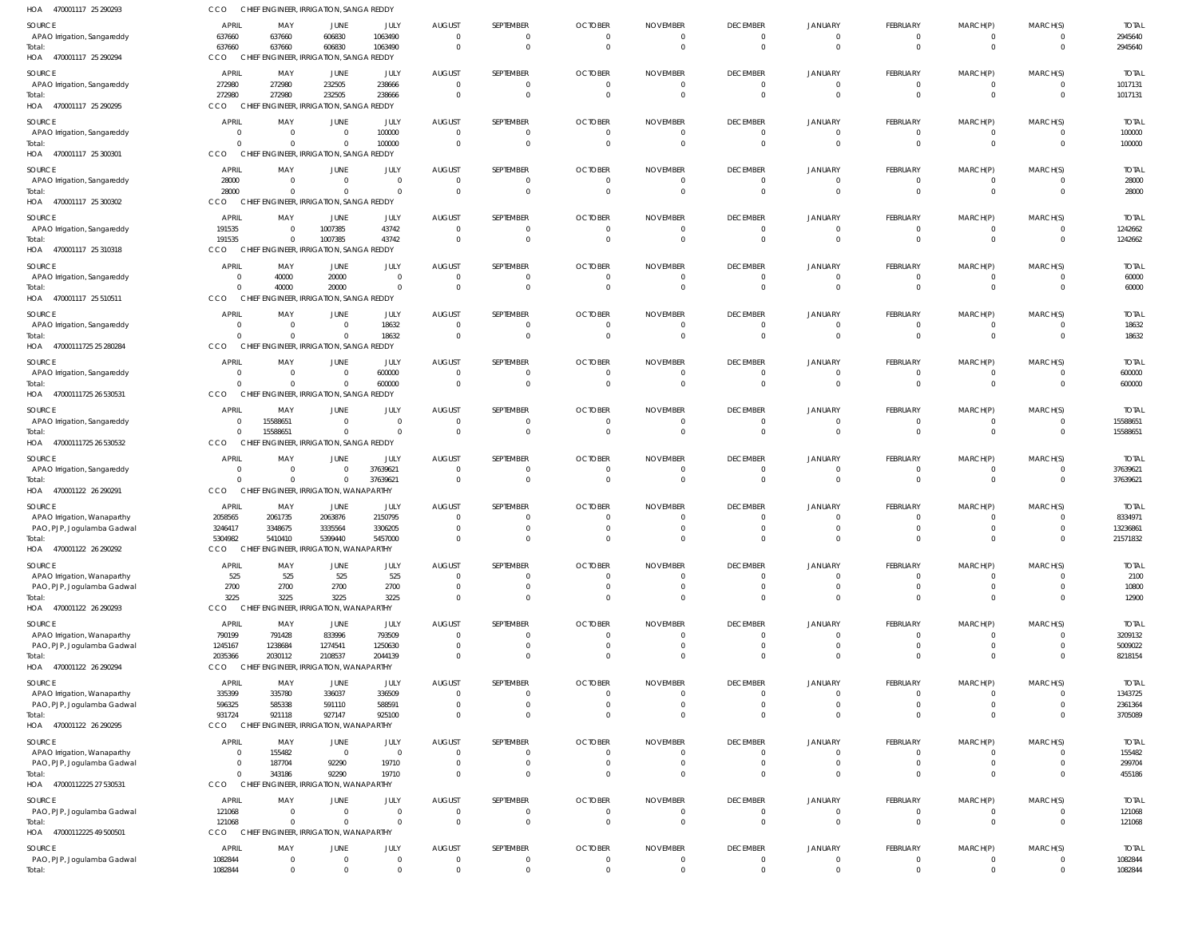HOA 470001117 25 290293 CCO CHIEF ENGINEER, IRRIGATION, SANGA REDDY

| SOURCE | APRIL | MAY | JUNE | JULY | AUGUST | SEPTEMBER | OCTOBER | NOVEMBER | DECEMBER | JANUARY | FEBRUARY | MARCH(P) | MARCH(S) | TOTAL |
|---|---|---|---|---|---|---|---|---|---|---|---|---|---|---|
| APAO Irrigation, Sangareddy | 637660 | 637660 | 606830 | 1063490 | 0 | 0 | 0 | 0 | 0 | 0 | 0 | 0 | 0 | 2945640 |
| Total: | 637660 | 637660 | 606830 | 1063490 | 0 | 0 | 0 | 0 | 0 | 0 | 0 | 0 | 0 | 2945640 |

HOA 470001117 25 290294 CCO CHIEF ENGINEER, IRRIGATION, SANGA REDDY

| SOURCE | APRIL | MAY | JUNE | JULY | AUGUST | SEPTEMBER | OCTOBER | NOVEMBER | DECEMBER | JANUARY | FEBRUARY | MARCH(P) | MARCH(S) | TOTAL |
|---|---|---|---|---|---|---|---|---|---|---|---|---|---|---|
| APAO Irrigation, Sangareddy | 272980 | 272980 | 232505 | 238666 | 0 | 0 | 0 | 0 | 0 | 0 | 0 | 0 | 0 | 1017131 |
| Total: | 272980 | 272980 | 232505 | 238666 | 0 | 0 | 0 | 0 | 0 | 0 | 0 | 0 | 0 | 1017131 |

HOA 470001117 25 290295 CCO CHIEF ENGINEER, IRRIGATION, SANGA REDDY

| SOURCE | APRIL | MAY | JUNE | JULY | AUGUST | SEPTEMBER | OCTOBER | NOVEMBER | DECEMBER | JANUARY | FEBRUARY | MARCH(P) | MARCH(S) | TOTAL |
|---|---|---|---|---|---|---|---|---|---|---|---|---|---|---|
| APAO Irrigation, Sangareddy | 0 | 0 | 0 | 100000 | 0 | 0 | 0 | 0 | 0 | 0 | 0 | 0 | 0 | 100000 |
| Total: | 0 | 0 | 0 | 100000 | 0 | 0 | 0 | 0 | 0 | 0 | 0 | 0 | 0 | 100000 |

HOA 470001117 25 300301 CCO CHIEF ENGINEER, IRRIGATION, SANGA REDDY

| SOURCE | APRIL | MAY | JUNE | JULY | AUGUST | SEPTEMBER | OCTOBER | NOVEMBER | DECEMBER | JANUARY | FEBRUARY | MARCH(P) | MARCH(S) | TOTAL |
|---|---|---|---|---|---|---|---|---|---|---|---|---|---|---|
| APAO Irrigation, Sangareddy | 28000 | 0 | 0 | 0 | 0 | 0 | 0 | 0 | 0 | 0 | 0 | 0 | 0 | 28000 |
| Total: | 28000 | 0 | 0 | 0 | 0 | 0 | 0 | 0 | 0 | 0 | 0 | 0 | 0 | 28000 |

HOA 470001117 25 300302 CCO CHIEF ENGINEER, IRRIGATION, SANGA REDDY

| SOURCE | APRIL | MAY | JUNE | JULY | AUGUST | SEPTEMBER | OCTOBER | NOVEMBER | DECEMBER | JANUARY | FEBRUARY | MARCH(P) | MARCH(S) | TOTAL |
|---|---|---|---|---|---|---|---|---|---|---|---|---|---|---|
| APAO Irrigation, Sangareddy | 191535 | 0 | 1007385 | 43742 | 0 | 0 | 0 | 0 | 0 | 0 | 0 | 0 | 0 | 1242662 |
| Total: | 191535 | 0 | 1007385 | 43742 | 0 | 0 | 0 | 0 | 0 | 0 | 0 | 0 | 0 | 1242662 |

HOA 470001117 25 310318 CCO CHIEF ENGINEER, IRRIGATION, SANGA REDDY

| SOURCE | APRIL | MAY | JUNE | JULY | AUGUST | SEPTEMBER | OCTOBER | NOVEMBER | DECEMBER | JANUARY | FEBRUARY | MARCH(P) | MARCH(S) | TOTAL |
|---|---|---|---|---|---|---|---|---|---|---|---|---|---|---|
| APAO Irrigation, Sangareddy | 0 | 40000 | 20000 | 0 | 0 | 0 | 0 | 0 | 0 | 0 | 0 | 0 | 0 | 60000 |
| Total: | 0 | 40000 | 20000 | 0 | 0 | 0 | 0 | 0 | 0 | 0 | 0 | 0 | 0 | 60000 |

HOA 470001117 25 510511 CCO CHIEF ENGINEER, IRRIGATION, SANGA REDDY

| SOURCE | APRIL | MAY | JUNE | JULY | AUGUST | SEPTEMBER | OCTOBER | NOVEMBER | DECEMBER | JANUARY | FEBRUARY | MARCH(P) | MARCH(S) | TOTAL |
|---|---|---|---|---|---|---|---|---|---|---|---|---|---|---|
| APAO Irrigation, Sangareddy | 0 | 0 | 0 | 18632 | 0 | 0 | 0 | 0 | 0 | 0 | 0 | 0 | 0 | 18632 |
| Total: | 0 | 0 | 0 | 18632 | 0 | 0 | 0 | 0 | 0 | 0 | 0 | 0 | 0 | 18632 |

HOA 47000111725 25 280284 CCO CHIEF ENGINEER, IRRIGATION, SANGA REDDY

| SOURCE | APRIL | MAY | JUNE | JULY | AUGUST | SEPTEMBER | OCTOBER | NOVEMBER | DECEMBER | JANUARY | FEBRUARY | MARCH(P) | MARCH(S) | TOTAL |
|---|---|---|---|---|---|---|---|---|---|---|---|---|---|---|
| APAO Irrigation, Sangareddy | 0 | 0 | 0 | 600000 | 0 | 0 | 0 | 0 | 0 | 0 | 0 | 0 | 0 | 600000 |
| Total: | 0 | 0 | 0 | 600000 | 0 | 0 | 0 | 0 | 0 | 0 | 0 | 0 | 0 | 600000 |

HOA 47000111725 26 530531 CCO CHIEF ENGINEER, IRRIGATION, SANGA REDDY

| SOURCE | APRIL | MAY | JUNE | JULY | AUGUST | SEPTEMBER | OCTOBER | NOVEMBER | DECEMBER | JANUARY | FEBRUARY | MARCH(P) | MARCH(S) | TOTAL |
|---|---|---|---|---|---|---|---|---|---|---|---|---|---|---|
| APAO Irrigation, Sangareddy | 0 | 15588651 | 0 | 0 | 0 | 0 | 0 | 0 | 0 | 0 | 0 | 0 | 0 | 15588651 |
| Total: | 0 | 15588651 | 0 | 0 | 0 | 0 | 0 | 0 | 0 | 0 | 0 | 0 | 0 | 15588651 |

HOA 47000111725 26 530532 CCO CHIEF ENGINEER, IRRIGATION, SANGA REDDY

| SOURCE | APRIL | MAY | JUNE | JULY | AUGUST | SEPTEMBER | OCTOBER | NOVEMBER | DECEMBER | JANUARY | FEBRUARY | MARCH(P) | MARCH(S) | TOTAL |
|---|---|---|---|---|---|---|---|---|---|---|---|---|---|---|
| APAO Irrigation, Sangareddy | 0 | 0 | 0 | 37639621 | 0 | 0 | 0 | 0 | 0 | 0 | 0 | 0 | 0 | 37639621 |
| Total: | 0 | 0 | 0 | 37639621 | 0 | 0 | 0 | 0 | 0 | 0 | 0 | 0 | 0 | 37639621 |

HOA 470001122 26 290291 CCO CHIEF ENGINEER, IRRIGATION, WANAPARTHY

| SOURCE | APRIL | MAY | JUNE | JULY | AUGUST | SEPTEMBER | OCTOBER | NOVEMBER | DECEMBER | JANUARY | FEBRUARY | MARCH(P) | MARCH(S) | TOTAL |
|---|---|---|---|---|---|---|---|---|---|---|---|---|---|---|
| APAO Irrigation, Wanaparthy | 2058565 | 2061735 | 2063876 | 2150795 | 0 | 0 | 0 | 0 | 0 | 0 | 0 | 0 | 0 | 8334971 |
| PAO, PJP, Jogulamba Gadwal | 3246417 | 3348675 | 3335564 | 3306205 | 0 | 0 | 0 | 0 | 0 | 0 | 0 | 0 | 0 | 13236861 |
| Total: | 5304982 | 5410410 | 5399440 | 5457000 | 0 | 0 | 0 | 0 | 0 | 0 | 0 | 0 | 0 | 21571832 |

HOA 470001122 26 290292 CCO CHIEF ENGINEER, IRRIGATION, WANAPARTHY

| SOURCE | APRIL | MAY | JUNE | JULY | AUGUST | SEPTEMBER | OCTOBER | NOVEMBER | DECEMBER | JANUARY | FEBRUARY | MARCH(P) | MARCH(S) | TOTAL |
|---|---|---|---|---|---|---|---|---|---|---|---|---|---|---|
| APAO Irrigation, Wanaparthy | 525 | 525 | 525 | 525 | 0 | 0 | 0 | 0 | 0 | 0 | 0 | 0 | 0 | 2100 |
| PAO, PJP, Jogulamba Gadwal | 2700 | 2700 | 2700 | 2700 | 0 | 0 | 0 | 0 | 0 | 0 | 0 | 0 | 0 | 10800 |
| Total: | 3225 | 3225 | 3225 | 3225 | 0 | 0 | 0 | 0 | 0 | 0 | 0 | 0 | 0 | 12900 |

HOA 470001122 26 290293 CCO CHIEF ENGINEER, IRRIGATION, WANAPARTHY

| SOURCE | APRIL | MAY | JUNE | JULY | AUGUST | SEPTEMBER | OCTOBER | NOVEMBER | DECEMBER | JANUARY | FEBRUARY | MARCH(P) | MARCH(S) | TOTAL |
|---|---|---|---|---|---|---|---|---|---|---|---|---|---|---|
| APAO Irrigation, Wanaparthy | 790199 | 791428 | 833996 | 793509 | 0 | 0 | 0 | 0 | 0 | 0 | 0 | 0 | 0 | 3209132 |
| PAO, PJP, Jogulamba Gadwal | 1245167 | 1238684 | 1274541 | 1250630 | 0 | 0 | 0 | 0 | 0 | 0 | 0 | 0 | 0 | 5009022 |
| Total: | 2035366 | 2030112 | 2108537 | 2044139 | 0 | 0 | 0 | 0 | 0 | 0 | 0 | 0 | 0 | 8218154 |

HOA 470001122 26 290294 CCO CHIEF ENGINEER, IRRIGATION, WANAPARTHY

| SOURCE | APRIL | MAY | JUNE | JULY | AUGUST | SEPTEMBER | OCTOBER | NOVEMBER | DECEMBER | JANUARY | FEBRUARY | MARCH(P) | MARCH(S) | TOTAL |
|---|---|---|---|---|---|---|---|---|---|---|---|---|---|---|
| APAO Irrigation, Wanaparthy | 335399 | 335780 | 336037 | 336509 | 0 | 0 | 0 | 0 | 0 | 0 | 0 | 0 | 0 | 1343725 |
| PAO, PJP, Jogulamba Gadwal | 596325 | 585338 | 591110 | 588591 | 0 | 0 | 0 | 0 | 0 | 0 | 0 | 0 | 0 | 2361364 |
| Total: | 931724 | 921118 | 927147 | 925100 | 0 | 0 | 0 | 0 | 0 | 0 | 0 | 0 | 0 | 3705089 |

HOA 470001122 26 290295 CCO CHIEF ENGINEER, IRRIGATION, WANAPARTHY

| SOURCE | APRIL | MAY | JUNE | JULY | AUGUST | SEPTEMBER | OCTOBER | NOVEMBER | DECEMBER | JANUARY | FEBRUARY | MARCH(P) | MARCH(S) | TOTAL |
|---|---|---|---|---|---|---|---|---|---|---|---|---|---|---|
| APAO Irrigation, Wanaparthy | 0 | 155482 | 0 | 0 | 0 | 0 | 0 | 0 | 0 | 0 | 0 | 0 | 0 | 155482 |
| PAO, PJP, Jogulamba Gadwal | 0 | 187704 | 92290 | 19710 | 0 | 0 | 0 | 0 | 0 | 0 | 0 | 0 | 0 | 299704 |
| Total: | 0 | 343186 | 92290 | 19710 | 0 | 0 | 0 | 0 | 0 | 0 | 0 | 0 | 0 | 455186 |

HOA 47000112225 27 530531 CCO CHIEF ENGINEER, IRRIGATION, WANAPARTHY

| SOURCE | APRIL | MAY | JUNE | JULY | AUGUST | SEPTEMBER | OCTOBER | NOVEMBER | DECEMBER | JANUARY | FEBRUARY | MARCH(P) | MARCH(S) | TOTAL |
|---|---|---|---|---|---|---|---|---|---|---|---|---|---|---|
| PAO, PJP, Jogulamba Gadwal | 121068 | 0 | 0 | 0 | 0 | 0 | 0 | 0 | 0 | 0 | 0 | 0 | 0 | 121068 |
| Total: | 121068 | 0 | 0 | 0 | 0 | 0 | 0 | 0 | 0 | 0 | 0 | 0 | 0 | 121068 |

HOA 47000112225 49 500501 CCO CHIEF ENGINEER, IRRIGATION, WANAPARTHY

| SOURCE | APRIL | MAY | JUNE | JULY | AUGUST | SEPTEMBER | OCTOBER | NOVEMBER | DECEMBER | JANUARY | FEBRUARY | MARCH(P) | MARCH(S) | TOTAL |
|---|---|---|---|---|---|---|---|---|---|---|---|---|---|---|
| PAO, PJP, Jogulamba Gadwal | 1082844 | 0 | 0 | 0 | 0 | 0 | 0 | 0 | 0 | 0 | 0 | 0 | 0 | 1082844 |
| Total: | 1082844 | 0 | 0 | 0 | 0 | 0 | 0 | 0 | 0 | 0 | 0 | 0 | 0 | 1082844 |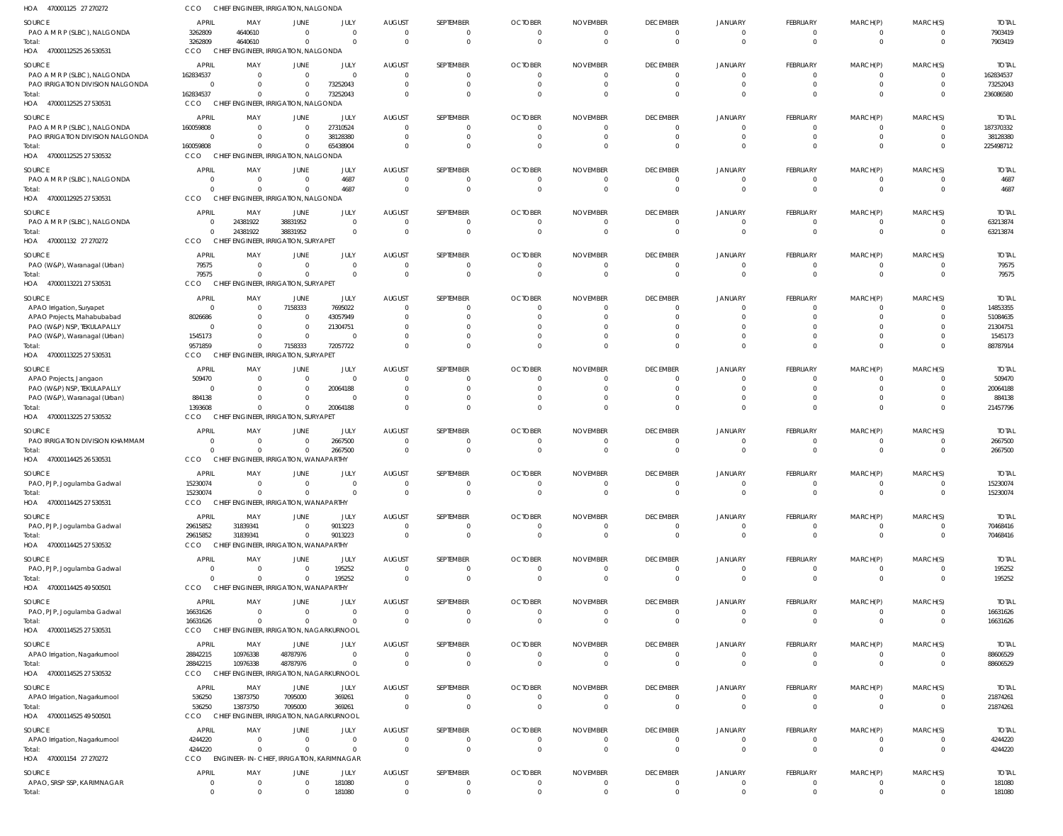HOA 470001125 27 270272 CCO CHIEF ENGINEER, IRRIGATION, NALGONDA

| SOURCE | APRIL | MAY | JUNE | JULY | AUGUST | SEPTEMBER | OCTOBER | NOVEMBER | DECEMBER | JANUARY | FEBRUARY | MARCH(P) | MARCH(S) | TOTAL |
|---|---|---|---|---|---|---|---|---|---|---|---|---|---|---|
| PAO A M R P (SLBC), NALGONDA | 3262809 | 4640610 | 0 | 0 | 0 | 0 | 0 | 0 | 0 | 0 | 0 | 0 | 0 | 7903419 |
| Total: | 3262809 | 4640610 | 0 | 0 | 0 | 0 | 0 | 0 | 0 | 0 | 0 | 0 | 0 | 7903419 |

HOA 470001125 25 26 530531 CCO CHIEF ENGINEER, IRRIGATION, NALGONDA

| SOURCE | APRIL | MAY | JUNE | JULY | AUGUST | SEPTEMBER | OCTOBER | NOVEMBER | DECEMBER | JANUARY | FEBRUARY | MARCH(P) | MARCH(S) | TOTAL |
|---|---|---|---|---|---|---|---|---|---|---|---|---|---|---|
| PAO A M R P (SLBC), NALGONDA | 162834537 | 0 | 0 | 0 | 0 | 0 | 0 | 0 | 0 | 0 | 0 | 0 | 0 | 162834537 |
| PAO IRRIGATION DIVISION NALGONDA | 0 | 0 | 0 | 73252043 | 0 | 0 | 0 | 0 | 0 | 0 | 0 | 0 | 0 | 73252043 |
| Total: | 162834537 | 0 | 0 | 73252043 | 0 | 0 | 0 | 0 | 0 | 0 | 0 | 0 | 0 | 236086580 |

HOA 470001125 25 27 530531 CCO CHIEF ENGINEER, IRRIGATION, NALGONDA

| SOURCE | APRIL | MAY | JUNE | JULY | AUGUST | SEPTEMBER | OCTOBER | NOVEMBER | DECEMBER | JANUARY | FEBRUARY | MARCH(P) | MARCH(S) | TOTAL |
|---|---|---|---|---|---|---|---|---|---|---|---|---|---|---|
| PAO A M R P (SLBC), NALGONDA | 160059808 | 0 | 0 | 27310524 | 0 | 0 | 0 | 0 | 0 | 0 | 0 | 0 | 0 | 187370332 |
| PAO IRRIGATION DIVISION NALGONDA | 0 | 0 | 0 | 38128380 | 0 | 0 | 0 | 0 | 0 | 0 | 0 | 0 | 0 | 38128380 |
| Total: | 160059808 | 0 | 0 | 65438904 | 0 | 0 | 0 | 0 | 0 | 0 | 0 | 0 | 0 | 225498712 |

HOA 470001125 25 27 530532 CCO CHIEF ENGINEER, IRRIGATION, NALGONDA

| SOURCE | APRIL | MAY | JUNE | JULY | AUGUST | SEPTEMBER | OCTOBER | NOVEMBER | DECEMBER | JANUARY | FEBRUARY | MARCH(P) | MARCH(S) | TOTAL |
|---|---|---|---|---|---|---|---|---|---|---|---|---|---|---|
| PAO A M R P (SLBC), NALGONDA | 0 | 0 | 0 | 4687 | 0 | 0 | 0 | 0 | 0 | 0 | 0 | 0 | 0 | 4687 |
| Total: | 0 | 0 | 0 | 4687 | 0 | 0 | 0 | 0 | 0 | 0 | 0 | 0 | 0 | 4687 |

HOA 470001129 25 27 530531 CCO CHIEF ENGINEER, IRRIGATION, NALGONDA

| SOURCE | APRIL | MAY | JUNE | JULY | AUGUST | SEPTEMBER | OCTOBER | NOVEMBER | DECEMBER | JANUARY | FEBRUARY | MARCH(P) | MARCH(S) | TOTAL |
|---|---|---|---|---|---|---|---|---|---|---|---|---|---|---|
| PAO A M R P (SLBC), NALGONDA | 0 | 24381922 | 38831952 | 0 | 0 | 0 | 0 | 0 | 0 | 0 | 0 | 0 | 0 | 63213874 |
| Total: | 0 | 24381922 | 38831952 | 0 | 0 | 0 | 0 | 0 | 0 | 0 | 0 | 0 | 0 | 63213874 |

HOA 470001132 27 270272 CCO CHIEF ENGINEER, IRRIGATION, SURYAPET

| SOURCE | APRIL | MAY | JUNE | JULY | AUGUST | SEPTEMBER | OCTOBER | NOVEMBER | DECEMBER | JANUARY | FEBRUARY | MARCH(P) | MARCH(S) | TOTAL |
|---|---|---|---|---|---|---|---|---|---|---|---|---|---|---|
| PAO (W&P), Waranagal (Urban) | 79575 | 0 | 0 | 0 | 0 | 0 | 0 | 0 | 0 | 0 | 0 | 0 | 0 | 79575 |
| Total: | 79575 | 0 | 0 | 0 | 0 | 0 | 0 | 0 | 0 | 0 | 0 | 0 | 0 | 79575 |

HOA 470001132 21 27 530531 CCO CHIEF ENGINEER, IRRIGATION, SURYAPET

| SOURCE | APRIL | MAY | JUNE | JULY | AUGUST | SEPTEMBER | OCTOBER | NOVEMBER | DECEMBER | JANUARY | FEBRUARY | MARCH(P) | MARCH(S) | TOTAL |
|---|---|---|---|---|---|---|---|---|---|---|---|---|---|---|
| APAO Irrigation, Suryapet | 0 | 0 | 7158333 | 7695022 | 0 | 0 | 0 | 0 | 0 | 0 | 0 | 0 | 0 | 14853355 |
| APAO Projects, Mahabubabad | 8026686 | 0 | 0 | 43057949 | 0 | 0 | 0 | 0 | 0 | 0 | 0 | 0 | 0 | 51084635 |
| PAO (W&P) NSP, TEKULAPALLY | 0 | 0 | 0 | 21304751 | 0 | 0 | 0 | 0 | 0 | 0 | 0 | 0 | 0 | 21304751 |
| PAO (W&P), Waranagal (Urban) | 1545173 | 0 | 0 | 0 | 0 | 0 | 0 | 0 | 0 | 0 | 0 | 0 | 0 | 1545173 |
| Total: | 9571859 | 0 | 7158333 | 72057722 | 0 | 0 | 0 | 0 | 0 | 0 | 0 | 0 | 0 | 88787914 |

HOA 470001132 25 27 530531 CCO CHIEF ENGINEER, IRRIGATION, SURYAPET

| SOURCE | APRIL | MAY | JUNE | JULY | AUGUST | SEPTEMBER | OCTOBER | NOVEMBER | DECEMBER | JANUARY | FEBRUARY | MARCH(P) | MARCH(S) | TOTAL |
|---|---|---|---|---|---|---|---|---|---|---|---|---|---|---|
| APAO Projects, Jangaon | 509470 | 0 | 0 | 0 | 0 | 0 | 0 | 0 | 0 | 0 | 0 | 0 | 0 | 509470 |
| PAO (W&P) NSP, TEKULAPALLY | 0 | 0 | 0 | 20064188 | 0 | 0 | 0 | 0 | 0 | 0 | 0 | 0 | 0 | 20064188 |
| PAO (W&P), Waranagal (Urban) | 884138 | 0 | 0 | 0 | 0 | 0 | 0 | 0 | 0 | 0 | 0 | 0 | 0 | 884138 |
| Total: | 1393608 | 0 | 0 | 20064188 | 0 | 0 | 0 | 0 | 0 | 0 | 0 | 0 | 0 | 21457796 |

HOA 470001132 25 27 530532 CCO CHIEF ENGINEER, IRRIGATION, SURYAPET

| SOURCE | APRIL | MAY | JUNE | JULY | AUGUST | SEPTEMBER | OCTOBER | NOVEMBER | DECEMBER | JANUARY | FEBRUARY | MARCH(P) | MARCH(S) | TOTAL |
|---|---|---|---|---|---|---|---|---|---|---|---|---|---|---|
| PAO IRRIGATION DIVISION KHAMMAM | 0 | 0 | 0 | 2667500 | 0 | 0 | 0 | 0 | 0 | 0 | 0 | 0 | 0 | 2667500 |
| Total: | 0 | 0 | 0 | 2667500 | 0 | 0 | 0 | 0 | 0 | 0 | 0 | 0 | 0 | 2667500 |

HOA 470001144 25 26 530531 CCO CHIEF ENGINEER, IRRIGATION, WANAPARTHY

| SOURCE | APRIL | MAY | JUNE | JULY | AUGUST | SEPTEMBER | OCTOBER | NOVEMBER | DECEMBER | JANUARY | FEBRUARY | MARCH(P) | MARCH(S) | TOTAL |
|---|---|---|---|---|---|---|---|---|---|---|---|---|---|---|
| PAO, PJP, Jogulamba Gadwal | 15230074 | 0 | 0 | 0 | 0 | 0 | 0 | 0 | 0 | 0 | 0 | 0 | 0 | 15230074 |
| Total: | 15230074 | 0 | 0 | 0 | 0 | 0 | 0 | 0 | 0 | 0 | 0 | 0 | 0 | 15230074 |

HOA 470001144 25 27 530531 CCO CHIEF ENGINEER, IRRIGATION, WANAPARTHY

| SOURCE | APRIL | MAY | JUNE | JULY | AUGUST | SEPTEMBER | OCTOBER | NOVEMBER | DECEMBER | JANUARY | FEBRUARY | MARCH(P) | MARCH(S) | TOTAL |
|---|---|---|---|---|---|---|---|---|---|---|---|---|---|---|
| PAO, PJP, Jogulamba Gadwal | 29615852 | 31839341 | 0 | 9013223 | 0 | 0 | 0 | 0 | 0 | 0 | 0 | 0 | 0 | 70468416 |
| Total: | 29615852 | 31839341 | 0 | 9013223 | 0 | 0 | 0 | 0 | 0 | 0 | 0 | 0 | 0 | 70468416 |

HOA 470001144 25 27 530532 CCO CHIEF ENGINEER, IRRIGATION, WANAPARTHY

| SOURCE | APRIL | MAY | JUNE | JULY | AUGUST | SEPTEMBER | OCTOBER | NOVEMBER | DECEMBER | JANUARY | FEBRUARY | MARCH(P) | MARCH(S) | TOTAL |
|---|---|---|---|---|---|---|---|---|---|---|---|---|---|---|
| PAO, PJP, Jogulamba Gadwal | 0 | 0 | 0 | 195252 | 0 | 0 | 0 | 0 | 0 | 0 | 0 | 0 | 0 | 195252 |
| Total: | 0 | 0 | 0 | 195252 | 0 | 0 | 0 | 0 | 0 | 0 | 0 | 0 | 0 | 195252 |

HOA 470001144 25 49 500501 CCO CHIEF ENGINEER, IRRIGATION, WANAPARTHY

| SOURCE | APRIL | MAY | JUNE | JULY | AUGUST | SEPTEMBER | OCTOBER | NOVEMBER | DECEMBER | JANUARY | FEBRUARY | MARCH(P) | MARCH(S) | TOTAL |
|---|---|---|---|---|---|---|---|---|---|---|---|---|---|---|
| PAO, PJP, Jogulamba Gadwal | 16631626 | 0 | 0 | 0 | 0 | 0 | 0 | 0 | 0 | 0 | 0 | 0 | 0 | 16631626 |
| Total: | 16631626 | 0 | 0 | 0 | 0 | 0 | 0 | 0 | 0 | 0 | 0 | 0 | 0 | 16631626 |

HOA 470001145 25 27 530531 CCO CHIEF ENGINEER, IRRIGATION, NAGARKURNOOL

| SOURCE | APRIL | MAY | JUNE | JULY | AUGUST | SEPTEMBER | OCTOBER | NOVEMBER | DECEMBER | JANUARY | FEBRUARY | MARCH(P) | MARCH(S) | TOTAL |
|---|---|---|---|---|---|---|---|---|---|---|---|---|---|---|
| APAO Irrigation, Nagarkurnool | 28842215 | 10976338 | 48787976 | 0 | 0 | 0 | 0 | 0 | 0 | 0 | 0 | 0 | 0 | 88606529 |
| Total: | 28842215 | 10976338 | 48787976 | 0 | 0 | 0 | 0 | 0 | 0 | 0 | 0 | 0 | 0 | 88606529 |

HOA 470001145 25 27 530532 CCO CHIEF ENGINEER, IRRIGATION, NAGARKURNOOL

| SOURCE | APRIL | MAY | JUNE | JULY | AUGUST | SEPTEMBER | OCTOBER | NOVEMBER | DECEMBER | JANUARY | FEBRUARY | MARCH(P) | MARCH(S) | TOTAL |
|---|---|---|---|---|---|---|---|---|---|---|---|---|---|---|
| APAO Irrigation, Nagarkurnool | 536250 | 13873750 | 7095000 | 369261 | 0 | 0 | 0 | 0 | 0 | 0 | 0 | 0 | 0 | 21874261 |
| Total: | 536250 | 13873750 | 7095000 | 369261 | 0 | 0 | 0 | 0 | 0 | 0 | 0 | 0 | 0 | 21874261 |

HOA 470001145 25 49 500501 CCO CHIEF ENGINEER, IRRIGATION, NAGARKURNOOL

| SOURCE | APRIL | MAY | JUNE | JULY | AUGUST | SEPTEMBER | OCTOBER | NOVEMBER | DECEMBER | JANUARY | FEBRUARY | MARCH(P) | MARCH(S) | TOTAL |
|---|---|---|---|---|---|---|---|---|---|---|---|---|---|---|
| APAO Irrigation, Nagarkurnool | 4244220 | 0 | 0 | 0 | 0 | 0 | 0 | 0 | 0 | 0 | 0 | 0 | 0 | 4244220 |
| Total: | 4244220 | 0 | 0 | 0 | 0 | 0 | 0 | 0 | 0 | 0 | 0 | 0 | 0 | 4244220 |

HOA 470001154 27 270272 CCO ENGINEER- IN- CHIEF, IRRIGATION, KARIMNAGAR

| SOURCE | APRIL | MAY | JUNE | JULY | AUGUST | SEPTEMBER | OCTOBER | NOVEMBER | DECEMBER | JANUARY | FEBRUARY | MARCH(P) | MARCH(S) | TOTAL |
|---|---|---|---|---|---|---|---|---|---|---|---|---|---|---|
| APAO, SRSP SSP, KARIMNAGAR | 0 | 0 | 0 | 181080 | 0 | 0 | 0 | 0 | 0 | 0 | 0 | 0 | 0 | 181080 |
| Total: | 0 | 0 | 0 | 181080 | 0 | 0 | 0 | 0 | 0 | 0 | 0 | 0 | 0 | 181080 |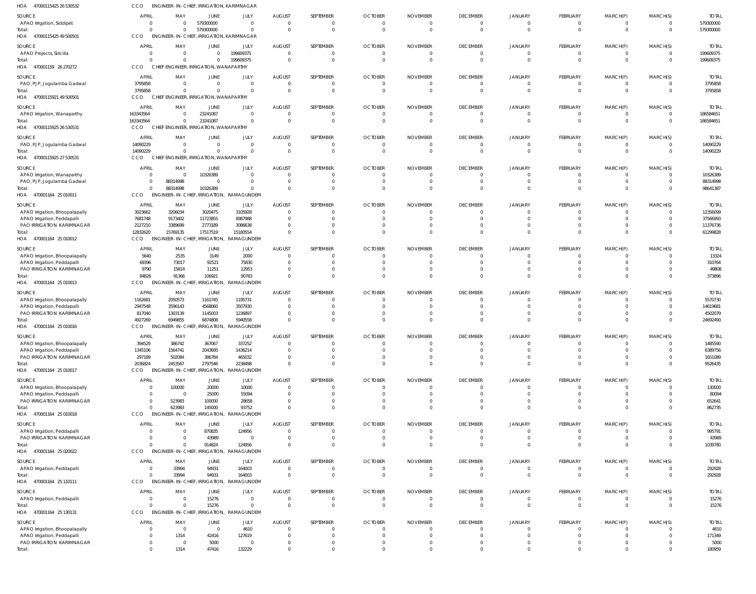HOA 47000115425 26 530532 CCO ENGINEER-IN-CHIEF, IRRIGATION, KARIMNAGAR

| SOURCE | APRIL | MAY | JUNE | JULY | AUGUST | SEPTEMBER | OCTOBER | NOVEMBER | DECEMBER | JANUARY | FEBRUARY | MARCH(P) | MARCH(S) | TOTAL |
|---|---|---|---|---|---|---|---|---|---|---|---|---|---|---|
| APAO Irrigation, Siddipet | 0 | 0 | 579300000 | 0 | 0 | 0 | 0 | 0 | 0 | 0 | 0 | 0 | 0 | 579300000 |
| Total: | 0 | 0 | 579300000 | 0 | 0 | 0 | 0 | 0 | 0 | 0 | 0 | 0 | 0 | 579300000 |

HOA 47000115425 49 500501 CCO ENGINEER-IN-CHIEF, IRRIGATION, KARIMNAGAR

| SOURCE | APRIL | MAY | JUNE | JULY | AUGUST | SEPTEMBER | OCTOBER | NOVEMBER | DECEMBER | JANUARY | FEBRUARY | MARCH(P) | MARCH(S) | TOTAL |
|---|---|---|---|---|---|---|---|---|---|---|---|---|---|---|
| APAO Projects, Siricilla | 0 | 0 | 0 | 199609375 | 0 | 0 | 0 | 0 | 0 | 0 | 0 | 0 | 0 | 199609375 |
| Total: | 0 | 0 | 0 | 199609375 | 0 | 0 | 0 | 0 | 0 | 0 | 0 | 0 | 0 | 199609375 |

HOA 470001159 26 270272 CCO CHIEF ENGINEER, IRRIGATION, WANAPARTHY

| SOURCE | APRIL | MAY | JUNE | JULY | AUGUST | SEPTEMBER | OCTOBER | NOVEMBER | DECEMBER | JANUARY | FEBRUARY | MARCH(P) | MARCH(S) | TOTAL |
|---|---|---|---|---|---|---|---|---|---|---|---|---|---|---|
| PAO, PJP, Jogulamba Gadwal | 3795858 | 0 | 0 | 0 | 0 | 0 | 0 | 0 | 0 | 0 | 0 | 0 | 0 | 3795858 |
| Total: | 3795858 | 0 | 0 | 0 | 0 | 0 | 0 | 0 | 0 | 0 | 0 | 0 | 0 | 3795858 |

HOA 47000115921 49 500501 CCO CHIEF ENGINEER, IRRIGATION, WANAPARTHY

| SOURCE | APRIL | MAY | JUNE | JULY | AUGUST | SEPTEMBER | OCTOBER | NOVEMBER | DECEMBER | JANUARY | FEBRUARY | MARCH(P) | MARCH(S) | TOTAL |
|---|---|---|---|---|---|---|---|---|---|---|---|---|---|---|
| APAO Irrigation, Wanaparthy | 163343564 | 0 | 23241087 | 0 | 0 | 0 | 0 | 0 | 0 | 0 | 0 | 0 | 0 | 186584651 |
| Total: | 163343564 | 0 | 23241087 | 0 | 0 | 0 | 0 | 0 | 0 | 0 | 0 | 0 | 0 | 186584651 |

HOA 47000115925 26 530531 CCO CHIEF ENGINEER, IRRIGATION, WANAPARTHY

| SOURCE | APRIL | MAY | JUNE | JULY | AUGUST | SEPTEMBER | OCTOBER | NOVEMBER | DECEMBER | JANUARY | FEBRUARY | MARCH(P) | MARCH(S) | TOTAL |
|---|---|---|---|---|---|---|---|---|---|---|---|---|---|---|
| PAO, PJP, Jogulamba Gadwal | 14090229 | 0 | 0 | 0 | 0 | 0 | 0 | 0 | 0 | 0 | 0 | 0 | 0 | 14090229 |
| Total: | 14090229 | 0 | 0 | 0 | 0 | 0 | 0 | 0 | 0 | 0 | 0 | 0 | 0 | 14090229 |

HOA 47000115925 27 530531 CCO CHIEF ENGINEER, IRRIGATION, WANAPARTHY

| SOURCE | APRIL | MAY | JUNE | JULY | AUGUST | SEPTEMBER | OCTOBER | NOVEMBER | DECEMBER | JANUARY | FEBRUARY | MARCH(P) | MARCH(S) | TOTAL |
|---|---|---|---|---|---|---|---|---|---|---|---|---|---|---|
| APAO Irrigation, Wanaparthy | 0 | 0 | 10326389 | 0 | 0 | 0 | 0 | 0 | 0 | 0 | 0 | 0 | 0 | 10326389 |
| PAO, PJP, Jogulamba Gadwal | 0 | 88314998 | 0 | 0 | 0 | 0 | 0 | 0 | 0 | 0 | 0 | 0 | 0 | 88314998 |
| Total: | 0 | 88314998 | 10326389 | 0 | 0 | 0 | 0 | 0 | 0 | 0 | 0 | 0 | 0 | 98641387 |

HOA 470001164 25 010011 CCO ENGINEER-IN-CHIEF, IRRIGATION, RAMAGUNDEM

| SOURCE | APRIL | MAY | JUNE | JULY | AUGUST | SEPTEMBER | OCTOBER | NOVEMBER | DECEMBER | JANUARY | FEBRUARY | MARCH(P) | MARCH(S) | TOTAL |
|---|---|---|---|---|---|---|---|---|---|---|---|---|---|---|
| APAO Irrigation, Bhoopalapally | 3023662 | 3206034 | 3020475 | 3105928 | 0 | 0 | 0 | 0 | 0 | 0 | 0 | 0 | 0 | 12356099 |
| APAO Irrigation, Peddapalli | 7681748 | 9173402 | 11723855 | 8987988 | 0 | 0 | 0 | 0 | 0 | 0 | 0 | 0 | 0 | 37566993 |
| PAO IRRIGATION KARIMNAGAR | 2127210 | 3389699 | 2773189 | 3086638 | 0 | 0 | 0 | 0 | 0 | 0 | 0 | 0 | 0 | 11376736 |
| Total: | 12832620 | 15769135 | 17517519 | 15180554 | 0 | 0 | 0 | 0 | 0 | 0 | 0 | 0 | 0 | 61299828 |

HOA 470001164 25 010012 CCO ENGINEER-IN-CHIEF, IRRIGATION, RAMAGUNDEM

| SOURCE | APRIL | MAY | JUNE | JULY | AUGUST | SEPTEMBER | OCTOBER | NOVEMBER | DECEMBER | JANUARY | FEBRUARY | MARCH(P) | MARCH(S) | TOTAL |
|---|---|---|---|---|---|---|---|---|---|---|---|---|---|---|
| APAO Irrigation, Bhoopalapally | 5640 | 2535 | 3149 | 2000 | 0 | 0 | 0 | 0 | 0 | 0 | 0 | 0 | 0 | 13324 |
| APAO Irrigation, Peddapalli | 69396 | 73017 | 92521 | 75830 | 0 | 0 | 0 | 0 | 0 | 0 | 0 | 0 | 0 | 310764 |
| PAO IRRIGATION KARIMNAGAR | 9790 | 15814 | 11251 | 12953 | 0 | 0 | 0 | 0 | 0 | 0 | 0 | 0 | 0 | 49808 |
| Total: | 84826 | 91366 | 106921 | 90783 | 0 | 0 | 0 | 0 | 0 | 0 | 0 | 0 | 0 | 373896 |

HOA 470001164 25 010013 CCO ENGINEER-IN-CHIEF, IRRIGATION, RAMAGUNDEM

| SOURCE | APRIL | MAY | JUNE | JULY | AUGUST | SEPTEMBER | OCTOBER | NOVEMBER | DECEMBER | JANUARY | FEBRUARY | MARCH(P) | MARCH(S) | TOTAL |
|---|---|---|---|---|---|---|---|---|---|---|---|---|---|---|
| APAO Irrigation, Bhoopalapally | 1162681 | 2050573 | 1161745 | 1195731 | 0 | 0 | 0 | 0 | 0 | 0 | 0 | 0 | 0 | 5570730 |
| APAO Irrigation, Peddapalli | 2947548 | 3596143 | 4568060 | 3507930 | 0 | 0 | 0 | 0 | 0 | 0 | 0 | 0 | 0 | 14619681 |
| PAO IRRIGATION KARIMNAGAR | 817040 | 1303139 | 1145003 | 1236897 | 0 | 0 | 0 | 0 | 0 | 0 | 0 | 0 | 0 | 4502079 |
| Total: | 4927269 | 6949855 | 6874808 | 5940558 | 0 | 0 | 0 | 0 | 0 | 0 | 0 | 0 | 0 | 24692490 |

HOA 470001164 25 010016 CCO ENGINEER-IN-CHIEF, IRRIGATION, RAMAGUNDEM

| SOURCE | APRIL | MAY | JUNE | JULY | AUGUST | SEPTEMBER | OCTOBER | NOVEMBER | DECEMBER | JANUARY | FEBRUARY | MARCH(P) | MARCH(S) | TOTAL |
|---|---|---|---|---|---|---|---|---|---|---|---|---|---|---|
| APAO Irrigation, Bhoopalapally | 394529 | 386742 | 367067 | 337252 | 0 | 0 | 0 | 0 | 0 | 0 | 0 | 0 | 0 | 1485590 |
| APAO Irrigation, Peddapalli | 1345106 | 1564741 | 2043695 | 1436214 | 0 | 0 | 0 | 0 | 0 | 0 | 0 | 0 | 0 | 6389756 |
| PAO IRRIGATION KARIMNAGAR | 297189 | 502084 | 386784 | 465032 | 0 | 0 | 0 | 0 | 0 | 0 | 0 | 0 | 0 | 1651089 |
| Total: | 2036824 | 2453567 | 2797546 | 2238498 | 0 | 0 | 0 | 0 | 0 | 0 | 0 | 0 | 0 | 9526435 |

HOA 470001164 25 010017 CCO ENGINEER-IN-CHIEF, IRRIGATION, RAMAGUNDEM

| SOURCE | APRIL | MAY | JUNE | JULY | AUGUST | SEPTEMBER | OCTOBER | NOVEMBER | DECEMBER | JANUARY | FEBRUARY | MARCH(P) | MARCH(S) | TOTAL |
|---|---|---|---|---|---|---|---|---|---|---|---|---|---|---|
| APAO Irrigation, Bhoopalapally | 0 | 100000 | 20000 | 10000 | 0 | 0 | 0 | 0 | 0 | 0 | 0 | 0 | 0 | 130000 |
| APAO Irrigation, Peddapalli | 0 | 0 | 25000 | 55094 | 0 | 0 | 0 | 0 | 0 | 0 | 0 | 0 | 0 | 80094 |
| PAO IRRIGATION KARIMNAGAR | 0 | 523983 | 100000 | 28658 | 0 | 0 | 0 | 0 | 0 | 0 | 0 | 0 | 0 | 652641 |
| Total: | 0 | 623983 | 145000 | 93752 | 0 | 0 | 0 | 0 | 0 | 0 | 0 | 0 | 0 | 862735 |

HOA 470001164 25 010018 CCO ENGINEER-IN-CHIEF, IRRIGATION, RAMAGUNDEM

| SOURCE | APRIL | MAY | JUNE | JULY | AUGUST | SEPTEMBER | OCTOBER | NOVEMBER | DECEMBER | JANUARY | FEBRUARY | MARCH(P) | MARCH(S) | TOTAL |
|---|---|---|---|---|---|---|---|---|---|---|---|---|---|---|
| APAO Irrigation, Peddapalli | 0 | 0 | 870835 | 124956 | 0 | 0 | 0 | 0 | 0 | 0 | 0 | 0 | 0 | 995791 |
| PAO IRRIGATION KARIMNAGAR | 0 | 0 | 43989 | 0 | 0 | 0 | 0 | 0 | 0 | 0 | 0 | 0 | 0 | 43989 |
| Total: | 0 | 0 | 914824 | 124956 | 0 | 0 | 0 | 0 | 0 | 0 | 0 | 0 | 0 | 1039780 |

HOA 470001164 25 020022 CCO ENGINEER-IN-CHIEF, IRRIGATION, RAMAGUNDEM

| SOURCE | APRIL | MAY | JUNE | JULY | AUGUST | SEPTEMBER | OCTOBER | NOVEMBER | DECEMBER | JANUARY | FEBRUARY | MARCH(P) | MARCH(S) | TOTAL |
|---|---|---|---|---|---|---|---|---|---|---|---|---|---|---|
| APAO Irrigation, Peddapalli | 0 | 33994 | 94931 | 164003 | 0 | 0 | 0 | 0 | 0 | 0 | 0 | 0 | 0 | 292928 |
| Total: | 0 | 33994 | 94931 | 164003 | 0 | 0 | 0 | 0 | 0 | 0 | 0 | 0 | 0 | 292928 |

HOA 470001164 25 110111 CCO ENGINEER-IN-CHIEF, IRRIGATION, RAMAGUNDEM

| SOURCE | APRIL | MAY | JUNE | JULY | AUGUST | SEPTEMBER | OCTOBER | NOVEMBER | DECEMBER | JANUARY | FEBRUARY | MARCH(P) | MARCH(S) | TOTAL |
|---|---|---|---|---|---|---|---|---|---|---|---|---|---|---|
| APAO Irrigation, Peddapalli | 0 | 0 | 15276 | 0 | 0 | 0 | 0 | 0 | 0 | 0 | 0 | 0 | 0 | 15276 |
| Total: | 0 | 0 | 15276 | 0 | 0 | 0 | 0 | 0 | 0 | 0 | 0 | 0 | 0 | 15276 |

HOA 470001164 25 130131 CCO ENGINEER-IN-CHIEF, IRRIGATION, RAMAGUNDEM

| SOURCE | APRIL | MAY | JUNE | JULY | AUGUST | SEPTEMBER | OCTOBER | NOVEMBER | DECEMBER | JANUARY | FEBRUARY | MARCH(P) | MARCH(S) | TOTAL |
|---|---|---|---|---|---|---|---|---|---|---|---|---|---|---|
| APAO Irrigation, Bhoopalapally | 0 | 0 | 0 | 4610 | 0 | 0 | 0 | 0 | 0 | 0 | 0 | 0 | 0 | 4610 |
| APAO Irrigation, Peddapalli | 0 | 1314 | 42416 | 127619 | 0 | 0 | 0 | 0 | 0 | 0 | 0 | 0 | 0 | 171349 |
| PAO IRRIGATION KARIMNAGAR | 0 | 0 | 5000 | 0 | 0 | 0 | 0 | 0 | 0 | 0 | 0 | 0 | 0 | 5000 |
| Total: | 0 | 1314 | 47416 | 132229 | 0 | 0 | 0 | 0 | 0 | 0 | 0 | 0 | 0 | 180959 |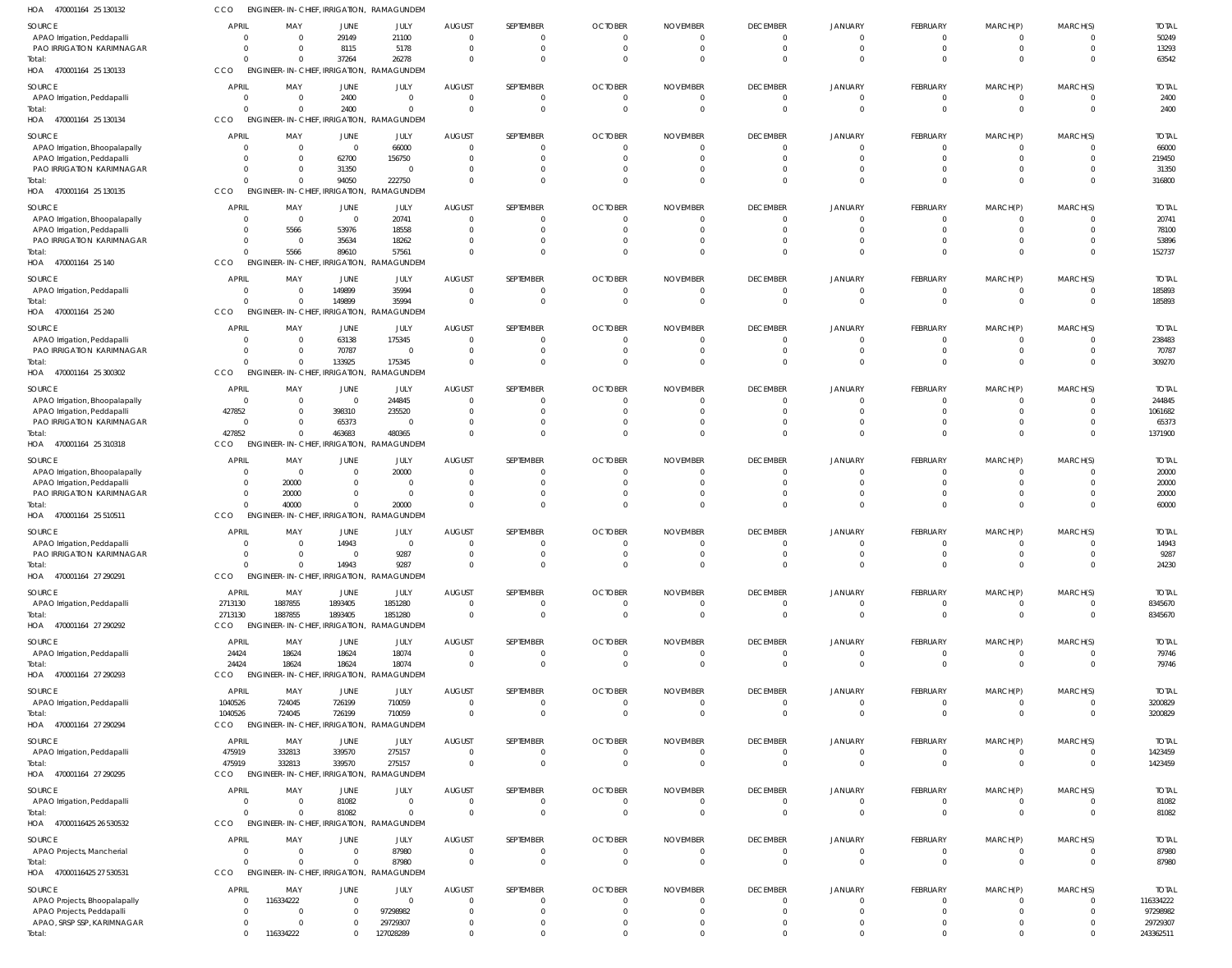HOA 470001164 25 130132 CCO ENGINEER-IN-CHIEF, IRRIGATION, RAMAGUNDEM

| SOURCE | APRIL | MAY | JUNE | JULY | AUGUST | SEPTEMBER | OCTOBER | NOVEMBER | DECEMBER | JANUARY | FEBRUARY | MARCH(P) | MARCH(S) | TOTAL |
|---|---|---|---|---|---|---|---|---|---|---|---|---|---|---|
| APAO Irrigation, Peddapalli | 0 | 0 | 29149 | 21100 | 0 | 0 | 0 | 0 | 0 | 0 | 0 | 0 | 0 | 50249 |
| PAO IRRIGATION KARIMNAGAR | 0 | 0 | 8115 | 5178 | 0 | 0 | 0 | 0 | 0 | 0 | 0 | 0 | 0 | 13293 |
| Total: | 0 | 0 | 37264 | 26278 | 0 | 0 | 0 | 0 | 0 | 0 | 0 | 0 | 0 | 63542 |

HOA 470001164 25 130133 CCO ENGINEER-IN-CHIEF, IRRIGATION, RAMAGUNDEM

| SOURCE | APRIL | MAY | JUNE | JULY | AUGUST | SEPTEMBER | OCTOBER | NOVEMBER | DECEMBER | JANUARY | FEBRUARY | MARCH(P) | MARCH(S) | TOTAL |
|---|---|---|---|---|---|---|---|---|---|---|---|---|---|---|
| APAO Irrigation, Peddapalli | 0 | 0 | 2400 | 0 | 0 | 0 | 0 | 0 | 0 | 0 | 0 | 0 | 0 | 2400 |
| Total: | 0 | 0 | 2400 | 0 | 0 | 0 | 0 | 0 | 0 | 0 | 0 | 0 | 0 | 2400 |

HOA 470001164 25 130134 CCO ENGINEER-IN-CHIEF, IRRIGATION, RAMAGUNDEM

| SOURCE | APRIL | MAY | JUNE | JULY | AUGUST | SEPTEMBER | OCTOBER | NOVEMBER | DECEMBER | JANUARY | FEBRUARY | MARCH(P) | MARCH(S) | TOTAL |
|---|---|---|---|---|---|---|---|---|---|---|---|---|---|---|
| APAO Irrigation, Bhoopalapally | 0 | 0 | 0 | 66000 | 0 | 0 | 0 | 0 | 0 | 0 | 0 | 0 | 0 | 66000 |
| APAO Irrigation, Peddapalli | 0 | 0 | 62700 | 156750 | 0 | 0 | 0 | 0 | 0 | 0 | 0 | 0 | 0 | 219450 |
| PAO IRRIGATION KARIMNAGAR | 0 | 0 | 31350 | 0 | 0 | 0 | 0 | 0 | 0 | 0 | 0 | 0 | 0 | 31350 |
| Total: | 0 | 0 | 94050 | 222750 | 0 | 0 | 0 | 0 | 0 | 0 | 0 | 0 | 0 | 316800 |

HOA 470001164 25 130135 CCO ENGINEER-IN-CHIEF, IRRIGATION, RAMAGUNDEM

| SOURCE | APRIL | MAY | JUNE | JULY | AUGUST | SEPTEMBER | OCTOBER | NOVEMBER | DECEMBER | JANUARY | FEBRUARY | MARCH(P) | MARCH(S) | TOTAL |
|---|---|---|---|---|---|---|---|---|---|---|---|---|---|---|
| APAO Irrigation, Bhoopalapally | 0 | 0 | 0 | 20741 | 0 | 0 | 0 | 0 | 0 | 0 | 0 | 0 | 0 | 20741 |
| APAO Irrigation, Peddapalli | 0 | 5566 | 53976 | 18558 | 0 | 0 | 0 | 0 | 0 | 0 | 0 | 0 | 0 | 78100 |
| PAO IRRIGATION KARIMNAGAR | 0 | 0 | 35634 | 18262 | 0 | 0 | 0 | 0 | 0 | 0 | 0 | 0 | 0 | 53896 |
| Total: | 0 | 5566 | 89610 | 57561 | 0 | 0 | 0 | 0 | 0 | 0 | 0 | 0 | 0 | 152737 |

HOA 470001164 25 140 CCO ENGINEER-IN-CHIEF, IRRIGATION, RAMAGUNDEM

| SOURCE | APRIL | MAY | JUNE | JULY | AUGUST | SEPTEMBER | OCTOBER | NOVEMBER | DECEMBER | JANUARY | FEBRUARY | MARCH(P) | MARCH(S) | TOTAL |
|---|---|---|---|---|---|---|---|---|---|---|---|---|---|---|
| APAO Irrigation, Peddapalli | 0 | 0 | 149899 | 35994 | 0 | 0 | 0 | 0 | 0 | 0 | 0 | 0 | 0 | 185893 |
| Total: | 0 | 0 | 149899 | 35994 | 0 | 0 | 0 | 0 | 0 | 0 | 0 | 0 | 0 | 185893 |

HOA 470001164 25 240 CCO ENGINEER-IN-CHIEF, IRRIGATION, RAMAGUNDEM

| SOURCE | APRIL | MAY | JUNE | JULY | AUGUST | SEPTEMBER | OCTOBER | NOVEMBER | DECEMBER | JANUARY | FEBRUARY | MARCH(P) | MARCH(S) | TOTAL |
|---|---|---|---|---|---|---|---|---|---|---|---|---|---|---|
| APAO Irrigation, Peddapalli | 0 | 0 | 63138 | 175345 | 0 | 0 | 0 | 0 | 0 | 0 | 0 | 0 | 0 | 238483 |
| PAO IRRIGATION KARIMNAGAR | 0 | 0 | 70787 | 0 | 0 | 0 | 0 | 0 | 0 | 0 | 0 | 0 | 0 | 70787 |
| Total: | 0 | 0 | 133925 | 175345 | 0 | 0 | 0 | 0 | 0 | 0 | 0 | 0 | 0 | 309270 |

HOA 470001164 25 300302 CCO ENGINEER-IN-CHIEF, IRRIGATION, RAMAGUNDEM

| SOURCE | APRIL | MAY | JUNE | JULY | AUGUST | SEPTEMBER | OCTOBER | NOVEMBER | DECEMBER | JANUARY | FEBRUARY | MARCH(P) | MARCH(S) | TOTAL |
|---|---|---|---|---|---|---|---|---|---|---|---|---|---|---|
| APAO Irrigation, Bhoopalapally | 0 | 0 | 0 | 244845 | 0 | 0 | 0 | 0 | 0 | 0 | 0 | 0 | 0 | 244845 |
| APAO Irrigation, Peddapalli | 427852 | 0 | 398310 | 235520 | 0 | 0 | 0 | 0 | 0 | 0 | 0 | 0 | 0 | 1061682 |
| PAO IRRIGATION KARIMNAGAR | 0 | 0 | 65373 | 0 | 0 | 0 | 0 | 0 | 0 | 0 | 0 | 0 | 0 | 65373 |
| Total: | 427852 | 0 | 463683 | 480365 | 0 | 0 | 0 | 0 | 0 | 0 | 0 | 0 | 0 | 1371900 |

HOA 470001164 25 310318 CCO ENGINEER-IN-CHIEF, IRRIGATION, RAMAGUNDEM

| SOURCE | APRIL | MAY | JUNE | JULY | AUGUST | SEPTEMBER | OCTOBER | NOVEMBER | DECEMBER | JANUARY | FEBRUARY | MARCH(P) | MARCH(S) | TOTAL |
|---|---|---|---|---|---|---|---|---|---|---|---|---|---|---|
| APAO Irrigation, Bhoopalapally | 0 | 0 | 0 | 20000 | 0 | 0 | 0 | 0 | 0 | 0 | 0 | 0 | 0 | 20000 |
| APAO Irrigation, Peddapalli | 0 | 20000 | 0 | 0 | 0 | 0 | 0 | 0 | 0 | 0 | 0 | 0 | 0 | 20000 |
| PAO IRRIGATION KARIMNAGAR | 0 | 20000 | 0 | 0 | 0 | 0 | 0 | 0 | 0 | 0 | 0 | 0 | 0 | 20000 |
| Total: | 0 | 40000 | 0 | 20000 | 0 | 0 | 0 | 0 | 0 | 0 | 0 | 0 | 0 | 60000 |

HOA 470001164 25 510511 CCO ENGINEER-IN-CHIEF, IRRIGATION, RAMAGUNDEM

| SOURCE | APRIL | MAY | JUNE | JULY | AUGUST | SEPTEMBER | OCTOBER | NOVEMBER | DECEMBER | JANUARY | FEBRUARY | MARCH(P) | MARCH(S) | TOTAL |
|---|---|---|---|---|---|---|---|---|---|---|---|---|---|---|
| APAO Irrigation, Peddapalli | 0 | 0 | 14943 | 0 | 0 | 0 | 0 | 0 | 0 | 0 | 0 | 0 | 0 | 14943 |
| PAO IRRIGATION KARIMNAGAR | 0 | 0 | 0 | 9287 | 0 | 0 | 0 | 0 | 0 | 0 | 0 | 0 | 0 | 9287 |
| Total: | 0 | 0 | 14943 | 9287 | 0 | 0 | 0 | 0 | 0 | 0 | 0 | 0 | 0 | 24230 |

HOA 470001164 27 290291 CCO ENGINEER-IN-CHIEF, IRRIGATION, RAMAGUNDEM

| SOURCE | APRIL | MAY | JUNE | JULY | AUGUST | SEPTEMBER | OCTOBER | NOVEMBER | DECEMBER | JANUARY | FEBRUARY | MARCH(P) | MARCH(S) | TOTAL |
|---|---|---|---|---|---|---|---|---|---|---|---|---|---|---|
| APAO Irrigation, Peddapalli | 2713130 | 1887855 | 1893405 | 1851280 | 0 | 0 | 0 | 0 | 0 | 0 | 0 | 0 | 0 | 8345670 |
| Total: | 2713130 | 1887855 | 1893405 | 1851280 | 0 | 0 | 0 | 0 | 0 | 0 | 0 | 0 | 0 | 8345670 |

HOA 470001164 27 290292 CCO ENGINEER-IN-CHIEF, IRRIGATION, RAMAGUNDEM

| SOURCE | APRIL | MAY | JUNE | JULY | AUGUST | SEPTEMBER | OCTOBER | NOVEMBER | DECEMBER | JANUARY | FEBRUARY | MARCH(P) | MARCH(S) | TOTAL |
|---|---|---|---|---|---|---|---|---|---|---|---|---|---|---|
| APAO Irrigation, Peddapalli | 24424 | 18624 | 18624 | 18074 | 0 | 0 | 0 | 0 | 0 | 0 | 0 | 0 | 0 | 79746 |
| Total: | 24424 | 18624 | 18624 | 18074 | 0 | 0 | 0 | 0 | 0 | 0 | 0 | 0 | 0 | 79746 |

HOA 470001164 27 290293 CCO ENGINEER-IN-CHIEF, IRRIGATION, RAMAGUNDEM

| SOURCE | APRIL | MAY | JUNE | JULY | AUGUST | SEPTEMBER | OCTOBER | NOVEMBER | DECEMBER | JANUARY | FEBRUARY | MARCH(P) | MARCH(S) | TOTAL |
|---|---|---|---|---|---|---|---|---|---|---|---|---|---|---|
| APAO Irrigation, Peddapalli | 1040526 | 724045 | 726199 | 710059 | 0 | 0 | 0 | 0 | 0 | 0 | 0 | 0 | 0 | 3200829 |
| Total: | 1040526 | 724045 | 726199 | 710059 | 0 | 0 | 0 | 0 | 0 | 0 | 0 | 0 | 0 | 3200829 |

HOA 470001164 27 290294 CCO ENGINEER-IN-CHIEF, IRRIGATION, RAMAGUNDEM

| SOURCE | APRIL | MAY | JUNE | JULY | AUGUST | SEPTEMBER | OCTOBER | NOVEMBER | DECEMBER | JANUARY | FEBRUARY | MARCH(P) | MARCH(S) | TOTAL |
|---|---|---|---|---|---|---|---|---|---|---|---|---|---|---|
| APAO Irrigation, Peddapalli | 475919 | 332813 | 339570 | 275157 | 0 | 0 | 0 | 0 | 0 | 0 | 0 | 0 | 0 | 1423459 |
| Total: | 475919 | 332813 | 339570 | 275157 | 0 | 0 | 0 | 0 | 0 | 0 | 0 | 0 | 0 | 1423459 |

HOA 470001164 27 290295 CCO ENGINEER-IN-CHIEF, IRRIGATION, RAMAGUNDEM

| SOURCE | APRIL | MAY | JUNE | JULY | AUGUST | SEPTEMBER | OCTOBER | NOVEMBER | DECEMBER | JANUARY | FEBRUARY | MARCH(P) | MARCH(S) | TOTAL |
|---|---|---|---|---|---|---|---|---|---|---|---|---|---|---|
| APAO Irrigation, Peddapalli | 0 | 0 | 81082 | 0 | 0 | 0 | 0 | 0 | 0 | 0 | 0 | 0 | 0 | 81082 |
| Total: | 0 | 0 | 81082 | 0 | 0 | 0 | 0 | 0 | 0 | 0 | 0 | 0 | 0 | 81082 |

HOA 47000116425 26 530532 CCO ENGINEER-IN-CHIEF, IRRIGATION, RAMAGUNDEM

| SOURCE | APRIL | MAY | JUNE | JULY | AUGUST | SEPTEMBER | OCTOBER | NOVEMBER | DECEMBER | JANUARY | FEBRUARY | MARCH(P) | MARCH(S) | TOTAL |
|---|---|---|---|---|---|---|---|---|---|---|---|---|---|---|
| APAO Projects, Mancherial | 0 | 0 | 0 | 87980 | 0 | 0 | 0 | 0 | 0 | 0 | 0 | 0 | 0 | 87980 |
| Total: | 0 | 0 | 0 | 87980 | 0 | 0 | 0 | 0 | 0 | 0 | 0 | 0 | 0 | 87980 |

HOA 47000116425 27 530531 CCO ENGINEER-IN-CHIEF, IRRIGATION, RAMAGUNDEM

| SOURCE | APRIL | MAY | JUNE | JULY | AUGUST | SEPTEMBER | OCTOBER | NOVEMBER | DECEMBER | JANUARY | FEBRUARY | MARCH(P) | MARCH(S) | TOTAL |
|---|---|---|---|---|---|---|---|---|---|---|---|---|---|---|
| APAO Projects, Bhoopalapally | 0 | 116334222 | 0 | 0 | 0 | 0 | 0 | 0 | 0 | 0 | 0 | 0 | 0 | 116334222 |
| APAO Projects, Peddapalli | 0 | 0 | 0 | 97298982 | 0 | 0 | 0 | 0 | 0 | 0 | 0 | 0 | 0 | 97298982 |
| APAO, SRSP SSP, KARIMNAGAR | 0 | 0 | 0 | 29729307 | 0 | 0 | 0 | 0 | 0 | 0 | 0 | 0 | 0 | 29729307 |
| Total: | 0 | 116334222 | 0 | 127028289 | 0 | 0 | 0 | 0 | 0 | 0 | 0 | 0 | 0 | 243362511 |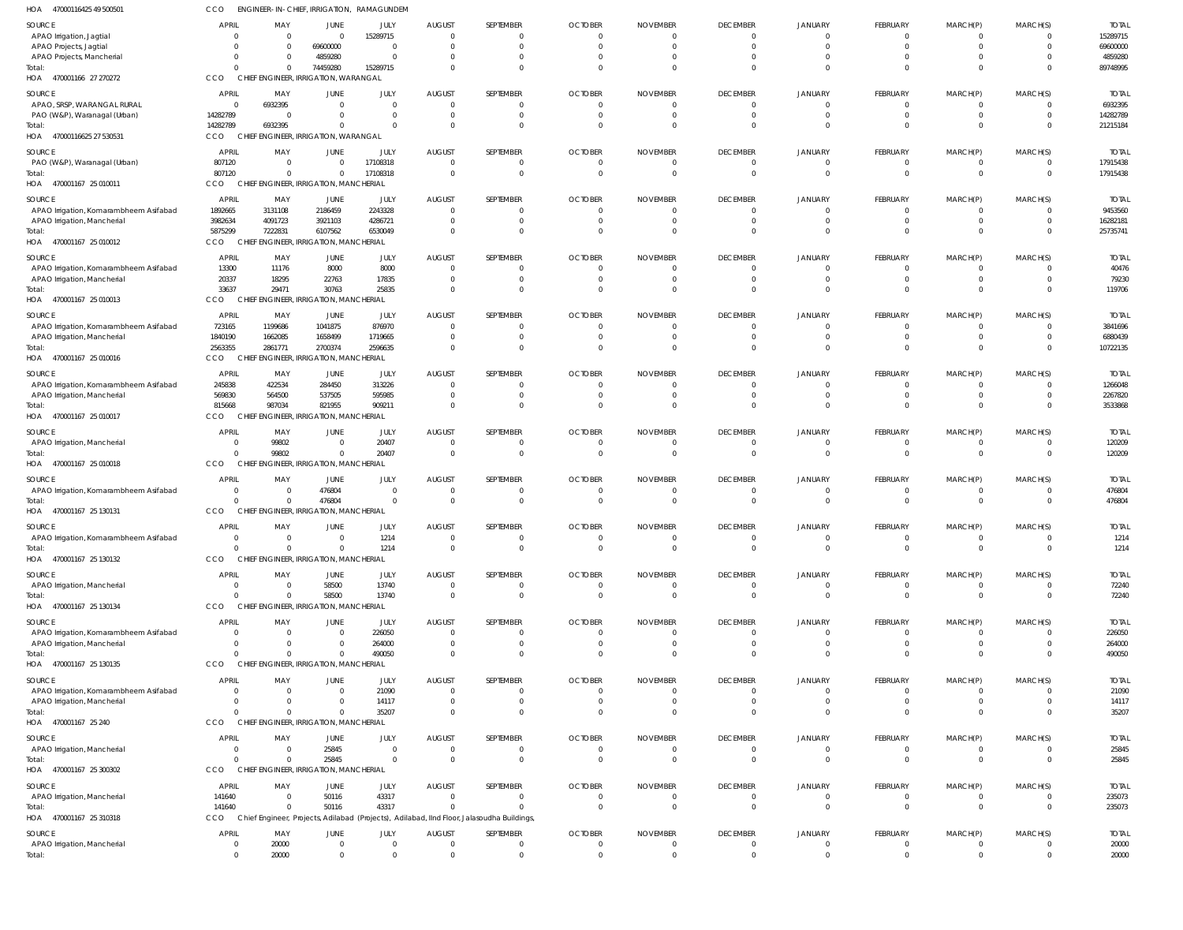HOA 47000116425 49 500501 CCO ENGINEER- IN- CHIEF, IRRIGATION, RAMAGUNDEM

| SOURCE | APRIL | MAY | JUNE | JULY | AUGUST | SEPTEMBER | OCTOBER | NOVEMBER | DECEMBER | JANUARY | FEBRUARY | MARCH(P) | MARCH(S) | TOTAL |
|---|---|---|---|---|---|---|---|---|---|---|---|---|---|---|
| APAO Irrigation, Jagtial | 0 | 0 | 0 | 15289715 | 0 | 0 | 0 | 0 | 0 | 0 | 0 | 0 | 0 | 15289715 |
| APAO Projects, Jagtial | 0 | 0 | 69600000 | 0 | 0 | 0 | 0 | 0 | 0 | 0 | 0 | 0 | 0 | 69600000 |
| APAO Projects, Mancherial | 0 | 0 | 4859280 | 0 | 0 | 0 | 0 | 0 | 0 | 0 | 0 | 0 | 0 | 4859280 |
| Total: | 0 | 0 | 74459280 | 15289715 | 0 | 0 | 0 | 0 | 0 | 0 | 0 | 0 | 0 | 89748995 |

HOA 470001166 27 270272 CCO CHIEF ENGINEER, IRRIGATION, WARANGAL

| SOURCE | APRIL | MAY | JUNE | JULY | AUGUST | SEPTEMBER | OCTOBER | NOVEMBER | DECEMBER | JANUARY | FEBRUARY | MARCH(P) | MARCH(S) | TOTAL |
|---|---|---|---|---|---|---|---|---|---|---|---|---|---|---|
| APAO, SRSP, WARANGAL RURAL | 0 | 6932395 | 0 | 0 | 0 | 0 | 0 | 0 | 0 | 0 | 0 | 0 | 0 | 6932395 |
| PAO (W&P), Waranagal (Urban) | 14282789 | 0 | 0 | 0 | 0 | 0 | 0 | 0 | 0 | 0 | 0 | 0 | 0 | 14282789 |
| Total: | 14282789 | 6932395 | 0 | 0 | 0 | 0 | 0 | 0 | 0 | 0 | 0 | 0 | 0 | 21215184 |

HOA 47000116625 27 530531 CCO CHIEF ENGINEER, IRRIGATION, WARANGAL

| SOURCE | APRIL | MAY | JUNE | JULY | AUGUST | SEPTEMBER | OCTOBER | NOVEMBER | DECEMBER | JANUARY | FEBRUARY | MARCH(P) | MARCH(S) | TOTAL |
|---|---|---|---|---|---|---|---|---|---|---|---|---|---|---|
| PAO (W&P), Waranagal (Urban) | 807120 | 0 | 0 | 17108318 | 0 | 0 | 0 | 0 | 0 | 0 | 0 | 0 | 0 | 17915438 |
| Total: | 807120 | 0 | 0 | 17108318 | 0 | 0 | 0 | 0 | 0 | 0 | 0 | 0 | 0 | 17915438 |

HOA 470001167 25 010011 CCO CHIEF ENGINEER, IRRIGATION, MANCHERIAL

| SOURCE | APRIL | MAY | JUNE | JULY | AUGUST | SEPTEMBER | OCTOBER | NOVEMBER | DECEMBER | JANUARY | FEBRUARY | MARCH(P) | MARCH(S) | TOTAL |
|---|---|---|---|---|---|---|---|---|---|---|---|---|---|---|
| APAO Irrigation, Komarambheem Asifabad | 1892665 | 3131108 | 2186459 | 2243328 | 0 | 0 | 0 | 0 | 0 | 0 | 0 | 0 | 0 | 9453560 |
| APAO Irrigation, Mancherial | 3982634 | 4091723 | 3921103 | 4286721 | 0 | 0 | 0 | 0 | 0 | 0 | 0 | 0 | 0 | 16282181 |
| Total: | 5875299 | 7222831 | 6107562 | 6530049 | 0 | 0 | 0 | 0 | 0 | 0 | 0 | 0 | 0 | 25735741 |

HOA 470001167 25 010012 CCO CHIEF ENGINEER, IRRIGATION, MANCHERIAL

| SOURCE | APRIL | MAY | JUNE | JULY | AUGUST | SEPTEMBER | OCTOBER | NOVEMBER | DECEMBER | JANUARY | FEBRUARY | MARCH(P) | MARCH(S) | TOTAL |
|---|---|---|---|---|---|---|---|---|---|---|---|---|---|---|
| APAO Irrigation, Komarambheem Asifabad | 13300 | 11176 | 8000 | 8000 | 0 | 0 | 0 | 0 | 0 | 0 | 0 | 0 | 0 | 40476 |
| APAO Irrigation, Mancherial | 20337 | 18295 | 22763 | 17835 | 0 | 0 | 0 | 0 | 0 | 0 | 0 | 0 | 0 | 79230 |
| Total: | 33637 | 29471 | 30763 | 25835 | 0 | 0 | 0 | 0 | 0 | 0 | 0 | 0 | 0 | 119706 |

HOA 470001167 25 010013 CCO CHIEF ENGINEER, IRRIGATION, MANCHERIAL

| SOURCE | APRIL | MAY | JUNE | JULY | AUGUST | SEPTEMBER | OCTOBER | NOVEMBER | DECEMBER | JANUARY | FEBRUARY | MARCH(P) | MARCH(S) | TOTAL |
|---|---|---|---|---|---|---|---|---|---|---|---|---|---|---|
| APAO Irrigation, Komarambheem Asifabad | 723165 | 1199686 | 1041875 | 876970 | 0 | 0 | 0 | 0 | 0 | 0 | 0 | 0 | 0 | 3841696 |
| APAO Irrigation, Mancherial | 1840190 | 1662085 | 1658499 | 1719665 | 0 | 0 | 0 | 0 | 0 | 0 | 0 | 0 | 0 | 6880439 |
| Total: | 2563355 | 2861771 | 2700374 | 2596635 | 0 | 0 | 0 | 0 | 0 | 0 | 0 | 0 | 0 | 10722135 |

HOA 470001167 25 010016 CCO CHIEF ENGINEER, IRRIGATION, MANCHERIAL

| SOURCE | APRIL | MAY | JUNE | JULY | AUGUST | SEPTEMBER | OCTOBER | NOVEMBER | DECEMBER | JANUARY | FEBRUARY | MARCH(P) | MARCH(S) | TOTAL |
|---|---|---|---|---|---|---|---|---|---|---|---|---|---|---|
| APAO Irrigation, Komarambheem Asifabad | 245838 | 422534 | 284450 | 313226 | 0 | 0 | 0 | 0 | 0 | 0 | 0 | 0 | 0 | 1266048 |
| APAO Irrigation, Mancherial | 569830 | 564500 | 537505 | 595985 | 0 | 0 | 0 | 0 | 0 | 0 | 0 | 0 | 0 | 2267820 |
| Total: | 815668 | 987034 | 821955 | 909211 | 0 | 0 | 0 | 0 | 0 | 0 | 0 | 0 | 0 | 3533868 |

HOA 470001167 25 010017 CCO CHIEF ENGINEER, IRRIGATION, MANCHERIAL

| SOURCE | APRIL | MAY | JUNE | JULY | AUGUST | SEPTEMBER | OCTOBER | NOVEMBER | DECEMBER | JANUARY | FEBRUARY | MARCH(P) | MARCH(S) | TOTAL |
|---|---|---|---|---|---|---|---|---|---|---|---|---|---|---|
| APAO Irrigation, Mancherial | 0 | 99802 | 0 | 20407 | 0 | 0 | 0 | 0 | 0 | 0 | 0 | 0 | 0 | 120209 |
| Total: | 0 | 99802 | 0 | 20407 | 0 | 0 | 0 | 0 | 0 | 0 | 0 | 0 | 0 | 120209 |

HOA 470001167 25 010018 CCO CHIEF ENGINEER, IRRIGATION, MANCHERIAL

| SOURCE | APRIL | MAY | JUNE | JULY | AUGUST | SEPTEMBER | OCTOBER | NOVEMBER | DECEMBER | JANUARY | FEBRUARY | MARCH(P) | MARCH(S) | TOTAL |
|---|---|---|---|---|---|---|---|---|---|---|---|---|---|---|
| APAO Irrigation, Komarambheem Asifabad | 0 | 0 | 476804 | 0 | 0 | 0 | 0 | 0 | 0 | 0 | 0 | 0 | 0 | 476804 |
| Total: | 0 | 0 | 476804 | 0 | 0 | 0 | 0 | 0 | 0 | 0 | 0 | 0 | 0 | 476804 |

HOA 470001167 25 130131 CCO CHIEF ENGINEER, IRRIGATION, MANCHERIAL

| SOURCE | APRIL | MAY | JUNE | JULY | AUGUST | SEPTEMBER | OCTOBER | NOVEMBER | DECEMBER | JANUARY | FEBRUARY | MARCH(P) | MARCH(S) | TOTAL |
|---|---|---|---|---|---|---|---|---|---|---|---|---|---|---|
| APAO Irrigation, Komarambheem Asifabad | 0 | 0 | 0 | 1214 | 0 | 0 | 0 | 0 | 0 | 0 | 0 | 0 | 0 | 1214 |
| Total: | 0 | 0 | 0 | 1214 | 0 | 0 | 0 | 0 | 0 | 0 | 0 | 0 | 0 | 1214 |

HOA 470001167 25 130132 CCO CHIEF ENGINEER, IRRIGATION, MANCHERIAL

| SOURCE | APRIL | MAY | JUNE | JULY | AUGUST | SEPTEMBER | OCTOBER | NOVEMBER | DECEMBER | JANUARY | FEBRUARY | MARCH(P) | MARCH(S) | TOTAL |
|---|---|---|---|---|---|---|---|---|---|---|---|---|---|---|
| APAO Irrigation, Mancherial | 0 | 0 | 58500 | 13740 | 0 | 0 | 0 | 0 | 0 | 0 | 0 | 0 | 0 | 72240 |
| Total: | 0 | 0 | 58500 | 13740 | 0 | 0 | 0 | 0 | 0 | 0 | 0 | 0 | 0 | 72240 |

HOA 470001167 25 130134 CCO CHIEF ENGINEER, IRRIGATION, MANCHERIAL

| SOURCE | APRIL | MAY | JUNE | JULY | AUGUST | SEPTEMBER | OCTOBER | NOVEMBER | DECEMBER | JANUARY | FEBRUARY | MARCH(P) | MARCH(S) | TOTAL |
|---|---|---|---|---|---|---|---|---|---|---|---|---|---|---|
| APAO Irrigation, Komarambheem Asifabad | 0 | 0 | 0 | 226050 | 0 | 0 | 0 | 0 | 0 | 0 | 0 | 0 | 0 | 226050 |
| APAO Irrigation, Mancherial | 0 | 0 | 0 | 264000 | 0 | 0 | 0 | 0 | 0 | 0 | 0 | 0 | 0 | 264000 |
| Total: | 0 | 0 | 0 | 490050 | 0 | 0 | 0 | 0 | 0 | 0 | 0 | 0 | 0 | 490050 |

HOA 470001167 25 130135 CCO CHIEF ENGINEER, IRRIGATION, MANCHERIAL

| SOURCE | APRIL | MAY | JUNE | JULY | AUGUST | SEPTEMBER | OCTOBER | NOVEMBER | DECEMBER | JANUARY | FEBRUARY | MARCH(P) | MARCH(S) | TOTAL |
|---|---|---|---|---|---|---|---|---|---|---|---|---|---|---|
| APAO Irrigation, Komarambheem Asifabad | 0 | 0 | 0 | 21090 | 0 | 0 | 0 | 0 | 0 | 0 | 0 | 0 | 0 | 21090 |
| APAO Irrigation, Mancherial | 0 | 0 | 0 | 14117 | 0 | 0 | 0 | 0 | 0 | 0 | 0 | 0 | 0 | 14117 |
| Total: | 0 | 0 | 0 | 35207 | 0 | 0 | 0 | 0 | 0 | 0 | 0 | 0 | 0 | 35207 |

HOA 470001167 25 240 CCO CHIEF ENGINEER, IRRIGATION, MANCHERIAL

| SOURCE | APRIL | MAY | JUNE | JULY | AUGUST | SEPTEMBER | OCTOBER | NOVEMBER | DECEMBER | JANUARY | FEBRUARY | MARCH(P) | MARCH(S) | TOTAL |
|---|---|---|---|---|---|---|---|---|---|---|---|---|---|---|
| APAO Irrigation, Mancherial | 0 | 0 | 25845 | 0 | 0 | 0 | 0 | 0 | 0 | 0 | 0 | 0 | 0 | 25845 |
| Total: | 0 | 0 | 25845 | 0 | 0 | 0 | 0 | 0 | 0 | 0 | 0 | 0 | 0 | 25845 |

HOA 470001167 25 300302 CCO CHIEF ENGINEER, IRRIGATION, MANCHERIAL

| SOURCE | APRIL | MAY | JUNE | JULY | AUGUST | SEPTEMBER | OCTOBER | NOVEMBER | DECEMBER | JANUARY | FEBRUARY | MARCH(P) | MARCH(S) | TOTAL |
|---|---|---|---|---|---|---|---|---|---|---|---|---|---|---|
| APAO Irrigation, Mancherial | 141640 | 0 | 50116 | 43317 | 0 | 0 | 0 | 0 | 0 | 0 | 0 | 0 | 0 | 235073 |
| Total: | 141640 | 0 | 50116 | 43317 | 0 | 0 | 0 | 0 | 0 | 0 | 0 | 0 | 0 | 235073 |

HOA 470001167 25 310318 CCO Chief Engineer, Projects, Adilabad (Projects), Adilabad, IInd Floor, Jalasoudha Buildings,

| SOURCE | APRIL | MAY | JUNE | JULY | AUGUST | SEPTEMBER | OCTOBER | NOVEMBER | DECEMBER | JANUARY | FEBRUARY | MARCH(P) | MARCH(S) | TOTAL |
|---|---|---|---|---|---|---|---|---|---|---|---|---|---|---|
| APAO Irrigation, Mancherial | 0 | 20000 | 0 | 0 | 0 | 0 | 0 | 0 | 0 | 0 | 0 | 0 | 0 | 20000 |
| Total: | 0 | 20000 | 0 | 0 | 0 | 0 | 0 | 0 | 0 | 0 | 0 | 0 | 0 | 20000 |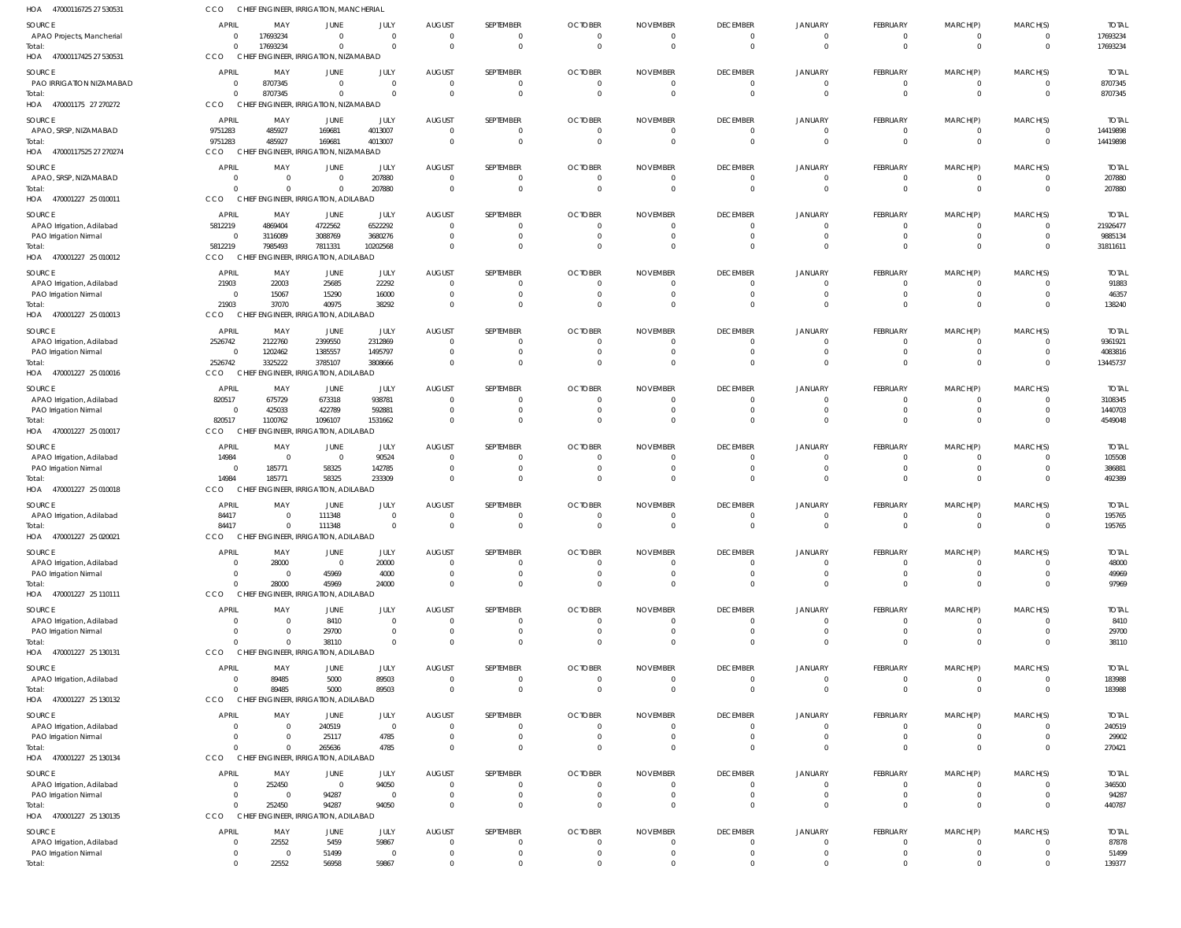HOA 47000116725 27 530531 CCO CHIEF ENGINEER, IRRIGATION, MANCHERIAL

| SOURCE | APRIL | MAY | JUNE | JULY | AUGUST | SEPTEMBER | OCTOBER | NOVEMBER | DECEMBER | JANUARY | FEBRUARY | MARCH(P) | MARCH(S) | TOTAL |
|---|---|---|---|---|---|---|---|---|---|---|---|---|---|---|
| APAO Projects, Mancherial | 0 | 17693234 | 0 | 0 | 0 | 0 | 0 | 0 | 0 | 0 | 0 | 0 | 0 | 17693234 |
| Total: | 0 | 17693234 | 0 | 0 | 0 | 0 | 0 | 0 | 0 | 0 | 0 | 0 | 0 | 17693234 |

HOA 47000117425 27 530531 CCO CHIEF ENGINEER, IRRIGATION, NIZAMABAD

| SOURCE | APRIL | MAY | JUNE | JULY | AUGUST | SEPTEMBER | OCTOBER | NOVEMBER | DECEMBER | JANUARY | FEBRUARY | MARCH(P) | MARCH(S) | TOTAL |
|---|---|---|---|---|---|---|---|---|---|---|---|---|---|---|
| PAO IRRIGATION NIZAMABAD | 0 | 8707345 | 0 | 0 | 0 | 0 | 0 | 0 | 0 | 0 | 0 | 0 | 0 | 8707345 |
| Total: | 0 | 8707345 | 0 | 0 | 0 | 0 | 0 | 0 | 0 | 0 | 0 | 0 | 0 | 8707345 |

HOA 470001175 27 270272 CCO CHIEF ENGINEER, IRRIGATION, NIZAMABAD

| SOURCE | APRIL | MAY | JUNE | JULY | AUGUST | SEPTEMBER | OCTOBER | NOVEMBER | DECEMBER | JANUARY | FEBRUARY | MARCH(P) | MARCH(S) | TOTAL |
|---|---|---|---|---|---|---|---|---|---|---|---|---|---|---|
| APAO, SRSP, NIZAMABAD | 9751283 | 485927 | 169681 | 4013007 | 0 | 0 | 0 | 0 | 0 | 0 | 0 | 0 | 0 | 14419898 |
| Total: | 9751283 | 485927 | 169681 | 4013007 | 0 | 0 | 0 | 0 | 0 | 0 | 0 | 0 | 0 | 14419898 |

HOA 47000117525 27 270274 CCO CHIEF ENGINEER, IRRIGATION, NIZAMABAD

| SOURCE | APRIL | MAY | JUNE | JULY | AUGUST | SEPTEMBER | OCTOBER | NOVEMBER | DECEMBER | JANUARY | FEBRUARY | MARCH(P) | MARCH(S) | TOTAL |
|---|---|---|---|---|---|---|---|---|---|---|---|---|---|---|
| APAO, SRSP, NIZAMABAD | 0 | 0 | 0 | 207880 | 0 | 0 | 0 | 0 | 0 | 0 | 0 | 0 | 0 | 207880 |
| Total: | 0 | 0 | 0 | 207880 | 0 | 0 | 0 | 0 | 0 | 0 | 0 | 0 | 0 | 207880 |

HOA 470001227 25 010011 CCO CHIEF ENGINEER, IRRIGATION, ADILABAD

| SOURCE | APRIL | MAY | JUNE | JULY | AUGUST | SEPTEMBER | OCTOBER | NOVEMBER | DECEMBER | JANUARY | FEBRUARY | MARCH(P) | MARCH(S) | TOTAL |
|---|---|---|---|---|---|---|---|---|---|---|---|---|---|---|
| APAO Irrigation, Adilabad | 5812219 | 4869404 | 4722562 | 6522292 | 0 | 0 | 0 | 0 | 0 | 0 | 0 | 0 | 0 | 21926477 |
| PAO Irrigation Nirmal | 0 | 3116089 | 3088769 | 3680276 | 0 | 0 | 0 | 0 | 0 | 0 | 0 | 0 | 0 | 9885134 |
| Total: | 5812219 | 7985493 | 7811331 | 10202568 | 0 | 0 | 0 | 0 | 0 | 0 | 0 | 0 | 0 | 31811611 |

HOA 470001227 25 010012 CCO CHIEF ENGINEER, IRRIGATION, ADILABAD

| SOURCE | APRIL | MAY | JUNE | JULY | AUGUST | SEPTEMBER | OCTOBER | NOVEMBER | DECEMBER | JANUARY | FEBRUARY | MARCH(P) | MARCH(S) | TOTAL |
|---|---|---|---|---|---|---|---|---|---|---|---|---|---|---|
| APAO Irrigation, Adilabad | 21903 | 22003 | 25685 | 22292 | 0 | 0 | 0 | 0 | 0 | 0 | 0 | 0 | 0 | 91883 |
| PAO Irrigation Nirmal | 0 | 15067 | 15290 | 16000 | 0 | 0 | 0 | 0 | 0 | 0 | 0 | 0 | 0 | 46357 |
| Total: | 21903 | 37070 | 40975 | 38292 | 0 | 0 | 0 | 0 | 0 | 0 | 0 | 0 | 0 | 138240 |

HOA 470001227 25 010013 CCO CHIEF ENGINEER, IRRIGATION, ADILABAD

| SOURCE | APRIL | MAY | JUNE | JULY | AUGUST | SEPTEMBER | OCTOBER | NOVEMBER | DECEMBER | JANUARY | FEBRUARY | MARCH(P) | MARCH(S) | TOTAL |
|---|---|---|---|---|---|---|---|---|---|---|---|---|---|---|
| APAO Irrigation, Adilabad | 2526742 | 2122760 | 2399550 | 2312869 | 0 | 0 | 0 | 0 | 0 | 0 | 0 | 0 | 0 | 9361921 |
| PAO Irrigation Nirmal | 0 | 1202462 | 1385557 | 1495797 | 0 | 0 | 0 | 0 | 0 | 0 | 0 | 0 | 0 | 4083816 |
| Total: | 2526742 | 3325222 | 3785107 | 3808666 | 0 | 0 | 0 | 0 | 0 | 0 | 0 | 0 | 0 | 13445737 |

HOA 470001227 25 010016 CCO CHIEF ENGINEER, IRRIGATION, ADILABAD

| SOURCE | APRIL | MAY | JUNE | JULY | AUGUST | SEPTEMBER | OCTOBER | NOVEMBER | DECEMBER | JANUARY | FEBRUARY | MARCH(P) | MARCH(S) | TOTAL |
|---|---|---|---|---|---|---|---|---|---|---|---|---|---|---|
| APAO Irrigation, Adilabad | 820517 | 675729 | 673318 | 938781 | 0 | 0 | 0 | 0 | 0 | 0 | 0 | 0 | 0 | 3108345 |
| PAO Irrigation Nirmal | 0 | 425033 | 422789 | 592881 | 0 | 0 | 0 | 0 | 0 | 0 | 0 | 0 | 0 | 1440703 |
| Total: | 820517 | 1100762 | 1096107 | 1531662 | 0 | 0 | 0 | 0 | 0 | 0 | 0 | 0 | 0 | 4549048 |

HOA 470001227 25 010017 CCO CHIEF ENGINEER, IRRIGATION, ADILABAD

| SOURCE | APRIL | MAY | JUNE | JULY | AUGUST | SEPTEMBER | OCTOBER | NOVEMBER | DECEMBER | JANUARY | FEBRUARY | MARCH(P) | MARCH(S) | TOTAL |
|---|---|---|---|---|---|---|---|---|---|---|---|---|---|---|
| APAO Irrigation, Adilabad | 14984 | 0 | 0 | 90524 | 0 | 0 | 0 | 0 | 0 | 0 | 0 | 0 | 0 | 105508 |
| PAO Irrigation Nirmal | 0 | 185771 | 58325 | 142785 | 0 | 0 | 0 | 0 | 0 | 0 | 0 | 0 | 0 | 386881 |
| Total: | 14984 | 185771 | 58325 | 233309 | 0 | 0 | 0 | 0 | 0 | 0 | 0 | 0 | 0 | 492389 |

HOA 470001227 25 010018 CCO CHIEF ENGINEER, IRRIGATION, ADILABAD

| SOURCE | APRIL | MAY | JUNE | JULY | AUGUST | SEPTEMBER | OCTOBER | NOVEMBER | DECEMBER | JANUARY | FEBRUARY | MARCH(P) | MARCH(S) | TOTAL |
|---|---|---|---|---|---|---|---|---|---|---|---|---|---|---|
| APAO Irrigation, Adilabad | 84417 | 0 | 111348 | 0 | 0 | 0 | 0 | 0 | 0 | 0 | 0 | 0 | 0 | 195765 |
| Total: | 84417 | 0 | 111348 | 0 | 0 | 0 | 0 | 0 | 0 | 0 | 0 | 0 | 0 | 195765 |

HOA 470001227 25 020021 CCO CHIEF ENGINEER, IRRIGATION, ADILABAD

| SOURCE | APRIL | MAY | JUNE | JULY | AUGUST | SEPTEMBER | OCTOBER | NOVEMBER | DECEMBER | JANUARY | FEBRUARY | MARCH(P) | MARCH(S) | TOTAL |
|---|---|---|---|---|---|---|---|---|---|---|---|---|---|---|
| APAO Irrigation, Adilabad | 0 | 28000 | 0 | 20000 | 0 | 0 | 0 | 0 | 0 | 0 | 0 | 0 | 0 | 48000 |
| PAO Irrigation Nirmal | 0 | 0 | 45969 | 4000 | 0 | 0 | 0 | 0 | 0 | 0 | 0 | 0 | 0 | 49969 |
| Total: | 0 | 28000 | 45969 | 24000 | 0 | 0 | 0 | 0 | 0 | 0 | 0 | 0 | 0 | 97969 |

HOA 470001227 25 110111 CCO CHIEF ENGINEER, IRRIGATION, ADILABAD

| SOURCE | APRIL | MAY | JUNE | JULY | AUGUST | SEPTEMBER | OCTOBER | NOVEMBER | DECEMBER | JANUARY | FEBRUARY | MARCH(P) | MARCH(S) | TOTAL |
|---|---|---|---|---|---|---|---|---|---|---|---|---|---|---|
| APAO Irrigation, Adilabad | 0 | 0 | 8410 | 0 | 0 | 0 | 0 | 0 | 0 | 0 | 0 | 0 | 0 | 8410 |
| PAO Irrigation Nirmal | 0 | 0 | 29700 | 0 | 0 | 0 | 0 | 0 | 0 | 0 | 0 | 0 | 0 | 29700 |
| Total: | 0 | 0 | 38110 | 0 | 0 | 0 | 0 | 0 | 0 | 0 | 0 | 0 | 0 | 38110 |

HOA 470001227 25 130131 CCO CHIEF ENGINEER, IRRIGATION, ADILABAD

| SOURCE | APRIL | MAY | JUNE | JULY | AUGUST | SEPTEMBER | OCTOBER | NOVEMBER | DECEMBER | JANUARY | FEBRUARY | MARCH(P) | MARCH(S) | TOTAL |
|---|---|---|---|---|---|---|---|---|---|---|---|---|---|---|
| APAO Irrigation, Adilabad | 0 | 89485 | 5000 | 89503 | 0 | 0 | 0 | 0 | 0 | 0 | 0 | 0 | 0 | 183988 |
| Total: | 0 | 89485 | 5000 | 89503 | 0 | 0 | 0 | 0 | 0 | 0 | 0 | 0 | 0 | 183988 |

HOA 470001227 25 130132 CCO CHIEF ENGINEER, IRRIGATION, ADILABAD

| SOURCE | APRIL | MAY | JUNE | JULY | AUGUST | SEPTEMBER | OCTOBER | NOVEMBER | DECEMBER | JANUARY | FEBRUARY | MARCH(P) | MARCH(S) | TOTAL |
|---|---|---|---|---|---|---|---|---|---|---|---|---|---|---|
| APAO Irrigation, Adilabad | 0 | 0 | 240519 | 0 | 0 | 0 | 0 | 0 | 0 | 0 | 0 | 0 | 0 | 240519 |
| PAO Irrigation Nirmal | 0 | 0 | 25117 | 4785 | 0 | 0 | 0 | 0 | 0 | 0 | 0 | 0 | 0 | 29902 |
| Total: | 0 | 0 | 265636 | 4785 | 0 | 0 | 0 | 0 | 0 | 0 | 0 | 0 | 0 | 270421 |

HOA 470001227 25 130134 CCO CHIEF ENGINEER, IRRIGATION, ADILABAD

| SOURCE | APRIL | MAY | JUNE | JULY | AUGUST | SEPTEMBER | OCTOBER | NOVEMBER | DECEMBER | JANUARY | FEBRUARY | MARCH(P) | MARCH(S) | TOTAL |
|---|---|---|---|---|---|---|---|---|---|---|---|---|---|---|
| APAO Irrigation, Adilabad | 0 | 252450 | 0 | 94050 | 0 | 0 | 0 | 0 | 0 | 0 | 0 | 0 | 0 | 346500 |
| PAO Irrigation Nirmal | 0 | 0 | 94287 | 0 | 0 | 0 | 0 | 0 | 0 | 0 | 0 | 0 | 0 | 94287 |
| Total: | 0 | 252450 | 94287 | 94050 | 0 | 0 | 0 | 0 | 0 | 0 | 0 | 0 | 0 | 440787 |

HOA 470001227 25 130135 CCO CHIEF ENGINEER, IRRIGATION, ADILABAD

| SOURCE | APRIL | MAY | JUNE | JULY | AUGUST | SEPTEMBER | OCTOBER | NOVEMBER | DECEMBER | JANUARY | FEBRUARY | MARCH(P) | MARCH(S) | TOTAL |
|---|---|---|---|---|---|---|---|---|---|---|---|---|---|---|
| APAO Irrigation, Adilabad | 0 | 22552 | 5459 | 59867 | 0 | 0 | 0 | 0 | 0 | 0 | 0 | 0 | 0 | 87878 |
| PAO Irrigation Nirmal | 0 | 0 | 51499 | 0 | 0 | 0 | 0 | 0 | 0 | 0 | 0 | 0 | 0 | 51499 |
| Total: | 0 | 22552 | 56958 | 59867 | 0 | 0 | 0 | 0 | 0 | 0 | 0 | 0 | 0 | 139377 |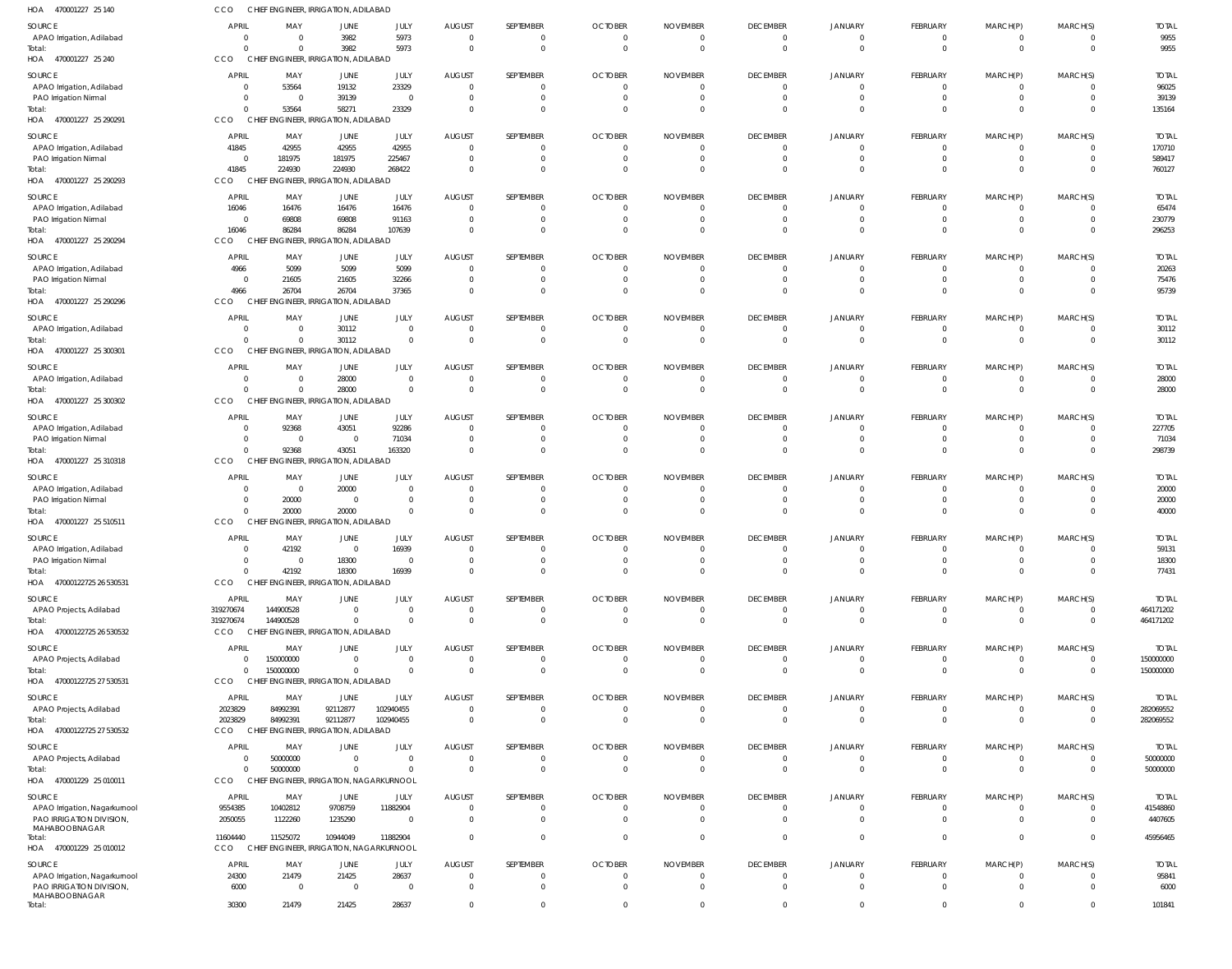HOA 470001227 25 140 CCO CHIEF ENGINEER, IRRIGATION, ADILABAD

| SOURCE | APRIL | MAY | JUNE | JULY | AUGUST | SEPTEMBER | OCTOBER | NOVEMBER | DECEMBER | JANUARY | FEBRUARY | MARCH(P) | MARCH(S) | TOTAL |
|---|---|---|---|---|---|---|---|---|---|---|---|---|---|---|
| APAO Irrigation, Adilabad | 0 | 0 | 3982 | 5973 | 0 | 0 | 0 | 0 | 0 | 0 | 0 | 0 | 0 | 9955 |
| Total: | 0 | 0 | 3982 | 5973 | 0 | 0 | 0 | 0 | 0 | 0 | 0 | 0 | 0 | 9955 |

HOA 470001227 25 240 CCO CHIEF ENGINEER, IRRIGATION, ADILABAD

| SOURCE | APRIL | MAY | JUNE | JULY | AUGUST | SEPTEMBER | OCTOBER | NOVEMBER | DECEMBER | JANUARY | FEBRUARY | MARCH(P) | MARCH(S) | TOTAL |
|---|---|---|---|---|---|---|---|---|---|---|---|---|---|---|
| APAO Irrigation, Adilabad | 0 | 53564 | 19132 | 23329 | 0 | 0 | 0 | 0 | 0 | 0 | 0 | 0 | 0 | 96025 |
| PAO Irrigation Nirmal | 0 | 0 | 39139 | 0 | 0 | 0 | 0 | 0 | 0 | 0 | 0 | 0 | 0 | 39139 |
| Total: | 0 | 53564 | 58271 | 23329 | 0 | 0 | 0 | 0 | 0 | 0 | 0 | 0 | 0 | 135164 |

HOA 470001227 25 290291 CCO CHIEF ENGINEER, IRRIGATION, ADILABAD

| SOURCE | APRIL | MAY | JUNE | JULY | AUGUST | SEPTEMBER | OCTOBER | NOVEMBER | DECEMBER | JANUARY | FEBRUARY | MARCH(P) | MARCH(S) | TOTAL |
|---|---|---|---|---|---|---|---|---|---|---|---|---|---|---|
| APAO Irrigation, Adilabad | 41845 | 42955 | 42955 | 42955 | 0 | 0 | 0 | 0 | 0 | 0 | 0 | 0 | 0 | 170710 |
| PAO Irrigation Nirmal | 0 | 181975 | 181975 | 225467 | 0 | 0 | 0 | 0 | 0 | 0 | 0 | 0 | 0 | 589417 |
| Total: | 41845 | 224930 | 224930 | 268422 | 0 | 0 | 0 | 0 | 0 | 0 | 0 | 0 | 0 | 760127 |

HOA 470001227 25 290293 CCO CHIEF ENGINEER, IRRIGATION, ADILABAD

| SOURCE | APRIL | MAY | JUNE | JULY | AUGUST | SEPTEMBER | OCTOBER | NOVEMBER | DECEMBER | JANUARY | FEBRUARY | MARCH(P) | MARCH(S) | TOTAL |
|---|---|---|---|---|---|---|---|---|---|---|---|---|---|---|
| APAO Irrigation, Adilabad | 16046 | 16476 | 16476 | 16476 | 0 | 0 | 0 | 0 | 0 | 0 | 0 | 0 | 0 | 65474 |
| PAO Irrigation Nirmal | 0 | 69808 | 69808 | 91163 | 0 | 0 | 0 | 0 | 0 | 0 | 0 | 0 | 0 | 230779 |
| Total: | 16046 | 86284 | 86284 | 107639 | 0 | 0 | 0 | 0 | 0 | 0 | 0 | 0 | 0 | 296253 |

HOA 470001227 25 290294 CCO CHIEF ENGINEER, IRRIGATION, ADILABAD

| SOURCE | APRIL | MAY | JUNE | JULY | AUGUST | SEPTEMBER | OCTOBER | NOVEMBER | DECEMBER | JANUARY | FEBRUARY | MARCH(P) | MARCH(S) | TOTAL |
|---|---|---|---|---|---|---|---|---|---|---|---|---|---|---|
| APAO Irrigation, Adilabad | 4966 | 5099 | 5099 | 5099 | 0 | 0 | 0 | 0 | 0 | 0 | 0 | 0 | 0 | 20263 |
| PAO Irrigation Nirmal | 0 | 21605 | 21605 | 32266 | 0 | 0 | 0 | 0 | 0 | 0 | 0 | 0 | 0 | 75476 |
| Total: | 4966 | 26704 | 26704 | 37365 | 0 | 0 | 0 | 0 | 0 | 0 | 0 | 0 | 0 | 95739 |

HOA 470001227 25 290296 CCO CHIEF ENGINEER, IRRIGATION, ADILABAD

| SOURCE | APRIL | MAY | JUNE | JULY | AUGUST | SEPTEMBER | OCTOBER | NOVEMBER | DECEMBER | JANUARY | FEBRUARY | MARCH(P) | MARCH(S) | TOTAL |
|---|---|---|---|---|---|---|---|---|---|---|---|---|---|---|
| APAO Irrigation, Adilabad | 0 | 0 | 30112 | 0 | 0 | 0 | 0 | 0 | 0 | 0 | 0 | 0 | 0 | 30112 |
| Total: | 0 | 0 | 30112 | 0 | 0 | 0 | 0 | 0 | 0 | 0 | 0 | 0 | 0 | 30112 |

HOA 470001227 25 300301 CCO CHIEF ENGINEER, IRRIGATION, ADILABAD

| SOURCE | APRIL | MAY | JUNE | JULY | AUGUST | SEPTEMBER | OCTOBER | NOVEMBER | DECEMBER | JANUARY | FEBRUARY | MARCH(P) | MARCH(S) | TOTAL |
|---|---|---|---|---|---|---|---|---|---|---|---|---|---|---|
| APAO Irrigation, Adilabad | 0 | 0 | 28000 | 0 | 0 | 0 | 0 | 0 | 0 | 0 | 0 | 0 | 0 | 28000 |
| Total: | 0 | 0 | 28000 | 0 | 0 | 0 | 0 | 0 | 0 | 0 | 0 | 0 | 0 | 28000 |

HOA 470001227 25 300302 CCO CHIEF ENGINEER, IRRIGATION, ADILABAD

| SOURCE | APRIL | MAY | JUNE | JULY | AUGUST | SEPTEMBER | OCTOBER | NOVEMBER | DECEMBER | JANUARY | FEBRUARY | MARCH(P) | MARCH(S) | TOTAL |
|---|---|---|---|---|---|---|---|---|---|---|---|---|---|---|
| APAO Irrigation, Adilabad | 0 | 92368 | 43051 | 92286 | 0 | 0 | 0 | 0 | 0 | 0 | 0 | 0 | 0 | 227705 |
| PAO Irrigation Nirmal | 0 | 0 | 0 | 71034 | 0 | 0 | 0 | 0 | 0 | 0 | 0 | 0 | 0 | 71034 |
| Total: | 0 | 92368 | 43051 | 163320 | 0 | 0 | 0 | 0 | 0 | 0 | 0 | 0 | 0 | 298739 |

HOA 470001227 25 310318 CCO CHIEF ENGINEER, IRRIGATION, ADILABAD

| SOURCE | APRIL | MAY | JUNE | JULY | AUGUST | SEPTEMBER | OCTOBER | NOVEMBER | DECEMBER | JANUARY | FEBRUARY | MARCH(P) | MARCH(S) | TOTAL |
|---|---|---|---|---|---|---|---|---|---|---|---|---|---|---|
| APAO Irrigation, Adilabad | 0 | 0 | 20000 | 0 | 0 | 0 | 0 | 0 | 0 | 0 | 0 | 0 | 0 | 20000 |
| PAO Irrigation Nirmal | 0 | 20000 | 0 | 0 | 0 | 0 | 0 | 0 | 0 | 0 | 0 | 0 | 0 | 20000 |
| Total: | 0 | 20000 | 20000 | 0 | 0 | 0 | 0 | 0 | 0 | 0 | 0 | 0 | 0 | 40000 |

HOA 470001227 25 510511 CCO CHIEF ENGINEER, IRRIGATION, ADILABAD

| SOURCE | APRIL | MAY | JUNE | JULY | AUGUST | SEPTEMBER | OCTOBER | NOVEMBER | DECEMBER | JANUARY | FEBRUARY | MARCH(P) | MARCH(S) | TOTAL |
|---|---|---|---|---|---|---|---|---|---|---|---|---|---|---|
| APAO Irrigation, Adilabad | 0 | 42192 | 0 | 16939 | 0 | 0 | 0 | 0 | 0 | 0 | 0 | 0 | 0 | 59131 |
| PAO Irrigation Nirmal | 0 | 0 | 18300 | 0 | 0 | 0 | 0 | 0 | 0 | 0 | 0 | 0 | 0 | 18300 |
| Total: | 0 | 42192 | 18300 | 16939 | 0 | 0 | 0 | 0 | 0 | 0 | 0 | 0 | 0 | 77431 |

HOA 47000122725 26 530531 CCO CHIEF ENGINEER, IRRIGATION, ADILABAD

| SOURCE | APRIL | MAY | JUNE | JULY | AUGUST | SEPTEMBER | OCTOBER | NOVEMBER | DECEMBER | JANUARY | FEBRUARY | MARCH(P) | MARCH(S) | TOTAL |
|---|---|---|---|---|---|---|---|---|---|---|---|---|---|---|
| APAO Projects, Adilabad | 319270674 | 144900528 | 0 | 0 | 0 | 0 | 0 | 0 | 0 | 0 | 0 | 0 | 0 | 464171202 |
| Total: | 319270674 | 144900528 | 0 | 0 | 0 | 0 | 0 | 0 | 0 | 0 | 0 | 0 | 0 | 464171202 |

HOA 47000122725 26 530532 CCO CHIEF ENGINEER, IRRIGATION, ADILABAD

| SOURCE | APRIL | MAY | JUNE | JULY | AUGUST | SEPTEMBER | OCTOBER | NOVEMBER | DECEMBER | JANUARY | FEBRUARY | MARCH(P) | MARCH(S) | TOTAL |
|---|---|---|---|---|---|---|---|---|---|---|---|---|---|---|
| APAO Projects, Adilabad | 0 | 150000000 | 0 | 0 | 0 | 0 | 0 | 0 | 0 | 0 | 0 | 0 | 0 | 150000000 |
| Total: | 0 | 150000000 | 0 | 0 | 0 | 0 | 0 | 0 | 0 | 0 | 0 | 0 | 0 | 150000000 |

HOA 47000122725 27 530531 CCO CHIEF ENGINEER, IRRIGATION, ADILABAD

| SOURCE | APRIL | MAY | JUNE | JULY | AUGUST | SEPTEMBER | OCTOBER | NOVEMBER | DECEMBER | JANUARY | FEBRUARY | MARCH(P) | MARCH(S) | TOTAL |
|---|---|---|---|---|---|---|---|---|---|---|---|---|---|---|
| APAO Projects, Adilabad | 2023829 | 84992391 | 92112877 | 102940455 | 0 | 0 | 0 | 0 | 0 | 0 | 0 | 0 | 0 | 282069552 |
| Total: | 2023829 | 84992391 | 92112877 | 102940455 | 0 | 0 | 0 | 0 | 0 | 0 | 0 | 0 | 0 | 282069552 |

HOA 47000122725 27 530532 CCO CHIEF ENGINEER, IRRIGATION, ADILABAD

| SOURCE | APRIL | MAY | JUNE | JULY | AUGUST | SEPTEMBER | OCTOBER | NOVEMBER | DECEMBER | JANUARY | FEBRUARY | MARCH(P) | MARCH(S) | TOTAL |
|---|---|---|---|---|---|---|---|---|---|---|---|---|---|---|
| APAO Projects, Adilabad | 0 | 50000000 | 0 | 0 | 0 | 0 | 0 | 0 | 0 | 0 | 0 | 0 | 0 | 50000000 |
| Total: | 0 | 50000000 | 0 | 0 | 0 | 0 | 0 | 0 | 0 | 0 | 0 | 0 | 0 | 50000000 |

HOA 470001229 25 010011 CCO CHIEF ENGINEER, IRRIGATION, NAGARKURNOOL

| SOURCE | APRIL | MAY | JUNE | JULY | AUGUST | SEPTEMBER | OCTOBER | NOVEMBER | DECEMBER | JANUARY | FEBRUARY | MARCH(P) | MARCH(S) | TOTAL |
|---|---|---|---|---|---|---|---|---|---|---|---|---|---|---|
| APAO Irrigation, Nagarkurnool | 9554385 | 10402812 | 9708759 | 11882904 | 0 | 0 | 0 | 0 | 0 | 0 | 0 | 0 | 0 | 41548860 |
| PAO IRRIGATION DIVISION, MAHABOOBNAGAR | 2050055 | 1122260 | 1235290 | 0 | 0 | 0 | 0 | 0 | 0 | 0 | 0 | 0 | 0 | 4407605 |
| Total: | 11604440 | 11525072 | 10944049 | 11882904 | 0 | 0 | 0 | 0 | 0 | 0 | 0 | 0 | 0 | 45956465 |

HOA 470001229 25 010012 CCO CHIEF ENGINEER, IRRIGATION, NAGARKURNOOL

| SOURCE | APRIL | MAY | JUNE | JULY | AUGUST | SEPTEMBER | OCTOBER | NOVEMBER | DECEMBER | JANUARY | FEBRUARY | MARCH(P) | MARCH(S) | TOTAL |
|---|---|---|---|---|---|---|---|---|---|---|---|---|---|---|
| APAO Irrigation, Nagarkurnool | 24300 | 21479 | 21425 | 28637 | 0 | 0 | 0 | 0 | 0 | 0 | 0 | 0 | 0 | 95841 |
| PAO IRRIGATION DIVISION, MAHABOOBNAGAR | 6000 | 0 | 0 | 0 | 0 | 0 | 0 | 0 | 0 | 0 | 0 | 0 | 0 | 6000 |
| Total: | 30300 | 21479 | 21425 | 28637 | 0 | 0 | 0 | 0 | 0 | 0 | 0 | 0 | 0 | 101841 |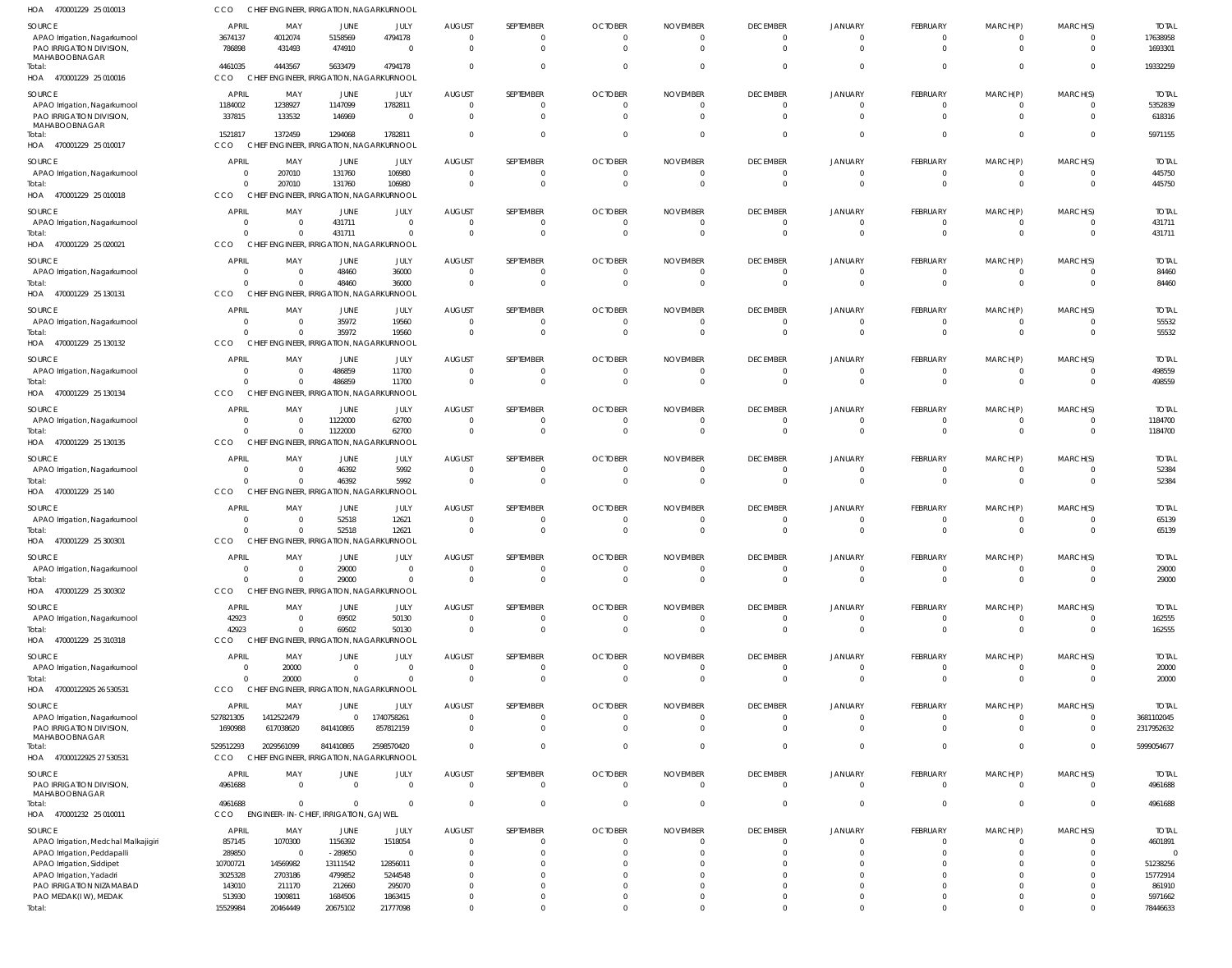HOA 470001229 25 010013 CCO CHIEF ENGINEER, IRRIGATION, NAGARKURNOOL

| SOURCE | APRIL | MAY | JUNE | JULY | AUGUST | SEPTEMBER | OCTOBER | NOVEMBER | DECEMBER | JANUARY | FEBRUARY | MARCH(P) | MARCH(S) | TOTAL |
|---|---|---|---|---|---|---|---|---|---|---|---|---|---|---|
| APAO Irrigation, Nagarkurnool | 3674137 | 4012074 | 5158569 | 4794178 | 0 | 0 | 0 | 0 | 0 | 0 | 0 | 0 | 0 | 17638958 |
| PAO IRRIGATION DIVISION, MAHABOOBNAGAR | 786898 | 431493 | 474910 | 0 | 0 | 0 | 0 | 0 | 0 | 0 | 0 | 0 | 0 | 1693301 |
| Total: | 4461035 | 4443567 | 5633479 | 4794178 | 0 | 0 | 0 | 0 | 0 | 0 | 0 | 0 | 0 | 19332259 |

HOA 470001229 25 010016 CCO CHIEF ENGINEER, IRRIGATION, NAGARKURNOOL

| SOURCE | APRIL | MAY | JUNE | JULY | AUGUST | SEPTEMBER | OCTOBER | NOVEMBER | DECEMBER | JANUARY | FEBRUARY | MARCH(P) | MARCH(S) | TOTAL |
|---|---|---|---|---|---|---|---|---|---|---|---|---|---|---|
| APAO Irrigation, Nagarkurnool | 1184002 | 1238927 | 1147099 | 1782811 | 0 | 0 | 0 | 0 | 0 | 0 | 0 | 0 | 0 | 5352839 |
| PAO IRRIGATION DIVISION, MAHABOOBNAGAR | 337815 | 133532 | 146969 | 0 | 0 | 0 | 0 | 0 | 0 | 0 | 0 | 0 | 0 | 618316 |
| Total: | 1521817 | 1372459 | 1294068 | 1782811 | 0 | 0 | 0 | 0 | 0 | 0 | 0 | 0 | 0 | 5971155 |

HOA 470001229 25 010017 CCO CHIEF ENGINEER, IRRIGATION, NAGARKURNOOL

| SOURCE | APRIL | MAY | JUNE | JULY | AUGUST | SEPTEMBER | OCTOBER | NOVEMBER | DECEMBER | JANUARY | FEBRUARY | MARCH(P) | MARCH(S) | TOTAL |
|---|---|---|---|---|---|---|---|---|---|---|---|---|---|---|
| APAO Irrigation, Nagarkurnool | 0 | 207010 | 131760 | 106980 | 0 | 0 | 0 | 0 | 0 | 0 | 0 | 0 | 0 | 445750 |
| Total: | 0 | 207010 | 131760 | 106980 | 0 | 0 | 0 | 0 | 0 | 0 | 0 | 0 | 0 | 445750 |

HOA 470001229 25 010018 CCO CHIEF ENGINEER, IRRIGATION, NAGARKURNOOL

| SOURCE | APRIL | MAY | JUNE | JULY | AUGUST | SEPTEMBER | OCTOBER | NOVEMBER | DECEMBER | JANUARY | FEBRUARY | MARCH(P) | MARCH(S) | TOTAL |
|---|---|---|---|---|---|---|---|---|---|---|---|---|---|---|
| APAO Irrigation, Nagarkurnool | 0 | 0 | 431711 | 0 | 0 | 0 | 0 | 0 | 0 | 0 | 0 | 0 | 0 | 431711 |
| Total: | 0 | 0 | 431711 | 0 | 0 | 0 | 0 | 0 | 0 | 0 | 0 | 0 | 0 | 431711 |

HOA 470001229 25 020021 CCO CHIEF ENGINEER, IRRIGATION, NAGARKURNOOL

| SOURCE | APRIL | MAY | JUNE | JULY | AUGUST | SEPTEMBER | OCTOBER | NOVEMBER | DECEMBER | JANUARY | FEBRUARY | MARCH(P) | MARCH(S) | TOTAL |
|---|---|---|---|---|---|---|---|---|---|---|---|---|---|---|
| APAO Irrigation, Nagarkurnool | 0 | 0 | 48460 | 36000 | 0 | 0 | 0 | 0 | 0 | 0 | 0 | 0 | 0 | 84460 |
| Total: | 0 | 0 | 48460 | 36000 | 0 | 0 | 0 | 0 | 0 | 0 | 0 | 0 | 0 | 84460 |

HOA 470001229 25 130131 CCO CHIEF ENGINEER, IRRIGATION, NAGARKURNOOL

| SOURCE | APRIL | MAY | JUNE | JULY | AUGUST | SEPTEMBER | OCTOBER | NOVEMBER | DECEMBER | JANUARY | FEBRUARY | MARCH(P) | MARCH(S) | TOTAL |
|---|---|---|---|---|---|---|---|---|---|---|---|---|---|---|
| APAO Irrigation, Nagarkurnool | 0 | 0 | 35972 | 19560 | 0 | 0 | 0 | 0 | 0 | 0 | 0 | 0 | 0 | 55532 |
| Total: | 0 | 0 | 35972 | 19560 | 0 | 0 | 0 | 0 | 0 | 0 | 0 | 0 | 0 | 55532 |

HOA 470001229 25 130132 CCO CHIEF ENGINEER, IRRIGATION, NAGARKURNOOL

| SOURCE | APRIL | MAY | JUNE | JULY | AUGUST | SEPTEMBER | OCTOBER | NOVEMBER | DECEMBER | JANUARY | FEBRUARY | MARCH(P) | MARCH(S) | TOTAL |
|---|---|---|---|---|---|---|---|---|---|---|---|---|---|---|
| APAO Irrigation, Nagarkurnool | 0 | 0 | 486859 | 11700 | 0 | 0 | 0 | 0 | 0 | 0 | 0 | 0 | 0 | 498559 |
| Total: | 0 | 0 | 486859 | 11700 | 0 | 0 | 0 | 0 | 0 | 0 | 0 | 0 | 0 | 498559 |

HOA 470001229 25 130134 CCO CHIEF ENGINEER, IRRIGATION, NAGARKURNOOL

| SOURCE | APRIL | MAY | JUNE | JULY | AUGUST | SEPTEMBER | OCTOBER | NOVEMBER | DECEMBER | JANUARY | FEBRUARY | MARCH(P) | MARCH(S) | TOTAL |
|---|---|---|---|---|---|---|---|---|---|---|---|---|---|---|
| APAO Irrigation, Nagarkurnool | 0 | 0 | 1122000 | 62700 | 0 | 0 | 0 | 0 | 0 | 0 | 0 | 0 | 0 | 1184700 |
| Total: | 0 | 0 | 1122000 | 62700 | 0 | 0 | 0 | 0 | 0 | 0 | 0 | 0 | 0 | 1184700 |

HOA 470001229 25 130135 CCO CHIEF ENGINEER, IRRIGATION, NAGARKURNOOL

| SOURCE | APRIL | MAY | JUNE | JULY | AUGUST | SEPTEMBER | OCTOBER | NOVEMBER | DECEMBER | JANUARY | FEBRUARY | MARCH(P) | MARCH(S) | TOTAL |
|---|---|---|---|---|---|---|---|---|---|---|---|---|---|---|
| APAO Irrigation, Nagarkurnool | 0 | 0 | 46392 | 5992 | 0 | 0 | 0 | 0 | 0 | 0 | 0 | 0 | 0 | 52384 |
| Total: | 0 | 0 | 46392 | 5992 | 0 | 0 | 0 | 0 | 0 | 0 | 0 | 0 | 0 | 52384 |

HOA 470001229 25 140 CCO CHIEF ENGINEER, IRRIGATION, NAGARKURNOOL

| SOURCE | APRIL | MAY | JUNE | JULY | AUGUST | SEPTEMBER | OCTOBER | NOVEMBER | DECEMBER | JANUARY | FEBRUARY | MARCH(P) | MARCH(S) | TOTAL |
|---|---|---|---|---|---|---|---|---|---|---|---|---|---|---|
| APAO Irrigation, Nagarkurnool | 0 | 0 | 52518 | 12621 | 0 | 0 | 0 | 0 | 0 | 0 | 0 | 0 | 0 | 65139 |
| Total: | 0 | 0 | 52518 | 12621 | 0 | 0 | 0 | 0 | 0 | 0 | 0 | 0 | 0 | 65139 |

HOA 470001229 25 300301 CCO CHIEF ENGINEER, IRRIGATION, NAGARKURNOOL

| SOURCE | APRIL | MAY | JUNE | JULY | AUGUST | SEPTEMBER | OCTOBER | NOVEMBER | DECEMBER | JANUARY | FEBRUARY | MARCH(P) | MARCH(S) | TOTAL |
|---|---|---|---|---|---|---|---|---|---|---|---|---|---|---|
| APAO Irrigation, Nagarkurnool | 0 | 0 | 29000 | 0 | 0 | 0 | 0 | 0 | 0 | 0 | 0 | 0 | 0 | 29000 |
| Total: | 0 | 0 | 29000 | 0 | 0 | 0 | 0 | 0 | 0 | 0 | 0 | 0 | 0 | 29000 |

HOA 470001229 25 300302 CCO CHIEF ENGINEER, IRRIGATION, NAGARKURNOOL

| SOURCE | APRIL | MAY | JUNE | JULY | AUGUST | SEPTEMBER | OCTOBER | NOVEMBER | DECEMBER | JANUARY | FEBRUARY | MARCH(P) | MARCH(S) | TOTAL |
|---|---|---|---|---|---|---|---|---|---|---|---|---|---|---|
| APAO Irrigation, Nagarkurnool | 42923 | 0 | 69502 | 50130 | 0 | 0 | 0 | 0 | 0 | 0 | 0 | 0 | 0 | 162555 |
| Total: | 42923 | 0 | 69502 | 50130 | 0 | 0 | 0 | 0 | 0 | 0 | 0 | 0 | 0 | 162555 |

HOA 470001229 25 310318 CCO CHIEF ENGINEER, IRRIGATION, NAGARKURNOOL

| SOURCE | APRIL | MAY | JUNE | JULY | AUGUST | SEPTEMBER | OCTOBER | NOVEMBER | DECEMBER | JANUARY | FEBRUARY | MARCH(P) | MARCH(S) | TOTAL |
|---|---|---|---|---|---|---|---|---|---|---|---|---|---|---|
| APAO Irrigation, Nagarkurnool | 0 | 20000 | 0 | 0 | 0 | 0 | 0 | 0 | 0 | 0 | 0 | 0 | 0 | 20000 |
| Total: | 0 | 20000 | 0 | 0 | 0 | 0 | 0 | 0 | 0 | 0 | 0 | 0 | 0 | 20000 |

HOA 47000122925 26 530531 CCO CHIEF ENGINEER, IRRIGATION, NAGARKURNOOL

| SOURCE | APRIL | MAY | JUNE | JULY | AUGUST | SEPTEMBER | OCTOBER | NOVEMBER | DECEMBER | JANUARY | FEBRUARY | MARCH(P) | MARCH(S) | TOTAL |
|---|---|---|---|---|---|---|---|---|---|---|---|---|---|---|
| APAO Irrigation, Nagarkurnool | 527821305 | 1412522479 | 0 | 1740758261 | 0 | 0 | 0 | 0 | 0 | 0 | 0 | 0 | 0 | 3681102045 |
| PAO IRRIGATION DIVISION, MAHABOOBNAGAR | 1690988 | 617038620 | 841410865 | 857812159 | 0 | 0 | 0 | 0 | 0 | 0 | 0 | 0 | 0 | 2317952632 |
| Total: | 529512293 | 2029561099 | 841410865 | 2598570420 | 0 | 0 | 0 | 0 | 0 | 0 | 0 | 0 | 0 | 5999054677 |

HOA 47000122925 27 530531 CCO CHIEF ENGINEER, IRRIGATION, NAGARKURNOOL

| SOURCE | APRIL | MAY | JUNE | JULY | AUGUST | SEPTEMBER | OCTOBER | NOVEMBER | DECEMBER | JANUARY | FEBRUARY | MARCH(P) | MARCH(S) | TOTAL |
|---|---|---|---|---|---|---|---|---|---|---|---|---|---|---|
| PAO IRRIGATION DIVISION, MAHABOOBNAGAR | 4961688 | 0 | 0 | 0 | 0 | 0 | 0 | 0 | 0 | 0 | 0 | 0 | 0 | 4961688 |
| Total: | 4961688 | 0 | 0 | 0 | 0 | 0 | 0 | 0 | 0 | 0 | 0 | 0 | 0 | 4961688 |

HOA 470001232 25 010011 CCO ENGINEER-IN-CHIEF, IRRIGATION, GAJWEL

| SOURCE | APRIL | MAY | JUNE | JULY | AUGUST | SEPTEMBER | OCTOBER | NOVEMBER | DECEMBER | JANUARY | FEBRUARY | MARCH(P) | MARCH(S) | TOTAL |
|---|---|---|---|---|---|---|---|---|---|---|---|---|---|---|
| APAO Irrigation, Medchal Malkajigiri | 857145 | 1070300 | 1156392 | 1518054 | 0 | 0 | 0 | 0 | 0 | 0 | 0 | 0 | 0 | 4601891 |
| APAO Irrigation, Peddapalli | 289850 | 0 | -289850 | 0 | 0 | 0 | 0 | 0 | 0 | 0 | 0 | 0 | 0 | 0 |
| APAO Irrigation, Siddipet | 10700721 | 14569982 | 13111542 | 12856011 | 0 | 0 | 0 | 0 | 0 | 0 | 0 | 0 | 0 | 51238256 |
| APAO Irrigation, Yadadri | 3025328 | 2703186 | 4799852 | 5244548 | 0 | 0 | 0 | 0 | 0 | 0 | 0 | 0 | 0 | 15772914 |
| PAO IRRIGATION NIZAMABAD | 143010 | 211170 | 212660 | 295070 | 0 | 0 | 0 | 0 | 0 | 0 | 0 | 0 | 0 | 861910 |
| PAO MEDAK(IW), MEDAK | 513930 | 1909811 | 1684506 | 1863415 | 0 | 0 | 0 | 0 | 0 | 0 | 0 | 0 | 0 | 5971662 |
| Total: | 15529984 | 20464449 | 20675102 | 21777098 | 0 | 0 | 0 | 0 | 0 | 0 | 0 | 0 | 0 | 78446633 |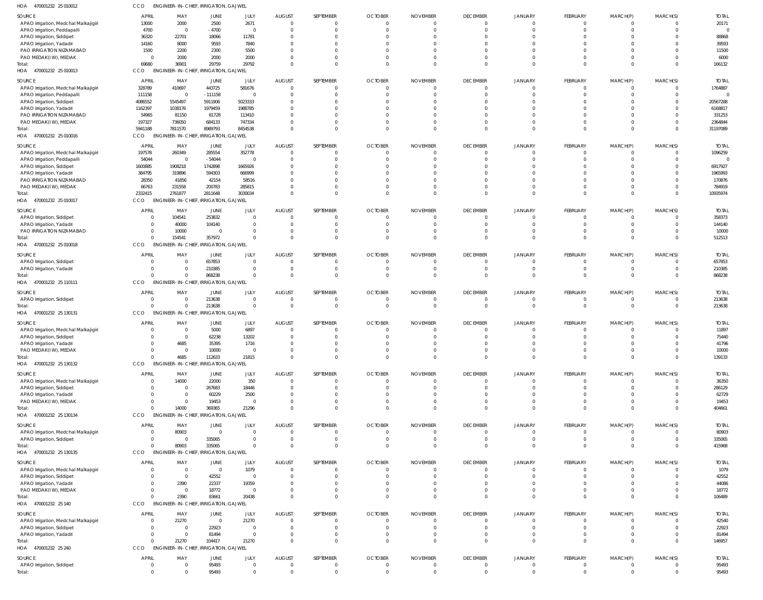HOA 470001232 25 010012 CCO ENGINEER-IN-CHIEF, IRRIGATION, GAJWEL

| SOURCE | APRIL | MAY | JUNE | JULY | AUGUST | SEPTEMBER | OCTOBER | NOVEMBER | DECEMBER | JANUARY | FEBRUARY | MARCH(P) | MARCH(S) | TOTAL |
|---|---|---|---|---|---|---|---|---|---|---|---|---|---|---|
| APAO Irrigation, Medchal Malkajigiri | 13000 | 2000 | 2500 | 2671 | 0 | 0 | 0 | 0 | 0 | 0 | 0 | 0 | 0 | 20171 |
| APAO Irrigation, Peddapalli | 4700 | 0 | -4700 | 0 | 0 | 0 | 0 | 0 | 0 | 0 | 0 | 0 | 0 | 0 |
| APAO Irrigation, Siddipet | 36320 | 22701 | 18066 | 11781 | 0 | 0 | 0 | 0 | 0 | 0 | 0 | 0 | 0 | 88868 |
| APAO Irrigation, Yadadri | 14160 | 8000 | 9593 | 7840 | 0 | 0 | 0 | 0 | 0 | 0 | 0 | 0 | 0 | 39593 |
| PAO IRRIGATION NIZAMABAD | 1500 | 2200 | 2300 | 5500 | 0 | 0 | 0 | 0 | 0 | 0 | 0 | 0 | 0 | 11500 |
| PAO MEDAK(IW), MEDAK | 0 | 2000 | 2000 | 2000 | 0 | 0 | 0 | 0 | 0 | 0 | 0 | 0 | 0 | 6000 |
| Total: | 69680 | 36901 | 29759 | 29792 | 0 | 0 | 0 | 0 | 0 | 0 | 0 | 0 | 0 | 166132 |

HOA 470001232 25 010013 CCO ENGINEER-IN-CHIEF, IRRIGATION, GAJWEL

| SOURCE | APRIL | MAY | JUNE | JULY | AUGUST | SEPTEMBER | OCTOBER | NOVEMBER | DECEMBER | JANUARY | FEBRUARY | MARCH(P) | MARCH(S) | TOTAL |
|---|---|---|---|---|---|---|---|---|---|---|---|---|---|---|
| APAO Irrigation, Medchal Malkajigiri | 328789 | 410697 | 443725 | 581676 | 0 | 0 | 0 | 0 | 0 | 0 | 0 | 0 | 0 | 1764887 |
| APAO Irrigation, Peddapalli | 111158 | 0 | -111158 | 0 | 0 | 0 | 0 | 0 | 0 | 0 | 0 | 0 | 0 | 0 |
| APAO Irrigation, Siddipet | 4086552 | 5545497 | 5911906 | 5023333 | 0 | 0 | 0 | 0 | 0 | 0 | 0 | 0 | 0 | 20567288 |
| APAO Irrigation, Yadadri | 1162397 | 1038176 | 1979459 | 1988785 | 0 | 0 | 0 | 0 | 0 | 0 | 0 | 0 | 0 | 6168817 |
| PAO IRRIGATION NIZAMABAD | 54965 | 81150 | 81728 | 113410 | 0 | 0 | 0 | 0 | 0 | 0 | 0 | 0 | 0 | 331253 |
| PAO MEDAK(IW), MEDAK | 197327 | 736050 | 684133 | 747334 | 0 | 0 | 0 | 0 | 0 | 0 | 0 | 0 | 0 | 2364844 |
| Total: | 5941188 | 7811570 | 8989793 | 8454538 | 0 | 0 | 0 | 0 | 0 | 0 | 0 | 0 | 0 | 31197089 |

HOA 470001232 25 010016 CCO ENGINEER-IN-CHIEF, IRRIGATION, GAJWEL

| SOURCE | APRIL | MAY | JUNE | JULY | AUGUST | SEPTEMBER | OCTOBER | NOVEMBER | DECEMBER | JANUARY | FEBRUARY | MARCH(P) | MARCH(S) | TOTAL |
|---|---|---|---|---|---|---|---|---|---|---|---|---|---|---|
| APAO Irrigation, Medchal Malkajigiri | 197578 | 260349 | 285554 | 352778 | 0 | 0 | 0 | 0 | 0 | 0 | 0 | 0 | 0 | 1096259 |
| APAO Irrigation, Peddapalli | 54044 | 0 | -54044 | 0 | 0 | 0 | 0 | 0 | 0 | 0 | 0 | 0 | 0 | 0 |
| APAO Irrigation, Siddipet | 1600885 | 1908218 | 1742898 | 1665926 | 0 | 0 | 0 | 0 | 0 | 0 | 0 | 0 | 0 | 6917927 |
| APAO Irrigation, Yadadri | 384795 | 319896 | 594303 | 666999 | 0 | 0 | 0 | 0 | 0 | 0 | 0 | 0 | 0 | 1965993 |
| PAO IRRIGATION NIZAMABAD | 28350 | 41856 | 42154 | 58516 | 0 | 0 | 0 | 0 | 0 | 0 | 0 | 0 | 0 | 170876 |
| PAO MEDAK(IW), MEDAK | 66763 | 231558 | 200783 | 285815 | 0 | 0 | 0 | 0 | 0 | 0 | 0 | 0 | 0 | 784919 |
| Total: | 2332415 | 2761877 | 2811648 | 3030034 | 0 | 0 | 0 | 0 | 0 | 0 | 0 | 0 | 0 | 10935974 |

HOA 470001232 25 010017 CCO ENGINEER-IN-CHIEF, IRRIGATION, GAJWEL

| SOURCE | APRIL | MAY | JUNE | JULY | AUGUST | SEPTEMBER | OCTOBER | NOVEMBER | DECEMBER | JANUARY | FEBRUARY | MARCH(P) | MARCH(S) | TOTAL |
|---|---|---|---|---|---|---|---|---|---|---|---|---|---|---|
| APAO Irrigation, Siddipet | 0 | 104541 | 253832 | 0 | 0 | 0 | 0 | 0 | 0 | 0 | 0 | 0 | 0 | 358373 |
| APAO Irrigation, Yadadri | 0 | 40000 | 104140 | 0 | 0 | 0 | 0 | 0 | 0 | 0 | 0 | 0 | 0 | 144140 |
| PAO IRRIGATION NIZAMABAD | 0 | 10000 | 0 | 0 | 0 | 0 | 0 | 0 | 0 | 0 | 0 | 0 | 0 | 10000 |
| Total: | 0 | 154541 | 357972 | 0 | 0 | 0 | 0 | 0 | 0 | 0 | 0 | 0 | 0 | 512513 |

HOA 470001232 25 010018 CCO ENGINEER-IN-CHIEF, IRRIGATION, GAJWEL

| SOURCE | APRIL | MAY | JUNE | JULY | AUGUST | SEPTEMBER | OCTOBER | NOVEMBER | DECEMBER | JANUARY | FEBRUARY | MARCH(P) | MARCH(S) | TOTAL |
|---|---|---|---|---|---|---|---|---|---|---|---|---|---|---|
| APAO Irrigation, Siddipet | 0 | 0 | 657853 | 0 | 0 | 0 | 0 | 0 | 0 | 0 | 0 | 0 | 0 | 657853 |
| APAO Irrigation, Yadadri | 0 | 0 | 210385 | 0 | 0 | 0 | 0 | 0 | 0 | 0 | 0 | 0 | 0 | 210385 |
| Total: | 0 | 0 | 868238 | 0 | 0 | 0 | 0 | 0 | 0 | 0 | 0 | 0 | 0 | 868238 |

HOA 470001232 25 110111 CCO ENGINEER-IN-CHIEF, IRRIGATION, GAJWEL

| SOURCE | APRIL | MAY | JUNE | JULY | AUGUST | SEPTEMBER | OCTOBER | NOVEMBER | DECEMBER | JANUARY | FEBRUARY | MARCH(P) | MARCH(S) | TOTAL |
|---|---|---|---|---|---|---|---|---|---|---|---|---|---|---|
| APAO Irrigation, Siddipet | 0 | 0 | 213638 | 0 | 0 | 0 | 0 | 0 | 0 | 0 | 0 | 0 | 0 | 213638 |
| Total: | 0 | 0 | 213638 | 0 | 0 | 0 | 0 | 0 | 0 | 0 | 0 | 0 | 0 | 213638 |

HOA 470001232 25 130131 CCO ENGINEER-IN-CHIEF, IRRIGATION, GAJWEL

| SOURCE | APRIL | MAY | JUNE | JULY | AUGUST | SEPTEMBER | OCTOBER | NOVEMBER | DECEMBER | JANUARY | FEBRUARY | MARCH(P) | MARCH(S) | TOTAL |
|---|---|---|---|---|---|---|---|---|---|---|---|---|---|---|
| APAO Irrigation, Medchal Malkajigiri | 0 | 0 | 5000 | 6897 | 0 | 0 | 0 | 0 | 0 | 0 | 0 | 0 | 0 | 11897 |
| APAO Irrigation, Siddipet | 0 | 0 | 62238 | 13202 | 0 | 0 | 0 | 0 | 0 | 0 | 0 | 0 | 0 | 75440 |
| APAO Irrigation, Yadadri | 0 | 4685 | 35395 | 1716 | 0 | 0 | 0 | 0 | 0 | 0 | 0 | 0 | 0 | 41796 |
| PAO MEDAK(IW), MEDAK | 0 | 0 | 10000 | 0 | 0 | 0 | 0 | 0 | 0 | 0 | 0 | 0 | 0 | 10000 |
| Total: | 0 | 4685 | 112633 | 21815 | 0 | 0 | 0 | 0 | 0 | 0 | 0 | 0 | 0 | 139133 |

HOA 470001232 25 130132 CCO ENGINEER-IN-CHIEF, IRRIGATION, GAJWEL

| SOURCE | APRIL | MAY | JUNE | JULY | AUGUST | SEPTEMBER | OCTOBER | NOVEMBER | DECEMBER | JANUARY | FEBRUARY | MARCH(P) | MARCH(S) | TOTAL |
|---|---|---|---|---|---|---|---|---|---|---|---|---|---|---|
| APAO Irrigation, Medchal Malkajigiri | 0 | 14000 | 22000 | 350 | 0 | 0 | 0 | 0 | 0 | 0 | 0 | 0 | 0 | 36350 |
| APAO Irrigation, Siddipet | 0 | 0 | 267683 | 18446 | 0 | 0 | 0 | 0 | 0 | 0 | 0 | 0 | 0 | 286129 |
| APAO Irrigation, Yadadri | 0 | 0 | 60229 | 2500 | 0 | 0 | 0 | 0 | 0 | 0 | 0 | 0 | 0 | 62729 |
| PAO MEDAK(IW), MEDAK | 0 | 0 | 19453 | 0 | 0 | 0 | 0 | 0 | 0 | 0 | 0 | 0 | 0 | 19453 |
| Total: | 0 | 14000 | 369365 | 21296 | 0 | 0 | 0 | 0 | 0 | 0 | 0 | 0 | 0 | 404661 |

HOA 470001232 25 130134 CCO ENGINEER-IN-CHIEF, IRRIGATION, GAJWEL

| SOURCE | APRIL | MAY | JUNE | JULY | AUGUST | SEPTEMBER | OCTOBER | NOVEMBER | DECEMBER | JANUARY | FEBRUARY | MARCH(P) | MARCH(S) | TOTAL |
|---|---|---|---|---|---|---|---|---|---|---|---|---|---|---|
| APAO Irrigation, Medchal Malkajigiri | 0 | 80903 | 0 | 0 | 0 | 0 | 0 | 0 | 0 | 0 | 0 | 0 | 0 | 80903 |
| APAO Irrigation, Siddipet | 0 | 0 | 335065 | 0 | 0 | 0 | 0 | 0 | 0 | 0 | 0 | 0 | 0 | 335065 |
| Total: | 0 | 80903 | 335065 | 0 | 0 | 0 | 0 | 0 | 0 | 0 | 0 | 0 | 0 | 415968 |

HOA 470001232 25 130135 CCO ENGINEER-IN-CHIEF, IRRIGATION, GAJWEL

| SOURCE | APRIL | MAY | JUNE | JULY | AUGUST | SEPTEMBER | OCTOBER | NOVEMBER | DECEMBER | JANUARY | FEBRUARY | MARCH(P) | MARCH(S) | TOTAL |
|---|---|---|---|---|---|---|---|---|---|---|---|---|---|---|
| APAO Irrigation, Medchal Malkajigiri | 0 | 0 | 0 | 1079 | 0 | 0 | 0 | 0 | 0 | 0 | 0 | 0 | 0 | 1079 |
| APAO Irrigation, Siddipet | 0 | 0 | 42552 | 0 | 0 | 0 | 0 | 0 | 0 | 0 | 0 | 0 | 0 | 42552 |
| APAO Irrigation, Yadadri | 0 | 2390 | 22337 | 19359 | 0 | 0 | 0 | 0 | 0 | 0 | 0 | 0 | 0 | 44086 |
| PAO MEDAK(IW), MEDAK | 0 | 0 | 18772 | 0 | 0 | 0 | 0 | 0 | 0 | 0 | 0 | 0 | 0 | 18772 |
| Total: | 0 | 2390 | 83661 | 20438 | 0 | 0 | 0 | 0 | 0 | 0 | 0 | 0 | 0 | 106489 |

HOA 470001232 25 140 CCO ENGINEER-IN-CHIEF, IRRIGATION, GAJWEL

| SOURCE | APRIL | MAY | JUNE | JULY | AUGUST | SEPTEMBER | OCTOBER | NOVEMBER | DECEMBER | JANUARY | FEBRUARY | MARCH(P) | MARCH(S) | TOTAL |
|---|---|---|---|---|---|---|---|---|---|---|---|---|---|---|
| APAO Irrigation, Medchal Malkajigiri | 0 | 21270 | 0 | 21270 | 0 | 0 | 0 | 0 | 0 | 0 | 0 | 0 | 0 | 42540 |
| APAO Irrigation, Siddipet | 0 | 0 | 22923 | 0 | 0 | 0 | 0 | 0 | 0 | 0 | 0 | 0 | 0 | 22923 |
| APAO Irrigation, Yadadri | 0 | 0 | 81494 | 0 | 0 | 0 | 0 | 0 | 0 | 0 | 0 | 0 | 0 | 81494 |
| Total: | 0 | 21270 | 104417 | 21270 | 0 | 0 | 0 | 0 | 0 | 0 | 0 | 0 | 0 | 146957 |

HOA 470001232 25 240 CCO ENGINEER-IN-CHIEF, IRRIGATION, GAJWEL

| SOURCE | APRIL | MAY | JUNE | JULY | AUGUST | SEPTEMBER | OCTOBER | NOVEMBER | DECEMBER | JANUARY | FEBRUARY | MARCH(P) | MARCH(S) | TOTAL |
|---|---|---|---|---|---|---|---|---|---|---|---|---|---|---|
| APAO Irrigation, Siddipet | 0 | 0 | 95493 | 0 | 0 | 0 | 0 | 0 | 0 | 0 | 0 | 0 | 0 | 95493 |
| Total: | 0 | 0 | 95493 | 0 | 0 | 0 | 0 | 0 | 0 | 0 | 0 | 0 | 0 | 95493 |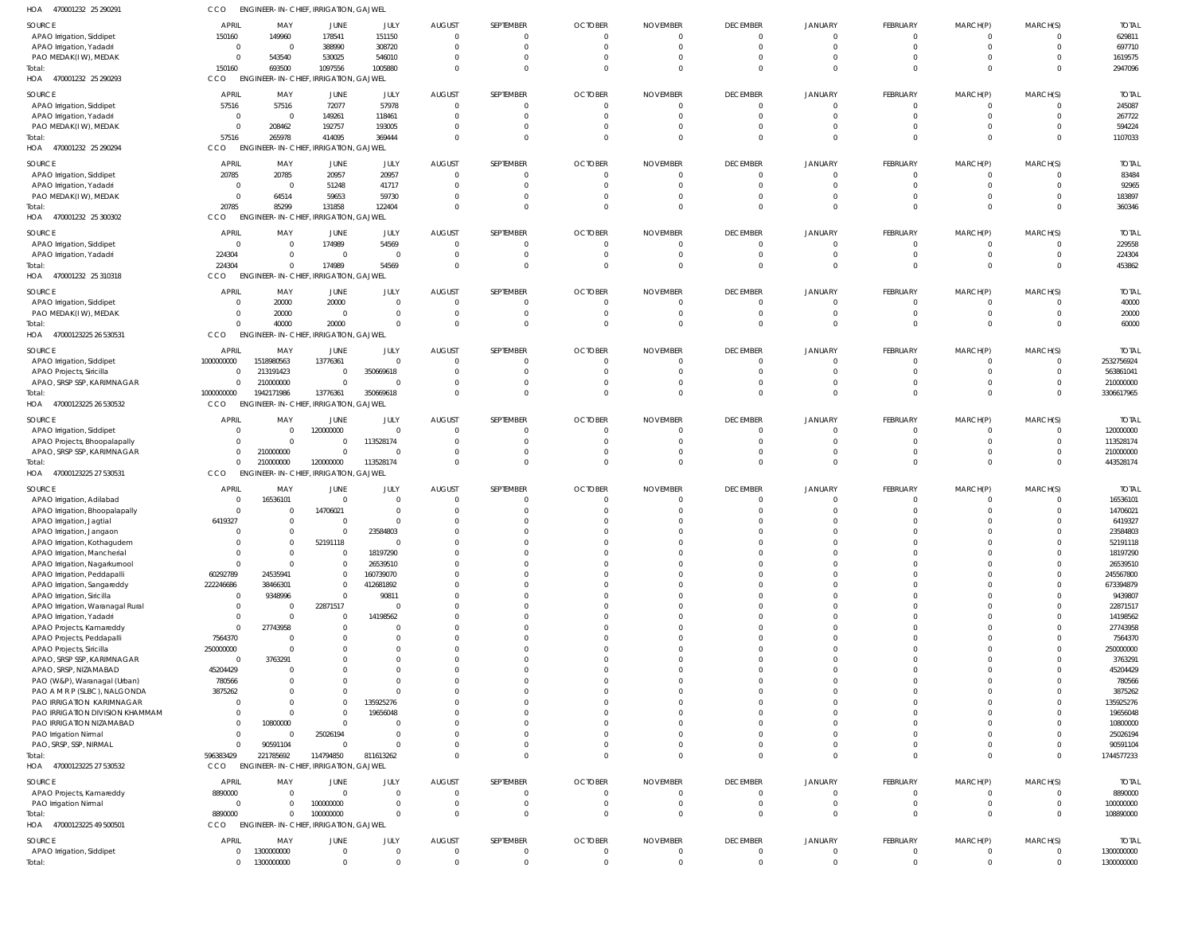HOA 470001232 25 290291 CCO ENGINEER-IN-CHIEF, IRRIGATION, GAJWEL

| SOURCE | APRIL | MAY | JUNE | JULY | AUGUST | SEPTEMBER | OCTOBER | NOVEMBER | DECEMBER | JANUARY | FEBRUARY | MARCH(P) | MARCH(S) | TOTAL |
|---|---|---|---|---|---|---|---|---|---|---|---|---|---|---|
| APAO Irrigation, Siddipet | 150160 | 149960 | 178541 | 151150 | 0 | 0 | 0 | 0 | 0 | 0 | 0 | 0 | 0 | 629811 |
| APAO Irrigation, Yadadri | 0 | 0 | 388990 | 308720 | 0 | 0 | 0 | 0 | 0 | 0 | 0 | 0 | 0 | 697710 |
| PAO MEDAK(IW), MEDAK | 0 | 543540 | 530025 | 546010 | 0 | 0 | 0 | 0 | 0 | 0 | 0 | 0 | 0 | 1619575 |
| Total: | 150160 | 693500 | 1097556 | 1005880 | 0 | 0 | 0 | 0 | 0 | 0 | 0 | 0 | 0 | 2947096 |

HOA 470001232 25 290293 CCO ENGINEER-IN-CHIEF, IRRIGATION, GAJWEL

| SOURCE | APRIL | MAY | JUNE | JULY | AUGUST | SEPTEMBER | OCTOBER | NOVEMBER | DECEMBER | JANUARY | FEBRUARY | MARCH(P) | MARCH(S) | TOTAL |
|---|---|---|---|---|---|---|---|---|---|---|---|---|---|---|
| APAO Irrigation, Siddipet | 57516 | 57516 | 72077 | 57978 | 0 | 0 | 0 | 0 | 0 | 0 | 0 | 0 | 0 | 245087 |
| APAO Irrigation, Yadadri | 0 | 0 | 149261 | 118461 | 0 | 0 | 0 | 0 | 0 | 0 | 0 | 0 | 0 | 267722 |
| PAO MEDAK(IW), MEDAK | 0 | 208462 | 192757 | 193005 | 0 | 0 | 0 | 0 | 0 | 0 | 0 | 0 | 0 | 594224 |
| Total: | 57516 | 265978 | 414095 | 369444 | 0 | 0 | 0 | 0 | 0 | 0 | 0 | 0 | 0 | 1107033 |

HOA 470001232 25 290294 CCO ENGINEER-IN-CHIEF, IRRIGATION, GAJWEL

| SOURCE | APRIL | MAY | JUNE | JULY | AUGUST | SEPTEMBER | OCTOBER | NOVEMBER | DECEMBER | JANUARY | FEBRUARY | MARCH(P) | MARCH(S) | TOTAL |
|---|---|---|---|---|---|---|---|---|---|---|---|---|---|---|
| APAO Irrigation, Siddipet | 20785 | 20785 | 20957 | 20957 | 0 | 0 | 0 | 0 | 0 | 0 | 0 | 0 | 0 | 83484 |
| APAO Irrigation, Yadadri | 0 | 0 | 51248 | 41717 | 0 | 0 | 0 | 0 | 0 | 0 | 0 | 0 | 0 | 92965 |
| PAO MEDAK(IW), MEDAK | 0 | 64514 | 59653 | 59730 | 0 | 0 | 0 | 0 | 0 | 0 | 0 | 0 | 0 | 183897 |
| Total: | 20785 | 85299 | 131858 | 122404 | 0 | 0 | 0 | 0 | 0 | 0 | 0 | 0 | 0 | 360346 |

HOA 470001232 25 300302 CCO ENGINEER-IN-CHIEF, IRRIGATION, GAJWEL

| SOURCE | APRIL | MAY | JUNE | JULY | AUGUST | SEPTEMBER | OCTOBER | NOVEMBER | DECEMBER | JANUARY | FEBRUARY | MARCH(P) | MARCH(S) | TOTAL |
|---|---|---|---|---|---|---|---|---|---|---|---|---|---|---|
| APAO Irrigation, Siddipet | 0 | 0 | 174989 | 54569 | 0 | 0 | 0 | 0 | 0 | 0 | 0 | 0 | 0 | 229558 |
| APAO Irrigation, Yadadri | 224304 | 0 | 0 | 0 | 0 | 0 | 0 | 0 | 0 | 0 | 0 | 0 | 0 | 224304 |
| Total: | 224304 | 0 | 174989 | 54569 | 0 | 0 | 0 | 0 | 0 | 0 | 0 | 0 | 0 | 453862 |

HOA 470001232 25 310318 CCO ENGINEER-IN-CHIEF, IRRIGATION, GAJWEL

| SOURCE | APRIL | MAY | JUNE | JULY | AUGUST | SEPTEMBER | OCTOBER | NOVEMBER | DECEMBER | JANUARY | FEBRUARY | MARCH(P) | MARCH(S) | TOTAL |
|---|---|---|---|---|---|---|---|---|---|---|---|---|---|---|
| APAO Irrigation, Siddipet | 0 | 20000 | 20000 | 0 | 0 | 0 | 0 | 0 | 0 | 0 | 0 | 0 | 0 | 40000 |
| PAO MEDAK(IW), MEDAK | 0 | 20000 | 0 | 0 | 0 | 0 | 0 | 0 | 0 | 0 | 0 | 0 | 0 | 20000 |
| Total: | 0 | 40000 | 20000 | 0 | 0 | 0 | 0 | 0 | 0 | 0 | 0 | 0 | 0 | 60000 |

HOA 47000123225 26 530531 CCO ENGINEER-IN-CHIEF, IRRIGATION, GAJWEL

| SOURCE | APRIL | MAY | JUNE | JULY | AUGUST | SEPTEMBER | OCTOBER | NOVEMBER | DECEMBER | JANUARY | FEBRUARY | MARCH(P) | MARCH(S) | TOTAL |
|---|---|---|---|---|---|---|---|---|---|---|---|---|---|---|
| APAO Irrigation, Siddipet | 1000000000 | 1518980563 | 13776361 | 0 | 0 | 0 | 0 | 0 | 0 | 0 | 0 | 0 | 0 | 2532756924 |
| APAO Projects, Siricilla | 0 | 213191423 | 0 | 350669618 | 0 | 0 | 0 | 0 | 0 | 0 | 0 | 0 | 0 | 563861041 |
| APAO, SRSP SSP, KARIMNAGAR | 0 | 210000000 | 0 | 0 | 0 | 0 | 0 | 0 | 0 | 0 | 0 | 0 | 0 | 210000000 |
| Total: | 1000000000 | 1942171986 | 13776361 | 350669618 | 0 | 0 | 0 | 0 | 0 | 0 | 0 | 0 | 0 | 3306617965 |

HOA 47000123225 26 530532 CCO ENGINEER-IN-CHIEF, IRRIGATION, GAJWEL

| SOURCE | APRIL | MAY | JUNE | JULY | AUGUST | SEPTEMBER | OCTOBER | NOVEMBER | DECEMBER | JANUARY | FEBRUARY | MARCH(P) | MARCH(S) | TOTAL |
|---|---|---|---|---|---|---|---|---|---|---|---|---|---|---|
| APAO Irrigation, Siddipet | 0 | 0 | 120000000 | 0 | 0 | 0 | 0 | 0 | 0 | 0 | 0 | 0 | 0 | 120000000 |
| APAO Projects, Bhoopalapally | 0 | 0 | 0 | 113528174 | 0 | 0 | 0 | 0 | 0 | 0 | 0 | 0 | 0 | 113528174 |
| APAO, SRSP SSP, KARIMNAGAR | 0 | 210000000 | 0 | 0 | 0 | 0 | 0 | 0 | 0 | 0 | 0 | 0 | 0 | 210000000 |
| Total: | 0 | 210000000 | 120000000 | 113528174 | 0 | 0 | 0 | 0 | 0 | 0 | 0 | 0 | 0 | 443528174 |

HOA 47000123225 27 530531 CCO ENGINEER-IN-CHIEF, IRRIGATION, GAJWEL

| SOURCE | APRIL | MAY | JUNE | JULY | AUGUST | SEPTEMBER | OCTOBER | NOVEMBER | DECEMBER | JANUARY | FEBRUARY | MARCH(P) | MARCH(S) | TOTAL |
|---|---|---|---|---|---|---|---|---|---|---|---|---|---|---|
| APAO Irrigation, Adilabad | 0 | 16536101 | 0 | 0 | 0 | 0 | 0 | 0 | 0 | 0 | 0 | 0 | 0 | 16536101 |
| APAO Irrigation, Bhoopalapally | 0 | 0 | 14706021 | 0 | 0 | 0 | 0 | 0 | 0 | 0 | 0 | 0 | 0 | 14706021 |
| APAO Irrigation, Jagtial | 6419327 | 0 | 0 | 0 | 0 | 0 | 0 | 0 | 0 | 0 | 0 | 0 | 0 | 6419327 |
| APAO Irrigation, Jangaon | 0 | 0 | 0 | 23584803 | 0 | 0 | 0 | 0 | 0 | 0 | 0 | 0 | 0 | 23584803 |
| APAO Irrigation, Kothagudem | 0 | 0 | 52191118 | 0 | 0 | 0 | 0 | 0 | 0 | 0 | 0 | 0 | 0 | 52191118 |
| APAO Irrigation, Mancherial | 0 | 0 | 0 | 18197290 | 0 | 0 | 0 | 0 | 0 | 0 | 0 | 0 | 0 | 18197290 |
| APAO Irrigation, Nagarkurnool | 0 | 0 | 0 | 26539510 | 0 | 0 | 0 | 0 | 0 | 0 | 0 | 0 | 0 | 26539510 |
| APAO Irrigation, Peddapalli | 60292789 | 24535941 | 0 | 160739070 | 0 | 0 | 0 | 0 | 0 | 0 | 0 | 0 | 0 | 245567800 |
| APAO Irrigation, Sangareddy | 222246686 | 38466301 | 0 | 412681892 | 0 | 0 | 0 | 0 | 0 | 0 | 0 | 0 | 0 | 673394879 |
| APAO Irrigation, Siricilla | 0 | 9348996 | 0 | 90811 | 0 | 0 | 0 | 0 | 0 | 0 | 0 | 0 | 0 | 9439807 |
| APAO Irrigation, Waranagal Rural | 0 | 0 | 22871517 | 0 | 0 | 0 | 0 | 0 | 0 | 0 | 0 | 0 | 0 | 22871517 |
| APAO Irrigation, Yadadri | 0 | 0 | 0 | 14198562 | 0 | 0 | 0 | 0 | 0 | 0 | 0 | 0 | 0 | 14198562 |
| APAO Projects, Kamareddy | 0 | 27743958 | 0 | 0 | 0 | 0 | 0 | 0 | 0 | 0 | 0 | 0 | 0 | 27743958 |
| APAO Projects, Peddapalli | 7564370 | 0 | 0 | 0 | 0 | 0 | 0 | 0 | 0 | 0 | 0 | 0 | 0 | 7564370 |
| APAO Projects, Siricilla | 250000000 | 0 | 0 | 0 | 0 | 0 | 0 | 0 | 0 | 0 | 0 | 0 | 0 | 250000000 |
| APAO, SRSP SSP, KARIMNAGAR | 0 | 3763291 | 0 | 0 | 0 | 0 | 0 | 0 | 0 | 0 | 0 | 0 | 0 | 3763291 |
| APAO, SRSP, NIZAMABAD | 45204429 | 0 | 0 | 0 | 0 | 0 | 0 | 0 | 0 | 0 | 0 | 0 | 0 | 45204429 |
| PAO (W&P), Waranagal (Urban) | 780566 | 0 | 0 | 0 | 0 | 0 | 0 | 0 | 0 | 0 | 0 | 0 | 0 | 780566 |
| PAO A M R P (SLBC), NALGONDA | 3875262 | 0 | 0 | 0 | 0 | 0 | 0 | 0 | 0 | 0 | 0 | 0 | 0 | 3875262 |
| PAO IRRIGATION KARIMNAGAR | 0 | 0 | 0 | 135925276 | 0 | 0 | 0 | 0 | 0 | 0 | 0 | 0 | 0 | 135925276 |
| PAO IRRIGATION DIVISION KHAMMAM | 0 | 0 | 0 | 19656048 | 0 | 0 | 0 | 0 | 0 | 0 | 0 | 0 | 0 | 19656048 |
| PAO IRRIGATION NIZAMABAD | 0 | 10800000 | 0 | 0 | 0 | 0 | 0 | 0 | 0 | 0 | 0 | 0 | 0 | 10800000 |
| PAO Irrigation Nirmal | 0 | 0 | 25026194 | 0 | 0 | 0 | 0 | 0 | 0 | 0 | 0 | 0 | 0 | 25026194 |
| PAO, SRSP, SSP, NIRMAL | 0 | 90591104 | 0 | 0 | 0 | 0 | 0 | 0 | 0 | 0 | 0 | 0 | 0 | 90591104 |
| Total: | 596383429 | 221785692 | 114794850 | 811613262 | 0 | 0 | 0 | 0 | 0 | 0 | 0 | 0 | 0 | 1744577233 |

HOA 47000123225 27 530532 CCO ENGINEER-IN-CHIEF, IRRIGATION, GAJWEL

| SOURCE | APRIL | MAY | JUNE | JULY | AUGUST | SEPTEMBER | OCTOBER | NOVEMBER | DECEMBER | JANUARY | FEBRUARY | MARCH(P) | MARCH(S) | TOTAL |
|---|---|---|---|---|---|---|---|---|---|---|---|---|---|---|
| APAO Projects, Kamareddy | 8890000 | 0 | 0 | 0 | 0 | 0 | 0 | 0 | 0 | 0 | 0 | 0 | 0 | 8890000 |
| PAO Irrigation Nirmal | 0 | 0 | 100000000 | 0 | 0 | 0 | 0 | 0 | 0 | 0 | 0 | 0 | 0 | 100000000 |
| Total: | 8890000 | 0 | 100000000 | 0 | 0 | 0 | 0 | 0 | 0 | 0 | 0 | 0 | 0 | 108890000 |

HOA 47000123225 49 500501 CCO ENGINEER-IN-CHIEF, IRRIGATION, GAJWEL

| SOURCE | APRIL | MAY | JUNE | JULY | AUGUST | SEPTEMBER | OCTOBER | NOVEMBER | DECEMBER | JANUARY | FEBRUARY | MARCH(P) | MARCH(S) | TOTAL |
|---|---|---|---|---|---|---|---|---|---|---|---|---|---|---|
| APAO Irrigation, Siddipet | 0 | 1300000000 | 0 | 0 | 0 | 0 | 0 | 0 | 0 | 0 | 0 | 0 | 0 | 1300000000 |
| Total: | 0 | 1300000000 | 0 | 0 | 0 | 0 | 0 | 0 | 0 | 0 | 0 | 0 | 0 | 1300000000 |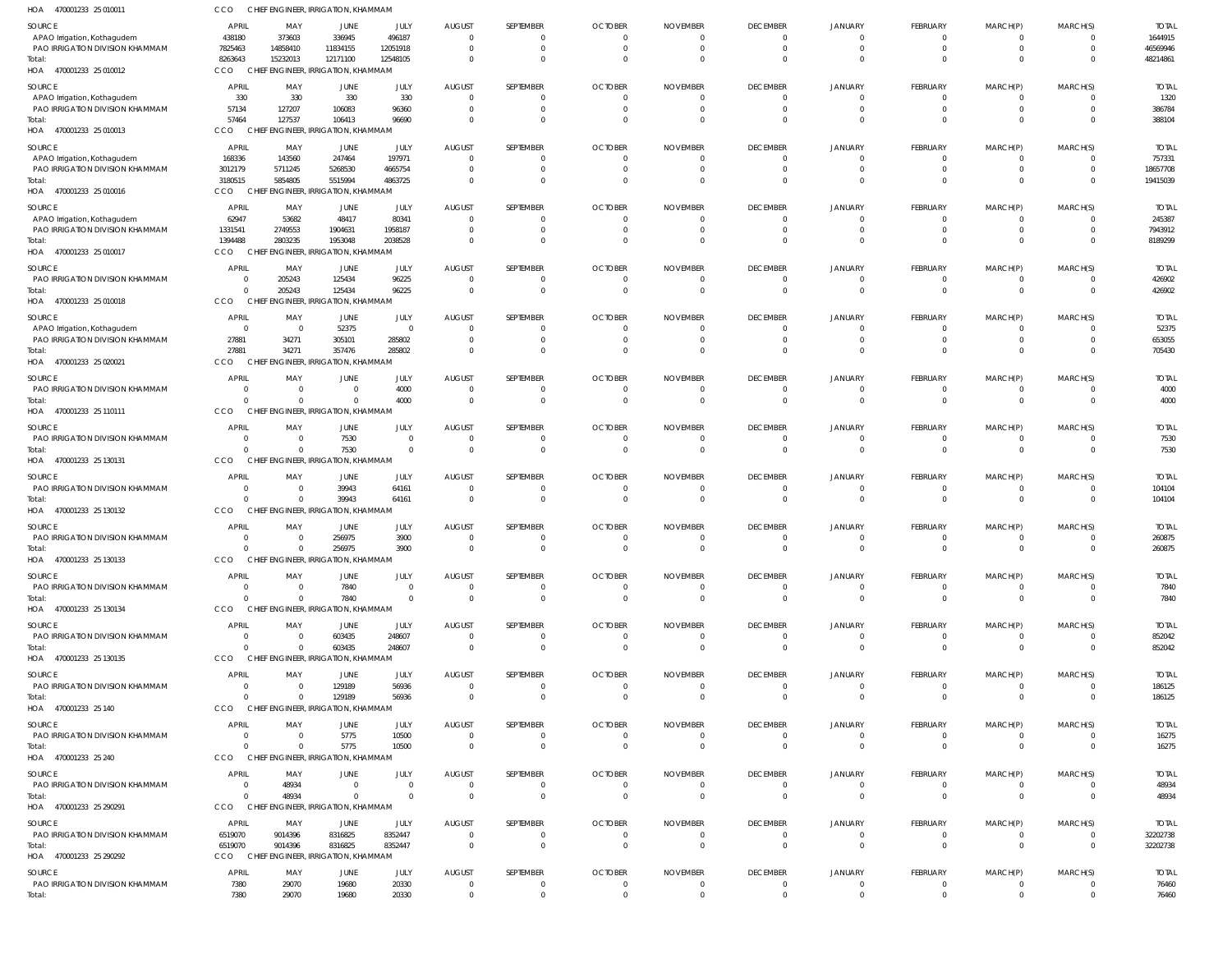HOA 470001233 25 010011 CCO CHIEF ENGINEER, IRRIGATION, KHAMMAM

| SOURCE | APRIL | MAY | JUNE | JULY | AUGUST | SEPTEMBER | OCTOBER | NOVEMBER | DECEMBER | JANUARY | FEBRUARY | MARCH(P) | MARCH(S) | TOTAL |
|---|---|---|---|---|---|---|---|---|---|---|---|---|---|---|
| APAO Irrigation, Kothagudem | 438180 | 373603 | 336945 | 496187 | 0 | 0 | 0 | 0 | 0 | 0 | 0 | 0 | 0 | 1644915 |
| PAO IRRIGATION DIVISION KHAMMAM | 7825463 | 14858410 | 11834155 | 12051918 | 0 | 0 | 0 | 0 | 0 | 0 | 0 | 0 | 0 | 46569946 |
| Total: | 8263643 | 15232013 | 12171100 | 12548105 | 0 | 0 | 0 | 0 | 0 | 0 | 0 | 0 | 0 | 48214861 |

HOA 470001233 25 010012 CCO CHIEF ENGINEER, IRRIGATION, KHAMMAM

| SOURCE | APRIL | MAY | JUNE | JULY | AUGUST | SEPTEMBER | OCTOBER | NOVEMBER | DECEMBER | JANUARY | FEBRUARY | MARCH(P) | MARCH(S) | TOTAL |
|---|---|---|---|---|---|---|---|---|---|---|---|---|---|---|
| APAO Irrigation, Kothagudem | 330 | 330 | 330 | 330 | 0 | 0 | 0 | 0 | 0 | 0 | 0 | 0 | 0 | 1320 |
| PAO IRRIGATION DIVISION KHAMMAM | 57134 | 127207 | 106083 | 96360 | 0 | 0 | 0 | 0 | 0 | 0 | 0 | 0 | 0 | 386784 |
| Total: | 57464 | 127537 | 106413 | 96690 | 0 | 0 | 0 | 0 | 0 | 0 | 0 | 0 | 0 | 388104 |

HOA 470001233 25 010013 CCO CHIEF ENGINEER, IRRIGATION, KHAMMAM

| SOURCE | APRIL | MAY | JUNE | JULY | AUGUST | SEPTEMBER | OCTOBER | NOVEMBER | DECEMBER | JANUARY | FEBRUARY | MARCH(P) | MARCH(S) | TOTAL |
|---|---|---|---|---|---|---|---|---|---|---|---|---|---|---|
| APAO Irrigation, Kothagudem | 168336 | 143560 | 247464 | 197971 | 0 | 0 | 0 | 0 | 0 | 0 | 0 | 0 | 0 | 757331 |
| PAO IRRIGATION DIVISION KHAMMAM | 3012179 | 5711245 | 5268530 | 4665754 | 0 | 0 | 0 | 0 | 0 | 0 | 0 | 0 | 0 | 18657708 |
| Total: | 3180515 | 5854805 | 5515994 | 4863725 | 0 | 0 | 0 | 0 | 0 | 0 | 0 | 0 | 0 | 19415039 |

HOA 470001233 25 010016 CCO CHIEF ENGINEER, IRRIGATION, KHAMMAM

| SOURCE | APRIL | MAY | JUNE | JULY | AUGUST | SEPTEMBER | OCTOBER | NOVEMBER | DECEMBER | JANUARY | FEBRUARY | MARCH(P) | MARCH(S) | TOTAL |
|---|---|---|---|---|---|---|---|---|---|---|---|---|---|---|
| APAO Irrigation, Kothagudem | 62947 | 53682 | 48417 | 80341 | 0 | 0 | 0 | 0 | 0 | 0 | 0 | 0 | 0 | 245387 |
| PAO IRRIGATION DIVISION KHAMMAM | 1331541 | 2749553 | 1904631 | 1958187 | 0 | 0 | 0 | 0 | 0 | 0 | 0 | 0 | 0 | 7943912 |
| Total: | 1394488 | 2803235 | 1953048 | 2038528 | 0 | 0 | 0 | 0 | 0 | 0 | 0 | 0 | 0 | 8189299 |

HOA 470001233 25 010017 CCO CHIEF ENGINEER, IRRIGATION, KHAMMAM

| SOURCE | APRIL | MAY | JUNE | JULY | AUGUST | SEPTEMBER | OCTOBER | NOVEMBER | DECEMBER | JANUARY | FEBRUARY | MARCH(P) | MARCH(S) | TOTAL |
|---|---|---|---|---|---|---|---|---|---|---|---|---|---|---|
| PAO IRRIGATION DIVISION KHAMMAM | 0 | 205243 | 125434 | 96225 | 0 | 0 | 0 | 0 | 0 | 0 | 0 | 0 | 0 | 426902 |
| Total: | 0 | 205243 | 125434 | 96225 | 0 | 0 | 0 | 0 | 0 | 0 | 0 | 0 | 0 | 426902 |

HOA 470001233 25 010018 CCO CHIEF ENGINEER, IRRIGATION, KHAMMAM

| SOURCE | APRIL | MAY | JUNE | JULY | AUGUST | SEPTEMBER | OCTOBER | NOVEMBER | DECEMBER | JANUARY | FEBRUARY | MARCH(P) | MARCH(S) | TOTAL |
|---|---|---|---|---|---|---|---|---|---|---|---|---|---|---|
| APAO Irrigation, Kothagudem | 0 | 0 | 52375 | 0 | 0 | 0 | 0 | 0 | 0 | 0 | 0 | 0 | 0 | 52375 |
| PAO IRRIGATION DIVISION KHAMMAM | 27881 | 34271 | 305101 | 285802 | 0 | 0 | 0 | 0 | 0 | 0 | 0 | 0 | 0 | 653055 |
| Total: | 27881 | 34271 | 357476 | 285802 | 0 | 0 | 0 | 0 | 0 | 0 | 0 | 0 | 0 | 705430 |

HOA 470001233 25 020021 CCO CHIEF ENGINEER, IRRIGATION, KHAMMAM

| SOURCE | APRIL | MAY | JUNE | JULY | AUGUST | SEPTEMBER | OCTOBER | NOVEMBER | DECEMBER | JANUARY | FEBRUARY | MARCH(P) | MARCH(S) | TOTAL |
|---|---|---|---|---|---|---|---|---|---|---|---|---|---|---|
| PAO IRRIGATION DIVISION KHAMMAM | 0 | 0 | 0 | 4000 | 0 | 0 | 0 | 0 | 0 | 0 | 0 | 0 | 0 | 4000 |
| Total: | 0 | 0 | 0 | 4000 | 0 | 0 | 0 | 0 | 0 | 0 | 0 | 0 | 0 | 4000 |

HOA 470001233 25 110111 CCO CHIEF ENGINEER, IRRIGATION, KHAMMAM

| SOURCE | APRIL | MAY | JUNE | JULY | AUGUST | SEPTEMBER | OCTOBER | NOVEMBER | DECEMBER | JANUARY | FEBRUARY | MARCH(P) | MARCH(S) | TOTAL |
|---|---|---|---|---|---|---|---|---|---|---|---|---|---|---|
| PAO IRRIGATION DIVISION KHAMMAM | 0 | 0 | 7530 | 0 | 0 | 0 | 0 | 0 | 0 | 0 | 0 | 0 | 0 | 7530 |
| Total: | 0 | 0 | 7530 | 0 | 0 | 0 | 0 | 0 | 0 | 0 | 0 | 0 | 0 | 7530 |

HOA 470001233 25 130131 CCO CHIEF ENGINEER, IRRIGATION, KHAMMAM

| SOURCE | APRIL | MAY | JUNE | JULY | AUGUST | SEPTEMBER | OCTOBER | NOVEMBER | DECEMBER | JANUARY | FEBRUARY | MARCH(P) | MARCH(S) | TOTAL |
|---|---|---|---|---|---|---|---|---|---|---|---|---|---|---|
| PAO IRRIGATION DIVISION KHAMMAM | 0 | 0 | 39943 | 64161 | 0 | 0 | 0 | 0 | 0 | 0 | 0 | 0 | 0 | 104104 |
| Total: | 0 | 0 | 39943 | 64161 | 0 | 0 | 0 | 0 | 0 | 0 | 0 | 0 | 0 | 104104 |

HOA 470001233 25 130132 CCO CHIEF ENGINEER, IRRIGATION, KHAMMAM

| SOURCE | APRIL | MAY | JUNE | JULY | AUGUST | SEPTEMBER | OCTOBER | NOVEMBER | DECEMBER | JANUARY | FEBRUARY | MARCH(P) | MARCH(S) | TOTAL |
|---|---|---|---|---|---|---|---|---|---|---|---|---|---|---|
| PAO IRRIGATION DIVISION KHAMMAM | 0 | 0 | 256975 | 3900 | 0 | 0 | 0 | 0 | 0 | 0 | 0 | 0 | 0 | 260875 |
| Total: | 0 | 0 | 256975 | 3900 | 0 | 0 | 0 | 0 | 0 | 0 | 0 | 0 | 0 | 260875 |

HOA 470001233 25 130133 CCO CHIEF ENGINEER, IRRIGATION, KHAMMAM

| SOURCE | APRIL | MAY | JUNE | JULY | AUGUST | SEPTEMBER | OCTOBER | NOVEMBER | DECEMBER | JANUARY | FEBRUARY | MARCH(P) | MARCH(S) | TOTAL |
|---|---|---|---|---|---|---|---|---|---|---|---|---|---|---|
| PAO IRRIGATION DIVISION KHAMMAM | 0 | 0 | 7840 | 0 | 0 | 0 | 0 | 0 | 0 | 0 | 0 | 0 | 0 | 7840 |
| Total: | 0 | 0 | 7840 | 0 | 0 | 0 | 0 | 0 | 0 | 0 | 0 | 0 | 0 | 7840 |

HOA 470001233 25 130134 CCO CHIEF ENGINEER, IRRIGATION, KHAMMAM

| SOURCE | APRIL | MAY | JUNE | JULY | AUGUST | SEPTEMBER | OCTOBER | NOVEMBER | DECEMBER | JANUARY | FEBRUARY | MARCH(P) | MARCH(S) | TOTAL |
|---|---|---|---|---|---|---|---|---|---|---|---|---|---|---|
| PAO IRRIGATION DIVISION KHAMMAM | 0 | 0 | 603435 | 248607 | 0 | 0 | 0 | 0 | 0 | 0 | 0 | 0 | 0 | 852042 |
| Total: | 0 | 0 | 603435 | 248607 | 0 | 0 | 0 | 0 | 0 | 0 | 0 | 0 | 0 | 852042 |

HOA 470001233 25 130135 CCO CHIEF ENGINEER, IRRIGATION, KHAMMAM

| SOURCE | APRIL | MAY | JUNE | JULY | AUGUST | SEPTEMBER | OCTOBER | NOVEMBER | DECEMBER | JANUARY | FEBRUARY | MARCH(P) | MARCH(S) | TOTAL |
|---|---|---|---|---|---|---|---|---|---|---|---|---|---|---|
| PAO IRRIGATION DIVISION KHAMMAM | 0 | 0 | 129189 | 56936 | 0 | 0 | 0 | 0 | 0 | 0 | 0 | 0 | 0 | 186125 |
| Total: | 0 | 0 | 129189 | 56936 | 0 | 0 | 0 | 0 | 0 | 0 | 0 | 0 | 0 | 186125 |

HOA 470001233 25 140 CCO CHIEF ENGINEER, IRRIGATION, KHAMMAM

| SOURCE | APRIL | MAY | JUNE | JULY | AUGUST | SEPTEMBER | OCTOBER | NOVEMBER | DECEMBER | JANUARY | FEBRUARY | MARCH(P) | MARCH(S) | TOTAL |
|---|---|---|---|---|---|---|---|---|---|---|---|---|---|---|
| PAO IRRIGATION DIVISION KHAMMAM | 0 | 0 | 5775 | 10500 | 0 | 0 | 0 | 0 | 0 | 0 | 0 | 0 | 0 | 16275 |
| Total: | 0 | 0 | 5775 | 10500 | 0 | 0 | 0 | 0 | 0 | 0 | 0 | 0 | 0 | 16275 |

HOA 470001233 25 240 CCO CHIEF ENGINEER, IRRIGATION, KHAMMAM

| SOURCE | APRIL | MAY | JUNE | JULY | AUGUST | SEPTEMBER | OCTOBER | NOVEMBER | DECEMBER | JANUARY | FEBRUARY | MARCH(P) | MARCH(S) | TOTAL |
|---|---|---|---|---|---|---|---|---|---|---|---|---|---|---|
| PAO IRRIGATION DIVISION KHAMMAM | 0 | 48934 | 0 | 0 | 0 | 0 | 0 | 0 | 0 | 0 | 0 | 0 | 0 | 48934 |
| Total: | 0 | 48934 | 0 | 0 | 0 | 0 | 0 | 0 | 0 | 0 | 0 | 0 | 0 | 48934 |

HOA 470001233 25 290291 CCO CHIEF ENGINEER, IRRIGATION, KHAMMAM

| SOURCE | APRIL | MAY | JUNE | JULY | AUGUST | SEPTEMBER | OCTOBER | NOVEMBER | DECEMBER | JANUARY | FEBRUARY | MARCH(P) | MARCH(S) | TOTAL |
|---|---|---|---|---|---|---|---|---|---|---|---|---|---|---|
| PAO IRRIGATION DIVISION KHAMMAM | 6519070 | 9014396 | 8316825 | 8352447 | 0 | 0 | 0 | 0 | 0 | 0 | 0 | 0 | 0 | 32202738 |
| Total: | 6519070 | 9014396 | 8316825 | 8352447 | 0 | 0 | 0 | 0 | 0 | 0 | 0 | 0 | 0 | 32202738 |

HOA 470001233 25 290292 CCO CHIEF ENGINEER, IRRIGATION, KHAMMAM

| SOURCE | APRIL | MAY | JUNE | JULY | AUGUST | SEPTEMBER | OCTOBER | NOVEMBER | DECEMBER | JANUARY | FEBRUARY | MARCH(P) | MARCH(S) | TOTAL |
|---|---|---|---|---|---|---|---|---|---|---|---|---|---|---|
| PAO IRRIGATION DIVISION KHAMMAM | 7380 | 29070 | 19680 | 20330 | 0 | 0 | 0 | 0 | 0 | 0 | 0 | 0 | 0 | 76460 |
| Total: | 7380 | 29070 | 19680 | 20330 | 0 | 0 | 0 | 0 | 0 | 0 | 0 | 0 | 0 | 76460 |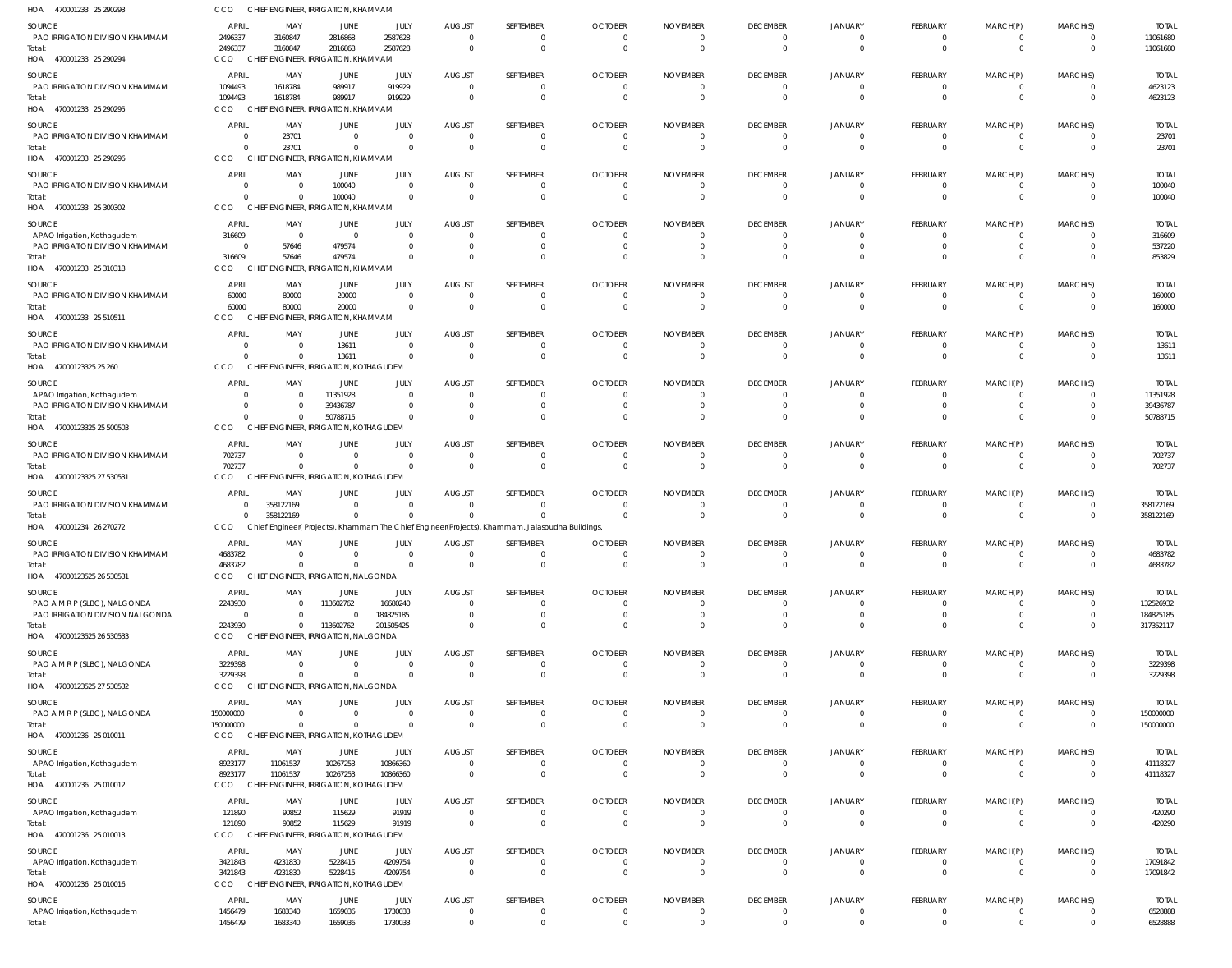HOA 470001233 25 290293 CCO CHIEF ENGINEER, IRRIGATION, KHAMMAM

| SOURCE | APRIL | MAY | JUNE | JULY | AUGUST | SEPTEMBER | OCTOBER | NOVEMBER | DECEMBER | JANUARY | FEBRUARY | MARCH(P) | MARCH(S) | TOTAL |
|---|---|---|---|---|---|---|---|---|---|---|---|---|---|---|
| PAO IRRIGATION DIVISION KHAMMAM | 2496337 | 3160847 | 2816868 | 2587628 | 0 | 0 | 0 | 0 | 0 | 0 | 0 | 0 | 0 | 11061680 |
| Total: | 2496337 | 3160847 | 2816868 | 2587628 | 0 | 0 | 0 | 0 | 0 | 0 | 0 | 0 | 0 | 11061680 |

HOA 470001233 25 290294 CCO CHIEF ENGINEER, IRRIGATION, KHAMMAM

| SOURCE | APRIL | MAY | JUNE | JULY | AUGUST | SEPTEMBER | OCTOBER | NOVEMBER | DECEMBER | JANUARY | FEBRUARY | MARCH(P) | MARCH(S) | TOTAL |
|---|---|---|---|---|---|---|---|---|---|---|---|---|---|---|
| PAO IRRIGATION DIVISION KHAMMAM | 1094493 | 1618784 | 989917 | 919929 | 0 | 0 | 0 | 0 | 0 | 0 | 0 | 0 | 0 | 4623123 |
| Total: | 1094493 | 1618784 | 989917 | 919929 | 0 | 0 | 0 | 0 | 0 | 0 | 0 | 0 | 0 | 4623123 |

HOA 470001233 25 290295 CCO CHIEF ENGINEER, IRRIGATION, KHAMMAM

| SOURCE | APRIL | MAY | JUNE | JULY | AUGUST | SEPTEMBER | OCTOBER | NOVEMBER | DECEMBER | JANUARY | FEBRUARY | MARCH(P) | MARCH(S) | TOTAL |
|---|---|---|---|---|---|---|---|---|---|---|---|---|---|---|
| PAO IRRIGATION DIVISION KHAMMAM | 0 | 23701 | 0 | 0 | 0 | 0 | 0 | 0 | 0 | 0 | 0 | 0 | 0 | 23701 |
| Total: | 0 | 23701 | 0 | 0 | 0 | 0 | 0 | 0 | 0 | 0 | 0 | 0 | 0 | 23701 |

HOA 470001233 25 290296 CCO CHIEF ENGINEER, IRRIGATION, KHAMMAM

| SOURCE | APRIL | MAY | JUNE | JULY | AUGUST | SEPTEMBER | OCTOBER | NOVEMBER | DECEMBER | JANUARY | FEBRUARY | MARCH(P) | MARCH(S) | TOTAL |
|---|---|---|---|---|---|---|---|---|---|---|---|---|---|---|
| PAO IRRIGATION DIVISION KHAMMAM | 0 | 0 | 100040 | 0 | 0 | 0 | 0 | 0 | 0 | 0 | 0 | 0 | 0 | 100040 |
| Total: | 0 | 0 | 100040 | 0 | 0 | 0 | 0 | 0 | 0 | 0 | 0 | 0 | 0 | 100040 |

HOA 470001233 25 300302 CCO CHIEF ENGINEER, IRRIGATION, KHAMMAM

| SOURCE | APRIL | MAY | JUNE | JULY | AUGUST | SEPTEMBER | OCTOBER | NOVEMBER | DECEMBER | JANUARY | FEBRUARY | MARCH(P) | MARCH(S) | TOTAL |
|---|---|---|---|---|---|---|---|---|---|---|---|---|---|---|
| APAO Irrigation, Kothagudem | 316609 | 0 | 0 | 0 | 0 | 0 | 0 | 0 | 0 | 0 | 0 | 0 | 0 | 316609 |
| PAO IRRIGATION DIVISION KHAMMAM | 0 | 57646 | 479574 | 0 | 0 | 0 | 0 | 0 | 0 | 0 | 0 | 0 | 0 | 537220 |
| Total: | 316609 | 57646 | 479574 | 0 | 0 | 0 | 0 | 0 | 0 | 0 | 0 | 0 | 0 | 853829 |

HOA 470001233 25 310318 CCO CHIEF ENGINEER, IRRIGATION, KHAMMAM

| SOURCE | APRIL | MAY | JUNE | JULY | AUGUST | SEPTEMBER | OCTOBER | NOVEMBER | DECEMBER | JANUARY | FEBRUARY | MARCH(P) | MARCH(S) | TOTAL |
|---|---|---|---|---|---|---|---|---|---|---|---|---|---|---|
| PAO IRRIGATION DIVISION KHAMMAM | 60000 | 80000 | 20000 | 0 | 0 | 0 | 0 | 0 | 0 | 0 | 0 | 0 | 0 | 160000 |
| Total: | 60000 | 80000 | 20000 | 0 | 0 | 0 | 0 | 0 | 0 | 0 | 0 | 0 | 0 | 160000 |

HOA 470001233 25 510511 CCO CHIEF ENGINEER, IRRIGATION, KHAMMAM

| SOURCE | APRIL | MAY | JUNE | JULY | AUGUST | SEPTEMBER | OCTOBER | NOVEMBER | DECEMBER | JANUARY | FEBRUARY | MARCH(P) | MARCH(S) | TOTAL |
|---|---|---|---|---|---|---|---|---|---|---|---|---|---|---|
| PAO IRRIGATION DIVISION KHAMMAM | 0 | 0 | 13611 | 0 | 0 | 0 | 0 | 0 | 0 | 0 | 0 | 0 | 0 | 13611 |
| Total: | 0 | 0 | 13611 | 0 | 0 | 0 | 0 | 0 | 0 | 0 | 0 | 0 | 0 | 13611 |

HOA 47000123325 25 260 CCO CHIEF ENGINEER, IRRIGATION, KOTHAGUDEM

| SOURCE | APRIL | MAY | JUNE | JULY | AUGUST | SEPTEMBER | OCTOBER | NOVEMBER | DECEMBER | JANUARY | FEBRUARY | MARCH(P) | MARCH(S) | TOTAL |
|---|---|---|---|---|---|---|---|---|---|---|---|---|---|---|
| APAO Irrigation, Kothagudem | 0 | 0 | 11351928 | 0 | 0 | 0 | 0 | 0 | 0 | 0 | 0 | 0 | 0 | 11351928 |
| PAO IRRIGATION DIVISION KHAMMAM | 0 | 0 | 39436787 | 0 | 0 | 0 | 0 | 0 | 0 | 0 | 0 | 0 | 0 | 39436787 |
| Total: | 0 | 0 | 50788715 | 0 | 0 | 0 | 0 | 0 | 0 | 0 | 0 | 0 | 0 | 50788715 |

HOA 47000123325 25 500503 CCO CHIEF ENGINEER, IRRIGATION, KOTHAGUDEM

| SOURCE | APRIL | MAY | JUNE | JULY | AUGUST | SEPTEMBER | OCTOBER | NOVEMBER | DECEMBER | JANUARY | FEBRUARY | MARCH(P) | MARCH(S) | TOTAL |
|---|---|---|---|---|---|---|---|---|---|---|---|---|---|---|
| PAO IRRIGATION DIVISION KHAMMAM | 702737 | 0 | 0 | 0 | 0 | 0 | 0 | 0 | 0 | 0 | 0 | 0 | 0 | 702737 |
| Total: | 702737 | 0 | 0 | 0 | 0 | 0 | 0 | 0 | 0 | 0 | 0 | 0 | 0 | 702737 |

HOA 47000123325 27 530531 CCO CHIEF ENGINEER, IRRIGATION, KOTHAGUDEM

| SOURCE | APRIL | MAY | JUNE | JULY | AUGUST | SEPTEMBER | OCTOBER | NOVEMBER | DECEMBER | JANUARY | FEBRUARY | MARCH(P) | MARCH(S) | TOTAL |
|---|---|---|---|---|---|---|---|---|---|---|---|---|---|---|
| PAO IRRIGATION DIVISION KHAMMAM | 0 | 358122169 | 0 | 0 | 0 | 0 | 0 | 0 | 0 | 0 | 0 | 0 | 0 | 358122169 |
| Total: | 0 | 358122169 | 0 | 0 | 0 | 0 | 0 | 0 | 0 | 0 | 0 | 0 | 0 | 358122169 |

HOA 470001234 26 270272 CCO Chief Engineer(Projects), Khammam The Chief Engineer(Projects), Khammam, Jalasoudha Buildings,

| SOURCE | APRIL | MAY | JUNE | JULY | AUGUST | SEPTEMBER | OCTOBER | NOVEMBER | DECEMBER | JANUARY | FEBRUARY | MARCH(P) | MARCH(S) | TOTAL |
|---|---|---|---|---|---|---|---|---|---|---|---|---|---|---|
| PAO IRRIGATION DIVISION KHAMMAM | 4683782 | 0 | 0 | 0 | 0 | 0 | 0 | 0 | 0 | 0 | 0 | 0 | 0 | 4683782 |
| Total: | 4683782 | 0 | 0 | 0 | 0 | 0 | 0 | 0 | 0 | 0 | 0 | 0 | 0 | 4683782 |

HOA 47000123525 26 530531 CCO CHIEF ENGINEER, IRRIGATION, NALGONDA

| SOURCE | APRIL | MAY | JUNE | JULY | AUGUST | SEPTEMBER | OCTOBER | NOVEMBER | DECEMBER | JANUARY | FEBRUARY | MARCH(P) | MARCH(S) | TOTAL |
|---|---|---|---|---|---|---|---|---|---|---|---|---|---|---|
| PAO A M R P (SLBC), NALGONDA | 2243930 | 0 | 113602762 | 16680240 | 0 | 0 | 0 | 0 | 0 | 0 | 0 | 0 | 0 | 132526932 |
| PAO IRRIGATION DIVISION NALGONDA | 0 | 0 | 0 | 184825185 | 0 | 0 | 0 | 0 | 0 | 0 | 0 | 0 | 0 | 184825185 |
| Total: | 2243930 | 0 | 113602762 | 201505425 | 0 | 0 | 0 | 0 | 0 | 0 | 0 | 0 | 0 | 317352117 |

HOA 47000123525 26 530533 CCO CHIEF ENGINEER, IRRIGATION, NALGONDA

| SOURCE | APRIL | MAY | JUNE | JULY | AUGUST | SEPTEMBER | OCTOBER | NOVEMBER | DECEMBER | JANUARY | FEBRUARY | MARCH(P) | MARCH(S) | TOTAL |
|---|---|---|---|---|---|---|---|---|---|---|---|---|---|---|
| PAO A M R P (SLBC), NALGONDA | 3229398 | 0 | 0 | 0 | 0 | 0 | 0 | 0 | 0 | 0 | 0 | 0 | 0 | 3229398 |
| Total: | 3229398 | 0 | 0 | 0 | 0 | 0 | 0 | 0 | 0 | 0 | 0 | 0 | 0 | 3229398 |

HOA 47000123525 27 530532 CCO CHIEF ENGINEER, IRRIGATION, NALGONDA

| SOURCE | APRIL | MAY | JUNE | JULY | AUGUST | SEPTEMBER | OCTOBER | NOVEMBER | DECEMBER | JANUARY | FEBRUARY | MARCH(P) | MARCH(S) | TOTAL |
|---|---|---|---|---|---|---|---|---|---|---|---|---|---|---|
| PAO A M R P (SLBC), NALGONDA | 150000000 | 0 | 0 | 0 | 0 | 0 | 0 | 0 | 0 | 0 | 0 | 0 | 0 | 150000000 |
| Total: | 150000000 | 0 | 0 | 0 | 0 | 0 | 0 | 0 | 0 | 0 | 0 | 0 | 0 | 150000000 |

HOA 470001236 25 010011 CCO CHIEF ENGINEER, IRRIGATION, KOTHAGUDEM

| SOURCE | APRIL | MAY | JUNE | JULY | AUGUST | SEPTEMBER | OCTOBER | NOVEMBER | DECEMBER | JANUARY | FEBRUARY | MARCH(P) | MARCH(S) | TOTAL |
|---|---|---|---|---|---|---|---|---|---|---|---|---|---|---|
| APAO Irrigation, Kothagudem | 8923177 | 11061537 | 10267253 | 10866360 | 0 | 0 | 0 | 0 | 0 | 0 | 0 | 0 | 0 | 41118327 |
| Total: | 8923177 | 11061537 | 10267253 | 10866360 | 0 | 0 | 0 | 0 | 0 | 0 | 0 | 0 | 0 | 41118327 |

HOA 470001236 25 010012 CCO CHIEF ENGINEER, IRRIGATION, KOTHAGUDEM

| SOURCE | APRIL | MAY | JUNE | JULY | AUGUST | SEPTEMBER | OCTOBER | NOVEMBER | DECEMBER | JANUARY | FEBRUARY | MARCH(P) | MARCH(S) | TOTAL |
|---|---|---|---|---|---|---|---|---|---|---|---|---|---|---|
| APAO Irrigation, Kothagudem | 121890 | 90852 | 115629 | 91919 | 0 | 0 | 0 | 0 | 0 | 0 | 0 | 0 | 0 | 420290 |
| Total: | 121890 | 90852 | 115629 | 91919 | 0 | 0 | 0 | 0 | 0 | 0 | 0 | 0 | 0 | 420290 |

HOA 470001236 25 010013 CCO CHIEF ENGINEER, IRRIGATION, KOTHAGUDEM

| SOURCE | APRIL | MAY | JUNE | JULY | AUGUST | SEPTEMBER | OCTOBER | NOVEMBER | DECEMBER | JANUARY | FEBRUARY | MARCH(P) | MARCH(S) | TOTAL |
|---|---|---|---|---|---|---|---|---|---|---|---|---|---|---|
| APAO Irrigation, Kothagudem | 3421843 | 4231830 | 5228415 | 4209754 | 0 | 0 | 0 | 0 | 0 | 0 | 0 | 0 | 0 | 17091842 |
| Total: | 3421843 | 4231830 | 5228415 | 4209754 | 0 | 0 | 0 | 0 | 0 | 0 | 0 | 0 | 0 | 17091842 |

HOA 470001236 25 010016 CCO CHIEF ENGINEER, IRRIGATION, KOTHAGUDEM

| SOURCE | APRIL | MAY | JUNE | JULY | AUGUST | SEPTEMBER | OCTOBER | NOVEMBER | DECEMBER | JANUARY | FEBRUARY | MARCH(P) | MARCH(S) | TOTAL |
|---|---|---|---|---|---|---|---|---|---|---|---|---|---|---|
| APAO Irrigation, Kothagudem | 1456479 | 1683340 | 1659036 | 1730033 | 0 | 0 | 0 | 0 | 0 | 0 | 0 | 0 | 0 | 6528888 |
| Total: | 1456479 | 1683340 | 1659036 | 1730033 | 0 | 0 | 0 | 0 | 0 | 0 | 0 | 0 | 0 | 6528888 |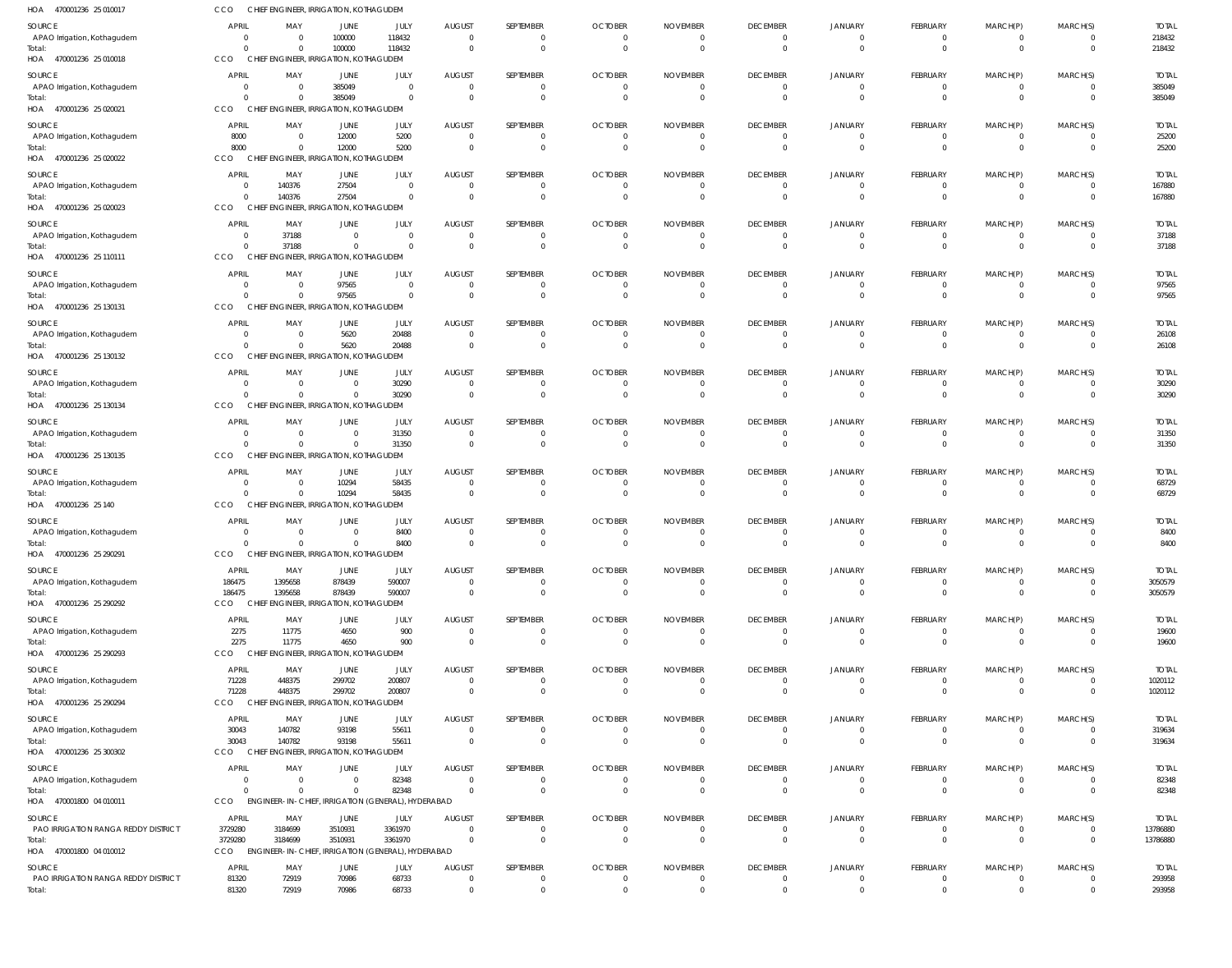HOA 470001236 25 010017 CCO CHIEF ENGINEER, IRRIGATION, KOTHAGUDEM

| SOURCE | APRIL | MAY | JUNE | JULY | AUGUST | SEPTEMBER | OCTOBER | NOVEMBER | DECEMBER | JANUARY | FEBRUARY | MARCH(P) | MARCH(S) | TOTAL |
|---|---|---|---|---|---|---|---|---|---|---|---|---|---|---|
| APAO Irrigation, Kothagudem | 0 | 0 | 100000 | 118432 | 0 | 0 | 0 | 0 | 0 | 0 | 0 | 0 | 0 | 218432 |
| Total: | 0 | 0 | 100000 | 118432 | 0 | 0 | 0 | 0 | 0 | 0 | 0 | 0 | 0 | 218432 |

HOA 470001236 25 010018 CCO CHIEF ENGINEER, IRRIGATION, KOTHAGUDEM

| SOURCE | APRIL | MAY | JUNE | JULY | AUGUST | SEPTEMBER | OCTOBER | NOVEMBER | DECEMBER | JANUARY | FEBRUARY | MARCH(P) | MARCH(S) | TOTAL |
|---|---|---|---|---|---|---|---|---|---|---|---|---|---|---|
| APAO Irrigation, Kothagudem | 0 | 0 | 385049 | 0 | 0 | 0 | 0 | 0 | 0 | 0 | 0 | 0 | 0 | 385049 |
| Total: | 0 | 0 | 385049 | 0 | 0 | 0 | 0 | 0 | 0 | 0 | 0 | 0 | 0 | 385049 |

HOA 470001236 25 020021 CCO CHIEF ENGINEER, IRRIGATION, KOTHAGUDEM

| SOURCE | APRIL | MAY | JUNE | JULY | AUGUST | SEPTEMBER | OCTOBER | NOVEMBER | DECEMBER | JANUARY | FEBRUARY | MARCH(P) | MARCH(S) | TOTAL |
|---|---|---|---|---|---|---|---|---|---|---|---|---|---|---|
| APAO Irrigation, Kothagudem | 8000 | 0 | 12000 | 5200 | 0 | 0 | 0 | 0 | 0 | 0 | 0 | 0 | 0 | 25200 |
| Total: | 8000 | 0 | 12000 | 5200 | 0 | 0 | 0 | 0 | 0 | 0 | 0 | 0 | 0 | 25200 |

HOA 470001236 25 020022 CCO CHIEF ENGINEER, IRRIGATION, KOTHAGUDEM

| SOURCE | APRIL | MAY | JUNE | JULY | AUGUST | SEPTEMBER | OCTOBER | NOVEMBER | DECEMBER | JANUARY | FEBRUARY | MARCH(P) | MARCH(S) | TOTAL |
|---|---|---|---|---|---|---|---|---|---|---|---|---|---|---|
| APAO Irrigation, Kothagudem | 0 | 140376 | 27504 | 0 | 0 | 0 | 0 | 0 | 0 | 0 | 0 | 0 | 0 | 167880 |
| Total: | 0 | 140376 | 27504 | 0 | 0 | 0 | 0 | 0 | 0 | 0 | 0 | 0 | 0 | 167880 |

HOA 470001236 25 020023 CCO CHIEF ENGINEER, IRRIGATION, KOTHAGUDEM

| SOURCE | APRIL | MAY | JUNE | JULY | AUGUST | SEPTEMBER | OCTOBER | NOVEMBER | DECEMBER | JANUARY | FEBRUARY | MARCH(P) | MARCH(S) | TOTAL |
|---|---|---|---|---|---|---|---|---|---|---|---|---|---|---|
| APAO Irrigation, Kothagudem | 0 | 37188 | 0 | 0 | 0 | 0 | 0 | 0 | 0 | 0 | 0 | 0 | 0 | 37188 |
| Total: | 0 | 37188 | 0 | 0 | 0 | 0 | 0 | 0 | 0 | 0 | 0 | 0 | 0 | 37188 |

HOA 470001236 25 110111 CCO CHIEF ENGINEER, IRRIGATION, KOTHAGUDEM

| SOURCE | APRIL | MAY | JUNE | JULY | AUGUST | SEPTEMBER | OCTOBER | NOVEMBER | DECEMBER | JANUARY | FEBRUARY | MARCH(P) | MARCH(S) | TOTAL |
|---|---|---|---|---|---|---|---|---|---|---|---|---|---|---|
| APAO Irrigation, Kothagudem | 0 | 0 | 97565 | 0 | 0 | 0 | 0 | 0 | 0 | 0 | 0 | 0 | 0 | 97565 |
| Total: | 0 | 0 | 97565 | 0 | 0 | 0 | 0 | 0 | 0 | 0 | 0 | 0 | 0 | 97565 |

HOA 470001236 25 130131 CCO CHIEF ENGINEER, IRRIGATION, KOTHAGUDEM

| SOURCE | APRIL | MAY | JUNE | JULY | AUGUST | SEPTEMBER | OCTOBER | NOVEMBER | DECEMBER | JANUARY | FEBRUARY | MARCH(P) | MARCH(S) | TOTAL |
|---|---|---|---|---|---|---|---|---|---|---|---|---|---|---|
| APAO Irrigation, Kothagudem | 0 | 0 | 5620 | 20488 | 0 | 0 | 0 | 0 | 0 | 0 | 0 | 0 | 0 | 26108 |
| Total: | 0 | 0 | 5620 | 20488 | 0 | 0 | 0 | 0 | 0 | 0 | 0 | 0 | 0 | 26108 |

HOA 470001236 25 130132 CCO CHIEF ENGINEER, IRRIGATION, KOTHAGUDEM

| SOURCE | APRIL | MAY | JUNE | JULY | AUGUST | SEPTEMBER | OCTOBER | NOVEMBER | DECEMBER | JANUARY | FEBRUARY | MARCH(P) | MARCH(S) | TOTAL |
|---|---|---|---|---|---|---|---|---|---|---|---|---|---|---|
| APAO Irrigation, Kothagudem | 0 | 0 | 0 | 30290 | 0 | 0 | 0 | 0 | 0 | 0 | 0 | 0 | 0 | 30290 |
| Total: | 0 | 0 | 0 | 30290 | 0 | 0 | 0 | 0 | 0 | 0 | 0 | 0 | 0 | 30290 |

HOA 470001236 25 130134 CCO CHIEF ENGINEER, IRRIGATION, KOTHAGUDEM

| SOURCE | APRIL | MAY | JUNE | JULY | AUGUST | SEPTEMBER | OCTOBER | NOVEMBER | DECEMBER | JANUARY | FEBRUARY | MARCH(P) | MARCH(S) | TOTAL |
|---|---|---|---|---|---|---|---|---|---|---|---|---|---|---|
| APAO Irrigation, Kothagudem | 0 | 0 | 0 | 31350 | 0 | 0 | 0 | 0 | 0 | 0 | 0 | 0 | 0 | 31350 |
| Total: | 0 | 0 | 0 | 31350 | 0 | 0 | 0 | 0 | 0 | 0 | 0 | 0 | 0 | 31350 |

HOA 470001236 25 130135 CCO CHIEF ENGINEER, IRRIGATION, KOTHAGUDEM

| SOURCE | APRIL | MAY | JUNE | JULY | AUGUST | SEPTEMBER | OCTOBER | NOVEMBER | DECEMBER | JANUARY | FEBRUARY | MARCH(P) | MARCH(S) | TOTAL |
|---|---|---|---|---|---|---|---|---|---|---|---|---|---|---|
| APAO Irrigation, Kothagudem | 0 | 0 | 10294 | 58435 | 0 | 0 | 0 | 0 | 0 | 0 | 0 | 0 | 0 | 68729 |
| Total: | 0 | 0 | 10294 | 58435 | 0 | 0 | 0 | 0 | 0 | 0 | 0 | 0 | 0 | 68729 |

HOA 470001236 25 140 CCO CHIEF ENGINEER, IRRIGATION, KOTHAGUDEM

| SOURCE | APRIL | MAY | JUNE | JULY | AUGUST | SEPTEMBER | OCTOBER | NOVEMBER | DECEMBER | JANUARY | FEBRUARY | MARCH(P) | MARCH(S) | TOTAL |
|---|---|---|---|---|---|---|---|---|---|---|---|---|---|---|
| APAO Irrigation, Kothagudem | 0 | 0 | 0 | 8400 | 0 | 0 | 0 | 0 | 0 | 0 | 0 | 0 | 0 | 8400 |
| Total: | 0 | 0 | 0 | 8400 | 0 | 0 | 0 | 0 | 0 | 0 | 0 | 0 | 0 | 8400 |

HOA 470001236 25 290291 CCO CHIEF ENGINEER, IRRIGATION, KOTHAGUDEM

| SOURCE | APRIL | MAY | JUNE | JULY | AUGUST | SEPTEMBER | OCTOBER | NOVEMBER | DECEMBER | JANUARY | FEBRUARY | MARCH(P) | MARCH(S) | TOTAL |
|---|---|---|---|---|---|---|---|---|---|---|---|---|---|---|
| APAO Irrigation, Kothagudem | 186475 | 1395658 | 878439 | 590007 | 0 | 0 | 0 | 0 | 0 | 0 | 0 | 0 | 0 | 3050579 |
| Total: | 186475 | 1395658 | 878439 | 590007 | 0 | 0 | 0 | 0 | 0 | 0 | 0 | 0 | 0 | 3050579 |

HOA 470001236 25 290292 CCO CHIEF ENGINEER, IRRIGATION, KOTHAGUDEM

| SOURCE | APRIL | MAY | JUNE | JULY | AUGUST | SEPTEMBER | OCTOBER | NOVEMBER | DECEMBER | JANUARY | FEBRUARY | MARCH(P) | MARCH(S) | TOTAL |
|---|---|---|---|---|---|---|---|---|---|---|---|---|---|---|
| APAO Irrigation, Kothagudem | 2275 | 11775 | 4650 | 900 | 0 | 0 | 0 | 0 | 0 | 0 | 0 | 0 | 0 | 19600 |
| Total: | 2275 | 11775 | 4650 | 900 | 0 | 0 | 0 | 0 | 0 | 0 | 0 | 0 | 0 | 19600 |

HOA 470001236 25 290293 CCO CHIEF ENGINEER, IRRIGATION, KOTHAGUDEM

| SOURCE | APRIL | MAY | JUNE | JULY | AUGUST | SEPTEMBER | OCTOBER | NOVEMBER | DECEMBER | JANUARY | FEBRUARY | MARCH(P) | MARCH(S) | TOTAL |
|---|---|---|---|---|---|---|---|---|---|---|---|---|---|---|
| APAO Irrigation, Kothagudem | 71228 | 448375 | 299702 | 200807 | 0 | 0 | 0 | 0 | 0 | 0 | 0 | 0 | 0 | 1020112 |
| Total: | 71228 | 448375 | 299702 | 200807 | 0 | 0 | 0 | 0 | 0 | 0 | 0 | 0 | 0 | 1020112 |

HOA 470001236 25 290294 CCO CHIEF ENGINEER, IRRIGATION, KOTHAGUDEM

| SOURCE | APRIL | MAY | JUNE | JULY | AUGUST | SEPTEMBER | OCTOBER | NOVEMBER | DECEMBER | JANUARY | FEBRUARY | MARCH(P) | MARCH(S) | TOTAL |
|---|---|---|---|---|---|---|---|---|---|---|---|---|---|---|
| APAO Irrigation, Kothagudem | 30043 | 140782 | 93198 | 55611 | 0 | 0 | 0 | 0 | 0 | 0 | 0 | 0 | 0 | 319634 |
| Total: | 30043 | 140782 | 93198 | 55611 | 0 | 0 | 0 | 0 | 0 | 0 | 0 | 0 | 0 | 319634 |

HOA 470001236 25 300302 CCO CHIEF ENGINEER, IRRIGATION, KOTHAGUDEM

| SOURCE | APRIL | MAY | JUNE | JULY | AUGUST | SEPTEMBER | OCTOBER | NOVEMBER | DECEMBER | JANUARY | FEBRUARY | MARCH(P) | MARCH(S) | TOTAL |
|---|---|---|---|---|---|---|---|---|---|---|---|---|---|---|
| APAO Irrigation, Kothagudem | 0 | 0 | 0 | 82348 | 0 | 0 | 0 | 0 | 0 | 0 | 0 | 0 | 0 | 82348 |
| Total: | 0 | 0 | 0 | 82348 | 0 | 0 | 0 | 0 | 0 | 0 | 0 | 0 | 0 | 82348 |

HOA 470001800 04 010011 CCO ENGINEER-IN-CHIEF, IRRIGATION (GENERAL), HYDERABAD

| SOURCE | APRIL | MAY | JUNE | JULY | AUGUST | SEPTEMBER | OCTOBER | NOVEMBER | DECEMBER | JANUARY | FEBRUARY | MARCH(P) | MARCH(S) | TOTAL |
|---|---|---|---|---|---|---|---|---|---|---|---|---|---|---|
| PAO IRRIGATION RANGA REDDY DISTRICT | 3729280 | 3184699 | 3510931 | 3361970 | 0 | 0 | 0 | 0 | 0 | 0 | 0 | 0 | 0 | 13786880 |
| Total: | 3729280 | 3184699 | 3510931 | 3361970 | 0 | 0 | 0 | 0 | 0 | 0 | 0 | 0 | 0 | 13786880 |

HOA 470001800 04 010012 CCO ENGINEER-IN-CHIEF, IRRIGATION (GENERAL), HYDERABAD

| SOURCE | APRIL | MAY | JUNE | JULY | AUGUST | SEPTEMBER | OCTOBER | NOVEMBER | DECEMBER | JANUARY | FEBRUARY | MARCH(P) | MARCH(S) | TOTAL |
|---|---|---|---|---|---|---|---|---|---|---|---|---|---|---|
| PAO IRRIGATION RANGA REDDY DISTRICT | 81320 | 72919 | 70986 | 68733 | 0 | 0 | 0 | 0 | 0 | 0 | 0 | 0 | 0 | 293958 |
| Total: | 81320 | 72919 | 70986 | 68733 | 0 | 0 | 0 | 0 | 0 | 0 | 0 | 0 | 0 | 293958 |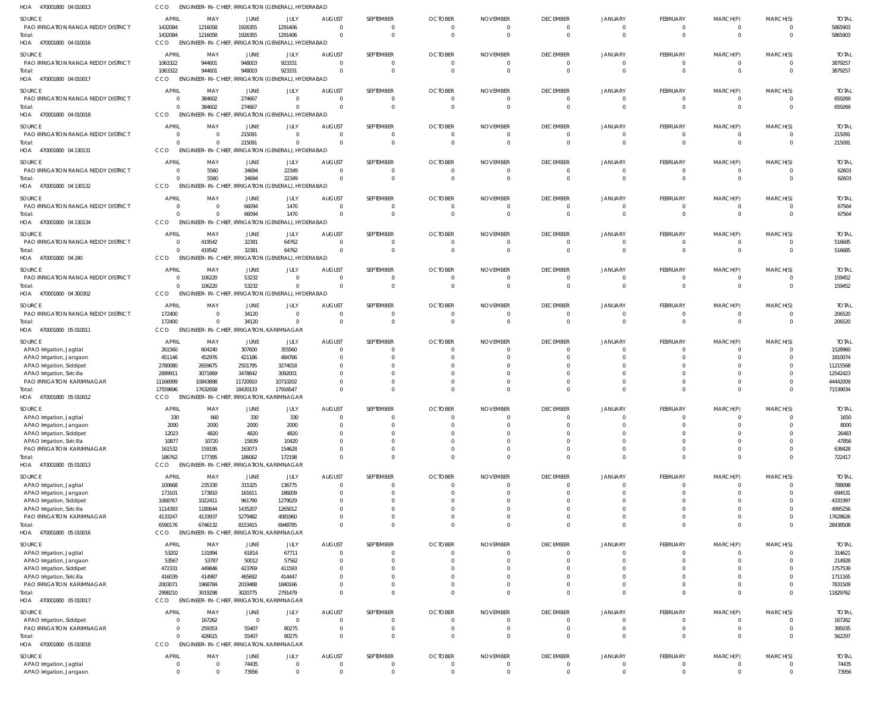HOA 470001800 04 010013 CCO ENGINEER-IN-CHIEF, IRRIGATION (GENERAL), HYDERABAD

| SOURCE | APRIL | MAY | JUNE | JULY | AUGUST | SEPTEMBER | OCTOBER | NOVEMBER | DECEMBER | JANUARY | FEBRUARY | MARCH(P) | MARCH(S) | TOTAL |
|---|---|---|---|---|---|---|---|---|---|---|---|---|---|---|
| PAO IRRIGATION RANGA REDDY DISTRICT | 1432084 | 1216058 | 1926355 | 1291406 | 0 | 0 | 0 | 0 | 0 | 0 | 0 | 0 | 0 | 5865903 |
| Total: | 1432084 | 1216058 | 1926355 | 1291406 | 0 | 0 | 0 | 0 | 0 | 0 | 0 | 0 | 0 | 5865903 |

HOA 470001800 04 010016 CCO ENGINEER-IN-CHIEF, IRRIGATION (GENERAL), HYDERABAD

| SOURCE | APRIL | MAY | JUNE | JULY | AUGUST | SEPTEMBER | OCTOBER | NOVEMBER | DECEMBER | JANUARY | FEBRUARY | MARCH(P) | MARCH(S) | TOTAL |
|---|---|---|---|---|---|---|---|---|---|---|---|---|---|---|
| PAO IRRIGATION RANGA REDDY DISTRICT | 1063322 | 944601 | 948003 | 923331 | 0 | 0 | 0 | 0 | 0 | 0 | 0 | 0 | 0 | 3879257 |
| Total: | 1063322 | 944601 | 948003 | 923331 | 0 | 0 | 0 | 0 | 0 | 0 | 0 | 0 | 0 | 3879257 |

HOA 470001800 04 010017 CCO ENGINEER-IN-CHIEF, IRRIGATION (GENERAL), HYDERABAD

| SOURCE | APRIL | MAY | JUNE | JULY | AUGUST | SEPTEMBER | OCTOBER | NOVEMBER | DECEMBER | JANUARY | FEBRUARY | MARCH(P) | MARCH(S) | TOTAL |
|---|---|---|---|---|---|---|---|---|---|---|---|---|---|---|
| PAO IRRIGATION RANGA REDDY DISTRICT | 0 | 384602 | 274667 | 0 | 0 | 0 | 0 | 0 | 0 | 0 | 0 | 0 | 0 | 659269 |
| Total: | 0 | 384602 | 274667 | 0 | 0 | 0 | 0 | 0 | 0 | 0 | 0 | 0 | 0 | 659269 |

HOA 470001800 04 010018 CCO ENGINEER-IN-CHIEF, IRRIGATION (GENERAL), HYDERABAD

| SOURCE | APRIL | MAY | JUNE | JULY | AUGUST | SEPTEMBER | OCTOBER | NOVEMBER | DECEMBER | JANUARY | FEBRUARY | MARCH(P) | MARCH(S) | TOTAL |
|---|---|---|---|---|---|---|---|---|---|---|---|---|---|---|
| PAO IRRIGATION RANGA REDDY DISTRICT | 0 | 0 | 215091 | 0 | 0 | 0 | 0 | 0 | 0 | 0 | 0 | 0 | 0 | 215091 |
| Total: | 0 | 0 | 215091 | 0 | 0 | 0 | 0 | 0 | 0 | 0 | 0 | 0 | 0 | 215091 |

HOA 470001800 04 130131 CCO ENGINEER-IN-CHIEF, IRRIGATION (GENERAL), HYDERABAD

| SOURCE | APRIL | MAY | JUNE | JULY | AUGUST | SEPTEMBER | OCTOBER | NOVEMBER | DECEMBER | JANUARY | FEBRUARY | MARCH(P) | MARCH(S) | TOTAL |
|---|---|---|---|---|---|---|---|---|---|---|---|---|---|---|
| PAO IRRIGATION RANGA REDDY DISTRICT | 0 | 5560 | 34694 | 22349 | 0 | 0 | 0 | 0 | 0 | 0 | 0 | 0 | 0 | 62603 |
| Total: | 0 | 5560 | 34694 | 22349 | 0 | 0 | 0 | 0 | 0 | 0 | 0 | 0 | 0 | 62603 |

HOA 470001800 04 130132 CCO ENGINEER-IN-CHIEF, IRRIGATION (GENERAL), HYDERABAD

| SOURCE | APRIL | MAY | JUNE | JULY | AUGUST | SEPTEMBER | OCTOBER | NOVEMBER | DECEMBER | JANUARY | FEBRUARY | MARCH(P) | MARCH(S) | TOTAL |
|---|---|---|---|---|---|---|---|---|---|---|---|---|---|---|
| PAO IRRIGATION RANGA REDDY DISTRICT | 0 | 0 | 66094 | 1470 | 0 | 0 | 0 | 0 | 0 | 0 | 0 | 0 | 0 | 67564 |
| Total: | 0 | 0 | 66094 | 1470 | 0 | 0 | 0 | 0 | 0 | 0 | 0 | 0 | 0 | 67564 |

HOA 470001800 04 130134 CCO ENGINEER-IN-CHIEF, IRRIGATION (GENERAL), HYDERABAD

| SOURCE | APRIL | MAY | JUNE | JULY | AUGUST | SEPTEMBER | OCTOBER | NOVEMBER | DECEMBER | JANUARY | FEBRUARY | MARCH(P) | MARCH(S) | TOTAL |
|---|---|---|---|---|---|---|---|---|---|---|---|---|---|---|
| PAO IRRIGATION RANGA REDDY DISTRICT | 0 | 419542 | 32381 | 64762 | 0 | 0 | 0 | 0 | 0 | 0 | 0 | 0 | 0 | 516685 |
| Total: | 0 | 419542 | 32381 | 64762 | 0 | 0 | 0 | 0 | 0 | 0 | 0 | 0 | 0 | 516685 |

HOA 470001800 04 240 CCO ENGINEER-IN-CHIEF, IRRIGATION (GENERAL), HYDERABAD

| SOURCE | APRIL | MAY | JUNE | JULY | AUGUST | SEPTEMBER | OCTOBER | NOVEMBER | DECEMBER | JANUARY | FEBRUARY | MARCH(P) | MARCH(S) | TOTAL |
|---|---|---|---|---|---|---|---|---|---|---|---|---|---|---|
| PAO IRRIGATION RANGA REDDY DISTRICT | 0 | 106220 | 53232 | 0 | 0 | 0 | 0 | 0 | 0 | 0 | 0 | 0 | 0 | 159452 |
| Total: | 0 | 106220 | 53232 | 0 | 0 | 0 | 0 | 0 | 0 | 0 | 0 | 0 | 0 | 159452 |

HOA 470001800 04 300302 CCO ENGINEER-IN-CHIEF, IRRIGATION (GENERAL), HYDERABAD

| SOURCE | APRIL | MAY | JUNE | JULY | AUGUST | SEPTEMBER | OCTOBER | NOVEMBER | DECEMBER | JANUARY | FEBRUARY | MARCH(P) | MARCH(S) | TOTAL |
|---|---|---|---|---|---|---|---|---|---|---|---|---|---|---|
| PAO IRRIGATION RANGA REDDY DISTRICT | 172400 | 0 | 34120 | 0 | 0 | 0 | 0 | 0 | 0 | 0 | 0 | 0 | 0 | 206520 |
| Total: | 172400 | 0 | 34120 | 0 | 0 | 0 | 0 | 0 | 0 | 0 | 0 | 0 | 0 | 206520 |

HOA 470001800 05 010011 CCO ENGINEER-IN-CHIEF, IRRIGATION, KARIMNAGAR

| SOURCE | APRIL | MAY | JUNE | JULY | AUGUST | SEPTEMBER | OCTOBER | NOVEMBER | DECEMBER | JANUARY | FEBRUARY | MARCH(P) | MARCH(S) | TOTAL |
|---|---|---|---|---|---|---|---|---|---|---|---|---|---|---|
| APAO Irrigation, Jagtial | 261560 | 604240 | 307600 | 355560 | 0 | 0 | 0 | 0 | 0 | 0 | 0 | 0 | 0 | 1528960 |
| APAO Irrigation, Jangaon | 451146 | 452976 | 421186 | 484766 | 0 | 0 | 0 | 0 | 0 | 0 | 0 | 0 | 0 | 1810074 |
| APAO Irrigation, Siddipet | 2780080 | 2659675 | 2501795 | 3274018 | 0 | 0 | 0 | 0 | 0 | 0 | 0 | 0 | 0 | 11215568 |
| APAO Irrigation, Siricilla | 2899911 | 3071869 | 3478642 | 3092001 | 0 | 0 | 0 | 0 | 0 | 0 | 0 | 0 | 0 | 12542423 |
| PAO IRRIGATION KARIMNAGAR | 11166999 | 10843898 | 11720910 | 10710202 | 0 | 0 | 0 | 0 | 0 | 0 | 0 | 0 | 0 | 44442009 |
| Total: | 17559696 | 17632658 | 18430133 | 17916547 | 0 | 0 | 0 | 0 | 0 | 0 | 0 | 0 | 0 | 71539034 |

HOA 470001800 05 010012 CCO ENGINEER-IN-CHIEF, IRRIGATION, KARIMNAGAR

| SOURCE | APRIL | MAY | JUNE | JULY | AUGUST | SEPTEMBER | OCTOBER | NOVEMBER | DECEMBER | JANUARY | FEBRUARY | MARCH(P) | MARCH(S) | TOTAL |
|---|---|---|---|---|---|---|---|---|---|---|---|---|---|---|
| APAO Irrigation, Jagtial | 330 | 660 | 330 | 330 | 0 | 0 | 0 | 0 | 0 | 0 | 0 | 0 | 0 | 1650 |
| APAO Irrigation, Jangaon | 2000 | 2000 | 2000 | 2000 | 0 | 0 | 0 | 0 | 0 | 0 | 0 | 0 | 0 | 8000 |
| APAO Irrigation, Siddipet | 12023 | 4820 | 4820 | 4820 | 0 | 0 | 0 | 0 | 0 | 0 | 0 | 0 | 0 | 26483 |
| APAO Irrigation, Siricilla | 10877 | 10720 | 15839 | 10420 | 0 | 0 | 0 | 0 | 0 | 0 | 0 | 0 | 0 | 47856 |
| PAO IRRIGATION KARIMNAGAR | 161532 | 159195 | 163073 | 154628 | 0 | 0 | 0 | 0 | 0 | 0 | 0 | 0 | 0 | 638428 |
| Total: | 186762 | 177395 | 186062 | 172198 | 0 | 0 | 0 | 0 | 0 | 0 | 0 | 0 | 0 | 722417 |

HOA 470001800 05 010013 CCO ENGINEER-IN-CHIEF, IRRIGATION, KARIMNAGAR

| SOURCE | APRIL | MAY | JUNE | JULY | AUGUST | SEPTEMBER | OCTOBER | NOVEMBER | DECEMBER | JANUARY | FEBRUARY | MARCH(P) | MARCH(S) | TOTAL |
|---|---|---|---|---|---|---|---|---|---|---|---|---|---|---|
| APAO Irrigation, Jagtial | 100668 | 235330 | 315325 | 136775 | 0 | 0 | 0 | 0 | 0 | 0 | 0 | 0 | 0 | 788098 |
| APAO Irrigation, Jangaon | 173101 | 173810 | 161611 | 186009 | 0 | 0 | 0 | 0 | 0 | 0 | 0 | 0 | 0 | 694531 |
| APAO Irrigation, Siddipet | 1068767 | 1022411 | 961790 | 1279029 | 0 | 0 | 0 | 0 | 0 | 0 | 0 | 0 | 0 | 4331997 |
| APAO Irrigation, Siricilla | 1114393 | 1180644 | 1435207 | 1265012 | 0 | 0 | 0 | 0 | 0 | 0 | 0 | 0 | 0 | 4995256 |
| PAO IRRIGATION KARIMNAGAR | 4133247 | 4133937 | 5279482 | 4081960 | 0 | 0 | 0 | 0 | 0 | 0 | 0 | 0 | 0 | 17628626 |
| Total: | 6590176 | 6746132 | 8153415 | 6948785 | 0 | 0 | 0 | 0 | 0 | 0 | 0 | 0 | 0 | 28438508 |

HOA 470001800 05 010016 CCO ENGINEER-IN-CHIEF, IRRIGATION, KARIMNAGAR

| SOURCE | APRIL | MAY | JUNE | JULY | AUGUST | SEPTEMBER | OCTOBER | NOVEMBER | DECEMBER | JANUARY | FEBRUARY | MARCH(P) | MARCH(S) | TOTAL |
|---|---|---|---|---|---|---|---|---|---|---|---|---|---|---|
| APAO Irrigation, Jagtial | 53202 | 131894 | 61814 | 67711 | 0 | 0 | 0 | 0 | 0 | 0 | 0 | 0 | 0 | 314621 |
| APAO Irrigation, Jangaon | 53567 | 53787 | 50012 | 57562 | 0 | 0 | 0 | 0 | 0 | 0 | 0 | 0 | 0 | 214928 |
| APAO Irrigation, Siddipet | 472331 | 449846 | 423769 | 411593 | 0 | 0 | 0 | 0 | 0 | 0 | 0 | 0 | 0 | 1757539 |
| APAO Irrigation, Siricilla | 416039 | 414987 | 465692 | 414447 | 0 | 0 | 0 | 0 | 0 | 0 | 0 | 0 | 0 | 1711165 |
| PAO IRRIGATION KARIMNAGAR | 2003071 | 1968784 | 2019488 | 1840166 | 0 | 0 | 0 | 0 | 0 | 0 | 0 | 0 | 0 | 7831509 |
| Total: | 2998210 | 3019298 | 3020775 | 2791479 | 0 | 0 | 0 | 0 | 0 | 0 | 0 | 0 | 0 | 11829762 |

HOA 470001800 05 010017 CCO ENGINEER-IN-CHIEF, IRRIGATION, KARIMNAGAR

| SOURCE | APRIL | MAY | JUNE | JULY | AUGUST | SEPTEMBER | OCTOBER | NOVEMBER | DECEMBER | JANUARY | FEBRUARY | MARCH(P) | MARCH(S) | TOTAL |
|---|---|---|---|---|---|---|---|---|---|---|---|---|---|---|
| APAO Irrigation, Siddipet | 0 | 167262 | 0 | 0 | 0 | 0 | 0 | 0 | 0 | 0 | 0 | 0 | 0 | 167262 |
| PAO IRRIGATION KARIMNAGAR | 0 | 259353 | 55407 | 80275 | 0 | 0 | 0 | 0 | 0 | 0 | 0 | 0 | 0 | 395035 |
| Total: | 0 | 426615 | 55407 | 80275 | 0 | 0 | 0 | 0 | 0 | 0 | 0 | 0 | 0 | 562297 |

HOA 470001800 05 010018 CCO ENGINEER-IN-CHIEF, IRRIGATION, KARIMNAGAR

| SOURCE | APRIL | MAY | JUNE | JULY | AUGUST | SEPTEMBER | OCTOBER | NOVEMBER | DECEMBER | JANUARY | FEBRUARY | MARCH(P) | MARCH(S) | TOTAL |
|---|---|---|---|---|---|---|---|---|---|---|---|---|---|---|
| APAO Irrigation, Jagtial | 0 | 0 | 74435 | 0 | 0 | 0 | 0 | 0 | 0 | 0 | 0 | 0 | 0 | 74435 |
| APAO Irrigation, Jangaon | 0 | 0 | 73956 | 0 | 0 | 0 | 0 | 0 | 0 | 0 | 0 | 0 | 0 | 73956 |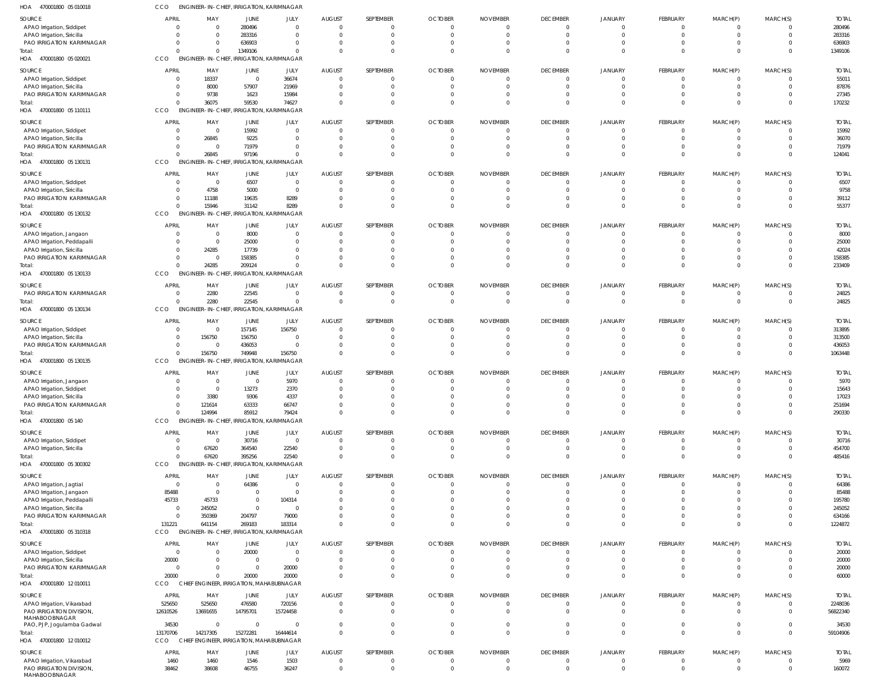HOA 470001800 05 010018 CCO ENGINEER-IN-CHIEF, IRRIGATION, KARIMNAGAR

| SOURCE | APRIL | MAY | JUNE | JULY | AUGUST | SEPTEMBER | OCTOBER | NOVEMBER | DECEMBER | JANUARY | FEBRUARY | MARCH(P) | MARCH(S) | TOTAL |
|---|---|---|---|---|---|---|---|---|---|---|---|---|---|---|
| APAO Irrigation, Siddipet | 0 | 0 | 280496 | 0 | 0 | 0 | 0 | 0 | 0 | 0 | 0 | 0 | 0 | 280496 |
| APAO Irrigation, Siricilla | 0 | 0 | 283316 | 0 | 0 | 0 | 0 | 0 | 0 | 0 | 0 | 0 | 0 | 283316 |
| PAO IRRIGATION KARIMNAGAR | 0 | 0 | 636903 | 0 | 0 | 0 | 0 | 0 | 0 | 0 | 0 | 0 | 0 | 636903 |
| Total: | 0 | 0 | 1349106 | 0 | 0 | 0 | 0 | 0 | 0 | 0 | 0 | 0 | 0 | 1349106 |

HOA 470001800 05 020021 CCO ENGINEER-IN-CHIEF, IRRIGATION, KARIMNAGAR

| SOURCE | APRIL | MAY | JUNE | JULY | AUGUST | SEPTEMBER | OCTOBER | NOVEMBER | DECEMBER | JANUARY | FEBRUARY | MARCH(P) | MARCH(S) | TOTAL |
|---|---|---|---|---|---|---|---|---|---|---|---|---|---|---|
| APAO Irrigation, Siddipet | 0 | 18337 | 0 | 36674 | 0 | 0 | 0 | 0 | 0 | 0 | 0 | 0 | 0 | 55011 |
| APAO Irrigation, Siricilla | 0 | 8000 | 57907 | 21969 | 0 | 0 | 0 | 0 | 0 | 0 | 0 | 0 | 0 | 87876 |
| PAO IRRIGATION KARIMNAGAR | 0 | 9738 | 1623 | 15984 | 0 | 0 | 0 | 0 | 0 | 0 | 0 | 0 | 0 | 27345 |
| Total: | 0 | 36075 | 59530 | 74627 | 0 | 0 | 0 | 0 | 0 | 0 | 0 | 0 | 0 | 170232 |

HOA 470001800 05 110111 CCO ENGINEER-IN-CHIEF, IRRIGATION, KARIMNAGAR

| SOURCE | APRIL | MAY | JUNE | JULY | AUGUST | SEPTEMBER | OCTOBER | NOVEMBER | DECEMBER | JANUARY | FEBRUARY | MARCH(P) | MARCH(S) | TOTAL |
|---|---|---|---|---|---|---|---|---|---|---|---|---|---|---|
| APAO Irrigation, Siddipet | 0 | 0 | 15992 | 0 | 0 | 0 | 0 | 0 | 0 | 0 | 0 | 0 | 0 | 15992 |
| APAO Irrigation, Siricilla | 0 | 26845 | 9225 | 0 | 0 | 0 | 0 | 0 | 0 | 0 | 0 | 0 | 0 | 36070 |
| PAO IRRIGATION KARIMNAGAR | 0 | 0 | 71979 | 0 | 0 | 0 | 0 | 0 | 0 | 0 | 0 | 0 | 0 | 71979 |
| Total: | 0 | 26845 | 97196 | 0 | 0 | 0 | 0 | 0 | 0 | 0 | 0 | 0 | 0 | 124041 |

HOA 470001800 05 130131 CCO ENGINEER-IN-CHIEF, IRRIGATION, KARIMNAGAR

| SOURCE | APRIL | MAY | JUNE | JULY | AUGUST | SEPTEMBER | OCTOBER | NOVEMBER | DECEMBER | JANUARY | FEBRUARY | MARCH(P) | MARCH(S) | TOTAL |
|---|---|---|---|---|---|---|---|---|---|---|---|---|---|---|
| APAO Irrigation, Siddipet | 0 | 0 | 6507 | 0 | 0 | 0 | 0 | 0 | 0 | 0 | 0 | 0 | 0 | 6507 |
| APAO Irrigation, Siricilla | 0 | 4758 | 5000 | 0 | 0 | 0 | 0 | 0 | 0 | 0 | 0 | 0 | 0 | 9758 |
| PAO IRRIGATION KARIMNAGAR | 0 | 11188 | 19635 | 8289 | 0 | 0 | 0 | 0 | 0 | 0 | 0 | 0 | 0 | 39112 |
| Total: | 0 | 15946 | 31142 | 8289 | 0 | 0 | 0 | 0 | 0 | 0 | 0 | 0 | 0 | 55377 |

HOA 470001800 05 130132 CCO ENGINEER-IN-CHIEF, IRRIGATION, KARIMNAGAR

| SOURCE | APRIL | MAY | JUNE | JULY | AUGUST | SEPTEMBER | OCTOBER | NOVEMBER | DECEMBER | JANUARY | FEBRUARY | MARCH(P) | MARCH(S) | TOTAL |
|---|---|---|---|---|---|---|---|---|---|---|---|---|---|---|
| APAO Irrigation, Jangaon | 0 | 0 | 8000 | 0 | 0 | 0 | 0 | 0 | 0 | 0 | 0 | 0 | 0 | 8000 |
| APAO Irrigation, Peddapalli | 0 | 0 | 25000 | 0 | 0 | 0 | 0 | 0 | 0 | 0 | 0 | 0 | 0 | 25000 |
| APAO Irrigation, Siricilla | 0 | 24285 | 17739 | 0 | 0 | 0 | 0 | 0 | 0 | 0 | 0 | 0 | 0 | 42024 |
| PAO IRRIGATION KARIMNAGAR | 0 | 0 | 158385 | 0 | 0 | 0 | 0 | 0 | 0 | 0 | 0 | 0 | 0 | 158385 |
| Total: | 0 | 24285 | 209124 | 0 | 0 | 0 | 0 | 0 | 0 | 0 | 0 | 0 | 0 | 233409 |

HOA 470001800 05 130133 CCO ENGINEER-IN-CHIEF, IRRIGATION, KARIMNAGAR

| SOURCE | APRIL | MAY | JUNE | JULY | AUGUST | SEPTEMBER | OCTOBER | NOVEMBER | DECEMBER | JANUARY | FEBRUARY | MARCH(P) | MARCH(S) | TOTAL |
|---|---|---|---|---|---|---|---|---|---|---|---|---|---|---|
| PAO IRRIGATION KARIMNAGAR | 0 | 2280 | 22545 | 0 | 0 | 0 | 0 | 0 | 0 | 0 | 0 | 0 | 0 | 24825 |
| Total: | 0 | 2280 | 22545 | 0 | 0 | 0 | 0 | 0 | 0 | 0 | 0 | 0 | 0 | 24825 |

HOA 470001800 05 130134 CCO ENGINEER-IN-CHIEF, IRRIGATION, KARIMNAGAR

| SOURCE | APRIL | MAY | JUNE | JULY | AUGUST | SEPTEMBER | OCTOBER | NOVEMBER | DECEMBER | JANUARY | FEBRUARY | MARCH(P) | MARCH(S) | TOTAL |
|---|---|---|---|---|---|---|---|---|---|---|---|---|---|---|
| APAO Irrigation, Siddipet | 0 | 0 | 157145 | 156750 | 0 | 0 | 0 | 0 | 0 | 0 | 0 | 0 | 0 | 313895 |
| APAO Irrigation, Siricilla | 0 | 156750 | 156750 | 0 | 0 | 0 | 0 | 0 | 0 | 0 | 0 | 0 | 0 | 313500 |
| PAO IRRIGATION KARIMNAGAR | 0 | 0 | 436053 | 0 | 0 | 0 | 0 | 0 | 0 | 0 | 0 | 0 | 0 | 436053 |
| Total: | 0 | 156750 | 749948 | 156750 | 0 | 0 | 0 | 0 | 0 | 0 | 0 | 0 | 0 | 1063448 |

HOA 470001800 05 130135 CCO ENGINEER-IN-CHIEF, IRRIGATION, KARIMNAGAR

| SOURCE | APRIL | MAY | JUNE | JULY | AUGUST | SEPTEMBER | OCTOBER | NOVEMBER | DECEMBER | JANUARY | FEBRUARY | MARCH(P) | MARCH(S) | TOTAL |
|---|---|---|---|---|---|---|---|---|---|---|---|---|---|---|
| APAO Irrigation, Jangaon | 0 | 0 | 0 | 5970 | 0 | 0 | 0 | 0 | 0 | 0 | 0 | 0 | 0 | 5970 |
| APAO Irrigation, Siddipet | 0 | 0 | 13273 | 2370 | 0 | 0 | 0 | 0 | 0 | 0 | 0 | 0 | 0 | 15643 |
| APAO Irrigation, Siricilla | 0 | 3380 | 9306 | 4337 | 0 | 0 | 0 | 0 | 0 | 0 | 0 | 0 | 0 | 17023 |
| PAO IRRIGATION KARIMNAGAR | 0 | 121614 | 63333 | 66747 | 0 | 0 | 0 | 0 | 0 | 0 | 0 | 0 | 0 | 251694 |
| Total: | 0 | 124994 | 85912 | 79424 | 0 | 0 | 0 | 0 | 0 | 0 | 0 | 0 | 0 | 290330 |

HOA 470001800 05 140 CCO ENGINEER-IN-CHIEF, IRRIGATION, KARIMNAGAR

| SOURCE | APRIL | MAY | JUNE | JULY | AUGUST | SEPTEMBER | OCTOBER | NOVEMBER | DECEMBER | JANUARY | FEBRUARY | MARCH(P) | MARCH(S) | TOTAL |
|---|---|---|---|---|---|---|---|---|---|---|---|---|---|---|
| APAO Irrigation, Siddipet | 0 | 0 | 30716 | 0 | 0 | 0 | 0 | 0 | 0 | 0 | 0 | 0 | 0 | 30716 |
| APAO Irrigation, Siricilla | 0 | 67620 | 364540 | 22540 | 0 | 0 | 0 | 0 | 0 | 0 | 0 | 0 | 0 | 454700 |
| Total: | 0 | 67620 | 395256 | 22540 | 0 | 0 | 0 | 0 | 0 | 0 | 0 | 0 | 0 | 485416 |

HOA 470001800 05 300302 CCO ENGINEER-IN-CHIEF, IRRIGATION, KARIMNAGAR

| SOURCE | APRIL | MAY | JUNE | JULY | AUGUST | SEPTEMBER | OCTOBER | NOVEMBER | DECEMBER | JANUARY | FEBRUARY | MARCH(P) | MARCH(S) | TOTAL |
|---|---|---|---|---|---|---|---|---|---|---|---|---|---|---|
| APAO Irrigation, Jagtial | 0 | 0 | 64386 | 0 | 0 | 0 | 0 | 0 | 0 | 0 | 0 | 0 | 0 | 64386 |
| APAO Irrigation, Jangaon | 85488 | 0 | 0 | 0 | 0 | 0 | 0 | 0 | 0 | 0 | 0 | 0 | 0 | 85488 |
| APAO Irrigation, Peddapalli | 45733 | 45733 | 0 | 104314 | 0 | 0 | 0 | 0 | 0 | 0 | 0 | 0 | 0 | 195780 |
| APAO Irrigation, Siricilla | 0 | 245052 | 0 | 0 | 0 | 0 | 0 | 0 | 0 | 0 | 0 | 0 | 0 | 245052 |
| PAO IRRIGATION KARIMNAGAR | 0 | 350369 | 204797 | 79000 | 0 | 0 | 0 | 0 | 0 | 0 | 0 | 0 | 0 | 634166 |
| Total: | 131221 | 641154 | 269183 | 183314 | 0 | 0 | 0 | 0 | 0 | 0 | 0 | 0 | 0 | 1224872 |

HOA 470001800 05 310318 CCO ENGINEER-IN-CHIEF, IRRIGATION, KARIMNAGAR

| SOURCE | APRIL | MAY | JUNE | JULY | AUGUST | SEPTEMBER | OCTOBER | NOVEMBER | DECEMBER | JANUARY | FEBRUARY | MARCH(P) | MARCH(S) | TOTAL |
|---|---|---|---|---|---|---|---|---|---|---|---|---|---|---|
| APAO Irrigation, Siddipet | 0 | 0 | 20000 | 0 | 0 | 0 | 0 | 0 | 0 | 0 | 0 | 0 | 0 | 20000 |
| APAO Irrigation, Siricilla | 20000 | 0 | 0 | 0 | 0 | 0 | 0 | 0 | 0 | 0 | 0 | 0 | 0 | 20000 |
| PAO IRRIGATION KARIMNAGAR | 0 | 0 | 0 | 20000 | 0 | 0 | 0 | 0 | 0 | 0 | 0 | 0 | 0 | 20000 |
| Total: | 20000 | 0 | 20000 | 20000 | 0 | 0 | 0 | 0 | 0 | 0 | 0 | 0 | 0 | 60000 |

HOA 470001800 12 010011 CCO CHIEF ENGINEER, IRRIGATION, MAHABUBNAGAR

| SOURCE | APRIL | MAY | JUNE | JULY | AUGUST | SEPTEMBER | OCTOBER | NOVEMBER | DECEMBER | JANUARY | FEBRUARY | MARCH(P) | MARCH(S) | TOTAL |
|---|---|---|---|---|---|---|---|---|---|---|---|---|---|---|
| APAO Irrigation, Vikarabad | 525650 | 525650 | 476580 | 720156 | 0 | 0 | 0 | 0 | 0 | 0 | 0 | 0 | 0 | 2248036 |
| PAO IRRIGATION DIVISION, MAHABOOBNAGAR | 12610526 | 13691655 | 14795701 | 15724458 | 0 | 0 | 0 | 0 | 0 | 0 | 0 | 0 | 0 | 56822340 |
| PAO, PJP, Jogulamba Gadwal | 34530 | 0 | 0 | 0 | 0 | 0 | 0 | 0 | 0 | 0 | 0 | 0 | 0 | 34530 |
| Total: | 13170706 | 14217305 | 15272281 | 16444614 | 0 | 0 | 0 | 0 | 0 | 0 | 0 | 0 | 0 | 59104906 |

HOA 470001800 12 010012 CCO CHIEF ENGINEER, IRRIGATION, MAHABUBNAGAR

| SOURCE | APRIL | MAY | JUNE | JULY | AUGUST | SEPTEMBER | OCTOBER | NOVEMBER | DECEMBER | JANUARY | FEBRUARY | MARCH(P) | MARCH(S) | TOTAL |
|---|---|---|---|---|---|---|---|---|---|---|---|---|---|---|
| APAO Irrigation, Vikarabad | 1460 | 1460 | 1546 | 1503 | 0 | 0 | 0 | 0 | 0 | 0 | 0 | 0 | 0 | 5969 |
| PAO IRRIGATION DIVISION, MAHABOOBNAGAR | 38462 | 38608 | 46755 | 36247 | 0 | 0 | 0 | 0 | 0 | 0 | 0 | 0 | 0 | 160072 |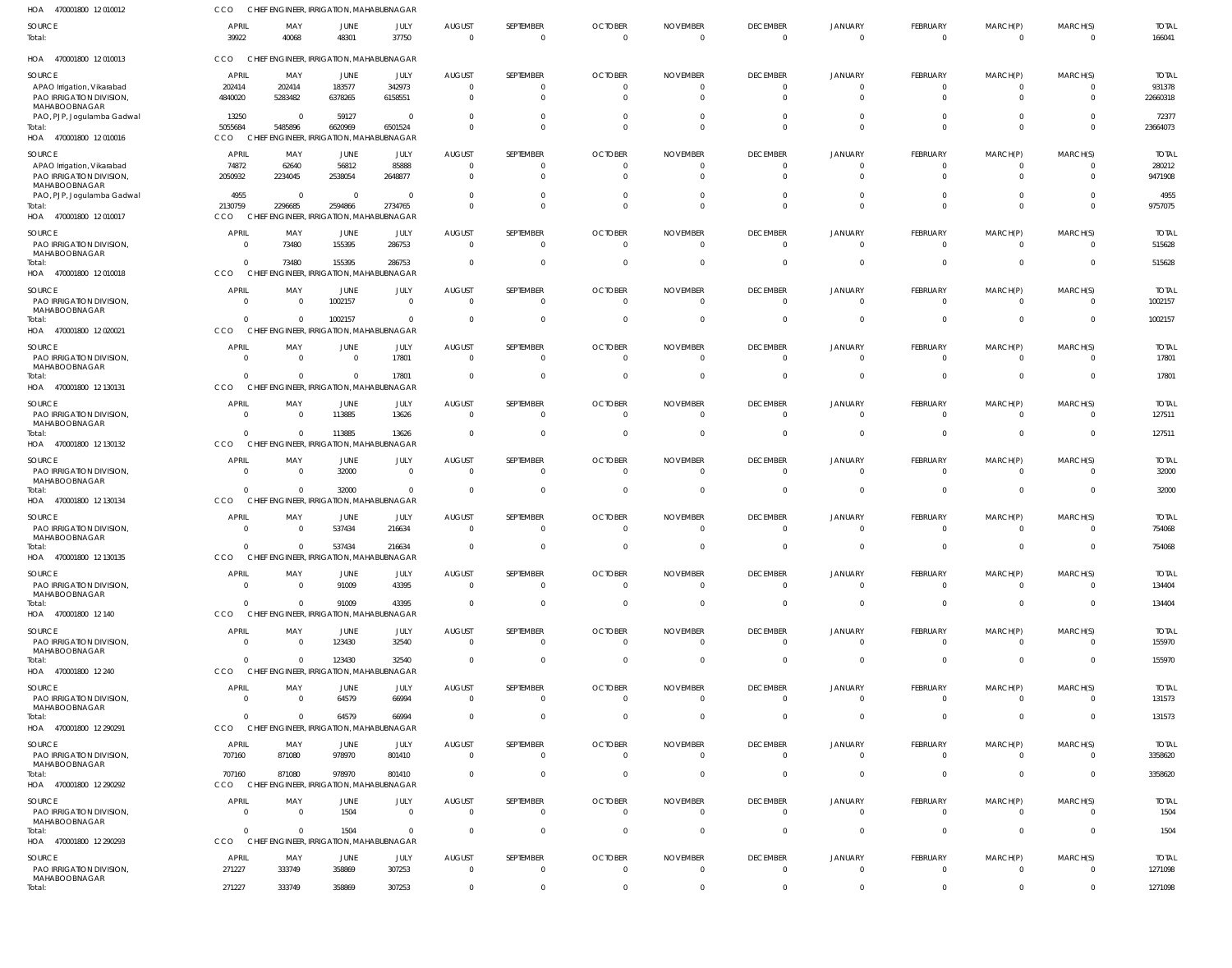HOA 470001800 12 010012 CCO CHIEF ENGINEER, IRRIGATION, MAHABUBNAGAR

| SOURCE | APRIL | MAY | JUNE | JULY | AUGUST | SEPTEMBER | OCTOBER | NOVEMBER | DECEMBER | JANUARY | FEBRUARY | MARCH(P) | MARCH(S) | TOTAL |
|---|---|---|---|---|---|---|---|---|---|---|---|---|---|---|
| Total: | 39922 | 40068 | 48301 | 37750 | 0 | 0 | 0 | 0 | 0 | 0 | 0 | 0 | 0 | 166041 |

HOA 470001800 12 010013 CCO CHIEF ENGINEER, IRRIGATION, MAHABUBNAGAR

| SOURCE | APRIL | MAY | JUNE | JULY | AUGUST | SEPTEMBER | OCTOBER | NOVEMBER | DECEMBER | JANUARY | FEBRUARY | MARCH(P) | MARCH(S) | TOTAL |
|---|---|---|---|---|---|---|---|---|---|---|---|---|---|---|
| APAO Irrigation, Vikarabad | 202414 | 202414 | 183577 | 342973 | 0 | 0 | 0 | 0 | 0 | 0 | 0 | 0 | 0 | 931378 |
| PAO IRRIGATION DIVISION, MAHABOOBNAGAR | 4840020 | 5283482 | 6378265 | 6158551 | 0 | 0 | 0 | 0 | 0 | 0 | 0 | 0 | 0 | 22660318 |
| PAO, PJP, Jogulamba Gadwal | 13250 | 0 | 59127 | 0 | 0 | 0 | 0 | 0 | 0 | 0 | 0 | 0 | 0 | 72377 |
| Total: | 5055684 | 5485896 | 6620969 | 6501524 | 0 | 0 | 0 | 0 | 0 | 0 | 0 | 0 | 0 | 23664073 |

HOA 470001800 12 010016 CCO CHIEF ENGINEER, IRRIGATION, MAHABUBNAGAR

| SOURCE | APRIL | MAY | JUNE | JULY | AUGUST | SEPTEMBER | OCTOBER | NOVEMBER | DECEMBER | JANUARY | FEBRUARY | MARCH(P) | MARCH(S) | TOTAL |
|---|---|---|---|---|---|---|---|---|---|---|---|---|---|---|
| APAO Irrigation, Vikarabad | 74872 | 62640 | 56812 | 85888 | 0 | 0 | 0 | 0 | 0 | 0 | 0 | 0 | 0 | 280212 |
| PAO IRRIGATION DIVISION, MAHABOOBNAGAR | 2050932 | 2234045 | 2538054 | 2648877 | 0 | 0 | 0 | 0 | 0 | 0 | 0 | 0 | 0 | 9471908 |
| PAO, PJP, Jogulamba Gadwal | 4955 | 0 | 0 | 0 | 0 | 0 | 0 | 0 | 0 | 0 | 0 | 0 | 0 | 4955 |
| Total: | 2130759 | 2296685 | 2594866 | 2734765 | 0 | 0 | 0 | 0 | 0 | 0 | 0 | 0 | 0 | 9757075 |

HOA 470001800 12 010017 CCO CHIEF ENGINEER, IRRIGATION, MAHABUBNAGAR

| SOURCE | APRIL | MAY | JUNE | JULY | AUGUST | SEPTEMBER | OCTOBER | NOVEMBER | DECEMBER | JANUARY | FEBRUARY | MARCH(P) | MARCH(S) | TOTAL |
|---|---|---|---|---|---|---|---|---|---|---|---|---|---|---|
| PAO IRRIGATION DIVISION, MAHABOOBNAGAR | 0 | 73480 | 155395 | 286753 | 0 | 0 | 0 | 0 | 0 | 0 | 0 | 0 | 0 | 515628 |
| Total: | 0 | 73480 | 155395 | 286753 | 0 | 0 | 0 | 0 | 0 | 0 | 0 | 0 | 0 | 515628 |

HOA 470001800 12 010018 CCO CHIEF ENGINEER, IRRIGATION, MAHABUBNAGAR

| SOURCE | APRIL | MAY | JUNE | JULY | AUGUST | SEPTEMBER | OCTOBER | NOVEMBER | DECEMBER | JANUARY | FEBRUARY | MARCH(P) | MARCH(S) | TOTAL |
|---|---|---|---|---|---|---|---|---|---|---|---|---|---|---|
| PAO IRRIGATION DIVISION, MAHABOOBNAGAR | 0 | 0 | 1002157 | 0 | 0 | 0 | 0 | 0 | 0 | 0 | 0 | 0 | 0 | 1002157 |
| Total: | 0 | 0 | 1002157 | 0 | 0 | 0 | 0 | 0 | 0 | 0 | 0 | 0 | 0 | 1002157 |

HOA 470001800 12 020021 CCO CHIEF ENGINEER, IRRIGATION, MAHABUBNAGAR

| SOURCE | APRIL | MAY | JUNE | JULY | AUGUST | SEPTEMBER | OCTOBER | NOVEMBER | DECEMBER | JANUARY | FEBRUARY | MARCH(P) | MARCH(S) | TOTAL |
|---|---|---|---|---|---|---|---|---|---|---|---|---|---|---|
| PAO IRRIGATION DIVISION, MAHABOOBNAGAR | 0 | 0 | 0 | 17801 | 0 | 0 | 0 | 0 | 0 | 0 | 0 | 0 | 0 | 17801 |
| Total: | 0 | 0 | 0 | 17801 | 0 | 0 | 0 | 0 | 0 | 0 | 0 | 0 | 0 | 17801 |

HOA 470001800 12 130131 CCO CHIEF ENGINEER, IRRIGATION, MAHABUBNAGAR

| SOURCE | APRIL | MAY | JUNE | JULY | AUGUST | SEPTEMBER | OCTOBER | NOVEMBER | DECEMBER | JANUARY | FEBRUARY | MARCH(P) | MARCH(S) | TOTAL |
|---|---|---|---|---|---|---|---|---|---|---|---|---|---|---|
| PAO IRRIGATION DIVISION, MAHABOOBNAGAR | 0 | 0 | 113885 | 13626 | 0 | 0 | 0 | 0 | 0 | 0 | 0 | 0 | 0 | 127511 |
| Total: | 0 | 0 | 113885 | 13626 | 0 | 0 | 0 | 0 | 0 | 0 | 0 | 0 | 0 | 127511 |

HOA 470001800 12 130132 CCO CHIEF ENGINEER, IRRIGATION, MAHABUBNAGAR

| SOURCE | APRIL | MAY | JUNE | JULY | AUGUST | SEPTEMBER | OCTOBER | NOVEMBER | DECEMBER | JANUARY | FEBRUARY | MARCH(P) | MARCH(S) | TOTAL |
|---|---|---|---|---|---|---|---|---|---|---|---|---|---|---|
| PAO IRRIGATION DIVISION, MAHABOOBNAGAR | 0 | 0 | 32000 | 0 | 0 | 0 | 0 | 0 | 0 | 0 | 0 | 0 | 0 | 32000 |
| Total: | 0 | 0 | 32000 | 0 | 0 | 0 | 0 | 0 | 0 | 0 | 0 | 0 | 0 | 32000 |

HOA 470001800 12 130134 CCO CHIEF ENGINEER, IRRIGATION, MAHABUBNAGAR

| SOURCE | APRIL | MAY | JUNE | JULY | AUGUST | SEPTEMBER | OCTOBER | NOVEMBER | DECEMBER | JANUARY | FEBRUARY | MARCH(P) | MARCH(S) | TOTAL |
|---|---|---|---|---|---|---|---|---|---|---|---|---|---|---|
| PAO IRRIGATION DIVISION, MAHABOOBNAGAR | 0 | 0 | 537434 | 216634 | 0 | 0 | 0 | 0 | 0 | 0 | 0 | 0 | 0 | 754068 |
| Total: | 0 | 0 | 537434 | 216634 | 0 | 0 | 0 | 0 | 0 | 0 | 0 | 0 | 0 | 754068 |

HOA 470001800 12 130135 CCO CHIEF ENGINEER, IRRIGATION, MAHABUBNAGAR

| SOURCE | APRIL | MAY | JUNE | JULY | AUGUST | SEPTEMBER | OCTOBER | NOVEMBER | DECEMBER | JANUARY | FEBRUARY | MARCH(P) | MARCH(S) | TOTAL |
|---|---|---|---|---|---|---|---|---|---|---|---|---|---|---|
| PAO IRRIGATION DIVISION, MAHABOOBNAGAR | 0 | 0 | 91009 | 43395 | 0 | 0 | 0 | 0 | 0 | 0 | 0 | 0 | 0 | 134404 |
| Total: | 0 | 0 | 91009 | 43395 | 0 | 0 | 0 | 0 | 0 | 0 | 0 | 0 | 0 | 134404 |

HOA 470001800 12 140 CCO CHIEF ENGINEER, IRRIGATION, MAHABUBNAGAR

| SOURCE | APRIL | MAY | JUNE | JULY | AUGUST | SEPTEMBER | OCTOBER | NOVEMBER | DECEMBER | JANUARY | FEBRUARY | MARCH(P) | MARCH(S) | TOTAL |
|---|---|---|---|---|---|---|---|---|---|---|---|---|---|---|
| PAO IRRIGATION DIVISION, MAHABOOBNAGAR | 0 | 0 | 123430 | 32540 | 0 | 0 | 0 | 0 | 0 | 0 | 0 | 0 | 0 | 155970 |
| Total: | 0 | 0 | 123430 | 32540 | 0 | 0 | 0 | 0 | 0 | 0 | 0 | 0 | 0 | 155970 |

HOA 470001800 12 240 CCO CHIEF ENGINEER, IRRIGATION, MAHABUBNAGAR

| SOURCE | APRIL | MAY | JUNE | JULY | AUGUST | SEPTEMBER | OCTOBER | NOVEMBER | DECEMBER | JANUARY | FEBRUARY | MARCH(P) | MARCH(S) | TOTAL |
|---|---|---|---|---|---|---|---|---|---|---|---|---|---|---|
| PAO IRRIGATION DIVISION, MAHABOOBNAGAR | 0 | 0 | 64579 | 66994 | 0 | 0 | 0 | 0 | 0 | 0 | 0 | 0 | 0 | 131573 |
| Total: | 0 | 0 | 64579 | 66994 | 0 | 0 | 0 | 0 | 0 | 0 | 0 | 0 | 0 | 131573 |

HOA 470001800 12 290291 CCO CHIEF ENGINEER, IRRIGATION, MAHABUBNAGAR

| SOURCE | APRIL | MAY | JUNE | JULY | AUGUST | SEPTEMBER | OCTOBER | NOVEMBER | DECEMBER | JANUARY | FEBRUARY | MARCH(P) | MARCH(S) | TOTAL |
|---|---|---|---|---|---|---|---|---|---|---|---|---|---|---|
| PAO IRRIGATION DIVISION, MAHABOOBNAGAR | 707160 | 871080 | 978970 | 801410 | 0 | 0 | 0 | 0 | 0 | 0 | 0 | 0 | 0 | 3358620 |
| Total: | 707160 | 871080 | 978970 | 801410 | 0 | 0 | 0 | 0 | 0 | 0 | 0 | 0 | 0 | 3358620 |

HOA 470001800 12 290292 CCO CHIEF ENGINEER, IRRIGATION, MAHABUBNAGAR

| SOURCE | APRIL | MAY | JUNE | JULY | AUGUST | SEPTEMBER | OCTOBER | NOVEMBER | DECEMBER | JANUARY | FEBRUARY | MARCH(P) | MARCH(S) | TOTAL |
|---|---|---|---|---|---|---|---|---|---|---|---|---|---|---|
| PAO IRRIGATION DIVISION, MAHABOOBNAGAR | 0 | 0 | 1504 | 0 | 0 | 0 | 0 | 0 | 0 | 0 | 0 | 0 | 0 | 1504 |
| Total: | 0 | 0 | 1504 | 0 | 0 | 0 | 0 | 0 | 0 | 0 | 0 | 0 | 0 | 1504 |

HOA 470001800 12 290293 CCO CHIEF ENGINEER, IRRIGATION, MAHABUBNAGAR

| SOURCE | APRIL | MAY | JUNE | JULY | AUGUST | SEPTEMBER | OCTOBER | NOVEMBER | DECEMBER | JANUARY | FEBRUARY | MARCH(P) | MARCH(S) | TOTAL |
|---|---|---|---|---|---|---|---|---|---|---|---|---|---|---|
| PAO IRRIGATION DIVISION, MAHABOOBNAGAR | 271227 | 333749 | 358869 | 307253 | 0 | 0 | 0 | 0 | 0 | 0 | 0 | 0 | 0 | 1271098 |
| Total: | 271227 | 333749 | 358869 | 307253 | 0 | 0 | 0 | 0 | 0 | 0 | 0 | 0 | 0 | 1271098 |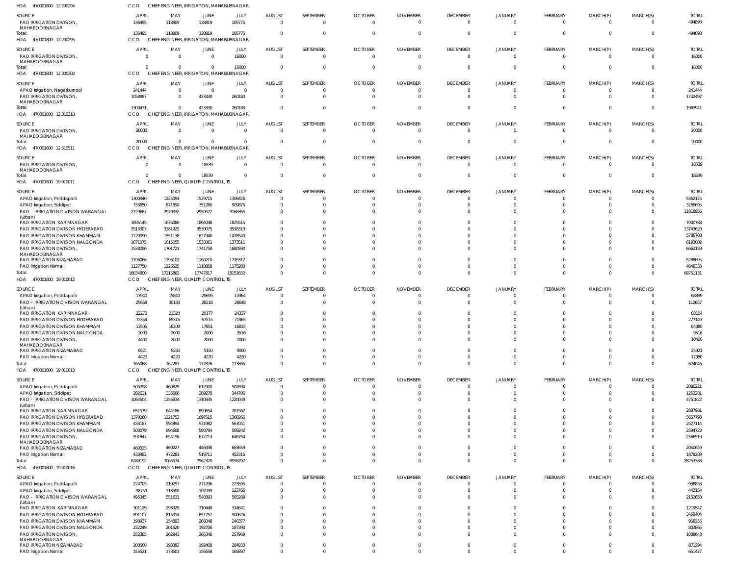HOA 470001800 12 290294 CCO CHIEF ENGINEER, IRRIGATION, MAHABUBNAGAR

| SOURCE | APRIL | MAY | JUNE | JULY | AUGUST | SEPTEMBER | OCTOBER | NOVEMBER | DECEMBER | JANUARY | FEBRUARY | MARCH(P) | MARCH(S) | TOTAL |
|---|---|---|---|---|---|---|---|---|---|---|---|---|---|---|
| PAO IRRIGATION DIVISION, MAHABOOBNAGAR | 136495 | 113809 | 138819 | 105775 | 0 | 0 | 0 | 0 | 0 | 0 | 0 | 0 | 0 | 494898 |
| Total: | 136495 | 113809 | 138819 | 105775 | 0 | 0 | 0 | 0 | 0 | 0 | 0 | 0 | 0 | 494898 |

HOA 470001800 12 290295 CCO CHIEF ENGINEER, IRRIGATION, MAHABUBNAGAR

| SOURCE | APRIL | MAY | JUNE | JULY | AUGUST | SEPTEMBER | OCTOBER | NOVEMBER | DECEMBER | JANUARY | FEBRUARY | MARCH(P) | MARCH(S) | TOTAL |
|---|---|---|---|---|---|---|---|---|---|---|---|---|---|---|
| PAO IRRIGATION DIVISION, MAHABOOBNAGAR | 0 | 0 | 0 | 16000 | 0 | 0 | 0 | 0 | 0 | 0 | 0 | 0 | 0 | 16000 |
| Total: | 0 | 0 | 0 | 16000 | 0 | 0 | 0 | 0 | 0 | 0 | 0 | 0 | 0 | 16000 |

HOA 470001800 12 300302 CCO CHIEF ENGINEER, IRRIGATION, MAHABUBNAGAR

| SOURCE | APRIL | MAY | JUNE | JULY | AUGUST | SEPTEMBER | OCTOBER | NOVEMBER | DECEMBER | JANUARY | FEBRUARY | MARCH(P) | MARCH(S) | TOTAL |
|---|---|---|---|---|---|---|---|---|---|---|---|---|---|---|
| APAO Irrigation, Nagarkurnool | 241444 | 0 | 0 | 0 | 0 | 0 | 0 | 0 | 0 | 0 | 0 | 0 | 0 | 241444 |
| PAO IRRIGATION DIVISION, MAHABOOBNAGAR | 1058987 | 0 | 423330 | 260180 | 0 | 0 | 0 | 0 | 0 | 0 | 0 | 0 | 0 | 1742497 |
| Total: | 1300431 | 0 | 423330 | 260180 | 0 | 0 | 0 | 0 | 0 | 0 | 0 | 0 | 0 | 1983941 |

HOA 470001800 12 310318 CCO CHIEF ENGINEER, IRRIGATION, MAHABUBNAGAR

| SOURCE | APRIL | MAY | JUNE | JULY | AUGUST | SEPTEMBER | OCTOBER | NOVEMBER | DECEMBER | JANUARY | FEBRUARY | MARCH(P) | MARCH(S) | TOTAL |
|---|---|---|---|---|---|---|---|---|---|---|---|---|---|---|
| PAO IRRIGATION DIVISION, MAHABOOBNAGAR | 20000 | 0 | 0 | 0 | 0 | 0 | 0 | 0 | 0 | 0 | 0 | 0 | 0 | 20000 |
| Total: | 20000 | 0 | 0 | 0 | 0 | 0 | 0 | 0 | 0 | 0 | 0 | 0 | 0 | 20000 |

HOA 470001800 12 510511 CCO CHIEF ENGINEER, IRRIGATION, MAHABUBNAGAR

| SOURCE | APRIL | MAY | JUNE | JULY | AUGUST | SEPTEMBER | OCTOBER | NOVEMBER | DECEMBER | JANUARY | FEBRUARY | MARCH(P) | MARCH(S) | TOTAL |
|---|---|---|---|---|---|---|---|---|---|---|---|---|---|---|
| PAO IRRIGATION DIVISION, MAHABOOBNAGAR | 0 | 0 | 18539 | 0 | 0 | 0 | 0 | 0 | 0 | 0 | 0 | 0 | 0 | 18539 |
| Total: | 0 | 0 | 18539 | 0 | 0 | 0 | 0 | 0 | 0 | 0 | 0 | 0 | 0 | 18539 |

HOA 470001800 19 010011 CCO CHIEF ENGINEER, QUALITY CONTROL, TS

| SOURCE | APRIL | MAY | JUNE | JULY | AUGUST | SEPTEMBER | OCTOBER | NOVEMBER | DECEMBER | JANUARY | FEBRUARY | MARCH(P) | MARCH(S) | TOTAL |
|---|---|---|---|---|---|---|---|---|---|---|---|---|---|---|
| APAO Irrigation, Peddapalli | 1300940 | 1225094 | 1529715 | 1306426 | 0 | 0 | 0 | 0 | 0 | 0 | 0 | 0 | 0 | 5362175 |
| APAO Irrigation, Siddipet | 733650 | 871890 | 751280 | 909875 | 0 | 0 | 0 | 0 | 0 | 0 | 0 | 0 | 0 | 3266695 |
| PAO - IRRIGATION DIVISION WARANGAL (Urban) | 2729687 | 2970332 | 2950572 | 3168365 | 0 | 0 | 0 | 0 | 0 | 0 | 0 | 0 | 0 | 11818956 |
| PAO IRRIGATION KARIMNAGAR | 1695145 | 1676080 | 1804048 | 1825515 | 0 | 0 | 0 | 0 | 0 | 0 | 0 | 0 | 0 | 7000788 |
| PAO IRRIGATION DIVISION HYDERABAD | 3513307 | 3181925 | 3530075 | 3518313 | 0 | 0 | 0 | 0 | 0 | 0 | 0 | 0 | 0 | 13743620 |
| PAO IRRIGATION DIVISION KHAMMAM | 1129090 | 1551138 | 1627940 | 1478540 | 0 | 0 | 0 | 0 | 0 | 0 | 0 | 0 | 0 | 5786708 |
| PAO IRRIGATION DIVISION NALGONDA | 1671075 | 1615055 | 1533361 | 1373511 | 0 | 0 | 0 | 0 | 0 | 0 | 0 | 0 | 0 | 6193002 |
| PAO IRRIGATION DIVISION, MAHABOOBNAGAR | 1538090 | 1701721 | 1741758 | 1680590 | 0 | 0 | 0 | 0 | 0 | 0 | 0 | 0 | 0 | 6662159 |
| PAO IRRIGATION NIZAMABAD | 1196066 | 1196102 | 1160210 | 1716317 | 0 | 0 | 0 | 0 | 0 | 0 | 0 | 0 | 0 | 5268695 |
| PAO Irrigation Nirmal | 1127750 | 1226525 | 1118858 | 1175200 | 0 | 0 | 0 | 0 | 0 | 0 | 0 | 0 | 0 | 4648333 |
| Total: | 16634800 | 17215862 | 17747817 | 18152652 | 0 | 0 | 0 | 0 | 0 | 0 | 0 | 0 | 0 | 69751131 |

HOA 470001800 19 010012 CCO CHIEF ENGINEER, QUALITY CONTROL, TS

| SOURCE | APRIL | MAY | JUNE | JULY | AUGUST | SEPTEMBER | OCTOBER | NOVEMBER | DECEMBER | JANUARY | FEBRUARY | MARCH(P) | MARCH(S) | TOTAL |
|---|---|---|---|---|---|---|---|---|---|---|---|---|---|---|
| APAO Irrigation, Peddapalli | 13940 | 15840 | 25695 | 13364 | 0 | 0 | 0 | 0 | 0 | 0 | 0 | 0 | 0 | 68839 |
| PAO - IRRIGATION DIVISION WARANGAL (Urban) | 25658 | 30133 | 28218 | 28648 | 0 | 0 | 0 | 0 | 0 | 0 | 0 | 0 | 0 | 112657 |
| PAO IRRIGATION KARIMNAGAR | 22270 | 21320 | 20177 | 24337 | 0 | 0 | 0 | 0 | 0 | 0 | 0 | 0 | 0 | 88104 |
| PAO IRRIGATION DIVISION HYDERABAD | 72354 | 65315 | 67515 | 71965 | 0 | 0 | 0 | 0 | 0 | 0 | 0 | 0 | 0 | 277149 |
| PAO IRRIGATION DIVISION KHAMMAM | 13505 | 16209 | 17851 | 16815 | 0 | 0 | 0 | 0 | 0 | 0 | 0 | 0 | 0 | 64380 |
| PAO IRRIGATION DIVISION NALGONDA | 2000 | 2000 | 2000 | 3516 | 0 | 0 | 0 | 0 | 0 | 0 | 0 | 0 | 0 | 9516 |
| PAO IRRIGATION DIVISION, MAHABOOBNAGAR | 4400 | 2000 | 2000 | 2000 | 0 | 0 | 0 | 0 | 0 | 0 | 0 | 0 | 0 | 10400 |
| PAO IRRIGATION NIZAMABAD | 6521 | 5250 | 5150 | 9000 | 0 | 0 | 0 | 0 | 0 | 0 | 0 | 0 | 0 | 25921 |
| PAO Irrigation Nirmal | 4420 | 4220 | 4220 | 4220 | 0 | 0 | 0 | 0 | 0 | 0 | 0 | 0 | 0 | 17080 |
| Total: | 165068 | 162287 | 172826 | 173865 | 0 | 0 | 0 | 0 | 0 | 0 | 0 | 0 | 0 | 674046 |

HOA 470001800 19 010013 CCO CHIEF ENGINEER, QUALITY CONTROL, TS

| SOURCE | APRIL | MAY | JUNE | JULY | AUGUST | SEPTEMBER | OCTOBER | NOVEMBER | DECEMBER | JANUARY | FEBRUARY | MARCH(P) | MARCH(S) | TOTAL |
|---|---|---|---|---|---|---|---|---|---|---|---|---|---|---|
| APAO Irrigation, Peddapalli | 500798 | 469829 | 612900 | 502694 | 0 | 0 | 0 | 0 | 0 | 0 | 0 | 0 | 0 | 2086221 |
| APAO Irrigation, Siddipet | 282631 | 335666 | 289278 | 344706 | 0 | 0 | 0 | 0 | 0 | 0 | 0 | 0 | 0 | 1252281 |
| PAO - IRRIGATION DIVISION WARANGAL (Urban) | 1064504 | 1156934 | 1310335 | 1220049 | 0 | 0 | 0 | 0 | 0 | 0 | 0 | 0 | 0 | 4751822 |
| PAO IRRIGATION KARIMNAGAR | 651579 | 644186 | 890654 | 701562 | 0 | 0 | 0 | 0 | 0 | 0 | 0 | 0 | 0 | 2887981 |
| PAO IRRIGATION DIVISION HYDERABAD | 1370260 | 1221753 | 1697515 | 1368265 | 0 | 0 | 0 | 0 | 0 | 0 | 0 | 0 | 0 | 5657793 |
| PAO IRRIGATION DIVISION KHAMMAM | 433187 | 594894 | 931982 | 567051 | 0 | 0 | 0 | 0 | 0 | 0 | 0 | 0 | 0 | 2527114 |
| PAO IRRIGATION DIVISION NALGONDA | 500079 | 994608 | 590794 | 509242 | 0 | 0 | 0 | 0 | 0 | 0 | 0 | 0 | 0 | 2594723 |
| PAO IRRIGATION DIVISION, MAHABOOBNAGAR | 591847 | 655196 | 672713 | 646754 | 0 | 0 | 0 | 0 | 0 | 0 | 0 | 0 | 0 | 2566510 |
| PAO IRRIGATION NIZAMABAD | 460325 | 460227 | 446438 | 683659 | 0 | 0 | 0 | 0 | 0 | 0 | 0 | 0 | 0 | 2050649 |
| PAO Irrigation Nirmal | 433982 | 472281 | 519711 | 452315 | 0 | 0 | 0 | 0 | 0 | 0 | 0 | 0 | 0 | 1878289 |
| Total: | 6289192 | 7005574 | 7962320 | 6996297 | 0 | 0 | 0 | 0 | 0 | 0 | 0 | 0 | 0 | 28253383 |

HOA 470001800 19 010016 CCO CHIEF ENGINEER, QUALITY CONTROL, TS

| SOURCE | APRIL | MAY | JUNE | JULY | AUGUST | SEPTEMBER | OCTOBER | NOVEMBER | DECEMBER | JANUARY | FEBRUARY | MARCH(P) | MARCH(S) | TOTAL |
|---|---|---|---|---|---|---|---|---|---|---|---|---|---|---|
| APAO Irrigation, Peddapalli | 224705 | 219257 | 271296 | 223595 | 0 | 0 | 0 | 0 | 0 | 0 | 0 | 0 | 0 | 938853 |
| APAO Irrigation, Siddipet | 98759 | 118590 | 102039 | 122766 | 0 | 0 | 0 | 0 | 0 | 0 | 0 | 0 | 0 | 442154 |
| PAO - IRRIGATION DIVISION WARANGAL (Urban) | 495345 | 551631 | 540393 | 565289 | 0 | 0 | 0 | 0 | 0 | 0 | 0 | 0 | 0 | 2152658 |
| PAO IRRIGATION KARIMNAGAR | 301129 | 293329 | 310448 | 314641 | 0 | 0 | 0 | 0 | 0 | 0 | 0 | 0 | 0 | 1219547 |
| PAO IRRIGATION DIVISION HYDERABAD | 891107 | 815914 | 851757 | 900626 | 0 | 0 | 0 | 0 | 0 | 0 | 0 | 0 | 0 | 3459404 |
| PAO IRRIGATION DIVISION KHAMMAM | 190937 | 254893 | 266048 | 246377 | 0 | 0 | 0 | 0 | 0 | 0 | 0 | 0 | 0 | 958255 |
| PAO IRRIGATION DIVISION NALGONDA | 222249 | 201520 | 192706 | 187390 | 0 | 0 | 0 | 0 | 0 | 0 | 0 | 0 | 0 | 803865 |
| PAO IRRIGATION DIVISION, MAHABOOBNAGAR | 252385 | 262943 | 265346 | 257969 | 0 | 0 | 0 | 0 | 0 | 0 | 0 | 0 | 0 | 1038643 |
| PAO IRRIGATION NIZAMABAD | 200560 | 193393 | 192408 | 284933 | 0 | 0 | 0 | 0 | 0 | 0 | 0 | 0 | 0 | 871294 |
| PAO Irrigation Nirmal | 155521 | 173501 | 156558 | 165897 | 0 | 0 | 0 | 0 | 0 | 0 | 0 | 0 | 0 | 651477 |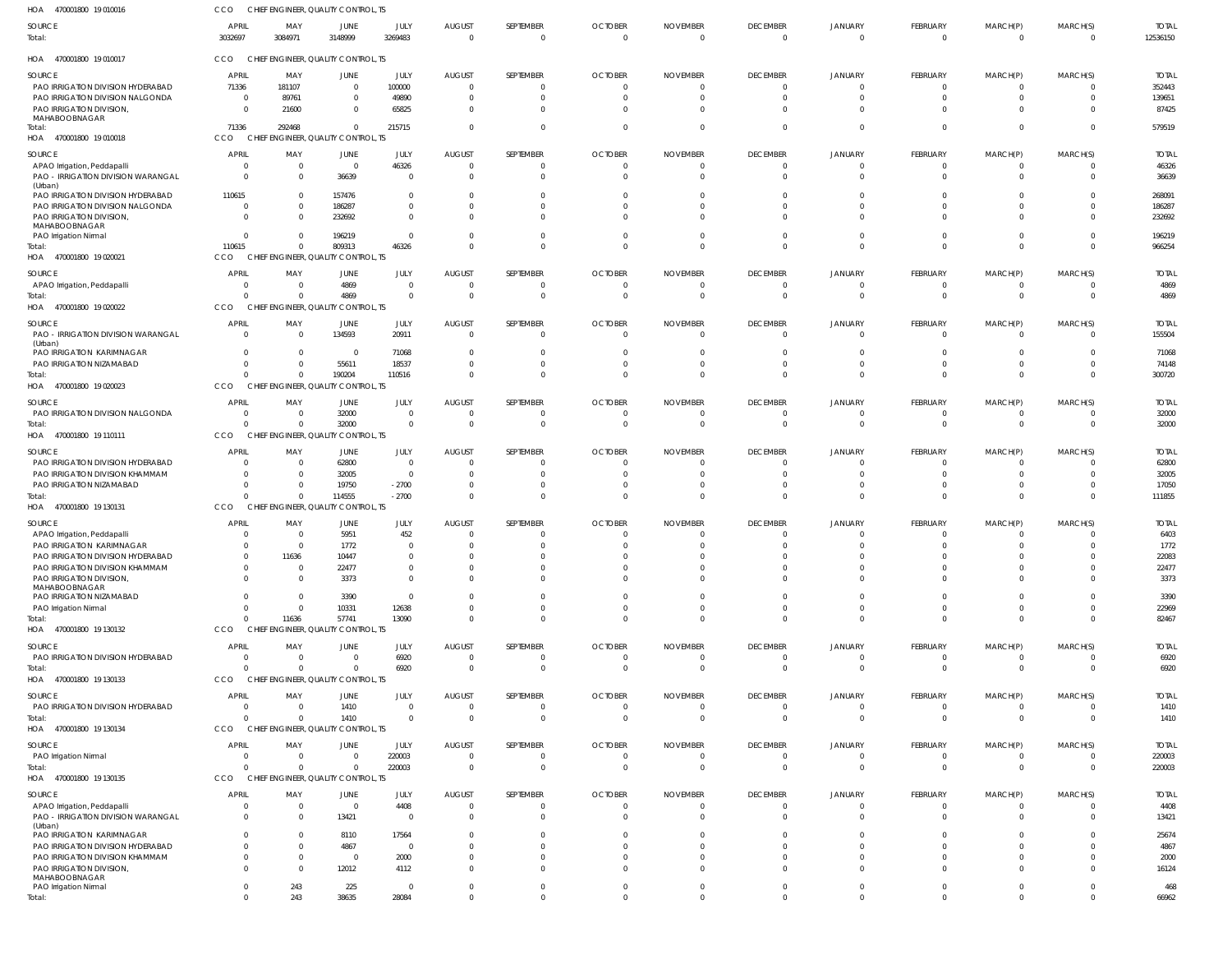HOA 470001800 19 010016 CCO CHIEF ENGINEER, QUALITY CONTROL, TS

| SOURCE | APRIL | MAY | JUNE | JULY | AUGUST | SEPTEMBER | OCTOBER | NOVEMBER | DECEMBER | JANUARY | FEBRUARY | MARCH(P) | MARCH(S) | TOTAL |
|---|---|---|---|---|---|---|---|---|---|---|---|---|---|---|
| Total: | 3032697 | 3084971 | 3148999 | 3269483 | 0 | 0 | 0 | 0 | 0 | 0 | 0 | 0 | 0 | 12536150 |

HOA 470001800 19 010017 CCO CHIEF ENGINEER, QUALITY CONTROL, TS

| SOURCE | APRIL | MAY | JUNE | JULY | AUGUST | SEPTEMBER | OCTOBER | NOVEMBER | DECEMBER | JANUARY | FEBRUARY | MARCH(P) | MARCH(S) | TOTAL |
|---|---|---|---|---|---|---|---|---|---|---|---|---|---|---|
| PAO IRRIGATION DIVISION HYDERABAD | 71336 | 181107 | 0 | 100000 | 0 | 0 | 0 | 0 | 0 | 0 | 0 | 0 | 0 | 352443 |
| PAO IRRIGATION DIVISION NALGONDA | 0 | 89761 | 0 | 49890 | 0 | 0 | 0 | 0 | 0 | 0 | 0 | 0 | 0 | 139651 |
| PAO IRRIGATION DIVISION, MAHABOOBNAGAR | 0 | 21600 | 0 | 65825 | 0 | 0 | 0 | 0 | 0 | 0 | 0 | 0 | 0 | 87425 |
| Total: | 71336 | 292468 | 0 | 215715 | 0 | 0 | 0 | 0 | 0 | 0 | 0 | 0 | 0 | 579519 |

HOA 470001800 19 010018 CCO CHIEF ENGINEER, QUALITY CONTROL, TS

| SOURCE | APRIL | MAY | JUNE | JULY | AUGUST | SEPTEMBER | OCTOBER | NOVEMBER | DECEMBER | JANUARY | FEBRUARY | MARCH(P) | MARCH(S) | TOTAL |
|---|---|---|---|---|---|---|---|---|---|---|---|---|---|---|
| APAO Irrigation, Peddapalli | 0 | 0 | 0 | 46326 | 0 | 0 | 0 | 0 | 0 | 0 | 0 | 0 | 0 | 46326 |
| PAO - IRRIGATION DIVISION WARANGAL (Urban) | 0 | 0 | 36639 | 0 | 0 | 0 | 0 | 0 | 0 | 0 | 0 | 0 | 0 | 36639 |
| PAO IRRIGATION DIVISION HYDERABAD | 110615 | 0 | 157476 | 0 | 0 | 0 | 0 | 0 | 0 | 0 | 0 | 0 | 0 | 268091 |
| PAO IRRIGATION DIVISION NALGONDA | 0 | 0 | 186287 | 0 | 0 | 0 | 0 | 0 | 0 | 0 | 0 | 0 | 0 | 186287 |
| PAO IRRIGATION DIVISION, MAHABOOBNAGAR | 0 | 0 | 232692 | 0 | 0 | 0 | 0 | 0 | 0 | 0 | 0 | 0 | 0 | 232692 |
| PAO Irrigation Nirmal | 0 | 0 | 196219 | 0 | 0 | 0 | 0 | 0 | 0 | 0 | 0 | 0 | 0 | 196219 |
| Total: | 110615 | 0 | 809313 | 46326 | 0 | 0 | 0 | 0 | 0 | 0 | 0 | 0 | 0 | 966254 |

HOA 470001800 19 020021 CCO CHIEF ENGINEER, QUALITY CONTROL, TS

| SOURCE | APRIL | MAY | JUNE | JULY | AUGUST | SEPTEMBER | OCTOBER | NOVEMBER | DECEMBER | JANUARY | FEBRUARY | MARCH(P) | MARCH(S) | TOTAL |
|---|---|---|---|---|---|---|---|---|---|---|---|---|---|---|
| APAO Irrigation, Peddapalli | 0 | 0 | 4869 | 0 | 0 | 0 | 0 | 0 | 0 | 0 | 0 | 0 | 0 | 4869 |
| Total: | 0 | 0 | 4869 | 0 | 0 | 0 | 0 | 0 | 0 | 0 | 0 | 0 | 0 | 4869 |

HOA 470001800 19 020022 CCO CHIEF ENGINEER, QUALITY CONTROL, TS

| SOURCE | APRIL | MAY | JUNE | JULY | AUGUST | SEPTEMBER | OCTOBER | NOVEMBER | DECEMBER | JANUARY | FEBRUARY | MARCH(P) | MARCH(S) | TOTAL |
|---|---|---|---|---|---|---|---|---|---|---|---|---|---|---|
| PAO - IRRIGATION DIVISION WARANGAL (Urban) | 0 | 0 | 134593 | 20911 | 0 | 0 | 0 | 0 | 0 | 0 | 0 | 0 | 0 | 155504 |
| PAO IRRIGATION KARIMNAGAR | 0 | 0 | 0 | 71068 | 0 | 0 | 0 | 0 | 0 | 0 | 0 | 0 | 0 | 71068 |
| PAO IRRIGATION NIZAMABAD | 0 | 0 | 55611 | 18537 | 0 | 0 | 0 | 0 | 0 | 0 | 0 | 0 | 0 | 74148 |
| Total: | 0 | 0 | 190204 | 110516 | 0 | 0 | 0 | 0 | 0 | 0 | 0 | 0 | 0 | 300720 |

HOA 470001800 19 020023 CCO CHIEF ENGINEER, QUALITY CONTROL, TS

| SOURCE | APRIL | MAY | JUNE | JULY | AUGUST | SEPTEMBER | OCTOBER | NOVEMBER | DECEMBER | JANUARY | FEBRUARY | MARCH(P) | MARCH(S) | TOTAL |
|---|---|---|---|---|---|---|---|---|---|---|---|---|---|---|
| PAO IRRIGATION DIVISION NALGONDA | 0 | 0 | 32000 | 0 | 0 | 0 | 0 | 0 | 0 | 0 | 0 | 0 | 0 | 32000 |
| Total: | 0 | 0 | 32000 | 0 | 0 | 0 | 0 | 0 | 0 | 0 | 0 | 0 | 0 | 32000 |

HOA 470001800 19 110111 CCO CHIEF ENGINEER, QUALITY CONTROL, TS

| SOURCE | APRIL | MAY | JUNE | JULY | AUGUST | SEPTEMBER | OCTOBER | NOVEMBER | DECEMBER | JANUARY | FEBRUARY | MARCH(P) | MARCH(S) | TOTAL |
|---|---|---|---|---|---|---|---|---|---|---|---|---|---|---|
| PAO IRRIGATION DIVISION HYDERABAD | 0 | 0 | 62800 | 0 | 0 | 0 | 0 | 0 | 0 | 0 | 0 | 0 | 0 | 62800 |
| PAO IRRIGATION DIVISION KHAMMAM | 0 | 0 | 32005 | 0 | 0 | 0 | 0 | 0 | 0 | 0 | 0 | 0 | 0 | 32005 |
| PAO IRRIGATION NIZAMABAD | 0 | 0 | 19750 | -2700 | 0 | 0 | 0 | 0 | 0 | 0 | 0 | 0 | 0 | 17050 |
| Total: | 0 | 0 | 114555 | -2700 | 0 | 0 | 0 | 0 | 0 | 0 | 0 | 0 | 0 | 111855 |

HOA 470001800 19 130131 CCO CHIEF ENGINEER, QUALITY CONTROL, TS

| SOURCE | APRIL | MAY | JUNE | JULY | AUGUST | SEPTEMBER | OCTOBER | NOVEMBER | DECEMBER | JANUARY | FEBRUARY | MARCH(P) | MARCH(S) | TOTAL |
|---|---|---|---|---|---|---|---|---|---|---|---|---|---|---|
| APAO Irrigation, Peddapalli | 0 | 0 | 5951 | 452 | 0 | 0 | 0 | 0 | 0 | 0 | 0 | 0 | 0 | 6403 |
| PAO IRRIGATION KARIMNAGAR | 0 | 0 | 1772 | 0 | 0 | 0 | 0 | 0 | 0 | 0 | 0 | 0 | 0 | 1772 |
| PAO IRRIGATION DIVISION HYDERABAD | 0 | 11636 | 10447 | 0 | 0 | 0 | 0 | 0 | 0 | 0 | 0 | 0 | 0 | 22083 |
| PAO IRRIGATION DIVISION KHAMMAM | 0 | 0 | 22477 | 0 | 0 | 0 | 0 | 0 | 0 | 0 | 0 | 0 | 0 | 22477 |
| PAO IRRIGATION DIVISION, MAHABOOBNAGAR | 0 | 0 | 3373 | 0 | 0 | 0 | 0 | 0 | 0 | 0 | 0 | 0 | 0 | 3373 |
| PAO IRRIGATION NIZAMABAD | 0 | 0 | 3390 | 0 | 0 | 0 | 0 | 0 | 0 | 0 | 0 | 0 | 0 | 3390 |
| PAO Irrigation Nirmal | 0 | 0 | 10331 | 12638 | 0 | 0 | 0 | 0 | 0 | 0 | 0 | 0 | 0 | 22969 |
| Total: | 0 | 11636 | 57741 | 13090 | 0 | 0 | 0 | 0 | 0 | 0 | 0 | 0 | 0 | 82467 |

HOA 470001800 19 130132 CCO CHIEF ENGINEER, QUALITY CONTROL, TS

| SOURCE | APRIL | MAY | JUNE | JULY | AUGUST | SEPTEMBER | OCTOBER | NOVEMBER | DECEMBER | JANUARY | FEBRUARY | MARCH(P) | MARCH(S) | TOTAL |
|---|---|---|---|---|---|---|---|---|---|---|---|---|---|---|
| PAO IRRIGATION DIVISION HYDERABAD | 0 | 0 | 0 | 6920 | 0 | 0 | 0 | 0 | 0 | 0 | 0 | 0 | 0 | 6920 |
| Total: | 0 | 0 | 0 | 6920 | 0 | 0 | 0 | 0 | 0 | 0 | 0 | 0 | 0 | 6920 |

HOA 470001800 19 130133 CCO CHIEF ENGINEER, QUALITY CONTROL, TS

| SOURCE | APRIL | MAY | JUNE | JULY | AUGUST | SEPTEMBER | OCTOBER | NOVEMBER | DECEMBER | JANUARY | FEBRUARY | MARCH(P) | MARCH(S) | TOTAL |
|---|---|---|---|---|---|---|---|---|---|---|---|---|---|---|
| PAO IRRIGATION DIVISION HYDERABAD | 0 | 0 | 1410 | 0 | 0 | 0 | 0 | 0 | 0 | 0 | 0 | 0 | 0 | 1410 |
| Total: | 0 | 0 | 1410 | 0 | 0 | 0 | 0 | 0 | 0 | 0 | 0 | 0 | 0 | 1410 |

HOA 470001800 19 130134 CCO CHIEF ENGINEER, QUALITY CONTROL, TS

| SOURCE | APRIL | MAY | JUNE | JULY | AUGUST | SEPTEMBER | OCTOBER | NOVEMBER | DECEMBER | JANUARY | FEBRUARY | MARCH(P) | MARCH(S) | TOTAL |
|---|---|---|---|---|---|---|---|---|---|---|---|---|---|---|
| PAO Irrigation Nirmal | 0 | 0 | 0 | 220003 | 0 | 0 | 0 | 0 | 0 | 0 | 0 | 0 | 0 | 220003 |
| Total: | 0 | 0 | 0 | 220003 | 0 | 0 | 0 | 0 | 0 | 0 | 0 | 0 | 0 | 220003 |

HOA 470001800 19 130135 CCO CHIEF ENGINEER, QUALITY CONTROL, TS

| SOURCE | APRIL | MAY | JUNE | JULY | AUGUST | SEPTEMBER | OCTOBER | NOVEMBER | DECEMBER | JANUARY | FEBRUARY | MARCH(P) | MARCH(S) | TOTAL |
|---|---|---|---|---|---|---|---|---|---|---|---|---|---|---|
| APAO Irrigation, Peddapalli | 0 | 0 | 0 | 4408 | 0 | 0 | 0 | 0 | 0 | 0 | 0 | 0 | 0 | 4408 |
| PAO - IRRIGATION DIVISION WARANGAL (Urban) | 0 | 0 | 13421 | 0 | 0 | 0 | 0 | 0 | 0 | 0 | 0 | 0 | 0 | 13421 |
| PAO IRRIGATION KARIMNAGAR | 0 | 0 | 8110 | 17564 | 0 | 0 | 0 | 0 | 0 | 0 | 0 | 0 | 0 | 25674 |
| PAO IRRIGATION DIVISION HYDERABAD | 0 | 0 | 4867 | 0 | 0 | 0 | 0 | 0 | 0 | 0 | 0 | 0 | 0 | 4867 |
| PAO IRRIGATION DIVISION KHAMMAM | 0 | 0 | 0 | 2000 | 0 | 0 | 0 | 0 | 0 | 0 | 0 | 0 | 0 | 2000 |
| PAO IRRIGATION DIVISION, MAHABOOBNAGAR | 0 | 0 | 12012 | 4112 | 0 | 0 | 0 | 0 | 0 | 0 | 0 | 0 | 0 | 16124 |
| PAO Irrigation Nirmal | 0 | 243 | 225 | 0 | 0 | 0 | 0 | 0 | 0 | 0 | 0 | 0 | 0 | 468 |
| Total: | 0 | 243 | 38635 | 28084 | 0 | 0 | 0 | 0 | 0 | 0 | 0 | 0 | 0 | 66962 |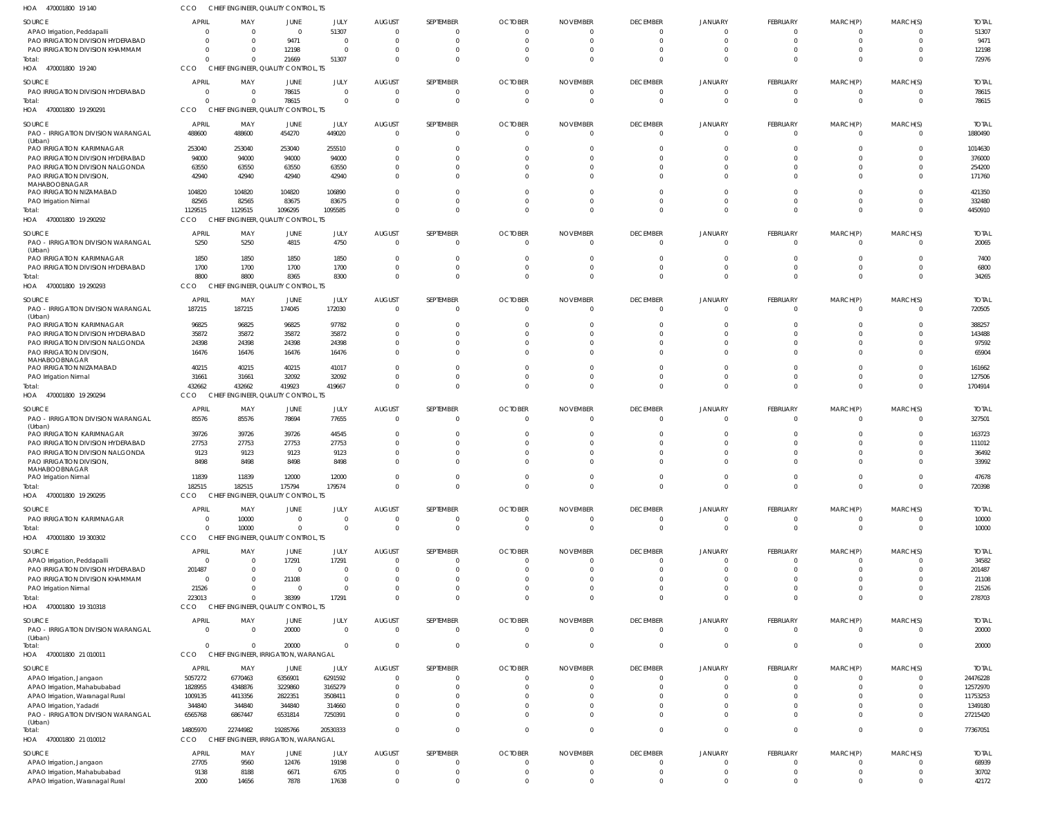HOA 470001800 19 140 CCO CHIEF ENGINEER, QUALITY CONTROL, TS

| SOURCE | APRIL | MAY | JUNE | JULY | AUGUST | SEPTEMBER | OCTOBER | NOVEMBER | DECEMBER | JANUARY | FEBRUARY | MARCH(P) | MARCH(S) | TOTAL |
|---|---|---|---|---|---|---|---|---|---|---|---|---|---|---|
| APAO Irrigation, Peddapalli | 0 | 0 | 0 | 51307 | 0 | 0 | 0 | 0 | 0 | 0 | 0 | 0 | 0 | 51307 |
| PAO IRRIGATION DIVISION HYDERABAD | 0 | 0 | 9471 | 0 | 0 | 0 | 0 | 0 | 0 | 0 | 0 | 0 | 0 | 9471 |
| PAO IRRIGATION DIVISION KHAMMAM | 0 | 0 | 12198 | 0 | 0 | 0 | 0 | 0 | 0 | 0 | 0 | 0 | 0 | 12198 |
| Total: | 0 | 0 | 21669 | 51307 | 0 | 0 | 0 | 0 | 0 | 0 | 0 | 0 | 0 | 72976 |

HOA 470001800 19 240 CCO CHIEF ENGINEER, QUALITY CONTROL, TS

| SOURCE | APRIL | MAY | JUNE | JULY | AUGUST | SEPTEMBER | OCTOBER | NOVEMBER | DECEMBER | JANUARY | FEBRUARY | MARCH(P) | MARCH(S) | TOTAL |
|---|---|---|---|---|---|---|---|---|---|---|---|---|---|---|
| PAO IRRIGATION DIVISION HYDERABAD | 0 | 0 | 78615 | 0 | 0 | 0 | 0 | 0 | 0 | 0 | 0 | 0 | 0 | 78615 |
| Total: | 0 | 0 | 78615 | 0 | 0 | 0 | 0 | 0 | 0 | 0 | 0 | 0 | 0 | 78615 |

HOA 470001800 19 290291 CCO CHIEF ENGINEER, QUALITY CONTROL, TS

| SOURCE | APRIL | MAY | JUNE | JULY | AUGUST | SEPTEMBER | OCTOBER | NOVEMBER | DECEMBER | JANUARY | FEBRUARY | MARCH(P) | MARCH(S) | TOTAL |
|---|---|---|---|---|---|---|---|---|---|---|---|---|---|---|
| PAO - IRRIGATION DIVISION WARANGAL (Urban) | 488600 | 488600 | 454270 | 449020 | 0 | 0 | 0 | 0 | 0 | 0 | 0 | 0 | 0 | 1880490 |
| PAO IRRIGATION KARIMNAGAR | 253040 | 253040 | 253040 | 255510 | 0 | 0 | 0 | 0 | 0 | 0 | 0 | 0 | 0 | 1014630 |
| PAO IRRIGATION DIVISION HYDERABAD | 94000 | 94000 | 94000 | 94000 | 0 | 0 | 0 | 0 | 0 | 0 | 0 | 0 | 0 | 376000 |
| PAO IRRIGATION DIVISION NALGONDA | 63550 | 63550 | 63550 | 63550 | 0 | 0 | 0 | 0 | 0 | 0 | 0 | 0 | 0 | 254200 |
| PAO IRRIGATION DIVISION, MAHABOOBNAGAR | 42940 | 42940 | 42940 | 42940 | 0 | 0 | 0 | 0 | 0 | 0 | 0 | 0 | 0 | 171760 |
| PAO IRRIGATION NIZAMABAD | 104820 | 104820 | 104820 | 106890 | 0 | 0 | 0 | 0 | 0 | 0 | 0 | 0 | 0 | 421350 |
| PAO Irrigation Nirmal | 82565 | 82565 | 83675 | 83675 | 0 | 0 | 0 | 0 | 0 | 0 | 0 | 0 | 0 | 332480 |
| Total: | 1129515 | 1129515 | 1096295 | 1095585 | 0 | 0 | 0 | 0 | 0 | 0 | 0 | 0 | 0 | 4450910 |

HOA 470001800 19 290292 CCO CHIEF ENGINEER, QUALITY CONTROL, TS

| SOURCE | APRIL | MAY | JUNE | JULY | AUGUST | SEPTEMBER | OCTOBER | NOVEMBER | DECEMBER | JANUARY | FEBRUARY | MARCH(P) | MARCH(S) | TOTAL |
|---|---|---|---|---|---|---|---|---|---|---|---|---|---|---|
| PAO - IRRIGATION DIVISION WARANGAL (Urban) | 5250 | 5250 | 4815 | 4750 | 0 | 0 | 0 | 0 | 0 | 0 | 0 | 0 | 0 | 20065 |
| PAO IRRIGATION KARIMNAGAR | 1850 | 1850 | 1850 | 1850 | 0 | 0 | 0 | 0 | 0 | 0 | 0 | 0 | 0 | 7400 |
| PAO IRRIGATION DIVISION HYDERABAD | 1700 | 1700 | 1700 | 1700 | 0 | 0 | 0 | 0 | 0 | 0 | 0 | 0 | 0 | 6800 |
| Total: | 8800 | 8800 | 8365 | 8300 | 0 | 0 | 0 | 0 | 0 | 0 | 0 | 0 | 0 | 34265 |

HOA 470001800 19 290293 CCO CHIEF ENGINEER, QUALITY CONTROL, TS

| SOURCE | APRIL | MAY | JUNE | JULY | AUGUST | SEPTEMBER | OCTOBER | NOVEMBER | DECEMBER | JANUARY | FEBRUARY | MARCH(P) | MARCH(S) | TOTAL |
|---|---|---|---|---|---|---|---|---|---|---|---|---|---|---|
| PAO - IRRIGATION DIVISION WARANGAL (Urban) | 187215 | 187215 | 174045 | 172030 | 0 | 0 | 0 | 0 | 0 | 0 | 0 | 0 | 0 | 720505 |
| PAO IRRIGATION KARIMNAGAR | 96825 | 96825 | 96825 | 97782 | 0 | 0 | 0 | 0 | 0 | 0 | 0 | 0 | 0 | 388257 |
| PAO IRRIGATION DIVISION HYDERABAD | 35872 | 35872 | 35872 | 35872 | 0 | 0 | 0 | 0 | 0 | 0 | 0 | 0 | 0 | 143488 |
| PAO IRRIGATION DIVISION NALGONDA | 24398 | 24398 | 24398 | 24398 | 0 | 0 | 0 | 0 | 0 | 0 | 0 | 0 | 0 | 97592 |
| PAO IRRIGATION DIVISION, MAHABOOBNAGAR | 16476 | 16476 | 16476 | 16476 | 0 | 0 | 0 | 0 | 0 | 0 | 0 | 0 | 0 | 65904 |
| PAO IRRIGATION NIZAMABAD | 40215 | 40215 | 40215 | 41017 | 0 | 0 | 0 | 0 | 0 | 0 | 0 | 0 | 0 | 161662 |
| PAO Irrigation Nirmal | 31661 | 31661 | 32092 | 32092 | 0 | 0 | 0 | 0 | 0 | 0 | 0 | 0 | 0 | 127506 |
| Total: | 432662 | 432662 | 419923 | 419667 | 0 | 0 | 0 | 0 | 0 | 0 | 0 | 0 | 0 | 1704914 |

HOA 470001800 19 290294 CCO CHIEF ENGINEER, QUALITY CONTROL, TS

| SOURCE | APRIL | MAY | JUNE | JULY | AUGUST | SEPTEMBER | OCTOBER | NOVEMBER | DECEMBER | JANUARY | FEBRUARY | MARCH(P) | MARCH(S) | TOTAL |
|---|---|---|---|---|---|---|---|---|---|---|---|---|---|---|
| PAO - IRRIGATION DIVISION WARANGAL (Urban) | 85576 | 85576 | 78694 | 77655 | 0 | 0 | 0 | 0 | 0 | 0 | 0 | 0 | 0 | 327501 |
| PAO IRRIGATION KARIMNAGAR | 39726 | 39726 | 39726 | 44545 | 0 | 0 | 0 | 0 | 0 | 0 | 0 | 0 | 0 | 163723 |
| PAO IRRIGATION DIVISION HYDERABAD | 27753 | 27753 | 27753 | 27753 | 0 | 0 | 0 | 0 | 0 | 0 | 0 | 0 | 0 | 111012 |
| PAO IRRIGATION DIVISION NALGONDA | 9123 | 9123 | 9123 | 9123 | 0 | 0 | 0 | 0 | 0 | 0 | 0 | 0 | 0 | 36492 |
| PAO IRRIGATION DIVISION, MAHABOOBNAGAR | 8498 | 8498 | 8498 | 8498 | 0 | 0 | 0 | 0 | 0 | 0 | 0 | 0 | 0 | 33992 |
| PAO Irrigation Nirmal | 11839 | 11839 | 12000 | 12000 | 0 | 0 | 0 | 0 | 0 | 0 | 0 | 0 | 0 | 47678 |
| Total: | 182515 | 182515 | 175794 | 179574 | 0 | 0 | 0 | 0 | 0 | 0 | 0 | 0 | 0 | 720398 |

HOA 470001800 19 290295 CCO CHIEF ENGINEER, QUALITY CONTROL, TS

| SOURCE | APRIL | MAY | JUNE | JULY | AUGUST | SEPTEMBER | OCTOBER | NOVEMBER | DECEMBER | JANUARY | FEBRUARY | MARCH(P) | MARCH(S) | TOTAL |
|---|---|---|---|---|---|---|---|---|---|---|---|---|---|---|
| PAO IRRIGATION KARIMNAGAR | 0 | 10000 | 0 | 0 | 0 | 0 | 0 | 0 | 0 | 0 | 0 | 0 | 0 | 10000 |
| Total: | 0 | 10000 | 0 | 0 | 0 | 0 | 0 | 0 | 0 | 0 | 0 | 0 | 0 | 10000 |

HOA 470001800 19 300302 CCO CHIEF ENGINEER, QUALITY CONTROL, TS

| SOURCE | APRIL | MAY | JUNE | JULY | AUGUST | SEPTEMBER | OCTOBER | NOVEMBER | DECEMBER | JANUARY | FEBRUARY | MARCH(P) | MARCH(S) | TOTAL |
|---|---|---|---|---|---|---|---|---|---|---|---|---|---|---|
| APAO Irrigation, Peddapalli | 0 | 0 | 17291 | 17291 | 0 | 0 | 0 | 0 | 0 | 0 | 0 | 0 | 0 | 34582 |
| PAO IRRIGATION DIVISION HYDERABAD | 201487 | 0 | 0 | 0 | 0 | 0 | 0 | 0 | 0 | 0 | 0 | 0 | 0 | 201487 |
| PAO IRRIGATION DIVISION KHAMMAM | 0 | 0 | 21108 | 0 | 0 | 0 | 0 | 0 | 0 | 0 | 0 | 0 | 0 | 21108 |
| PAO Irrigation Nirmal | 21526 | 0 | 0 | 0 | 0 | 0 | 0 | 0 | 0 | 0 | 0 | 0 | 0 | 21526 |
| Total: | 223013 | 0 | 38399 | 17291 | 0 | 0 | 0 | 0 | 0 | 0 | 0 | 0 | 0 | 278703 |

HOA 470001800 19 310318 CCO CHIEF ENGINEER, QUALITY CONTROL, TS

| SOURCE | APRIL | MAY | JUNE | JULY | AUGUST | SEPTEMBER | OCTOBER | NOVEMBER | DECEMBER | JANUARY | FEBRUARY | MARCH(P) | MARCH(S) | TOTAL |
|---|---|---|---|---|---|---|---|---|---|---|---|---|---|---|
| PAO - IRRIGATION DIVISION WARANGAL (Urban) | 0 | 0 | 20000 | 0 | 0 | 0 | 0 | 0 | 0 | 0 | 0 | 0 | 0 | 20000 |
| Total: | 0 | 0 | 20000 | 0 | 0 | 0 | 0 | 0 | 0 | 0 | 0 | 0 | 0 | 20000 |

HOA 470001800 21 010011 CCO CHIEF ENGINEER, IRRIGATION, WARANGAL

| SOURCE | APRIL | MAY | JUNE | JULY | AUGUST | SEPTEMBER | OCTOBER | NOVEMBER | DECEMBER | JANUARY | FEBRUARY | MARCH(P) | MARCH(S) | TOTAL |
|---|---|---|---|---|---|---|---|---|---|---|---|---|---|---|
| APAO Irrigation, Jangaon | 5057272 | 6770463 | 6356901 | 6291592 | 0 | 0 | 0 | 0 | 0 | 0 | 0 | 0 | 0 | 24476228 |
| APAO Irrigation, Mahabubabad | 1828955 | 4348876 | 3229860 | 3165279 | 0 | 0 | 0 | 0 | 0 | 0 | 0 | 0 | 0 | 12572970 |
| APAO Irrigation, Waranagal Rural | 1009135 | 4413356 | 2822351 | 3508411 | 0 | 0 | 0 | 0 | 0 | 0 | 0 | 0 | 0 | 11753253 |
| APAO Irrigation, Yadadri | 344840 | 344840 | 344840 | 314660 | 0 | 0 | 0 | 0 | 0 | 0 | 0 | 0 | 0 | 1349180 |
| PAO - IRRIGATION DIVISION WARANGAL (Urban) | 6565768 | 6867447 | 6531814 | 7250391 | 0 | 0 | 0 | 0 | 0 | 0 | 0 | 0 | 0 | 27215420 |
| Total: | 14805970 | 22744982 | 19285766 | 20530333 | 0 | 0 | 0 | 0 | 0 | 0 | 0 | 0 | 0 | 77367051 |

HOA 470001800 21 010012 CCO CHIEF ENGINEER, IRRIGATION, WARANGAL

| SOURCE | APRIL | MAY | JUNE | JULY | AUGUST | SEPTEMBER | OCTOBER | NOVEMBER | DECEMBER | JANUARY | FEBRUARY | MARCH(P) | MARCH(S) | TOTAL |
|---|---|---|---|---|---|---|---|---|---|---|---|---|---|---|
| APAO Irrigation, Jangaon | 27705 | 9560 | 12476 | 19198 | 0 | 0 | 0 | 0 | 0 | 0 | 0 | 0 | 0 | 68939 |
| APAO Irrigation, Mahabubabad | 9138 | 8188 | 6671 | 6705 | 0 | 0 | 0 | 0 | 0 | 0 | 0 | 0 | 0 | 30702 |
| APAO Irrigation, Waranagal Rural | 2000 | 14656 | 7878 | 17638 | 0 | 0 | 0 | 0 | 0 | 0 | 0 | 0 | 0 | 42172 |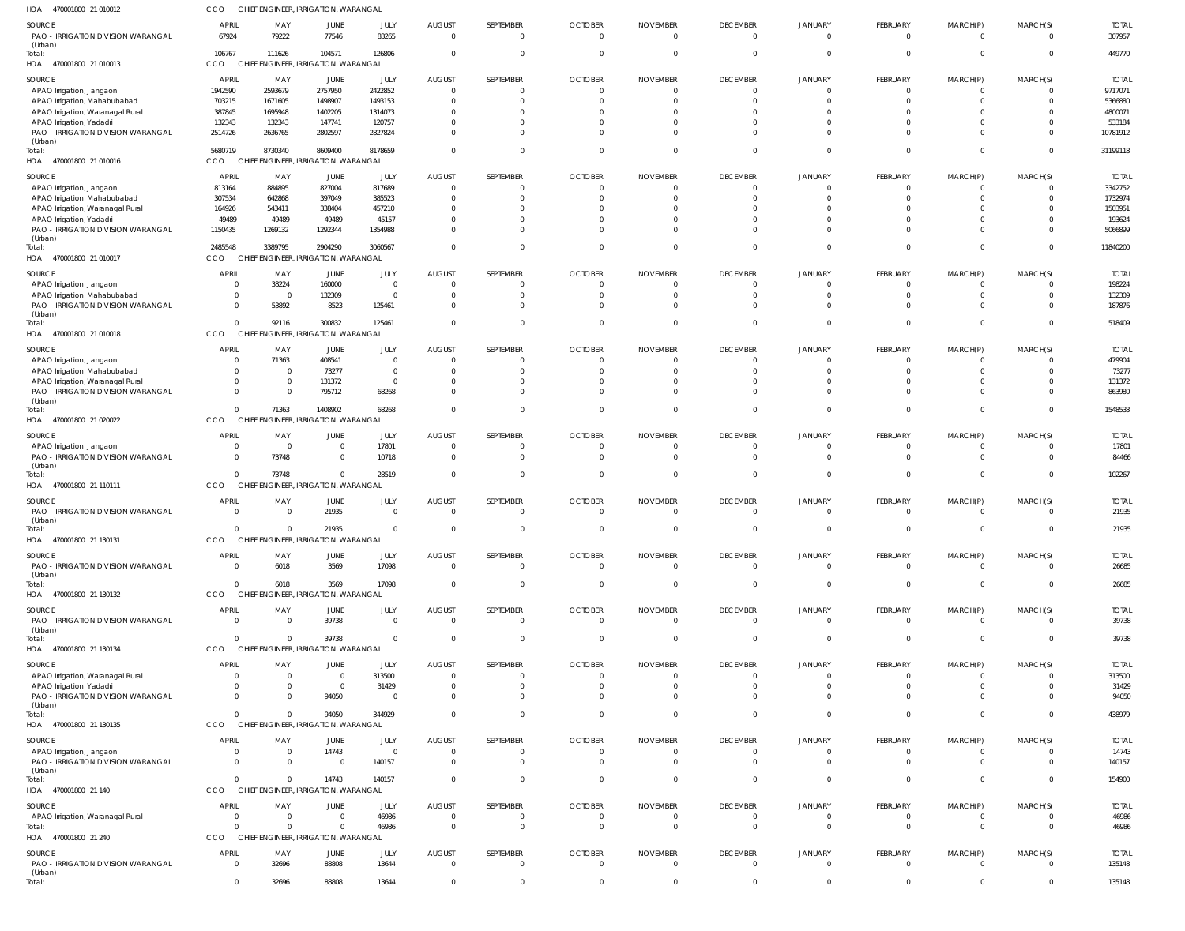HOA 470001800 21 010012 CCO CHIEF ENGINEER, IRRIGATION, WARANGAL

| SOURCE | APRIL | MAY | JUNE | JULY | AUGUST | SEPTEMBER | OCTOBER | NOVEMBER | DECEMBER | JANUARY | FEBRUARY | MARCH(P) | MARCH(S) | TOTAL |
|---|---|---|---|---|---|---|---|---|---|---|---|---|---|---|
| PAO - IRRIGATION DIVISION WARANGAL (Urban) | 67924 | 79222 | 77546 | 83265 | 0 | 0 | 0 | 0 | 0 | 0 | 0 | 0 | 0 | 307957 |
| Total: | 106767 | 111626 | 104571 | 126806 | 0 | 0 | 0 | 0 | 0 | 0 | 0 | 0 | 0 | 449770 |

HOA 470001800 21 010013 CCO CHIEF ENGINEER, IRRIGATION, WARANGAL

| SOURCE | APRIL | MAY | JUNE | JULY | AUGUST | SEPTEMBER | OCTOBER | NOVEMBER | DECEMBER | JANUARY | FEBRUARY | MARCH(P) | MARCH(S) | TOTAL |
|---|---|---|---|---|---|---|---|---|---|---|---|---|---|---|
| APAO Irrigation, Jangaon | 1942590 | 2593679 | 2757950 | 2422852 | 0 | 0 | 0 | 0 | 0 | 0 | 0 | 0 | 0 | 9717071 |
| APAO Irrigation, Mahabubabad | 703215 | 1671605 | 1498907 | 1493153 | 0 | 0 | 0 | 0 | 0 | 0 | 0 | 0 | 0 | 5366880 |
| APAO Irrigation, Waranagal Rural | 387845 | 1695948 | 1402205 | 1314073 | 0 | 0 | 0 | 0 | 0 | 0 | 0 | 0 | 0 | 4800071 |
| APAO Irrigation, Yadadri | 132343 | 132343 | 147741 | 120757 | 0 | 0 | 0 | 0 | 0 | 0 | 0 | 0 | 0 | 533184 |
| PAO - IRRIGATION DIVISION WARANGAL (Urban) | 2514726 | 2636765 | 2802597 | 2827824 | 0 | 0 | 0 | 0 | 0 | 0 | 0 | 0 | 0 | 10781912 |
| Total: | 5680719 | 8730340 | 8609400 | 8178659 | 0 | 0 | 0 | 0 | 0 | 0 | 0 | 0 | 0 | 31199118 |

HOA 470001800 21 010016 CCO CHIEF ENGINEER, IRRIGATION, WARANGAL

| SOURCE | APRIL | MAY | JUNE | JULY | AUGUST | SEPTEMBER | OCTOBER | NOVEMBER | DECEMBER | JANUARY | FEBRUARY | MARCH(P) | MARCH(S) | TOTAL |
|---|---|---|---|---|---|---|---|---|---|---|---|---|---|---|
| APAO Irrigation, Jangaon | 813164 | 884895 | 827004 | 817689 | 0 | 0 | 0 | 0 | 0 | 0 | 0 | 0 | 0 | 3342752 |
| APAO Irrigation, Mahabubabad | 307534 | 642868 | 397049 | 385523 | 0 | 0 | 0 | 0 | 0 | 0 | 0 | 0 | 0 | 1732974 |
| APAO Irrigation, Waranagal Rural | 164926 | 543411 | 338404 | 457210 | 0 | 0 | 0 | 0 | 0 | 0 | 0 | 0 | 0 | 1503951 |
| APAO Irrigation, Yadadri | 49489 | 49489 | 49489 | 45157 | 0 | 0 | 0 | 0 | 0 | 0 | 0 | 0 | 0 | 193624 |
| PAO - IRRIGATION DIVISION WARANGAL (Urban) | 1150435 | 1269132 | 1292344 | 1354988 | 0 | 0 | 0 | 0 | 0 | 0 | 0 | 0 | 0 | 5066899 |
| Total: | 2485548 | 3389795 | 2904290 | 3060567 | 0 | 0 | 0 | 0 | 0 | 0 | 0 | 0 | 0 | 11840200 |

HOA 470001800 21 010017 CCO CHIEF ENGINEER, IRRIGATION, WARANGAL

| SOURCE | APRIL | MAY | JUNE | JULY | AUGUST | SEPTEMBER | OCTOBER | NOVEMBER | DECEMBER | JANUARY | FEBRUARY | MARCH(P) | MARCH(S) | TOTAL |
|---|---|---|---|---|---|---|---|---|---|---|---|---|---|---|
| APAO Irrigation, Jangaon | 0 | 38224 | 160000 | 0 | 0 | 0 | 0 | 0 | 0 | 0 | 0 | 0 | 0 | 198224 |
| APAO Irrigation, Mahabubabad | 0 | 0 | 132309 | 0 | 0 | 0 | 0 | 0 | 0 | 0 | 0 | 0 | 0 | 132309 |
| PAO - IRRIGATION DIVISION WARANGAL (Urban) | 0 | 53892 | 8523 | 125461 | 0 | 0 | 0 | 0 | 0 | 0 | 0 | 0 | 0 | 187876 |
| Total: | 0 | 92116 | 300832 | 125461 | 0 | 0 | 0 | 0 | 0 | 0 | 0 | 0 | 0 | 518409 |

HOA 470001800 21 010018 CCO CHIEF ENGINEER, IRRIGATION, WARANGAL

| SOURCE | APRIL | MAY | JUNE | JULY | AUGUST | SEPTEMBER | OCTOBER | NOVEMBER | DECEMBER | JANUARY | FEBRUARY | MARCH(P) | MARCH(S) | TOTAL |
|---|---|---|---|---|---|---|---|---|---|---|---|---|---|---|
| APAO Irrigation, Jangaon | 0 | 71363 | 408541 | 0 | 0 | 0 | 0 | 0 | 0 | 0 | 0 | 0 | 0 | 479904 |
| APAO Irrigation, Mahabubabad | 0 | 0 | 73277 | 0 | 0 | 0 | 0 | 0 | 0 | 0 | 0 | 0 | 0 | 73277 |
| APAO Irrigation, Waranagal Rural | 0 | 0 | 131372 | 0 | 0 | 0 | 0 | 0 | 0 | 0 | 0 | 0 | 0 | 131372 |
| PAO - IRRIGATION DIVISION WARANGAL (Urban) | 0 | 0 | 795712 | 68268 | 0 | 0 | 0 | 0 | 0 | 0 | 0 | 0 | 0 | 863980 |
| Total: | 0 | 71363 | 1408902 | 68268 | 0 | 0 | 0 | 0 | 0 | 0 | 0 | 0 | 0 | 1548533 |

HOA 470001800 21 020022 CCO CHIEF ENGINEER, IRRIGATION, WARANGAL

| SOURCE | APRIL | MAY | JUNE | JULY | AUGUST | SEPTEMBER | OCTOBER | NOVEMBER | DECEMBER | JANUARY | FEBRUARY | MARCH(P) | MARCH(S) | TOTAL |
|---|---|---|---|---|---|---|---|---|---|---|---|---|---|---|
| APAO Irrigation, Jangaon | 0 | 0 | 0 | 17801 | 0 | 0 | 0 | 0 | 0 | 0 | 0 | 0 | 0 | 17801 |
| PAO - IRRIGATION DIVISION WARANGAL (Urban) | 0 | 73748 | 0 | 10718 | 0 | 0 | 0 | 0 | 0 | 0 | 0 | 0 | 0 | 84466 |
| Total: | 0 | 73748 | 0 | 28519 | 0 | 0 | 0 | 0 | 0 | 0 | 0 | 0 | 0 | 102267 |

HOA 470001800 21 110111 CCO CHIEF ENGINEER, IRRIGATION, WARANGAL

| SOURCE | APRIL | MAY | JUNE | JULY | AUGUST | SEPTEMBER | OCTOBER | NOVEMBER | DECEMBER | JANUARY | FEBRUARY | MARCH(P) | MARCH(S) | TOTAL |
|---|---|---|---|---|---|---|---|---|---|---|---|---|---|---|
| PAO - IRRIGATION DIVISION WARANGAL (Urban) | 0 | 0 | 21935 | 0 | 0 | 0 | 0 | 0 | 0 | 0 | 0 | 0 | 0 | 21935 |
| Total: | 0 | 0 | 21935 | 0 | 0 | 0 | 0 | 0 | 0 | 0 | 0 | 0 | 0 | 21935 |

HOA 470001800 21 130131 CCO CHIEF ENGINEER, IRRIGATION, WARANGAL

| SOURCE | APRIL | MAY | JUNE | JULY | AUGUST | SEPTEMBER | OCTOBER | NOVEMBER | DECEMBER | JANUARY | FEBRUARY | MARCH(P) | MARCH(S) | TOTAL |
|---|---|---|---|---|---|---|---|---|---|---|---|---|---|---|
| PAO - IRRIGATION DIVISION WARANGAL (Urban) | 0 | 6018 | 3569 | 17098 | 0 | 0 | 0 | 0 | 0 | 0 | 0 | 0 | 0 | 26685 |
| Total: | 0 | 6018 | 3569 | 17098 | 0 | 0 | 0 | 0 | 0 | 0 | 0 | 0 | 0 | 26685 |

HOA 470001800 21 130132 CCO CHIEF ENGINEER, IRRIGATION, WARANGAL

| SOURCE | APRIL | MAY | JUNE | JULY | AUGUST | SEPTEMBER | OCTOBER | NOVEMBER | DECEMBER | JANUARY | FEBRUARY | MARCH(P) | MARCH(S) | TOTAL |
|---|---|---|---|---|---|---|---|---|---|---|---|---|---|---|
| PAO - IRRIGATION DIVISION WARANGAL (Urban) | 0 | 0 | 39738 | 0 | 0 | 0 | 0 | 0 | 0 | 0 | 0 | 0 | 0 | 39738 |
| Total: | 0 | 0 | 39738 | 0 | 0 | 0 | 0 | 0 | 0 | 0 | 0 | 0 | 0 | 39738 |

HOA 470001800 21 130134 CCO CHIEF ENGINEER, IRRIGATION, WARANGAL

| SOURCE | APRIL | MAY | JUNE | JULY | AUGUST | SEPTEMBER | OCTOBER | NOVEMBER | DECEMBER | JANUARY | FEBRUARY | MARCH(P) | MARCH(S) | TOTAL |
|---|---|---|---|---|---|---|---|---|---|---|---|---|---|---|
| APAO Irrigation, Waranagal Rural | 0 | 0 | 0 | 313500 | 0 | 0 | 0 | 0 | 0 | 0 | 0 | 0 | 0 | 313500 |
| APAO Irrigation, Yadadri | 0 | 0 | 0 | 31429 | 0 | 0 | 0 | 0 | 0 | 0 | 0 | 0 | 0 | 31429 |
| PAO - IRRIGATION DIVISION WARANGAL (Urban) | 0 | 0 | 94050 | 0 | 0 | 0 | 0 | 0 | 0 | 0 | 0 | 0 | 0 | 94050 |
| Total: | 0 | 0 | 94050 | 344929 | 0 | 0 | 0 | 0 | 0 | 0 | 0 | 0 | 0 | 438979 |

HOA 470001800 21 130135 CCO CHIEF ENGINEER, IRRIGATION, WARANGAL

| SOURCE | APRIL | MAY | JUNE | JULY | AUGUST | SEPTEMBER | OCTOBER | NOVEMBER | DECEMBER | JANUARY | FEBRUARY | MARCH(P) | MARCH(S) | TOTAL |
|---|---|---|---|---|---|---|---|---|---|---|---|---|---|---|
| APAO Irrigation, Jangaon | 0 | 0 | 14743 | 0 | 0 | 0 | 0 | 0 | 0 | 0 | 0 | 0 | 0 | 14743 |
| PAO - IRRIGATION DIVISION WARANGAL (Urban) | 0 | 0 | 0 | 140157 | 0 | 0 | 0 | 0 | 0 | 0 | 0 | 0 | 0 | 140157 |
| Total: | 0 | 0 | 14743 | 140157 | 0 | 0 | 0 | 0 | 0 | 0 | 0 | 0 | 0 | 154900 |

HOA 470001800 21 140 CCO CHIEF ENGINEER, IRRIGATION, WARANGAL

| SOURCE | APRIL | MAY | JUNE | JULY | AUGUST | SEPTEMBER | OCTOBER | NOVEMBER | DECEMBER | JANUARY | FEBRUARY | MARCH(P) | MARCH(S) | TOTAL |
|---|---|---|---|---|---|---|---|---|---|---|---|---|---|---|
| APAO Irrigation, Waranagal Rural | 0 | 0 | 0 | 46986 | 0 | 0 | 0 | 0 | 0 | 0 | 0 | 0 | 0 | 46986 |
| Total: | 0 | 0 | 0 | 46986 | 0 | 0 | 0 | 0 | 0 | 0 | 0 | 0 | 0 | 46986 |

HOA 470001800 21 240 CCO CHIEF ENGINEER, IRRIGATION, WARANGAL

| SOURCE | APRIL | MAY | JUNE | JULY | AUGUST | SEPTEMBER | OCTOBER | NOVEMBER | DECEMBER | JANUARY | FEBRUARY | MARCH(P) | MARCH(S) | TOTAL |
|---|---|---|---|---|---|---|---|---|---|---|---|---|---|---|
| PAO - IRRIGATION DIVISION WARANGAL (Urban) | 0 | 32696 | 88808 | 13644 | 0 | 0 | 0 | 0 | 0 | 0 | 0 | 0 | 0 | 135148 |
| Total: | 0 | 32696 | 88808 | 13644 | 0 | 0 | 0 | 0 | 0 | 0 | 0 | 0 | 0 | 135148 |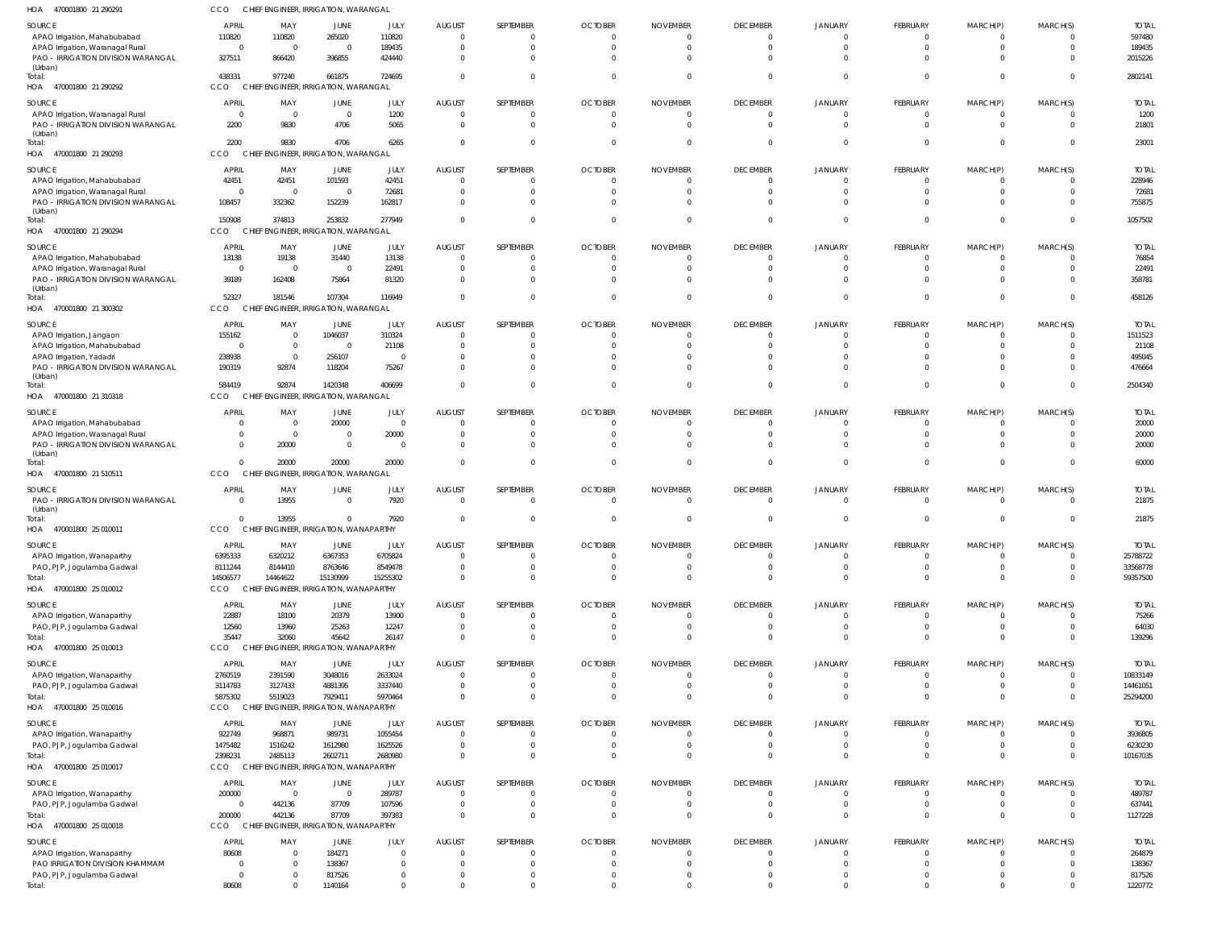HOA 470001800 21 290291 CCO CHIEF ENGINEER, IRRIGATION, WARANGAL

| SOURCE | APRIL | MAY | JUNE | JULY | AUGUST | SEPTEMBER | OCTOBER | NOVEMBER | DECEMBER | JANUARY | FEBRUARY | MARCH(P) | MARCH(S) | TOTAL |
|---|---|---|---|---|---|---|---|---|---|---|---|---|---|---|
| APAO Irrigation, Mahabubabad | 110820 | 110820 | 265020 | 110820 | 0 | 0 | 0 | 0 | 0 | 0 | 0 | 0 | 0 | 597480 |
| APAO Irrigation, Waranagal Rural | 0 | 0 | 0 | 189435 | 0 | 0 | 0 | 0 | 0 | 0 | 0 | 0 | 0 | 189435 |
| PAO - IRRIGATION DIVISION WARANGAL (Urban) | 327511 | 866420 | 396855 | 424440 | 0 | 0 | 0 | 0 | 0 | 0 | 0 | 0 | 0 | 2015226 |
| Total: | 438331 | 977240 | 661875 | 724695 | 0 | 0 | 0 | 0 | 0 | 0 | 0 | 0 | 0 | 2802141 |

HOA 470001800 21 290292 CCO CHIEF ENGINEER, IRRIGATION, WARANGAL

| SOURCE | APRIL | MAY | JUNE | JULY | AUGUST | SEPTEMBER | OCTOBER | NOVEMBER | DECEMBER | JANUARY | FEBRUARY | MARCH(P) | MARCH(S) | TOTAL |
|---|---|---|---|---|---|---|---|---|---|---|---|---|---|---|
| APAO Irrigation, Waranagal Rural | 0 | 0 | 0 | 1200 | 0 | 0 | 0 | 0 | 0 | 0 | 0 | 0 | 0 | 1200 |
| PAO - IRRIGATION DIVISION WARANGAL (Urban) | 2200 | 9830 | 4706 | 5065 | 0 | 0 | 0 | 0 | 0 | 0 | 0 | 0 | 0 | 21801 |
| Total: | 2200 | 9830 | 4706 | 6265 | 0 | 0 | 0 | 0 | 0 | 0 | 0 | 0 | 0 | 23001 |

HOA 470001800 21 290293 CCO CHIEF ENGINEER, IRRIGATION, WARANGAL

| SOURCE | APRIL | MAY | JUNE | JULY | AUGUST | SEPTEMBER | OCTOBER | NOVEMBER | DECEMBER | JANUARY | FEBRUARY | MARCH(P) | MARCH(S) | TOTAL |
|---|---|---|---|---|---|---|---|---|---|---|---|---|---|---|
| APAO Irrigation, Mahabubabad | 42451 | 42451 | 101593 | 42451 | 0 | 0 | 0 | 0 | 0 | 0 | 0 | 0 | 0 | 228946 |
| APAO Irrigation, Waranagal Rural | 0 | 0 | 0 | 72681 | 0 | 0 | 0 | 0 | 0 | 0 | 0 | 0 | 0 | 72681 |
| PAO - IRRIGATION DIVISION WARANGAL (Urban) | 108457 | 332362 | 152239 | 162817 | 0 | 0 | 0 | 0 | 0 | 0 | 0 | 0 | 0 | 755875 |
| Total: | 150908 | 374813 | 253832 | 277949 | 0 | 0 | 0 | 0 | 0 | 0 | 0 | 0 | 0 | 1057502 |

HOA 470001800 21 290294 CCO CHIEF ENGINEER, IRRIGATION, WARANGAL

| SOURCE | APRIL | MAY | JUNE | JULY | AUGUST | SEPTEMBER | OCTOBER | NOVEMBER | DECEMBER | JANUARY | FEBRUARY | MARCH(P) | MARCH(S) | TOTAL |
|---|---|---|---|---|---|---|---|---|---|---|---|---|---|---|
| APAO Irrigation, Mahabubabad | 13138 | 19138 | 31440 | 13138 | 0 | 0 | 0 | 0 | 0 | 0 | 0 | 0 | 0 | 76854 |
| APAO Irrigation, Waranagal Rural | 0 | 0 | 0 | 22491 | 0 | 0 | 0 | 0 | 0 | 0 | 0 | 0 | 0 | 22491 |
| PAO - IRRIGATION DIVISION WARANGAL (Urban) | 39189 | 162408 | 75864 | 81320 | 0 | 0 | 0 | 0 | 0 | 0 | 0 | 0 | 0 | 358781 |
| Total: | 52327 | 181546 | 107304 | 116949 | 0 | 0 | 0 | 0 | 0 | 0 | 0 | 0 | 0 | 458126 |

HOA 470001800 21 300302 CCO CHIEF ENGINEER, IRRIGATION, WARANGAL

| SOURCE | APRIL | MAY | JUNE | JULY | AUGUST | SEPTEMBER | OCTOBER | NOVEMBER | DECEMBER | JANUARY | FEBRUARY | MARCH(P) | MARCH(S) | TOTAL |
|---|---|---|---|---|---|---|---|---|---|---|---|---|---|---|
| APAO Irrigation, Jangaon | 155162 | 0 | 1046037 | 310324 | 0 | 0 | 0 | 0 | 0 | 0 | 0 | 0 | 0 | 1511523 |
| APAO Irrigation, Mahabubabad | 0 | 0 | 0 | 21108 | 0 | 0 | 0 | 0 | 0 | 0 | 0 | 0 | 0 | 21108 |
| APAO Irrigation, Yadadri | 238938 | 0 | 256107 | 0 | 0 | 0 | 0 | 0 | 0 | 0 | 0 | 0 | 0 | 495045 |
| PAO - IRRIGATION DIVISION WARANGAL (Urban) | 190319 | 92874 | 118204 | 75267 | 0 | 0 | 0 | 0 | 0 | 0 | 0 | 0 | 0 | 476664 |
| Total: | 584419 | 92874 | 1420348 | 406699 | 0 | 0 | 0 | 0 | 0 | 0 | 0 | 0 | 0 | 2504340 |

HOA 470001800 21 310318 CCO CHIEF ENGINEER, IRRIGATION, WARANGAL

| SOURCE | APRIL | MAY | JUNE | JULY | AUGUST | SEPTEMBER | OCTOBER | NOVEMBER | DECEMBER | JANUARY | FEBRUARY | MARCH(P) | MARCH(S) | TOTAL |
|---|---|---|---|---|---|---|---|---|---|---|---|---|---|---|
| APAO Irrigation, Mahabubabad | 0 | 0 | 20000 | 0 | 0 | 0 | 0 | 0 | 0 | 0 | 0 | 0 | 0 | 20000 |
| APAO Irrigation, Waranagal Rural | 0 | 0 | 0 | 20000 | 0 | 0 | 0 | 0 | 0 | 0 | 0 | 0 | 0 | 20000 |
| PAO - IRRIGATION DIVISION WARANGAL (Urban) | 0 | 20000 | 0 | 0 | 0 | 0 | 0 | 0 | 0 | 0 | 0 | 0 | 0 | 20000 |
| Total: | 0 | 20000 | 20000 | 20000 | 0 | 0 | 0 | 0 | 0 | 0 | 0 | 0 | 0 | 60000 |

HOA 470001800 21 510511 CCO CHIEF ENGINEER, IRRIGATION, WARANGAL

| SOURCE | APRIL | MAY | JUNE | JULY | AUGUST | SEPTEMBER | OCTOBER | NOVEMBER | DECEMBER | JANUARY | FEBRUARY | MARCH(P) | MARCH(S) | TOTAL |
|---|---|---|---|---|---|---|---|---|---|---|---|---|---|---|
| PAO - IRRIGATION DIVISION WARANGAL (Urban) | 0 | 13955 | 0 | 7920 | 0 | 0 | 0 | 0 | 0 | 0 | 0 | 0 | 0 | 21875 |
| Total: | 0 | 13955 | 0 | 7920 | 0 | 0 | 0 | 0 | 0 | 0 | 0 | 0 | 0 | 21875 |

HOA 470001800 25 010011 CCO CHIEF ENGINEER, IRRIGATION, WANAPARTHY

| SOURCE | APRIL | MAY | JUNE | JULY | AUGUST | SEPTEMBER | OCTOBER | NOVEMBER | DECEMBER | JANUARY | FEBRUARY | MARCH(P) | MARCH(S) | TOTAL |
|---|---|---|---|---|---|---|---|---|---|---|---|---|---|---|
| APAO Irrigation, Wanaparthy | 6395333 | 6320212 | 6367353 | 6705824 | 0 | 0 | 0 | 0 | 0 | 0 | 0 | 0 | 0 | 25788722 |
| PAO, PJP, Jogulamba Gadwal | 8111244 | 8144410 | 8763646 | 8549478 | 0 | 0 | 0 | 0 | 0 | 0 | 0 | 0 | 0 | 33568778 |
| Total: | 14506577 | 14464622 | 15130999 | 15255302 | 0 | 0 | 0 | 0 | 0 | 0 | 0 | 0 | 0 | 59357500 |

HOA 470001800 25 010012 CCO CHIEF ENGINEER, IRRIGATION, WANAPARTHY

| SOURCE | APRIL | MAY | JUNE | JULY | AUGUST | SEPTEMBER | OCTOBER | NOVEMBER | DECEMBER | JANUARY | FEBRUARY | MARCH(P) | MARCH(S) | TOTAL |
|---|---|---|---|---|---|---|---|---|---|---|---|---|---|---|
| APAO Irrigation, Wanaparthy | 22887 | 18100 | 20379 | 13900 | 0 | 0 | 0 | 0 | 0 | 0 | 0 | 0 | 0 | 75266 |
| PAO, PJP, Jogulamba Gadwal | 12560 | 13960 | 25263 | 12247 | 0 | 0 | 0 | 0 | 0 | 0 | 0 | 0 | 0 | 64030 |
| Total: | 35447 | 32060 | 45642 | 26147 | 0 | 0 | 0 | 0 | 0 | 0 | 0 | 0 | 0 | 139296 |

HOA 470001800 25 010013 CCO CHIEF ENGINEER, IRRIGATION, WANAPARTHY

| SOURCE | APRIL | MAY | JUNE | JULY | AUGUST | SEPTEMBER | OCTOBER | NOVEMBER | DECEMBER | JANUARY | FEBRUARY | MARCH(P) | MARCH(S) | TOTAL |
|---|---|---|---|---|---|---|---|---|---|---|---|---|---|---|
| APAO Irrigation, Wanaparthy | 2760519 | 2391590 | 3048016 | 2633024 | 0 | 0 | 0 | 0 | 0 | 0 | 0 | 0 | 0 | 10833149 |
| PAO, PJP, Jogulamba Gadwal | 3114783 | 3127433 | 4881395 | 3337440 | 0 | 0 | 0 | 0 | 0 | 0 | 0 | 0 | 0 | 14461051 |
| Total: | 5875302 | 5519023 | 7929411 | 5970464 | 0 | 0 | 0 | 0 | 0 | 0 | 0 | 0 | 0 | 25294200 |

HOA 470001800 25 010016 CCO CHIEF ENGINEER, IRRIGATION, WANAPARTHY

| SOURCE | APRIL | MAY | JUNE | JULY | AUGUST | SEPTEMBER | OCTOBER | NOVEMBER | DECEMBER | JANUARY | FEBRUARY | MARCH(P) | MARCH(S) | TOTAL |
|---|---|---|---|---|---|---|---|---|---|---|---|---|---|---|
| APAO Irrigation, Wanaparthy | 922749 | 968871 | 989731 | 1055454 | 0 | 0 | 0 | 0 | 0 | 0 | 0 | 0 | 0 | 3936805 |
| PAO, PJP, Jogulamba Gadwal | 1475482 | 1516242 | 1612980 | 1625526 | 0 | 0 | 0 | 0 | 0 | 0 | 0 | 0 | 0 | 6230230 |
| Total: | 2398231 | 2485113 | 2602711 | 2680980 | 0 | 0 | 0 | 0 | 0 | 0 | 0 | 0 | 0 | 10167035 |

HOA 470001800 25 010017 CCO CHIEF ENGINEER, IRRIGATION, WANAPARTHY

| SOURCE | APRIL | MAY | JUNE | JULY | AUGUST | SEPTEMBER | OCTOBER | NOVEMBER | DECEMBER | JANUARY | FEBRUARY | MARCH(P) | MARCH(S) | TOTAL |
|---|---|---|---|---|---|---|---|---|---|---|---|---|---|---|
| APAO Irrigation, Wanaparthy | 200000 | 0 | 0 | 289787 | 0 | 0 | 0 | 0 | 0 | 0 | 0 | 0 | 0 | 489787 |
| PAO, PJP, Jogulamba Gadwal | 0 | 442136 | 87709 | 107596 | 0 | 0 | 0 | 0 | 0 | 0 | 0 | 0 | 0 | 637441 |
| Total: | 200000 | 442136 | 87709 | 397383 | 0 | 0 | 0 | 0 | 0 | 0 | 0 | 0 | 0 | 1127228 |

HOA 470001800 25 010018 CCO CHIEF ENGINEER, IRRIGATION, WANAPARTHY

| SOURCE | APRIL | MAY | JUNE | JULY | AUGUST | SEPTEMBER | OCTOBER | NOVEMBER | DECEMBER | JANUARY | FEBRUARY | MARCH(P) | MARCH(S) | TOTAL |
|---|---|---|---|---|---|---|---|---|---|---|---|---|---|---|
| APAO Irrigation, Wanaparthy | 80608 | 0 | 184271 | 0 | 0 | 0 | 0 | 0 | 0 | 0 | 0 | 0 | 0 | 264879 |
| PAO IRRIGATION DIVISION KHAMMAM | 0 | 0 | 138367 | 0 | 0 | 0 | 0 | 0 | 0 | 0 | 0 | 0 | 0 | 138367 |
| PAO, PJP, Jogulamba Gadwal | 0 | 0 | 817526 | 0 | 0 | 0 | 0 | 0 | 0 | 0 | 0 | 0 | 0 | 817526 |
| Total: | 80608 | 0 | 1140164 | 0 | 0 | 0 | 0 | 0 | 0 | 0 | 0 | 0 | 0 | 1220772 |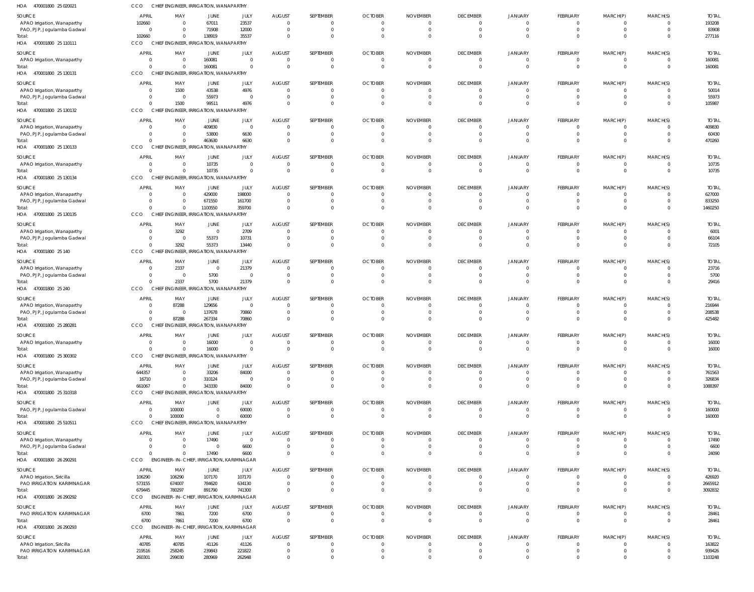HOA 470001800 25 020021 CCO CHIEF ENGINEER, IRRIGATION, WANAPARTHY

| SOURCE | APRIL | MAY | JUNE | JULY | AUGUST | SEPTEMBER | OCTOBER | NOVEMBER | DECEMBER | JANUARY | FEBRUARY | MARCH(P) | MARCH(S) | TOTAL |
|---|---|---|---|---|---|---|---|---|---|---|---|---|---|---|
| APAO Irrigation, Wanaparthy | 102660 | 0 | 67011 | 23537 | 0 | 0 | 0 | 0 | 0 | 0 | 0 | 0 | 0 | 193208 |
| PAO, PJP, Jogulamba Gadwal | 0 | 0 | 71908 | 12000 | 0 | 0 | 0 | 0 | 0 | 0 | 0 | 0 | 0 | 83908 |
| Total: | 102660 | 0 | 138919 | 35537 | 0 | 0 | 0 | 0 | 0 | 0 | 0 | 0 | 0 | 277116 |

HOA 470001800 25 110111 CCO CHIEF ENGINEER, IRRIGATION, WANAPARTHY

| SOURCE | APRIL | MAY | JUNE | JULY | AUGUST | SEPTEMBER | OCTOBER | NOVEMBER | DECEMBER | JANUARY | FEBRUARY | MARCH(P) | MARCH(S) | TOTAL |
|---|---|---|---|---|---|---|---|---|---|---|---|---|---|---|
| APAO Irrigation, Wanaparthy | 0 | 0 | 160081 | 0 | 0 | 0 | 0 | 0 | 0 | 0 | 0 | 0 | 0 | 160081 |
| Total: | 0 | 0 | 160081 | 0 | 0 | 0 | 0 | 0 | 0 | 0 | 0 | 0 | 0 | 160081 |

HOA 470001800 25 130131 CCO CHIEF ENGINEER, IRRIGATION, WANAPARTHY

| SOURCE | APRIL | MAY | JUNE | JULY | AUGUST | SEPTEMBER | OCTOBER | NOVEMBER | DECEMBER | JANUARY | FEBRUARY | MARCH(P) | MARCH(S) | TOTAL |
|---|---|---|---|---|---|---|---|---|---|---|---|---|---|---|
| APAO Irrigation, Wanaparthy | 0 | 1500 | 43538 | 4976 | 0 | 0 | 0 | 0 | 0 | 0 | 0 | 0 | 0 | 50014 |
| PAO, PJP, Jogulamba Gadwal | 0 | 0 | 55973 | 0 | 0 | 0 | 0 | 0 | 0 | 0 | 0 | 0 | 0 | 55973 |
| Total: | 0 | 1500 | 99511 | 4976 | 0 | 0 | 0 | 0 | 0 | 0 | 0 | 0 | 0 | 105987 |

HOA 470001800 25 130132 CCO CHIEF ENGINEER, IRRIGATION, WANAPARTHY

| SOURCE | APRIL | MAY | JUNE | JULY | AUGUST | SEPTEMBER | OCTOBER | NOVEMBER | DECEMBER | JANUARY | FEBRUARY | MARCH(P) | MARCH(S) | TOTAL |
|---|---|---|---|---|---|---|---|---|---|---|---|---|---|---|
| APAO Irrigation, Wanaparthy | 0 | 0 | 409830 | 0 | 0 | 0 | 0 | 0 | 0 | 0 | 0 | 0 | 0 | 409830 |
| PAO, PJP, Jogulamba Gadwal | 0 | 0 | 53800 | 6630 | 0 | 0 | 0 | 0 | 0 | 0 | 0 | 0 | 0 | 60430 |
| Total: | 0 | 0 | 463630 | 6630 | 0 | 0 | 0 | 0 | 0 | 0 | 0 | 0 | 0 | 470260 |

HOA 470001800 25 130133 CCO CHIEF ENGINEER, IRRIGATION, WANAPARTHY

| SOURCE | APRIL | MAY | JUNE | JULY | AUGUST | SEPTEMBER | OCTOBER | NOVEMBER | DECEMBER | JANUARY | FEBRUARY | MARCH(P) | MARCH(S) | TOTAL |
|---|---|---|---|---|---|---|---|---|---|---|---|---|---|---|
| APAO Irrigation, Wanaparthy | 0 | 0 | 10735 | 0 | 0 | 0 | 0 | 0 | 0 | 0 | 0 | 0 | 0 | 10735 |
| Total: | 0 | 0 | 10735 | 0 | 0 | 0 | 0 | 0 | 0 | 0 | 0 | 0 | 0 | 10735 |

HOA 470001800 25 130134 CCO CHIEF ENGINEER, IRRIGATION, WANAPARTHY

| SOURCE | APRIL | MAY | JUNE | JULY | AUGUST | SEPTEMBER | OCTOBER | NOVEMBER | DECEMBER | JANUARY | FEBRUARY | MARCH(P) | MARCH(S) | TOTAL |
|---|---|---|---|---|---|---|---|---|---|---|---|---|---|---|
| APAO Irrigation, Wanaparthy | 0 | 0 | 429000 | 198000 | 0 | 0 | 0 | 0 | 0 | 0 | 0 | 0 | 0 | 627000 |
| PAO, PJP, Jogulamba Gadwal | 0 | 0 | 671550 | 161700 | 0 | 0 | 0 | 0 | 0 | 0 | 0 | 0 | 0 | 833250 |
| Total: | 0 | 0 | 1100550 | 359700 | 0 | 0 | 0 | 0 | 0 | 0 | 0 | 0 | 0 | 1460250 |

HOA 470001800 25 130135 CCO CHIEF ENGINEER, IRRIGATION, WANAPARTHY

| SOURCE | APRIL | MAY | JUNE | JULY | AUGUST | SEPTEMBER | OCTOBER | NOVEMBER | DECEMBER | JANUARY | FEBRUARY | MARCH(P) | MARCH(S) | TOTAL |
|---|---|---|---|---|---|---|---|---|---|---|---|---|---|---|
| APAO Irrigation, Wanaparthy | 0 | 3292 | 0 | 2709 | 0 | 0 | 0 | 0 | 0 | 0 | 0 | 0 | 0 | 6001 |
| PAO, PJP, Jogulamba Gadwal | 0 | 0 | 55373 | 10731 | 0 | 0 | 0 | 0 | 0 | 0 | 0 | 0 | 0 | 66104 |
| Total: | 0 | 3292 | 55373 | 13440 | 0 | 0 | 0 | 0 | 0 | 0 | 0 | 0 | 0 | 72105 |

HOA 470001800 25 140 CCO CHIEF ENGINEER, IRRIGATION, WANAPARTHY

| SOURCE | APRIL | MAY | JUNE | JULY | AUGUST | SEPTEMBER | OCTOBER | NOVEMBER | DECEMBER | JANUARY | FEBRUARY | MARCH(P) | MARCH(S) | TOTAL |
|---|---|---|---|---|---|---|---|---|---|---|---|---|---|---|
| APAO Irrigation, Wanaparthy | 0 | 2337 | 0 | 21379 | 0 | 0 | 0 | 0 | 0 | 0 | 0 | 0 | 0 | 23716 |
| PAO, PJP, Jogulamba Gadwal | 0 | 0 | 5700 | 0 | 0 | 0 | 0 | 0 | 0 | 0 | 0 | 0 | 0 | 5700 |
| Total: | 0 | 2337 | 5700 | 21379 | 0 | 0 | 0 | 0 | 0 | 0 | 0 | 0 | 0 | 29416 |

HOA 470001800 25 240 CCO CHIEF ENGINEER, IRRIGATION, WANAPARTHY

| SOURCE | APRIL | MAY | JUNE | JULY | AUGUST | SEPTEMBER | OCTOBER | NOVEMBER | DECEMBER | JANUARY | FEBRUARY | MARCH(P) | MARCH(S) | TOTAL |
|---|---|---|---|---|---|---|---|---|---|---|---|---|---|---|
| APAO Irrigation, Wanaparthy | 0 | 87288 | 129656 | 0 | 0 | 0 | 0 | 0 | 0 | 0 | 0 | 0 | 0 | 216944 |
| PAO, PJP, Jogulamba Gadwal | 0 | 0 | 137678 | 70860 | 0 | 0 | 0 | 0 | 0 | 0 | 0 | 0 | 0 | 208538 |
| Total: | 0 | 87288 | 267334 | 70860 | 0 | 0 | 0 | 0 | 0 | 0 | 0 | 0 | 0 | 425482 |

HOA 470001800 25 280281 CCO CHIEF ENGINEER, IRRIGATION, WANAPARTHY

| SOURCE | APRIL | MAY | JUNE | JULY | AUGUST | SEPTEMBER | OCTOBER | NOVEMBER | DECEMBER | JANUARY | FEBRUARY | MARCH(P) | MARCH(S) | TOTAL |
|---|---|---|---|---|---|---|---|---|---|---|---|---|---|---|
| APAO Irrigation, Wanaparthy | 0 | 0 | 16000 | 0 | 0 | 0 | 0 | 0 | 0 | 0 | 0 | 0 | 0 | 16000 |
| Total: | 0 | 0 | 16000 | 0 | 0 | 0 | 0 | 0 | 0 | 0 | 0 | 0 | 0 | 16000 |

HOA 470001800 25 300302 CCO CHIEF ENGINEER, IRRIGATION, WANAPARTHY

| SOURCE | APRIL | MAY | JUNE | JULY | AUGUST | SEPTEMBER | OCTOBER | NOVEMBER | DECEMBER | JANUARY | FEBRUARY | MARCH(P) | MARCH(S) | TOTAL |
|---|---|---|---|---|---|---|---|---|---|---|---|---|---|---|
| APAO Irrigation, Wanaparthy | 644357 | 0 | 33206 | 84000 | 0 | 0 | 0 | 0 | 0 | 0 | 0 | 0 | 0 | 761563 |
| PAO, PJP, Jogulamba Gadwal | 16710 | 0 | 310124 | 0 | 0 | 0 | 0 | 0 | 0 | 0 | 0 | 0 | 0 | 326834 |
| Total: | 661067 | 0 | 343330 | 84000 | 0 | 0 | 0 | 0 | 0 | 0 | 0 | 0 | 0 | 1088397 |

HOA 470001800 25 310318 CCO CHIEF ENGINEER, IRRIGATION, WANAPARTHY

| SOURCE | APRIL | MAY | JUNE | JULY | AUGUST | SEPTEMBER | OCTOBER | NOVEMBER | DECEMBER | JANUARY | FEBRUARY | MARCH(P) | MARCH(S) | TOTAL |
|---|---|---|---|---|---|---|---|---|---|---|---|---|---|---|
| PAO, PJP, Jogulamba Gadwal | 0 | 100000 | 0 | 60000 | 0 | 0 | 0 | 0 | 0 | 0 | 0 | 0 | 0 | 160000 |
| Total: | 0 | 100000 | 0 | 60000 | 0 | 0 | 0 | 0 | 0 | 0 | 0 | 0 | 0 | 160000 |

HOA 470001800 25 510511 CCO CHIEF ENGINEER, IRRIGATION, WANAPARTHY

| SOURCE | APRIL | MAY | JUNE | JULY | AUGUST | SEPTEMBER | OCTOBER | NOVEMBER | DECEMBER | JANUARY | FEBRUARY | MARCH(P) | MARCH(S) | TOTAL |
|---|---|---|---|---|---|---|---|---|---|---|---|---|---|---|
| APAO Irrigation, Wanaparthy | 0 | 0 | 17490 | 0 | 0 | 0 | 0 | 0 | 0 | 0 | 0 | 0 | 0 | 17490 |
| PAO, PJP, Jogulamba Gadwal | 0 | 0 | 0 | 6600 | 0 | 0 | 0 | 0 | 0 | 0 | 0 | 0 | 0 | 6600 |
| Total: | 0 | 0 | 17490 | 6600 | 0 | 0 | 0 | 0 | 0 | 0 | 0 | 0 | 0 | 24090 |

HOA 470001800 26 290291 CCO ENGINEER-IN-CHIEF, IRRIGATION, KARIMNAGAR

| SOURCE | APRIL | MAY | JUNE | JULY | AUGUST | SEPTEMBER | OCTOBER | NOVEMBER | DECEMBER | JANUARY | FEBRUARY | MARCH(P) | MARCH(S) | TOTAL |
|---|---|---|---|---|---|---|---|---|---|---|---|---|---|---|
| APAO Irrigation, Siricilla | 106290 | 106290 | 107170 | 107170 | 0 | 0 | 0 | 0 | 0 | 0 | 0 | 0 | 0 | 426920 |
| PAO IRRIGATION KARIMNAGAR | 573155 | 674007 | 784620 | 634130 | 0 | 0 | 0 | 0 | 0 | 0 | 0 | 0 | 0 | 2665912 |
| Total: | 679445 | 780297 | 891790 | 741300 | 0 | 0 | 0 | 0 | 0 | 0 | 0 | 0 | 0 | 3092832 |

HOA 470001800 26 290292 CCO ENGINEER-IN-CHIEF, IRRIGATION, KARIMNAGAR

| SOURCE | APRIL | MAY | JUNE | JULY | AUGUST | SEPTEMBER | OCTOBER | NOVEMBER | DECEMBER | JANUARY | FEBRUARY | MARCH(P) | MARCH(S) | TOTAL |
|---|---|---|---|---|---|---|---|---|---|---|---|---|---|---|
| PAO IRRIGATION KARIMNAGAR | 6700 | 7861 | 7200 | 6700 | 0 | 0 | 0 | 0 | 0 | 0 | 0 | 0 | 0 | 28461 |
| Total: | 6700 | 7861 | 7200 | 6700 | 0 | 0 | 0 | 0 | 0 | 0 | 0 | 0 | 0 | 28461 |

HOA 470001800 26 290293 CCO ENGINEER-IN-CHIEF, IRRIGATION, KARIMNAGAR

| SOURCE | APRIL | MAY | JUNE | JULY | AUGUST | SEPTEMBER | OCTOBER | NOVEMBER | DECEMBER | JANUARY | FEBRUARY | MARCH(P) | MARCH(S) | TOTAL |
|---|---|---|---|---|---|---|---|---|---|---|---|---|---|---|
| APAO Irrigation, Siricilla | 40785 | 40785 | 41126 | 41126 | 0 | 0 | 0 | 0 | 0 | 0 | 0 | 0 | 0 | 163822 |
| PAO IRRIGATION KARIMNAGAR | 219516 | 258245 | 239843 | 221822 | 0 | 0 | 0 | 0 | 0 | 0 | 0 | 0 | 0 | 939426 |
| Total: | 260301 | 299030 | 280969 | 262948 | 0 | 0 | 0 | 0 | 0 | 0 | 0 | 0 | 0 | 1103248 |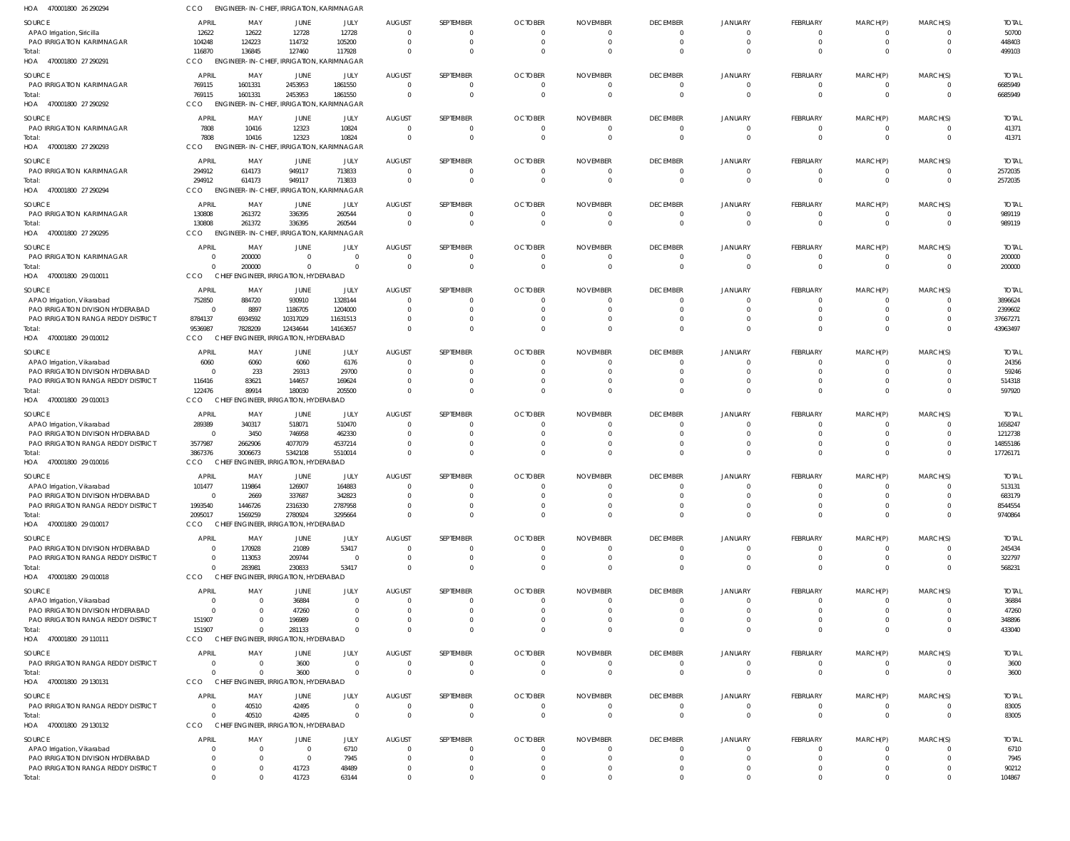HOA 470001800 26 290294 CCO ENGINEER- IN- CHIEF, IRRIGATION, KARIMNAGAR

| SOURCE | APRIL | MAY | JUNE | JULY | AUGUST | SEPTEMBER | OCTOBER | NOVEMBER | DECEMBER | JANUARY | FEBRUARY | MARCH(P) | MARCH(S) | TOTAL |
|---|---|---|---|---|---|---|---|---|---|---|---|---|---|---|
| APAO Irrigation, Siricilla | 12622 | 12622 | 12728 | 12728 | 0 | 0 | 0 | 0 | 0 | 0 | 0 | 0 | 0 | 50700 |
| PAO IRRIGATION KARIMNAGAR | 104248 | 124223 | 114732 | 105200 | 0 | 0 | 0 | 0 | 0 | 0 | 0 | 0 | 0 | 448403 |
| Total: | 116870 | 136845 | 127460 | 117928 | 0 | 0 | 0 | 0 | 0 | 0 | 0 | 0 | 0 | 499103 |

HOA 470001800 27 290291 CCO ENGINEER- IN- CHIEF, IRRIGATION, KARIMNAGAR

| SOURCE | APRIL | MAY | JUNE | JULY | AUGUST | SEPTEMBER | OCTOBER | NOVEMBER | DECEMBER | JANUARY | FEBRUARY | MARCH(P) | MARCH(S) | TOTAL |
|---|---|---|---|---|---|---|---|---|---|---|---|---|---|---|
| PAO IRRIGATION KARIMNAGAR | 769115 | 1601331 | 2453953 | 1861550 | 0 | 0 | 0 | 0 | 0 | 0 | 0 | 0 | 0 | 6685949 |
| Total: | 769115 | 1601331 | 2453953 | 1861550 | 0 | 0 | 0 | 0 | 0 | 0 | 0 | 0 | 0 | 6685949 |

HOA 470001800 27 290292 CCO ENGINEER- IN- CHIEF, IRRIGATION, KARIMNAGAR

| SOURCE | APRIL | MAY | JUNE | JULY | AUGUST | SEPTEMBER | OCTOBER | NOVEMBER | DECEMBER | JANUARY | FEBRUARY | MARCH(P) | MARCH(S) | TOTAL |
|---|---|---|---|---|---|---|---|---|---|---|---|---|---|---|
| PAO IRRIGATION KARIMNAGAR | 7808 | 10416 | 12323 | 10824 | 0 | 0 | 0 | 0 | 0 | 0 | 0 | 0 | 0 | 41371 |
| Total: | 7808 | 10416 | 12323 | 10824 | 0 | 0 | 0 | 0 | 0 | 0 | 0 | 0 | 0 | 41371 |

HOA 470001800 27 290293 CCO ENGINEER- IN- CHIEF, IRRIGATION, KARIMNAGAR

| SOURCE | APRIL | MAY | JUNE | JULY | AUGUST | SEPTEMBER | OCTOBER | NOVEMBER | DECEMBER | JANUARY | FEBRUARY | MARCH(P) | MARCH(S) | TOTAL |
|---|---|---|---|---|---|---|---|---|---|---|---|---|---|---|
| PAO IRRIGATION KARIMNAGAR | 294912 | 614173 | 949117 | 713833 | 0 | 0 | 0 | 0 | 0 | 0 | 0 | 0 | 0 | 2572035 |
| Total: | 294912 | 614173 | 949117 | 713833 | 0 | 0 | 0 | 0 | 0 | 0 | 0 | 0 | 0 | 2572035 |

HOA 470001800 27 290294 CCO ENGINEER- IN- CHIEF, IRRIGATION, KARIMNAGAR

| SOURCE | APRIL | MAY | JUNE | JULY | AUGUST | SEPTEMBER | OCTOBER | NOVEMBER | DECEMBER | JANUARY | FEBRUARY | MARCH(P) | MARCH(S) | TOTAL |
|---|---|---|---|---|---|---|---|---|---|---|---|---|---|---|
| PAO IRRIGATION KARIMNAGAR | 130808 | 261372 | 336395 | 260544 | 0 | 0 | 0 | 0 | 0 | 0 | 0 | 0 | 0 | 989119 |
| Total: | 130808 | 261372 | 336395 | 260544 | 0 | 0 | 0 | 0 | 0 | 0 | 0 | 0 | 0 | 989119 |

HOA 470001800 27 290295 CCO ENGINEER- IN- CHIEF, IRRIGATION, KARIMNAGAR

| SOURCE | APRIL | MAY | JUNE | JULY | AUGUST | SEPTEMBER | OCTOBER | NOVEMBER | DECEMBER | JANUARY | FEBRUARY | MARCH(P) | MARCH(S) | TOTAL |
|---|---|---|---|---|---|---|---|---|---|---|---|---|---|---|
| PAO IRRIGATION KARIMNAGAR | 0 | 200000 | 0 | 0 | 0 | 0 | 0 | 0 | 0 | 0 | 0 | 0 | 0 | 200000 |
| Total: | 0 | 200000 | 0 | 0 | 0 | 0 | 0 | 0 | 0 | 0 | 0 | 0 | 0 | 200000 |

HOA 470001800 29 010011 CCO CHIEF ENGINEER, IRRIGATION, HYDERABAD

| SOURCE | APRIL | MAY | JUNE | JULY | AUGUST | SEPTEMBER | OCTOBER | NOVEMBER | DECEMBER | JANUARY | FEBRUARY | MARCH(P) | MARCH(S) | TOTAL |
|---|---|---|---|---|---|---|---|---|---|---|---|---|---|---|
| APAO Irrigation, Vikarabad | 752850 | 884720 | 930910 | 1328144 | 0 | 0 | 0 | 0 | 0 | 0 | 0 | 0 | 0 | 3896624 |
| PAO IRRIGATION DIVISION HYDERABAD | 0 | 8897 | 1186705 | 1204000 | 0 | 0 | 0 | 0 | 0 | 0 | 0 | 0 | 0 | 2399602 |
| PAO IRRIGATION RANGA REDDY DISTRICT | 8784137 | 6934592 | 10317029 | 11631513 | 0 | 0 | 0 | 0 | 0 | 0 | 0 | 0 | 0 | 37667271 |
| Total: | 9536987 | 7828209 | 12434644 | 14163657 | 0 | 0 | 0 | 0 | 0 | 0 | 0 | 0 | 0 | 43963497 |

HOA 470001800 29 010012 CCO CHIEF ENGINEER, IRRIGATION, HYDERABAD

| SOURCE | APRIL | MAY | JUNE | JULY | AUGUST | SEPTEMBER | OCTOBER | NOVEMBER | DECEMBER | JANUARY | FEBRUARY | MARCH(P) | MARCH(S) | TOTAL |
|---|---|---|---|---|---|---|---|---|---|---|---|---|---|---|
| APAO Irrigation, Vikarabad | 6060 | 6060 | 6060 | 6176 | 0 | 0 | 0 | 0 | 0 | 0 | 0 | 0 | 0 | 24356 |
| PAO IRRIGATION DIVISION HYDERABAD | 0 | 233 | 29313 | 29700 | 0 | 0 | 0 | 0 | 0 | 0 | 0 | 0 | 0 | 59246 |
| PAO IRRIGATION RANGA REDDY DISTRICT | 116416 | 83621 | 144657 | 169624 | 0 | 0 | 0 | 0 | 0 | 0 | 0 | 0 | 0 | 514318 |
| Total: | 122476 | 89914 | 180030 | 205500 | 0 | 0 | 0 | 0 | 0 | 0 | 0 | 0 | 0 | 597920 |

HOA 470001800 29 010013 CCO CHIEF ENGINEER, IRRIGATION, HYDERABAD

| SOURCE | APRIL | MAY | JUNE | JULY | AUGUST | SEPTEMBER | OCTOBER | NOVEMBER | DECEMBER | JANUARY | FEBRUARY | MARCH(P) | MARCH(S) | TOTAL |
|---|---|---|---|---|---|---|---|---|---|---|---|---|---|---|
| APAO Irrigation, Vikarabad | 289389 | 340317 | 518071 | 510470 | 0 | 0 | 0 | 0 | 0 | 0 | 0 | 0 | 0 | 1658247 |
| PAO IRRIGATION DIVISION HYDERABAD | 0 | 3450 | 746958 | 462330 | 0 | 0 | 0 | 0 | 0 | 0 | 0 | 0 | 0 | 1212738 |
| PAO IRRIGATION RANGA REDDY DISTRICT | 3577987 | 2662906 | 4077079 | 4537214 | 0 | 0 | 0 | 0 | 0 | 0 | 0 | 0 | 0 | 14855186 |
| Total: | 3867376 | 3006673 | 5342108 | 5510014 | 0 | 0 | 0 | 0 | 0 | 0 | 0 | 0 | 0 | 17726171 |

HOA 470001800 29 010016 CCO CHIEF ENGINEER, IRRIGATION, HYDERABAD

| SOURCE | APRIL | MAY | JUNE | JULY | AUGUST | SEPTEMBER | OCTOBER | NOVEMBER | DECEMBER | JANUARY | FEBRUARY | MARCH(P) | MARCH(S) | TOTAL |
|---|---|---|---|---|---|---|---|---|---|---|---|---|---|---|
| APAO Irrigation, Vikarabad | 101477 | 119864 | 126907 | 164883 | 0 | 0 | 0 | 0 | 0 | 0 | 0 | 0 | 0 | 513131 |
| PAO IRRIGATION DIVISION HYDERABAD | 0 | 2669 | 337687 | 342823 | 0 | 0 | 0 | 0 | 0 | 0 | 0 | 0 | 0 | 683179 |
| PAO IRRIGATION RANGA REDDY DISTRICT | 1993540 | 1446726 | 2316330 | 2787958 | 0 | 0 | 0 | 0 | 0 | 0 | 0 | 0 | 0 | 8544554 |
| Total: | 2095017 | 1569259 | 2780924 | 3295664 | 0 | 0 | 0 | 0 | 0 | 0 | 0 | 0 | 0 | 9740864 |

HOA 470001800 29 010017 CCO CHIEF ENGINEER, IRRIGATION, HYDERABAD

| SOURCE | APRIL | MAY | JUNE | JULY | AUGUST | SEPTEMBER | OCTOBER | NOVEMBER | DECEMBER | JANUARY | FEBRUARY | MARCH(P) | MARCH(S) | TOTAL |
|---|---|---|---|---|---|---|---|---|---|---|---|---|---|---|
| PAO IRRIGATION DIVISION HYDERABAD | 0 | 170928 | 21089 | 53417 | 0 | 0 | 0 | 0 | 0 | 0 | 0 | 0 | 0 | 245434 |
| PAO IRRIGATION RANGA REDDY DISTRICT | 0 | 113053 | 209744 | 0 | 0 | 0 | 0 | 0 | 0 | 0 | 0 | 0 | 0 | 322797 |
| Total: | 0 | 283981 | 230833 | 53417 | 0 | 0 | 0 | 0 | 0 | 0 | 0 | 0 | 0 | 568231 |

HOA 470001800 29 010018 CCO CHIEF ENGINEER, IRRIGATION, HYDERABAD

| SOURCE | APRIL | MAY | JUNE | JULY | AUGUST | SEPTEMBER | OCTOBER | NOVEMBER | DECEMBER | JANUARY | FEBRUARY | MARCH(P) | MARCH(S) | TOTAL |
|---|---|---|---|---|---|---|---|---|---|---|---|---|---|---|
| APAO Irrigation, Vikarabad | 0 | 0 | 36884 | 0 | 0 | 0 | 0 | 0 | 0 | 0 | 0 | 0 | 0 | 36884 |
| PAO IRRIGATION DIVISION HYDERABAD | 0 | 0 | 47260 | 0 | 0 | 0 | 0 | 0 | 0 | 0 | 0 | 0 | 0 | 47260 |
| PAO IRRIGATION RANGA REDDY DISTRICT | 151907 | 0 | 196989 | 0 | 0 | 0 | 0 | 0 | 0 | 0 | 0 | 0 | 0 | 348896 |
| Total: | 151907 | 0 | 281133 | 0 | 0 | 0 | 0 | 0 | 0 | 0 | 0 | 0 | 0 | 433040 |

HOA 470001800 29 110111 CCO CHIEF ENGINEER, IRRIGATION, HYDERABAD

| SOURCE | APRIL | MAY | JUNE | JULY | AUGUST | SEPTEMBER | OCTOBER | NOVEMBER | DECEMBER | JANUARY | FEBRUARY | MARCH(P) | MARCH(S) | TOTAL |
|---|---|---|---|---|---|---|---|---|---|---|---|---|---|---|
| PAO IRRIGATION RANGA REDDY DISTRICT | 0 | 0 | 3600 | 0 | 0 | 0 | 0 | 0 | 0 | 0 | 0 | 0 | 0 | 3600 |
| Total: | 0 | 0 | 3600 | 0 | 0 | 0 | 0 | 0 | 0 | 0 | 0 | 0 | 0 | 3600 |

HOA 470001800 29 130131 CCO CHIEF ENGINEER, IRRIGATION, HYDERABAD

| SOURCE | APRIL | MAY | JUNE | JULY | AUGUST | SEPTEMBER | OCTOBER | NOVEMBER | DECEMBER | JANUARY | FEBRUARY | MARCH(P) | MARCH(S) | TOTAL |
|---|---|---|---|---|---|---|---|---|---|---|---|---|---|---|
| PAO IRRIGATION RANGA REDDY DISTRICT | 0 | 40510 | 42495 | 0 | 0 | 0 | 0 | 0 | 0 | 0 | 0 | 0 | 0 | 83005 |
| Total: | 0 | 40510 | 42495 | 0 | 0 | 0 | 0 | 0 | 0 | 0 | 0 | 0 | 0 | 83005 |

HOA 470001800 29 130132 CCO CHIEF ENGINEER, IRRIGATION, HYDERABAD

| SOURCE | APRIL | MAY | JUNE | JULY | AUGUST | SEPTEMBER | OCTOBER | NOVEMBER | DECEMBER | JANUARY | FEBRUARY | MARCH(P) | MARCH(S) | TOTAL |
|---|---|---|---|---|---|---|---|---|---|---|---|---|---|---|
| APAO Irrigation, Vikarabad | 0 | 0 | 0 | 6710 | 0 | 0 | 0 | 0 | 0 | 0 | 0 | 0 | 0 | 6710 |
| PAO IRRIGATION DIVISION HYDERABAD | 0 | 0 | 0 | 7945 | 0 | 0 | 0 | 0 | 0 | 0 | 0 | 0 | 0 | 7945 |
| PAO IRRIGATION RANGA REDDY DISTRICT | 0 | 0 | 41723 | 48489 | 0 | 0 | 0 | 0 | 0 | 0 | 0 | 0 | 0 | 90212 |
| Total: | 0 | 0 | 41723 | 63144 | 0 | 0 | 0 | 0 | 0 | 0 | 0 | 0 | 0 | 104867 |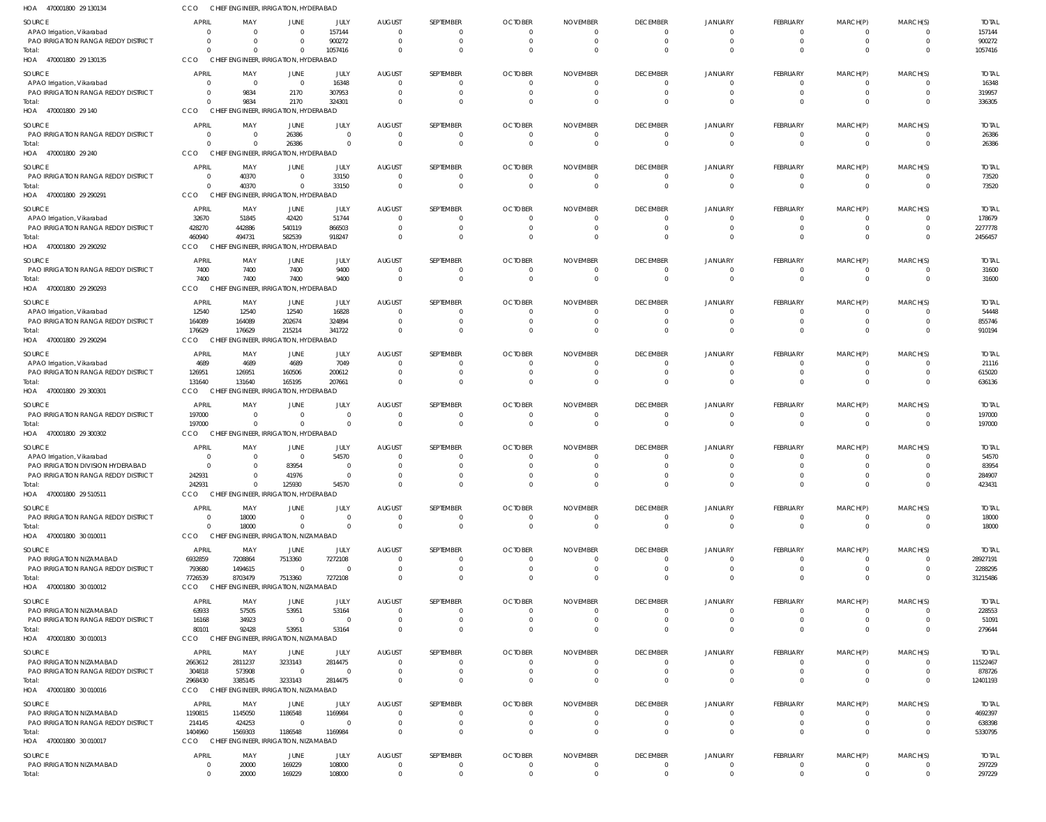HOA 470001800 29 130134 CCO CHIEF ENGINEER, IRRIGATION, HYDERABAD

| SOURCE | APRIL | MAY | JUNE | JULY | AUGUST | SEPTEMBER | OCTOBER | NOVEMBER | DECEMBER | JANUARY | FEBRUARY | MARCH(P) | MARCH(S) | TOTAL |
|---|---|---|---|---|---|---|---|---|---|---|---|---|---|---|
| APAO Irrigation, Vikarabad | 0 | 0 | 0 | 157144 | 0 | 0 | 0 | 0 | 0 | 0 | 0 | 0 | 0 | 157144 |
| PAO IRRIGATION RANGA REDDY DISTRICT | 0 | 0 | 0 | 900272 | 0 | 0 | 0 | 0 | 0 | 0 | 0 | 0 | 0 | 900272 |
| Total: | 0 | 0 | 0 | 1057416 | 0 | 0 | 0 | 0 | 0 | 0 | 0 | 0 | 0 | 1057416 |

HOA 470001800 29 130135 CCO CHIEF ENGINEER, IRRIGATION, HYDERABAD

| SOURCE | APRIL | MAY | JUNE | JULY | AUGUST | SEPTEMBER | OCTOBER | NOVEMBER | DECEMBER | JANUARY | FEBRUARY | MARCH(P) | MARCH(S) | TOTAL |
|---|---|---|---|---|---|---|---|---|---|---|---|---|---|---|
| APAO Irrigation, Vikarabad | 0 | 0 | 0 | 16348 | 0 | 0 | 0 | 0 | 0 | 0 | 0 | 0 | 0 | 16348 |
| PAO IRRIGATION RANGA REDDY DISTRICT | 0 | 9834 | 2170 | 307953 | 0 | 0 | 0 | 0 | 0 | 0 | 0 | 0 | 0 | 319957 |
| Total: | 0 | 9834 | 2170 | 324301 | 0 | 0 | 0 | 0 | 0 | 0 | 0 | 0 | 0 | 336305 |

HOA 470001800 29 140 CCO CHIEF ENGINEER, IRRIGATION, HYDERABAD

| SOURCE | APRIL | MAY | JUNE | JULY | AUGUST | SEPTEMBER | OCTOBER | NOVEMBER | DECEMBER | JANUARY | FEBRUARY | MARCH(P) | MARCH(S) | TOTAL |
|---|---|---|---|---|---|---|---|---|---|---|---|---|---|---|
| PAO IRRIGATION RANGA REDDY DISTRICT | 0 | 0 | 26386 | 0 | 0 | 0 | 0 | 0 | 0 | 0 | 0 | 0 | 0 | 26386 |
| Total: | 0 | 0 | 26386 | 0 | 0 | 0 | 0 | 0 | 0 | 0 | 0 | 0 | 0 | 26386 |

HOA 470001800 29 240 CCO CHIEF ENGINEER, IRRIGATION, HYDERABAD

| SOURCE | APRIL | MAY | JUNE | JULY | AUGUST | SEPTEMBER | OCTOBER | NOVEMBER | DECEMBER | JANUARY | FEBRUARY | MARCH(P) | MARCH(S) | TOTAL |
|---|---|---|---|---|---|---|---|---|---|---|---|---|---|---|
| PAO IRRIGATION RANGA REDDY DISTRICT | 0 | 40370 | 0 | 33150 | 0 | 0 | 0 | 0 | 0 | 0 | 0 | 0 | 0 | 73520 |
| Total: | 0 | 40370 | 0 | 33150 | 0 | 0 | 0 | 0 | 0 | 0 | 0 | 0 | 0 | 73520 |

HOA 470001800 29 290291 CCO CHIEF ENGINEER, IRRIGATION, HYDERABAD

| SOURCE | APRIL | MAY | JUNE | JULY | AUGUST | SEPTEMBER | OCTOBER | NOVEMBER | DECEMBER | JANUARY | FEBRUARY | MARCH(P) | MARCH(S) | TOTAL |
|---|---|---|---|---|---|---|---|---|---|---|---|---|---|---|
| APAO Irrigation, Vikarabad | 32670 | 51845 | 42420 | 51744 | 0 | 0 | 0 | 0 | 0 | 0 | 0 | 0 | 0 | 178679 |
| PAO IRRIGATION RANGA REDDY DISTRICT | 428270 | 442886 | 540119 | 866503 | 0 | 0 | 0 | 0 | 0 | 0 | 0 | 0 | 0 | 2277778 |
| Total: | 460940 | 494731 | 582539 | 918247 | 0 | 0 | 0 | 0 | 0 | 0 | 0 | 0 | 0 | 2456457 |

HOA 470001800 29 290292 CCO CHIEF ENGINEER, IRRIGATION, HYDERABAD

| SOURCE | APRIL | MAY | JUNE | JULY | AUGUST | SEPTEMBER | OCTOBER | NOVEMBER | DECEMBER | JANUARY | FEBRUARY | MARCH(P) | MARCH(S) | TOTAL |
|---|---|---|---|---|---|---|---|---|---|---|---|---|---|---|
| PAO IRRIGATION RANGA REDDY DISTRICT | 7400 | 7400 | 7400 | 9400 | 0 | 0 | 0 | 0 | 0 | 0 | 0 | 0 | 0 | 31600 |
| Total: | 7400 | 7400 | 7400 | 9400 | 0 | 0 | 0 | 0 | 0 | 0 | 0 | 0 | 0 | 31600 |

HOA 470001800 29 290293 CCO CHIEF ENGINEER, IRRIGATION, HYDERABAD

| SOURCE | APRIL | MAY | JUNE | JULY | AUGUST | SEPTEMBER | OCTOBER | NOVEMBER | DECEMBER | JANUARY | FEBRUARY | MARCH(P) | MARCH(S) | TOTAL |
|---|---|---|---|---|---|---|---|---|---|---|---|---|---|---|
| APAO Irrigation, Vikarabad | 12540 | 12540 | 12540 | 16828 | 0 | 0 | 0 | 0 | 0 | 0 | 0 | 0 | 0 | 54448 |
| PAO IRRIGATION RANGA REDDY DISTRICT | 164089 | 164089 | 202674 | 324894 | 0 | 0 | 0 | 0 | 0 | 0 | 0 | 0 | 0 | 855746 |
| Total: | 176629 | 176629 | 215214 | 341722 | 0 | 0 | 0 | 0 | 0 | 0 | 0 | 0 | 0 | 910194 |

HOA 470001800 29 290294 CCO CHIEF ENGINEER, IRRIGATION, HYDERABAD

| SOURCE | APRIL | MAY | JUNE | JULY | AUGUST | SEPTEMBER | OCTOBER | NOVEMBER | DECEMBER | JANUARY | FEBRUARY | MARCH(P) | MARCH(S) | TOTAL |
|---|---|---|---|---|---|---|---|---|---|---|---|---|---|---|
| APAO Irrigation, Vikarabad | 4689 | 4689 | 4689 | 7049 | 0 | 0 | 0 | 0 | 0 | 0 | 0 | 0 | 0 | 21116 |
| PAO IRRIGATION RANGA REDDY DISTRICT | 126951 | 126951 | 160506 | 200612 | 0 | 0 | 0 | 0 | 0 | 0 | 0 | 0 | 0 | 615020 |
| Total: | 131640 | 131640 | 165195 | 207661 | 0 | 0 | 0 | 0 | 0 | 0 | 0 | 0 | 0 | 636136 |

HOA 470001800 29 300301 CCO CHIEF ENGINEER, IRRIGATION, HYDERABAD

| SOURCE | APRIL | MAY | JUNE | JULY | AUGUST | SEPTEMBER | OCTOBER | NOVEMBER | DECEMBER | JANUARY | FEBRUARY | MARCH(P) | MARCH(S) | TOTAL |
|---|---|---|---|---|---|---|---|---|---|---|---|---|---|---|
| PAO IRRIGATION RANGA REDDY DISTRICT | 197000 | 0 | 0 | 0 | 0 | 0 | 0 | 0 | 0 | 0 | 0 | 0 | 0 | 197000 |
| Total: | 197000 | 0 | 0 | 0 | 0 | 0 | 0 | 0 | 0 | 0 | 0 | 0 | 0 | 197000 |

HOA 470001800 29 300302 CCO CHIEF ENGINEER, IRRIGATION, HYDERABAD

| SOURCE | APRIL | MAY | JUNE | JULY | AUGUST | SEPTEMBER | OCTOBER | NOVEMBER | DECEMBER | JANUARY | FEBRUARY | MARCH(P) | MARCH(S) | TOTAL |
|---|---|---|---|---|---|---|---|---|---|---|---|---|---|---|
| APAO Irrigation, Vikarabad | 0 | 0 | 0 | 54570 | 0 | 0 | 0 | 0 | 0 | 0 | 0 | 0 | 0 | 54570 |
| PAO IRRIGATION DIVISION HYDERABAD | 0 | 0 | 83954 | 0 | 0 | 0 | 0 | 0 | 0 | 0 | 0 | 0 | 0 | 83954 |
| PAO IRRIGATION RANGA REDDY DISTRICT | 242931 | 0 | 41976 | 0 | 0 | 0 | 0 | 0 | 0 | 0 | 0 | 0 | 0 | 284907 |
| Total: | 242931 | 0 | 125930 | 54570 | 0 | 0 | 0 | 0 | 0 | 0 | 0 | 0 | 0 | 423431 |

HOA 470001800 29 510511 CCO CHIEF ENGINEER, IRRIGATION, HYDERABAD

| SOURCE | APRIL | MAY | JUNE | JULY | AUGUST | SEPTEMBER | OCTOBER | NOVEMBER | DECEMBER | JANUARY | FEBRUARY | MARCH(P) | MARCH(S) | TOTAL |
|---|---|---|---|---|---|---|---|---|---|---|---|---|---|---|
| PAO IRRIGATION RANGA REDDY DISTRICT | 0 | 18000 | 0 | 0 | 0 | 0 | 0 | 0 | 0 | 0 | 0 | 0 | 0 | 18000 |
| Total: | 0 | 18000 | 0 | 0 | 0 | 0 | 0 | 0 | 0 | 0 | 0 | 0 | 0 | 18000 |

HOA 470001800 30 010011 CCO CHIEF ENGINEER, IRRIGATION, NIZAMABAD

| SOURCE | APRIL | MAY | JUNE | JULY | AUGUST | SEPTEMBER | OCTOBER | NOVEMBER | DECEMBER | JANUARY | FEBRUARY | MARCH(P) | MARCH(S) | TOTAL |
|---|---|---|---|---|---|---|---|---|---|---|---|---|---|---|
| PAO IRRIGATION NIZAMABAD | 6932859 | 7208864 | 7513360 | 7272108 | 0 | 0 | 0 | 0 | 0 | 0 | 0 | 0 | 0 | 28927191 |
| PAO IRRIGATION RANGA REDDY DISTRICT | 793680 | 1494615 | 0 | 0 | 0 | 0 | 0 | 0 | 0 | 0 | 0 | 0 | 0 | 2288295 |
| Total: | 7726539 | 8703479 | 7513360 | 7272108 | 0 | 0 | 0 | 0 | 0 | 0 | 0 | 0 | 0 | 31215486 |

HOA 470001800 30 010012 CCO CHIEF ENGINEER, IRRIGATION, NIZAMABAD

| SOURCE | APRIL | MAY | JUNE | JULY | AUGUST | SEPTEMBER | OCTOBER | NOVEMBER | DECEMBER | JANUARY | FEBRUARY | MARCH(P) | MARCH(S) | TOTAL |
|---|---|---|---|---|---|---|---|---|---|---|---|---|---|---|
| PAO IRRIGATION NIZAMABAD | 63933 | 57505 | 53951 | 53164 | 0 | 0 | 0 | 0 | 0 | 0 | 0 | 0 | 0 | 228553 |
| PAO IRRIGATION RANGA REDDY DISTRICT | 16168 | 34923 | 0 | 0 | 0 | 0 | 0 | 0 | 0 | 0 | 0 | 0 | 0 | 51091 |
| Total: | 80101 | 92428 | 53951 | 53164 | 0 | 0 | 0 | 0 | 0 | 0 | 0 | 0 | 0 | 279644 |

HOA 470001800 30 010013 CCO CHIEF ENGINEER, IRRIGATION, NIZAMABAD

| SOURCE | APRIL | MAY | JUNE | JULY | AUGUST | SEPTEMBER | OCTOBER | NOVEMBER | DECEMBER | JANUARY | FEBRUARY | MARCH(P) | MARCH(S) | TOTAL |
|---|---|---|---|---|---|---|---|---|---|---|---|---|---|---|
| PAO IRRIGATION NIZAMABAD | 2663612 | 2811237 | 3233143 | 2814475 | 0 | 0 | 0 | 0 | 0 | 0 | 0 | 0 | 0 | 11522467 |
| PAO IRRIGATION RANGA REDDY DISTRICT | 304818 | 573908 | 0 | 0 | 0 | 0 | 0 | 0 | 0 | 0 | 0 | 0 | 0 | 878726 |
| Total: | 2968430 | 3385145 | 3233143 | 2814475 | 0 | 0 | 0 | 0 | 0 | 0 | 0 | 0 | 0 | 12401193 |

HOA 470001800 30 010016 CCO CHIEF ENGINEER, IRRIGATION, NIZAMABAD

| SOURCE | APRIL | MAY | JUNE | JULY | AUGUST | SEPTEMBER | OCTOBER | NOVEMBER | DECEMBER | JANUARY | FEBRUARY | MARCH(P) | MARCH(S) | TOTAL |
|---|---|---|---|---|---|---|---|---|---|---|---|---|---|---|
| PAO IRRIGATION NIZAMABAD | 1190815 | 1145050 | 1186548 | 1169984 | 0 | 0 | 0 | 0 | 0 | 0 | 0 | 0 | 0 | 4692397 |
| PAO IRRIGATION RANGA REDDY DISTRICT | 214145 | 424253 | 0 | 0 | 0 | 0 | 0 | 0 | 0 | 0 | 0 | 0 | 0 | 638398 |
| Total: | 1404960 | 1569303 | 1186548 | 1169984 | 0 | 0 | 0 | 0 | 0 | 0 | 0 | 0 | 0 | 5330795 |

HOA 470001800 30 010017 CCO CHIEF ENGINEER, IRRIGATION, NIZAMABAD

| SOURCE | APRIL | MAY | JUNE | JULY | AUGUST | SEPTEMBER | OCTOBER | NOVEMBER | DECEMBER | JANUARY | FEBRUARY | MARCH(P) | MARCH(S) | TOTAL |
|---|---|---|---|---|---|---|---|---|---|---|---|---|---|---|
| PAO IRRIGATION NIZAMABAD | 0 | 20000 | 169229 | 108000 | 0 | 0 | 0 | 0 | 0 | 0 | 0 | 0 | 0 | 297229 |
| Total: | 0 | 20000 | 169229 | 108000 | 0 | 0 | 0 | 0 | 0 | 0 | 0 | 0 | 0 | 297229 |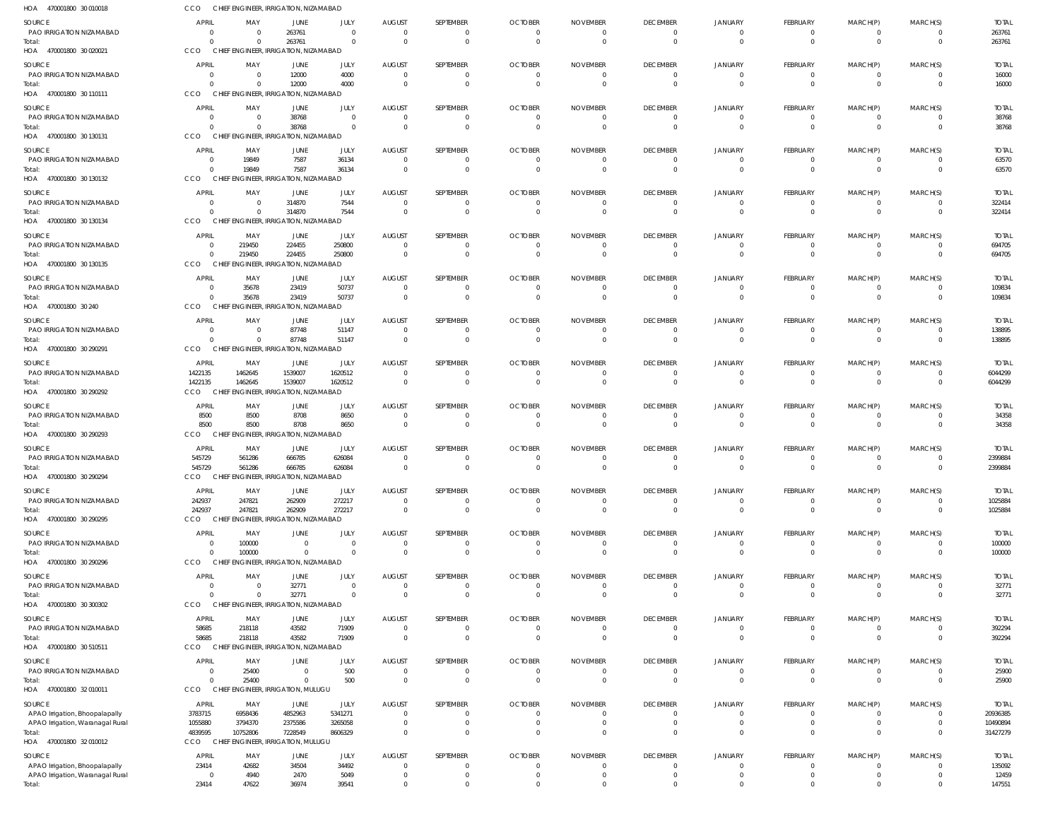HOA 470001800 30 010018 CCO CHIEF ENGINEER, IRRIGATION, NIZAMABAD

| SOURCE | APRIL | MAY | JUNE | JULY | AUGUST | SEPTEMBER | OCTOBER | NOVEMBER | DECEMBER | JANUARY | FEBRUARY | MARCH(P) | MARCH(S) | TOTAL |
|---|---|---|---|---|---|---|---|---|---|---|---|---|---|---|
| PAO IRRIGATION NIZAMABAD | 0 | 0 | 263761 | 0 | 0 | 0 | 0 | 0 | 0 | 0 | 0 | 0 | 0 | 263761 |
| Total: | 0 | 0 | 263761 | 0 | 0 | 0 | 0 | 0 | 0 | 0 | 0 | 0 | 0 | 263761 |

HOA 470001800 30 020021 CCO CHIEF ENGINEER, IRRIGATION, NIZAMABAD

| SOURCE | APRIL | MAY | JUNE | JULY | AUGUST | SEPTEMBER | OCTOBER | NOVEMBER | DECEMBER | JANUARY | FEBRUARY | MARCH(P) | MARCH(S) | TOTAL |
|---|---|---|---|---|---|---|---|---|---|---|---|---|---|---|
| PAO IRRIGATION NIZAMABAD | 0 | 0 | 12000 | 4000 | 0 | 0 | 0 | 0 | 0 | 0 | 0 | 0 | 0 | 16000 |
| Total: | 0 | 0 | 12000 | 4000 | 0 | 0 | 0 | 0 | 0 | 0 | 0 | 0 | 0 | 16000 |

HOA 470001800 30 110111 CCO CHIEF ENGINEER, IRRIGATION, NIZAMABAD

| SOURCE | APRIL | MAY | JUNE | JULY | AUGUST | SEPTEMBER | OCTOBER | NOVEMBER | DECEMBER | JANUARY | FEBRUARY | MARCH(P) | MARCH(S) | TOTAL |
|---|---|---|---|---|---|---|---|---|---|---|---|---|---|---|
| PAO IRRIGATION NIZAMABAD | 0 | 0 | 38768 | 0 | 0 | 0 | 0 | 0 | 0 | 0 | 0 | 0 | 0 | 38768 |
| Total: | 0 | 0 | 38768 | 0 | 0 | 0 | 0 | 0 | 0 | 0 | 0 | 0 | 0 | 38768 |

HOA 470001800 30 130131 CCO CHIEF ENGINEER, IRRIGATION, NIZAMABAD

| SOURCE | APRIL | MAY | JUNE | JULY | AUGUST | SEPTEMBER | OCTOBER | NOVEMBER | DECEMBER | JANUARY | FEBRUARY | MARCH(P) | MARCH(S) | TOTAL |
|---|---|---|---|---|---|---|---|---|---|---|---|---|---|---|
| PAO IRRIGATION NIZAMABAD | 0 | 19849 | 7587 | 36134 | 0 | 0 | 0 | 0 | 0 | 0 | 0 | 0 | 0 | 63570 |
| Total: | 0 | 19849 | 7587 | 36134 | 0 | 0 | 0 | 0 | 0 | 0 | 0 | 0 | 0 | 63570 |

HOA 470001800 30 130132 CCO CHIEF ENGINEER, IRRIGATION, NIZAMABAD

| SOURCE | APRIL | MAY | JUNE | JULY | AUGUST | SEPTEMBER | OCTOBER | NOVEMBER | DECEMBER | JANUARY | FEBRUARY | MARCH(P) | MARCH(S) | TOTAL |
|---|---|---|---|---|---|---|---|---|---|---|---|---|---|---|
| PAO IRRIGATION NIZAMABAD | 0 | 0 | 314870 | 7544 | 0 | 0 | 0 | 0 | 0 | 0 | 0 | 0 | 0 | 322414 |
| Total: | 0 | 0 | 314870 | 7544 | 0 | 0 | 0 | 0 | 0 | 0 | 0 | 0 | 0 | 322414 |

HOA 470001800 30 130134 CCO CHIEF ENGINEER, IRRIGATION, NIZAMABAD

| SOURCE | APRIL | MAY | JUNE | JULY | AUGUST | SEPTEMBER | OCTOBER | NOVEMBER | DECEMBER | JANUARY | FEBRUARY | MARCH(P) | MARCH(S) | TOTAL |
|---|---|---|---|---|---|---|---|---|---|---|---|---|---|---|
| PAO IRRIGATION NIZAMABAD | 0 | 219450 | 224455 | 250800 | 0 | 0 | 0 | 0 | 0 | 0 | 0 | 0 | 0 | 694705 |
| Total: | 0 | 219450 | 224455 | 250800 | 0 | 0 | 0 | 0 | 0 | 0 | 0 | 0 | 0 | 694705 |

HOA 470001800 30 130135 CCO CHIEF ENGINEER, IRRIGATION, NIZAMABAD

| SOURCE | APRIL | MAY | JUNE | JULY | AUGUST | SEPTEMBER | OCTOBER | NOVEMBER | DECEMBER | JANUARY | FEBRUARY | MARCH(P) | MARCH(S) | TOTAL |
|---|---|---|---|---|---|---|---|---|---|---|---|---|---|---|
| PAO IRRIGATION NIZAMABAD | 0 | 35678 | 23419 | 50737 | 0 | 0 | 0 | 0 | 0 | 0 | 0 | 0 | 0 | 109834 |
| Total: | 0 | 35678 | 23419 | 50737 | 0 | 0 | 0 | 0 | 0 | 0 | 0 | 0 | 0 | 109834 |

HOA 470001800 30 240 CCO CHIEF ENGINEER, IRRIGATION, NIZAMABAD

| SOURCE | APRIL | MAY | JUNE | JULY | AUGUST | SEPTEMBER | OCTOBER | NOVEMBER | DECEMBER | JANUARY | FEBRUARY | MARCH(P) | MARCH(S) | TOTAL |
|---|---|---|---|---|---|---|---|---|---|---|---|---|---|---|
| PAO IRRIGATION NIZAMABAD | 0 | 0 | 87748 | 51147 | 0 | 0 | 0 | 0 | 0 | 0 | 0 | 0 | 0 | 138895 |
| Total: | 0 | 0 | 87748 | 51147 | 0 | 0 | 0 | 0 | 0 | 0 | 0 | 0 | 0 | 138895 |

HOA 470001800 30 290291 CCO CHIEF ENGINEER, IRRIGATION, NIZAMABAD

| SOURCE | APRIL | MAY | JUNE | JULY | AUGUST | SEPTEMBER | OCTOBER | NOVEMBER | DECEMBER | JANUARY | FEBRUARY | MARCH(P) | MARCH(S) | TOTAL |
|---|---|---|---|---|---|---|---|---|---|---|---|---|---|---|
| PAO IRRIGATION NIZAMABAD | 1422135 | 1462645 | 1539007 | 1620512 | 0 | 0 | 0 | 0 | 0 | 0 | 0 | 0 | 0 | 6044299 |
| Total: | 1422135 | 1462645 | 1539007 | 1620512 | 0 | 0 | 0 | 0 | 0 | 0 | 0 | 0 | 0 | 6044299 |

HOA 470001800 30 290292 CCO CHIEF ENGINEER, IRRIGATION, NIZAMABAD

| SOURCE | APRIL | MAY | JUNE | JULY | AUGUST | SEPTEMBER | OCTOBER | NOVEMBER | DECEMBER | JANUARY | FEBRUARY | MARCH(P) | MARCH(S) | TOTAL |
|---|---|---|---|---|---|---|---|---|---|---|---|---|---|---|
| PAO IRRIGATION NIZAMABAD | 8500 | 8500 | 8708 | 8650 | 0 | 0 | 0 | 0 | 0 | 0 | 0 | 0 | 0 | 34358 |
| Total: | 8500 | 8500 | 8708 | 8650 | 0 | 0 | 0 | 0 | 0 | 0 | 0 | 0 | 0 | 34358 |

HOA 470001800 30 290293 CCO CHIEF ENGINEER, IRRIGATION, NIZAMABAD

| SOURCE | APRIL | MAY | JUNE | JULY | AUGUST | SEPTEMBER | OCTOBER | NOVEMBER | DECEMBER | JANUARY | FEBRUARY | MARCH(P) | MARCH(S) | TOTAL |
|---|---|---|---|---|---|---|---|---|---|---|---|---|---|---|
| PAO IRRIGATION NIZAMABAD | 545729 | 561286 | 666785 | 626084 | 0 | 0 | 0 | 0 | 0 | 0 | 0 | 0 | 0 | 2399884 |
| Total: | 545729 | 561286 | 666785 | 626084 | 0 | 0 | 0 | 0 | 0 | 0 | 0 | 0 | 0 | 2399884 |

HOA 470001800 30 290294 CCO CHIEF ENGINEER, IRRIGATION, NIZAMABAD

| SOURCE | APRIL | MAY | JUNE | JULY | AUGUST | SEPTEMBER | OCTOBER | NOVEMBER | DECEMBER | JANUARY | FEBRUARY | MARCH(P) | MARCH(S) | TOTAL |
|---|---|---|---|---|---|---|---|---|---|---|---|---|---|---|
| PAO IRRIGATION NIZAMABAD | 242937 | 247821 | 262909 | 272217 | 0 | 0 | 0 | 0 | 0 | 0 | 0 | 0 | 0 | 1025884 |
| Total: | 242937 | 247821 | 262909 | 272217 | 0 | 0 | 0 | 0 | 0 | 0 | 0 | 0 | 0 | 1025884 |

HOA 470001800 30 290295 CCO CHIEF ENGINEER, IRRIGATION, NIZAMABAD

| SOURCE | APRIL | MAY | JUNE | JULY | AUGUST | SEPTEMBER | OCTOBER | NOVEMBER | DECEMBER | JANUARY | FEBRUARY | MARCH(P) | MARCH(S) | TOTAL |
|---|---|---|---|---|---|---|---|---|---|---|---|---|---|---|
| PAO IRRIGATION NIZAMABAD | 0 | 100000 | 0 | 0 | 0 | 0 | 0 | 0 | 0 | 0 | 0 | 0 | 0 | 100000 |
| Total: | 0 | 100000 | 0 | 0 | 0 | 0 | 0 | 0 | 0 | 0 | 0 | 0 | 0 | 100000 |

HOA 470001800 30 290296 CCO CHIEF ENGINEER, IRRIGATION, NIZAMABAD

| SOURCE | APRIL | MAY | JUNE | JULY | AUGUST | SEPTEMBER | OCTOBER | NOVEMBER | DECEMBER | JANUARY | FEBRUARY | MARCH(P) | MARCH(S) | TOTAL |
|---|---|---|---|---|---|---|---|---|---|---|---|---|---|---|
| PAO IRRIGATION NIZAMABAD | 0 | 0 | 32771 | 0 | 0 | 0 | 0 | 0 | 0 | 0 | 0 | 0 | 0 | 32771 |
| Total: | 0 | 0 | 32771 | 0 | 0 | 0 | 0 | 0 | 0 | 0 | 0 | 0 | 0 | 32771 |

HOA 470001800 30 300302 CCO CHIEF ENGINEER, IRRIGATION, NIZAMABAD

| SOURCE | APRIL | MAY | JUNE | JULY | AUGUST | SEPTEMBER | OCTOBER | NOVEMBER | DECEMBER | JANUARY | FEBRUARY | MARCH(P) | MARCH(S) | TOTAL |
|---|---|---|---|---|---|---|---|---|---|---|---|---|---|---|
| PAO IRRIGATION NIZAMABAD | 58685 | 218118 | 43582 | 71909 | 0 | 0 | 0 | 0 | 0 | 0 | 0 | 0 | 0 | 392294 |
| Total: | 58685 | 218118 | 43582 | 71909 | 0 | 0 | 0 | 0 | 0 | 0 | 0 | 0 | 0 | 392294 |

HOA 470001800 30 510511 CCO CHIEF ENGINEER, IRRIGATION, NIZAMABAD

| SOURCE | APRIL | MAY | JUNE | JULY | AUGUST | SEPTEMBER | OCTOBER | NOVEMBER | DECEMBER | JANUARY | FEBRUARY | MARCH(P) | MARCH(S) | TOTAL |
|---|---|---|---|---|---|---|---|---|---|---|---|---|---|---|
| PAO IRRIGATION NIZAMABAD | 0 | 25400 | 0 | 500 | 0 | 0 | 0 | 0 | 0 | 0 | 0 | 0 | 0 | 25900 |
| Total: | 0 | 25400 | 0 | 500 | 0 | 0 | 0 | 0 | 0 | 0 | 0 | 0 | 0 | 25900 |

HOA 470001800 32 010011 CCO CHIEF ENGINEER, IRRIGATION, MULUGU

| SOURCE | APRIL | MAY | JUNE | JULY | AUGUST | SEPTEMBER | OCTOBER | NOVEMBER | DECEMBER | JANUARY | FEBRUARY | MARCH(P) | MARCH(S) | TOTAL |
|---|---|---|---|---|---|---|---|---|---|---|---|---|---|---|
| APAO Irrigation, Bhoopalapally | 3783715 | 6958436 | 4852963 | 5341271 | 0 | 0 | 0 | 0 | 0 | 0 | 0 | 0 | 0 | 20936385 |
| APAO Irrigation, Waranagal Rural | 1055880 | 3794370 | 2375586 | 3265058 | 0 | 0 | 0 | 0 | 0 | 0 | 0 | 0 | 0 | 10490894 |
| Total: | 4839595 | 10752806 | 7228549 | 8606329 | 0 | 0 | 0 | 0 | 0 | 0 | 0 | 0 | 0 | 31427279 |

HOA 470001800 32 010012 CCO CHIEF ENGINEER, IRRIGATION, MULUGU

| SOURCE | APRIL | MAY | JUNE | JULY | AUGUST | SEPTEMBER | OCTOBER | NOVEMBER | DECEMBER | JANUARY | FEBRUARY | MARCH(P) | MARCH(S) | TOTAL |
|---|---|---|---|---|---|---|---|---|---|---|---|---|---|---|
| APAO Irrigation, Bhoopalapally | 23414 | 42682 | 34504 | 34492 | 0 | 0 | 0 | 0 | 0 | 0 | 0 | 0 | 0 | 135092 |
| APAO Irrigation, Waranagal Rural | 0 | 4940 | 2470 | 5049 | 0 | 0 | 0 | 0 | 0 | 0 | 0 | 0 | 0 | 12459 |
| Total: | 23414 | 47622 | 36974 | 39541 | 0 | 0 | 0 | 0 | 0 | 0 | 0 | 0 | 0 | 147551 |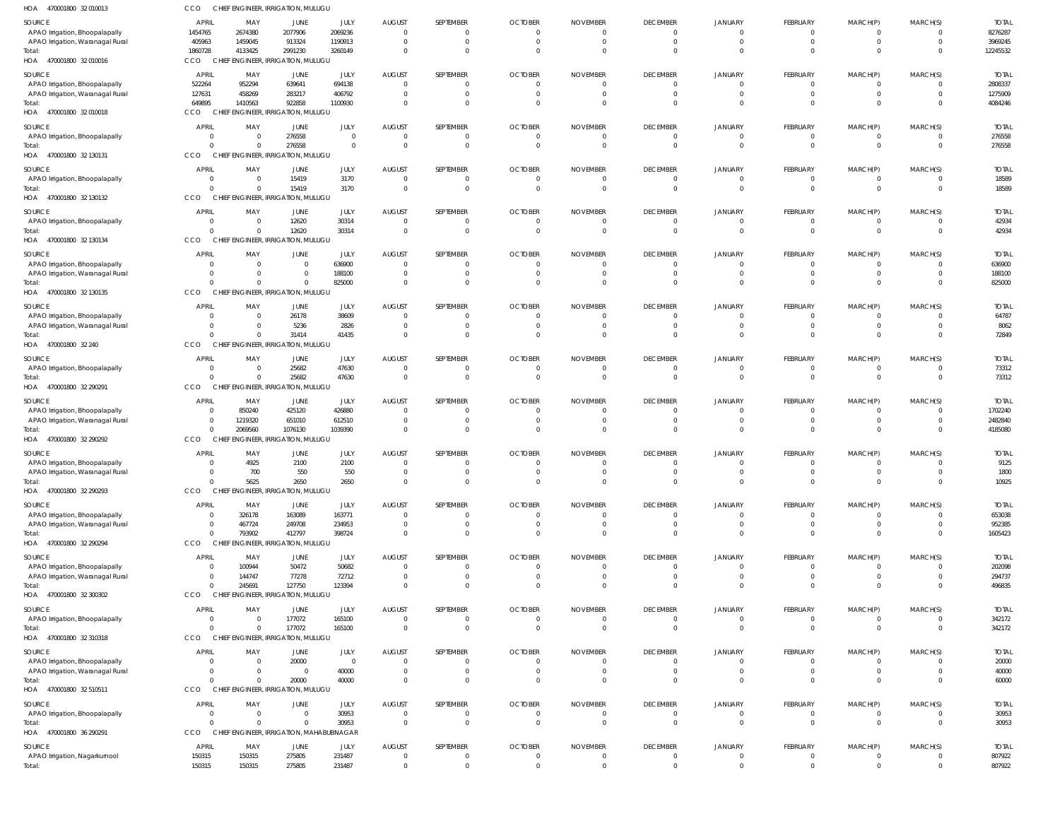HOA 470001800 32 010013 CCO CHIEF ENGINEER, IRRIGATION, MULUGU

| SOURCE | APRIL | MAY | JUNE | JULY | AUGUST | SEPTEMBER | OCTOBER | NOVEMBER | DECEMBER | JANUARY | FEBRUARY | MARCH(P) | MARCH(S) | TOTAL |
|---|---|---|---|---|---|---|---|---|---|---|---|---|---|---|
| APAO Irrigation, Bhoopalapally | 1454765 | 2674380 | 2077906 | 2069236 | 0 | 0 | 0 | 0 | 0 | 0 | 0 | 0 | 0 | 8276287 |
| APAO Irrigation, Waranagal Rural | 405963 | 1459045 | 913324 | 1190913 | 0 | 0 | 0 | 0 | 0 | 0 | 0 | 0 | 0 | 3969245 |
| Total: | 1860728 | 4133425 | 2991230 | 3260149 | 0 | 0 | 0 | 0 | 0 | 0 | 0 | 0 | 0 | 12245532 |

HOA 470001800 32 010016 CCO CHIEF ENGINEER, IRRIGATION, MULUGU

| SOURCE | APRIL | MAY | JUNE | JULY | AUGUST | SEPTEMBER | OCTOBER | NOVEMBER | DECEMBER | JANUARY | FEBRUARY | MARCH(P) | MARCH(S) | TOTAL |
|---|---|---|---|---|---|---|---|---|---|---|---|---|---|---|
| APAO Irrigation, Bhoopalapally | 522264 | 952294 | 639641 | 694138 | 0 | 0 | 0 | 0 | 0 | 0 | 0 | 0 | 0 | 2808337 |
| APAO Irrigation, Waranagal Rural | 127631 | 458269 | 283217 | 406792 | 0 | 0 | 0 | 0 | 0 | 0 | 0 | 0 | 0 | 1275909 |
| Total: | 649895 | 1410563 | 922858 | 1100930 | 0 | 0 | 0 | 0 | 0 | 0 | 0 | 0 | 0 | 4084246 |

HOA 470001800 32 010018 CCO CHIEF ENGINEER, IRRIGATION, MULUGU

| SOURCE | APRIL | MAY | JUNE | JULY | AUGUST | SEPTEMBER | OCTOBER | NOVEMBER | DECEMBER | JANUARY | FEBRUARY | MARCH(P) | MARCH(S) | TOTAL |
|---|---|---|---|---|---|---|---|---|---|---|---|---|---|---|
| APAO Irrigation, Bhoopalapally | 0 | 0 | 276558 | 0 | 0 | 0 | 0 | 0 | 0 | 0 | 0 | 0 | 0 | 276558 |
| Total: | 0 | 0 | 276558 | 0 | 0 | 0 | 0 | 0 | 0 | 0 | 0 | 0 | 0 | 276558 |

HOA 470001800 32 130131 CCO CHIEF ENGINEER, IRRIGATION, MULUGU

| SOURCE | APRIL | MAY | JUNE | JULY | AUGUST | SEPTEMBER | OCTOBER | NOVEMBER | DECEMBER | JANUARY | FEBRUARY | MARCH(P) | MARCH(S) | TOTAL |
|---|---|---|---|---|---|---|---|---|---|---|---|---|---|---|
| APAO Irrigation, Bhoopalapally | 0 | 0 | 15419 | 3170 | 0 | 0 | 0 | 0 | 0 | 0 | 0 | 0 | 0 | 18589 |
| Total: | 0 | 0 | 15419 | 3170 | 0 | 0 | 0 | 0 | 0 | 0 | 0 | 0 | 0 | 18589 |

HOA 470001800 32 130132 CCO CHIEF ENGINEER, IRRIGATION, MULUGU

| SOURCE | APRIL | MAY | JUNE | JULY | AUGUST | SEPTEMBER | OCTOBER | NOVEMBER | DECEMBER | JANUARY | FEBRUARY | MARCH(P) | MARCH(S) | TOTAL |
|---|---|---|---|---|---|---|---|---|---|---|---|---|---|---|
| APAO Irrigation, Bhoopalapally | 0 | 0 | 12620 | 30314 | 0 | 0 | 0 | 0 | 0 | 0 | 0 | 0 | 0 | 42934 |
| Total: | 0 | 0 | 12620 | 30314 | 0 | 0 | 0 | 0 | 0 | 0 | 0 | 0 | 0 | 42934 |

HOA 470001800 32 130134 CCO CHIEF ENGINEER, IRRIGATION, MULUGU

| SOURCE | APRIL | MAY | JUNE | JULY | AUGUST | SEPTEMBER | OCTOBER | NOVEMBER | DECEMBER | JANUARY | FEBRUARY | MARCH(P) | MARCH(S) | TOTAL |
|---|---|---|---|---|---|---|---|---|---|---|---|---|---|---|
| APAO Irrigation, Bhoopalapally | 0 | 0 | 0 | 636900 | 0 | 0 | 0 | 0 | 0 | 0 | 0 | 0 | 0 | 636900 |
| APAO Irrigation, Waranagal Rural | 0 | 0 | 0 | 188100 | 0 | 0 | 0 | 0 | 0 | 0 | 0 | 0 | 0 | 188100 |
| Total: | 0 | 0 | 0 | 825000 | 0 | 0 | 0 | 0 | 0 | 0 | 0 | 0 | 0 | 825000 |

HOA 470001800 32 130135 CCO CHIEF ENGINEER, IRRIGATION, MULUGU

| SOURCE | APRIL | MAY | JUNE | JULY | AUGUST | SEPTEMBER | OCTOBER | NOVEMBER | DECEMBER | JANUARY | FEBRUARY | MARCH(P) | MARCH(S) | TOTAL |
|---|---|---|---|---|---|---|---|---|---|---|---|---|---|---|
| APAO Irrigation, Bhoopalapally | 0 | 0 | 26178 | 38609 | 0 | 0 | 0 | 0 | 0 | 0 | 0 | 0 | 0 | 64787 |
| APAO Irrigation, Waranagal Rural | 0 | 0 | 5236 | 2826 | 0 | 0 | 0 | 0 | 0 | 0 | 0 | 0 | 0 | 8062 |
| Total: | 0 | 0 | 31414 | 41435 | 0 | 0 | 0 | 0 | 0 | 0 | 0 | 0 | 0 | 72849 |

HOA 470001800 32 240 CCO CHIEF ENGINEER, IRRIGATION, MULUGU

| SOURCE | APRIL | MAY | JUNE | JULY | AUGUST | SEPTEMBER | OCTOBER | NOVEMBER | DECEMBER | JANUARY | FEBRUARY | MARCH(P) | MARCH(S) | TOTAL |
|---|---|---|---|---|---|---|---|---|---|---|---|---|---|---|
| APAO Irrigation, Bhoopalapally | 0 | 0 | 25682 | 47630 | 0 | 0 | 0 | 0 | 0 | 0 | 0 | 0 | 0 | 73312 |
| Total: | 0 | 0 | 25682 | 47630 | 0 | 0 | 0 | 0 | 0 | 0 | 0 | 0 | 0 | 73312 |

HOA 470001800 32 290291 CCO CHIEF ENGINEER, IRRIGATION, MULUGU

| SOURCE | APRIL | MAY | JUNE | JULY | AUGUST | SEPTEMBER | OCTOBER | NOVEMBER | DECEMBER | JANUARY | FEBRUARY | MARCH(P) | MARCH(S) | TOTAL |
|---|---|---|---|---|---|---|---|---|---|---|---|---|---|---|
| APAO Irrigation, Bhoopalapally | 0 | 850240 | 425120 | 426880 | 0 | 0 | 0 | 0 | 0 | 0 | 0 | 0 | 0 | 1702240 |
| APAO Irrigation, Waranagal Rural | 0 | 1219320 | 651010 | 612510 | 0 | 0 | 0 | 0 | 0 | 0 | 0 | 0 | 0 | 2482840 |
| Total: | 0 | 2069560 | 1076130 | 1039390 | 0 | 0 | 0 | 0 | 0 | 0 | 0 | 0 | 0 | 4185080 |

HOA 470001800 32 290292 CCO CHIEF ENGINEER, IRRIGATION, MULUGU

| SOURCE | APRIL | MAY | JUNE | JULY | AUGUST | SEPTEMBER | OCTOBER | NOVEMBER | DECEMBER | JANUARY | FEBRUARY | MARCH(P) | MARCH(S) | TOTAL |
|---|---|---|---|---|---|---|---|---|---|---|---|---|---|---|
| APAO Irrigation, Bhoopalapally | 0 | 4925 | 2100 | 2100 | 0 | 0 | 0 | 0 | 0 | 0 | 0 | 0 | 0 | 9125 |
| APAO Irrigation, Waranagal Rural | 0 | 700 | 550 | 550 | 0 | 0 | 0 | 0 | 0 | 0 | 0 | 0 | 0 | 1800 |
| Total: | 0 | 5625 | 2650 | 2650 | 0 | 0 | 0 | 0 | 0 | 0 | 0 | 0 | 0 | 10925 |

HOA 470001800 32 290293 CCO CHIEF ENGINEER, IRRIGATION, MULUGU

| SOURCE | APRIL | MAY | JUNE | JULY | AUGUST | SEPTEMBER | OCTOBER | NOVEMBER | DECEMBER | JANUARY | FEBRUARY | MARCH(P) | MARCH(S) | TOTAL |
|---|---|---|---|---|---|---|---|---|---|---|---|---|---|---|
| APAO Irrigation, Bhoopalapally | 0 | 326178 | 163089 | 163771 | 0 | 0 | 0 | 0 | 0 | 0 | 0 | 0 | 0 | 653038 |
| APAO Irrigation, Waranagal Rural | 0 | 467724 | 249708 | 234953 | 0 | 0 | 0 | 0 | 0 | 0 | 0 | 0 | 0 | 952385 |
| Total: | 0 | 793902 | 412797 | 398724 | 0 | 0 | 0 | 0 | 0 | 0 | 0 | 0 | 0 | 1605423 |

HOA 470001800 32 290294 CCO CHIEF ENGINEER, IRRIGATION, MULUGU

| SOURCE | APRIL | MAY | JUNE | JULY | AUGUST | SEPTEMBER | OCTOBER | NOVEMBER | DECEMBER | JANUARY | FEBRUARY | MARCH(P) | MARCH(S) | TOTAL |
|---|---|---|---|---|---|---|---|---|---|---|---|---|---|---|
| APAO Irrigation, Bhoopalapally | 0 | 100944 | 50472 | 50682 | 0 | 0 | 0 | 0 | 0 | 0 | 0 | 0 | 0 | 202098 |
| APAO Irrigation, Waranagal Rural | 0 | 144747 | 77278 | 72712 | 0 | 0 | 0 | 0 | 0 | 0 | 0 | 0 | 0 | 294737 |
| Total: | 0 | 245691 | 127750 | 123394 | 0 | 0 | 0 | 0 | 0 | 0 | 0 | 0 | 0 | 496835 |

HOA 470001800 32 300302 CCO CHIEF ENGINEER, IRRIGATION, MULUGU

| SOURCE | APRIL | MAY | JUNE | JULY | AUGUST | SEPTEMBER | OCTOBER | NOVEMBER | DECEMBER | JANUARY | FEBRUARY | MARCH(P) | MARCH(S) | TOTAL |
|---|---|---|---|---|---|---|---|---|---|---|---|---|---|---|
| APAO Irrigation, Bhoopalapally | 0 | 0 | 177072 | 165100 | 0 | 0 | 0 | 0 | 0 | 0 | 0 | 0 | 0 | 342172 |
| Total: | 0 | 0 | 177072 | 165100 | 0 | 0 | 0 | 0 | 0 | 0 | 0 | 0 | 0 | 342172 |

HOA 470001800 32 310318 CCO CHIEF ENGINEER, IRRIGATION, MULUGU

| SOURCE | APRIL | MAY | JUNE | JULY | AUGUST | SEPTEMBER | OCTOBER | NOVEMBER | DECEMBER | JANUARY | FEBRUARY | MARCH(P) | MARCH(S) | TOTAL |
|---|---|---|---|---|---|---|---|---|---|---|---|---|---|---|
| APAO Irrigation, Bhoopalapally | 0 | 0 | 20000 | 0 | 0 | 0 | 0 | 0 | 0 | 0 | 0 | 0 | 0 | 20000 |
| APAO Irrigation, Waranagal Rural | 0 | 0 | 0 | 40000 | 0 | 0 | 0 | 0 | 0 | 0 | 0 | 0 | 0 | 40000 |
| Total: | 0 | 0 | 20000 | 40000 | 0 | 0 | 0 | 0 | 0 | 0 | 0 | 0 | 0 | 60000 |

HOA 470001800 32 510511 CCO CHIEF ENGINEER, IRRIGATION, MULUGU

| SOURCE | APRIL | MAY | JUNE | JULY | AUGUST | SEPTEMBER | OCTOBER | NOVEMBER | DECEMBER | JANUARY | FEBRUARY | MARCH(P) | MARCH(S) | TOTAL |
|---|---|---|---|---|---|---|---|---|---|---|---|---|---|---|
| APAO Irrigation, Bhoopalapally | 0 | 0 | 0 | 30953 | 0 | 0 | 0 | 0 | 0 | 0 | 0 | 0 | 0 | 30953 |
| Total: | 0 | 0 | 0 | 30953 | 0 | 0 | 0 | 0 | 0 | 0 | 0 | 0 | 0 | 30953 |

HOA 470001800 36 290291 CCO CHIEF ENGINEER, IRRIGATION, MAHABUBNAGAR

| SOURCE | APRIL | MAY | JUNE | JULY | AUGUST | SEPTEMBER | OCTOBER | NOVEMBER | DECEMBER | JANUARY | FEBRUARY | MARCH(P) | MARCH(S) | TOTAL |
|---|---|---|---|---|---|---|---|---|---|---|---|---|---|---|
| APAO Irrigation, Nagarkurnool | 150315 | 150315 | 275805 | 231487 | 0 | 0 | 0 | 0 | 0 | 0 | 0 | 0 | 0 | 807922 |
| Total: | 150315 | 150315 | 275805 | 231487 | 0 | 0 | 0 | 0 | 0 | 0 | 0 | 0 | 0 | 807922 |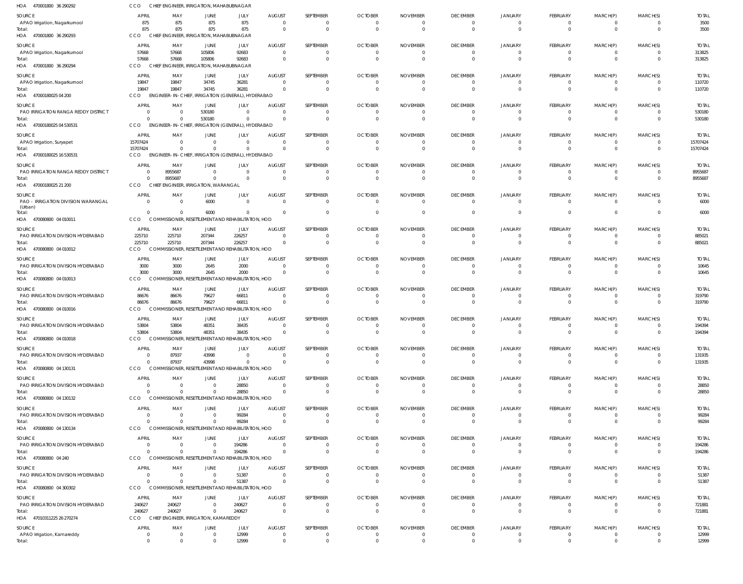HOA 470001800 36 290292 CCO CHIEF ENGINEER, IRRIGATION, MAHABUBNAGAR

| SOURCE | APRIL | MAY | JUNE | JULY | AUGUST | SEPTEMBER | OCTOBER | NOVEMBER | DECEMBER | JANUARY | FEBRUARY | MARCH(P) | MARCH(S) | TOTAL |
|---|---|---|---|---|---|---|---|---|---|---|---|---|---|---|
| APAO Irrigation, Nagarkurnool | 875 | 875 | 875 | 875 | 0 | 0 | 0 | 0 | 0 | 0 | 0 | 0 | 0 | 3500 |
| Total: | 875 | 875 | 875 | 875 | 0 | 0 | 0 | 0 | 0 | 0 | 0 | 0 | 0 | 3500 |

HOA 470001800 36 290293 CCO CHIEF ENGINEER, IRRIGATION, MAHABUBNAGAR

| SOURCE | APRIL | MAY | JUNE | JULY | AUGUST | SEPTEMBER | OCTOBER | NOVEMBER | DECEMBER | JANUARY | FEBRUARY | MARCH(P) | MARCH(S) | TOTAL |
|---|---|---|---|---|---|---|---|---|---|---|---|---|---|---|
| APAO Irrigation, Nagarkurnool | 57668 | 57668 | 105806 | 92683 | 0 | 0 | 0 | 0 | 0 | 0 | 0 | 0 | 0 | 313825 |
| Total: | 57668 | 57668 | 105806 | 92683 | 0 | 0 | 0 | 0 | 0 | 0 | 0 | 0 | 0 | 313825 |

HOA 470001800 36 290294 CCO CHIEF ENGINEER, IRRIGATION, MAHABUBNAGAR

| SOURCE | APRIL | MAY | JUNE | JULY | AUGUST | SEPTEMBER | OCTOBER | NOVEMBER | DECEMBER | JANUARY | FEBRUARY | MARCH(P) | MARCH(S) | TOTAL |
|---|---|---|---|---|---|---|---|---|---|---|---|---|---|---|
| APAO Irrigation, Nagarkurnool | 19847 | 19847 | 34745 | 36281 | 0 | 0 | 0 | 0 | 0 | 0 | 0 | 0 | 0 | 110720 |
| Total: | 19847 | 19847 | 34745 | 36281 | 0 | 0 | 0 | 0 | 0 | 0 | 0 | 0 | 0 | 110720 |

HOA 47000180025 04 200 CCO ENGINEER-IN-CHIEF, IRRIGATION (GENERAL), HYDERABAD

| SOURCE | APRIL | MAY | JUNE | JULY | AUGUST | SEPTEMBER | OCTOBER | NOVEMBER | DECEMBER | JANUARY | FEBRUARY | MARCH(P) | MARCH(S) | TOTAL |
|---|---|---|---|---|---|---|---|---|---|---|---|---|---|---|
| PAO IRRIGATION RANGA REDDY DISTRICT | 0 | 0 | 530180 | 0 | 0 | 0 | 0 | 0 | 0 | 0 | 0 | 0 | 0 | 530180 |
| Total: | 0 | 0 | 530180 | 0 | 0 | 0 | 0 | 0 | 0 | 0 | 0 | 0 | 0 | 530180 |

HOA 47000180025 04 530531 CCO ENGINEER-IN-CHIEF, IRRIGATION (GENERAL), HYDERABAD

| SOURCE | APRIL | MAY | JUNE | JULY | AUGUST | SEPTEMBER | OCTOBER | NOVEMBER | DECEMBER | JANUARY | FEBRUARY | MARCH(P) | MARCH(S) | TOTAL |
|---|---|---|---|---|---|---|---|---|---|---|---|---|---|---|
| APAO Irrigation, Suryapet | 15707424 | 0 | 0 | 0 | 0 | 0 | 0 | 0 | 0 | 0 | 0 | 0 | 0 | 15707424 |
| Total: | 15707424 | 0 | 0 | 0 | 0 | 0 | 0 | 0 | 0 | 0 | 0 | 0 | 0 | 15707424 |

HOA 47000180025 16 530531 CCO ENGINEER-IN-CHIEF, IRRIGATION (GENERAL), HYDERABAD

| SOURCE | APRIL | MAY | JUNE | JULY | AUGUST | SEPTEMBER | OCTOBER | NOVEMBER | DECEMBER | JANUARY | FEBRUARY | MARCH(P) | MARCH(S) | TOTAL |
|---|---|---|---|---|---|---|---|---|---|---|---|---|---|---|
| PAO IRRIGATION RANGA REDDY DISTRICT | 0 | 8955687 | 0 | 0 | 0 | 0 | 0 | 0 | 0 | 0 | 0 | 0 | 0 | 8955687 |
| Total: | 0 | 8955687 | 0 | 0 | 0 | 0 | 0 | 0 | 0 | 0 | 0 | 0 | 0 | 8955687 |

HOA 47000180025 21 200 CCO CHIEF ENGINEER, IRRIGATION, WARANGAL

| SOURCE | APRIL | MAY | JUNE | JULY | AUGUST | SEPTEMBER | OCTOBER | NOVEMBER | DECEMBER | JANUARY | FEBRUARY | MARCH(P) | MARCH(S) | TOTAL |
|---|---|---|---|---|---|---|---|---|---|---|---|---|---|---|
| PAO - IRRIGATION DIVISION WARANGAL (Urban) | 0 | 0 | 6000 | 0 | 0 | 0 | 0 | 0 | 0 | 0 | 0 | 0 | 0 | 6000 |
| Total: | 0 | 0 | 6000 | 0 | 0 | 0 | 0 | 0 | 0 | 0 | 0 | 0 | 0 | 6000 |

HOA 470080800 04 010011 CCO COMMISSIONER, RESETTLEMENT AND REHABILITATION, HOD

| SOURCE | APRIL | MAY | JUNE | JULY | AUGUST | SEPTEMBER | OCTOBER | NOVEMBER | DECEMBER | JANUARY | FEBRUARY | MARCH(P) | MARCH(S) | TOTAL |
|---|---|---|---|---|---|---|---|---|---|---|---|---|---|---|
| PAO IRRIGATION DIVISION HYDERABAD | 225710 | 225710 | 207344 | 226257 | 0 | 0 | 0 | 0 | 0 | 0 | 0 | 0 | 0 | 885021 |
| Total: | 225710 | 225710 | 207344 | 226257 | 0 | 0 | 0 | 0 | 0 | 0 | 0 | 0 | 0 | 885021 |

HOA 470080800 04 010012 CCO COMMISSIONER, RESETTLEMENT AND REHABILITATION, HOD

| SOURCE | APRIL | MAY | JUNE | JULY | AUGUST | SEPTEMBER | OCTOBER | NOVEMBER | DECEMBER | JANUARY | FEBRUARY | MARCH(P) | MARCH(S) | TOTAL |
|---|---|---|---|---|---|---|---|---|---|---|---|---|---|---|
| PAO IRRIGATION DIVISION HYDERABAD | 3000 | 3000 | 2645 | 2000 | 0 | 0 | 0 | 0 | 0 | 0 | 0 | 0 | 0 | 10645 |
| Total: | 3000 | 3000 | 2645 | 2000 | 0 | 0 | 0 | 0 | 0 | 0 | 0 | 0 | 0 | 10645 |

HOA 470080800 04 010013 CCO COMMISSIONER, RESETTLEMENT AND REHABILITATION, HOD

| SOURCE | APRIL | MAY | JUNE | JULY | AUGUST | SEPTEMBER | OCTOBER | NOVEMBER | DECEMBER | JANUARY | FEBRUARY | MARCH(P) | MARCH(S) | TOTAL |
|---|---|---|---|---|---|---|---|---|---|---|---|---|---|---|
| PAO IRRIGATION DIVISION HYDERABAD | 86676 | 86676 | 79627 | 66811 | 0 | 0 | 0 | 0 | 0 | 0 | 0 | 0 | 0 | 319790 |
| Total: | 86676 | 86676 | 79627 | 66811 | 0 | 0 | 0 | 0 | 0 | 0 | 0 | 0 | 0 | 319790 |

HOA 470080800 04 010016 CCO COMMISSIONER, RESETTLEMENT AND REHABILITATION, HOD

| SOURCE | APRIL | MAY | JUNE | JULY | AUGUST | SEPTEMBER | OCTOBER | NOVEMBER | DECEMBER | JANUARY | FEBRUARY | MARCH(P) | MARCH(S) | TOTAL |
|---|---|---|---|---|---|---|---|---|---|---|---|---|---|---|
| PAO IRRIGATION DIVISION HYDERABAD | 53804 | 53804 | 48351 | 38435 | 0 | 0 | 0 | 0 | 0 | 0 | 0 | 0 | 0 | 194394 |
| Total: | 53804 | 53804 | 48351 | 38435 | 0 | 0 | 0 | 0 | 0 | 0 | 0 | 0 | 0 | 194394 |

HOA 470080800 04 010018 CCO COMMISSIONER, RESETTLEMENT AND REHABILITATION, HOD

| SOURCE | APRIL | MAY | JUNE | JULY | AUGUST | SEPTEMBER | OCTOBER | NOVEMBER | DECEMBER | JANUARY | FEBRUARY | MARCH(P) | MARCH(S) | TOTAL |
|---|---|---|---|---|---|---|---|---|---|---|---|---|---|---|
| PAO IRRIGATION DIVISION HYDERABAD | 0 | 87937 | 43998 | 0 | 0 | 0 | 0 | 0 | 0 | 0 | 0 | 0 | 0 | 131935 |
| Total: | 0 | 87937 | 43998 | 0 | 0 | 0 | 0 | 0 | 0 | 0 | 0 | 0 | 0 | 131935 |

HOA 470080800 04 130131 CCO COMMISSIONER, RESETTLEMENT AND REHABILITATION, HOD

| SOURCE | APRIL | MAY | JUNE | JULY | AUGUST | SEPTEMBER | OCTOBER | NOVEMBER | DECEMBER | JANUARY | FEBRUARY | MARCH(P) | MARCH(S) | TOTAL |
|---|---|---|---|---|---|---|---|---|---|---|---|---|---|---|
| PAO IRRIGATION DIVISION HYDERABAD | 0 | 0 | 0 | 28850 | 0 | 0 | 0 | 0 | 0 | 0 | 0 | 0 | 0 | 28850 |
| Total: | 0 | 0 | 0 | 28850 | 0 | 0 | 0 | 0 | 0 | 0 | 0 | 0 | 0 | 28850 |

HOA 470080800 04 130132 CCO COMMISSIONER, RESETTLEMENT AND REHABILITATION, HOD

| SOURCE | APRIL | MAY | JUNE | JULY | AUGUST | SEPTEMBER | OCTOBER | NOVEMBER | DECEMBER | JANUARY | FEBRUARY | MARCH(P) | MARCH(S) | TOTAL |
|---|---|---|---|---|---|---|---|---|---|---|---|---|---|---|
| PAO IRRIGATION DIVISION HYDERABAD | 0 | 0 | 0 | 99284 | 0 | 0 | 0 | 0 | 0 | 0 | 0 | 0 | 0 | 99284 |
| Total: | 0 | 0 | 0 | 99284 | 0 | 0 | 0 | 0 | 0 | 0 | 0 | 0 | 0 | 99284 |

HOA 470080800 04 130134 CCO COMMISSIONER, RESETTLEMENT AND REHABILITATION, HOD

| SOURCE | APRIL | MAY | JUNE | JULY | AUGUST | SEPTEMBER | OCTOBER | NOVEMBER | DECEMBER | JANUARY | FEBRUARY | MARCH(P) | MARCH(S) | TOTAL |
|---|---|---|---|---|---|---|---|---|---|---|---|---|---|---|
| PAO IRRIGATION DIVISION HYDERABAD | 0 | 0 | 0 | 194286 | 0 | 0 | 0 | 0 | 0 | 0 | 0 | 0 | 0 | 194286 |
| Total: | 0 | 0 | 0 | 194286 | 0 | 0 | 0 | 0 | 0 | 0 | 0 | 0 | 0 | 194286 |

HOA 470080800 04 240 CCO COMMISSIONER, RESETTLEMENT AND REHABILITATION, HOD

| SOURCE | APRIL | MAY | JUNE | JULY | AUGUST | SEPTEMBER | OCTOBER | NOVEMBER | DECEMBER | JANUARY | FEBRUARY | MARCH(P) | MARCH(S) | TOTAL |
|---|---|---|---|---|---|---|---|---|---|---|---|---|---|---|
| PAO IRRIGATION DIVISION HYDERABAD | 0 | 0 | 0 | 51387 | 0 | 0 | 0 | 0 | 0 | 0 | 0 | 0 | 0 | 51387 |
| Total: | 0 | 0 | 0 | 51387 | 0 | 0 | 0 | 0 | 0 | 0 | 0 | 0 | 0 | 51387 |

HOA 470080800 04 300302 CCO COMMISSIONER, RESETTLEMENT AND REHABILITATION, HOD

| SOURCE | APRIL | MAY | JUNE | JULY | AUGUST | SEPTEMBER | OCTOBER | NOVEMBER | DECEMBER | JANUARY | FEBRUARY | MARCH(P) | MARCH(S) | TOTAL |
|---|---|---|---|---|---|---|---|---|---|---|---|---|---|---|
| PAO IRRIGATION DIVISION HYDERABAD | 240627 | 240627 | 0 | 240627 | 0 | 0 | 0 | 0 | 0 | 0 | 0 | 0 | 0 | 721881 |
| Total: | 240627 | 240627 | 0 | 240627 | 0 | 0 | 0 | 0 | 0 | 0 | 0 | 0 | 0 | 721881 |

HOA 47010311225 26 270274 CCO CHIEF ENGINEER, IRRIGATION, KAMAREDDY

| SOURCE | APRIL | MAY | JUNE | JULY | AUGUST | SEPTEMBER | OCTOBER | NOVEMBER | DECEMBER | JANUARY | FEBRUARY | MARCH(P) | MARCH(S) | TOTAL |
|---|---|---|---|---|---|---|---|---|---|---|---|---|---|---|
| APAO Irrigation, Kamareddy | 0 | 0 | 0 | 12999 | 0 | 0 | 0 | 0 | 0 | 0 | 0 | 0 | 0 | 12999 |
| Total: | 0 | 0 | 0 | 12999 | 0 | 0 | 0 | 0 | 0 | 0 | 0 | 0 | 0 | 12999 |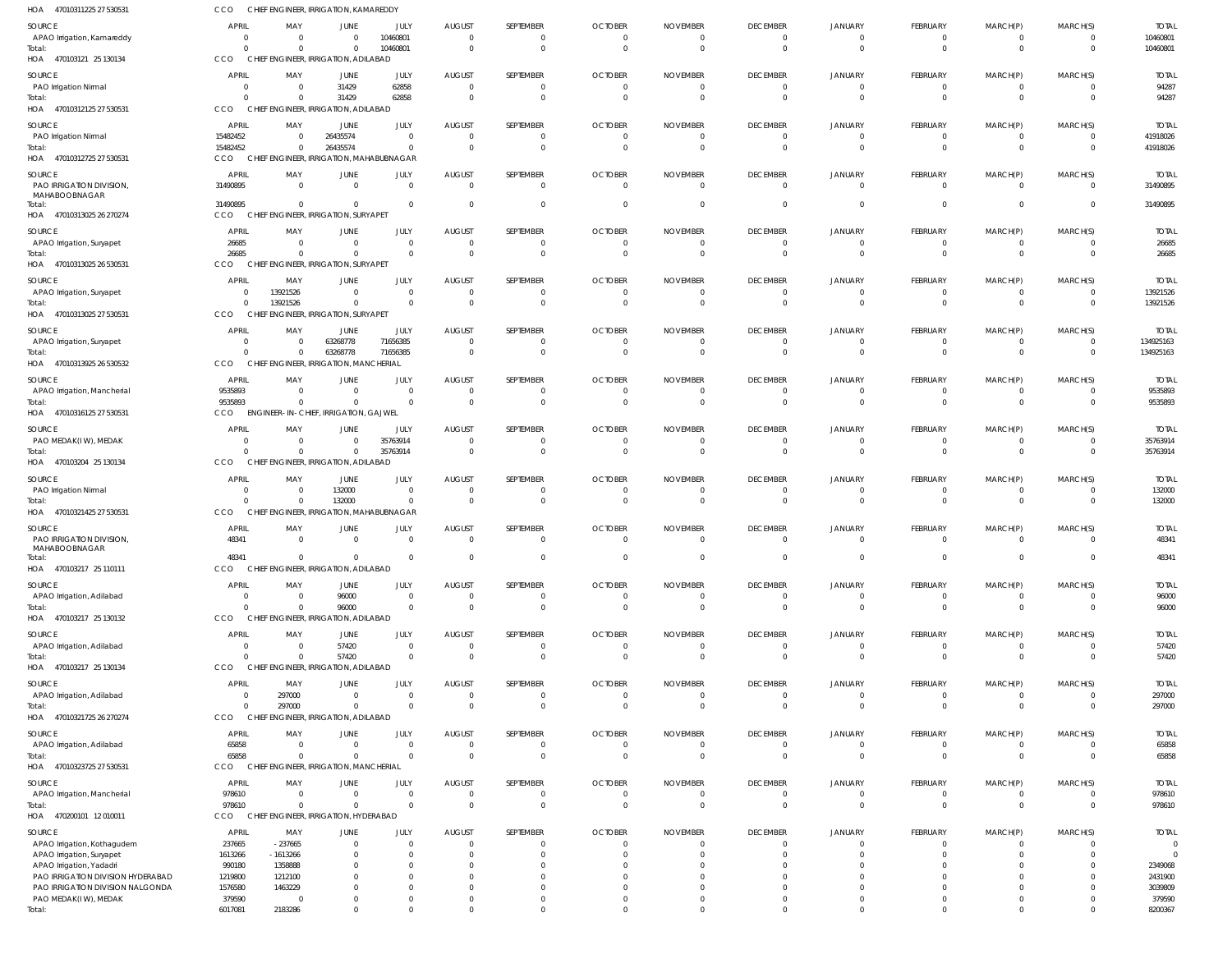HOA 47010311225 27 530531 CCO CHIEF ENGINEER, IRRIGATION, KAMAREDDY

| SOURCE | APRIL | MAY | JUNE | JULY | AUGUST | SEPTEMBER | OCTOBER | NOVEMBER | DECEMBER | JANUARY | FEBRUARY | MARCH(P) | MARCH(S) | TOTAL |
|---|---|---|---|---|---|---|---|---|---|---|---|---|---|---|
| APAO Irrigation, Kamareddy | 0 | 0 | 0 | 10460801 | 0 | 0 | 0 | 0 | 0 | 0 | 0 | 0 | 0 | 10460801 |
| Total: | 0 | 0 | 0 | 10460801 | 0 | 0 | 0 | 0 | 0 | 0 | 0 | 0 | 0 | 10460801 |

HOA 470103121 25 130134 CCO CHIEF ENGINEER, IRRIGATION, ADILABAD

| SOURCE | APRIL | MAY | JUNE | JULY | AUGUST | SEPTEMBER | OCTOBER | NOVEMBER | DECEMBER | JANUARY | FEBRUARY | MARCH(P) | MARCH(S) | TOTAL |
|---|---|---|---|---|---|---|---|---|---|---|---|---|---|---|
| PAO Irrigation Nirmal | 0 | 0 | 31429 | 62858 | 0 | 0 | 0 | 0 | 0 | 0 | 0 | 0 | 0 | 94287 |
| Total: | 0 | 0 | 31429 | 62858 | 0 | 0 | 0 | 0 | 0 | 0 | 0 | 0 | 0 | 94287 |

HOA 47010312125 27 530531 CCO CHIEF ENGINEER, IRRIGATION, ADILABAD

| SOURCE | APRIL | MAY | JUNE | JULY | AUGUST | SEPTEMBER | OCTOBER | NOVEMBER | DECEMBER | JANUARY | FEBRUARY | MARCH(P) | MARCH(S) | TOTAL |
|---|---|---|---|---|---|---|---|---|---|---|---|---|---|---|
| PAO Irrigation Nirmal | 15482452 | 0 | 26435574 | 0 | 0 | 0 | 0 | 0 | 0 | 0 | 0 | 0 | 0 | 41918026 |
| Total: | 15482452 | 0 | 26435574 | 0 | 0 | 0 | 0 | 0 | 0 | 0 | 0 | 0 | 0 | 41918026 |

HOA 47010312725 27 530531 CCO CHIEF ENGINEER, IRRIGATION, MAHABUBNAGAR

| SOURCE | APRIL | MAY | JUNE | JULY | AUGUST | SEPTEMBER | OCTOBER | NOVEMBER | DECEMBER | JANUARY | FEBRUARY | MARCH(P) | MARCH(S) | TOTAL |
|---|---|---|---|---|---|---|---|---|---|---|---|---|---|---|
| PAO IRRIGATION DIVISION, MAHABOOBNAGAR | 31490895 | 0 | 0 | 0 | 0 | 0 | 0 | 0 | 0 | 0 | 0 | 0 | 0 | 31490895 |
| Total: | 31490895 | 0 | 0 | 0 | 0 | 0 | 0 | 0 | 0 | 0 | 0 | 0 | 0 | 31490895 |

HOA 47010313025 26 270274 CCO CHIEF ENGINEER, IRRIGATION, SURYAPET

| SOURCE | APRIL | MAY | JUNE | JULY | AUGUST | SEPTEMBER | OCTOBER | NOVEMBER | DECEMBER | JANUARY | FEBRUARY | MARCH(P) | MARCH(S) | TOTAL |
|---|---|---|---|---|---|---|---|---|---|---|---|---|---|---|
| APAO Irrigation, Suryapet | 26685 | 0 | 0 | 0 | 0 | 0 | 0 | 0 | 0 | 0 | 0 | 0 | 0 | 26685 |
| Total: | 26685 | 0 | 0 | 0 | 0 | 0 | 0 | 0 | 0 | 0 | 0 | 0 | 0 | 26685 |

HOA 47010313025 26 530531 CCO CHIEF ENGINEER, IRRIGATION, SURYAPET

| SOURCE | APRIL | MAY | JUNE | JULY | AUGUST | SEPTEMBER | OCTOBER | NOVEMBER | DECEMBER | JANUARY | FEBRUARY | MARCH(P) | MARCH(S) | TOTAL |
|---|---|---|---|---|---|---|---|---|---|---|---|---|---|---|
| APAO Irrigation, Suryapet | 0 | 13921526 | 0 | 0 | 0 | 0 | 0 | 0 | 0 | 0 | 0 | 0 | 0 | 13921526 |
| Total: | 0 | 13921526 | 0 | 0 | 0 | 0 | 0 | 0 | 0 | 0 | 0 | 0 | 0 | 13921526 |

HOA 47010313025 27 530531 CCO CHIEF ENGINEER, IRRIGATION, SURYAPET

| SOURCE | APRIL | MAY | JUNE | JULY | AUGUST | SEPTEMBER | OCTOBER | NOVEMBER | DECEMBER | JANUARY | FEBRUARY | MARCH(P) | MARCH(S) | TOTAL |
|---|---|---|---|---|---|---|---|---|---|---|---|---|---|---|
| APAO Irrigation, Suryapet | 0 | 0 | 63268778 | 71656385 | 0 | 0 | 0 | 0 | 0 | 0 | 0 | 0 | 0 | 134925163 |
| Total: | 0 | 0 | 63268778 | 71656385 | 0 | 0 | 0 | 0 | 0 | 0 | 0 | 0 | 0 | 134925163 |

HOA 47010313925 26 530532 CCO CHIEF ENGINEER, IRRIGATION, MANCHERIAL

| SOURCE | APRIL | MAY | JUNE | JULY | AUGUST | SEPTEMBER | OCTOBER | NOVEMBER | DECEMBER | JANUARY | FEBRUARY | MARCH(P) | MARCH(S) | TOTAL |
|---|---|---|---|---|---|---|---|---|---|---|---|---|---|---|
| APAO Irrigation, Mancherial | 9535893 | 0 | 0 | 0 | 0 | 0 | 0 | 0 | 0 | 0 | 0 | 0 | 0 | 9535893 |
| Total: | 9535893 | 0 | 0 | 0 | 0 | 0 | 0 | 0 | 0 | 0 | 0 | 0 | 0 | 9535893 |

HOA 47010316125 27 530531 CCO ENGINEER-IN-CHIEF, IRRIGATION, GAJWEL

| SOURCE | APRIL | MAY | JUNE | JULY | AUGUST | SEPTEMBER | OCTOBER | NOVEMBER | DECEMBER | JANUARY | FEBRUARY | MARCH(P) | MARCH(S) | TOTAL |
|---|---|---|---|---|---|---|---|---|---|---|---|---|---|---|
| PAO MEDAK(IW), MEDAK | 0 | 0 | 0 | 35763914 | 0 | 0 | 0 | 0 | 0 | 0 | 0 | 0 | 0 | 35763914 |
| Total: | 0 | 0 | 0 | 35763914 | 0 | 0 | 0 | 0 | 0 | 0 | 0 | 0 | 0 | 35763914 |

HOA 470103204 25 130134 CCO CHIEF ENGINEER, IRRIGATION, ADILABAD

| SOURCE | APRIL | MAY | JUNE | JULY | AUGUST | SEPTEMBER | OCTOBER | NOVEMBER | DECEMBER | JANUARY | FEBRUARY | MARCH(P) | MARCH(S) | TOTAL |
|---|---|---|---|---|---|---|---|---|---|---|---|---|---|---|
| PAO Irrigation Nirmal | 0 | 0 | 132000 | 0 | 0 | 0 | 0 | 0 | 0 | 0 | 0 | 0 | 0 | 132000 |
| Total: | 0 | 0 | 132000 | 0 | 0 | 0 | 0 | 0 | 0 | 0 | 0 | 0 | 0 | 132000 |

HOA 47010321425 27 530531 CCO CHIEF ENGINEER, IRRIGATION, MAHABUBNAGAR

| SOURCE | APRIL | MAY | JUNE | JULY | AUGUST | SEPTEMBER | OCTOBER | NOVEMBER | DECEMBER | JANUARY | FEBRUARY | MARCH(P) | MARCH(S) | TOTAL |
|---|---|---|---|---|---|---|---|---|---|---|---|---|---|---|
| PAO IRRIGATION DIVISION, MAHABOOBNAGAR | 48341 | 0 | 0 | 0 | 0 | 0 | 0 | 0 | 0 | 0 | 0 | 0 | 0 | 48341 |
| Total: | 48341 | 0 | 0 | 0 | 0 | 0 | 0 | 0 | 0 | 0 | 0 | 0 | 0 | 48341 |

HOA 470103217 25 110111 CCO CHIEF ENGINEER, IRRIGATION, ADILABAD

| SOURCE | APRIL | MAY | JUNE | JULY | AUGUST | SEPTEMBER | OCTOBER | NOVEMBER | DECEMBER | JANUARY | FEBRUARY | MARCH(P) | MARCH(S) | TOTAL |
|---|---|---|---|---|---|---|---|---|---|---|---|---|---|---|
| APAO Irrigation, Adilabad | 0 | 0 | 96000 | 0 | 0 | 0 | 0 | 0 | 0 | 0 | 0 | 0 | 0 | 96000 |
| Total: | 0 | 0 | 96000 | 0 | 0 | 0 | 0 | 0 | 0 | 0 | 0 | 0 | 0 | 96000 |

HOA 470103217 25 130132 CCO CHIEF ENGINEER, IRRIGATION, ADILABAD

| SOURCE | APRIL | MAY | JUNE | JULY | AUGUST | SEPTEMBER | OCTOBER | NOVEMBER | DECEMBER | JANUARY | FEBRUARY | MARCH(P) | MARCH(S) | TOTAL |
|---|---|---|---|---|---|---|---|---|---|---|---|---|---|---|
| APAO Irrigation, Adilabad | 0 | 0 | 57420 | 0 | 0 | 0 | 0 | 0 | 0 | 0 | 0 | 0 | 0 | 57420 |
| Total: | 0 | 0 | 57420 | 0 | 0 | 0 | 0 | 0 | 0 | 0 | 0 | 0 | 0 | 57420 |

HOA 470103217 25 130134 CCO CHIEF ENGINEER, IRRIGATION, ADILABAD

| SOURCE | APRIL | MAY | JUNE | JULY | AUGUST | SEPTEMBER | OCTOBER | NOVEMBER | DECEMBER | JANUARY | FEBRUARY | MARCH(P) | MARCH(S) | TOTAL |
|---|---|---|---|---|---|---|---|---|---|---|---|---|---|---|
| APAO Irrigation, Adilabad | 0 | 297000 | 0 | 0 | 0 | 0 | 0 | 0 | 0 | 0 | 0 | 0 | 0 | 297000 |
| Total: | 0 | 297000 | 0 | 0 | 0 | 0 | 0 | 0 | 0 | 0 | 0 | 0 | 0 | 297000 |

HOA 47010321725 26 270274 CCO CHIEF ENGINEER, IRRIGATION, ADILABAD

| SOURCE | APRIL | MAY | JUNE | JULY | AUGUST | SEPTEMBER | OCTOBER | NOVEMBER | DECEMBER | JANUARY | FEBRUARY | MARCH(P) | MARCH(S) | TOTAL |
|---|---|---|---|---|---|---|---|---|---|---|---|---|---|---|
| APAO Irrigation, Adilabad | 65858 | 0 | 0 | 0 | 0 | 0 | 0 | 0 | 0 | 0 | 0 | 0 | 0 | 65858 |
| Total: | 65858 | 0 | 0 | 0 | 0 | 0 | 0 | 0 | 0 | 0 | 0 | 0 | 0 | 65858 |

HOA 47010323725 27 530531 CCO CHIEF ENGINEER, IRRIGATION, MANCHERIAL

| SOURCE | APRIL | MAY | JUNE | JULY | AUGUST | SEPTEMBER | OCTOBER | NOVEMBER | DECEMBER | JANUARY | FEBRUARY | MARCH(P) | MARCH(S) | TOTAL |
|---|---|---|---|---|---|---|---|---|---|---|---|---|---|---|
| APAO Irrigation, Mancherial | 978610 | 0 | 0 | 0 | 0 | 0 | 0 | 0 | 0 | 0 | 0 | 0 | 0 | 978610 |
| Total: | 978610 | 0 | 0 | 0 | 0 | 0 | 0 | 0 | 0 | 0 | 0 | 0 | 0 | 978610 |

HOA 470200101 12 010011 CCO CHIEF ENGINEER, IRRIGATION, HYDERABAD

| SOURCE | APRIL | MAY | JUNE | JULY | AUGUST | SEPTEMBER | OCTOBER | NOVEMBER | DECEMBER | JANUARY | FEBRUARY | MARCH(P) | MARCH(S) | TOTAL |
|---|---|---|---|---|---|---|---|---|---|---|---|---|---|---|
| APAO Irrigation, Kothagudem | 237665 | -237665 | 0 | 0 | 0 | 0 | 0 | 0 | 0 | 0 | 0 | 0 | 0 | 0 |
| APAO Irrigation, Suryapet | 1613266 | -1613266 | 0 | 0 | 0 | 0 | 0 | 0 | 0 | 0 | 0 | 0 | 0 | 0 |
| APAO Irrigation, Yadadri | 990180 | 1358888 | 0 | 0 | 0 | 0 | 0 | 0 | 0 | 0 | 0 | 0 | 0 | 2349068 |
| PAO IRRIGATION DIVISION HYDERABAD | 1219800 | 1212100 | 0 | 0 | 0 | 0 | 0 | 0 | 0 | 0 | 0 | 0 | 0 | 2431900 |
| PAO IRRIGATION DIVISION NALGONDA | 1576580 | 1463229 | 0 | 0 | 0 | 0 | 0 | 0 | 0 | 0 | 0 | 0 | 0 | 3039809 |
| PAO MEDAK(IW), MEDAK | 379590 | 0 | 0 | 0 | 0 | 0 | 0 | 0 | 0 | 0 | 0 | 0 | 0 | 379590 |
| Total: | 6017081 | 2183286 | 0 | 0 | 0 | 0 | 0 | 0 | 0 | 0 | 0 | 0 | 0 | 8200367 |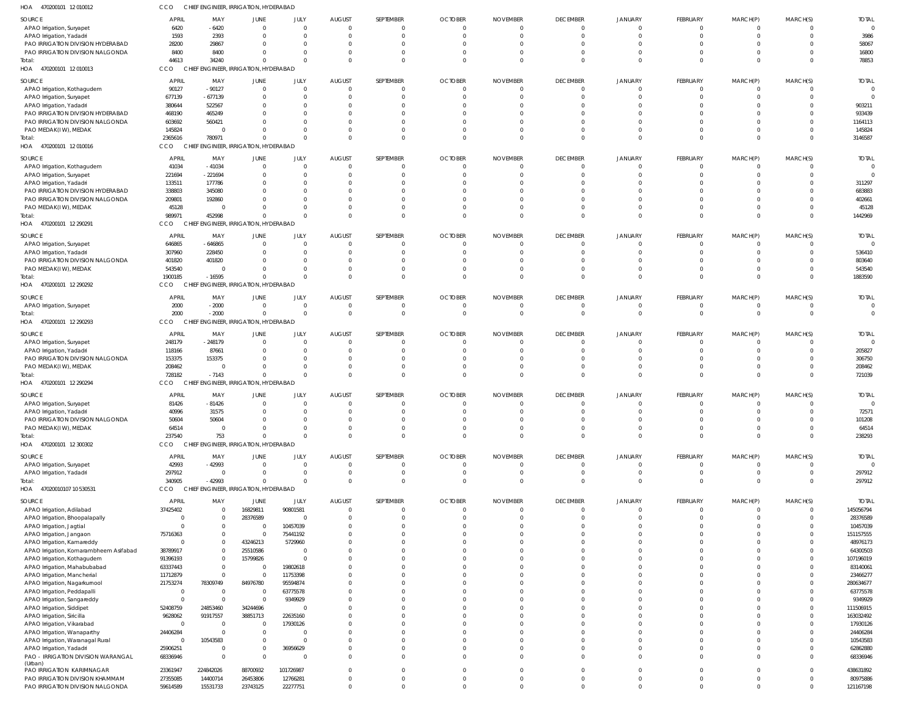HOA 470200101 12 010012 CCO CHIEF ENGINEER, IRRIGATION, HYDERABAD

| SOURCE | APRIL | MAY | JUNE | JULY | AUGUST | SEPTEMBER | OCTOBER | NOVEMBER | DECEMBER | JANUARY | FEBRUARY | MARCH(P) | MARCH(S) | TOTAL |
|---|---|---|---|---|---|---|---|---|---|---|---|---|---|---|
| APAO Irrigation, Suryapet | 6420 | -6420 | 0 | 0 | 0 | 0 | 0 | 0 | 0 | 0 | 0 | 0 | 0 | 0 |
| APAO Irrigation, Yadadri | 1593 | 2393 | 0 | 0 | 0 | 0 | 0 | 0 | 0 | 0 | 0 | 0 | 0 | 3986 |
| PAO IRRIGATION DIVISION HYDERABAD | 28200 | 29867 | 0 | 0 | 0 | 0 | 0 | 0 | 0 | 0 | 0 | 0 | 0 | 58067 |
| PAO IRRIGATION DIVISION NALGONDA | 8400 | 8400 | 0 | 0 | 0 | 0 | 0 | 0 | 0 | 0 | 0 | 0 | 0 | 16800 |
| Total: | 44613 | 34240 | 0 | 0 | 0 | 0 | 0 | 0 | 0 | 0 | 0 | 0 | 0 | 78853 |

HOA 470200101 12 010013 CCO CHIEF ENGINEER, IRRIGATION, HYDERABAD

| SOURCE | APRIL | MAY | JUNE | JULY | AUGUST | SEPTEMBER | OCTOBER | NOVEMBER | DECEMBER | JANUARY | FEBRUARY | MARCH(P) | MARCH(S) | TOTAL |
|---|---|---|---|---|---|---|---|---|---|---|---|---|---|---|
| APAO Irrigation, Kothagudem | 90127 | -90127 | 0 | 0 | 0 | 0 | 0 | 0 | 0 | 0 | 0 | 0 | 0 | 0 |
| APAO Irrigation, Suryapet | 677139 | -677139 | 0 | 0 | 0 | 0 | 0 | 0 | 0 | 0 | 0 | 0 | 0 | 0 |
| APAO Irrigation, Yadadri | 380644 | 522567 | 0 | 0 | 0 | 0 | 0 | 0 | 0 | 0 | 0 | 0 | 0 | 903211 |
| PAO IRRIGATION DIVISION HYDERABAD | 468190 | 465249 | 0 | 0 | 0 | 0 | 0 | 0 | 0 | 0 | 0 | 0 | 0 | 933439 |
| PAO IRRIGATION DIVISION NALGONDA | 603692 | 560421 | 0 | 0 | 0 | 0 | 0 | 0 | 0 | 0 | 0 | 0 | 0 | 1164113 |
| PAO MEDAK(IW), MEDAK | 145824 | 0 | 0 | 0 | 0 | 0 | 0 | 0 | 0 | 0 | 0 | 0 | 0 | 145824 |
| Total: | 2365616 | 780971 | 0 | 0 | 0 | 0 | 0 | 0 | 0 | 0 | 0 | 0 | 0 | 3146587 |

HOA 470200101 12 010016 CCO CHIEF ENGINEER, IRRIGATION, HYDERABAD

| SOURCE | APRIL | MAY | JUNE | JULY | AUGUST | SEPTEMBER | OCTOBER | NOVEMBER | DECEMBER | JANUARY | FEBRUARY | MARCH(P) | MARCH(S) | TOTAL |
|---|---|---|---|---|---|---|---|---|---|---|---|---|---|---|
| APAO Irrigation, Kothagudem | 41034 | -41034 | 0 | 0 | 0 | 0 | 0 | 0 | 0 | 0 | 0 | 0 | 0 | 0 |
| APAO Irrigation, Suryapet | 221694 | -221694 | 0 | 0 | 0 | 0 | 0 | 0 | 0 | 0 | 0 | 0 | 0 | 0 |
| APAO Irrigation, Yadadri | 133511 | 177786 | 0 | 0 | 0 | 0 | 0 | 0 | 0 | 0 | 0 | 0 | 0 | 311297 |
| PAO IRRIGATION DIVISION HYDERABAD | 338803 | 345080 | 0 | 0 | 0 | 0 | 0 | 0 | 0 | 0 | 0 | 0 | 0 | 683883 |
| PAO IRRIGATION DIVISION NALGONDA | 209801 | 192860 | 0 | 0 | 0 | 0 | 0 | 0 | 0 | 0 | 0 | 0 | 0 | 402661 |
| PAO MEDAK(IW), MEDAK | 45128 | 0 | 0 | 0 | 0 | 0 | 0 | 0 | 0 | 0 | 0 | 0 | 0 | 45128 |
| Total: | 989971 | 452998 | 0 | 0 | 0 | 0 | 0 | 0 | 0 | 0 | 0 | 0 | 0 | 1442969 |

HOA 470200101 12 290291 CCO CHIEF ENGINEER, IRRIGATION, HYDERABAD

| SOURCE | APRIL | MAY | JUNE | JULY | AUGUST | SEPTEMBER | OCTOBER | NOVEMBER | DECEMBER | JANUARY | FEBRUARY | MARCH(P) | MARCH(S) | TOTAL |
|---|---|---|---|---|---|---|---|---|---|---|---|---|---|---|
| APAO Irrigation, Suryapet | 646865 | -646865 | 0 | 0 | 0 | 0 | 0 | 0 | 0 | 0 | 0 | 0 | 0 | 0 |
| APAO Irrigation, Yadadri | 307960 | 228450 | 0 | 0 | 0 | 0 | 0 | 0 | 0 | 0 | 0 | 0 | 0 | 536410 |
| PAO IRRIGATION DIVISION NALGONDA | 401820 | 401820 | 0 | 0 | 0 | 0 | 0 | 0 | 0 | 0 | 0 | 0 | 0 | 803640 |
| PAO MEDAK(IW), MEDAK | 543540 | 0 | 0 | 0 | 0 | 0 | 0 | 0 | 0 | 0 | 0 | 0 | 0 | 543540 |
| Total: | 1900185 | -16595 | 0 | 0 | 0 | 0 | 0 | 0 | 0 | 0 | 0 | 0 | 0 | 1883590 |

HOA 470200101 12 290292 CCO CHIEF ENGINEER, IRRIGATION, HYDERABAD

| SOURCE | APRIL | MAY | JUNE | JULY | AUGUST | SEPTEMBER | OCTOBER | NOVEMBER | DECEMBER | JANUARY | FEBRUARY | MARCH(P) | MARCH(S) | TOTAL |
|---|---|---|---|---|---|---|---|---|---|---|---|---|---|---|
| APAO Irrigation, Suryapet | 2000 | -2000 | 0 | 0 | 0 | 0 | 0 | 0 | 0 | 0 | 0 | 0 | 0 | 0 |
| Total: | 2000 | -2000 | 0 | 0 | 0 | 0 | 0 | 0 | 0 | 0 | 0 | 0 | 0 | 0 |

HOA 470200101 12 290293 CCO CHIEF ENGINEER, IRRIGATION, HYDERABAD

| SOURCE | APRIL | MAY | JUNE | JULY | AUGUST | SEPTEMBER | OCTOBER | NOVEMBER | DECEMBER | JANUARY | FEBRUARY | MARCH(P) | MARCH(S) | TOTAL |
|---|---|---|---|---|---|---|---|---|---|---|---|---|---|---|
| APAO Irrigation, Suryapet | 248179 | -248179 | 0 | 0 | 0 | 0 | 0 | 0 | 0 | 0 | 0 | 0 | 0 | 0 |
| APAO Irrigation, Yadadri | 118166 | 87661 | 0 | 0 | 0 | 0 | 0 | 0 | 0 | 0 | 0 | 0 | 0 | 205827 |
| PAO IRRIGATION DIVISION NALGONDA | 153375 | 153375 | 0 | 0 | 0 | 0 | 0 | 0 | 0 | 0 | 0 | 0 | 0 | 306750 |
| PAO MEDAK(IW), MEDAK | 208462 | 0 | 0 | 0 | 0 | 0 | 0 | 0 | 0 | 0 | 0 | 0 | 0 | 208462 |
| Total: | 728182 | -7143 | 0 | 0 | 0 | 0 | 0 | 0 | 0 | 0 | 0 | 0 | 0 | 721039 |

HOA 470200101 12 290294 CCO CHIEF ENGINEER, IRRIGATION, HYDERABAD

| SOURCE | APRIL | MAY | JUNE | JULY | AUGUST | SEPTEMBER | OCTOBER | NOVEMBER | DECEMBER | JANUARY | FEBRUARY | MARCH(P) | MARCH(S) | TOTAL |
|---|---|---|---|---|---|---|---|---|---|---|---|---|---|---|
| APAO Irrigation, Suryapet | 81426 | -81426 | 0 | 0 | 0 | 0 | 0 | 0 | 0 | 0 | 0 | 0 | 0 | 0 |
| APAO Irrigation, Yadadri | 40996 | 31575 | 0 | 0 | 0 | 0 | 0 | 0 | 0 | 0 | 0 | 0 | 0 | 72571 |
| PAO IRRIGATION DIVISION NALGONDA | 50604 | 50604 | 0 | 0 | 0 | 0 | 0 | 0 | 0 | 0 | 0 | 0 | 0 | 101208 |
| PAO MEDAK(IW), MEDAK | 64514 | 0 | 0 | 0 | 0 | 0 | 0 | 0 | 0 | 0 | 0 | 0 | 0 | 64514 |
| Total: | 237540 | 753 | 0 | 0 | 0 | 0 | 0 | 0 | 0 | 0 | 0 | 0 | 0 | 238293 |

HOA 470200101 12 300302 CCO CHIEF ENGINEER, IRRIGATION, HYDERABAD

| SOURCE | APRIL | MAY | JUNE | JULY | AUGUST | SEPTEMBER | OCTOBER | NOVEMBER | DECEMBER | JANUARY | FEBRUARY | MARCH(P) | MARCH(S) | TOTAL |
|---|---|---|---|---|---|---|---|---|---|---|---|---|---|---|
| APAO Irrigation, Suryapet | 42993 | -42993 | 0 | 0 | 0 | 0 | 0 | 0 | 0 | 0 | 0 | 0 | 0 | 0 |
| APAO Irrigation, Yadadri | 297912 | 0 | 0 | 0 | 0 | 0 | 0 | 0 | 0 | 0 | 0 | 0 | 0 | 297912 |
| Total: | 340905 | -42993 | 0 | 0 | 0 | 0 | 0 | 0 | 0 | 0 | 0 | 0 | 0 | 297912 |

HOA 47020010107 10 530531 CCO CHIEF ENGINEER, IRRIGATION, HYDERABAD

| SOURCE | APRIL | MAY | JUNE | JULY | AUGUST | SEPTEMBER | OCTOBER | NOVEMBER | DECEMBER | JANUARY | FEBRUARY | MARCH(P) | MARCH(S) | TOTAL |
|---|---|---|---|---|---|---|---|---|---|---|---|---|---|---|
| APAO Irrigation, Adilabad | 37425402 | 0 | 16829811 | 90801581 | 0 | 0 | 0 | 0 | 0 | 0 | 0 | 0 | 0 | 145056794 |
| APAO Irrigation, Bhoopalapally | 0 | 0 | 28376589 | 0 | 0 | 0 | 0 | 0 | 0 | 0 | 0 | 0 | 0 | 28376589 |
| APAO Irrigation, Jagtial | 0 | 0 | 0 | 10457039 | 0 | 0 | 0 | 0 | 0 | 0 | 0 | 0 | 0 | 10457039 |
| APAO Irrigation, Jangaon | 75716363 | 0 | 0 | 75441192 | 0 | 0 | 0 | 0 | 0 | 0 | 0 | 0 | 0 | 151157555 |
| APAO Irrigation, Kamareddy | 0 | 0 | 43246213 | 5729960 | 0 | 0 | 0 | 0 | 0 | 0 | 0 | 0 | 0 | 48976173 |
| APAO Irrigation, Komarambheem Asifabad | 38789917 | 0 | 25510586 | 0 | 0 | 0 | 0 | 0 | 0 | 0 | 0 | 0 | 0 | 64300503 |
| APAO Irrigation, Kothagudem | 91396193 | 0 | 15799826 | 0 | 0 | 0 | 0 | 0 | 0 | 0 | 0 | 0 | 0 | 107196019 |
| APAO Irrigation, Mahabubabad | 63337443 | 0 | 0 | 19802618 | 0 | 0 | 0 | 0 | 0 | 0 | 0 | 0 | 0 | 83140061 |
| APAO Irrigation, Mancherial | 11712879 | 0 | 0 | 11753398 | 0 | 0 | 0 | 0 | 0 | 0 | 0 | 0 | 0 | 23466277 |
| APAO Irrigation, Nagarkurnool | 21753274 | 78309749 | 84976780 | 95594874 | 0 | 0 | 0 | 0 | 0 | 0 | 0 | 0 | 0 | 280634677 |
| APAO Irrigation, Peddapalli | 0 | 0 | 0 | 63775578 | 0 | 0 | 0 | 0 | 0 | 0 | 0 | 0 | 0 | 63775578 |
| APAO Irrigation, Sangareddy | 0 | 0 | 0 | 9349929 | 0 | 0 | 0 | 0 | 0 | 0 | 0 | 0 | 0 | 9349929 |
| APAO Irrigation, Siddipet | 52408759 | 24853460 | 34244696 | 0 | 0 | 0 | 0 | 0 | 0 | 0 | 0 | 0 | 0 | 111506915 |
| APAO Irrigation, Siricilla | 9628062 | 91917557 | 38851713 | 22635160 | 0 | 0 | 0 | 0 | 0 | 0 | 0 | 0 | 0 | 163032492 |
| APAO Irrigation, Vikarabad | 0 | 0 | 0 | 17930126 | 0 | 0 | 0 | 0 | 0 | 0 | 0 | 0 | 0 | 17930126 |
| APAO Irrigation, Wanaparthy | 24406284 | 0 | 0 | 0 | 0 | 0 | 0 | 0 | 0 | 0 | 0 | 0 | 0 | 24406284 |
| APAO Irrigation, Waranagal Rural | 0 | 10543583 | 0 | 0 | 0 | 0 | 0 | 0 | 0 | 0 | 0 | 0 | 0 | 10543583 |
| APAO Irrigation, Yadadri | 25906251 | 0 | 0 | 36956629 | 0 | 0 | 0 | 0 | 0 | 0 | 0 | 0 | 0 | 62862880 |
| PAO - IRRIGATION DIVISION WARANGAL (Urban) | 68336946 | 0 | 0 | 0 | 0 | 0 | 0 | 0 | 0 | 0 | 0 | 0 | 0 | 68336946 |
| PAO IRRIGATION KARIMNAGAR | 23361947 | 224842026 | 88700932 | 101726987 | 0 | 0 | 0 | 0 | 0 | 0 | 0 | 0 | 0 | 438631892 |
| PAO IRRIGATION DIVISION KHAMMAM | 27355085 | 14400714 | 26453806 | 12766281 | 0 | 0 | 0 | 0 | 0 | 0 | 0 | 0 | 0 | 80975886 |
| PAO IRRIGATION DIVISION NALGONDA | 59614589 | 15531733 | 23743125 | 22277751 | 0 | 0 | 0 | 0 | 0 | 0 | 0 | 0 | 0 | 121167198 |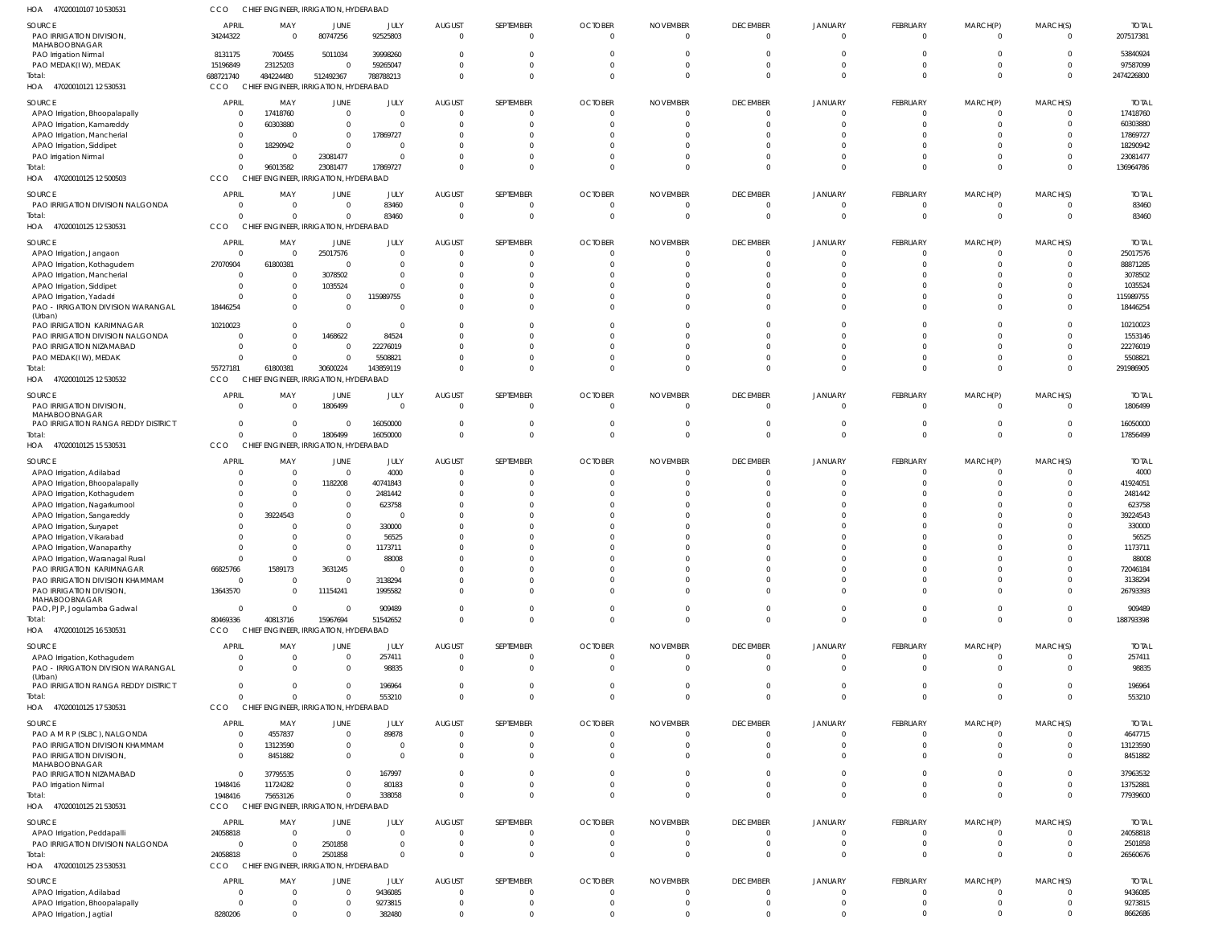HOA 470200101071 0530531 CCO CHIEF ENGINEER, IRRIGATION, HYDERABAD

| SOURCE | APRIL | MAY | JUNE | JULY | AUGUST | SEPTEMBER | OCTOBER | NOVEMBER | DECEMBER | JANUARY | FEBRUARY | MARCH(P) | MARCH(S) | TOTAL |
|---|---|---|---|---|---|---|---|---|---|---|---|---|---|---|
| PAO IRRIGATION DIVISION, MAHABOOBNAGAR | 34244322 | 0 | 80747256 | 92525803 | 0 | 0 | 0 | 0 | 0 | 0 | 0 | 0 | 0 | 207517381 |
| PAO Irrigation Nirmal | 8131175 | 700455 | 5011034 | 39998260 | 0 | 0 | 0 | 0 | 0 | 0 | 0 | 0 | 0 | 53840924 |
| PAO MEDAK(IW), MEDAK | 15196849 | 23125203 | 0 | 59265047 | 0 | 0 | 0 | 0 | 0 | 0 | 0 | 0 | 0 | 97587099 |
| Total: | 688721740 | 484224480 | 512492367 | 788788213 | 0 | 0 | 0 | 0 | 0 | 0 | 0 | 0 | 0 | 2474226800 |

HOA 470200101211 2530531 CCO CHIEF ENGINEER, IRRIGATION, HYDERABAD

| SOURCE | APRIL | MAY | JUNE | JULY | AUGUST | SEPTEMBER | OCTOBER | NOVEMBER | DECEMBER | JANUARY | FEBRUARY | MARCH(P) | MARCH(S) | TOTAL |
|---|---|---|---|---|---|---|---|---|---|---|---|---|---|---|
| APAO Irrigation, Bhoopalapally | 0 | 17418760 | 0 | 0 | 0 | 0 | 0 | 0 | 0 | 0 | 0 | 0 | 0 | 17418760 |
| APAO Irrigation, Kamareddy | 0 | 60303880 | 0 | 0 | 0 | 0 | 0 | 0 | 0 | 0 | 0 | 0 | 0 | 60303880 |
| APAO Irrigation, Mancherial | 0 | 0 | 0 | 17869727 | 0 | 0 | 0 | 0 | 0 | 0 | 0 | 0 | 0 | 17869727 |
| APAO Irrigation, Siddipet | 0 | 18290942 | 0 | 0 | 0 | 0 | 0 | 0 | 0 | 0 | 0 | 0 | 0 | 18290942 |
| PAO Irrigation Nirmal | 0 | 0 | 23081477 | 0 | 0 | 0 | 0 | 0 | 0 | 0 | 0 | 0 | 0 | 23081477 |
| Total: | 0 | 96013582 | 23081477 | 17869727 | 0 | 0 | 0 | 0 | 0 | 0 | 0 | 0 | 0 | 136964786 |

HOA 470200101251 2500503 CCO CHIEF ENGINEER, IRRIGATION, HYDERABAD

| SOURCE | APRIL | MAY | JUNE | JULY | AUGUST | SEPTEMBER | OCTOBER | NOVEMBER | DECEMBER | JANUARY | FEBRUARY | MARCH(P) | MARCH(S) | TOTAL |
|---|---|---|---|---|---|---|---|---|---|---|---|---|---|---|
| PAO IRRIGATION DIVISION NALGONDA | 0 | 0 | 0 | 83460 | 0 | 0 | 0 | 0 | 0 | 0 | 0 | 0 | 0 | 83460 |
| Total: | 0 | 0 | 0 | 83460 | 0 | 0 | 0 | 0 | 0 | 0 | 0 | 0 | 0 | 83460 |

HOA 470200101251 2530531 CCO CHIEF ENGINEER, IRRIGATION, HYDERABAD

| SOURCE | APRIL | MAY | JUNE | JULY | AUGUST | SEPTEMBER | OCTOBER | NOVEMBER | DECEMBER | JANUARY | FEBRUARY | MARCH(P) | MARCH(S) | TOTAL |
|---|---|---|---|---|---|---|---|---|---|---|---|---|---|---|
| APAO Irrigation, Jangaon | 0 | 0 | 25017576 | 0 | 0 | 0 | 0 | 0 | 0 | 0 | 0 | 0 | 0 | 25017576 |
| APAO Irrigation, Kothagudem | 27070904 | 61800381 | 0 | 0 | 0 | 0 | 0 | 0 | 0 | 0 | 0 | 0 | 0 | 88871285 |
| APAO Irrigation, Mancherial | 0 | 0 | 3078502 | 0 | 0 | 0 | 0 | 0 | 0 | 0 | 0 | 0 | 0 | 3078502 |
| APAO Irrigation, Siddipet | 0 | 0 | 1035524 | 0 | 0 | 0 | 0 | 0 | 0 | 0 | 0 | 0 | 0 | 1035524 |
| APAO Irrigation, Yadadri | 0 | 0 | 0 | 115989755 | 0 | 0 | 0 | 0 | 0 | 0 | 0 | 0 | 0 | 115989755 |
| PAO - IRRIGATION DIVISION WARANGAL (Urban) | 18446254 | 0 | 0 | 0 | 0 | 0 | 0 | 0 | 0 | 0 | 0 | 0 | 0 | 18446254 |
| PAO IRRIGATION KARIMNAGAR | 10210023 | 0 | 0 | 0 | 0 | 0 | 0 | 0 | 0 | 0 | 0 | 0 | 0 | 10210023 |
| PAO IRRIGATION DIVISION NALGONDA | 0 | 0 | 1468622 | 84524 | 0 | 0 | 0 | 0 | 0 | 0 | 0 | 0 | 0 | 1553146 |
| PAO IRRIGATION NIZAMABAD | 0 | 0 | 0 | 22276019 | 0 | 0 | 0 | 0 | 0 | 0 | 0 | 0 | 0 | 22276019 |
| PAO MEDAK(IW), MEDAK | 0 | 0 | 0 | 5508821 | 0 | 0 | 0 | 0 | 0 | 0 | 0 | 0 | 0 | 5508821 |
| Total: | 55727181 | 61800381 | 30600224 | 143859119 | 0 | 0 | 0 | 0 | 0 | 0 | 0 | 0 | 0 | 291986905 |

HOA 470200101251 2530532 CCO CHIEF ENGINEER, IRRIGATION, HYDERABAD

| SOURCE | APRIL | MAY | JUNE | JULY | AUGUST | SEPTEMBER | OCTOBER | NOVEMBER | DECEMBER | JANUARY | FEBRUARY | MARCH(P) | MARCH(S) | TOTAL |
|---|---|---|---|---|---|---|---|---|---|---|---|---|---|---|
| PAO IRRIGATION DIVISION, MAHABOOBNAGAR | 0 | 0 | 1806499 | 0 | 0 | 0 | 0 | 0 | 0 | 0 | 0 | 0 | 0 | 1806499 |
| PAO IRRIGATION RANGA REDDY DISTRICT | 0 | 0 | 0 | 16050000 | 0 | 0 | 0 | 0 | 0 | 0 | 0 | 0 | 0 | 16050000 |
| Total: | 0 | 0 | 1806499 | 16050000 | 0 | 0 | 0 | 0 | 0 | 0 | 0 | 0 | 0 | 17856499 |

HOA 470200101251 5530531 CCO CHIEF ENGINEER, IRRIGATION, HYDERABAD

| SOURCE | APRIL | MAY | JUNE | JULY | AUGUST | SEPTEMBER | OCTOBER | NOVEMBER | DECEMBER | JANUARY | FEBRUARY | MARCH(P) | MARCH(S) | TOTAL |
|---|---|---|---|---|---|---|---|---|---|---|---|---|---|---|
| APAO Irrigation, Adilabad | 0 | 0 | 0 | 4000 | 0 | 0 | 0 | 0 | 0 | 0 | 0 | 0 | 0 | 4000 |
| APAO Irrigation, Bhoopalapally | 0 | 0 | 1182208 | 40741843 | 0 | 0 | 0 | 0 | 0 | 0 | 0 | 0 | 0 | 41924051 |
| APAO Irrigation, Kothagudem | 0 | 0 | 0 | 2481442 | 0 | 0 | 0 | 0 | 0 | 0 | 0 | 0 | 0 | 2481442 |
| APAO Irrigation, Nagarkurnool | 0 | 0 | 0 | 623758 | 0 | 0 | 0 | 0 | 0 | 0 | 0 | 0 | 0 | 623758 |
| APAO Irrigation, Sangareddy | 0 | 39224543 | 0 | 0 | 0 | 0 | 0 | 0 | 0 | 0 | 0 | 0 | 0 | 39224543 |
| APAO Irrigation, Suryapet | 0 | 0 | 0 | 330000 | 0 | 0 | 0 | 0 | 0 | 0 | 0 | 0 | 0 | 330000 |
| APAO Irrigation, Vikarabad | 0 | 0 | 0 | 56525 | 0 | 0 | 0 | 0 | 0 | 0 | 0 | 0 | 0 | 56525 |
| APAO Irrigation, Wanaparthy | 0 | 0 | 0 | 1173711 | 0 | 0 | 0 | 0 | 0 | 0 | 0 | 0 | 0 | 1173711 |
| APAO Irrigation, Waranagal Rural | 0 | 0 | 0 | 88008 | 0 | 0 | 0 | 0 | 0 | 0 | 0 | 0 | 0 | 88008 |
| PAO IRRIGATION KARIMNAGAR | 66825766 | 1589173 | 3631245 | 0 | 0 | 0 | 0 | 0 | 0 | 0 | 0 | 0 | 0 | 72046184 |
| PAO IRRIGATION DIVISION KHAMMAM | 0 | 0 | 0 | 3138294 | 0 | 0 | 0 | 0 | 0 | 0 | 0 | 0 | 0 | 3138294 |
| PAO IRRIGATION DIVISION, MAHABOOBNAGAR | 13643570 | 0 | 11154241 | 1995582 | 0 | 0 | 0 | 0 | 0 | 0 | 0 | 0 | 0 | 26793393 |
| PAO, PJP, Jogulamba Gadwal | 0 | 0 | 0 | 909489 | 0 | 0 | 0 | 0 | 0 | 0 | 0 | 0 | 0 | 909489 |
| Total: | 80469336 | 40813716 | 15967694 | 51542652 | 0 | 0 | 0 | 0 | 0 | 0 | 0 | 0 | 0 | 188793398 |

HOA 470200101251 6530531 CCO CHIEF ENGINEER, IRRIGATION, HYDERABAD

| SOURCE | APRIL | MAY | JUNE | JULY | AUGUST | SEPTEMBER | OCTOBER | NOVEMBER | DECEMBER | JANUARY | FEBRUARY | MARCH(P) | MARCH(S) | TOTAL |
|---|---|---|---|---|---|---|---|---|---|---|---|---|---|---|
| APAO Irrigation, Kothagudem | 0 | 0 | 0 | 257411 | 0 | 0 | 0 | 0 | 0 | 0 | 0 | 0 | 0 | 257411 |
| PAO - IRRIGATION DIVISION WARANGAL (Urban) | 0 | 0 | 0 | 98835 | 0 | 0 | 0 | 0 | 0 | 0 | 0 | 0 | 0 | 98835 |
| PAO IRRIGATION RANGA REDDY DISTRICT | 0 | 0 | 0 | 196964 | 0 | 0 | 0 | 0 | 0 | 0 | 0 | 0 | 0 | 196964 |
| Total: | 0 | 0 | 0 | 553210 | 0 | 0 | 0 | 0 | 0 | 0 | 0 | 0 | 0 | 553210 |

HOA 470200101251 7530531 CCO CHIEF ENGINEER, IRRIGATION, HYDERABAD

| SOURCE | APRIL | MAY | JUNE | JULY | AUGUST | SEPTEMBER | OCTOBER | NOVEMBER | DECEMBER | JANUARY | FEBRUARY | MARCH(P) | MARCH(S) | TOTAL |
|---|---|---|---|---|---|---|---|---|---|---|---|---|---|---|
| PAO A M R P (SLBC), NALGONDA | 0 | 4557837 | 0 | 89878 | 0 | 0 | 0 | 0 | 0 | 0 | 0 | 0 | 0 | 4647715 |
| PAO IRRIGATION DIVISION KHAMMAM | 0 | 13123590 | 0 | 0 | 0 | 0 | 0 | 0 | 0 | 0 | 0 | 0 | 0 | 13123590 |
| PAO IRRIGATION DIVISION, MAHABOOBNAGAR | 0 | 8451882 | 0 | 0 | 0 | 0 | 0 | 0 | 0 | 0 | 0 | 0 | 0 | 8451882 |
| PAO IRRIGATION NIZAMABAD | 0 | 37795535 | 0 | 167997 | 0 | 0 | 0 | 0 | 0 | 0 | 0 | 0 | 0 | 37963532 |
| PAO Irrigation Nirmal | 1948416 | 11724282 | 0 | 80183 | 0 | 0 | 0 | 0 | 0 | 0 | 0 | 0 | 0 | 13752881 |
| Total: | 1948416 | 75653126 | 0 | 338058 | 0 | 0 | 0 | 0 | 0 | 0 | 0 | 0 | 0 | 77939600 |

HOA 470200101252 1530531 CCO CHIEF ENGINEER, IRRIGATION, HYDERABAD

| SOURCE | APRIL | MAY | JUNE | JULY | AUGUST | SEPTEMBER | OCTOBER | NOVEMBER | DECEMBER | JANUARY | FEBRUARY | MARCH(P) | MARCH(S) | TOTAL |
|---|---|---|---|---|---|---|---|---|---|---|---|---|---|---|
| APAO Irrigation, Peddapalli | 24058818 | 0 | 0 | 0 | 0 | 0 | 0 | 0 | 0 | 0 | 0 | 0 | 0 | 24058818 |
| PAO IRRIGATION DIVISION NALGONDA | 0 | 0 | 2501858 | 0 | 0 | 0 | 0 | 0 | 0 | 0 | 0 | 0 | 0 | 2501858 |
| Total: | 24058818 | 0 | 2501858 | 0 | 0 | 0 | 0 | 0 | 0 | 0 | 0 | 0 | 0 | 26560676 |

HOA 470200101252 3530531 CCO CHIEF ENGINEER, IRRIGATION, HYDERABAD

| SOURCE | APRIL | MAY | JUNE | JULY | AUGUST | SEPTEMBER | OCTOBER | NOVEMBER | DECEMBER | JANUARY | FEBRUARY | MARCH(P) | MARCH(S) | TOTAL |
|---|---|---|---|---|---|---|---|---|---|---|---|---|---|---|
| APAO Irrigation, Adilabad | 0 | 0 | 0 | 9436085 | 0 | 0 | 0 | 0 | 0 | 0 | 0 | 0 | 0 | 9436085 |
| APAO Irrigation, Bhoopalapally | 0 | 0 | 0 | 9273815 | 0 | 0 | 0 | 0 | 0 | 0 | 0 | 0 | 0 | 9273815 |
| APAO Irrigation, Jagtial | 8280206 | 0 | 0 | 382480 | 0 | 0 | 0 | 0 | 0 | 0 | 0 | 0 | 0 | 8662686 |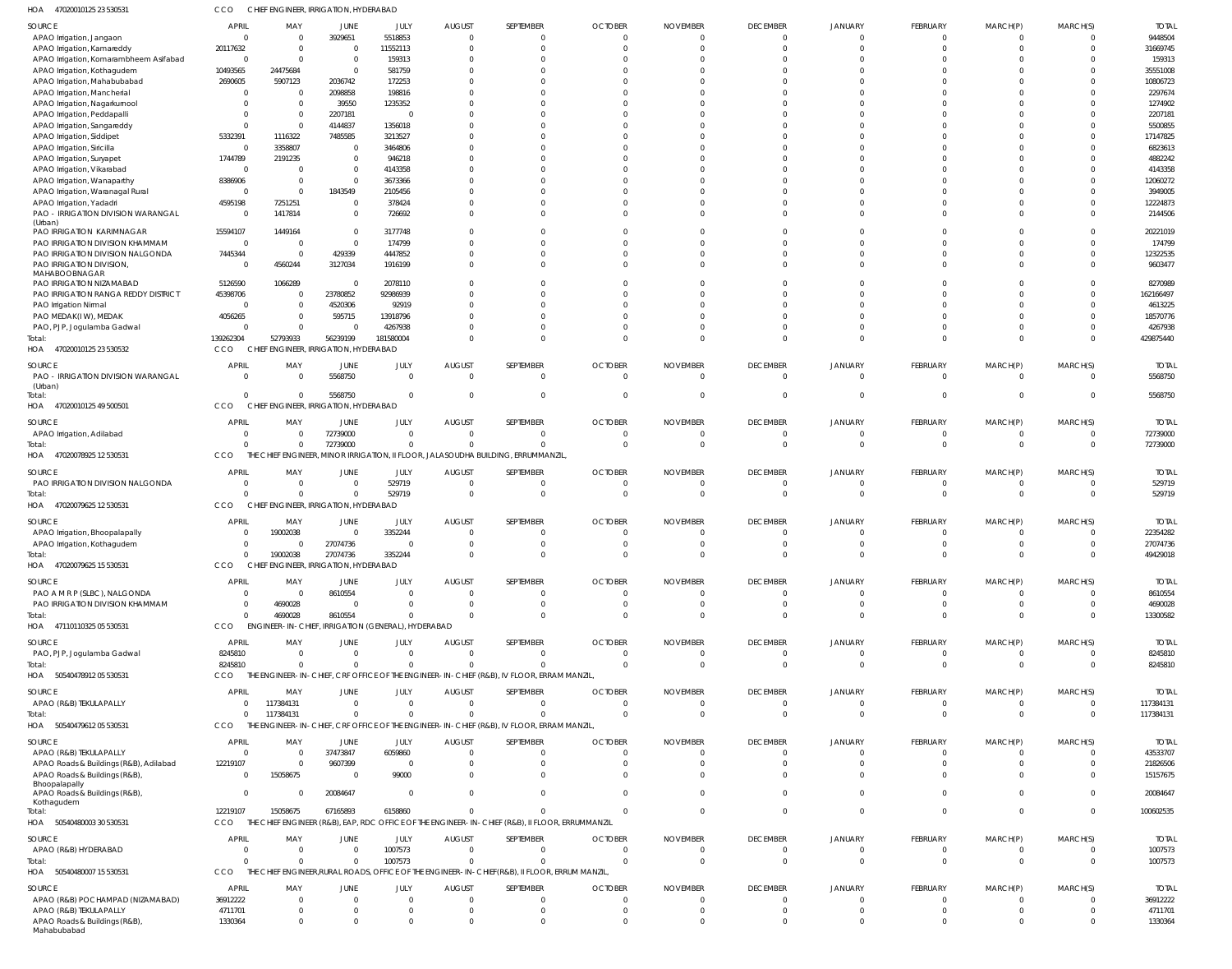HOA 47020010125 23 530531 CCO CHIEF ENGINEER, IRRIGATION, HYDERABAD

| SOURCE | APRIL | MAY | JUNE | JULY | AUGUST | SEPTEMBER | OCTOBER | NOVEMBER | DECEMBER | JANUARY | FEBRUARY | MARCH(P) | MARCH(S) | TOTAL |
|---|---|---|---|---|---|---|---|---|---|---|---|---|---|---|
| APAO Irrigation, Jangaon | 0 | 0 | 3929651 | 5518853 | 0 | 0 | 0 | 0 | 0 | 0 | 0 | 0 | 0 | 9448504 |
| APAO Irrigation, Kamareddy | 20117632 | 0 | 0 | 11552113 | 0 | 0 | 0 | 0 | 0 | 0 | 0 | 0 | 0 | 31669745 |
| APAO Irrigation, Komarambheem Asifabad | 0 | 0 | 0 | 159313 | 0 | 0 | 0 | 0 | 0 | 0 | 0 | 0 | 0 | 159313 |
| APAO Irrigation, Kothagudem | 10493565 | 24475684 | 0 | 581759 | 0 | 0 | 0 | 0 | 0 | 0 | 0 | 0 | 0 | 35551008 |
| APAO Irrigation, Mahabubabad | 2690605 | 5907123 | 2036742 | 172253 | 0 | 0 | 0 | 0 | 0 | 0 | 0 | 0 | 0 | 10806723 |
| APAO Irrigation, Mancherial | 0 | 0 | 2098858 | 198816 | 0 | 0 | 0 | 0 | 0 | 0 | 0 | 0 | 0 | 2297674 |
| APAO Irrigation, Nagarkurnool | 0 | 0 | 39550 | 1235352 | 0 | 0 | 0 | 0 | 0 | 0 | 0 | 0 | 0 | 1274902 |
| APAO Irrigation, Peddapalli | 0 | 0 | 2207181 | 0 | 0 | 0 | 0 | 0 | 0 | 0 | 0 | 0 | 0 | 2207181 |
| APAO Irrigation, Sangareddy | 0 | 0 | 4144837 | 1356018 | 0 | 0 | 0 | 0 | 0 | 0 | 0 | 0 | 0 | 5500855 |
| APAO Irrigation, Siddipet | 5332391 | 1116322 | 7485585 | 3213527 | 0 | 0 | 0 | 0 | 0 | 0 | 0 | 0 | 0 | 17147825 |
| APAO Irrigation, Siricilla | 0 | 3358807 | 0 | 3464806 | 0 | 0 | 0 | 0 | 0 | 0 | 0 | 0 | 0 | 6823613 |
| APAO Irrigation, Suryapet | 1744789 | 2191235 | 0 | 946218 | 0 | 0 | 0 | 0 | 0 | 0 | 0 | 0 | 0 | 4882242 |
| APAO Irrigation, Vikarabad | 0 | 0 | 0 | 4143358 | 0 | 0 | 0 | 0 | 0 | 0 | 0 | 0 | 0 | 4143358 |
| APAO Irrigation, Wanaparthy | 8386906 | 0 | 0 | 3673366 | 0 | 0 | 0 | 0 | 0 | 0 | 0 | 0 | 0 | 12060272 |
| APAO Irrigation, Waranagal Rural | 0 | 0 | 1843549 | 2105456 | 0 | 0 | 0 | 0 | 0 | 0 | 0 | 0 | 0 | 3949005 |
| APAO Irrigation, Yadadri | 4595198 | 7251251 | 0 | 378424 | 0 | 0 | 0 | 0 | 0 | 0 | 0 | 0 | 0 | 12224873 |
| PAO - IRRIGATION DIVISION WARANGAL (Urban) | 0 | 1417814 | 0 | 726692 | 0 | 0 | 0 | 0 | 0 | 0 | 0 | 0 | 0 | 2144506 |
| PAO IRRIGATION KARIMNAGAR | 15594107 | 1449164 | 0 | 3177748 | 0 | 0 | 0 | 0 | 0 | 0 | 0 | 0 | 0 | 20221019 |
| PAO IRRIGATION DIVISION KHAMMAM | 0 | 0 | 0 | 174799 | 0 | 0 | 0 | 0 | 0 | 0 | 0 | 0 | 0 | 174799 |
| PAO IRRIGATION DIVISION NALGONDA | 7445344 | 0 | 429339 | 4447852 | 0 | 0 | 0 | 0 | 0 | 0 | 0 | 0 | 0 | 12322535 |
| PAO IRRIGATION DIVISION, MAHABOOBNAGAR | 0 | 4560244 | 3127034 | 1916199 | 0 | 0 | 0 | 0 | 0 | 0 | 0 | 0 | 0 | 9603477 |
| PAO IRRIGATION NIZAMABAD | 5126590 | 1066289 | 0 | 2078110 | 0 | 0 | 0 | 0 | 0 | 0 | 0 | 0 | 0 | 8270989 |
| PAO IRRIGATION RANGA REDDY DISTRICT | 45398706 | 0 | 23780852 | 92986939 | 0 | 0 | 0 | 0 | 0 | 0 | 0 | 0 | 0 | 162166497 |
| PAO Irrigation Nirmal | 0 | 0 | 4520306 | 92919 | 0 | 0 | 0 | 0 | 0 | 0 | 0 | 0 | 0 | 4613225 |
| PAO MEDAK(IW), MEDAK | 4056265 | 0 | 595715 | 13918796 | 0 | 0 | 0 | 0 | 0 | 0 | 0 | 0 | 0 | 18570776 |
| PAO, PJP, Jogulamba Gadwal | 0 | 0 | 0 | 4267938 | 0 | 0 | 0 | 0 | 0 | 0 | 0 | 0 | 0 | 4267938 |
| Total: | 139262304 | 52793933 | 56239199 | 181580004 | 0 | 0 | 0 | 0 | 0 | 0 | 0 | 0 | 0 | 429875440 |

HOA 47020010125 23 530532 CCO CHIEF ENGINEER, IRRIGATION, HYDERABAD

| SOURCE | APRIL | MAY | JUNE | JULY | AUGUST | SEPTEMBER | OCTOBER | NOVEMBER | DECEMBER | JANUARY | FEBRUARY | MARCH(P) | MARCH(S) | TOTAL |
|---|---|---|---|---|---|---|---|---|---|---|---|---|---|---|
| PAO - IRRIGATION DIVISION WARANGAL (Urban) | 0 | 0 | 5568750 | 0 | 0 | 0 | 0 | 0 | 0 | 0 | 0 | 0 | 0 | 5568750 |
| Total: | 0 | 0 | 5568750 | 0 | 0 | 0 | 0 | 0 | 0 | 0 | 0 | 0 | 0 | 5568750 |

HOA 47020010125 49 500501 CCO CHIEF ENGINEER, IRRIGATION, HYDERABAD

| SOURCE | APRIL | MAY | JUNE | JULY | AUGUST | SEPTEMBER | OCTOBER | NOVEMBER | DECEMBER | JANUARY | FEBRUARY | MARCH(P) | MARCH(S) | TOTAL |
|---|---|---|---|---|---|---|---|---|---|---|---|---|---|---|
| APAO Irrigation, Adilabad | 0 | 0 | 72739000 | 0 | 0 | 0 | 0 | 0 | 0 | 0 | 0 | 0 | 0 | 72739000 |
| Total: | 0 | 0 | 72739000 | 0 | 0 | 0 | 0 | 0 | 0 | 0 | 0 | 0 | 0 | 72739000 |

HOA 47020078925 12 530531 CCO THE CHIEF ENGINEER, MINOR IRRIGATION, II FLOOR, JALASOUDHA BUILDING, ERRUMMANZIL,

| SOURCE | APRIL | MAY | JUNE | JULY | AUGUST | SEPTEMBER | OCTOBER | NOVEMBER | DECEMBER | JANUARY | FEBRUARY | MARCH(P) | MARCH(S) | TOTAL |
|---|---|---|---|---|---|---|---|---|---|---|---|---|---|---|
| PAO IRRIGATION DIVISION NALGONDA | 0 | 0 | 0 | 529719 | 0 | 0 | 0 | 0 | 0 | 0 | 0 | 0 | 0 | 529719 |
| Total: | 0 | 0 | 0 | 529719 | 0 | 0 | 0 | 0 | 0 | 0 | 0 | 0 | 0 | 529719 |

HOA 47020079625 12 530531 CCO CHIEF ENGINEER, IRRIGATION, HYDERABAD

| SOURCE | APRIL | MAY | JUNE | JULY | AUGUST | SEPTEMBER | OCTOBER | NOVEMBER | DECEMBER | JANUARY | FEBRUARY | MARCH(P) | MARCH(S) | TOTAL |
|---|---|---|---|---|---|---|---|---|---|---|---|---|---|---|
| APAO Irrigation, Bhoopalapally | 0 | 19002038 | 0 | 3352244 | 0 | 0 | 0 | 0 | 0 | 0 | 0 | 0 | 0 | 22354282 |
| APAO Irrigation, Kothagudem | 0 | 0 | 27074736 | 0 | 0 | 0 | 0 | 0 | 0 | 0 | 0 | 0 | 0 | 27074736 |
| Total: | 0 | 19002038 | 27074736 | 3352244 | 0 | 0 | 0 | 0 | 0 | 0 | 0 | 0 | 0 | 49429018 |

HOA 47020079625 15 530531 CCO CHIEF ENGINEER, IRRIGATION, HYDERABAD

| SOURCE | APRIL | MAY | JUNE | JULY | AUGUST | SEPTEMBER | OCTOBER | NOVEMBER | DECEMBER | JANUARY | FEBRUARY | MARCH(P) | MARCH(S) | TOTAL |
|---|---|---|---|---|---|---|---|---|---|---|---|---|---|---|
| PAO A M R P (SLBC), NALGONDA | 0 | 0 | 8610554 | 0 | 0 | 0 | 0 | 0 | 0 | 0 | 0 | 0 | 0 | 8610554 |
| PAO IRRIGATION DIVISION KHAMMAM | 0 | 4690028 | 0 | 0 | 0 | 0 | 0 | 0 | 0 | 0 | 0 | 0 | 0 | 4690028 |
| Total: | 0 | 4690028 | 8610554 | 0 | 0 | 0 | 0 | 0 | 0 | 0 | 0 | 0 | 0 | 13300582 |

HOA 47110110325 05 530531 CCO ENGINEER-IN-CHIEF, IRRIGATION (GENERAL), HYDERABAD

| SOURCE | APRIL | MAY | JUNE | JULY | AUGUST | SEPTEMBER | OCTOBER | NOVEMBER | DECEMBER | JANUARY | FEBRUARY | MARCH(P) | MARCH(S) | TOTAL |
|---|---|---|---|---|---|---|---|---|---|---|---|---|---|---|
| PAO, PJP, Jogulamba Gadwal | 8245810 | 0 | 0 | 0 | 0 | 0 | 0 | 0 | 0 | 0 | 0 | 0 | 0 | 8245810 |
| Total: | 8245810 | 0 | 0 | 0 | 0 | 0 | 0 | 0 | 0 | 0 | 0 | 0 | 0 | 8245810 |

HOA 50540478912 05 530531 CCO THE ENGINEER-IN-CHIEF, CRF OFFICE OF THE ENGINEER-IN-CHIEF (R&B), IV FLOOR, ERRAM MANZIL,

| SOURCE | APRIL | MAY | JUNE | JULY | AUGUST | SEPTEMBER | OCTOBER | NOVEMBER | DECEMBER | JANUARY | FEBRUARY | MARCH(P) | MARCH(S) | TOTAL |
|---|---|---|---|---|---|---|---|---|---|---|---|---|---|---|
| APAO (R&B) TEKULAPALLY | 0 | 117384131 | 0 | 0 | 0 | 0 | 0 | 0 | 0 | 0 | 0 | 0 | 0 | 117384131 |
| Total: | 0 | 117384131 | 0 | 0 | 0 | 0 | 0 | 0 | 0 | 0 | 0 | 0 | 0 | 117384131 |

HOA 50540479612 05 530531 CCO THE ENGINEER-IN-CHIEF, CRF OFFICE OF THE ENGINEER-IN-CHIEF (R&B), IV FLOOR, ERRAM MANZIL,

| SOURCE | APRIL | MAY | JUNE | JULY | AUGUST | SEPTEMBER | OCTOBER | NOVEMBER | DECEMBER | JANUARY | FEBRUARY | MARCH(P) | MARCH(S) | TOTAL |
|---|---|---|---|---|---|---|---|---|---|---|---|---|---|---|
| APAO (R&B) TEKULAPALLY | 0 | 0 | 37473847 | 6059860 | 0 | 0 | 0 | 0 | 0 | 0 | 0 | 0 | 0 | 43533707 |
| APAO Roads & Buildings (R&B), Adilabad | 12219107 | 0 | 9607399 | 0 | 0 | 0 | 0 | 0 | 0 | 0 | 0 | 0 | 0 | 21826506 |
| APAO Roads & Buildings (R&B), Bhoopalapally | 0 | 15058675 | 0 | 99000 | 0 | 0 | 0 | 0 | 0 | 0 | 0 | 0 | 0 | 15157675 |
| APAO Roads & Buildings (R&B), Kothagudem | 0 | 0 | 20084647 | 0 | 0 | 0 | 0 | 0 | 0 | 0 | 0 | 0 | 0 | 20084647 |
| Total: | 12219107 | 15058675 | 67165893 | 6158860 | 0 | 0 | 0 | 0 | 0 | 0 | 0 | 0 | 0 | 100602535 |

HOA 50540480003 30 530531 CCO THE CHIEF ENGINEER (R&B), EAP, RDC OFFICE OF THE ENGINEER-IN-CHIEF (R&B), II FLOOR, ERRUMMANZIL

| SOURCE | APRIL | MAY | JUNE | JULY | AUGUST | SEPTEMBER | OCTOBER | NOVEMBER | DECEMBER | JANUARY | FEBRUARY | MARCH(P) | MARCH(S) | TOTAL |
|---|---|---|---|---|---|---|---|---|---|---|---|---|---|---|
| APAO (R&B) HYDERABAD | 0 | 0 | 0 | 1007573 | 0 | 0 | 0 | 0 | 0 | 0 | 0 | 0 | 0 | 1007573 |
| Total: | 0 | 0 | 0 | 1007573 | 0 | 0 | 0 | 0 | 0 | 0 | 0 | 0 | 0 | 1007573 |

HOA 50540480007 15 530531 CCO THE CHIEF ENGINEER,RURAL ROADS, OFFICE OF THE ENGINEER-IN-CHIEF(R&B), II FLOOR, ERRUM MANZIL,

| SOURCE | APRIL | MAY | JUNE | JULY | AUGUST | SEPTEMBER | OCTOBER | NOVEMBER | DECEMBER | JANUARY | FEBRUARY | MARCH(P) | MARCH(S) | TOTAL |
|---|---|---|---|---|---|---|---|---|---|---|---|---|---|---|
| APAO (R&B) POCHAMPAD (NIZAMABAD) | 36912222 | 0 | 0 | 0 | 0 | 0 | 0 | 0 | 0 | 0 | 0 | 0 | 0 | 36912222 |
| APAO (R&B) TEKULAPALLY | 4711701 | 0 | 0 | 0 | 0 | 0 | 0 | 0 | 0 | 0 | 0 | 0 | 0 | 4711701 |
| APAO Roads & Buildings (R&B), Mahabubabad | 1330364 | 0 | 0 | 0 | 0 | 0 | 0 | 0 | 0 | 0 | 0 | 0 | 0 | 1330364 |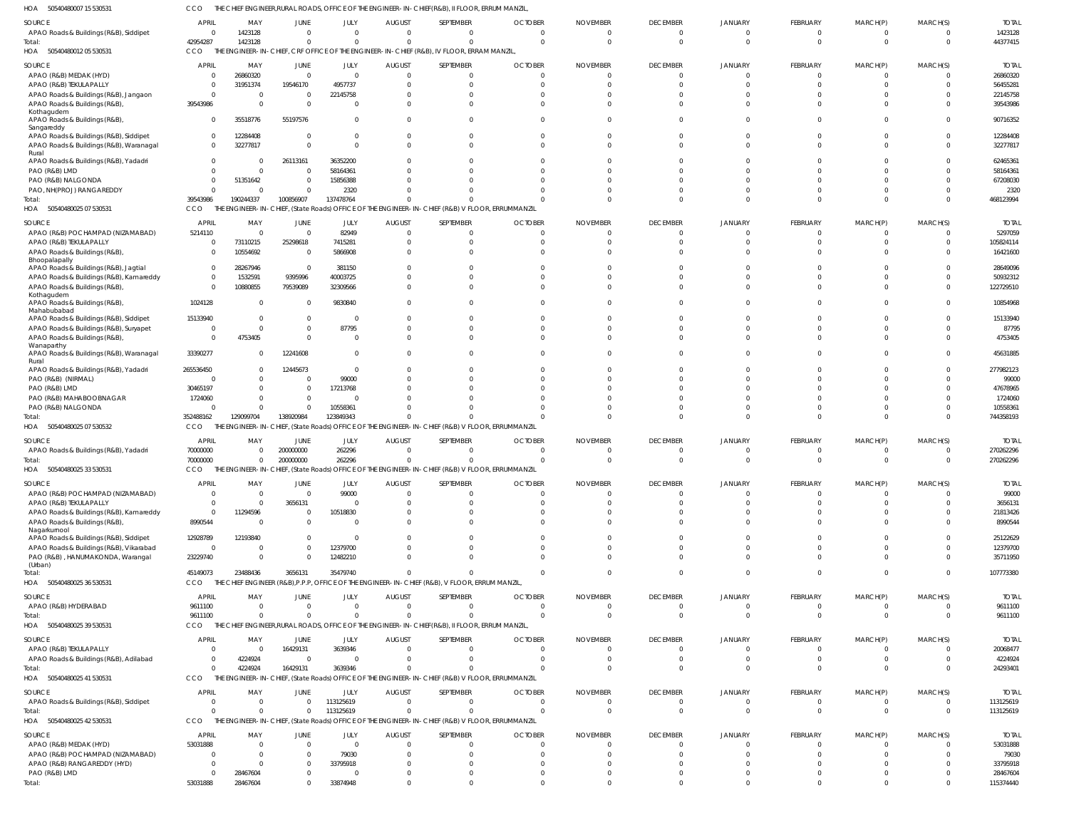HOA 50540480007 15 530531 CCO THE CHIEF ENGINEER,RURAL ROADS, OFFICE OF THE ENGINEER- IN- CHIEF(R&B), II FLOOR, ERRUM MANZIL,

| SOURCE | APRIL | MAY | JUNE | JULY | AUGUST | SEPTEMBER | OCTOBER | NOVEMBER | DECEMBER | JANUARY | FEBRUARY | MARCH(P) | MARCH(S) | TOTAL |
|---|---|---|---|---|---|---|---|---|---|---|---|---|---|---|
| APAO Roads & Buildings (R&B), Siddipet | 0 | 1423128 | 0 | 0 | 0 | 0 | 0 | 0 | 0 | 0 | 0 | 0 | 0 | 1423128 |
| Total: | 42954287 | 1423128 | 0 | 0 | 0 | 0 | 0 | 0 | 0 | 0 | 0 | 0 | 0 | 44377415 |

HOA 50540480012 05 530531 CCO THE ENGINEER- IN- CHIEF, CRF OFFICE OF THE ENGINEER- IN- CHIEF (R&B), IV FLOOR, ERRAM MANZIL,

| SOURCE | APRIL | MAY | JUNE | JULY | AUGUST | SEPTEMBER | OCTOBER | NOVEMBER | DECEMBER | JANUARY | FEBRUARY | MARCH(P) | MARCH(S) | TOTAL |
|---|---|---|---|---|---|---|---|---|---|---|---|---|---|---|
| APAO (R&B) MEDAK (HYD) | 0 | 26860320 | 0 | 0 | 0 | 0 | 0 | 0 | 0 | 0 | 0 | 0 | 0 | 26860320 |
| APAO (R&B) TEKULAPALLY | 0 | 31951374 | 19546170 | 4957737 | 0 | 0 | 0 | 0 | 0 | 0 | 0 | 0 | 0 | 56455281 |
| APAO Roads & Buildings (R&B), Jangaon | 0 | 0 | 0 | 22145758 | 0 | 0 | 0 | 0 | 0 | 0 | 0 | 0 | 0 | 22145758 |
| APAO Roads & Buildings (R&B), Kothagudem | 39543986 | 0 | 0 | 0 | 0 | 0 | 0 | 0 | 0 | 0 | 0 | 0 | 0 | 39543986 |
| APAO Roads & Buildings (R&B), Sangareddy | 0 | 35518776 | 55197576 | 0 | 0 | 0 | 0 | 0 | 0 | 0 | 0 | 0 | 0 | 90716352 |
| APAO Roads & Buildings (R&B), Siddipet | 0 | 12284408 | 0 | 0 | 0 | 0 | 0 | 0 | 0 | 0 | 0 | 0 | 0 | 12284408 |
| APAO Roads & Buildings (R&B), Waranagal Rural | 0 | 32277817 | 0 | 0 | 0 | 0 | 0 | 0 | 0 | 0 | 0 | 0 | 0 | 32277817 |
| APAO Roads & Buildings (R&B), Yadadri | 0 | 0 | 26113161 | 36352200 | 0 | 0 | 0 | 0 | 0 | 0 | 0 | 0 | 0 | 62465361 |
| PAO (R&B) LMD | 0 | 0 | 0 | 58164361 | 0 | 0 | 0 | 0 | 0 | 0 | 0 | 0 | 0 | 58164361 |
| PAO (R&B) NALGONDA | 0 | 51351642 | 0 | 15856388 | 0 | 0 | 0 | 0 | 0 | 0 | 0 | 0 | 0 | 67208030 |
| PAO, NH(PROJ) RANGAREDDY | 0 | 0 | 0 | 2320 | 0 | 0 | 0 | 0 | 0 | 0 | 0 | 0 | 0 | 2320 |
| Total: | 39543986 | 190244337 | 100856907 | 137478764 | 0 | 0 | 0 | 0 | 0 | 0 | 0 | 0 | 0 | 468123994 |

HOA 50540480025 07 530531 CCO THE ENGINEER- IN- CHIEF, (State Roads) OFFICE OF THE ENGINEER- IN- CHIEF (R&B) V FLOOR, ERRUMMANZIL

| SOURCE | APRIL | MAY | JUNE | JULY | AUGUST | SEPTEMBER | OCTOBER | NOVEMBER | DECEMBER | JANUARY | FEBRUARY | MARCH(P) | MARCH(S) | TOTAL |
|---|---|---|---|---|---|---|---|---|---|---|---|---|---|---|
| APAO (R&B) POCHAMPAD (NIZAMABAD) | 5214110 | 0 | 0 | 82949 | 0 | 0 | 0 | 0 | 0 | 0 | 0 | 0 | 0 | 5297059 |
| APAO (R&B) TEKULAPALLY | 0 | 73110215 | 25298618 | 7415281 | 0 | 0 | 0 | 0 | 0 | 0 | 0 | 0 | 0 | 105824114 |
| APAO Roads & Buildings (R&B), Bhoopalapally | 0 | 10554692 | 0 | 5866908 | 0 | 0 | 0 | 0 | 0 | 0 | 0 | 0 | 0 | 16421600 |
| APAO Roads & Buildings (R&B), Jagtial | 0 | 28267946 | 0 | 381150 | 0 | 0 | 0 | 0 | 0 | 0 | 0 | 0 | 0 | 28649096 |
| APAO Roads & Buildings (R&B), Kamareddy | 0 | 1532591 | 9395996 | 40003725 | 0 | 0 | 0 | 0 | 0 | 0 | 0 | 0 | 0 | 50932312 |
| APAO Roads & Buildings (R&B), Kothagudem | 0 | 10880855 | 79539089 | 32309566 | 0 | 0 | 0 | 0 | 0 | 0 | 0 | 0 | 0 | 122729510 |
| APAO Roads & Buildings (R&B), Mahabubabad | 1024128 | 0 | 0 | 9830840 | 0 | 0 | 0 | 0 | 0 | 0 | 0 | 0 | 0 | 10854968 |
| APAO Roads & Buildings (R&B), Siddipet | 15133940 | 0 | 0 | 0 | 0 | 0 | 0 | 0 | 0 | 0 | 0 | 0 | 0 | 15133940 |
| APAO Roads & Buildings (R&B), Suryapet | 0 | 0 | 0 | 87795 | 0 | 0 | 0 | 0 | 0 | 0 | 0 | 0 | 0 | 87795 |
| APAO Roads & Buildings (R&B), Wanaparthy | 0 | 4753405 | 0 | 0 | 0 | 0 | 0 | 0 | 0 | 0 | 0 | 0 | 0 | 4753405 |
| APAO Roads & Buildings (R&B), Waranagal Rural | 33390277 | 0 | 12241608 | 0 | 0 | 0 | 0 | 0 | 0 | 0 | 0 | 0 | 0 | 45631885 |
| APAO Roads & Buildings (R&B), Yadadri | 265536450 | 0 | 12445673 | 0 | 0 | 0 | 0 | 0 | 0 | 0 | 0 | 0 | 0 | 277982123 |
| PAO (R&B) (NIRMAL) | 0 | 0 | 0 | 99000 | 0 | 0 | 0 | 0 | 0 | 0 | 0 | 0 | 0 | 99000 |
| PAO (R&B) LMD | 30465197 | 0 | 0 | 17213768 | 0 | 0 | 0 | 0 | 0 | 0 | 0 | 0 | 0 | 47678965 |
| PAO (R&B) MAHABOOBNAGAR | 1724060 | 0 | 0 | 0 | 0 | 0 | 0 | 0 | 0 | 0 | 0 | 0 | 0 | 1724060 |
| PAO (R&B) NALGONDA | 0 | 0 | 0 | 10558361 | 0 | 0 | 0 | 0 | 0 | 0 | 0 | 0 | 0 | 10558361 |
| Total: | 352488162 | 129099704 | 138920984 | 123849343 | 0 | 0 | 0 | 0 | 0 | 0 | 0 | 0 | 0 | 744358193 |

HOA 50540480025 07 530532 CCO THE ENGINEER- IN- CHIEF, (State Roads) OFFICE OF THE ENGINEER- IN- CHIEF (R&B) V FLOOR, ERRUMMANZIL

| SOURCE | APRIL | MAY | JUNE | JULY | AUGUST | SEPTEMBER | OCTOBER | NOVEMBER | DECEMBER | JANUARY | FEBRUARY | MARCH(P) | MARCH(S) | TOTAL |
|---|---|---|---|---|---|---|---|---|---|---|---|---|---|---|
| APAO Roads & Buildings (R&B), Yadadri | 70000000 | 0 | 200000000 | 262296 | 0 | 0 | 0 | 0 | 0 | 0 | 0 | 0 | 0 | 270262296 |
| Total: | 70000000 | 0 | 200000000 | 262296 | 0 | 0 | 0 | 0 | 0 | 0 | 0 | 0 | 0 | 270262296 |

HOA 50540480025 33 530531 CCO THE ENGINEER- IN- CHIEF, (State Roads) OFFICE OF THE ENGINEER- IN- CHIEF (R&B) V FLOOR, ERRUMMANZIL

| SOURCE | APRIL | MAY | JUNE | JULY | AUGUST | SEPTEMBER | OCTOBER | NOVEMBER | DECEMBER | JANUARY | FEBRUARY | MARCH(P) | MARCH(S) | TOTAL |
|---|---|---|---|---|---|---|---|---|---|---|---|---|---|---|
| APAO (R&B) POCHAMPAD (NIZAMABAD) | 0 | 0 | 0 | 99000 | 0 | 0 | 0 | 0 | 0 | 0 | 0 | 0 | 0 | 99000 |
| APAO (R&B) TEKULAPALLY | 0 | 0 | 3656131 | 0 | 0 | 0 | 0 | 0 | 0 | 0 | 0 | 0 | 0 | 3656131 |
| APAO Roads & Buildings (R&B), Kamareddy | 0 | 11294596 | 0 | 10518830 | 0 | 0 | 0 | 0 | 0 | 0 | 0 | 0 | 0 | 21813426 |
| APAO Roads & Buildings (R&B), Nagarkurnool | 8990544 | 0 | 0 | 0 | 0 | 0 | 0 | 0 | 0 | 0 | 0 | 0 | 0 | 8990544 |
| APAO Roads & Buildings (R&B), Siddipet | 12928789 | 12193840 | 0 | 0 | 0 | 0 | 0 | 0 | 0 | 0 | 0 | 0 | 0 | 25122629 |
| APAO Roads & Buildings (R&B), Vikarabad | 0 | 0 | 0 | 12379700 | 0 | 0 | 0 | 0 | 0 | 0 | 0 | 0 | 0 | 12379700 |
| PAO (R&B) , HANUMAKONDA, Warangal (Urban) | 23229740 | 0 | 0 | 12482210 | 0 | 0 | 0 | 0 | 0 | 0 | 0 | 0 | 0 | 35711950 |
| Total: | 45149073 | 23488436 | 3656131 | 35479740 | 0 | 0 | 0 | 0 | 0 | 0 | 0 | 0 | 0 | 107773380 |

HOA 50540480025 36 530531 CCO THE CHIEF ENGINEER (R&B),P.P.P, OFFICE OF THE ENGINEER- IN- CHIEF (R&B), V FLOOR, ERRUM MANZIL,

| SOURCE | APRIL | MAY | JUNE | JULY | AUGUST | SEPTEMBER | OCTOBER | NOVEMBER | DECEMBER | JANUARY | FEBRUARY | MARCH(P) | MARCH(S) | TOTAL |
|---|---|---|---|---|---|---|---|---|---|---|---|---|---|---|
| APAO (R&B) HYDERABAD | 9611100 | 0 | 0 | 0 | 0 | 0 | 0 | 0 | 0 | 0 | 0 | 0 | 0 | 9611100 |
| Total: | 9611100 | 0 | 0 | 0 | 0 | 0 | 0 | 0 | 0 | 0 | 0 | 0 | 0 | 9611100 |

HOA 50540480025 39 530531 CCO THE CHIEF ENGINEER,RURAL ROADS, OFFICE OF THE ENGINEER- IN- CHIEF(R&B), II FLOOR, ERRUM MANZIL,

| SOURCE | APRIL | MAY | JUNE | JULY | AUGUST | SEPTEMBER | OCTOBER | NOVEMBER | DECEMBER | JANUARY | FEBRUARY | MARCH(P) | MARCH(S) | TOTAL |
|---|---|---|---|---|---|---|---|---|---|---|---|---|---|---|
| APAO (R&B) TEKULAPALLY | 0 | 0 | 16429131 | 3639346 | 0 | 0 | 0 | 0 | 0 | 0 | 0 | 0 | 0 | 20068477 |
| APAO Roads & Buildings (R&B), Adilabad | 0 | 4224924 | 0 | 0 | 0 | 0 | 0 | 0 | 0 | 0 | 0 | 0 | 0 | 4224924 |
| Total: | 0 | 4224924 | 16429131 | 3639346 | 0 | 0 | 0 | 0 | 0 | 0 | 0 | 0 | 0 | 24293401 |

HOA 50540480025 41 530531 CCO THE ENGINEER- IN- CHIEF, (State Roads) OFFICE OF THE ENGINEER- IN- CHIEF (R&B) V FLOOR, ERRUMMANZIL

| SOURCE | APRIL | MAY | JUNE | JULY | AUGUST | SEPTEMBER | OCTOBER | NOVEMBER | DECEMBER | JANUARY | FEBRUARY | MARCH(P) | MARCH(S) | TOTAL |
|---|---|---|---|---|---|---|---|---|---|---|---|---|---|---|
| APAO Roads & Buildings (R&B), Siddipet | 0 | 0 | 0 | 113125619 | 0 | 0 | 0 | 0 | 0 | 0 | 0 | 0 | 0 | 113125619 |
| Total: | 0 | 0 | 0 | 113125619 | 0 | 0 | 0 | 0 | 0 | 0 | 0 | 0 | 0 | 113125619 |

HOA 50540480025 42 530531 CCO THE ENGINEER- IN- CHIEF, (State Roads) OFFICE OF THE ENGINEER- IN- CHIEF (R&B) V FLOOR, ERRUMMANZIL

| SOURCE | APRIL | MAY | JUNE | JULY | AUGUST | SEPTEMBER | OCTOBER | NOVEMBER | DECEMBER | JANUARY | FEBRUARY | MARCH(P) | MARCH(S) | TOTAL |
|---|---|---|---|---|---|---|---|---|---|---|---|---|---|---|
| APAO (R&B) MEDAK (HYD) | 53031888 | 0 | 0 | 0 | 0 | 0 | 0 | 0 | 0 | 0 | 0 | 0 | 0 | 53031888 |
| APAO (R&B) POCHAMPAD (NIZAMABAD) | 0 | 0 | 0 | 79030 | 0 | 0 | 0 | 0 | 0 | 0 | 0 | 0 | 0 | 79030 |
| APAO (R&B) RANGAREDDY (HYD) | 0 | 0 | 0 | 33795918 | 0 | 0 | 0 | 0 | 0 | 0 | 0 | 0 | 0 | 33795918 |
| PAO (R&B) LMD | 0 | 28467604 | 0 | 0 | 0 | 0 | 0 | 0 | 0 | 0 | 0 | 0 | 0 | 28467604 |
| Total: | 53031888 | 28467604 | 0 | 33874948 | 0 | 0 | 0 | 0 | 0 | 0 | 0 | 0 | 0 | 115374440 |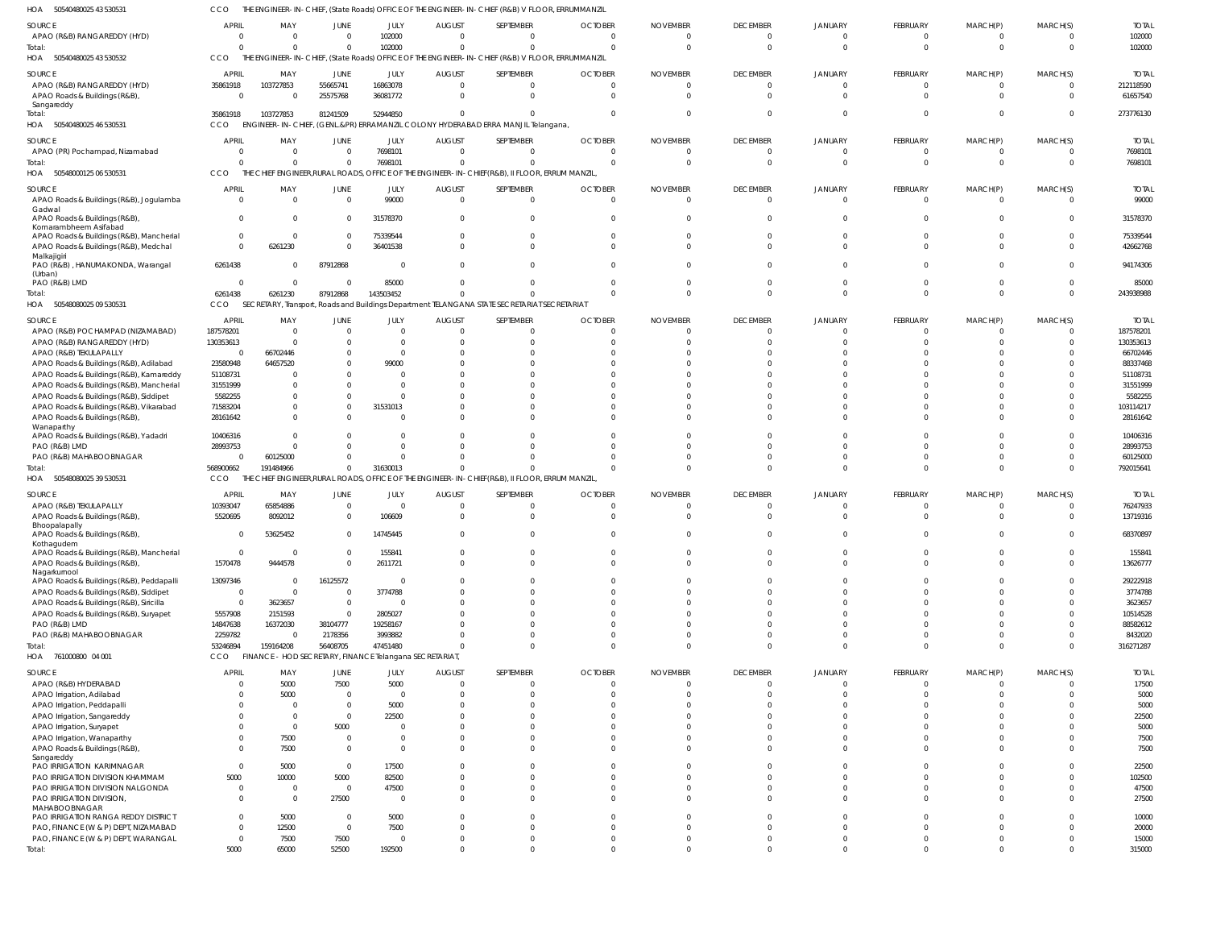HOA 50540480025 43 530531 CCO THE ENGINEER-IN-CHIEF, (State Roads) OFFICE OF THE ENGINEER-IN-CHIEF (R&B) V FLOOR, ERRUMMANZIL

| SOURCE | APRIL | MAY | JUNE | JULY | AUGUST | SEPTEMBER | OCTOBER | NOVEMBER | DECEMBER | JANUARY | FEBRUARY | MARCH(P) | MARCH(S) | TOTAL |
|---|---|---|---|---|---|---|---|---|---|---|---|---|---|---|
| APAO (R&B) RANGAREDDY (HYD) | 0 | 0 | 0 | 102000 | 0 | 0 | 0 | 0 | 0 | 0 | 0 | 0 | 0 | 102000 |
| Total: | 0 | 0 | 0 | 102000 | 0 | 0 | 0 | 0 | 0 | 0 | 0 | 0 | 0 | 102000 |

HOA 50540480025 43 530532 CCO THE ENGINEER-IN-CHIEF, (State Roads) OFFICE OF THE ENGINEER-IN-CHIEF (R&B) V FLOOR, ERRUMMANZIL

| SOURCE | APRIL | MAY | JUNE | JULY | AUGUST | SEPTEMBER | OCTOBER | NOVEMBER | DECEMBER | JANUARY | FEBRUARY | MARCH(P) | MARCH(S) | TOTAL |
|---|---|---|---|---|---|---|---|---|---|---|---|---|---|---|
| APAO (R&B) RANGAREDDY (HYD) | 35861918 | 103727853 | 55665741 | 16863078 | 0 | 0 | 0 | 0 | 0 | 0 | 0 | 0 | 0 | 212118590 |
| APAO Roads & Buildings (R&B), Sangareddy | 0 | 0 | 25575768 | 36081772 | 0 | 0 | 0 | 0 | 0 | 0 | 0 | 0 | 0 | 61657540 |
| Total: | 35861918 | 103727853 | 81241509 | 52944850 | 0 | 0 | 0 | 0 | 0 | 0 | 0 | 0 | 0 | 273776130 |

HOA 50540480025 46 530531 CCO ENGINEER-IN-CHIEF, (GENL.&PR) ERRAMANZIL COLONY HYDERABAD ERRA MANJIL Telangana,

| SOURCE | APRIL | MAY | JUNE | JULY | AUGUST | SEPTEMBER | OCTOBER | NOVEMBER | DECEMBER | JANUARY | FEBRUARY | MARCH(P) | MARCH(S) | TOTAL |
|---|---|---|---|---|---|---|---|---|---|---|---|---|---|---|
| APAO (PR) Pochampad, Nizamabad | 0 | 0 | 0 | 7698101 | 0 | 0 | 0 | 0 | 0 | 0 | 0 | 0 | 0 | 7698101 |
| Total: | 0 | 0 | 0 | 7698101 | 0 | 0 | 0 | 0 | 0 | 0 | 0 | 0 | 0 | 7698101 |

HOA 50548000125 06 530531 CCO THE CHIEF ENGINEER,RURAL ROADS, OFFICE OF THE ENGINEER-IN-CHIEF(R&B), II FLOOR, ERRUM MANZIL,

| SOURCE | APRIL | MAY | JUNE | JULY | AUGUST | SEPTEMBER | OCTOBER | NOVEMBER | DECEMBER | JANUARY | FEBRUARY | MARCH(P) | MARCH(S) | TOTAL |
|---|---|---|---|---|---|---|---|---|---|---|---|---|---|---|
| APAO Roads & Buildings (R&B), Jogulamba Gadwal | 0 | 0 | 0 | 99000 | 0 | 0 | 0 | 0 | 0 | 0 | 0 | 0 | 0 | 99000 |
| APAO Roads & Buildings (R&B), Komarambheem Asifabad | 0 | 0 | 0 | 31578370 | 0 | 0 | 0 | 0 | 0 | 0 | 0 | 0 | 0 | 31578370 |
| APAO Roads & Buildings (R&B), Mancherial | 0 | 0 | 0 | 75339544 | 0 | 0 | 0 | 0 | 0 | 0 | 0 | 0 | 0 | 75339544 |
| APAO Roads & Buildings (R&B), Medchal Malkajigiri | 0 | 6261230 | 0 | 36401538 | 0 | 0 | 0 | 0 | 0 | 0 | 0 | 0 | 0 | 42662768 |
| PAO (R&B), HANUMAKONDA, Warangal (Urban) | 6261438 | 0 | 87912868 | 0 | 0 | 0 | 0 | 0 | 0 | 0 | 0 | 0 | 0 | 94174306 |
| PAO (R&B) LMD | 0 | 0 | 0 | 85000 | 0 | 0 | 0 | 0 | 0 | 0 | 0 | 0 | 0 | 85000 |
| Total: | 6261438 | 6261230 | 87912868 | 143503452 | 0 | 0 | 0 | 0 | 0 | 0 | 0 | 0 | 0 | 243938988 |

HOA 50548080025 09 530531 CCO SECRETARY, Transport, Roads and Buildings Department TELANGANA STATE SECRETARIAT SECRETARIAT

| SOURCE | APRIL | MAY | JUNE | JULY | AUGUST | SEPTEMBER | OCTOBER | NOVEMBER | DECEMBER | JANUARY | FEBRUARY | MARCH(P) | MARCH(S) | TOTAL |
|---|---|---|---|---|---|---|---|---|---|---|---|---|---|---|
| APAO (R&B) POCHAMPAD (NIZAMABAD) | 187578201 | 0 | 0 | 0 | 0 | 0 | 0 | 0 | 0 | 0 | 0 | 0 | 0 | 187578201 |
| APAO (R&B) RANGAREDDY (HYD) | 130353613 | 0 | 0 | 0 | 0 | 0 | 0 | 0 | 0 | 0 | 0 | 0 | 0 | 130353613 |
| APAO (R&B) TEKULAPALLY | 0 | 66702446 | 0 | 0 | 0 | 0 | 0 | 0 | 0 | 0 | 0 | 0 | 0 | 66702446 |
| APAO Roads & Buildings (R&B), Adilabad | 23580948 | 64657520 | 0 | 99000 | 0 | 0 | 0 | 0 | 0 | 0 | 0 | 0 | 0 | 88337468 |
| APAO Roads & Buildings (R&B), Kamareddy | 51108731 | 0 | 0 | 0 | 0 | 0 | 0 | 0 | 0 | 0 | 0 | 0 | 0 | 51108731 |
| APAO Roads & Buildings (R&B), Mancherial | 31551999 | 0 | 0 | 0 | 0 | 0 | 0 | 0 | 0 | 0 | 0 | 0 | 0 | 31551999 |
| APAO Roads & Buildings (R&B), Siddipet | 5582255 | 0 | 0 | 0 | 0 | 0 | 0 | 0 | 0 | 0 | 0 | 0 | 0 | 5582255 |
| APAO Roads & Buildings (R&B), Vikarabad | 71583204 | 0 | 0 | 31531013 | 0 | 0 | 0 | 0 | 0 | 0 | 0 | 0 | 0 | 103114217 |
| APAO Roads & Buildings (R&B), Wanaparthy | 28161642 | 0 | 0 | 0 | 0 | 0 | 0 | 0 | 0 | 0 | 0 | 0 | 0 | 28161642 |
| APAO Roads & Buildings (R&B), Yadadri | 10406316 | 0 | 0 | 0 | 0 | 0 | 0 | 0 | 0 | 0 | 0 | 0 | 0 | 10406316 |
| PAO (R&B) LMD | 28993753 | 0 | 0 | 0 | 0 | 0 | 0 | 0 | 0 | 0 | 0 | 0 | 0 | 28993753 |
| PAO (R&B) MAHABOOBNAGAR | 0 | 60125000 | 0 | 0 | 0 | 0 | 0 | 0 | 0 | 0 | 0 | 0 | 0 | 60125000 |
| Total: | 568900662 | 191484966 | 0 | 31630013 | 0 | 0 | 0 | 0 | 0 | 0 | 0 | 0 | 0 | 792015641 |

HOA 50548080025 39 530531 CCO THE CHIEF ENGINEER,RURAL ROADS, OFFICE OF THE ENGINEER-IN-CHIEF(R&B), II FLOOR, ERRUM MANZIL,

| SOURCE | APRIL | MAY | JUNE | JULY | AUGUST | SEPTEMBER | OCTOBER | NOVEMBER | DECEMBER | JANUARY | FEBRUARY | MARCH(P) | MARCH(S) | TOTAL |
|---|---|---|---|---|---|---|---|---|---|---|---|---|---|---|
| APAO (R&B) TEKULAPALLY | 10393047 | 65854886 | 0 | 0 | 0 | 0 | 0 | 0 | 0 | 0 | 0 | 0 | 0 | 76247933 |
| APAO Roads & Buildings (R&B), Bhoopalapally | 5520695 | 8092012 | 0 | 106609 | 0 | 0 | 0 | 0 | 0 | 0 | 0 | 0 | 0 | 13719316 |
| APAO Roads & Buildings (R&B), Kothagudem | 0 | 53625452 | 0 | 14745445 | 0 | 0 | 0 | 0 | 0 | 0 | 0 | 0 | 0 | 68370897 |
| APAO Roads & Buildings (R&B), Mancherial | 0 | 0 | 0 | 155841 | 0 | 0 | 0 | 0 | 0 | 0 | 0 | 0 | 0 | 155841 |
| APAO Roads & Buildings (R&B), Nagarkurnool | 1570478 | 9444578 | 0 | 2611721 | 0 | 0 | 0 | 0 | 0 | 0 | 0 | 0 | 0 | 13626777 |
| APAO Roads & Buildings (R&B), Peddapalli | 13097346 | 0 | 16125572 | 0 | 0 | 0 | 0 | 0 | 0 | 0 | 0 | 0 | 0 | 29222918 |
| APAO Roads & Buildings (R&B), Siddipet | 0 | 0 | 0 | 3774788 | 0 | 0 | 0 | 0 | 0 | 0 | 0 | 0 | 0 | 3774788 |
| APAO Roads & Buildings (R&B), Siricilla | 0 | 3623657 | 0 | 0 | 0 | 0 | 0 | 0 | 0 | 0 | 0 | 0 | 0 | 3623657 |
| APAO Roads & Buildings (R&B), Suryapet | 5557908 | 2151593 | 0 | 2805027 | 0 | 0 | 0 | 0 | 0 | 0 | 0 | 0 | 0 | 10514528 |
| PAO (R&B) LMD | 14847638 | 16372030 | 38104777 | 19258167 | 0 | 0 | 0 | 0 | 0 | 0 | 0 | 0 | 0 | 88582612 |
| PAO (R&B) MAHABOOBNAGAR | 2259782 | 0 | 2178356 | 3993882 | 0 | 0 | 0 | 0 | 0 | 0 | 0 | 0 | 0 | 8432020 |
| Total: | 53246894 | 159164208 | 56408705 | 47451480 | 0 | 0 | 0 | 0 | 0 | 0 | 0 | 0 | 0 | 316271287 |

HOA 761000800 04 001 CCO FINANCE - HOD SECRETARY, FINANCE Telangana SECRETARIAT,

| SOURCE | APRIL | MAY | JUNE | JULY | AUGUST | SEPTEMBER | OCTOBER | NOVEMBER | DECEMBER | JANUARY | FEBRUARY | MARCH(P) | MARCH(S) | TOTAL |
|---|---|---|---|---|---|---|---|---|---|---|---|---|---|---|
| APAO (R&B) HYDERABAD | 0 | 5000 | 7500 | 5000 | 0 | 0 | 0 | 0 | 0 | 0 | 0 | 0 | 0 | 17500 |
| APAO Irrigation, Adilabad | 0 | 5000 | 0 | 0 | 0 | 0 | 0 | 0 | 0 | 0 | 0 | 0 | 0 | 5000 |
| APAO Irrigation, Peddapalli | 0 | 0 | 0 | 5000 | 0 | 0 | 0 | 0 | 0 | 0 | 0 | 0 | 0 | 5000 |
| APAO Irrigation, Sangareddy | 0 | 0 | 0 | 22500 | 0 | 0 | 0 | 0 | 0 | 0 | 0 | 0 | 0 | 22500 |
| APAO Irrigation, Suryapet | 0 | 0 | 5000 | 0 | 0 | 0 | 0 | 0 | 0 | 0 | 0 | 0 | 0 | 5000 |
| APAO Irrigation, Wanaparthy | 0 | 7500 | 0 | 0 | 0 | 0 | 0 | 0 | 0 | 0 | 0 | 0 | 0 | 7500 |
| APAO Roads & Buildings (R&B), Sangareddy | 0 | 7500 | 0 | 0 | 0 | 0 | 0 | 0 | 0 | 0 | 0 | 0 | 0 | 7500 |
| PAO IRRIGATION KARIMNAGAR | 0 | 5000 | 0 | 17500 | 0 | 0 | 0 | 0 | 0 | 0 | 0 | 0 | 0 | 22500 |
| PAO IRRIGATION DIVISION KHAMMAM | 5000 | 10000 | 5000 | 82500 | 0 | 0 | 0 | 0 | 0 | 0 | 0 | 0 | 0 | 102500 |
| PAO IRRIGATION DIVISION NALGONDA | 0 | 0 | 0 | 47500 | 0 | 0 | 0 | 0 | 0 | 0 | 0 | 0 | 0 | 47500 |
| PAO IRRIGATION DIVISION, MAHABOOBNAGAR | 0 | 0 | 27500 | 0 | 0 | 0 | 0 | 0 | 0 | 0 | 0 | 0 | 0 | 27500 |
| PAO IRRIGATION RANGA REDDY DISTRICT | 0 | 5000 | 0 | 5000 | 0 | 0 | 0 | 0 | 0 | 0 | 0 | 0 | 0 | 10000 |
| PAO, FINANCE (W & P) DEPT, NIZAMABAD | 0 | 12500 | 0 | 7500 | 0 | 0 | 0 | 0 | 0 | 0 | 0 | 0 | 0 | 20000 |
| PAO, FINANCE (W & P) DEPT, WARANGAL | 0 | 7500 | 7500 | 0 | 0 | 0 | 0 | 0 | 0 | 0 | 0 | 0 | 0 | 15000 |
| Total: | 5000 | 65000 | 52500 | 192500 | 0 | 0 | 0 | 0 | 0 | 0 | 0 | 0 | 0 | 315000 |